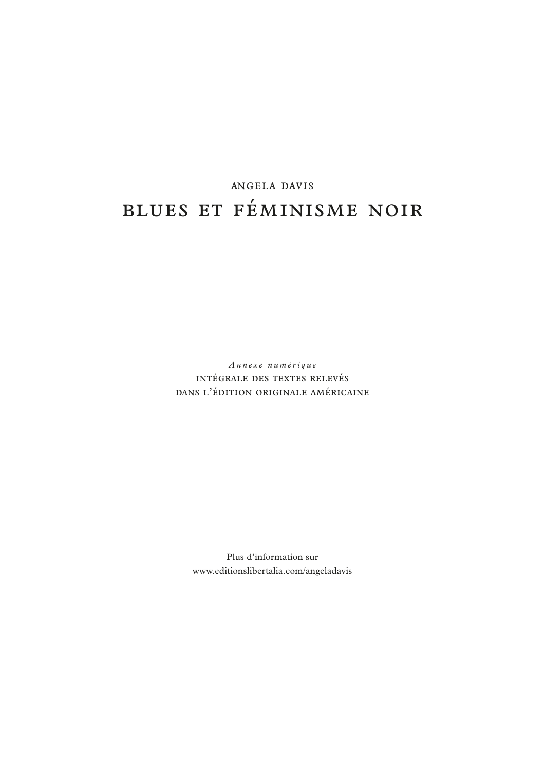ANGELA DAVIS

# BLUES ET FÉMINISME NOIR

*Annexe numérique*

INTÉGRALE DES TEXTES RELEVÉS
DANS L'ÉDITION ORIGINALE AMÉRICAINE

Plus d'information sur
www.editionslibertalia.com/angeladavis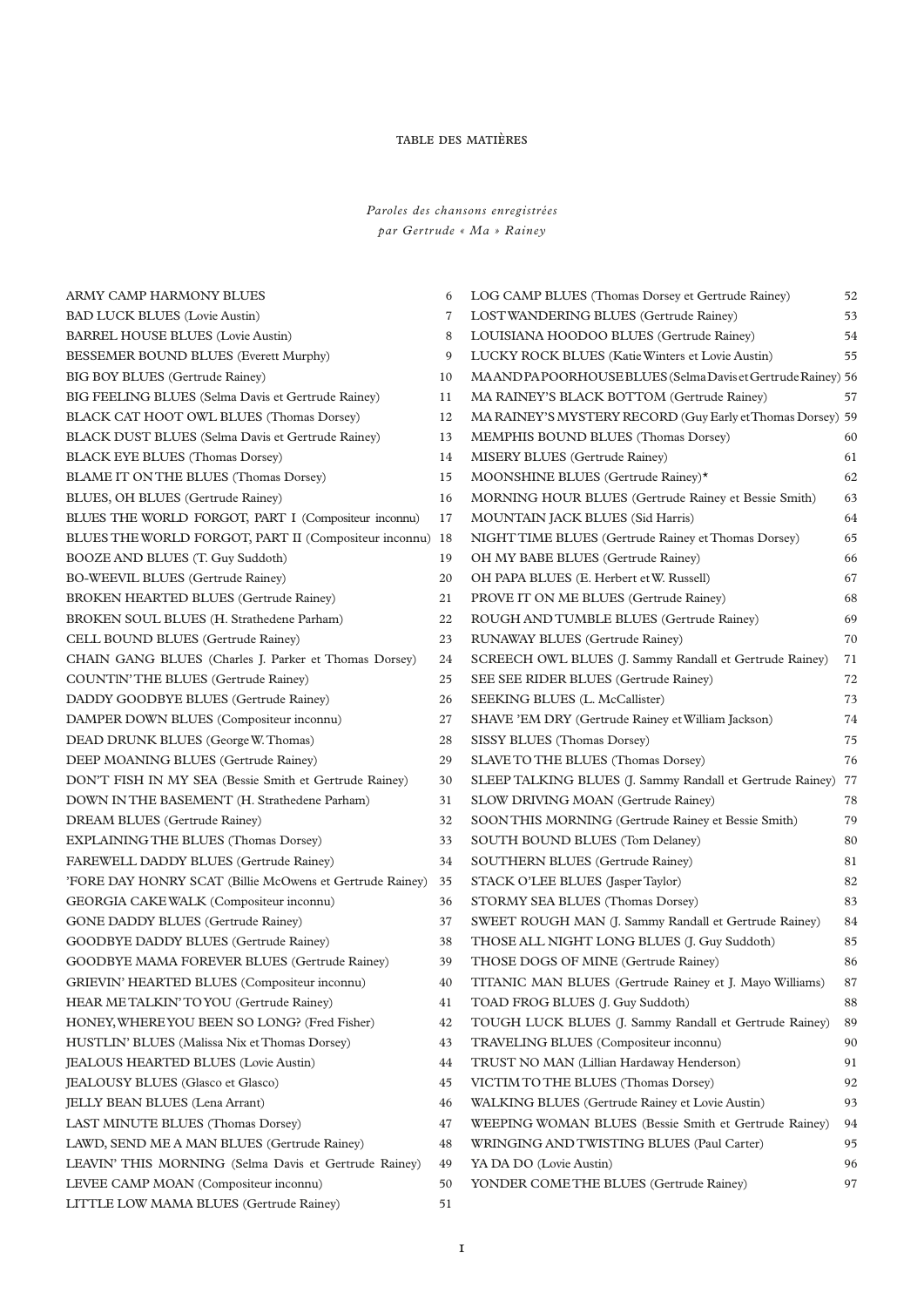# TABLE DES MATIÈRES

*Paroles des chansons enregistrées par Gertrude « Ma » Rainey*

- ARMY CAMP HARMONY BLUES 6
- BAD LUCK BLUES (Lovie Austin) 7
- BARREL HOUSE BLUES (Lovie Austin) 8
- BESSEMER BOUND BLUES (Everett Murphy) 9
- BIG BOY BLUES (Gertrude Rainey) 10
- BIG FEELING BLUES (Selma Davis et Gertrude Rainey) 11
- BLACK CAT HOOT OWL BLUES (Thomas Dorsey) 12
- BLACK DUST BLUES (Selma Davis et Gertrude Rainey) 13
- BLACK EYE BLUES (Thomas Dorsey) 14
- BLAME IT ON THE BLUES (Thomas Dorsey) 15
- BLUES, OH BLUES (Gertrude Rainey) 16
- BLUES THE WORLD FORGOT, PART I (Compositeur inconnu) 17
- BLUES THE WORLD FORGOT, PART II (Compositeur inconnu) 18
- BOOZE AND BLUES (T. Guy Suddoth) 19
- BO-WEEVIL BLUES (Gertrude Rainey) 20
- BROKEN HEARTED BLUES (Gertrude Rainey) 21
- BROKEN SOUL BLUES (H. Strathedene Parham) 22
- CELL BOUND BLUES (Gertrude Rainey) 23
- CHAIN GANG BLUES (Charles J. Parker et Thomas Dorsey) 24
- COUNTIN' THE BLUES (Gertrude Rainey) 25
- DADDY GOODBYE BLUES (Gertrude Rainey) 26
- DAMPER DOWN BLUES (Compositeur inconnu) 27
- DEAD DRUNK BLUES (George W. Thomas) 28
- DEEP MOANING BLUES (Gertrude Rainey) 29
- DON'T FISH IN MY SEA (Bessie Smith et Gertrude Rainey) 30
- DOWN IN THE BASEMENT (H. Strathedene Parham) 31
- DREAM BLUES (Gertrude Rainey) 32
- EXPLAINING THE BLUES (Thomas Dorsey) 33
- FAREWELL DADDY BLUES (Gertrude Rainey) 34
- 'FORE DAY HONRY SCAT (Billie McOwens et Gertrude Rainey) 35
- GEORGIA CAKE WALK (Compositeur inconnu) 36
- GONE DADDY BLUES (Gertrude Rainey) 37
- GOODBYE DADDY BLUES (Gertrude Rainey) 38
- GOODBYE MAMA FOREVER BLUES (Gertrude Rainey) 39
- GRIEVIN' HEARTED BLUES (Compositeur inconnu) 40
- HEAR ME TALKIN' TO YOU (Gertrude Rainey) 41
- HONEY, WHERE YOU BEEN SO LONG? (Fred Fisher) 42
- HUSTLIN' BLUES (Malissa Nix et Thomas Dorsey) 43
- JEALOUS HEARTED BLUES (Lovie Austin) 44
- JEALOUSY BLUES (Glasco et Glasco) 45
- JELLY BEAN BLUES (Lena Arrant) 46
- LAST MINUTE BLUES (Thomas Dorsey) 47
- LAWD, SEND ME A MAN BLUES (Gertrude Rainey) 48
- LEAVIN' THIS MORNING (Selma Davis et Gertrude Rainey) 49
- LEVEE CAMP MOAN (Compositeur inconnu) 50
- LITTLE LOW MAMA BLUES (Gertrude Rainey) 51
- LOG CAMP BLUES (Thomas Dorsey et Gertrude Rainey) 52
- LOST WANDERING BLUES (Gertrude Rainey) 53
- LOUISIANA HOODOO BLUES (Gertrude Rainey) 54
- LUCKY ROCK BLUES (Katie Winters et Lovie Austin) 55
- MA AND PA POORHOUSE BLUES (Selma Davis et Gertrude Rainey) 56
- MA RAINEY'S BLACK BOTTOM (Gertrude Rainey) 57
- MA RAINEY'S MYSTERY RECORD (Guy Early et Thomas Dorsey) 59
- MEMPHIS BOUND BLUES (Thomas Dorsey) 60
- MISERY BLUES (Gertrude Rainey) 61
- MOONSHINE BLUES (Gertrude Rainey)* 62
- MORNING HOUR BLUES (Gertrude Rainey et Bessie Smith) 63
- MOUNTAIN JACK BLUES (Sid Harris) 64
- NIGHT TIME BLUES (Gertrude Rainey et Thomas Dorsey) 65
- OH MY BABE BLUES (Gertrude Rainey) 66
- OH PAPA BLUES (E. Herbert et W. Russell) 67
- PROVE IT ON ME BLUES (Gertrude Rainey) 68
- ROUGH AND TUMBLE BLUES (Gertrude Rainey) 69
- RUNAWAY BLUES (Gertrude Rainey) 70
- SCREECH OWL BLUES (J. Sammy Randall et Gertrude Rainey) 71
- SEE SEE RIDER BLUES (Gertrude Rainey) 72
- SEEKING BLUES (L. McCallister) 73
- SHAVE 'EM DRY (Gertrude Rainey et William Jackson) 74
- SISSY BLUES (Thomas Dorsey) 75
- SLAVE TO THE BLUES (Thomas Dorsey) 76
- SLEEP TALKING BLUES (J. Sammy Randall et Gertrude Rainey) 77
- SLOW DRIVING MOAN (Gertrude Rainey) 78
- SOON THIS MORNING (Gertrude Rainey et Bessie Smith) 79
- SOUTH BOUND BLUES (Tom Delaney) 80
- SOUTHERN BLUES (Gertrude Rainey) 81
- STACK O'LEE BLUES (Jasper Taylor) 82
- STORMY SEA BLUES (Thomas Dorsey) 83
- SWEET ROUGH MAN (J. Sammy Randall et Gertrude Rainey) 84
- THOSE ALL NIGHT LONG BLUES (J. Guy Suddoth) 85
- THOSE DOGS OF MINE (Gertrude Rainey) 86
- TITANIC MAN BLUES (Gertrude Rainey et J. Mayo Williams) 87
- TOAD FROG BLUES (J. Guy Suddoth) 88
- TOUGH LUCK BLUES (J. Sammy Randall et Gertrude Rainey) 89
- TRAVELING BLUES (Compositeur inconnu) 90
- TRUST NO MAN (Lillian Hardaway Henderson) 91
- VICTIM TO THE BLUES (Thomas Dorsey) 92
- WALKING BLUES (Gertrude Rainey et Lovie Austin) 93
- WEEPING WOMAN BLUES (Bessie Smith et Gertrude Rainey) 94
- WRINGING AND TWISTING BLUES (Paul Carter) 95
- YA DA DO (Lovie Austin) 96
- YONDER COME THE BLUES (Gertrude Rainey) 97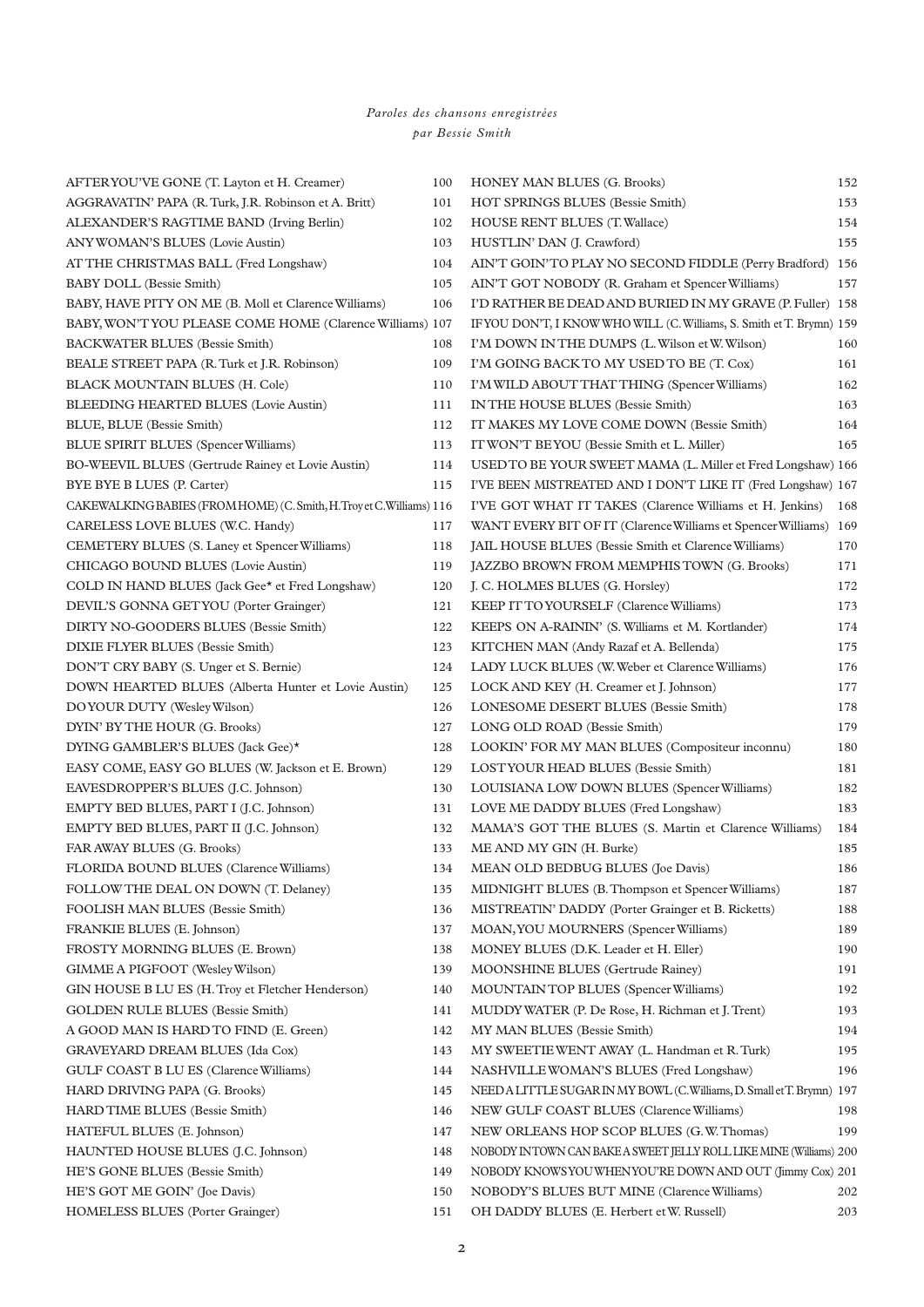*Paroles des chansons enregistrées*
*par Bessie Smith*

AFTER YOU'VE GONE (T. Layton et H. Creamer) 100
AGGRAVATIN' PAPA (R. Turk, J.R. Robinson et A. Britt) 101
ALEXANDER'S RAGTIME BAND (Irving Berlin) 102
ANY WOMAN'S BLUES (Lovie Austin) 103
AT THE CHRISTMAS BALL (Fred Longshaw) 104
BABY DOLL (Bessie Smith) 105
BABY, HAVE PITY ON ME (B. Moll et Clarence Williams) 106
BABY, WON'T YOU PLEASE COME HOME (Clarence Williams) 107
BACKWATER BLUES (Bessie Smith) 108
BEALE STREET PAPA (R. Turk et J.R. Robinson) 109
BLACK MOUNTAIN BLUES (H. Cole) 110
BLEEDING HEARTED BLUES (Lovie Austin) 111
BLUE, BLUE (Bessie Smith) 112
BLUE SPIRIT BLUES (Spencer Williams) 113
BO-WEEVIL BLUES (Gertrude Rainey et Lovie Austin) 114
BYE BYE B LUES (P. Carter) 115
CAKEWALKING BABIES (FROM HOME) (C. Smith, H. Troy et C. Williams) 116
CARELESS LOVE BLUES (W.C. Handy) 117
CEMETERY BLUES (S. Laney et Spencer Williams) 118
CHICAGO BOUND BLUES (Lovie Austin) 119
COLD IN HAND BLUES (Jack Gee* et Fred Longshaw) 120
DEVIL'S GONNA GET YOU (Porter Grainger) 121
DIRTY NO-GOODERS BLUES (Bessie Smith) 122
DIXIE FLYER BLUES (Bessie Smith) 123
DON'T CRY BABY (S. Unger et S. Bernie) 124
DOWN HEARTED BLUES (Alberta Hunter et Lovie Austin) 125
DO YOUR DUTY (Wesley Wilson) 126
DYIN' BY THE HOUR (G. Brooks) 127
DYING GAMBLER'S BLUES (Jack Gee)* 128
EASY COME, EASY GO BLUES (W. Jackson et E. Brown) 129
EAVESDROPPER'S BLUES (J.C. Johnson) 130
EMPTY BED BLUES, PART I (J.C. Johnson) 131
EMPTY BED BLUES, PART II (J.C. Johnson) 132
FAR AWAY BLUES (G. Brooks) 133
FLORIDA BOUND BLUES (Clarence Williams) 134
FOLLOW THE DEAL ON DOWN (T. Delaney) 135
FOOLISH MAN BLUES (Bessie Smith) 136
FRANKIE BLUES (E. Johnson) 137
FROSTY MORNING BLUES (E. Brown) 138
GIMME A PIGFOOT (Wesley Wilson) 139
GIN HOUSE B LU ES (H. Troy et Fletcher Henderson) 140
GOLDEN RULE BLUES (Bessie Smith) 141
A GOOD MAN IS HARD TO FIND (E. Green) 142
GRAVEYARD DREAM BLUES (Ida Cox) 143
GULF COAST B LU ES (Clarence Williams) 144
HARD DRIVING PAPA (G. Brooks) 145
HARD TIME BLUES (Bessie Smith) 146
HATEFUL BLUES (E. Johnson) 147
HAUNTED HOUSE BLUES (J.C. Johnson) 148
HE'S GONE BLUES (Bessie Smith) 149
HE'S GOT ME GOIN' (Joe Davis) 150
HOMELESS BLUES (Porter Grainger) 151
HONEY MAN BLUES (G. Brooks) 152
HOT SPRINGS BLUES (Bessie Smith) 153
HOUSE RENT BLUES (T. Wallace) 154
HUSTLIN' DAN (J. Crawford) 155
AIN'T GOIN' TO PLAY NO SECOND FIDDLE (Perry Bradford) 156
AIN'T GOT NOBODY (R. Graham et Spencer Williams) 157
I'D RATHER BE DEAD AND BURIED IN MY GRAVE (P. Fuller) 158
IF YOU DON'T, I KNOW WHO WILL (C. Williams, S. Smith et T. Brymn) 159
I'M DOWN IN THE DUMPS (L. Wilson et W. Wilson) 160
I'M GOING BACK TO MY USED TO BE (T. Cox) 161
I'M WILD ABOUT THAT THING (Spencer Williams) 162
IN THE HOUSE BLUES (Bessie Smith) 163
IT MAKES MY LOVE COME DOWN (Bessie Smith) 164
IT WON'T BE YOU (Bessie Smith et L. Miller) 165
USED TO BE YOUR SWEET MAMA (L. Miller et Fred Longshaw) 166
I'VE BEEN MISTREATED AND I DON'T LIKE IT (Fred Longshaw) 167
I'VE GOT WHAT IT TAKES (Clarence Williams et H. Jenkins) 168
WANT EVERY BIT OF IT (Clarence Williams et Spencer Williams) 169
JAIL HOUSE BLUES (Bessie Smith et Clarence Williams) 170
JAZZBO BROWN FROM MEMPHIS TOWN (G. Brooks) 171
J. C. HOLMES BLUES (G. Horsley) 172
KEEP IT TO YOURSELF (Clarence Williams) 173
KEEPS ON A-RAININ' (S. Williams et M. Kortlander) 174
KITCHEN MAN (Andy Razaf et A. Bellenda) 175
LADY LUCK BLUES (W. Weber et Clarence Williams) 176
LOCK AND KEY (H. Creamer et J. Johnson) 177
LONESOME DESERT BLUES (Bessie Smith) 178
LONG OLD ROAD (Bessie Smith) 179
LOOKIN' FOR MY MAN BLUES (Compositeur inconnu) 180
LOST YOUR HEAD BLUES (Bessie Smith) 181
LOUISIANA LOW DOWN BLUES (Spencer Williams) 182
LOVE ME DADDY BLUES (Fred Longshaw) 183
MAMA'S GOT THE BLUES (S. Martin et Clarence Williams) 184
ME AND MY GIN (H. Burke) 185
MEAN OLD BEDBUG BLUES (Joe Davis) 186
MIDNIGHT BLUES (B. Thompson et Spencer Williams) 187
MISTREATIN' DADDY (Porter Grainger et B. Ricketts) 188
MOAN, YOU MOURNERS (Spencer Williams) 189
MONEY BLUES (D.K. Leader et H. Eller) 190
MOONSHINE BLUES (Gertrude Rainey) 191
MOUNTAIN TOP BLUES (Spencer Williams) 192
MUDDY WATER (P. De Rose, H. Richman et J. Trent) 193
MY MAN BLUES (Bessie Smith) 194
MY SWEETIE WENT AWAY (L. Handman et R. Turk) 195
NASHVILLE WOMAN'S BLUES (Fred Longshaw) 196
NEED A LITTLE SUGAR IN MY BOWL (C. Williams, D. Small et T. Brymn) 197
NEW GULF COAST BLUES (Clarence Williams) 198
NEW ORLEANS HOP SCOP BLUES (G. W. Thomas) 199
NOBODY IN TOWN CAN BAKE A SWEET JELLY ROLL LIKE MINE (Williams) 200
NOBODY KNOWS YOU WHEN YOU'RE DOWN AND OUT (Jimmy Cox) 201
NOBODY'S BLUES BUT MINE (Clarence Williams) 202
OH DADDY BLUES (E. Herbert et W. Russell) 203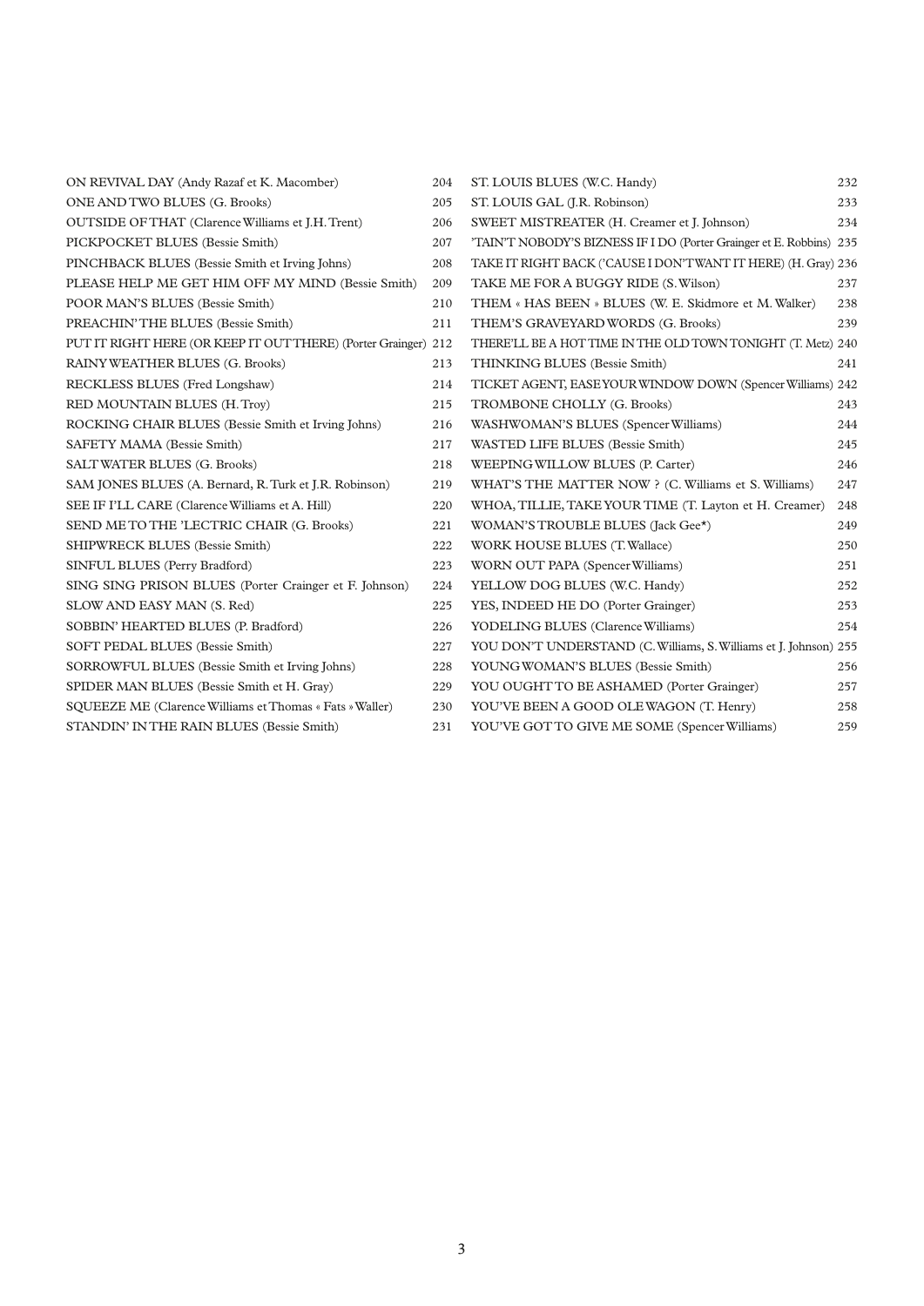ON REVIVAL DAY (Andy Razaf et K. Macomber) 204
ONE AND TWO BLUES (G. Brooks) 205
OUTSIDE OF THAT (Clarence Williams et J.H. Trent) 206
PICKPOCKET BLUES (Bessie Smith) 207
PINCHBACK BLUES (Bessie Smith et Irving Johns) 208
PLEASE HELP ME GET HIM OFF MY MIND (Bessie Smith) 209
POOR MAN'S BLUES (Bessie Smith) 210
PREACHIN' THE BLUES (Bessie Smith) 211
PUT IT RIGHT HERE (OR KEEP IT OUT THERE) (Porter Grainger) 212
RAINY WEATHER BLUES (G. Brooks) 213
RECKLESS BLUES (Fred Longshaw) 214
RED MOUNTAIN BLUES (H. Troy) 215
ROCKING CHAIR BLUES (Bessie Smith et Irving Johns) 216
SAFETY MAMA (Bessie Smith) 217
SALT WATER BLUES (G. Brooks) 218
SAM JONES BLUES (A. Bernard, R. Turk et J.R. Robinson) 219
SEE IF I'LL CARE (Clarence Williams et A. Hill) 220
SEND ME TO THE 'LECTRIC CHAIR (G. Brooks) 221
SHIPWRECK BLUES (Bessie Smith) 222
SINFUL BLUES (Perry Bradford) 223
SING SING PRISON BLUES (Porter Crainger et F. Johnson) 224
SLOW AND EASY MAN (S. Red) 225
SOBBIN' HEARTED BLUES (P. Bradford) 226
SOFT PEDAL BLUES (Bessie Smith) 227
SORROWFUL BLUES (Bessie Smith et Irving Johns) 228
SPIDER MAN BLUES (Bessie Smith et H. Gray) 229
SQUEEZE ME (Clarence Williams et Thomas « Fats » Waller) 230
STANDIN' IN THE RAIN BLUES (Bessie Smith) 231
ST. LOUIS BLUES (W.C. Handy) 232
ST. LOUIS GAL (J.R. Robinson) 233
SWEET MISTREATER (H. Creamer et J. Johnson) 234
'TAIN'T NOBODY'S BIZNESS IF I DO (Porter Grainger et E. Robbins) 235
TAKE IT RIGHT BACK ('CAUSE I DON'T WANT IT HERE) (H. Gray) 236
TAKE ME FOR A BUGGY RIDE (S. Wilson) 237
THEM « HAS BEEN » BLUES (W. E. Skidmore et M. Walker) 238
THEM'S GRAVEYARD WORDS (G. Brooks) 239
THERE'LL BE A HOT TIME IN THE OLD TOWN TONIGHT (T. Metz) 240
THINKING BLUES (Bessie Smith) 241
TICKET AGENT, EASE YOUR WINDOW DOWN (Spencer Williams) 242
TROMBONE CHOLLY (G. Brooks) 243
WASHWOMAN'S BLUES (Spencer Williams) 244
WASTED LIFE BLUES (Bessie Smith) 245
WEEPING WILLOW BLUES (P. Carter) 246
WHAT'S THE MATTER NOW ? (C. Williams et S. Williams) 247
WHOA, TILLIE, TAKE YOUR TIME (T. Layton et H. Creamer) 248
WOMAN'S TROUBLE BLUES (Jack Gee*) 249
WORK HOUSE BLUES (T. Wallace) 250
WORN OUT PAPA (Spencer Williams) 251
YELLOW DOG BLUES (W.C. Handy) 252
YES, INDEED HE DO (Porter Grainger) 253
YODELING BLUES (Clarence Williams) 254
YOU DON'T UNDERSTAND (C. Williams, S. Williams et J. Johnson) 255
YOUNG WOMAN'S BLUES (Bessie Smith) 256
YOU OUGHT TO BE ASHAMED (Porter Grainger) 257
YOU'VE BEEN A GOOD OLE WAGON (T. Henry) 258
YOU'VE GOT TO GIVE ME SOME (Spencer Williams) 259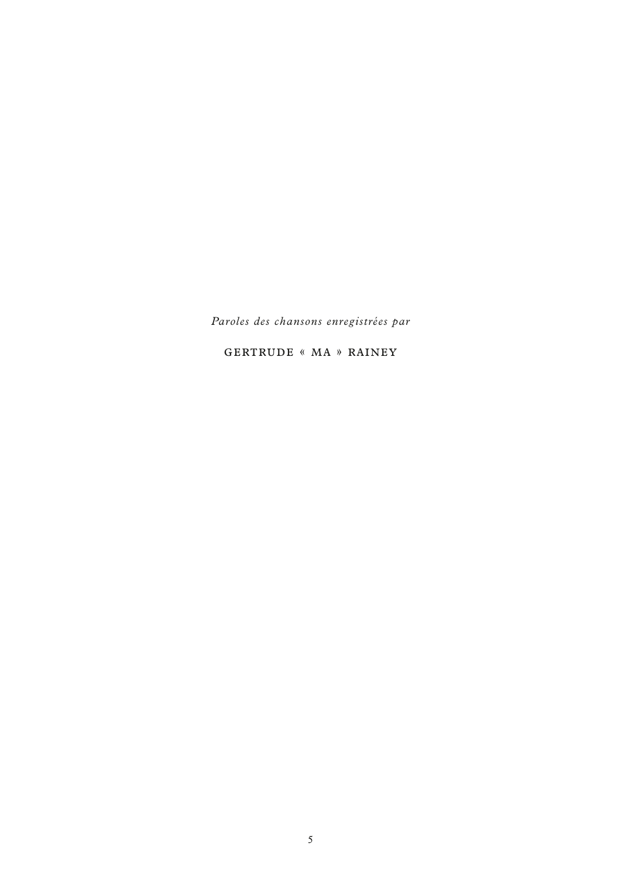*Paroles des chansons enregistrées par*

GERTRUDE « MA » RAINEY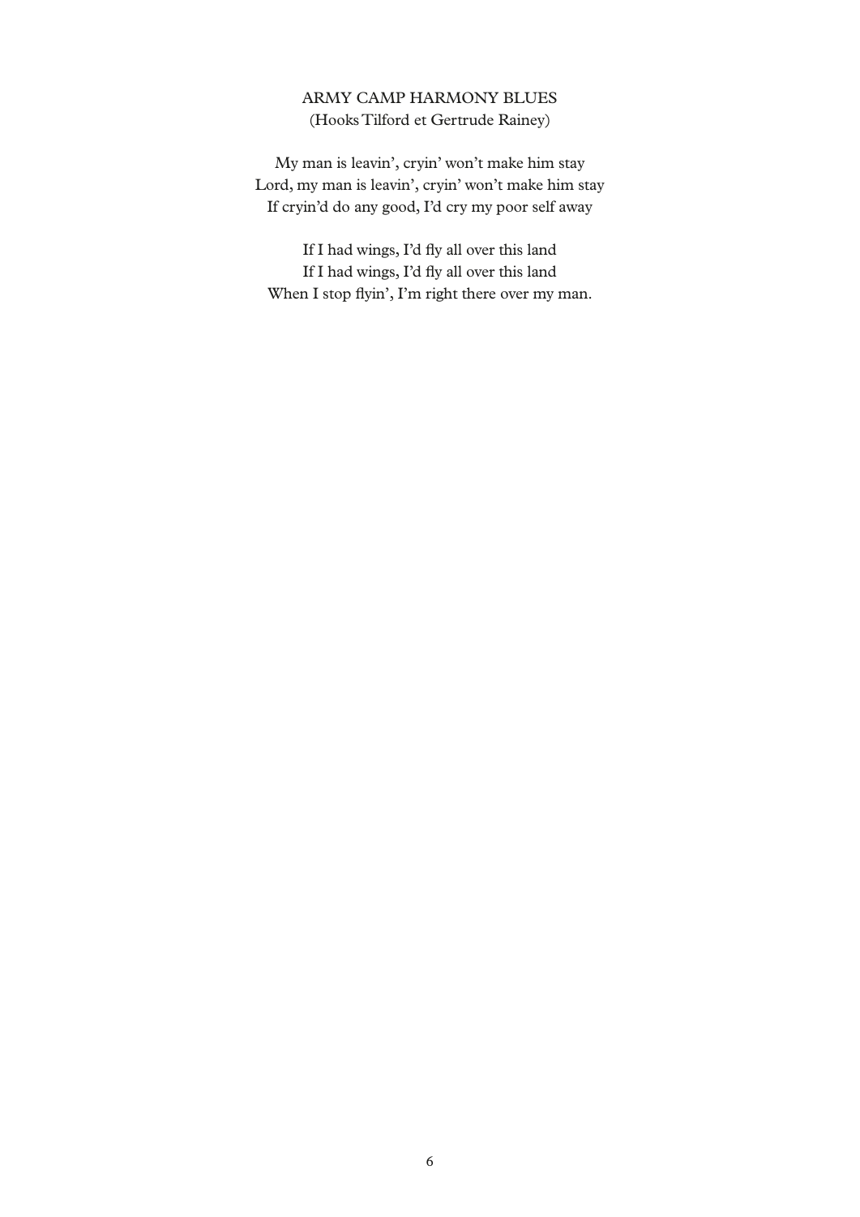## ARMY CAMP HARMONY BLUES

(Hooks Tilford et Gertrude Rainey)

My man is leavin', cryin' won't make him stay  
Lord, my man is leavin', cryin' won't make him stay  
If cryin'd do any good, I'd cry my poor self away

If I had wings, I'd fly all over this land  
If I had wings, I'd fly all over this land  
When I stop flyin', I'm right there over my man.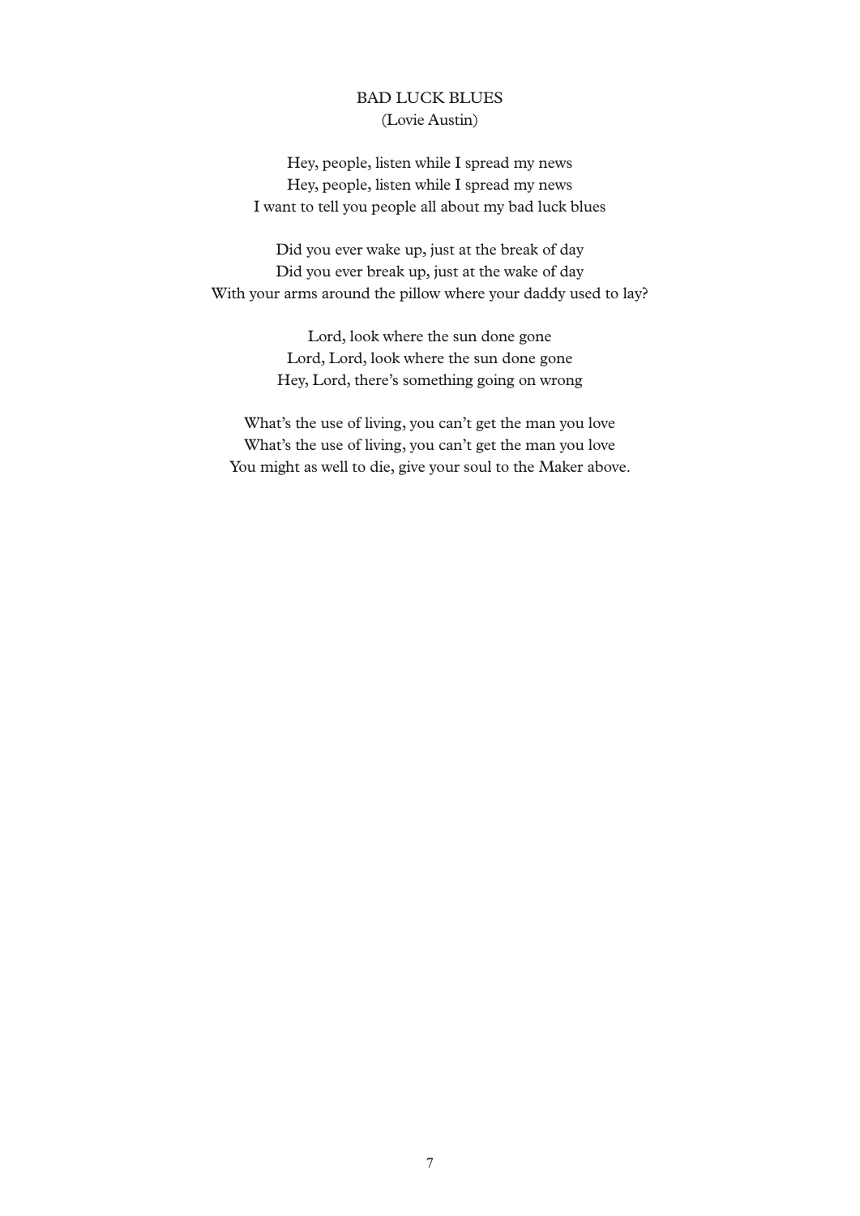## BAD LUCK BLUES
(Lovie Austin)

Hey, people, listen while I spread my news  
Hey, people, listen while I spread my news  
I want to tell you people all about my bad luck blues

Did you ever wake up, just at the break of day  
Did you ever break up, just at the wake of day  
With your arms around the pillow where your daddy used to lay?

Lord, look where the sun done gone  
Lord, Lord, look where the sun done gone  
Hey, Lord, there's something going on wrong

What's the use of living, you can't get the man you love  
What's the use of living, you can't get the man you love  
You might as well to die, give your soul to the Maker above.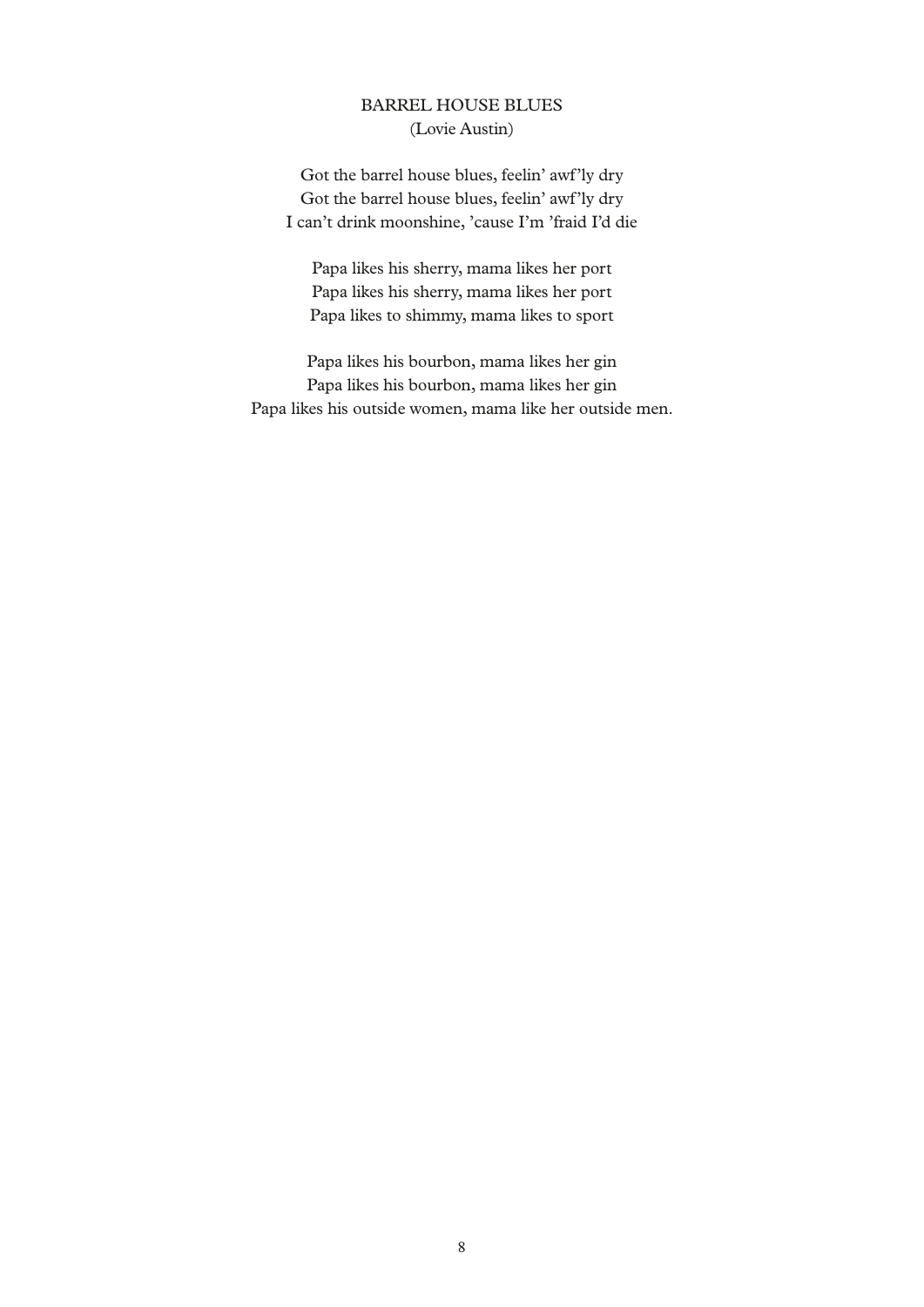## BARREL HOUSE BLUES
(Lovie Austin)

Got the barrel house blues, feelin' awf'ly dry
Got the barrel house blues, feelin' awf'ly dry
I can't drink moonshine, 'cause I'm 'fraid I'd die

Papa likes his sherry, mama likes her port
Papa likes his sherry, mama likes her port
Papa likes to shimmy, mama likes to sport

Papa likes his bourbon, mama likes her gin
Papa likes his bourbon, mama likes her gin
Papa likes his outside women, mama like her outside men.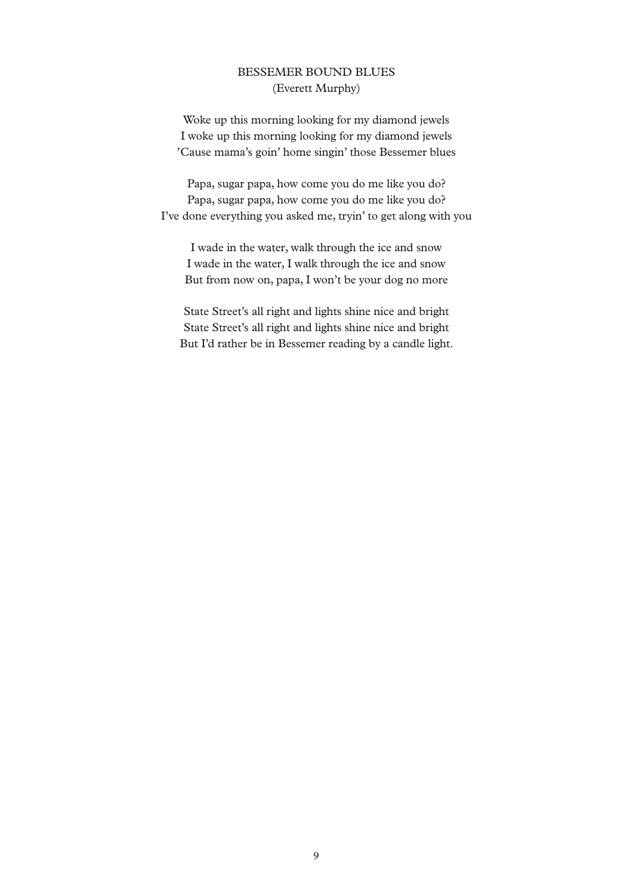## BESSEMER BOUND BLUES

(Everett Murphy)

Woke up this morning looking for my diamond jewels  
I woke up this morning looking for my diamond jewels  
'Cause mama's goin' home singin' those Bessemer blues

Papa, sugar papa, how come you do me like you do?  
Papa, sugar papa, how come you do me like you do?  
I've done everything you asked me, tryin' to get along with you

I wade in the water, walk through the ice and snow  
I wade in the water, I walk through the ice and snow  
But from now on, papa, I won't be your dog no more

State Street's all right and lights shine nice and bright  
State Street's all right and lights shine nice and bright  
But I'd rather be in Bessemer reading by a candle light.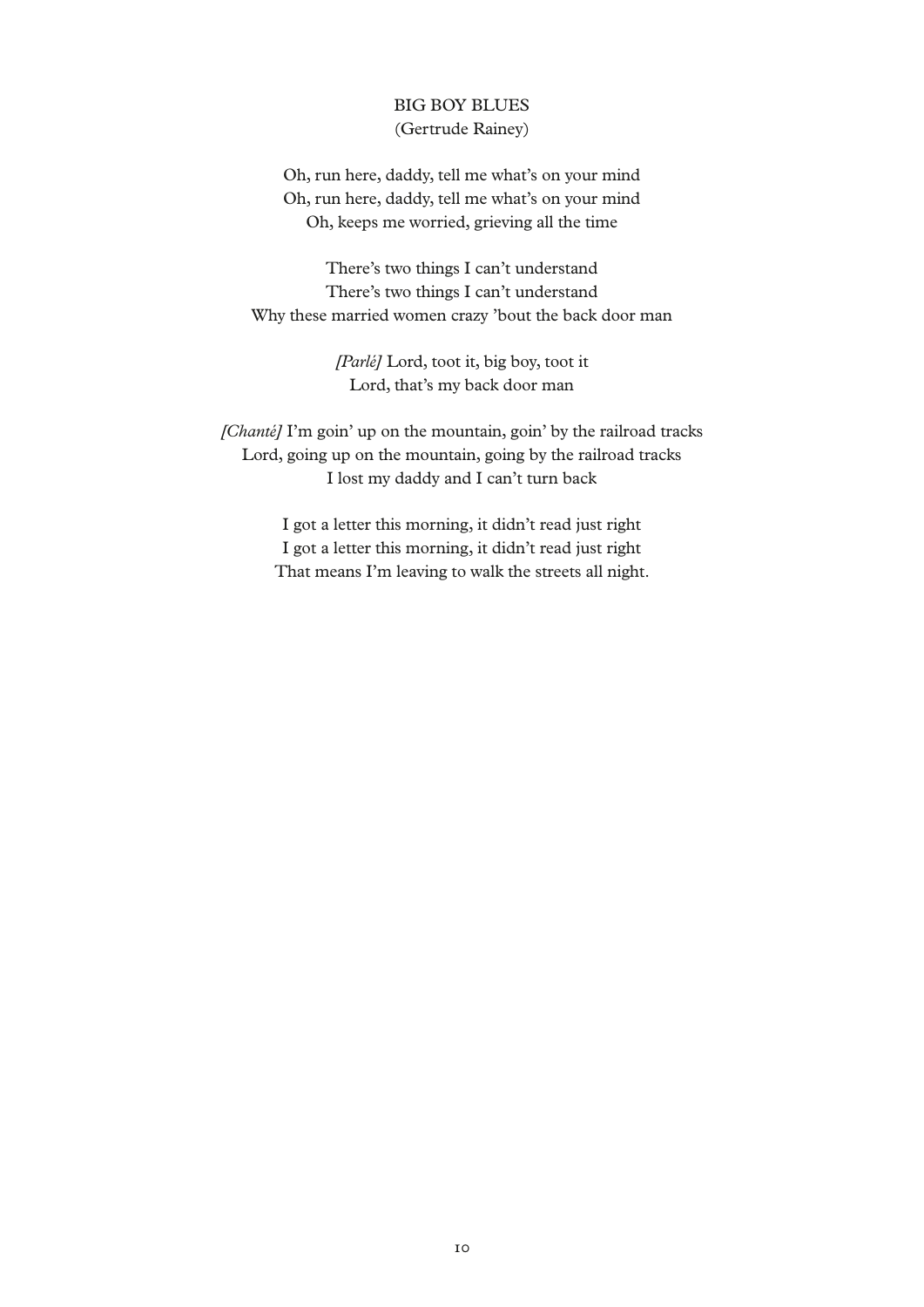## BIG BOY BLUES

(Gertrude Rainey)

Oh, run here, daddy, tell me what's on your mind
Oh, run here, daddy, tell me what's on your mind
Oh, keeps me worried, grieving all the time

There's two things I can't understand
There's two things I can't understand
Why these married women crazy 'bout the back door man

*[Parlé]* Lord, toot it, big boy, toot it
Lord, that's my back door man

*[Chanté]* I'm goin' up on the mountain, goin' by the railroad tracks
Lord, going up on the mountain, going by the railroad tracks
I lost my daddy and I can't turn back

I got a letter this morning, it didn't read just right
I got a letter this morning, it didn't read just right
That means I'm leaving to walk the streets all night.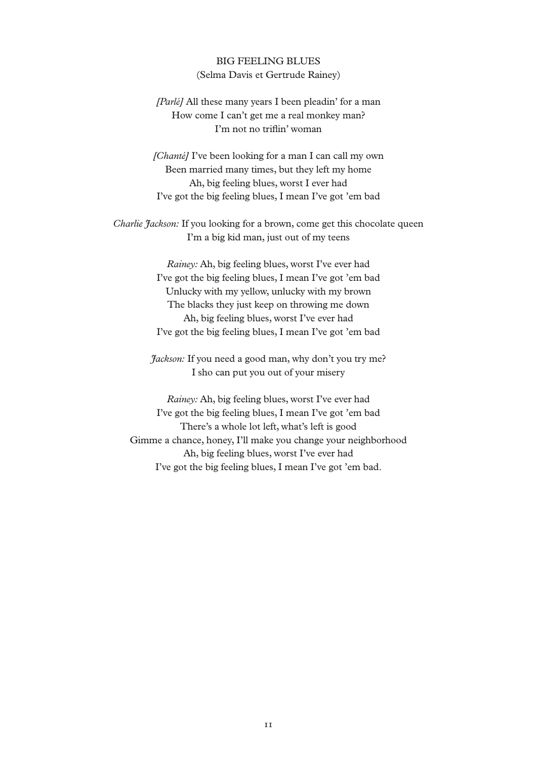## BIG FEELING BLUES

(Selma Davis et Gertrude Rainey)

*[Parlé]* All these many years I been pleadin' for a man  
How come I can't get me a real monkey man?  
I'm not no triflin' woman

*[Chanté]* I've been looking for a man I can call my own  
Been married many times, but they left my home  
Ah, big feeling blues, worst I ever had  
I've got the big feeling blues, I mean I've got 'em bad

*Charlie Jackson:* If you looking for a brown, come get this chocolate queen  
I'm a big kid man, just out of my teens

*Rainey:* Ah, big feeling blues, worst I've ever had  
I've got the big feeling blues, I mean I've got 'em bad  
Unlucky with my yellow, unlucky with my brown  
The blacks they just keep on throwing me down  
Ah, big feeling blues, worst I've ever had  
I've got the big feeling blues, I mean I've got 'em bad

*Jackson:* If you need a good man, why don't you try me?  
I sho can put you out of your misery

*Rainey:* Ah, big feeling blues, worst I've ever had  
I've got the big feeling blues, I mean I've got 'em bad  
There's a whole lot left, what's left is good  
Gimme a chance, honey, I'll make you change your neighborhood  
Ah, big feeling blues, worst I've ever had  
I've got the big feeling blues, I mean I've got 'em bad.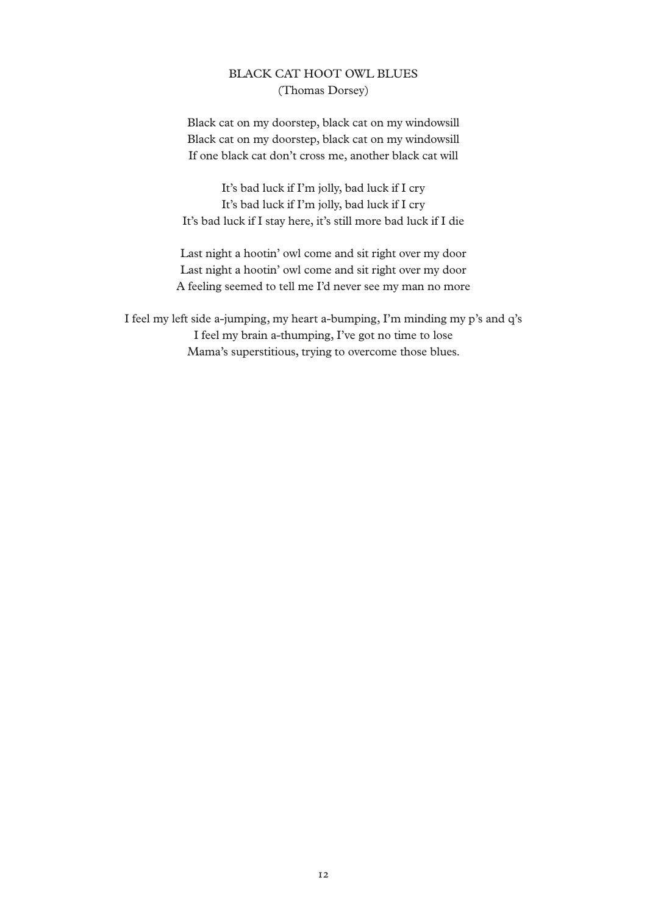## BLACK CAT HOOT OWL BLUES
(Thomas Dorsey)

Black cat on my doorstep, black cat on my windowsill
Black cat on my doorstep, black cat on my windowsill
If one black cat don't cross me, another black cat will

It's bad luck if I'm jolly, bad luck if I cry
It's bad luck if I'm jolly, bad luck if I cry
It's bad luck if I stay here, it's still more bad luck if I die

Last night a hootin' owl come and sit right over my door
Last night a hootin' owl come and sit right over my door
A feeling seemed to tell me I'd never see my man no more

I feel my left side a-jumping, my heart a-bumping, I'm minding my p's and q's
I feel my brain a-thumping, I've got no time to lose
Mama's superstitious, trying to overcome those blues.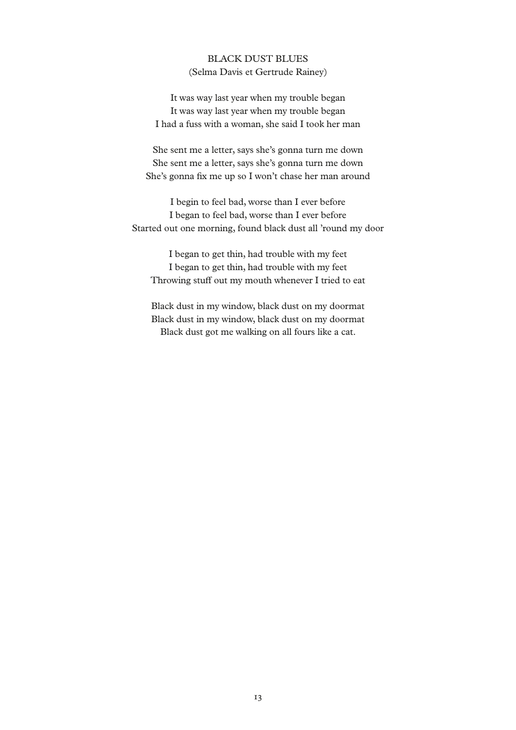## BLACK DUST BLUES

(Selma Davis et Gertrude Rainey)

It was way last year when my trouble began  
It was way last year when my trouble began  
I had a fuss with a woman, she said I took her man

She sent me a letter, says she's gonna turn me down  
She sent me a letter, says she's gonna turn me down  
She's gonna fix me up so I won't chase her man around

I begin to feel bad, worse than I ever before  
I began to feel bad, worse than I ever before  
Started out one morning, found black dust all 'round my door

I began to get thin, had trouble with my feet  
I began to get thin, had trouble with my feet  
Throwing stuff out my mouth whenever I tried to eat

Black dust in my window, black dust on my doormat  
Black dust in my window, black dust on my doormat  
Black dust got me walking on all fours like a cat.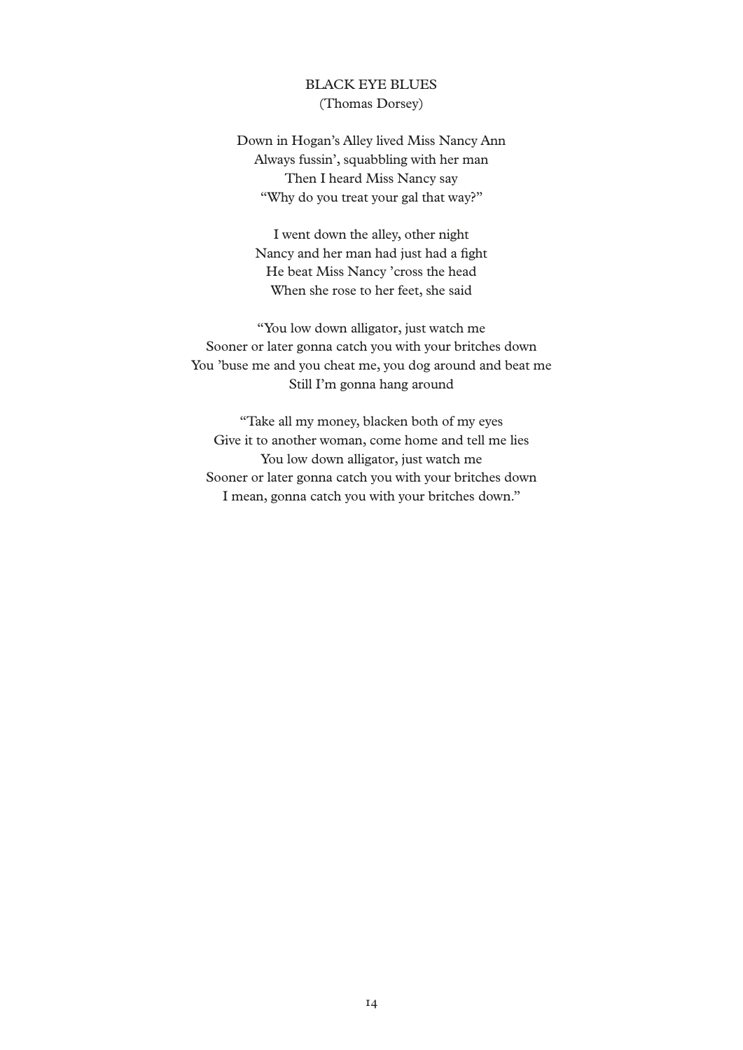## BLACK EYE BLUES

(Thomas Dorsey)

Down in Hogan's Alley lived Miss Nancy Ann  
Always fussin', squabbling with her man  
Then I heard Miss Nancy say  
"Why do you treat your gal that way?"

I went down the alley, other night  
Nancy and her man had just had a fight  
He beat Miss Nancy 'cross the head  
When she rose to her feet, she said

"You low down alligator, just watch me  
Sooner or later gonna catch you with your britches down  
You 'buse me and you cheat me, you dog around and beat me  
Still I'm gonna hang around

"Take all my money, blacken both of my eyes  
Give it to another woman, come home and tell me lies  
You low down alligator, just watch me  
Sooner or later gonna catch you with your britches down  
I mean, gonna catch you with your britches down."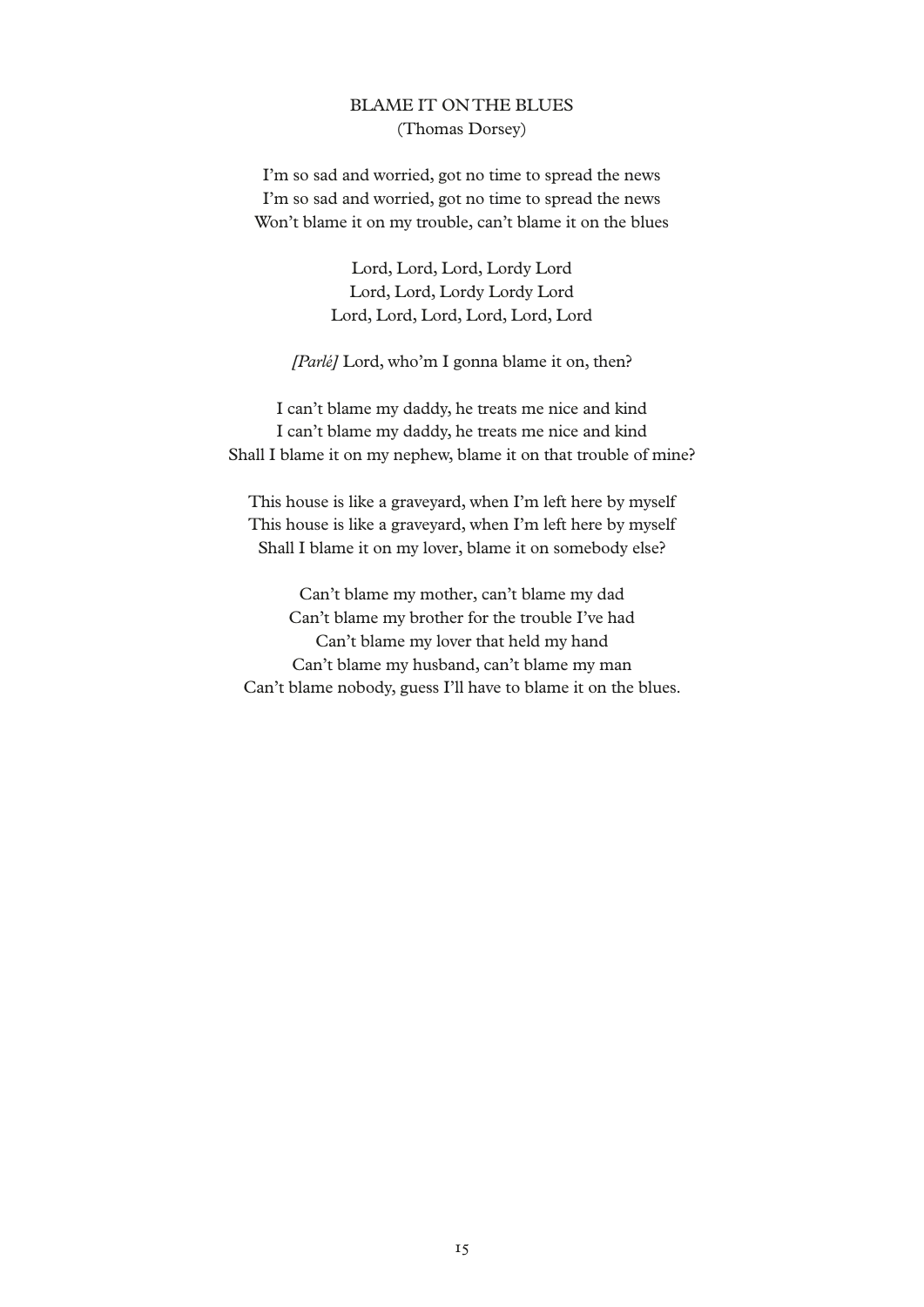## BLAME IT ON THE BLUES
(Thomas Dorsey)

I'm so sad and worried, got no time to spread the news
I'm so sad and worried, got no time to spread the news
Won't blame it on my trouble, can't blame it on the blues

Lord, Lord, Lord, Lordy Lord
Lord, Lord, Lordy Lordy Lord
Lord, Lord, Lord, Lord, Lord, Lord

*[Parlé]* Lord, who'm I gonna blame it on, then?

I can't blame my daddy, he treats me nice and kind
I can't blame my daddy, he treats me nice and kind
Shall I blame it on my nephew, blame it on that trouble of mine?

This house is like a graveyard, when I'm left here by myself
This house is like a graveyard, when I'm left here by myself
Shall I blame it on my lover, blame it on somebody else?

Can't blame my mother, can't blame my dad
Can't blame my brother for the trouble I've had
Can't blame my lover that held my hand
Can't blame my husband, can't blame my man
Can't blame nobody, guess I'll have to blame it on the blues.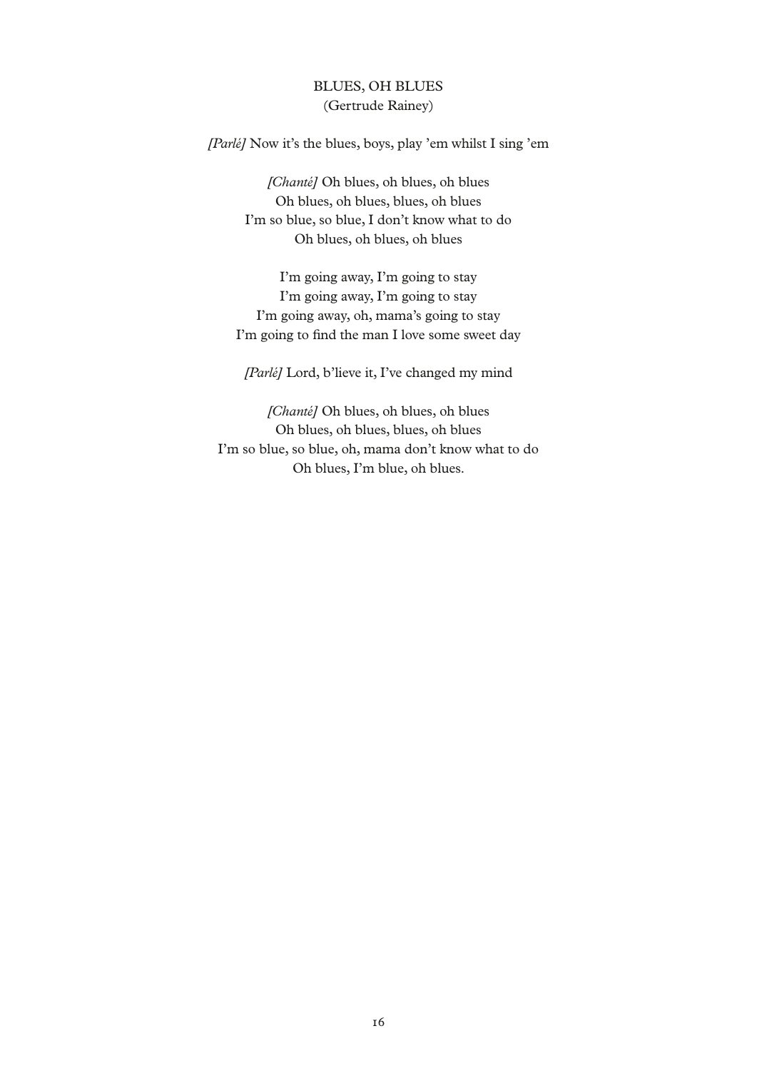# BLUES, OH BLUES
(Gertrude Rainey)

*[Parlé]* Now it's the blues, boys, play 'em whilst I sing 'em

*[Chanté]* Oh blues, oh blues, oh blues
Oh blues, oh blues, blues, oh blues
I'm so blue, so blue, I don't know what to do
Oh blues, oh blues, oh blues

I'm going away, I'm going to stay
I'm going away, I'm going to stay
I'm going away, oh, mama's going to stay
I'm going to find the man I love some sweet day

*[Parlé]* Lord, b'lieve it, I've changed my mind

*[Chanté]* Oh blues, oh blues, oh blues
Oh blues, oh blues, blues, oh blues
I'm so blue, so blue, oh, mama don't know what to do
Oh blues, I'm blue, oh blues.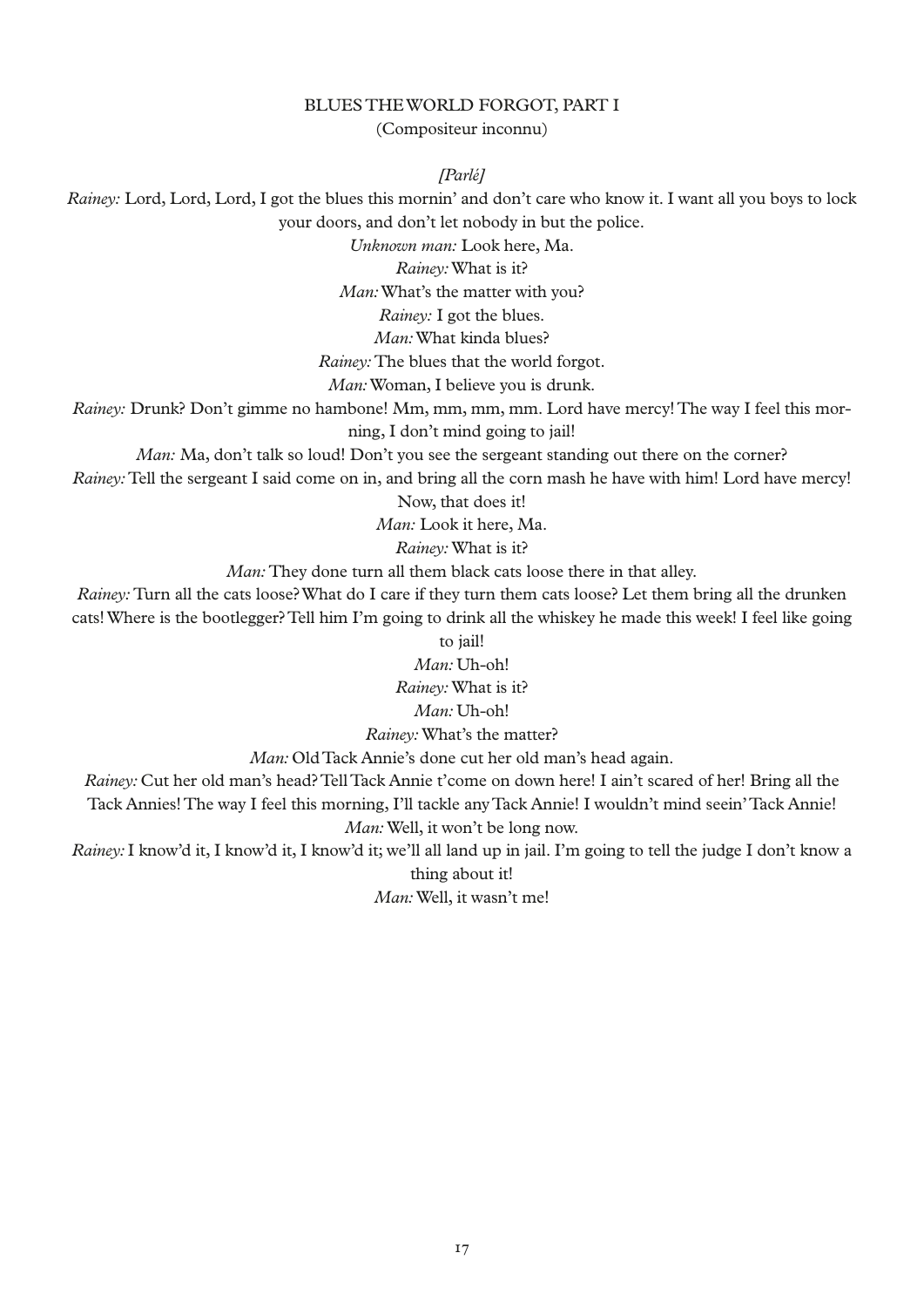## BLUES THE WORLD FORGOT, PART I

(Compositeur inconnu)

*[Parlé]*

*Rainey:* Lord, Lord, Lord, I got the blues this mornin' and don't care who know it. I want all you boys to lock your doors, and don't let nobody in but the police.

*Unknown man:* Look here, Ma.

*Rainey:* What is it?

*Man:* What's the matter with you?

*Rainey:* I got the blues.

*Man:* What kinda blues?

*Rainey:* The blues that the world forgot.

*Man:* Woman, I believe you is drunk.

*Rainey:* Drunk? Don't gimme no hambone! Mm, mm, mm, mm. Lord have mercy! The way I feel this morning, I don't mind going to jail!

*Man:* Ma, don't talk so loud! Don't you see the sergeant standing out there on the corner?

*Rainey:* Tell the sergeant I said come on in, and bring all the corn mash he have with him! Lord have mercy! Now, that does it!

*Man:* Look it here, Ma.

*Rainey:* What is it?

*Man:* They done turn all them black cats loose there in that alley.

*Rainey:* Turn all the cats loose? What do I care if they turn them cats loose? Let them bring all the drunken cats! Where is the bootlegger? Tell him I'm going to drink all the whiskey he made this week! I feel like going to jail!

*Man:* Uh-oh!

*Rainey:* What is it?

*Man:* Uh-oh!

*Rainey:* What's the matter?

*Man:* Old Tack Annie's done cut her old man's head again.

*Rainey:* Cut her old man's head? Tell Tack Annie t'come on down here! I ain't scared of her! Bring all the Tack Annies! The way I feel this morning, I'll tackle any Tack Annie! I wouldn't mind seein' Tack Annie!

*Man:* Well, it won't be long now.

*Rainey:* I know'd it, I know'd it, I know'd it; we'll all land up in jail. I'm going to tell the judge I don't know a thing about it!

*Man:* Well, it wasn't me!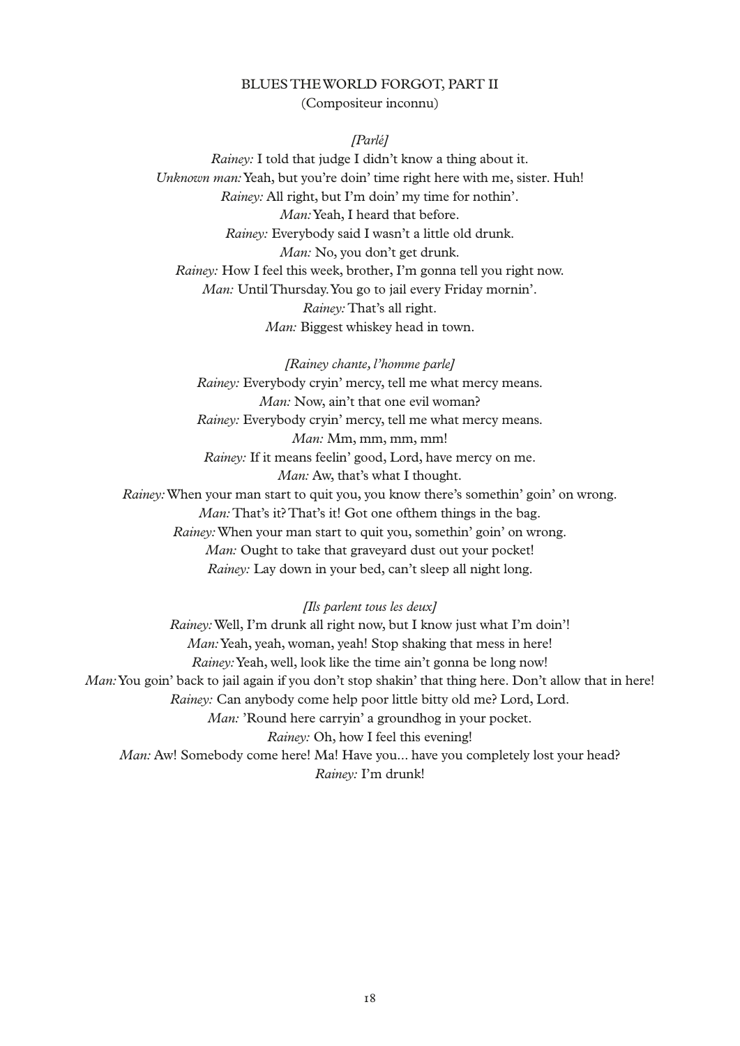## BLUES THE WORLD FORGOT, PART II

(Compositeur inconnu)

*[Parlé]*

*Rainey:* I told that judge I didn't know a thing about it.
*Unknown man:* Yeah, but you're doin' time right here with me, sister. Huh!
*Rainey:* All right, but I'm doin' my time for nothin'.
*Man:* Yeah, I heard that before.
*Rainey:* Everybody said I wasn't a little old drunk.
*Man:* No, you don't get drunk.
*Rainey:* How I feel this week, brother, I'm gonna tell you right now.
*Man:* Until Thursday. You go to jail every Friday mornin'.
*Rainey:* That's all right.
*Man:* Biggest whiskey head in town.

*[Rainey chante, l'homme parle]*

*Rainey:* Everybody cryin' mercy, tell me what mercy means.
*Man:* Now, ain't that one evil woman?
*Rainey:* Everybody cryin' mercy, tell me what mercy means.
*Man:* Mm, mm, mm, mm!
*Rainey:* If it means feelin' good, Lord, have mercy on me.
*Man:* Aw, that's what I thought.
*Rainey:* When your man start to quit you, you know there's somethin' goin' on wrong.
*Man:* That's it? That's it! Got one ofthem things in the bag.
*Rainey:* When your man start to quit you, somethin' goin' on wrong.
*Man:* Ought to take that graveyard dust out your pocket!
*Rainey:* Lay down in your bed, can't sleep all night long.

*[Ils parlent tous les deux]*

*Rainey:* Well, I'm drunk all right now, but I know just what I'm doin'!
*Man:* Yeah, yeah, woman, yeah! Stop shaking that mess in here!
*Rainey:* Yeah, well, look like the time ain't gonna be long now!
*Man:* You goin' back to jail again if you don't stop shakin' that thing here. Don't allow that in here!
*Rainey:* Can anybody come help poor little bitty old me? Lord, Lord.
*Man:* 'Round here carryin' a groundhog in your pocket.
*Rainey:* Oh, how I feel this evening!
*Man:* Aw! Somebody come here! Ma! Have you... have you completely lost your head?
*Rainey:* I'm drunk!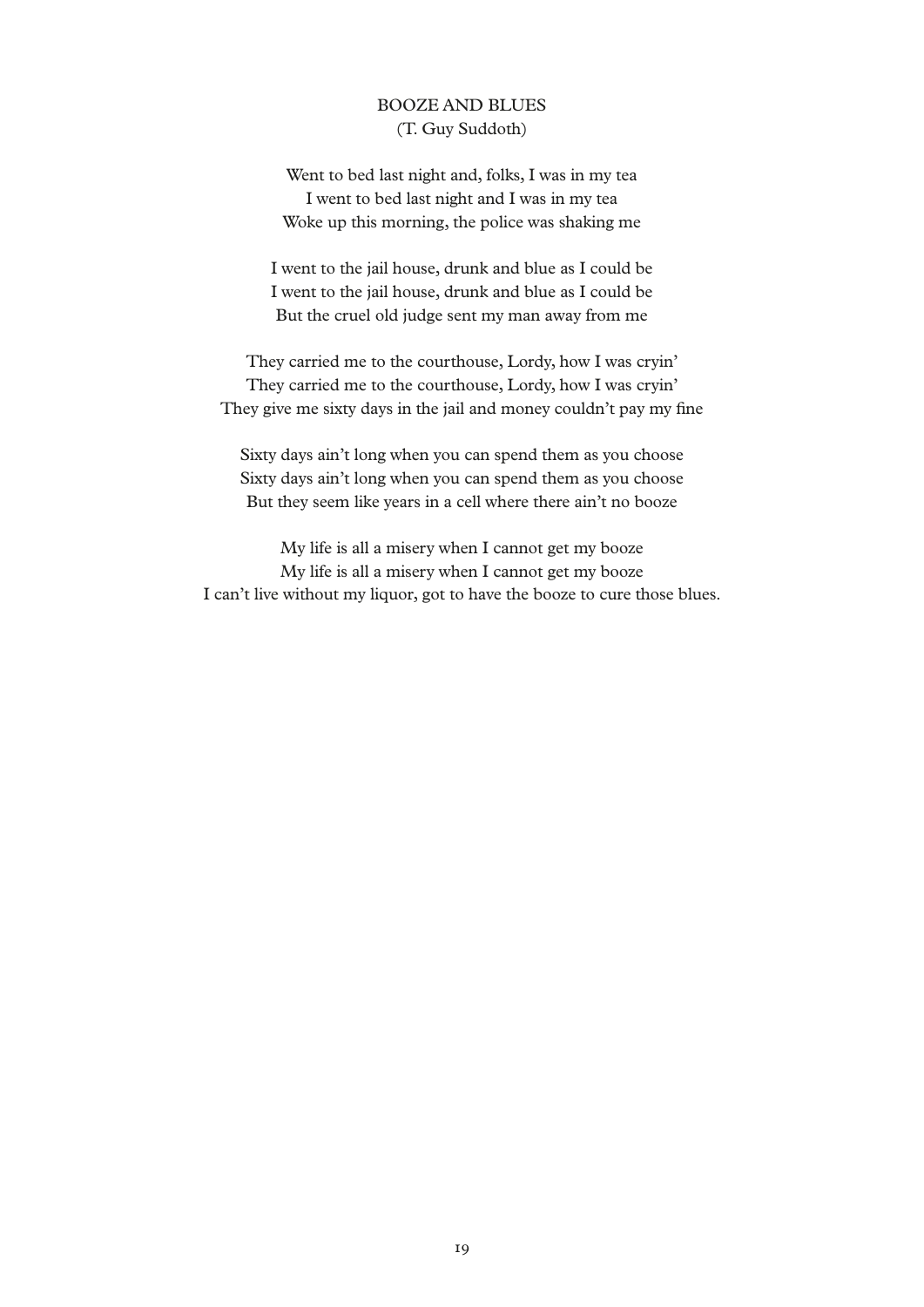## BOOZE AND BLUES
(T. Guy Suddoth)

Went to bed last night and, folks, I was in my tea
I went to bed last night and I was in my tea
Woke up this morning, the police was shaking me

I went to the jail house, drunk and blue as I could be
I went to the jail house, drunk and blue as I could be
But the cruel old judge sent my man away from me

They carried me to the courthouse, Lordy, how I was cryin'
They carried me to the courthouse, Lordy, how I was cryin'
They give me sixty days in the jail and money couldn't pay my fine

Sixty days ain't long when you can spend them as you choose
Sixty days ain't long when you can spend them as you choose
But they seem like years in a cell where there ain't no booze

My life is all a misery when I cannot get my booze
My life is all a misery when I cannot get my booze
I can't live without my liquor, got to have the booze to cure those blues.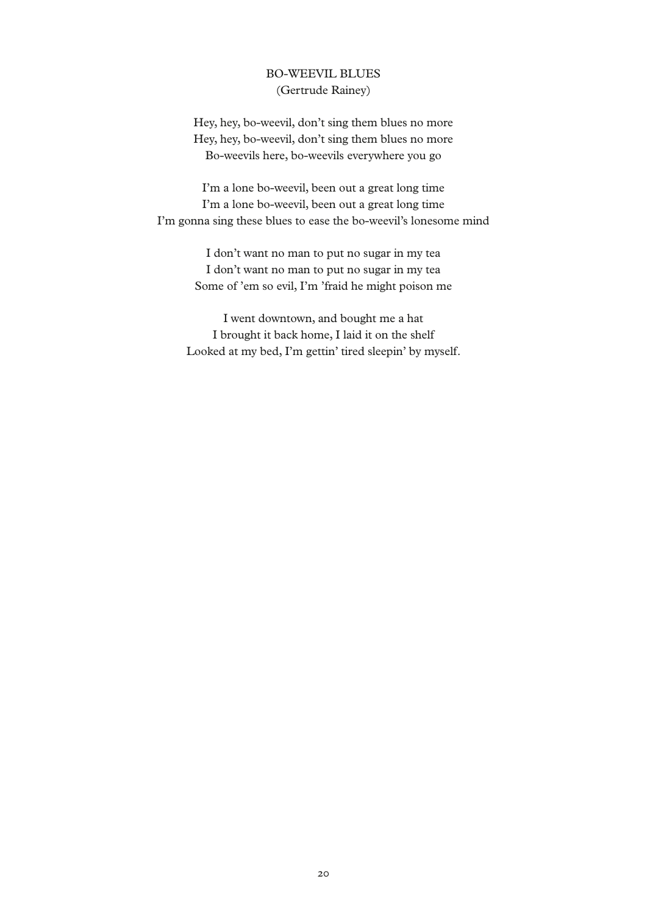## BO-WEEVIL BLUES

(Gertrude Rainey)

Hey, hey, bo-weevil, don't sing them blues no more
Hey, hey, bo-weevil, don't sing them blues no more
Bo-weevils here, bo-weevils everywhere you go

I'm a lone bo-weevil, been out a great long time
I'm a lone bo-weevil, been out a great long time
I'm gonna sing these blues to ease the bo-weevil's lonesome mind

I don't want no man to put no sugar in my tea
I don't want no man to put no sugar in my tea
Some of 'em so evil, I'm 'fraid he might poison me

I went downtown, and bought me a hat
I brought it back home, I laid it on the shelf
Looked at my bed, I'm gettin' tired sleepin' by myself.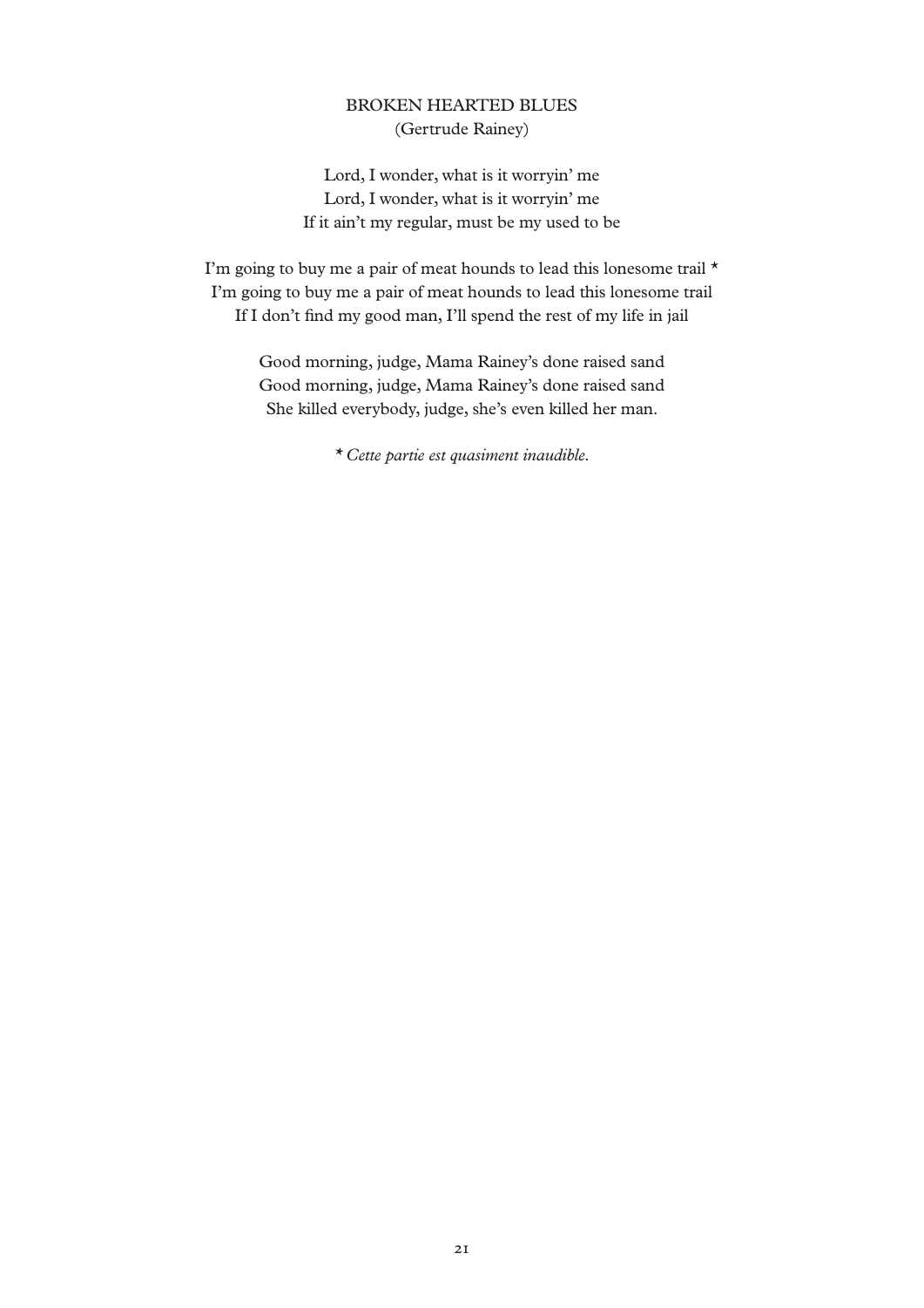## BROKEN HEARTED BLUES
(Gertrude Rainey)

Lord, I wonder, what is it worryin' me
Lord, I wonder, what is it worryin' me
If it ain't my regular, must be my used to be

I'm going to buy me a pair of meat hounds to lead this lonesome trail *
I'm going to buy me a pair of meat hounds to lead this lonesome trail
If I don't find my good man, I'll spend the rest of my life in jail

Good morning, judge, Mama Rainey's done raised sand
Good morning, judge, Mama Rainey's done raised sand
She killed everybody, judge, she's even killed her man.

* *Cette partie est quasiment inaudible.*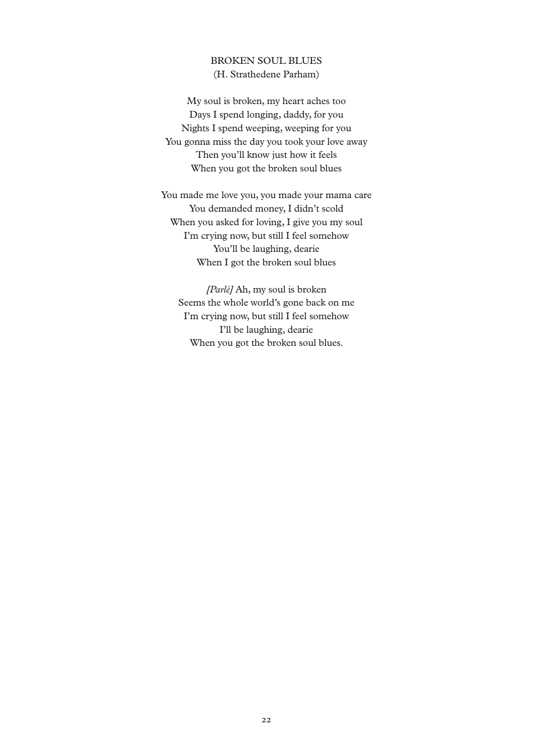## BROKEN SOUL BLUES

(H. Strathedene Parham)

My soul is broken, my heart aches too  
Days I spend longing, daddy, for you  
Nights I spend weeping, weeping for you  
You gonna miss the day you took your love away  
Then you'll know just how it feels  
When you got the broken soul blues

You made me love you, you made your mama care  
You demanded money, I didn't scold  
When you asked for loving, I give you my soul  
I'm crying now, but still I feel somehow  
You'll be laughing, dearie  
When I got the broken soul blues

*[Parlé]* Ah, my soul is broken  
Seems the whole world's gone back on me  
I'm crying now, but still I feel somehow  
I'll be laughing, dearie  
When you got the broken soul blues.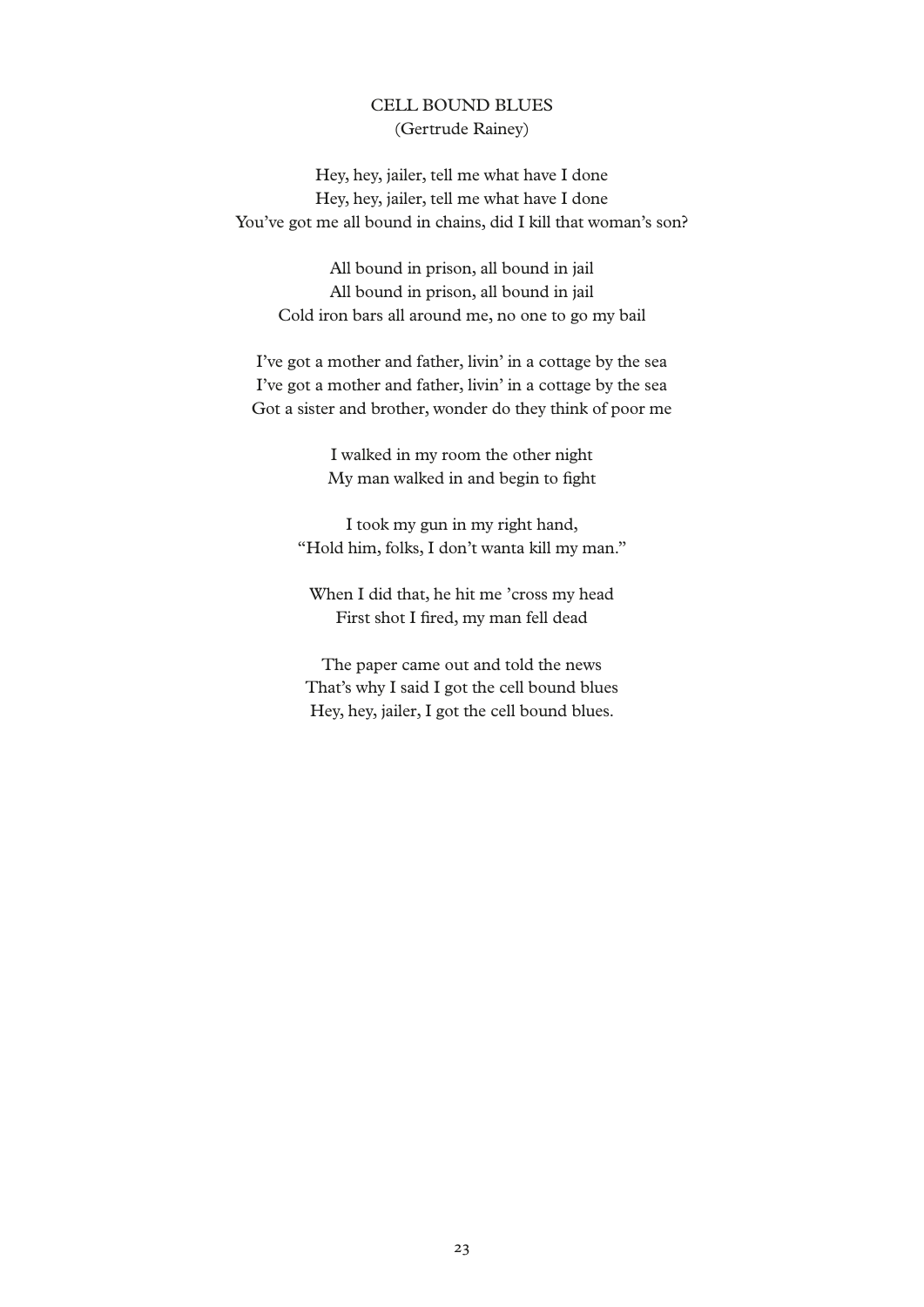## CELL BOUND BLUES

(Gertrude Rainey)

Hey, hey, jailer, tell me what have I done  
Hey, hey, jailer, tell me what have I done  
You've got me all bound in chains, did I kill that woman's son?

All bound in prison, all bound in jail  
All bound in prison, all bound in jail  
Cold iron bars all around me, no one to go my bail

I've got a mother and father, livin' in a cottage by the sea  
I've got a mother and father, livin' in a cottage by the sea  
Got a sister and brother, wonder do they think of poor me

I walked in my room the other night  
My man walked in and begin to fight

I took my gun in my right hand,  
"Hold him, folks, I don't wanta kill my man."

When I did that, he hit me 'cross my head  
First shot I fired, my man fell dead

The paper came out and told the news  
That's why I said I got the cell bound blues  
Hey, hey, jailer, I got the cell bound blues.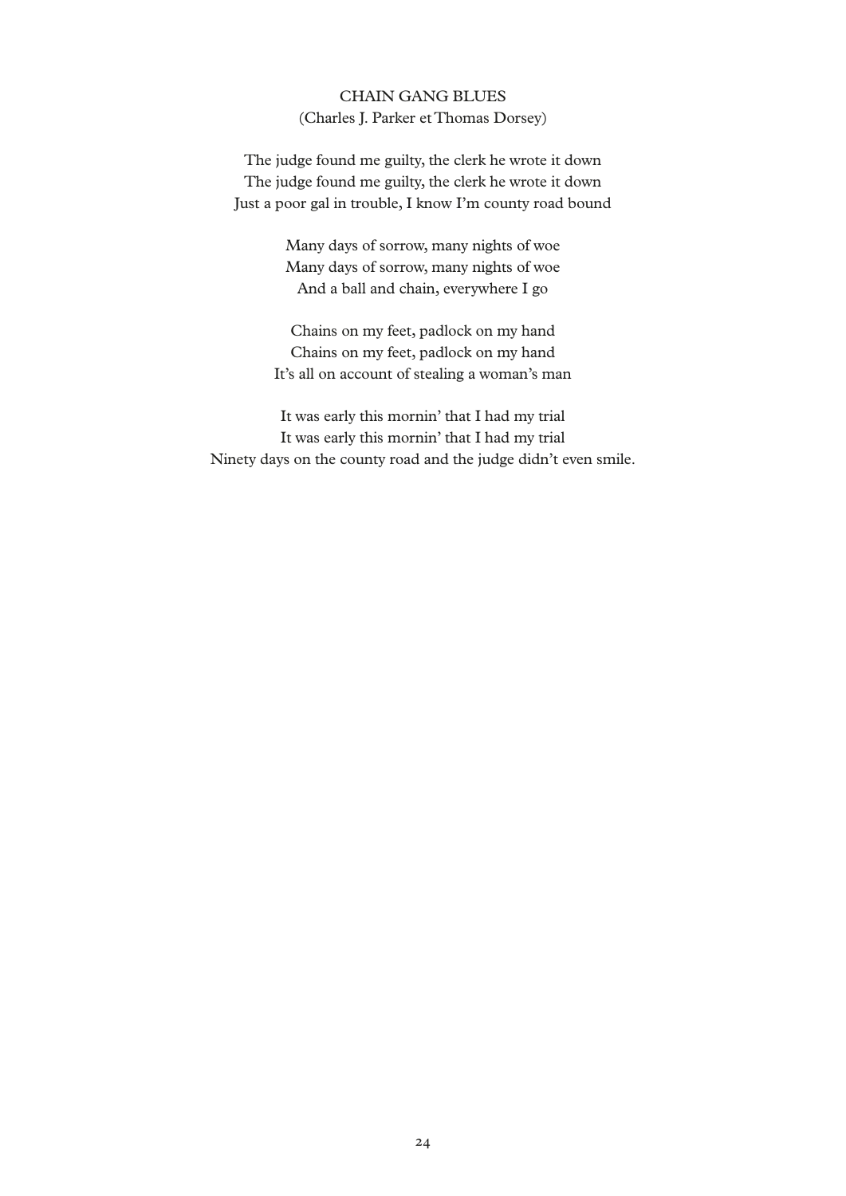## CHAIN GANG BLUES

(Charles J. Parker et Thomas Dorsey)

The judge found me guilty, the clerk he wrote it down
The judge found me guilty, the clerk he wrote it down
Just a poor gal in trouble, I know I'm county road bound

Many days of sorrow, many nights of woe
Many days of sorrow, many nights of woe
And a ball and chain, everywhere I go

Chains on my feet, padlock on my hand
Chains on my feet, padlock on my hand
It's all on account of stealing a woman's man

It was early this mornin' that I had my trial
It was early this mornin' that I had my trial
Ninety days on the county road and the judge didn't even smile.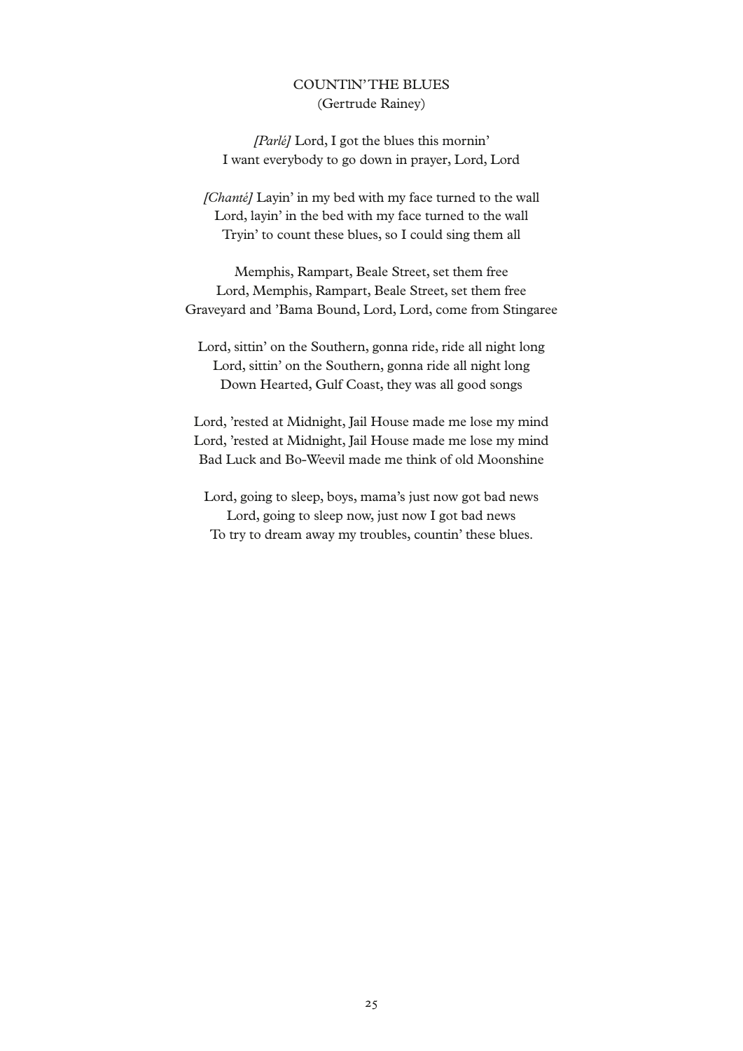## COUNTIN' THE BLUES
(Gertrude Rainey)

*[Parlé]* Lord, I got the blues this mornin'
I want everybody to go down in prayer, Lord, Lord

*[Chanté]* Layin' in my bed with my face turned to the wall
Lord, layin' in the bed with my face turned to the wall
Tryin' to count these blues, so I could sing them all

Memphis, Rampart, Beale Street, set them free
Lord, Memphis, Rampart, Beale Street, set them free
Graveyard and 'Bama Bound, Lord, Lord, come from Stingaree

Lord, sittin' on the Southern, gonna ride, ride all night long
Lord, sittin' on the Southern, gonna ride all night long
Down Hearted, Gulf Coast, they was all good songs

Lord, 'rested at Midnight, Jail House made me lose my mind
Lord, 'rested at Midnight, Jail House made me lose my mind
Bad Luck and Bo-Weevil made me think of old Moonshine

Lord, going to sleep, boys, mama's just now got bad news
Lord, going to sleep now, just now I got bad news
To try to dream away my troubles, countin' these blues.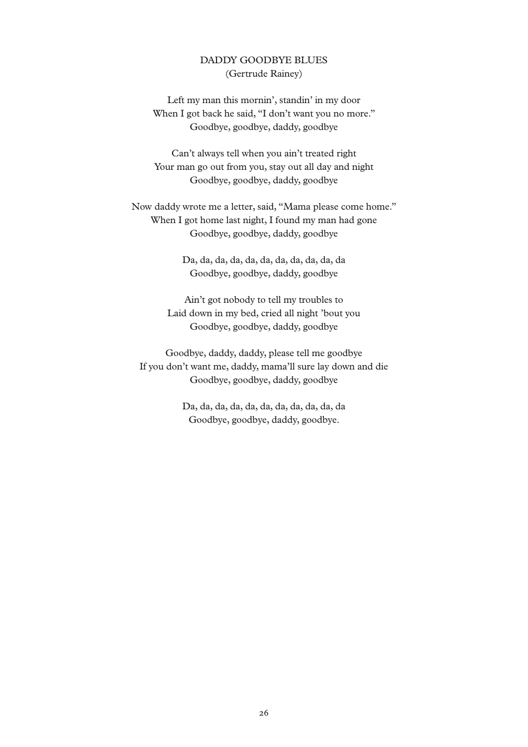## DADDY GOODBYE BLUES

(Gertrude Rainey)

Left my man this mornin', standin' in my door
When I got back he said, "I don't want you no more."
Goodbye, goodbye, daddy, goodbye

Can't always tell when you ain't treated right
Your man go out from you, stay out all day and night
Goodbye, goodbye, daddy, goodbye

Now daddy wrote me a letter, said, "Mama please come home."
When I got home last night, I found my man had gone
Goodbye, goodbye, daddy, goodbye

Da, da, da, da, da, da, da, da, da, da, da, da
Goodbye, goodbye, daddy, goodbye

Ain't got nobody to tell my troubles to
Laid down in my bed, cried all night 'bout you
Goodbye, goodbye, daddy, goodbye

Goodbye, daddy, daddy, please tell me goodbye
If you don't want me, daddy, mama'll sure lay down and die
Goodbye, goodbye, daddy, goodbye

Da, da, da, da, da, da, da, da, da, da, da
Goodbye, goodbye, daddy, goodbye.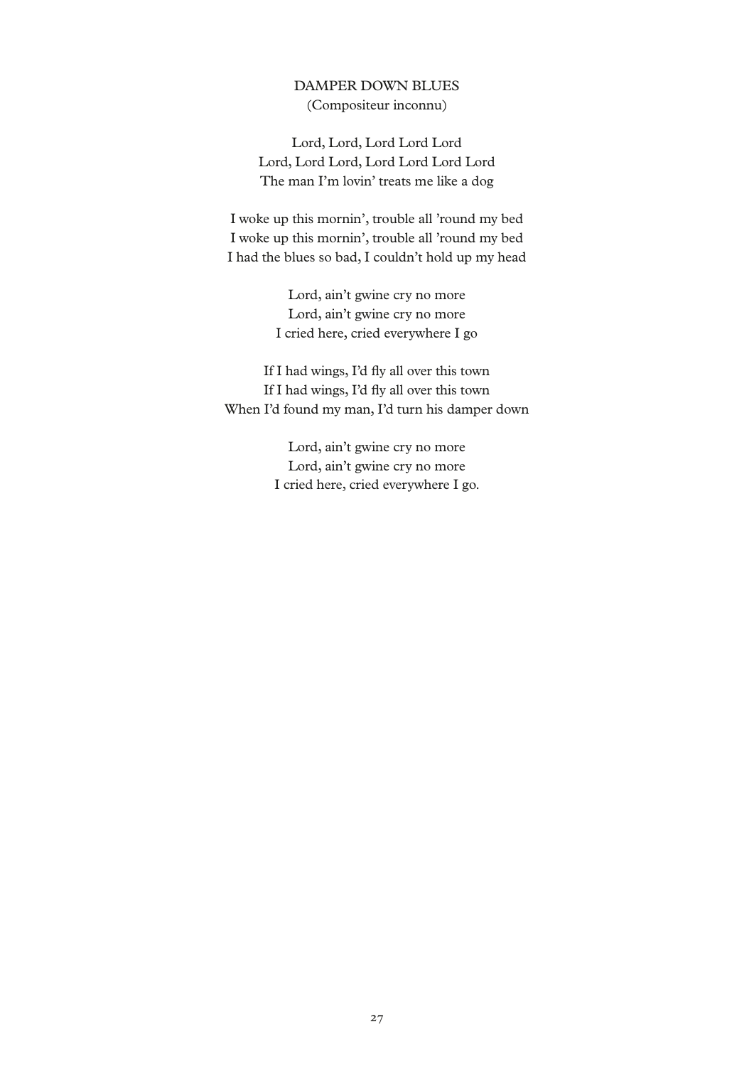## DAMPER DOWN BLUES

(Compositeur inconnu)

Lord, Lord, Lord Lord Lord
Lord, Lord Lord, Lord Lord Lord Lord
The man I'm lovin' treats me like a dog

I woke up this mornin', trouble all 'round my bed
I woke up this mornin', trouble all 'round my bed
I had the blues so bad, I couldn't hold up my head

Lord, ain't gwine cry no more
Lord, ain't gwine cry no more
I cried here, cried everywhere I go

If I had wings, I'd fly all over this town
If I had wings, I'd fly all over this town
When I'd found my man, I'd turn his damper down

Lord, ain't gwine cry no more
Lord, ain't gwine cry no more
I cried here, cried everywhere I go.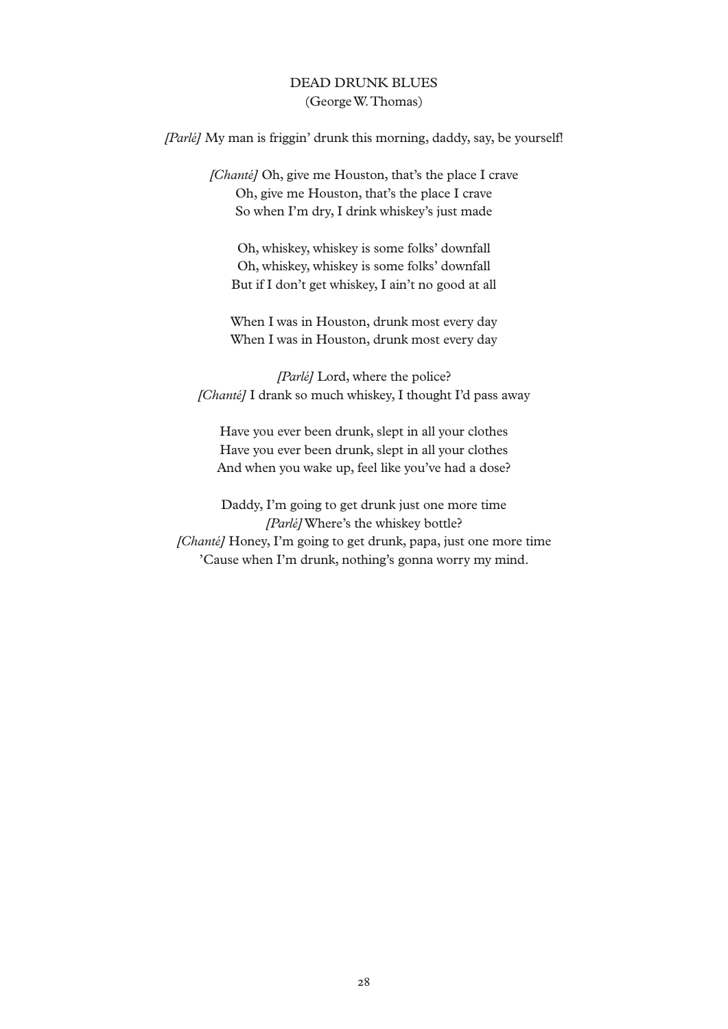# DEAD DRUNK BLUES

(George W. Thomas)

*[Parlé]* My man is friggin' drunk this morning, daddy, say, be yourself!

*[Chanté]* Oh, give me Houston, that's the place I crave
Oh, give me Houston, that's the place I crave
So when I'm dry, I drink whiskey's just made

Oh, whiskey, whiskey is some folks' downfall
Oh, whiskey, whiskey is some folks' downfall
But if I don't get whiskey, I ain't no good at all

When I was in Houston, drunk most every day
When I was in Houston, drunk most every day

*[Parlé]* Lord, where the police?
*[Chanté]* I drank so much whiskey, I thought I'd pass away

Have you ever been drunk, slept in all your clothes
Have you ever been drunk, slept in all your clothes
And when you wake up, feel like you've had a dose?

Daddy, I'm going to get drunk just one more time
*[Parlé]* Where's the whiskey bottle?
*[Chanté]* Honey, I'm going to get drunk, papa, just one more time
'Cause when I'm drunk, nothing's gonna worry my mind.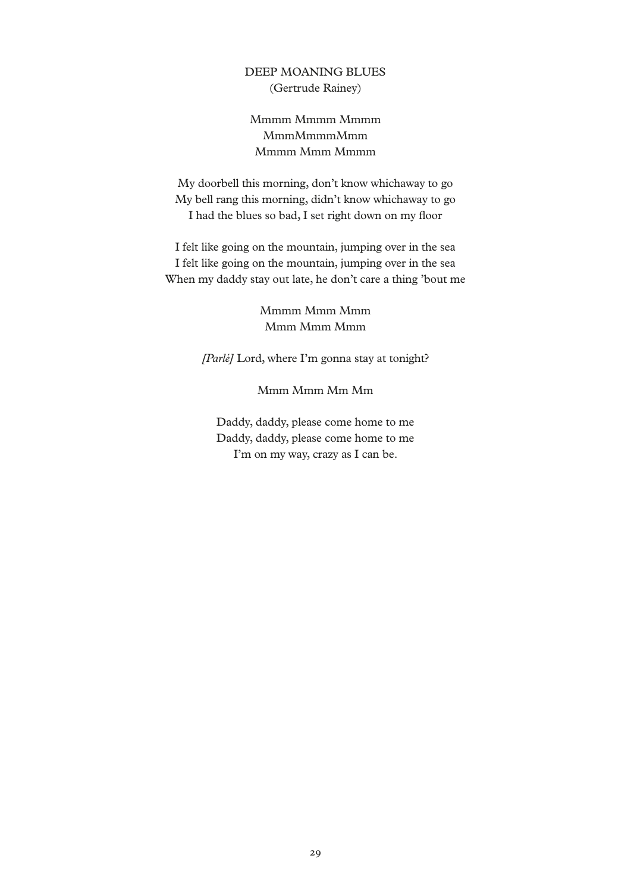# DEEP MOANING BLUES

(Gertrude Rainey)

Mmmm Mmmm Mmmm
MmmMmmmMmm
Mmmm Mmm Mmmm

My doorbell this morning, don't know whichaway to go
My bell rang this morning, didn't know whichaway to go
I had the blues so bad, I set right down on my floor

I felt like going on the mountain, jumping over in the sea
I felt like going on the mountain, jumping over in the sea
When my daddy stay out late, he don't care a thing 'bout me

Mmmm Mmm Mmm
Mmm Mmm Mmm

*[Parlé]* Lord, where I'm gonna stay at tonight?

Mmm Mmm Mm Mm

Daddy, daddy, please come home to me
Daddy, daddy, please come home to me
I'm on my way, crazy as I can be.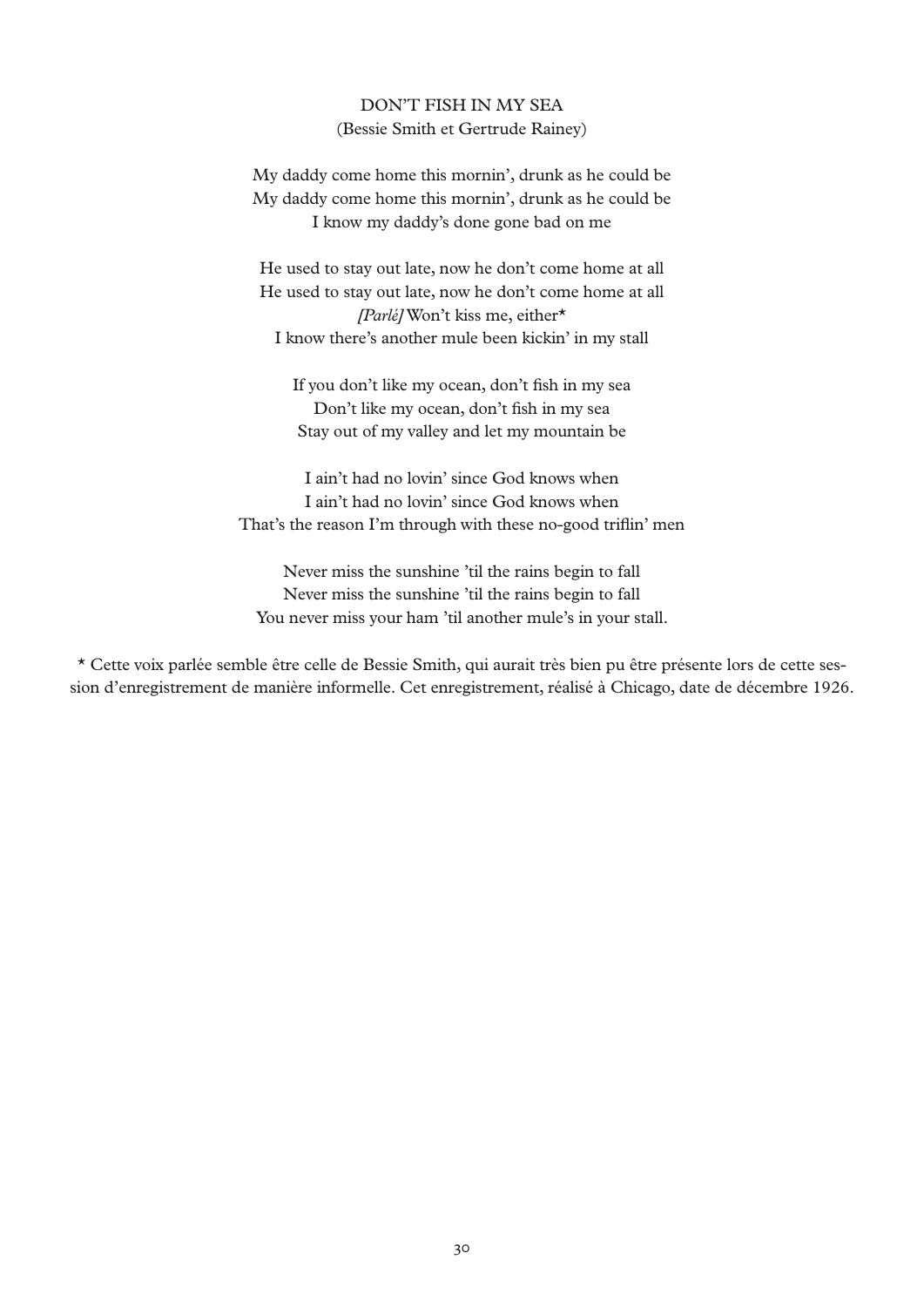## DON'T FISH IN MY SEA
(Bessie Smith et Gertrude Rainey)

My daddy come home this mornin', drunk as he could be
My daddy come home this mornin', drunk as he could be
I know my daddy's done gone bad on me

He used to stay out late, now he don't come home at all
He used to stay out late, now he don't come home at all
*[Parlé]* Won't kiss me, either*
I know there's another mule been kickin' in my stall

If you don't like my ocean, don't fish in my sea
Don't like my ocean, don't fish in my sea
Stay out of my valley and let my mountain be

I ain't had no lovin' since God knows when
I ain't had no lovin' since God knows when
That's the reason I'm through with these no-good triflin' men

Never miss the sunshine 'til the rains begin to fall
Never miss the sunshine 'til the rains begin to fall
You never miss your ham 'til another mule's in your stall.

* Cette voix parlée semble être celle de Bessie Smith, qui aurait très bien pu être présente lors de cette session d'enregistrement de manière informelle. Cet enregistrement, réalisé à Chicago, date de décembre 1926.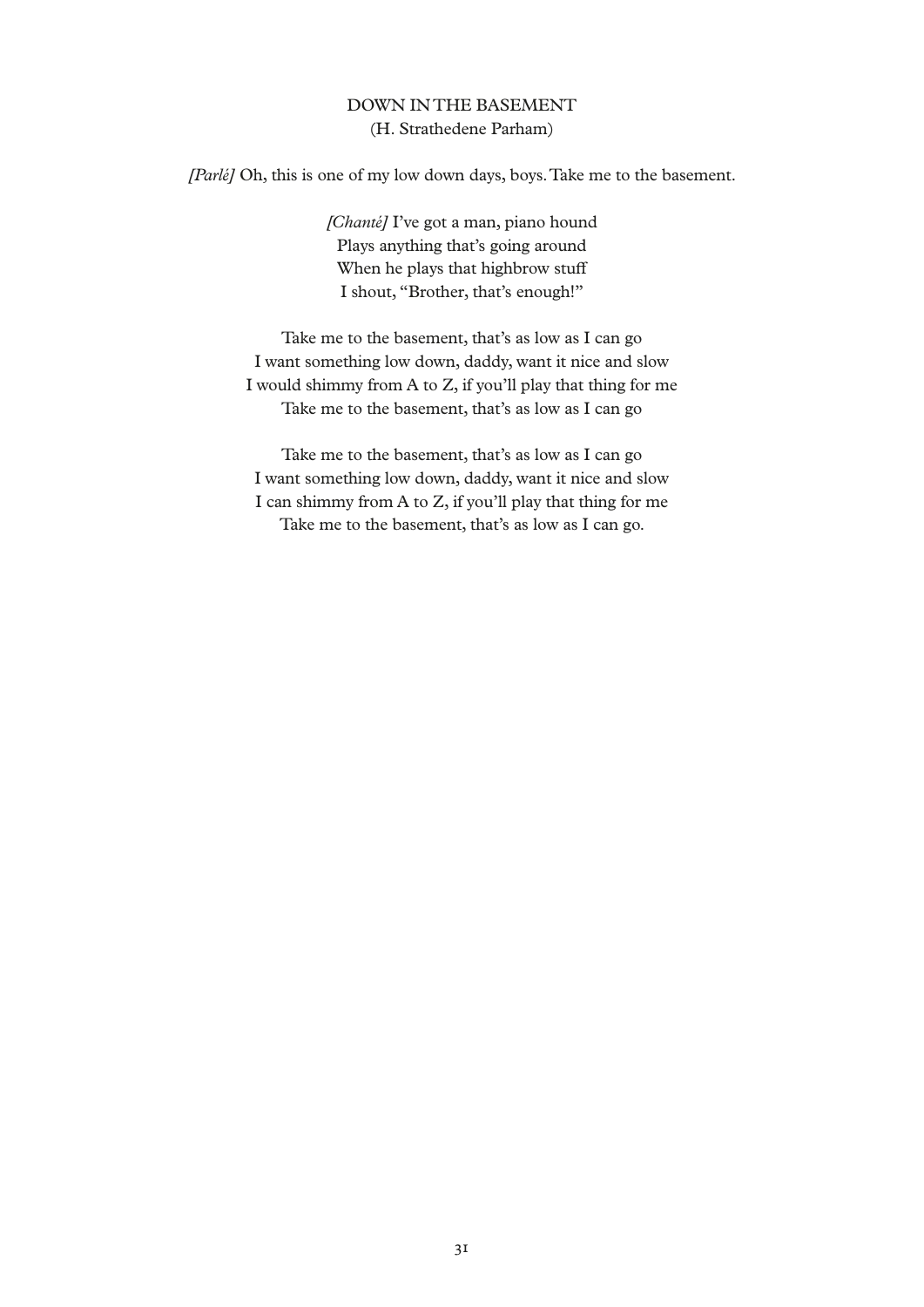## DOWN IN THE BASEMENT
(H. Strathedene Parham)

*[Parlé]* Oh, this is one of my low down days, boys. Take me to the basement.

*[Chanté]* I've got a man, piano hound  
Plays anything that's going around  
When he plays that highbrow stuff  
I shout, "Brother, that's enough!"

Take me to the basement, that's as low as I can go  
I want something low down, daddy, want it nice and slow  
I would shimmy from A to Z, if you'll play that thing for me  
Take me to the basement, that's as low as I can go

Take me to the basement, that's as low as I can go  
I want something low down, daddy, want it nice and slow  
I can shimmy from A to Z, if you'll play that thing for me  
Take me to the basement, that's as low as I can go.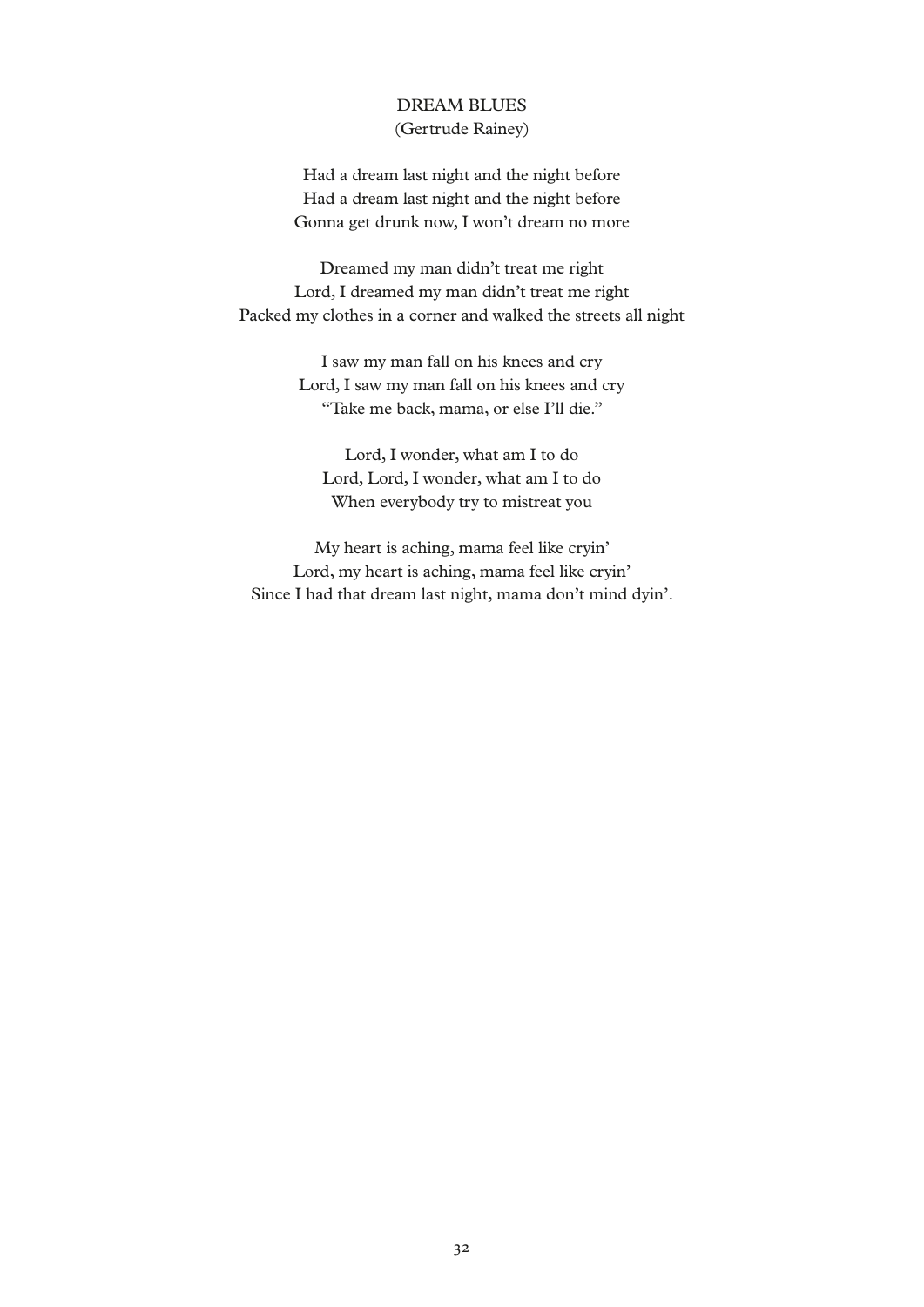## DREAM BLUES

(Gertrude Rainey)

Had a dream last night and the night before  
Had a dream last night and the night before  
Gonna get drunk now, I won't dream no more

Dreamed my man didn't treat me right  
Lord, I dreamed my man didn't treat me right  
Packed my clothes in a corner and walked the streets all night

I saw my man fall on his knees and cry  
Lord, I saw my man fall on his knees and cry  
"Take me back, mama, or else I'll die."

Lord, I wonder, what am I to do  
Lord, Lord, I wonder, what am I to do  
When everybody try to mistreat you

My heart is aching, mama feel like cryin'  
Lord, my heart is aching, mama feel like cryin'  
Since I had that dream last night, mama don't mind dyin'.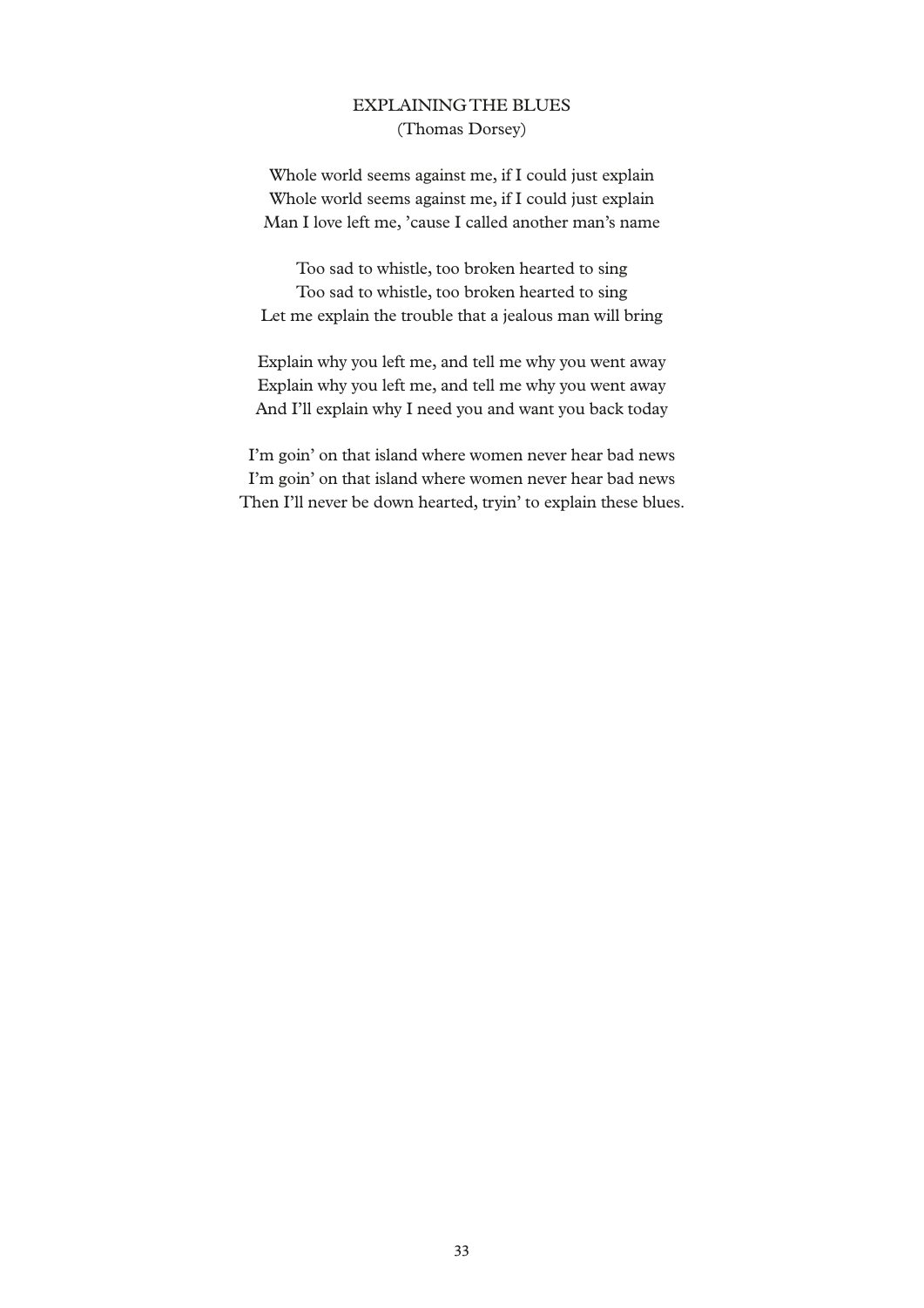## EXPLAINING THE BLUES

(Thomas Dorsey)

Whole world seems against me, if I could just explain  
Whole world seems against me, if I could just explain  
Man I love left me, 'cause I called another man's name

Too sad to whistle, too broken hearted to sing  
Too sad to whistle, too broken hearted to sing  
Let me explain the trouble that a jealous man will bring

Explain why you left me, and tell me why you went away  
Explain why you left me, and tell me why you went away  
And I'll explain why I need you and want you back today

I'm goin' on that island where women never hear bad news  
I'm goin' on that island where women never hear bad news  
Then I'll never be down hearted, tryin' to explain these blues.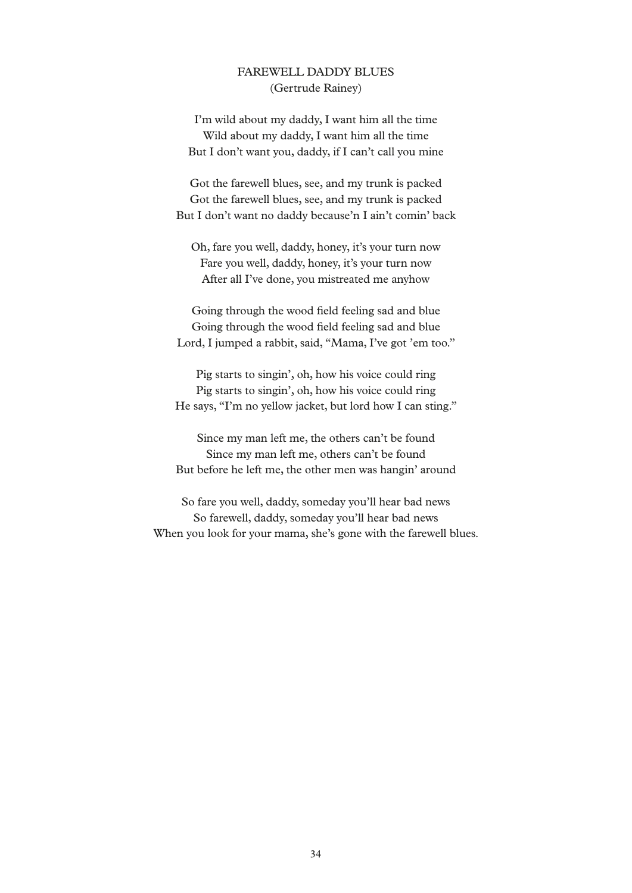# FAREWELL DADDY BLUES
(Gertrude Rainey)

I'm wild about my daddy, I want him all the time
Wild about my daddy, I want him all the time
But I don't want you, daddy, if I can't call you mine

Got the farewell blues, see, and my trunk is packed
Got the farewell blues, see, and my trunk is packed
But I don't want no daddy because'n I ain't comin' back

Oh, fare you well, daddy, honey, it's your turn now
Fare you well, daddy, honey, it's your turn now
After all I've done, you mistreated me anyhow

Going through the wood field feeling sad and blue
Going through the wood field feeling sad and blue
Lord, I jumped a rabbit, said, "Mama, I've got 'em too."

Pig starts to singin', oh, how his voice could ring
Pig starts to singin', oh, how his voice could ring
He says, "I'm no yellow jacket, but lord how I can sting."

Since my man left me, the others can't be found
Since my man left me, others can't be found
But before he left me, the other men was hangin' around

So fare you well, daddy, someday you'll hear bad news
So farewell, daddy, someday you'll hear bad news
When you look for your mama, she's gone with the farewell blues.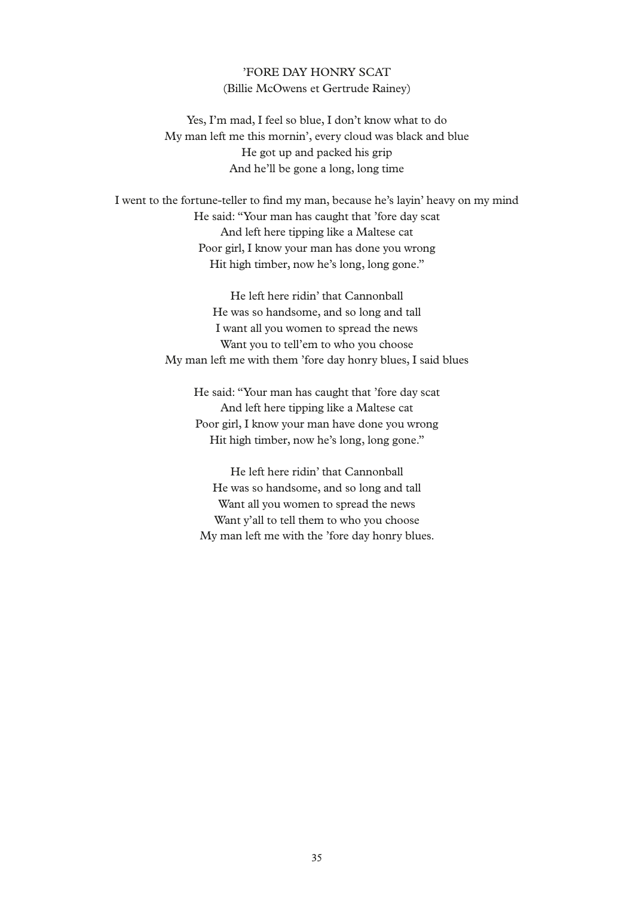# 'FORE DAY HONRY SCAT

(Billie McOwens et Gertrude Rainey)

Yes, I'm mad, I feel so blue, I don't know what to do
My man left me this mornin', every cloud was black and blue
He got up and packed his grip
And he'll be gone a long, long time

I went to the fortune-teller to find my man, because he's layin' heavy on my mind
He said: "Your man has caught that 'fore day scat
And left here tipping like a Maltese cat
Poor girl, I know your man has done you wrong
Hit high timber, now he's long, long gone."

He left here ridin' that Cannonball
He was so handsome, and so long and tall
I want all you women to spread the news
Want you to tell'em to who you choose
My man left me with them 'fore day honry blues, I said blues

He said: "Your man has caught that 'fore day scat
And left here tipping like a Maltese cat
Poor girl, I know your man have done you wrong
Hit high timber, now he's long, long gone."

He left here ridin' that Cannonball
He was so handsome, and so long and tall
Want all you women to spread the news
Want y'all to tell them to who you choose
My man left me with the 'fore day honry blues.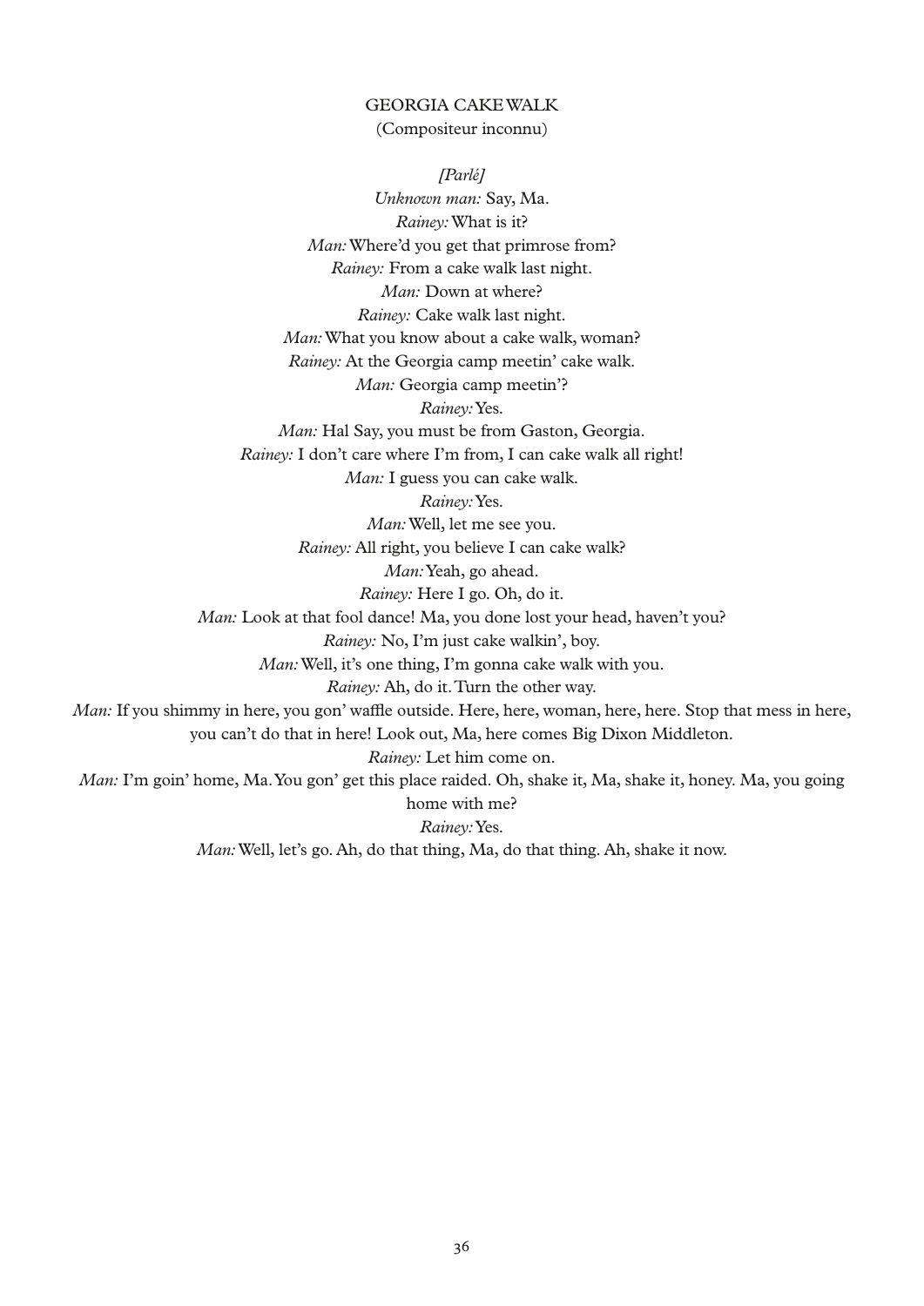## GEORGIA CAKE WALK

(Compositeur inconnu)

*[Parlé]*

*Unknown man:* Say, Ma.

*Rainey:* What is it?

*Man:* Where'd you get that primrose from?

*Rainey:* From a cake walk last night.

*Man:* Down at where?

*Rainey:* Cake walk last night.

*Man:* What you know about a cake walk, woman?

*Rainey:* At the Georgia camp meetin' cake walk.

*Man:* Georgia camp meetin'?

*Rainey:* Yes.

*Man:* Hal Say, you must be from Gaston, Georgia.

*Rainey:* I don't care where I'm from, I can cake walk all right!

*Man:* I guess you can cake walk.

*Rainey:* Yes.

*Man:* Well, let me see you.

*Rainey:* All right, you believe I can cake walk?

*Man:* Yeah, go ahead.

*Rainey:* Here I go. Oh, do it.

*Man:* Look at that fool dance! Ma, you done lost your head, haven't you?

*Rainey:* No, I'm just cake walkin', boy.

*Man:* Well, it's one thing, I'm gonna cake walk with you.

*Rainey:* Ah, do it. Turn the other way.

*Man:* If you shimmy in here, you gon' waffle outside. Here, here, woman, here, here. Stop that mess in here, you can't do that in here! Look out, Ma, here comes Big Dixon Middleton.

*Rainey:* Let him come on.

*Man:* I'm goin' home, Ma. You gon' get this place raided. Oh, shake it, Ma, shake it, honey. Ma, you going home with me?

*Rainey:* Yes.

*Man:* Well, let's go. Ah, do that thing, Ma, do that thing. Ah, shake it now.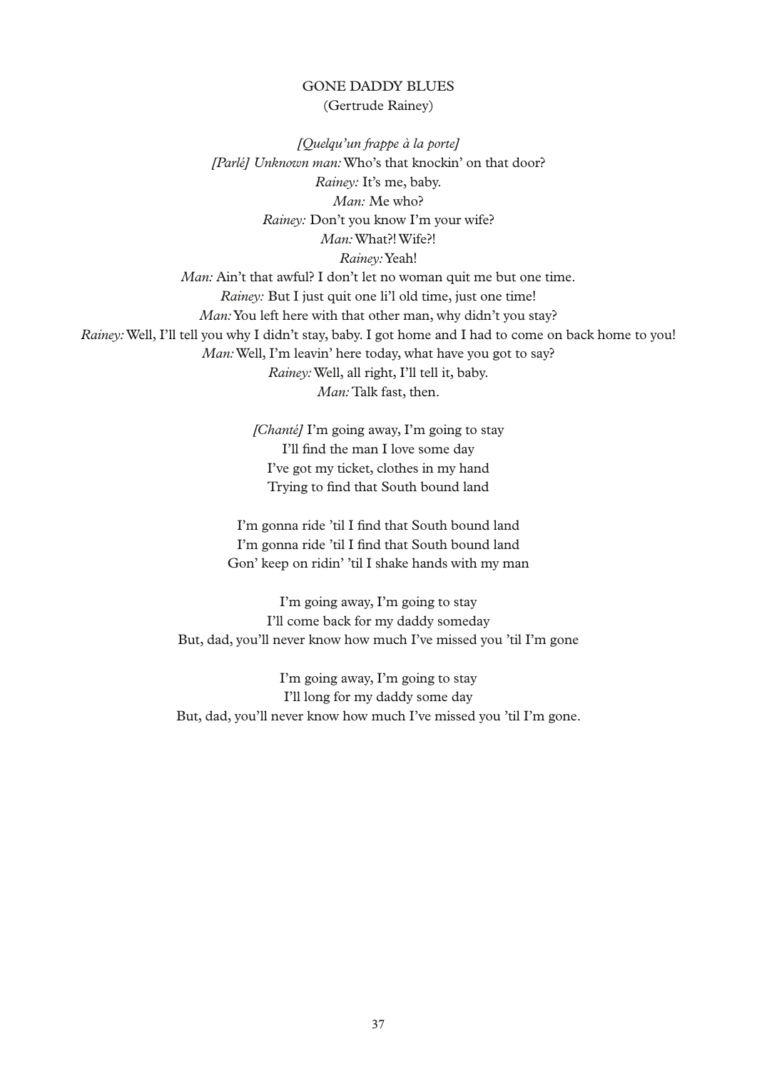## GONE DADDY BLUES

(Gertrude Rainey)

*[Quelqu'un frappe à la porte]*

*[Parlé] Unknown man:* Who's that knockin' on that door?

*Rainey:* It's me, baby.

*Man:* Me who?

*Rainey:* Don't you know I'm your wife?

*Man:* What?! Wife?!

*Rainey:* Yeah!

*Man:* Ain't that awful? I don't let no woman quit me but one time.

*Rainey:* But I just quit one li'l old time, just one time!

*Man:* You left here with that other man, why didn't you stay?

*Rainey:* Well, I'll tell you why I didn't stay, baby. I got home and I had to come on back home to you!

*Man:* Well, I'm leavin' here today, what have you got to say?

*Rainey:* Well, all right, I'll tell it, baby.

*Man:* Talk fast, then.

*[Chanté]* I'm going away, I'm going to stay
I'll find the man I love some day
I've got my ticket, clothes in my hand
Trying to find that South bound land

I'm gonna ride 'til I find that South bound land
I'm gonna ride 'til I find that South bound land
Gon' keep on ridin' 'til I shake hands with my man

I'm going away, I'm going to stay
I'll come back for my daddy someday
But, dad, you'll never know how much I've missed you 'til I'm gone

I'm going away, I'm going to stay
I'll long for my daddy some day
But, dad, you'll never know how much I've missed you 'til I'm gone.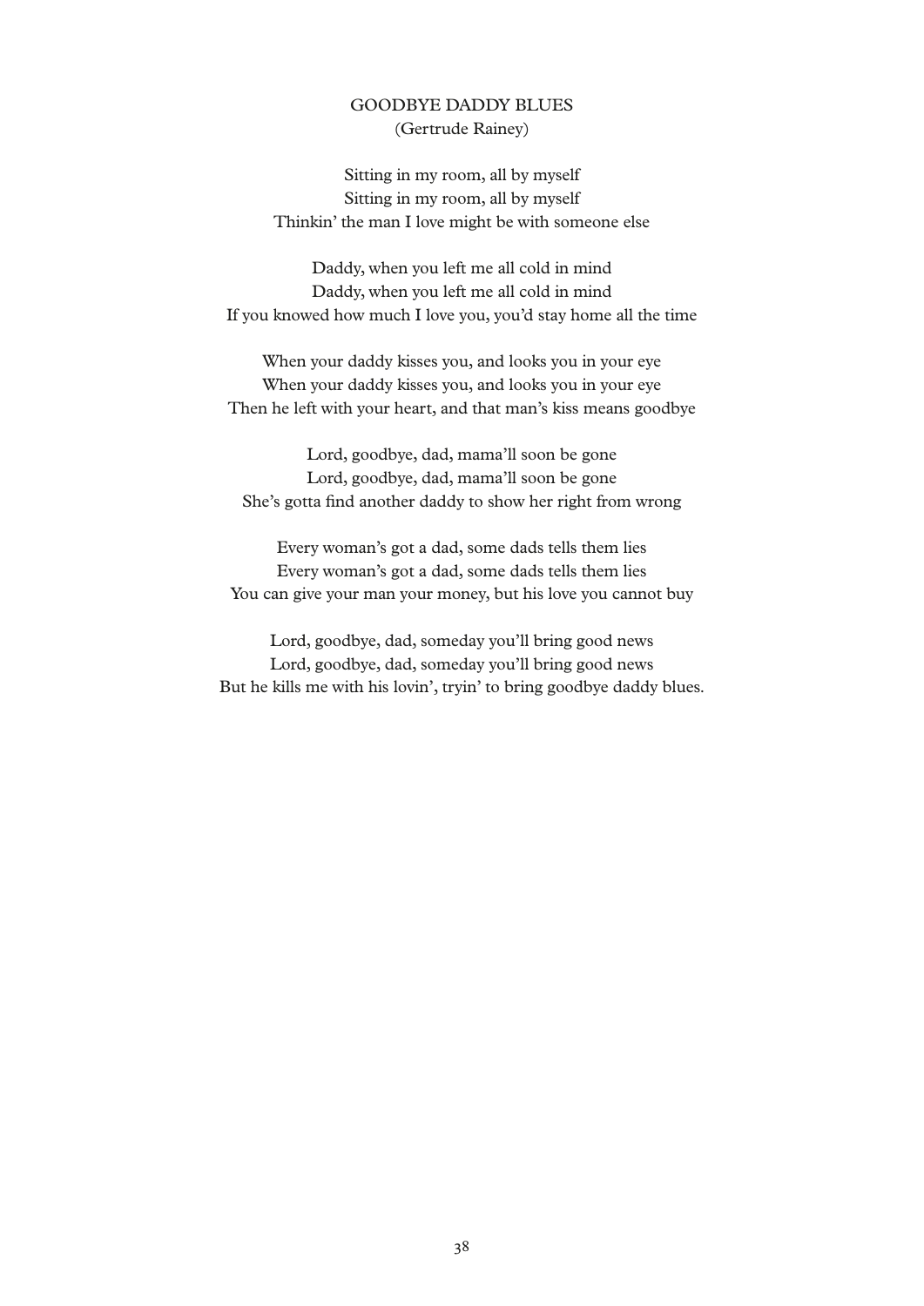## GOODBYE DADDY BLUES

(Gertrude Rainey)

Sitting in my room, all by myself  
Sitting in my room, all by myself  
Thinkin' the man I love might be with someone else

Daddy, when you left me all cold in mind  
Daddy, when you left me all cold in mind  
If you knowed how much I love you, you'd stay home all the time

When your daddy kisses you, and looks you in your eye  
When your daddy kisses you, and looks you in your eye  
Then he left with your heart, and that man's kiss means goodbye

Lord, goodbye, dad, mama'll soon be gone  
Lord, goodbye, dad, mama'll soon be gone  
She's gotta find another daddy to show her right from wrong

Every woman's got a dad, some dads tells them lies  
Every woman's got a dad, some dads tells them lies  
You can give your man your money, but his love you cannot buy

Lord, goodbye, dad, someday you'll bring good news  
Lord, goodbye, dad, someday you'll bring good news  
But he kills me with his lovin', tryin' to bring goodbye daddy blues.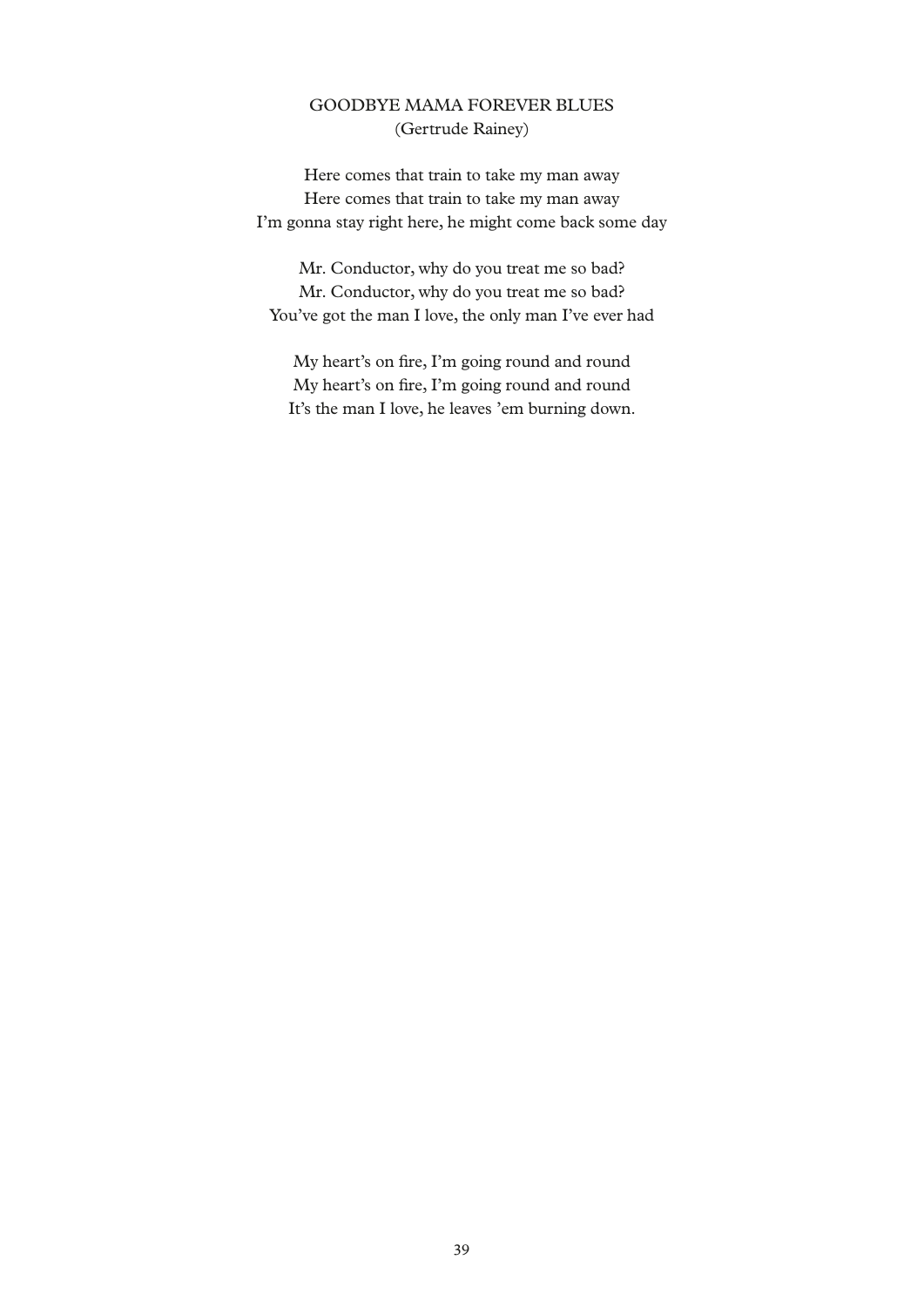## GOODBYE MAMA FOREVER BLUES

(Gertrude Rainey)

Here comes that train to take my man away  
Here comes that train to take my man away  
I'm gonna stay right here, he might come back some day

Mr. Conductor, why do you treat me so bad?  
Mr. Conductor, why do you treat me so bad?  
You've got the man I love, the only man I've ever had

My heart's on fire, I'm going round and round  
My heart's on fire, I'm going round and round  
It's the man I love, he leaves 'em burning down.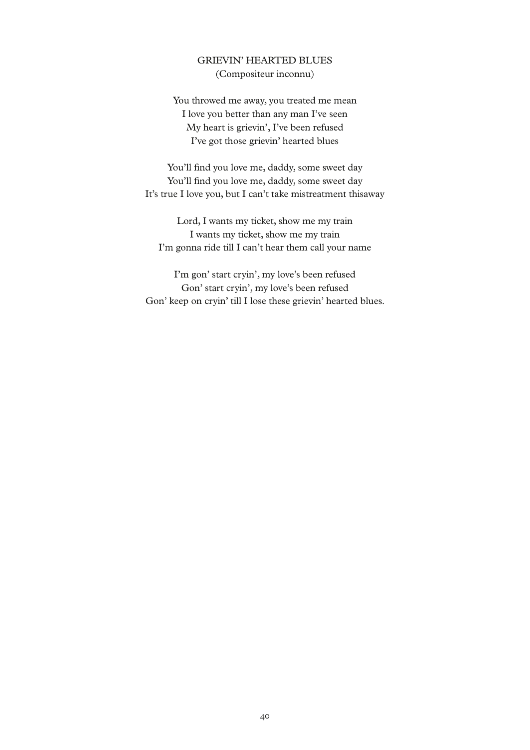## GRIEVIN' HEARTED BLUES

(Compositeur inconnu)

You throwed me away, you treated me mean
I love you better than any man I've seen
My heart is grievin', I've been refused
I've got those grievin' hearted blues

You'll find you love me, daddy, some sweet day
You'll find you love me, daddy, some sweet day
It's true I love you, but I can't take mistreatment thisaway

Lord, I wants my ticket, show me my train
I wants my ticket, show me my train
I'm gonna ride till I can't hear them call your name

I'm gon' start cryin', my love's been refused
Gon' start cryin', my love's been refused
Gon' keep on cryin' till I lose these grievin' hearted blues.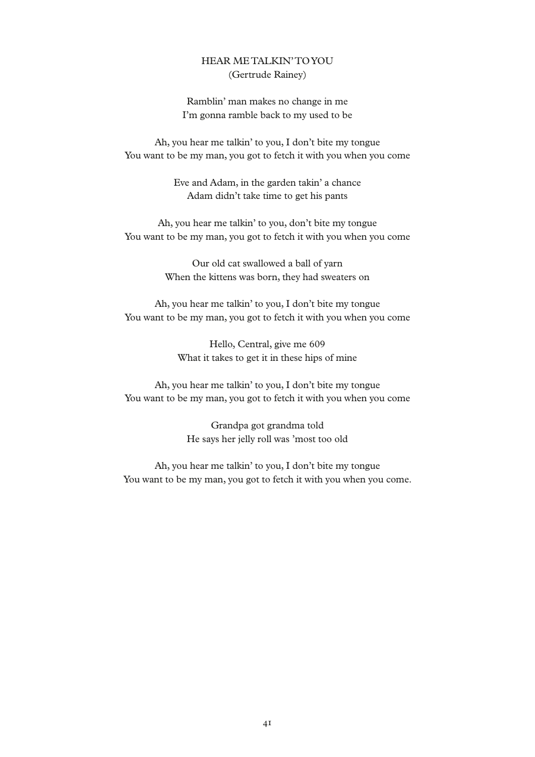## HEAR ME TALKIN' TO YOU
(Gertrude Rainey)

Ramblin' man makes no change in me
I'm gonna ramble back to my used to be

Ah, you hear me talkin' to you, I don't bite my tongue
You want to be my man, you got to fetch it with you when you come

Eve and Adam, in the garden takin' a chance
Adam didn't take time to get his pants

Ah, you hear me talkin' to you, don't bite my tongue
You want to be my man, you got to fetch it with you when you come

Our old cat swallowed a ball of yarn
When the kittens was born, they had sweaters on

Ah, you hear me talkin' to you, I don't bite my tongue
You want to be my man, you got to fetch it with you when you come

Hello, Central, give me 609
What it takes to get it in these hips of mine

Ah, you hear me talkin' to you, I don't bite my tongue
You want to be my man, you got to fetch it with you when you come

Grandpa got grandma told
He says her jelly roll was 'most too old

Ah, you hear me talkin' to you, I don't bite my tongue
You want to be my man, you got to fetch it with you when you come.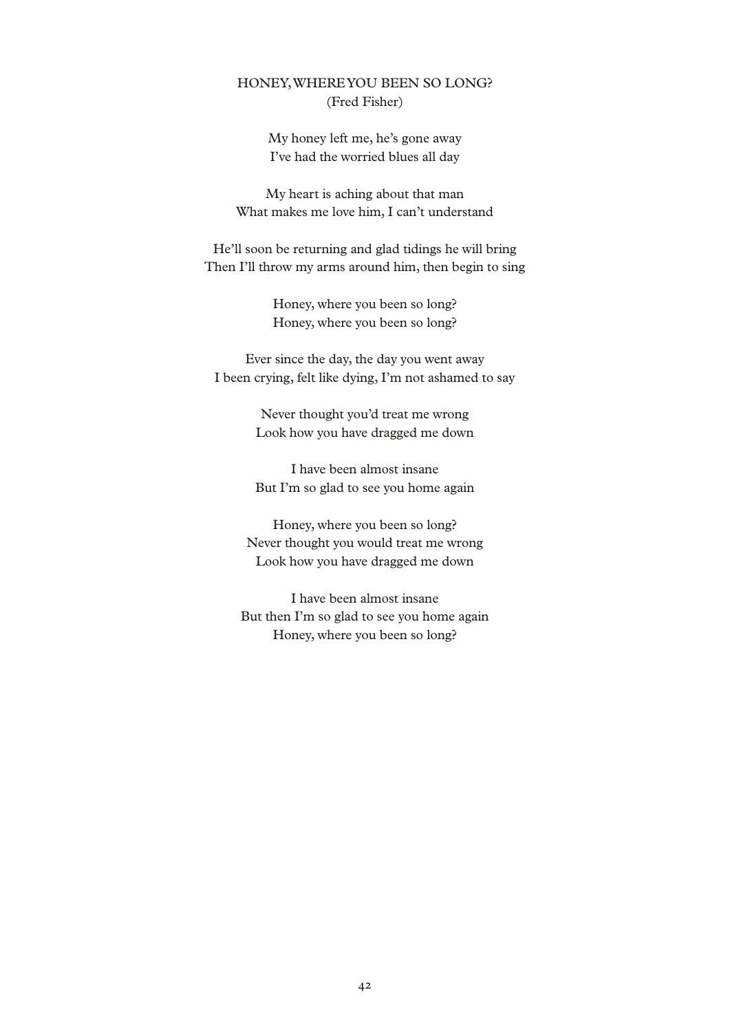## HONEY, WHERE YOU BEEN SO LONG?
(Fred Fisher)

My honey left me, he's gone away
I've had the worried blues all day

My heart is aching about that man
What makes me love him, I can't understand

He'll soon be returning and glad tidings he will bring
Then I'll throw my arms around him, then begin to sing

Honey, where you been so long?
Honey, where you been so long?

Ever since the day, the day you went away
I been crying, felt like dying, I'm not ashamed to say

Never thought you'd treat me wrong
Look how you have dragged me down

I have been almost insane
But I'm so glad to see you home again

Honey, where you been so long?
Never thought you would treat me wrong
Look how you have dragged me down

I have been almost insane
But then I'm so glad to see you home again
Honey, where you been so long?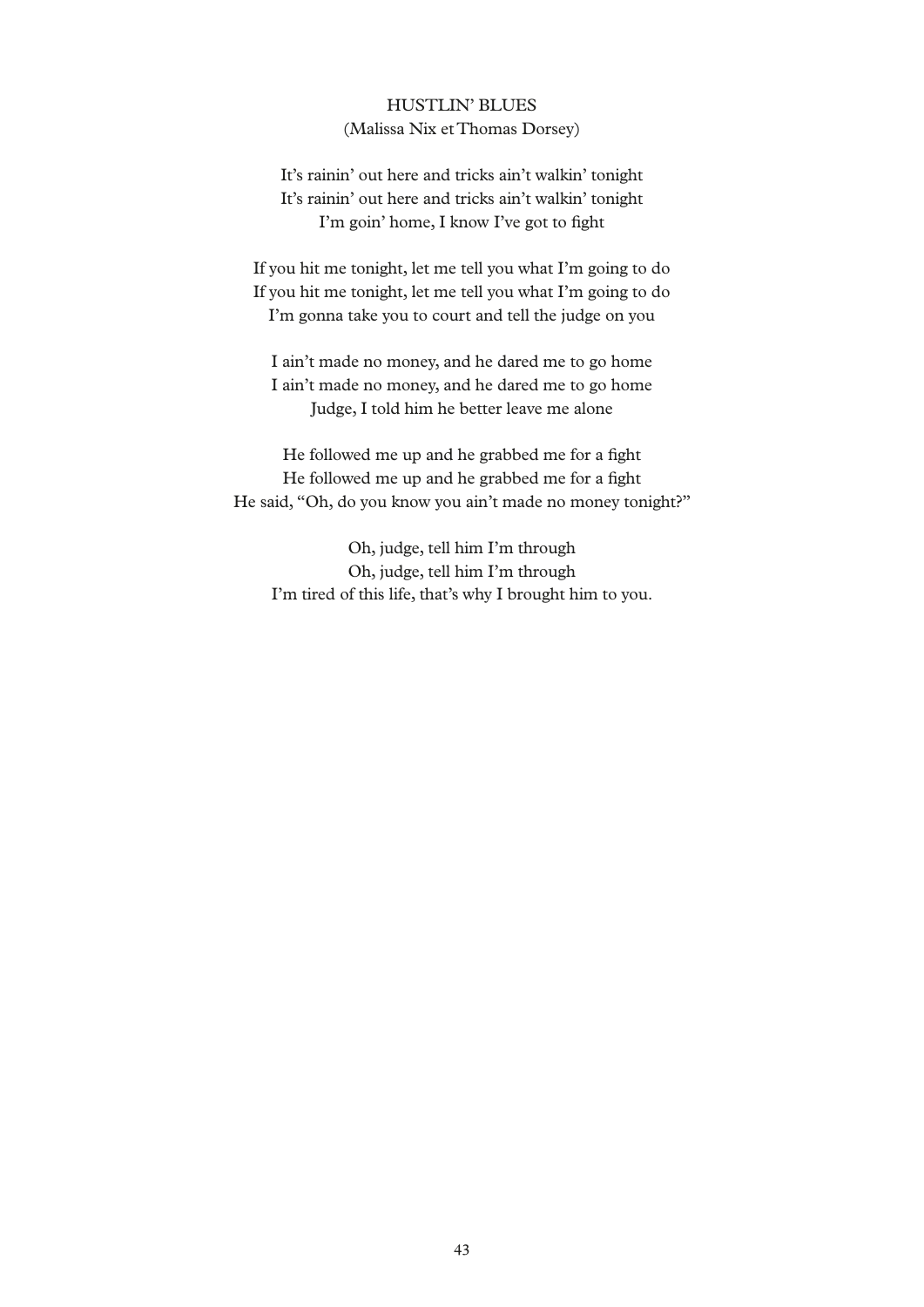## HUSTLIN' BLUES

(Malissa Nix et Thomas Dorsey)

It's rainin' out here and tricks ain't walkin' tonight  
It's rainin' out here and tricks ain't walkin' tonight  
I'm goin' home, I know I've got to fight

If you hit me tonight, let me tell you what I'm going to do  
If you hit me tonight, let me tell you what I'm going to do  
I'm gonna take you to court and tell the judge on you

I ain't made no money, and he dared me to go home  
I ain't made no money, and he dared me to go home  
Judge, I told him he better leave me alone

He followed me up and he grabbed me for a fight  
He followed me up and he grabbed me for a fight  
He said, "Oh, do you know you ain't made no money tonight?"

Oh, judge, tell him I'm through  
Oh, judge, tell him I'm through  
I'm tired of this life, that's why I brought him to you.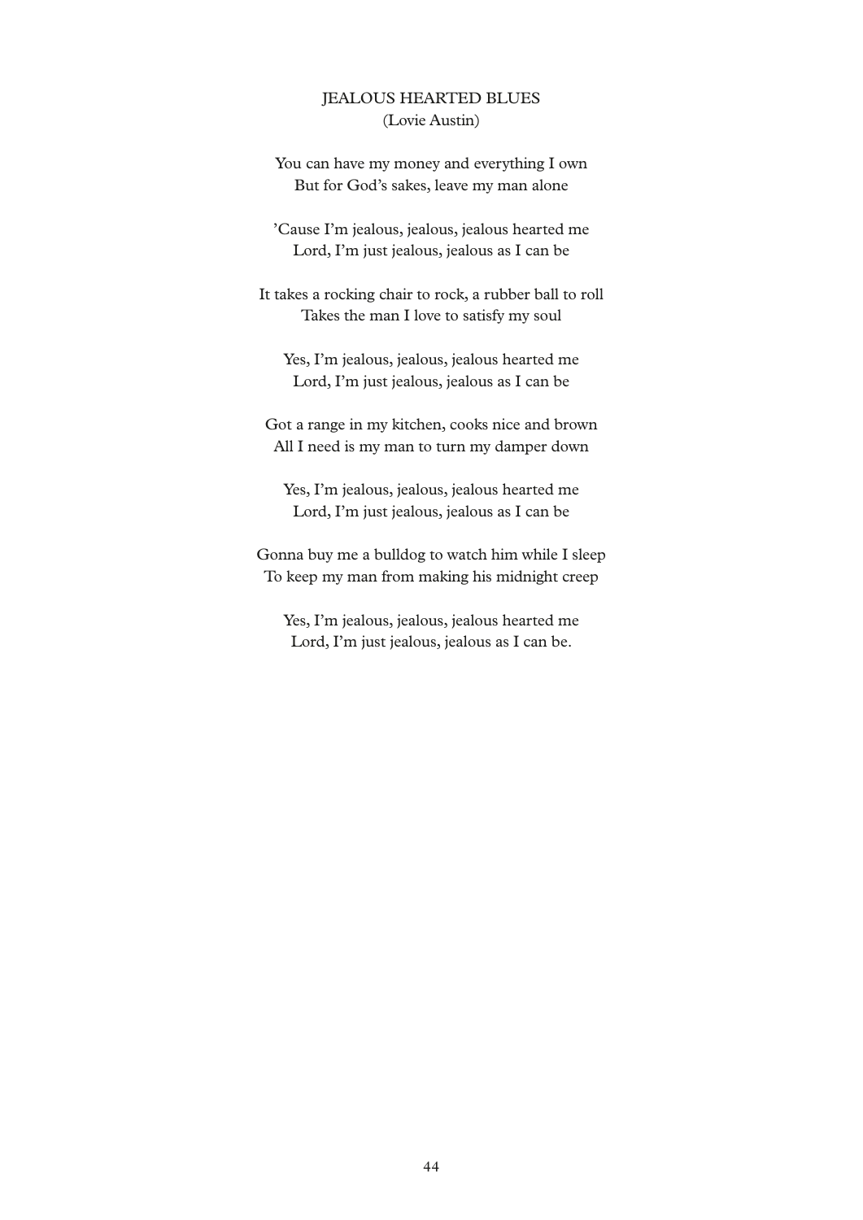## JEALOUS HEARTED BLUES

(Lovie Austin)

You can have my money and everything I own
But for God's sakes, leave my man alone

'Cause I'm jealous, jealous, jealous hearted me
Lord, I'm just jealous, jealous as I can be

It takes a rocking chair to rock, a rubber ball to roll
Takes the man I love to satisfy my soul

Yes, I'm jealous, jealous, jealous hearted me
Lord, I'm just jealous, jealous as I can be

Got a range in my kitchen, cooks nice and brown
All I need is my man to turn my damper down

Yes, I'm jealous, jealous, jealous hearted me
Lord, I'm just jealous, jealous as I can be

Gonna buy me a bulldog to watch him while I sleep
To keep my man from making his midnight creep

Yes, I'm jealous, jealous, jealous hearted me
Lord, I'm just jealous, jealous as I can be.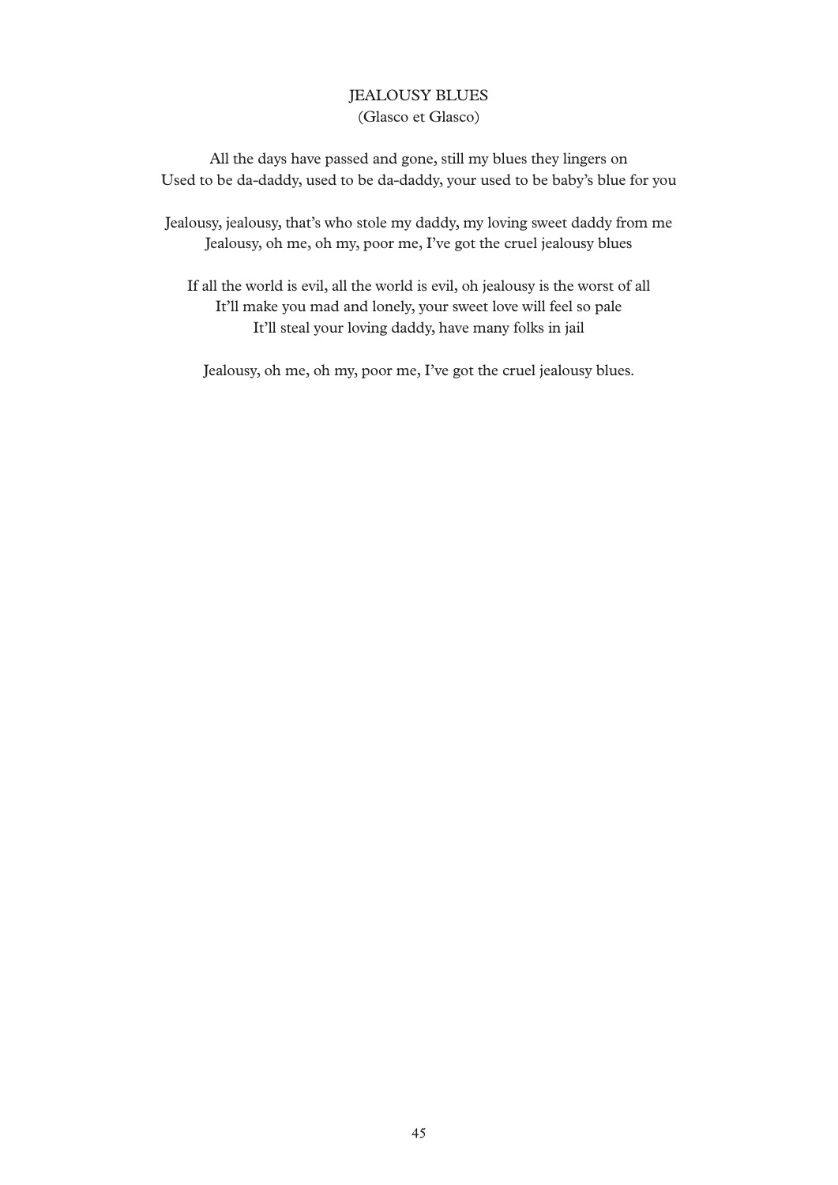# JEALOUSY BLUES
(Glasco et Glasco)

All the days have passed and gone, still my blues they lingers on
Used to be da-daddy, used to be da-daddy, your used to be baby's blue for you

Jealousy, jealousy, that's who stole my daddy, my loving sweet daddy from me
Jealousy, oh me, oh my, poor me, I've got the cruel jealousy blues

If all the world is evil, all the world is evil, oh jealousy is the worst of all
It'll make you mad and lonely, your sweet love will feel so pale
It'll steal your loving daddy, have many folks in jail

Jealousy, oh me, oh my, poor me, I've got the cruel jealousy blues.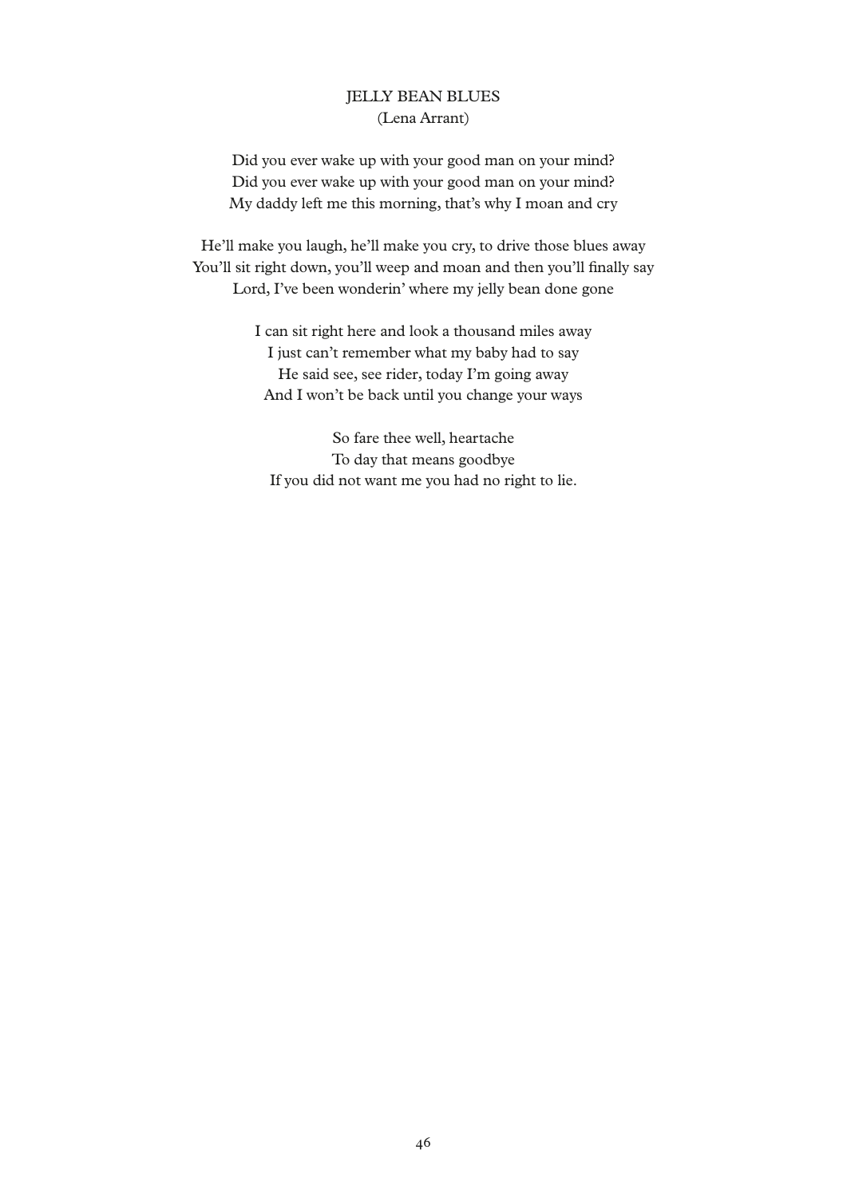## JELLY BEAN BLUES

(Lena Arrant)

Did you ever wake up with your good man on your mind?
Did you ever wake up with your good man on your mind?
My daddy left me this morning, that's why I moan and cry

He'll make you laugh, he'll make you cry, to drive those blues away
You'll sit right down, you'll weep and moan and then you'll finally say
Lord, I've been wonderin' where my jelly bean done gone

I can sit right here and look a thousand miles away
I just can't remember what my baby had to say
He said see, see rider, today I'm going away
And I won't be back until you change your ways

So fare thee well, heartache
To day that means goodbye
If you did not want me you had no right to lie.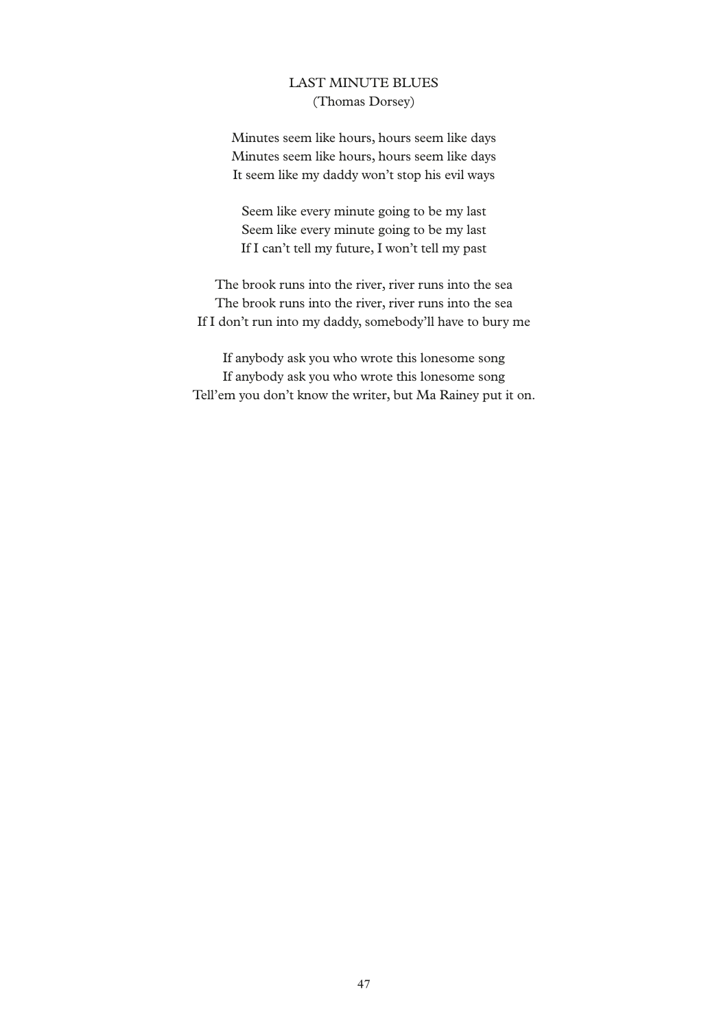## LAST MINUTE BLUES

(Thomas Dorsey)

Minutes seem like hours, hours seem like days
Minutes seem like hours, hours seem like days
It seem like my daddy won't stop his evil ways

Seem like every minute going to be my last
Seem like every minute going to be my last
If I can't tell my future, I won't tell my past

The brook runs into the river, river runs into the sea
The brook runs into the river, river runs into the sea
If I don't run into my daddy, somebody'll have to bury me

If anybody ask you who wrote this lonesome song
If anybody ask you who wrote this lonesome song
Tell'em you don't know the writer, but Ma Rainey put it on.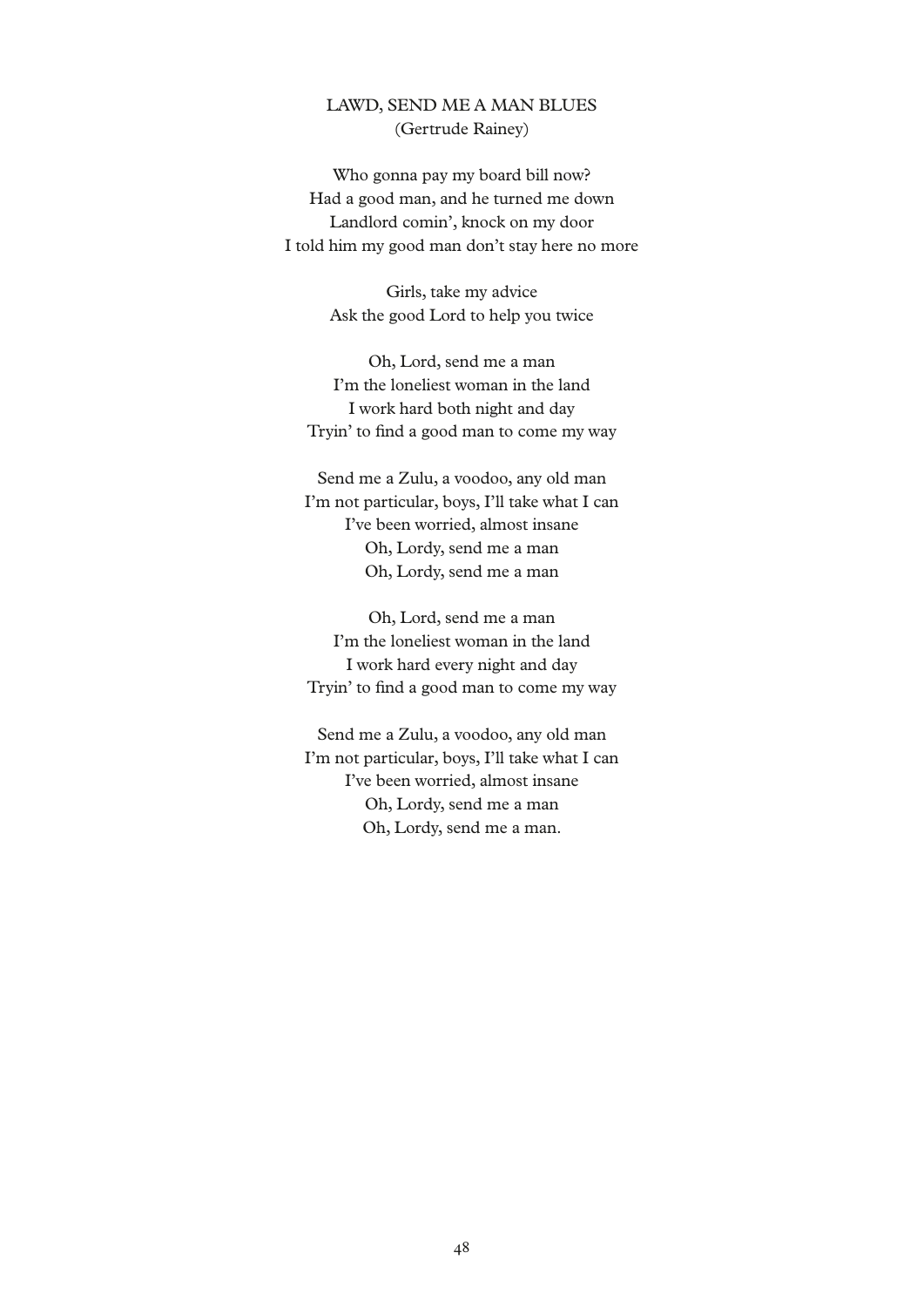## LAWD, SEND ME A MAN BLUES
(Gertrude Rainey)

Who gonna pay my board bill now?
Had a good man, and he turned me down
Landlord comin', knock on my door
I told him my good man don't stay here no more

Girls, take my advice
Ask the good Lord to help you twice

Oh, Lord, send me a man
I'm the loneliest woman in the land
I work hard both night and day
Tryin' to find a good man to come my way

Send me a Zulu, a voodoo, any old man
I'm not particular, boys, I'll take what I can
I've been worried, almost insane
Oh, Lordy, send me a man
Oh, Lordy, send me a man

Oh, Lord, send me a man
I'm the loneliest woman in the land
I work hard every night and day
Tryin' to find a good man to come my way

Send me a Zulu, a voodoo, any old man
I'm not particular, boys, I'll take what I can
I've been worried, almost insane
Oh, Lordy, send me a man
Oh, Lordy, send me a man.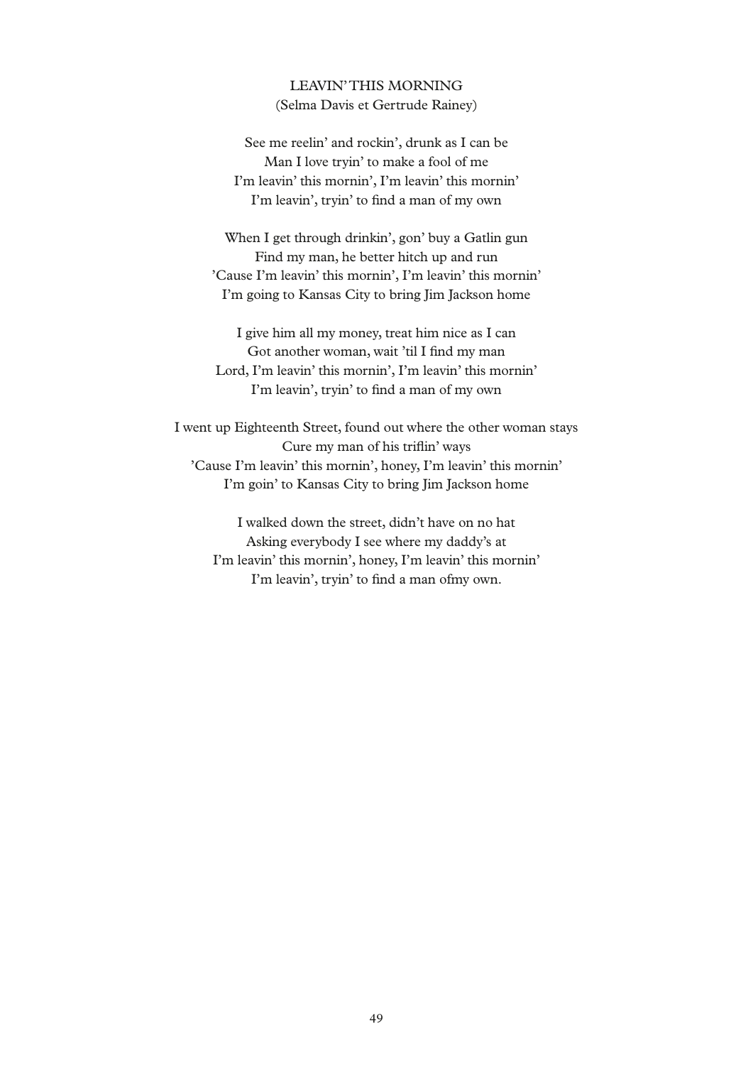## LEAVIN' THIS MORNING

(Selma Davis et Gertrude Rainey)

See me reelin' and rockin', drunk as I can be
Man I love tryin' to make a fool of me
I'm leavin' this mornin', I'm leavin' this mornin'
I'm leavin', tryin' to find a man of my own

When I get through drinkin', gon' buy a Gatlin gun
Find my man, he better hitch up and run
'Cause I'm leavin' this mornin', I'm leavin' this mornin'
I'm going to Kansas City to bring Jim Jackson home

I give him all my money, treat him nice as I can
Got another woman, wait 'til I find my man
Lord, I'm leavin' this mornin', I'm leavin' this mornin'
I'm leavin', tryin' to find a man of my own

I went up Eighteenth Street, found out where the other woman stays
Cure my man of his triflin' ways
'Cause I'm leavin' this mornin', honey, I'm leavin' this mornin'
I'm goin' to Kansas City to bring Jim Jackson home

I walked down the street, didn't have on no hat
Asking everybody I see where my daddy's at
I'm leavin' this mornin', honey, I'm leavin' this mornin'
I'm leavin', tryin' to find a man ofmy own.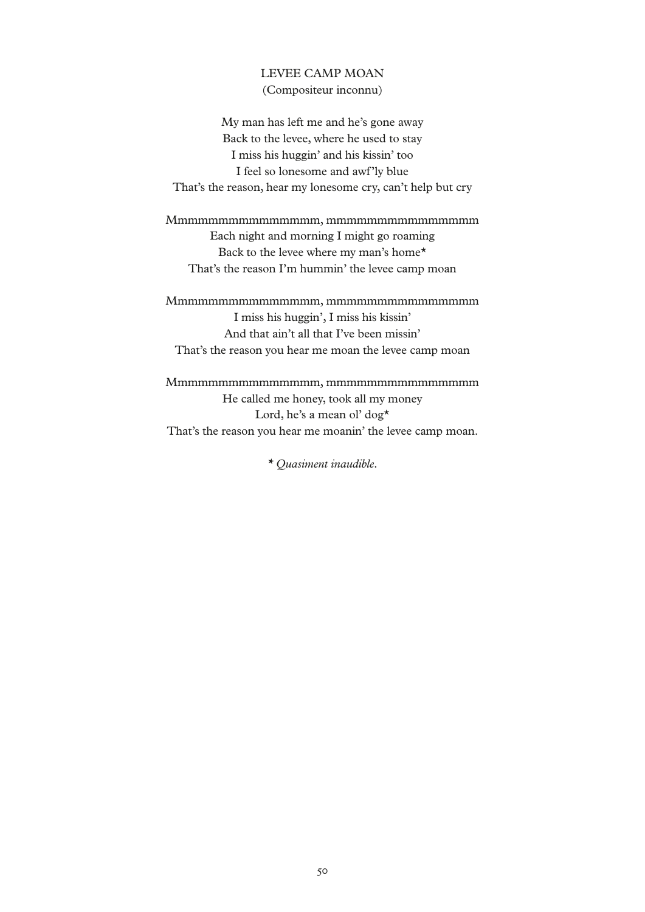## LEVEE CAMP MOAN

(Compositeur inconnu)

My man has left me and he's gone away  
Back to the levee, where he used to stay  
I miss his huggin' and his kissin' too  
I feel so lonesome and awf'ly blue  
That's the reason, hear my lonesome cry, can't help but cry

Mmmmmmmmmmmmmmm, mmmmmmmmmmmmmmm  
Each night and morning I might go roaming  
Back to the levee where my man's home*  
That's the reason I'm hummin' the levee camp moan

Mmmmmmmmmmmmmmm, mmmmmmmmmmmmmmm  
I miss his huggin', I miss his kissin'  
And that ain't all that I've been missin'  
That's the reason you hear me moan the levee camp moan

Mmmmmmmmmmmmmmm, mmmmmmmmmmmmmmm  
He called me honey, took all my money  
Lord, he's a mean ol' dog*  
That's the reason you hear me moanin' the levee camp moan.

\* *Quasiment inaudible.*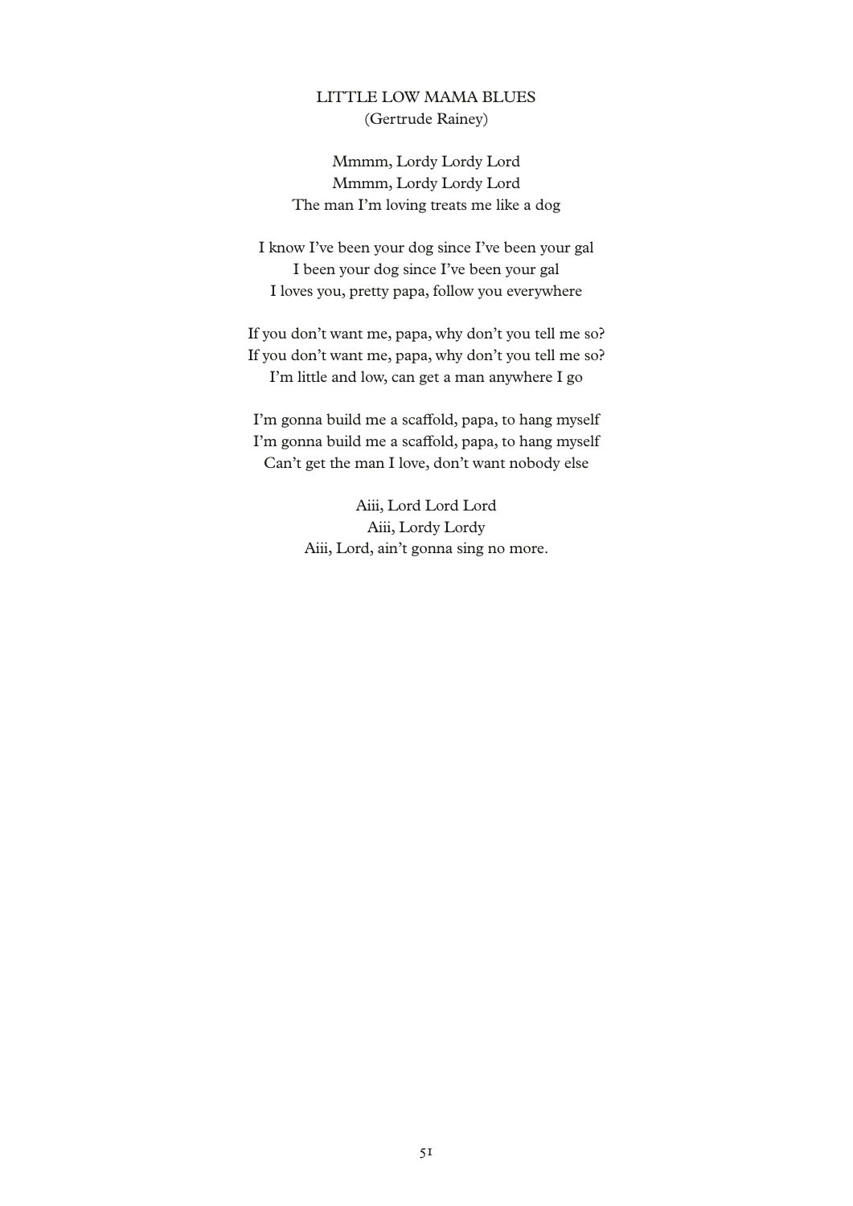## LITTLE LOW MAMA BLUES
(Gertrude Rainey)

Mmmm, Lordy Lordy Lord  
Mmmm, Lordy Lordy Lord  
The man I'm loving treats me like a dog

I know I've been your dog since I've been your gal  
I been your dog since I've been your gal  
I loves you, pretty papa, follow you everywhere

If you don't want me, papa, why don't you tell me so?  
If you don't want me, papa, why don't you tell me so?  
I'm little and low, can get a man anywhere I go

I'm gonna build me a scaffold, papa, to hang myself  
I'm gonna build me a scaffold, papa, to hang myself  
Can't get the man I love, don't want nobody else

Aiii, Lord Lord Lord  
Aiii, Lordy Lordy  
Aiii, Lord, ain't gonna sing no more.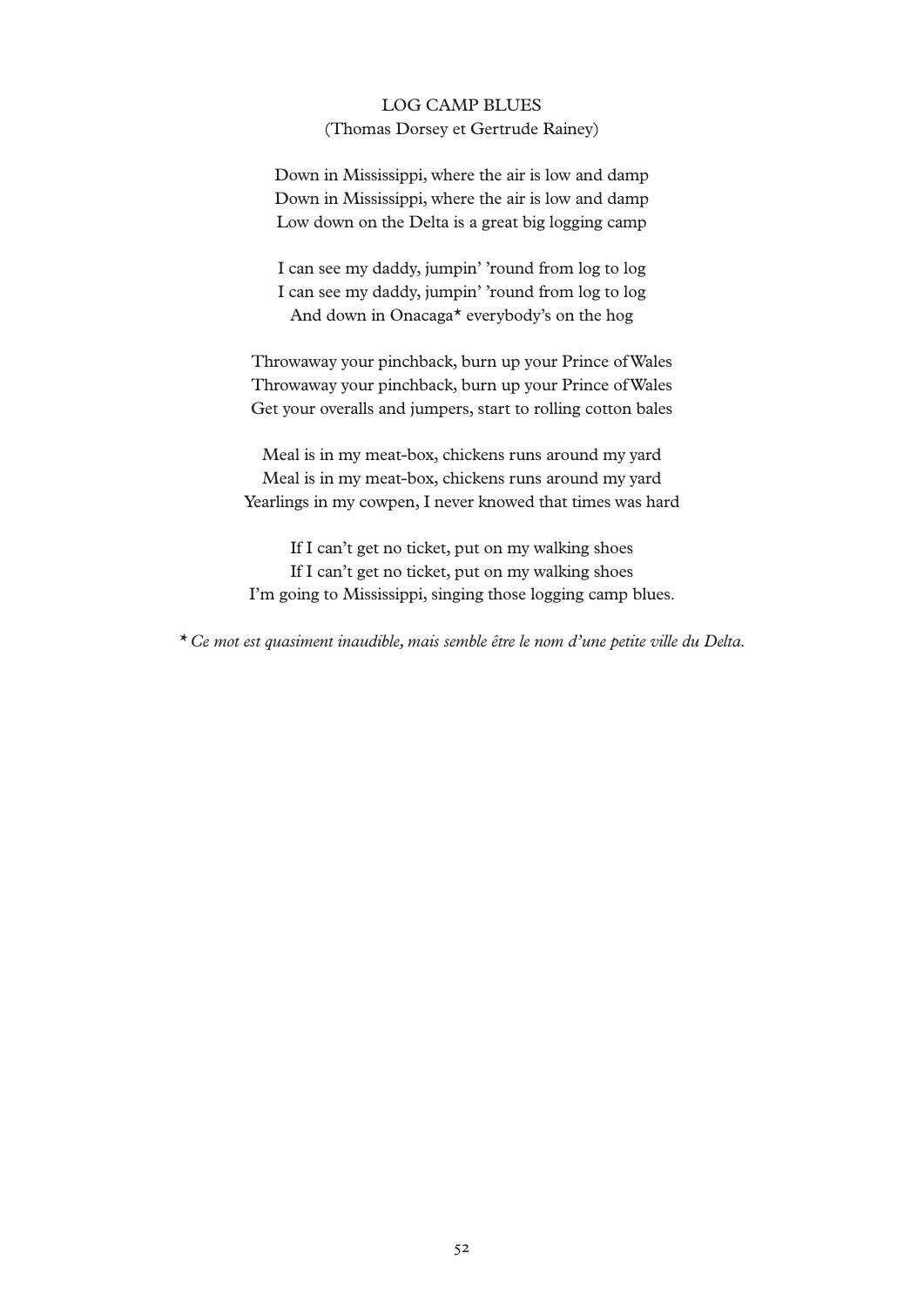## LOG CAMP BLUES

(Thomas Dorsey et Gertrude Rainey)

Down in Mississippi, where the air is low and damp
Down in Mississippi, where the air is low and damp
Low down on the Delta is a great big logging camp

I can see my daddy, jumpin' 'round from log to log
I can see my daddy, jumpin' 'round from log to log
And down in Onacaga* everybody's on the hog

Throwaway your pinchback, burn up your Prince of Wales
Throwaway your pinchback, burn up your Prince of Wales
Get your overalls and jumpers, start to rolling cotton bales

Meal is in my meat-box, chickens runs around my yard
Meal is in my meat-box, chickens runs around my yard
Yearlings in my cowpen, I never knowed that times was hard

If I can't get no ticket, put on my walking shoes
If I can't get no ticket, put on my walking shoes
I'm going to Mississippi, singing those logging camp blues.

* *Ce mot est quasiment inaudible, mais semble être le nom d'une petite ville du Delta.*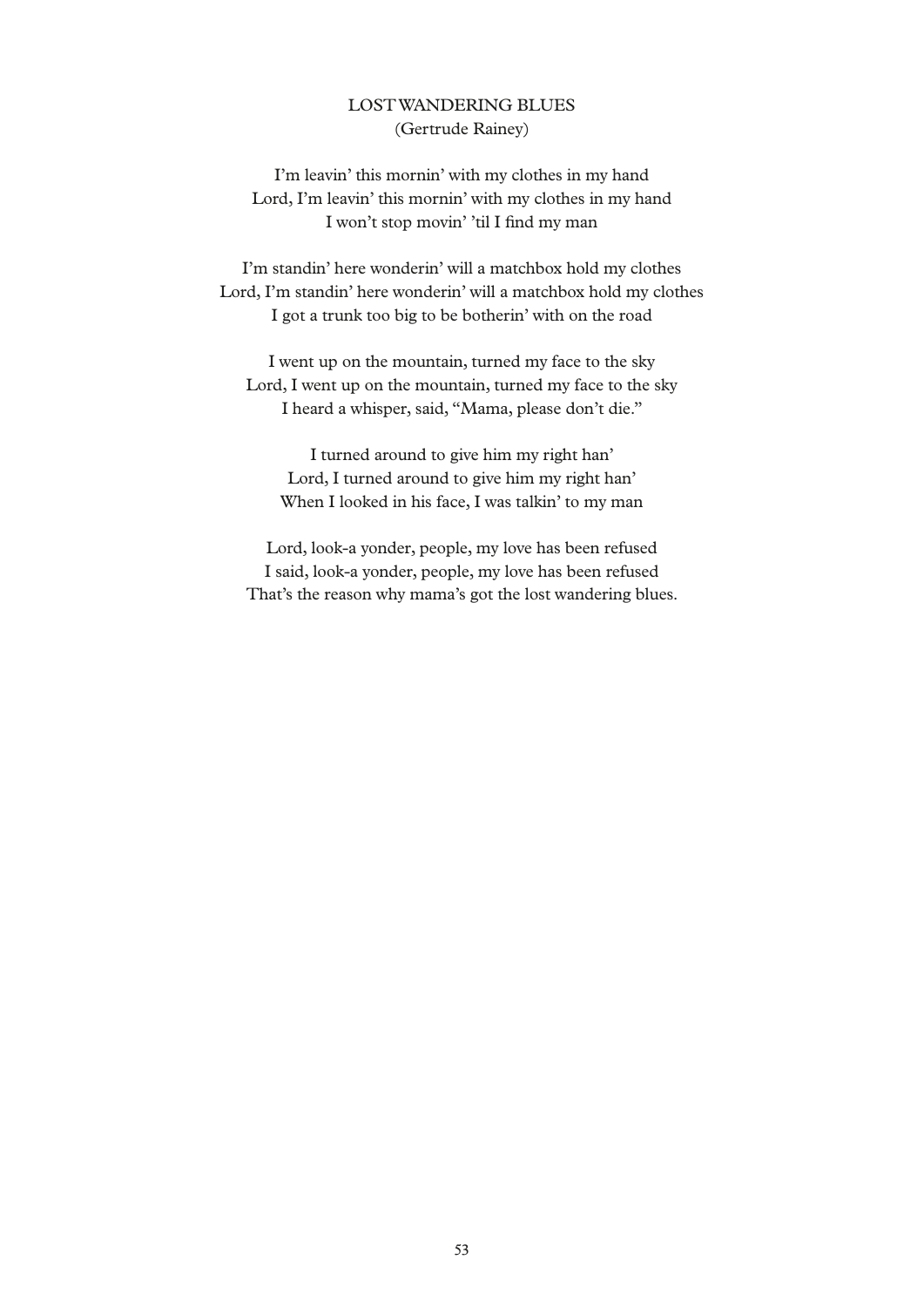## LOST WANDERING BLUES

(Gertrude Rainey)

I'm leavin' this mornin' with my clothes in my hand  
Lord, I'm leavin' this mornin' with my clothes in my hand  
I won't stop movin' 'til I find my man

I'm standin' here wonderin' will a matchbox hold my clothes  
Lord, I'm standin' here wonderin' will a matchbox hold my clothes  
I got a trunk too big to be botherin' with on the road

I went up on the mountain, turned my face to the sky  
Lord, I went up on the mountain, turned my face to the sky  
I heard a whisper, said, "Mama, please don't die."

I turned around to give him my right han'  
Lord, I turned around to give him my right han'  
When I looked in his face, I was talkin' to my man

Lord, look-a yonder, people, my love has been refused  
I said, look-a yonder, people, my love has been refused  
That's the reason why mama's got the lost wandering blues.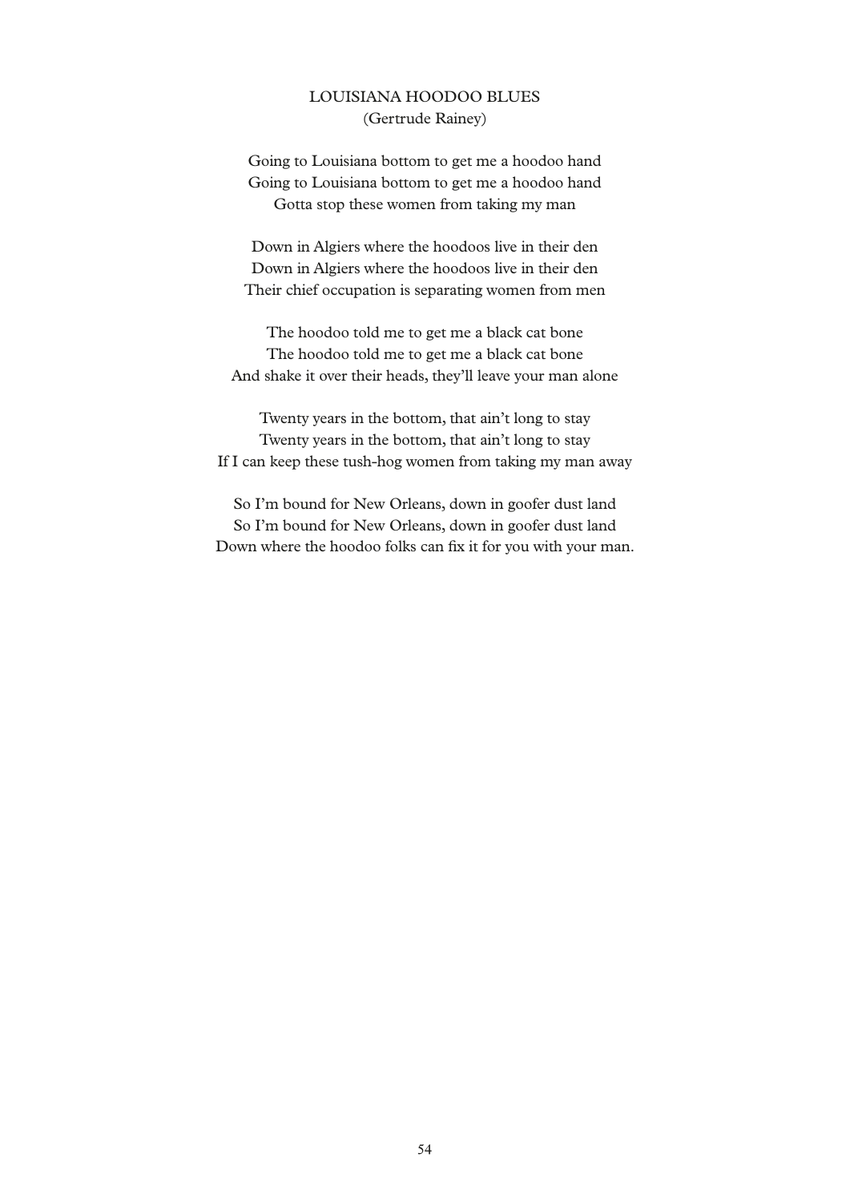## LOUISIANA HOODOO BLUES

(Gertrude Rainey)

Going to Louisiana bottom to get me a hoodoo hand
Going to Louisiana bottom to get me a hoodoo hand
Gotta stop these women from taking my man

Down in Algiers where the hoodoos live in their den
Down in Algiers where the hoodoos live in their den
Their chief occupation is separating women from men

The hoodoo told me to get me a black cat bone
The hoodoo told me to get me a black cat bone
And shake it over their heads, they'll leave your man alone

Twenty years in the bottom, that ain't long to stay
Twenty years in the bottom, that ain't long to stay
If I can keep these tush-hog women from taking my man away

So I'm bound for New Orleans, down in goofer dust land
So I'm bound for New Orleans, down in goofer dust land
Down where the hoodoo folks can fix it for you with your man.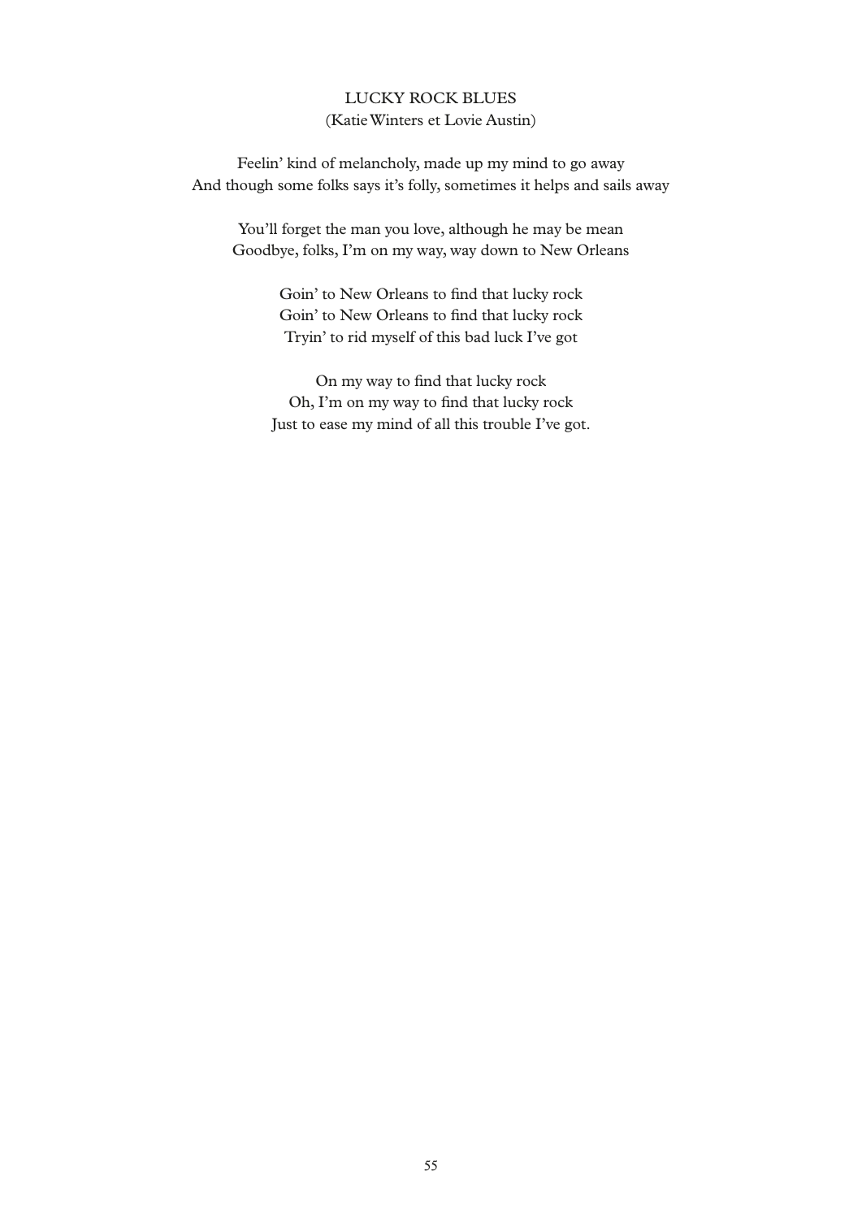## LUCKY ROCK BLUES

(Katie Winters et Lovie Austin)

Feelin' kind of melancholy, made up my mind to go away
And though some folks says it's folly, sometimes it helps and sails away

You'll forget the man you love, although he may be mean
Goodbye, folks, I'm on my way, way down to New Orleans

Goin' to New Orleans to find that lucky rock
Goin' to New Orleans to find that lucky rock
Tryin' to rid myself of this bad luck I've got

On my way to find that lucky rock
Oh, I'm on my way to find that lucky rock
Just to ease my mind of all this trouble I've got.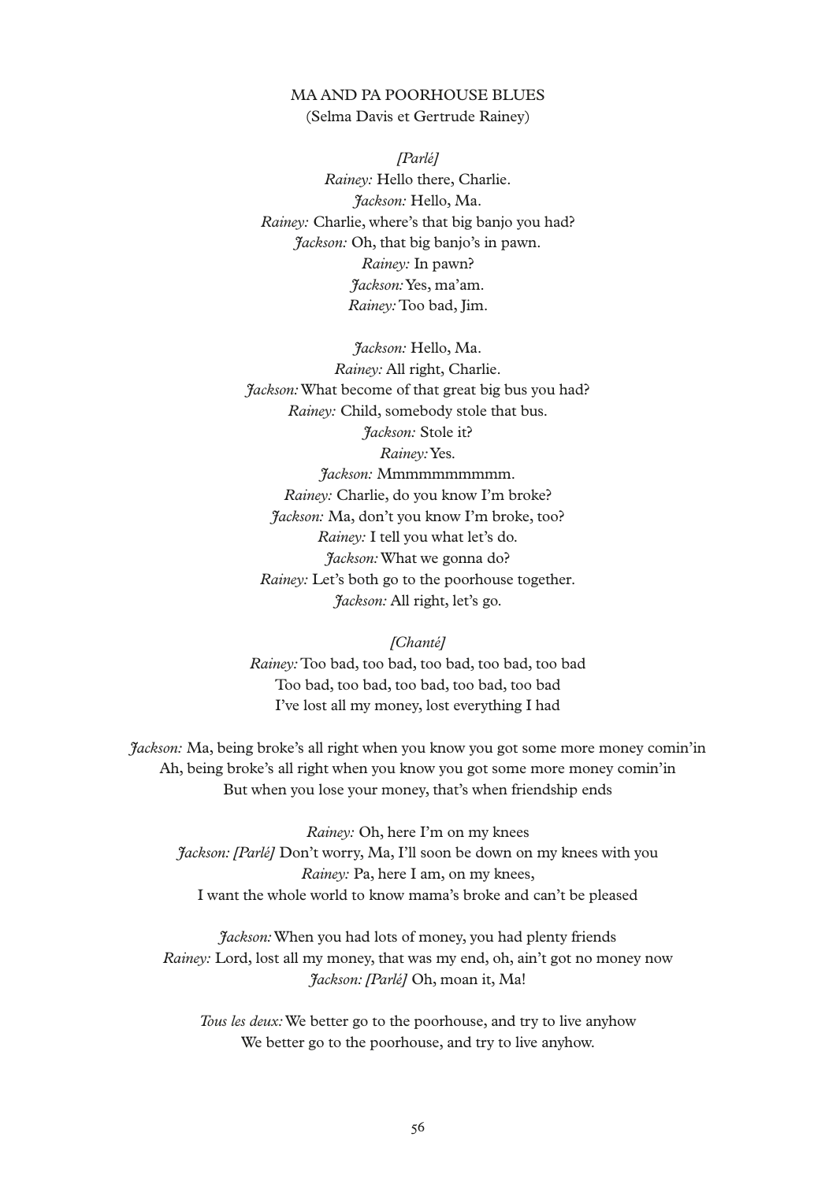## MA AND PA POORHOUSE BLUES

(Selma Davis et Gertrude Rainey)

*[Parlé]*

*Rainey:* Hello there, Charlie.
*Jackson:* Hello, Ma.
*Rainey:* Charlie, where's that big banjo you had?
*Jackson:* Oh, that big banjo's in pawn.
*Rainey:* In pawn?
*Jackson:* Yes, ma'am.
*Rainey:* Too bad, Jim.

*Jackson:* Hello, Ma.
*Rainey:* All right, Charlie.
*Jackson:* What become of that great big bus you had?
*Rainey:* Child, somebody stole that bus.
*Jackson:* Stole it?
*Rainey:* Yes.
*Jackson:* Mmmmmmmmmm.
*Rainey:* Charlie, do you know I'm broke?
*Jackson:* Ma, don't you know I'm broke, too?
*Rainey:* I tell you what let's do.
*Jackson:* What we gonna do?
*Rainey:* Let's both go to the poorhouse together.
*Jackson:* All right, let's go.

*[Chanté]*

*Rainey:* Too bad, too bad, too bad, too bad, too bad
Too bad, too bad, too bad, too bad, too bad
I've lost all my money, lost everything I had

*Jackson:* Ma, being broke's all right when you know you got some more money comin'in
Ah, being broke's all right when you know you got some more money comin'in
But when you lose your money, that's when friendship ends

*Rainey:* Oh, here I'm on my knees
*Jackson: [Parlé]* Don't worry, Ma, I'll soon be down on my knees with you
*Rainey:* Pa, here I am, on my knees,
I want the whole world to know mama's broke and can't be pleased

*Jackson:* When you had lots of money, you had plenty friends
*Rainey:* Lord, lost all my money, that was my end, oh, ain't got no money now
*Jackson: [Parlé]* Oh, moan it, Ma!

*Tous les deux:* We better go to the poorhouse, and try to live anyhow
We better go to the poorhouse, and try to live anyhow.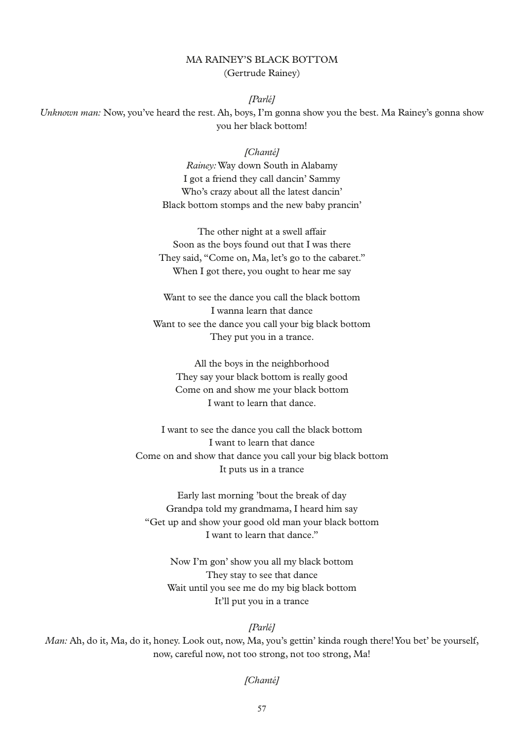MA RAINEY'S BLACK BOTTOM
(Gertrude Rainey)

*[Parlé]*

*Unknown man:* Now, you've heard the rest. Ah, boys, I'm gonna show you the best. Ma Rainey's gonna show you her black bottom!

*[Chanté]*

*Rainey:* Way down South in Alabamy
I got a friend they call dancin' Sammy
Who's crazy about all the latest dancin'
Black bottom stomps and the new baby prancin'

The other night at a swell affair
Soon as the boys found out that I was there
They said, "Come on, Ma, let's go to the cabaret."
When I got there, you ought to hear me say

Want to see the dance you call the black bottom
I wanna learn that dance
Want to see the dance you call your big black bottom
They put you in a trance.

All the boys in the neighborhood
They say your black bottom is really good
Come on and show me your black bottom
I want to learn that dance.

I want to see the dance you call the black bottom
I want to learn that dance
Come on and show that dance you call your big black bottom
It puts us in a trance

Early last morning 'bout the break of day
Grandpa told my grandmama, I heard him say
"Get up and show your good old man your black bottom
I want to learn that dance."

Now I'm gon' show you all my black bottom
They stay to see that dance
Wait until you see me do my big black bottom
It'll put you in a trance

*[Parlé]*

*Man:* Ah, do it, Ma, do it, honey. Look out, now, Ma, you's gettin' kinda rough there! You bet' be yourself, now, careful now, not too strong, not too strong, Ma!

*[Chanté]*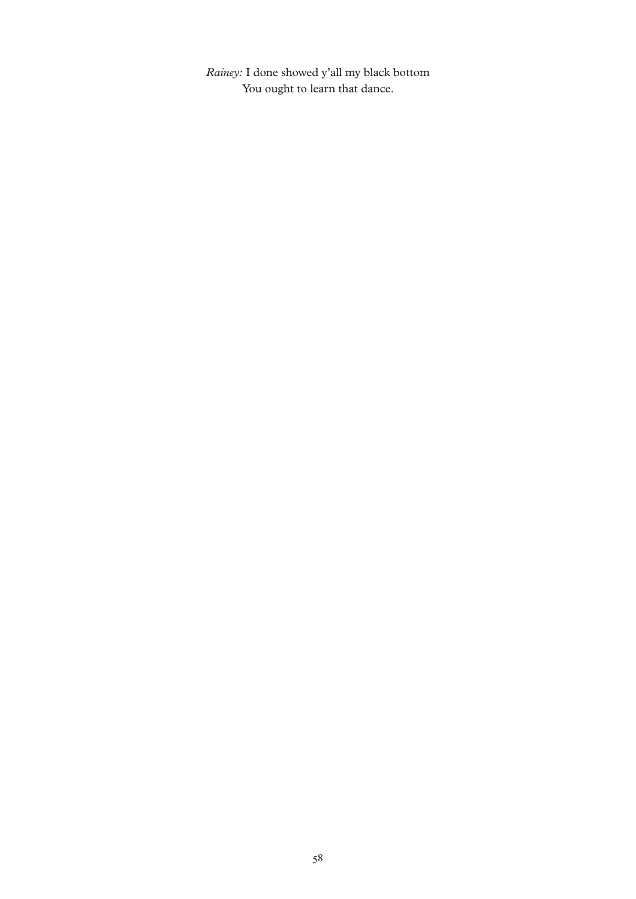*Rainey:* I done showed y'all my black bottom  
You ought to learn that dance.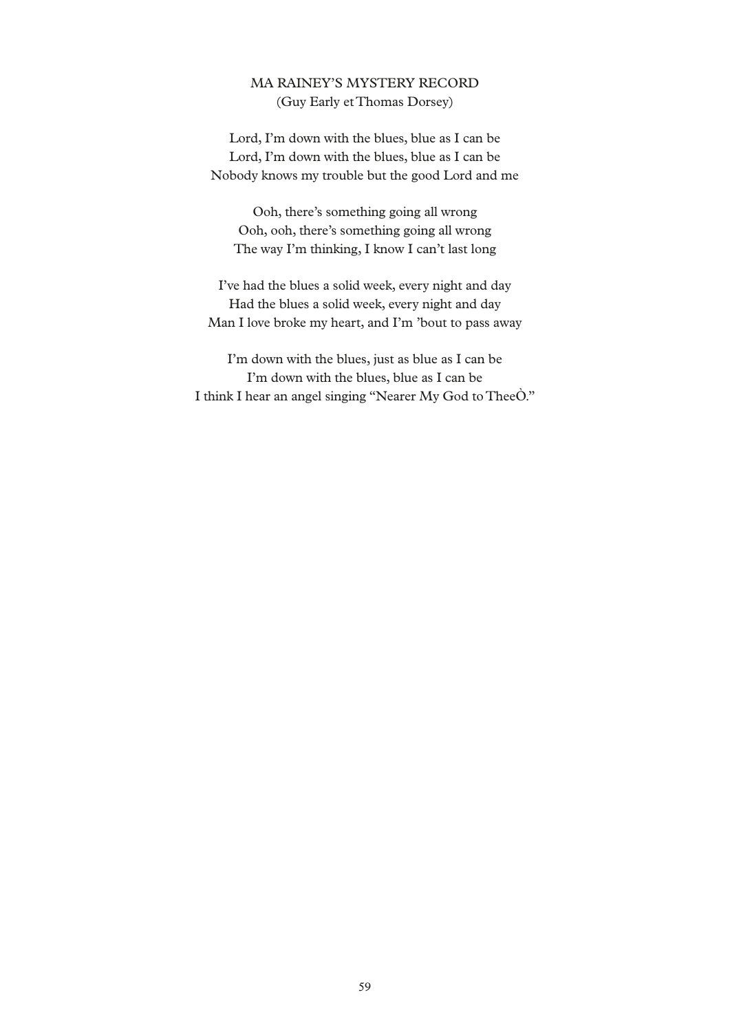## MA RAINEY'S MYSTERY RECORD

(Guy Early et Thomas Dorsey)

Lord, I'm down with the blues, blue as I can be  
Lord, I'm down with the blues, blue as I can be  
Nobody knows my trouble but the good Lord and me

Ooh, there's something going all wrong  
Ooh, ooh, there's something going all wrong  
The way I'm thinking, I know I can't last long

I've had the blues a solid week, every night and day  
Had the blues a solid week, every night and day  
Man I love broke my heart, and I'm 'bout to pass away

I'm down with the blues, just as blue as I can be  
I'm down with the blues, blue as I can be  
I think I hear an angel singing "Nearer My God to TheeÒ."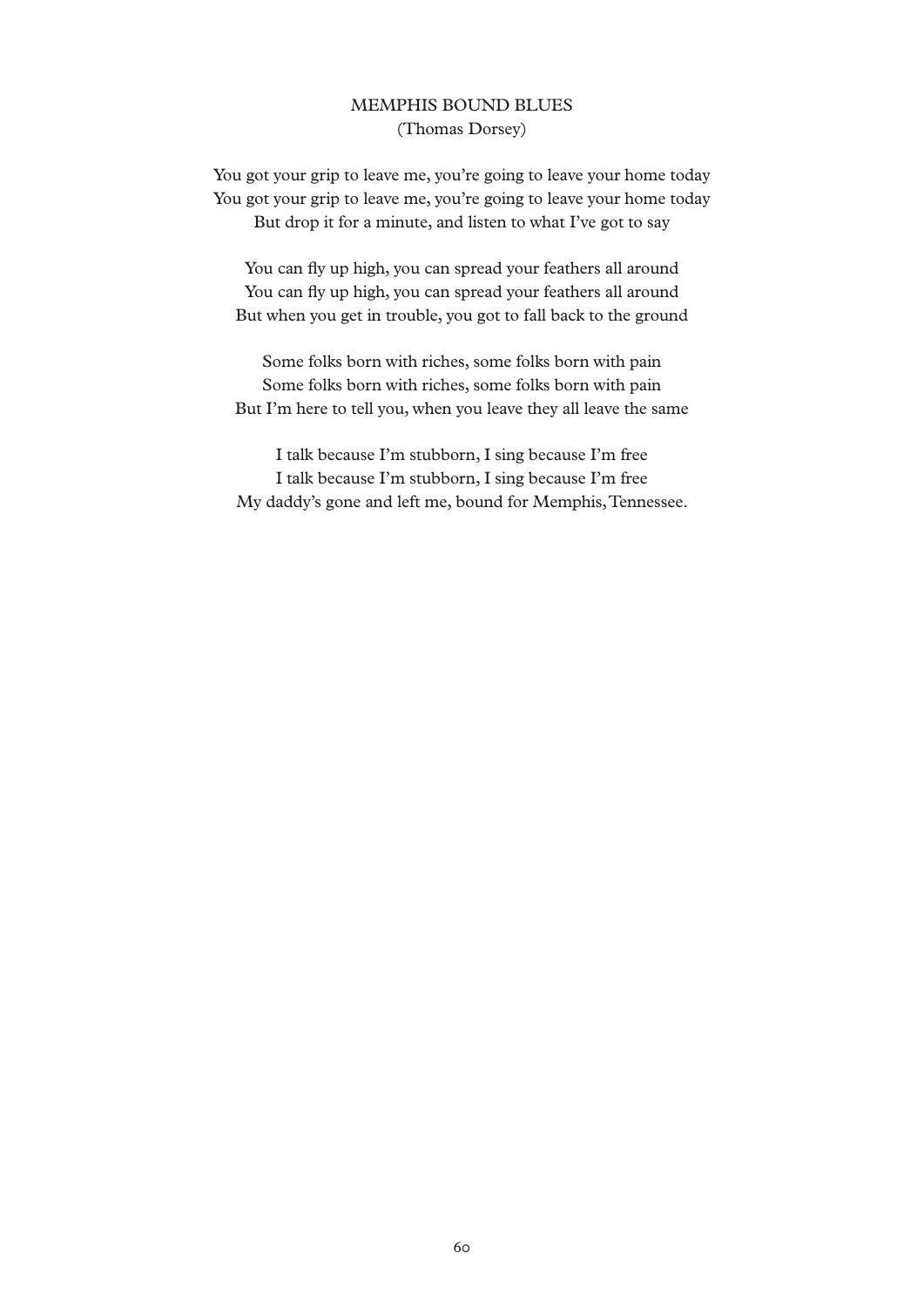## MEMPHIS BOUND BLUES
(Thomas Dorsey)

You got your grip to leave me, you're going to leave your home today  
You got your grip to leave me, you're going to leave your home today  
But drop it for a minute, and listen to what I've got to say

You can fly up high, you can spread your feathers all around  
You can fly up high, you can spread your feathers all around  
But when you get in trouble, you got to fall back to the ground

Some folks born with riches, some folks born with pain  
Some folks born with riches, some folks born with pain  
But I'm here to tell you, when you leave they all leave the same

I talk because I'm stubborn, I sing because I'm free  
I talk because I'm stubborn, I sing because I'm free  
My daddy's gone and left me, bound for Memphis, Tennessee.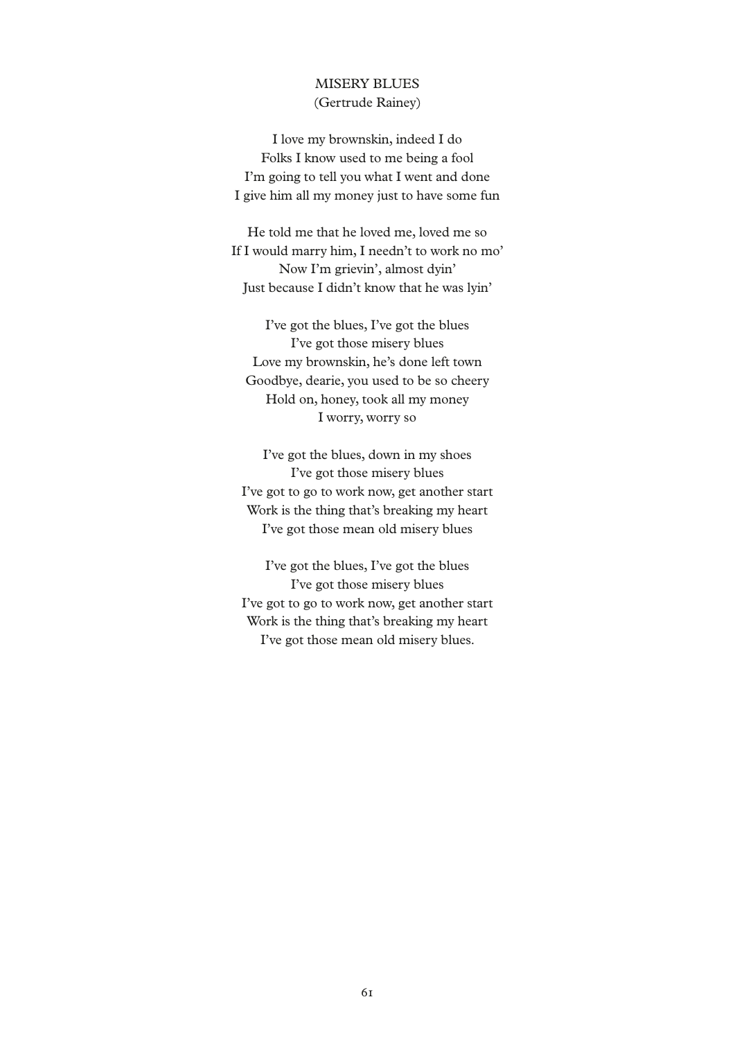## MISERY BLUES

(Gertrude Rainey)

I love my brownskin, indeed I do  
Folks I know used to me being a fool  
I'm going to tell you what I went and done  
I give him all my money just to have some fun

He told me that he loved me, loved me so  
If I would marry him, I needn't to work no mo'  
Now I'm grievin', almost dyin'  
Just because I didn't know that he was lyin'

I've got the blues, I've got the blues  
I've got those misery blues  
Love my brownskin, he's done left town  
Goodbye, dearie, you used to be so cheery  
Hold on, honey, took all my money  
I worry, worry so

I've got the blues, down in my shoes  
I've got those misery blues  
I've got to go to work now, get another start  
Work is the thing that's breaking my heart  
I've got those mean old misery blues

I've got the blues, I've got the blues  
I've got those misery blues  
I've got to go to work now, get another start  
Work is the thing that's breaking my heart  
I've got those mean old misery blues.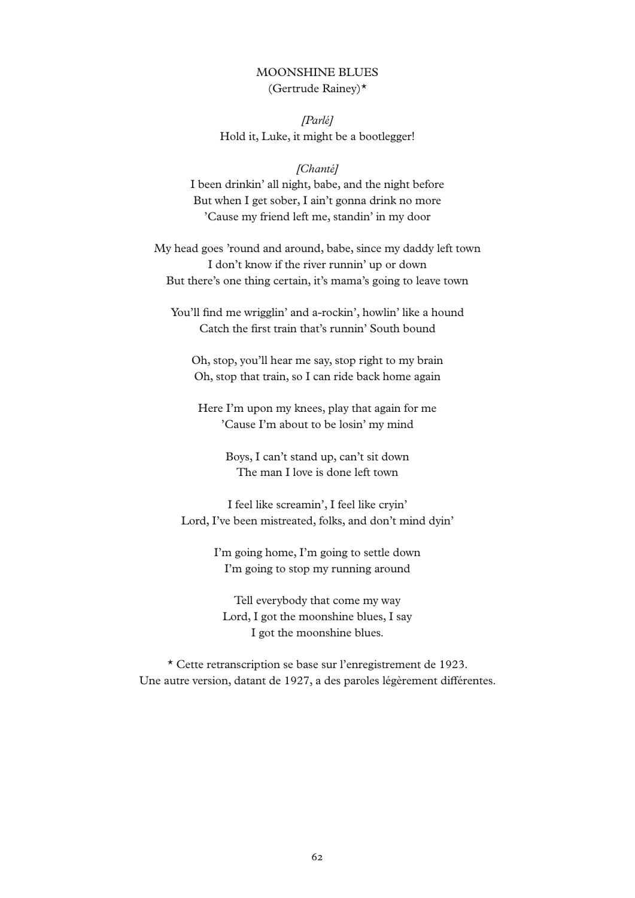## MOONSHINE BLUES
(Gertrude Rainey)*

*[Parlé]*
Hold it, Luke, it might be a bootlegger!

*[Chanté]*
I been drinkin' all night, babe, and the night before
But when I get sober, I ain't gonna drink no more
'Cause my friend left me, standin' in my door

My head goes 'round and around, babe, since my daddy left town
I don't know if the river runnin' up or down
But there's one thing certain, it's mama's going to leave town

You'll find me wrigglin' and a-rockin', howlin' like a hound
Catch the first train that's runnin' South bound

Oh, stop, you'll hear me say, stop right to my brain
Oh, stop that train, so I can ride back home again

Here I'm upon my knees, play that again for me
'Cause I'm about to be losin' my mind

Boys, I can't stand up, can't sit down
The man I love is done left town

I feel like screamin', I feel like cryin'
Lord, I've been mistreated, folks, and don't mind dyin'

I'm going home, I'm going to settle down
I'm going to stop my running around

Tell everybody that come my way
Lord, I got the moonshine blues, I say
I got the moonshine blues.

* Cette retranscription se base sur l'enregistrement de 1923.
Une autre version, datant de 1927, a des paroles légèrement différentes.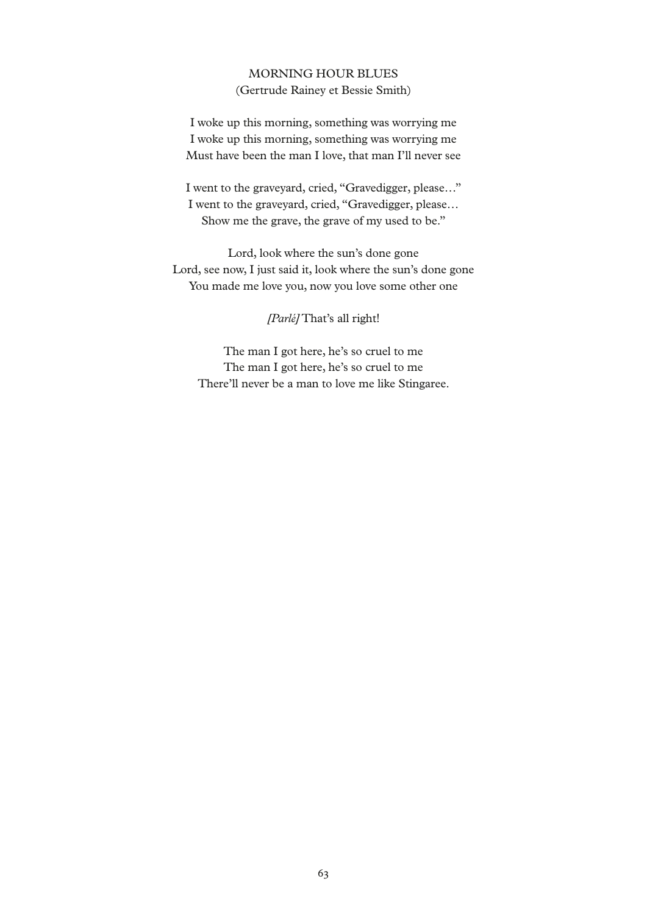## MORNING HOUR BLUES

(Gertrude Rainey et Bessie Smith)

I woke up this morning, something was worrying me
I woke up this morning, something was worrying me
Must have been the man I love, that man I'll never see

I went to the graveyard, cried, "Gravedigger, please…"
I went to the graveyard, cried, "Gravedigger, please…
Show me the grave, the grave of my used to be."

Lord, look where the sun's done gone
Lord, see now, I just said it, look where the sun's done gone
You made me love you, now you love some other one

*[Parlé]* That's all right!

The man I got here, he's so cruel to me
The man I got here, he's so cruel to me
There'll never be a man to love me like Stingaree.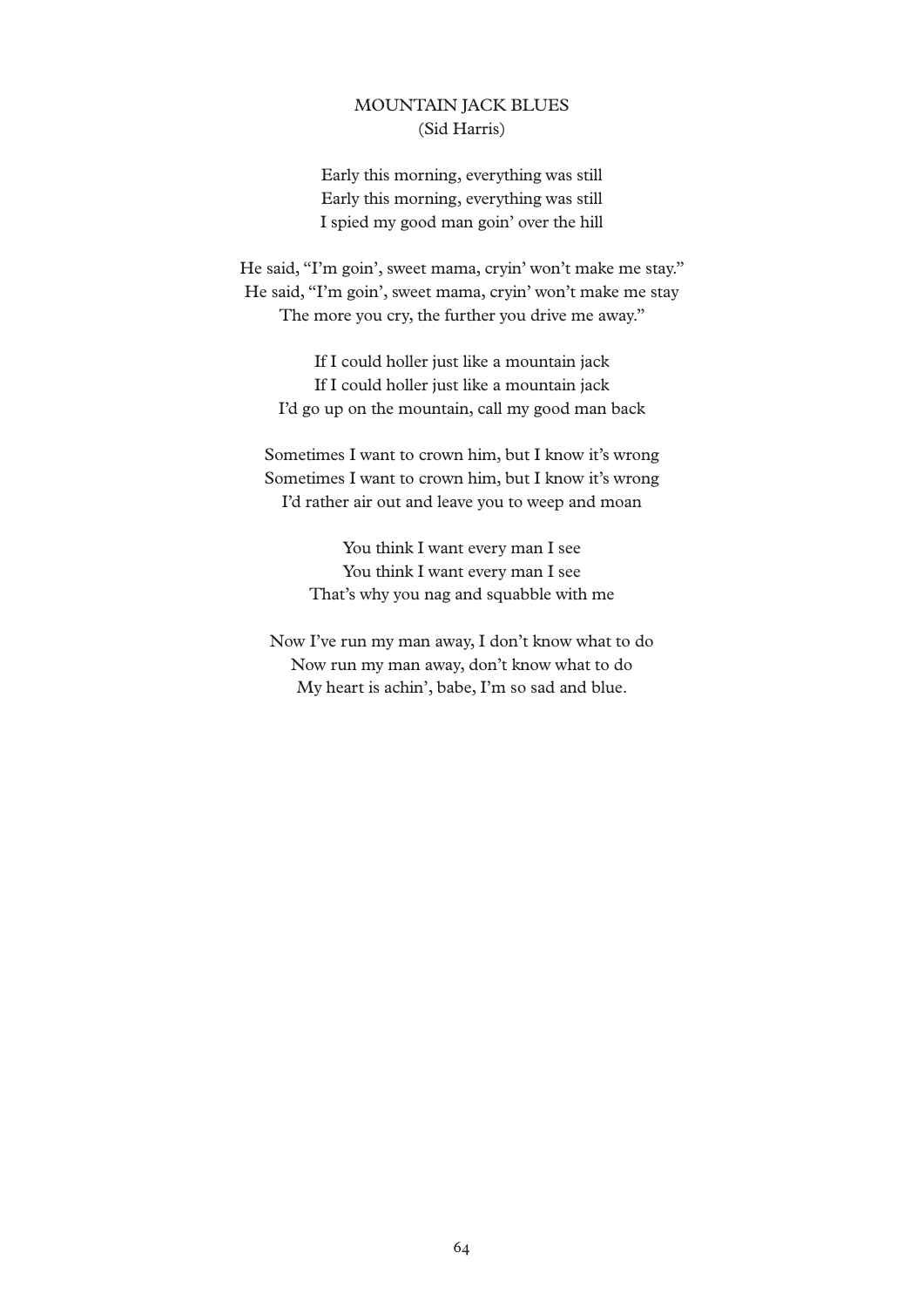## MOUNTAIN JACK BLUES
(Sid Harris)

Early this morning, everything was still  
Early this morning, everything was still  
I spied my good man goin' over the hill

He said, "I'm goin', sweet mama, cryin' won't make me stay."  
He said, "I'm goin', sweet mama, cryin' won't make me stay  
The more you cry, the further you drive me away."

If I could holler just like a mountain jack  
If I could holler just like a mountain jack  
I'd go up on the mountain, call my good man back

Sometimes I want to crown him, but I know it's wrong  
Sometimes I want to crown him, but I know it's wrong  
I'd rather air out and leave you to weep and moan

You think I want every man I see  
You think I want every man I see  
That's why you nag and squabble with me

Now I've run my man away, I don't know what to do  
Now run my man away, don't know what to do  
My heart is achin', babe, I'm so sad and blue.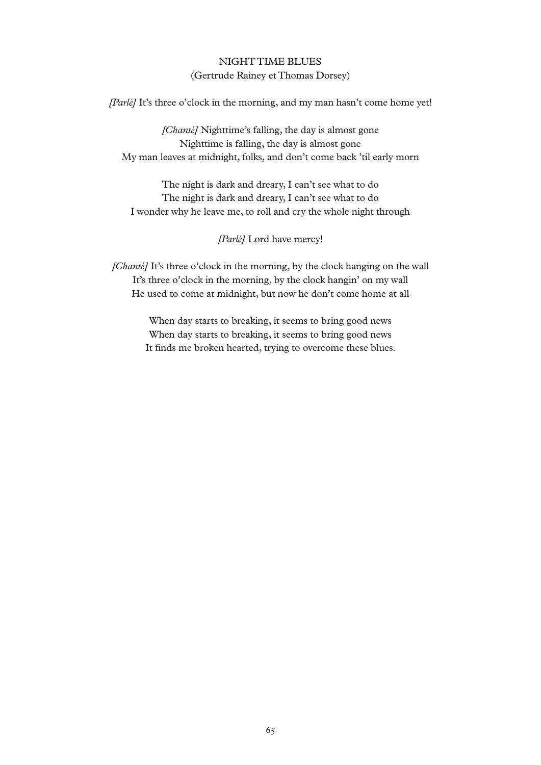## NIGHT TIME BLUES

(Gertrude Rainey et Thomas Dorsey)

*[Parlé]* It's three o'clock in the morning, and my man hasn't come home yet!

*[Chanté]* Nighttime's falling, the day is almost gone  
Nighttime is falling, the day is almost gone  
My man leaves at midnight, folks, and don't come back 'til early morn

The night is dark and dreary, I can't see what to do  
The night is dark and dreary, I can't see what to do  
I wonder why he leave me, to roll and cry the whole night through

*[Parlé]* Lord have mercy!

*[Chanté]* It's three o'clock in the morning, by the clock hanging on the wall  
It's three o'clock in the morning, by the clock hangin' on my wall  
He used to come at midnight, but now he don't come home at all

When day starts to breaking, it seems to bring good news  
When day starts to breaking, it seems to bring good news  
It finds me broken hearted, trying to overcome these blues.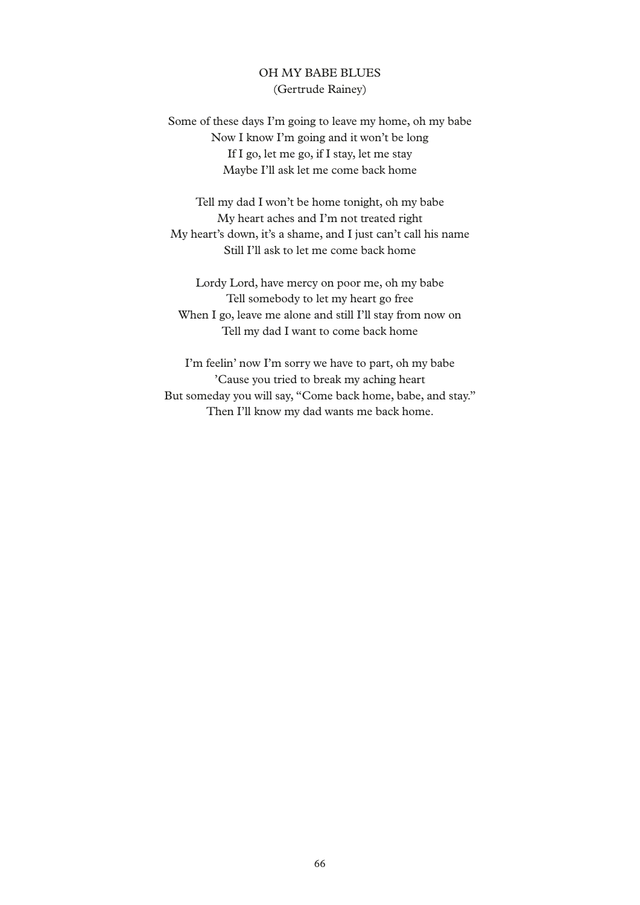## OH MY BABE BLUES

(Gertrude Rainey)

Some of these days I'm going to leave my home, oh my babe  
Now I know I'm going and it won't be long  
If I go, let me go, if I stay, let me stay  
Maybe I'll ask let me come back home

Tell my dad I won't be home tonight, oh my babe  
My heart aches and I'm not treated right  
My heart's down, it's a shame, and I just can't call his name  
Still I'll ask to let me come back home

Lordy Lord, have mercy on poor me, oh my babe  
Tell somebody to let my heart go free  
When I go, leave me alone and still I'll stay from now on  
Tell my dad I want to come back home

I'm feelin' now I'm sorry we have to part, oh my babe  
'Cause you tried to break my aching heart  
But someday you will say, "Come back home, babe, and stay."  
Then I'll know my dad wants me back home.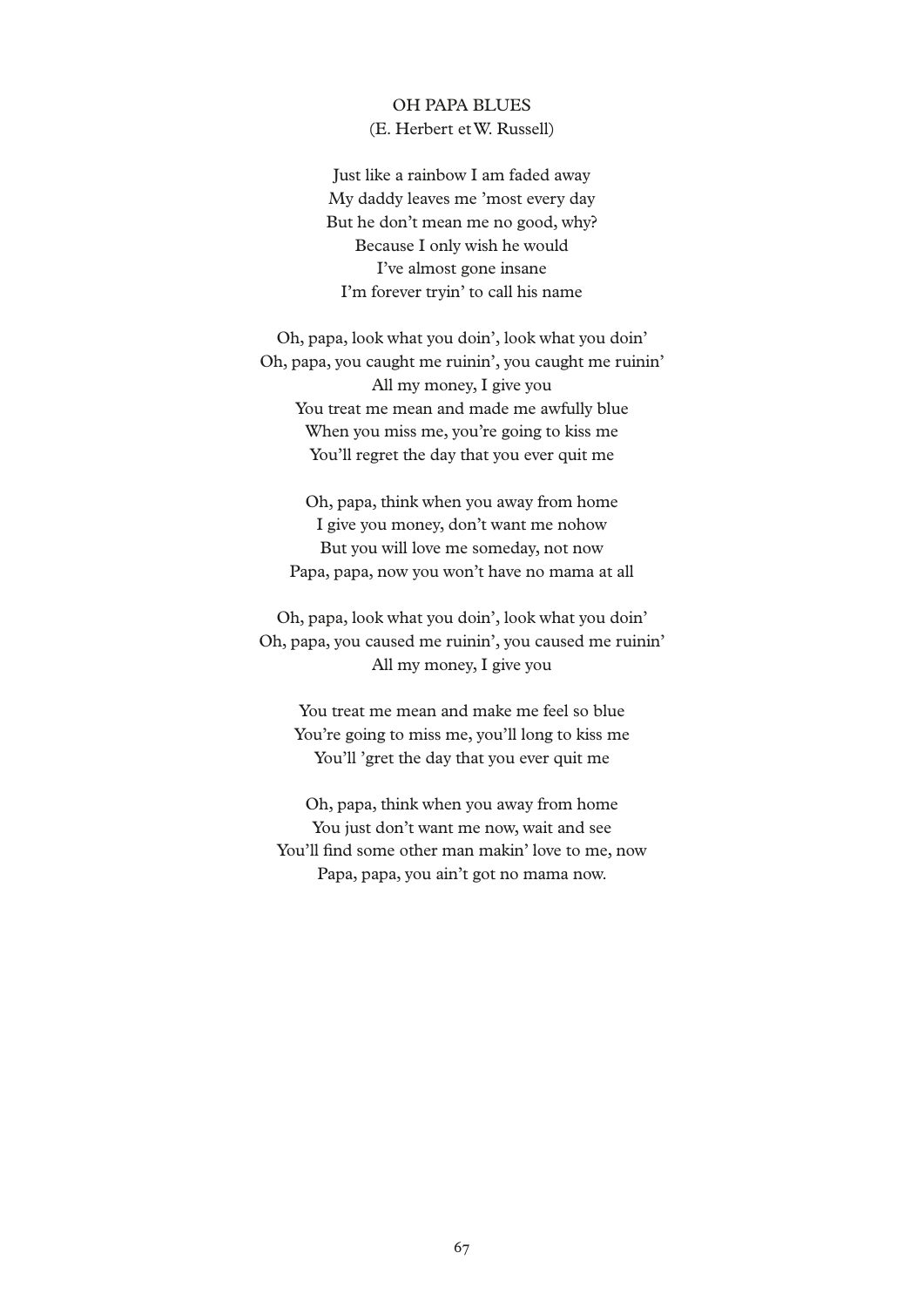# OH PAPA BLUES

(E. Herbert et W. Russell)

Just like a rainbow I am faded away
My daddy leaves me 'most every day
But he don't mean me no good, why?
Because I only wish he would
I've almost gone insane
I'm forever tryin' to call his name

Oh, papa, look what you doin', look what you doin'
Oh, papa, you caught me ruinin', you caught me ruinin'
All my money, I give you
You treat me mean and made me awfully blue
When you miss me, you're going to kiss me
You'll regret the day that you ever quit me

Oh, papa, think when you away from home
I give you money, don't want me nohow
But you will love me someday, not now
Papa, papa, now you won't have no mama at all

Oh, papa, look what you doin', look what you doin'
Oh, papa, you caused me ruinin', you caused me ruinin'
All my money, I give you

You treat me mean and make me feel so blue
You're going to miss me, you'll long to kiss me
You'll 'gret the day that you ever quit me

Oh, papa, think when you away from home
You just don't want me now, wait and see
You'll find some other man makin' love to me, now
Papa, papa, you ain't got no mama now.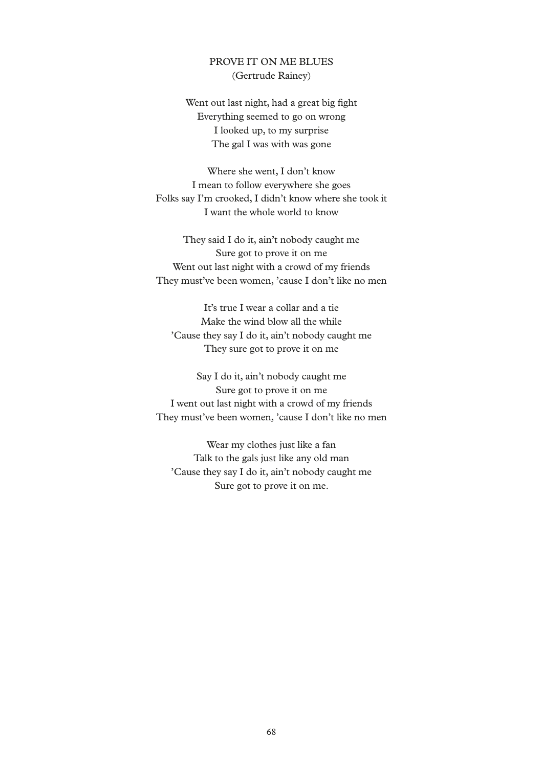## PROVE IT ON ME BLUES

(Gertrude Rainey)

Went out last night, had a great big fight
Everything seemed to go on wrong
I looked up, to my surprise
The gal I was with was gone

Where she went, I don't know
I mean to follow everywhere she goes
Folks say I'm crooked, I didn't know where she took it
I want the whole world to know

They said I do it, ain't nobody caught me
Sure got to prove it on me
Went out last night with a crowd of my friends
They must've been women, 'cause I don't like no men

It's true I wear a collar and a tie
Make the wind blow all the while
'Cause they say I do it, ain't nobody caught me
They sure got to prove it on me

Say I do it, ain't nobody caught me
Sure got to prove it on me
I went out last night with a crowd of my friends
They must've been women, 'cause I don't like no men

Wear my clothes just like a fan
Talk to the gals just like any old man
'Cause they say I do it, ain't nobody caught me
Sure got to prove it on me.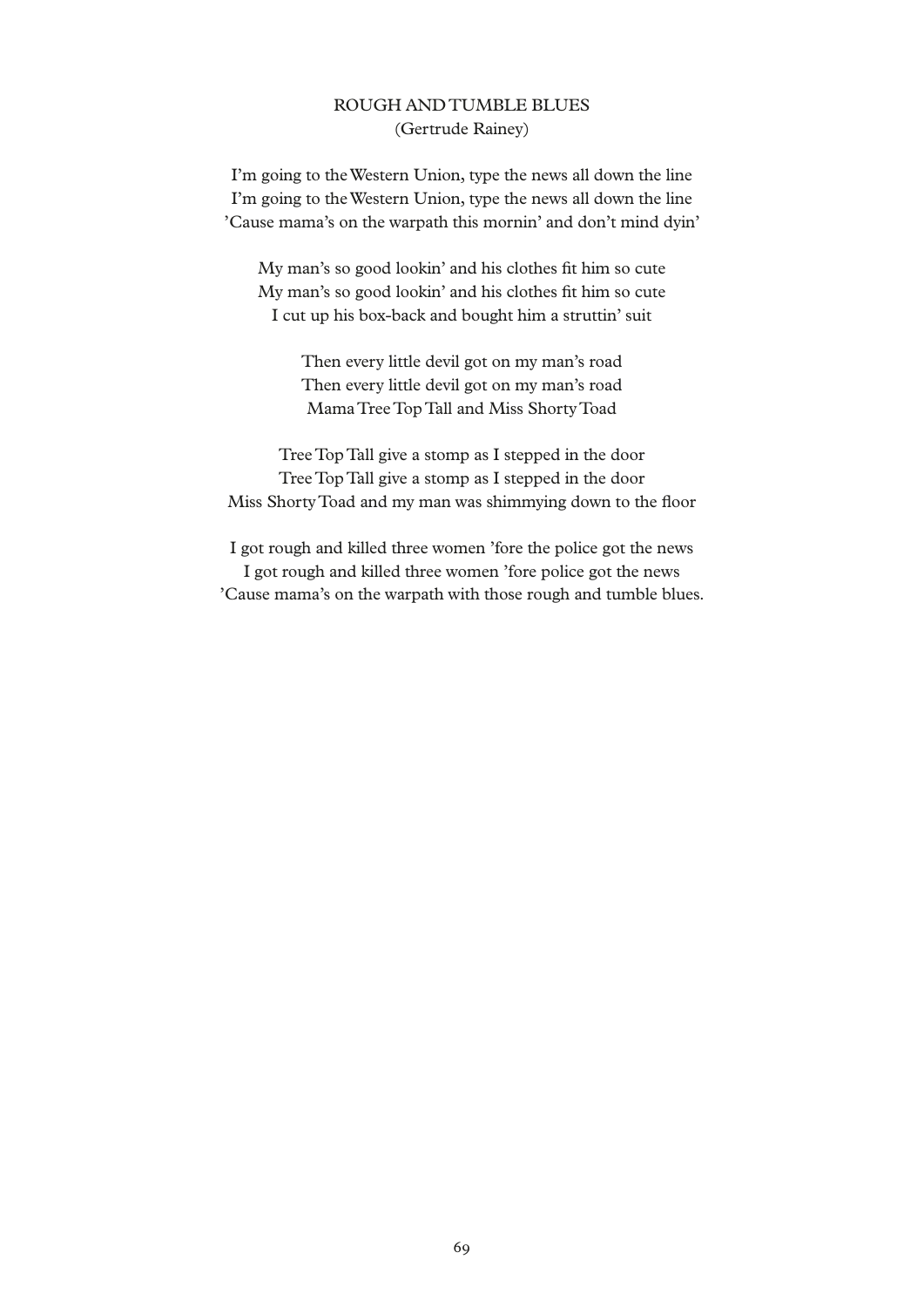# ROUGH AND TUMBLE BLUES

(Gertrude Rainey)

I'm going to the Western Union, type the news all down the line  
I'm going to the Western Union, type the news all down the line  
'Cause mama's on the warpath this mornin' and don't mind dyin'

My man's so good lookin' and his clothes fit him so cute  
My man's so good lookin' and his clothes fit him so cute  
I cut up his box-back and bought him a struttin' suit

Then every little devil got on my man's road  
Then every little devil got on my man's road  
Mama Tree Top Tall and Miss Shorty Toad

Tree Top Tall give a stomp as I stepped in the door  
Tree Top Tall give a stomp as I stepped in the door  
Miss Shorty Toad and my man was shimmying down to the floor

I got rough and killed three women 'fore the police got the news  
I got rough and killed three women 'fore police got the news  
'Cause mama's on the warpath with those rough and tumble blues.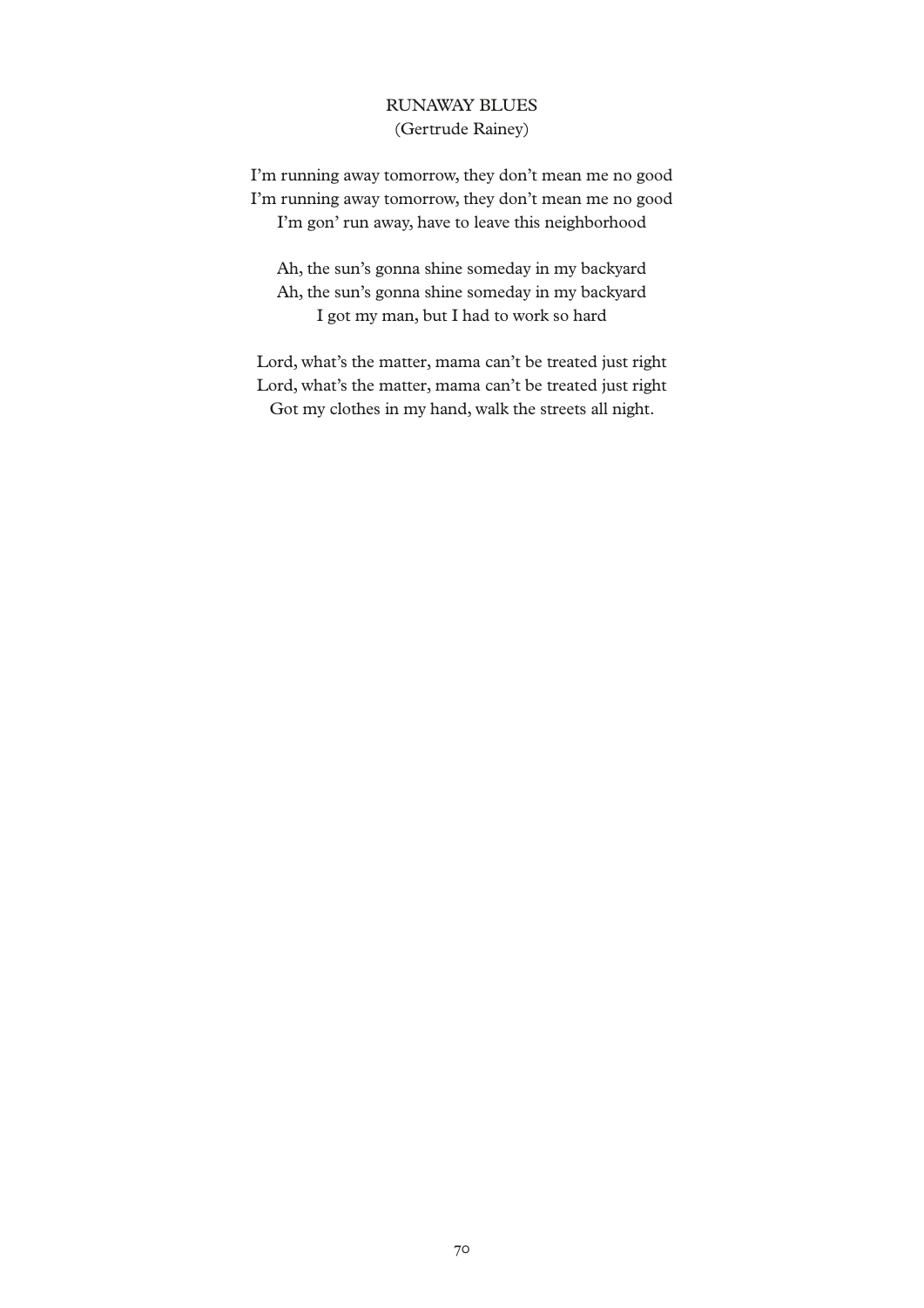## RUNAWAY BLUES

(Gertrude Rainey)

I'm running away tomorrow, they don't mean me no good  
I'm running away tomorrow, they don't mean me no good  
I'm gon' run away, have to leave this neighborhood

Ah, the sun's gonna shine someday in my backyard  
Ah, the sun's gonna shine someday in my backyard  
I got my man, but I had to work so hard

Lord, what's the matter, mama can't be treated just right  
Lord, what's the matter, mama can't be treated just right  
Got my clothes in my hand, walk the streets all night.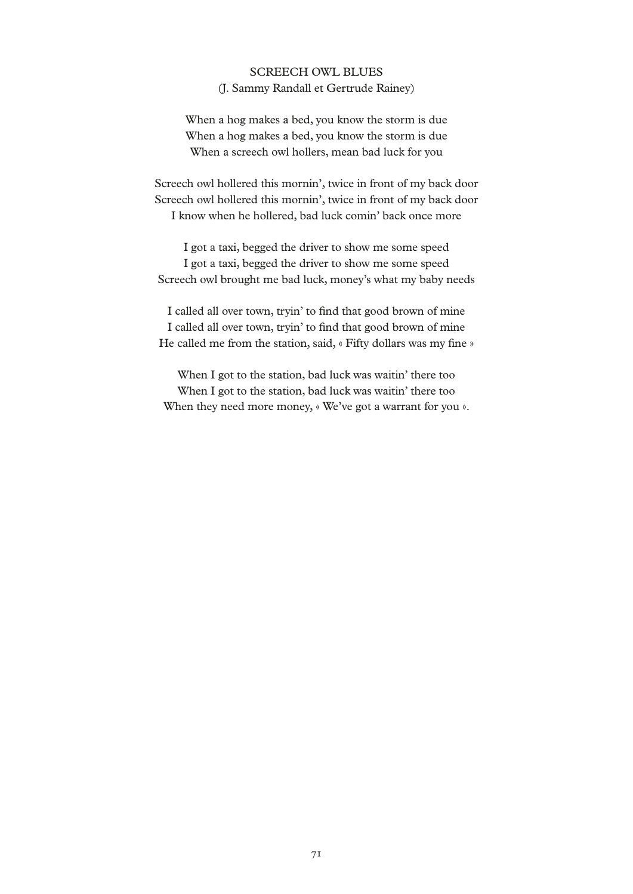## SCREECH OWL BLUES

(J. Sammy Randall et Gertrude Rainey)

When a hog makes a bed, you know the storm is due  
When a hog makes a bed, you know the storm is due  
When a screech owl hollers, mean bad luck for you

Screech owl hollered this mornin', twice in front of my back door  
Screech owl hollered this mornin', twice in front of my back door  
I know when he hollered, bad luck comin' back once more

I got a taxi, begged the driver to show me some speed  
I got a taxi, begged the driver to show me some speed  
Screech owl brought me bad luck, money's what my baby needs

I called all over town, tryin' to find that good brown of mine  
I called all over town, tryin' to find that good brown of mine  
He called me from the station, said, « Fifty dollars was my fine »

When I got to the station, bad luck was waitin' there too  
When I got to the station, bad luck was waitin' there too  
When they need more money, « We've got a warrant for you ».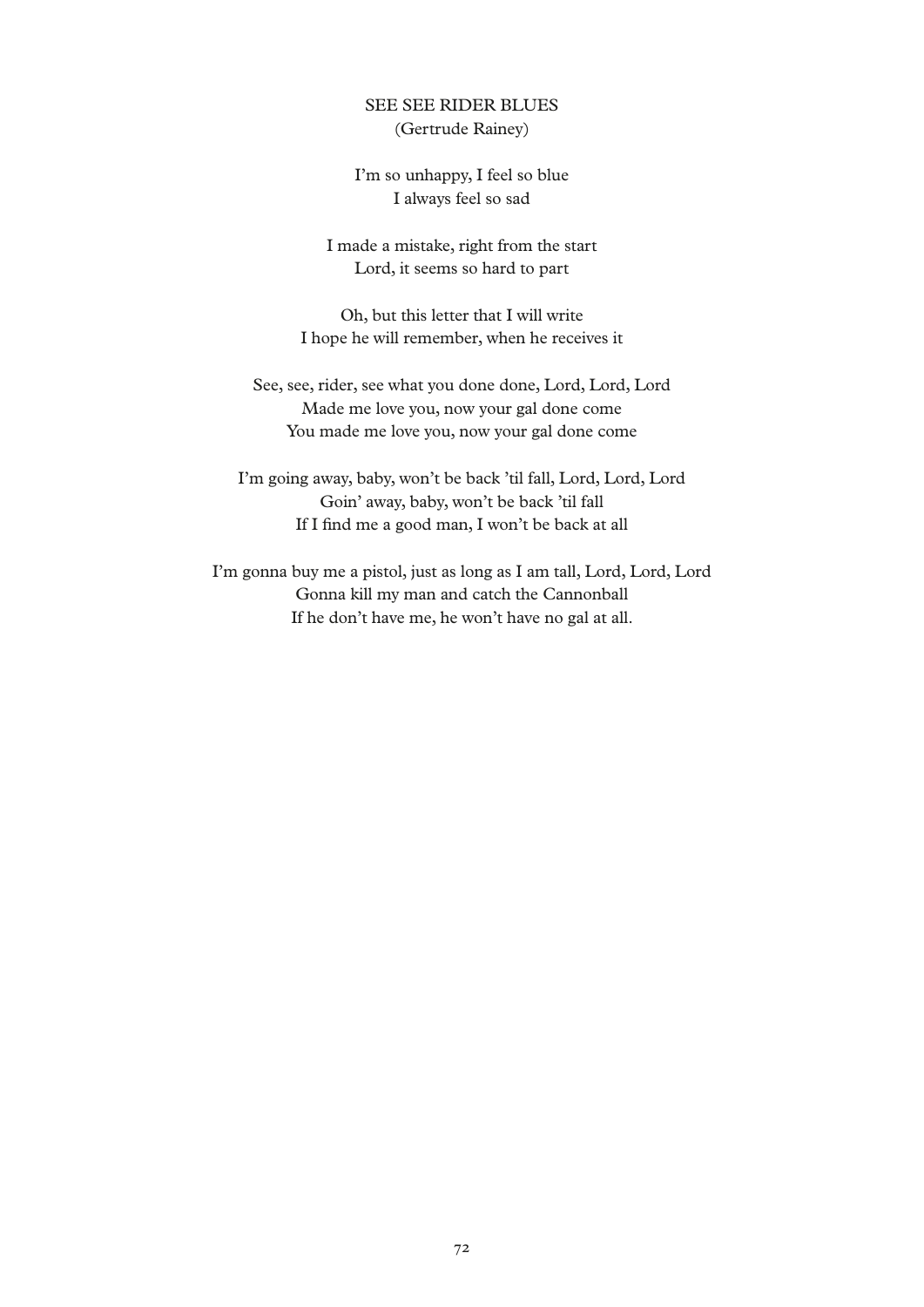## SEE SEE RIDER BLUES

(Gertrude Rainey)

I'm so unhappy, I feel so blue
I always feel so sad

I made a mistake, right from the start
Lord, it seems so hard to part

Oh, but this letter that I will write
I hope he will remember, when he receives it

See, see, rider, see what you done done, Lord, Lord, Lord
Made me love you, now your gal done come
You made me love you, now your gal done come

I'm going away, baby, won't be back 'til fall, Lord, Lord, Lord
Goin' away, baby, won't be back 'til fall
If I find me a good man, I won't be back at all

I'm gonna buy me a pistol, just as long as I am tall, Lord, Lord, Lord
Gonna kill my man and catch the Cannonball
If he don't have me, he won't have no gal at all.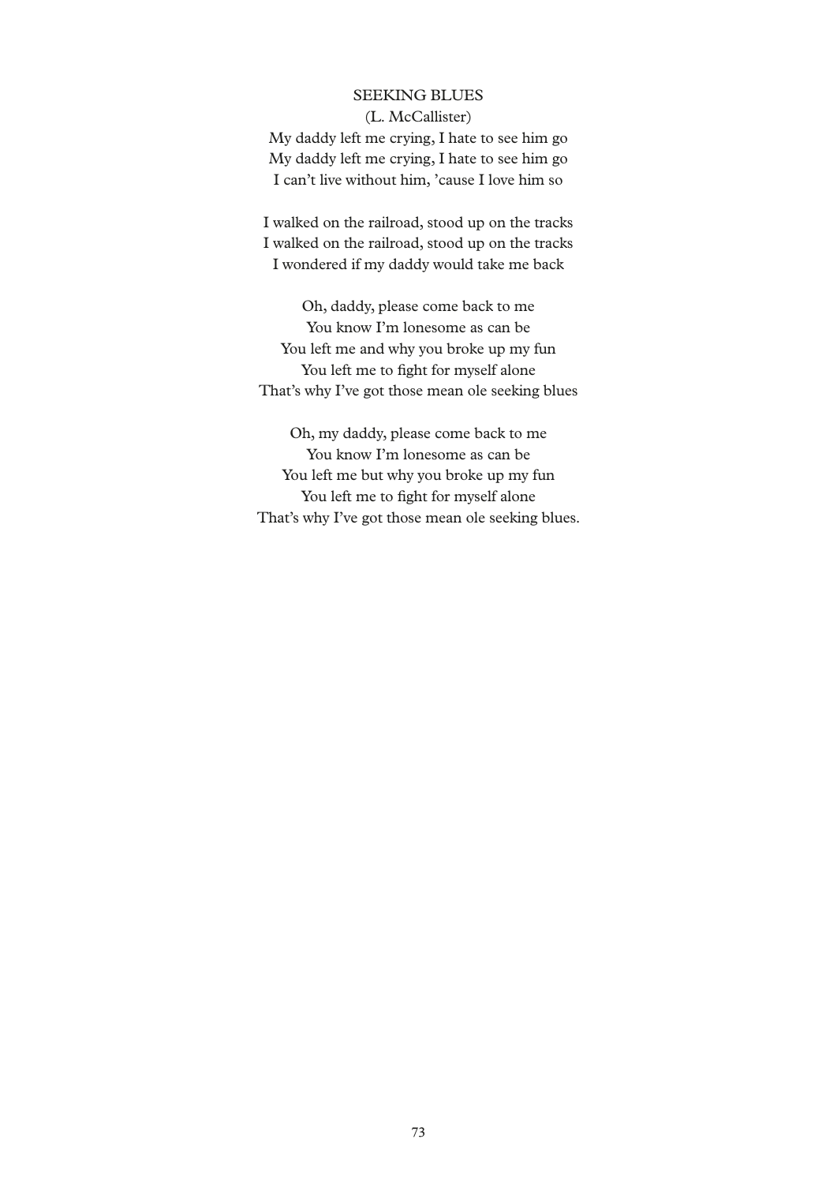## SEEKING BLUES

(L. McCallister)

My daddy left me crying, I hate to see him go
My daddy left me crying, I hate to see him go
I can't live without him, 'cause I love him so

I walked on the railroad, stood up on the tracks
I walked on the railroad, stood up on the tracks
I wondered if my daddy would take me back

Oh, daddy, please come back to me
You know I'm lonesome as can be
You left me and why you broke up my fun
You left me to fight for myself alone
That's why I've got those mean ole seeking blues

Oh, my daddy, please come back to me
You know I'm lonesome as can be
You left me but why you broke up my fun
You left me to fight for myself alone
That's why I've got those mean ole seeking blues.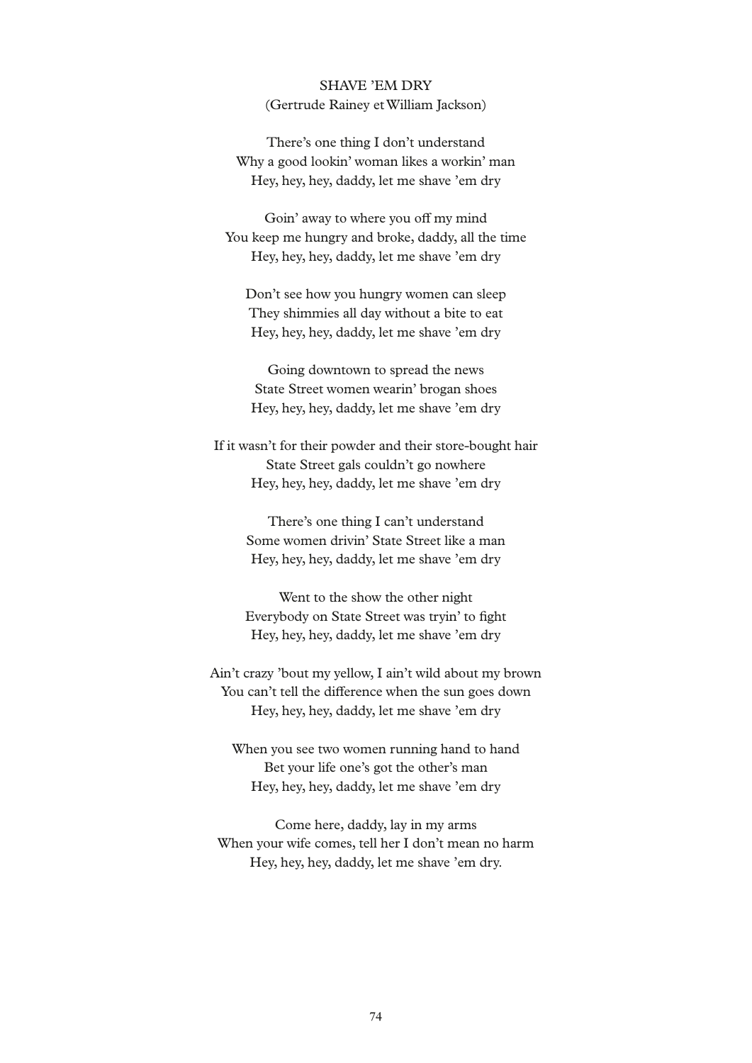## SHAVE 'EM DRY

(Gertrude Rainey et William Jackson)

There's one thing I don't understand
Why a good lookin' woman likes a workin' man
Hey, hey, hey, daddy, let me shave 'em dry

Goin' away to where you off my mind
You keep me hungry and broke, daddy, all the time
Hey, hey, hey, daddy, let me shave 'em dry

Don't see how you hungry women can sleep
They shimmies all day without a bite to eat
Hey, hey, hey, daddy, let me shave 'em dry

Going downtown to spread the news
State Street women wearin' brogan shoes
Hey, hey, hey, daddy, let me shave 'em dry

If it wasn't for their powder and their store-bought hair
State Street gals couldn't go nowhere
Hey, hey, hey, daddy, let me shave 'em dry

There's one thing I can't understand
Some women drivin' State Street like a man
Hey, hey, hey, daddy, let me shave 'em dry

Went to the show the other night
Everybody on State Street was tryin' to fight
Hey, hey, hey, daddy, let me shave 'em dry

Ain't crazy 'bout my yellow, I ain't wild about my brown
You can't tell the difference when the sun goes down
Hey, hey, hey, daddy, let me shave 'em dry

When you see two women running hand to hand
Bet your life one's got the other's man
Hey, hey, hey, daddy, let me shave 'em dry

Come here, daddy, lay in my arms
When your wife comes, tell her I don't mean no harm
Hey, hey, hey, daddy, let me shave 'em dry.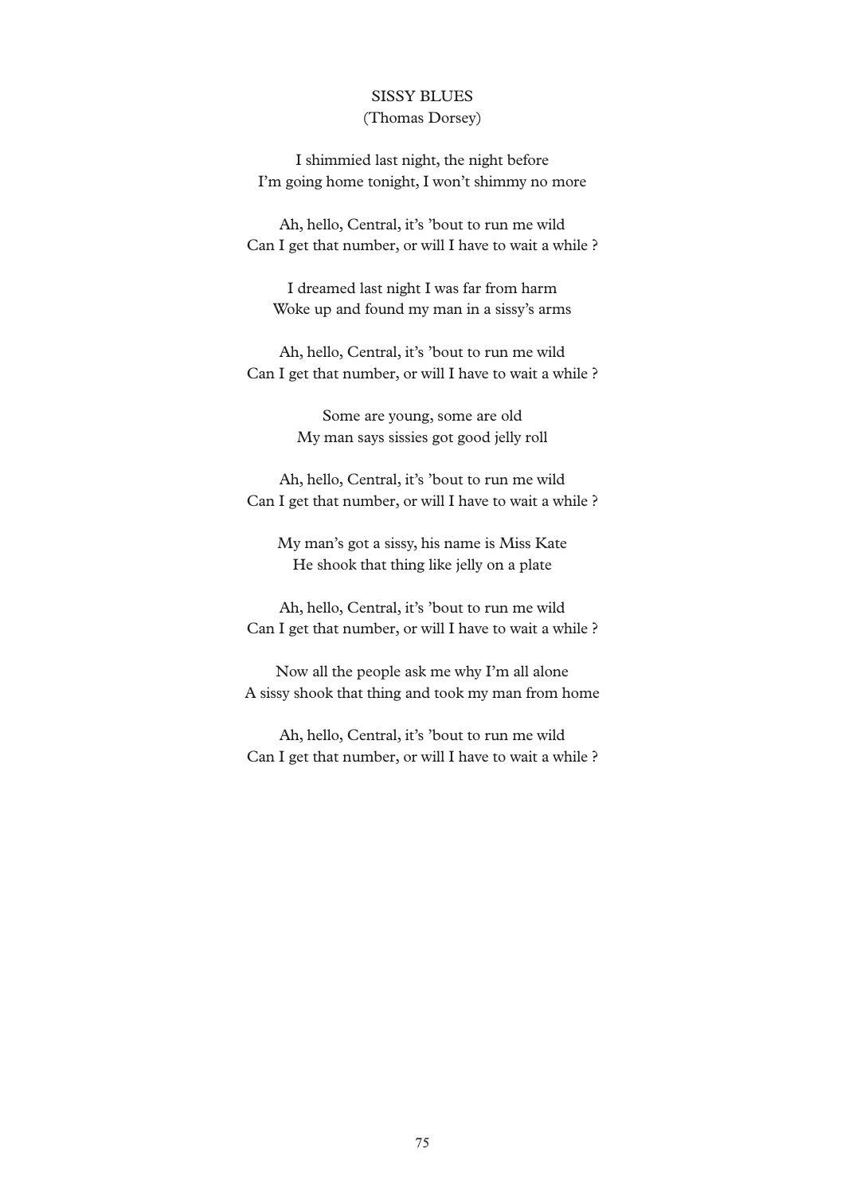## SISSY BLUES
(Thomas Dorsey)

I shimmied last night, the night before
I'm going home tonight, I won't shimmy no more

Ah, hello, Central, it's 'bout to run me wild
Can I get that number, or will I have to wait a while ?

I dreamed last night I was far from harm
Woke up and found my man in a sissy's arms

Ah, hello, Central, it's 'bout to run me wild
Can I get that number, or will I have to wait a while ?

Some are young, some are old
My man says sissies got good jelly roll

Ah, hello, Central, it's 'bout to run me wild
Can I get that number, or will I have to wait a while ?

My man's got a sissy, his name is Miss Kate
He shook that thing like jelly on a plate

Ah, hello, Central, it's 'bout to run me wild
Can I get that number, or will I have to wait a while ?

Now all the people ask me why I'm all alone
A sissy shook that thing and took my man from home

Ah, hello, Central, it's 'bout to run me wild
Can I get that number, or will I have to wait a while ?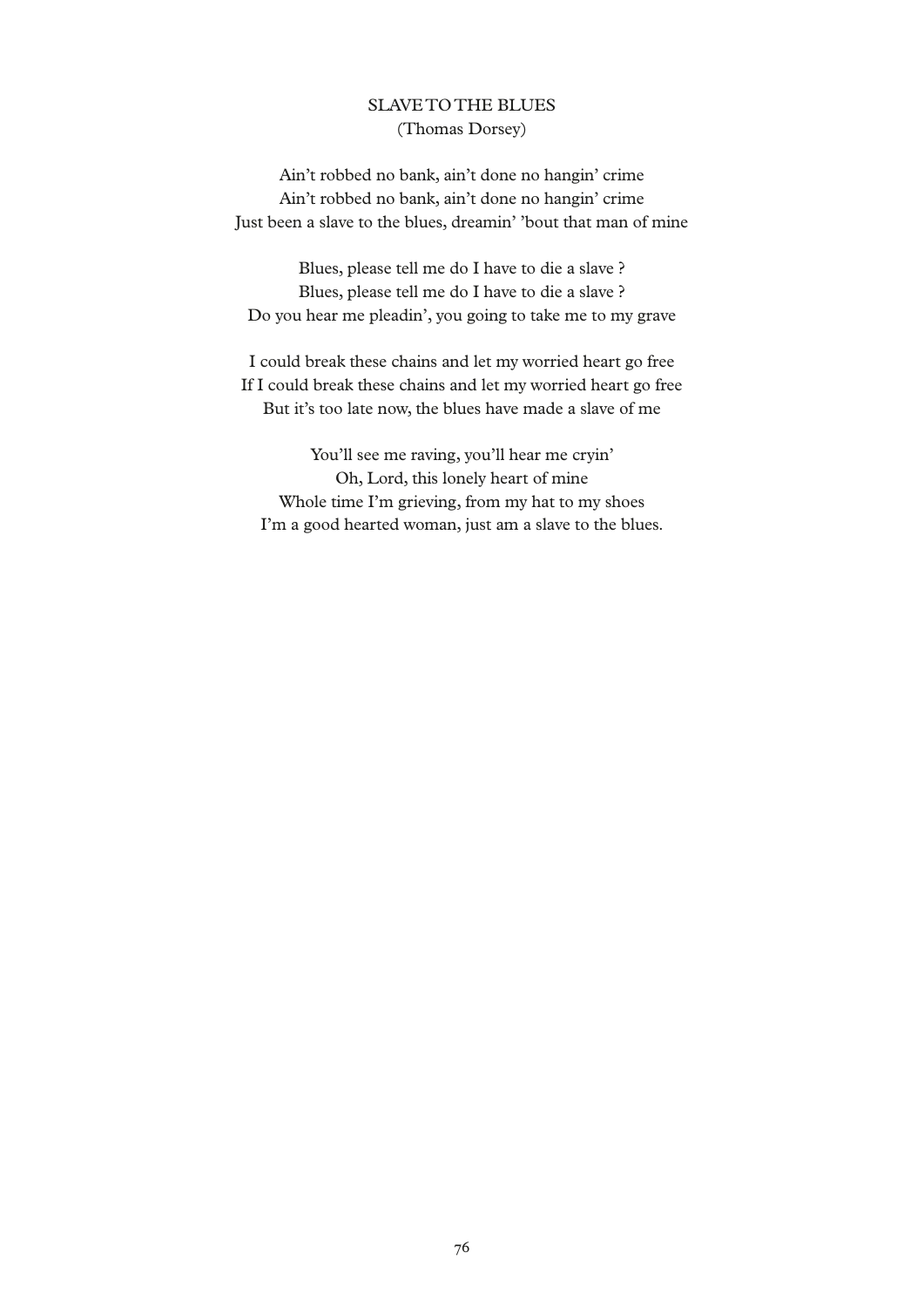## SLAVE TO THE BLUES
(Thomas Dorsey)

Ain't robbed no bank, ain't done no hangin' crime
Ain't robbed no bank, ain't done no hangin' crime
Just been a slave to the blues, dreamin' 'bout that man of mine

Blues, please tell me do I have to die a slave ?
Blues, please tell me do I have to die a slave ?
Do you hear me pleadin', you going to take me to my grave

I could break these chains and let my worried heart go free
If I could break these chains and let my worried heart go free
But it's too late now, the blues have made a slave of me

You'll see me raving, you'll hear me cryin'
Oh, Lord, this lonely heart of mine
Whole time I'm grieving, from my hat to my shoes
I'm a good hearted woman, just am a slave to the blues.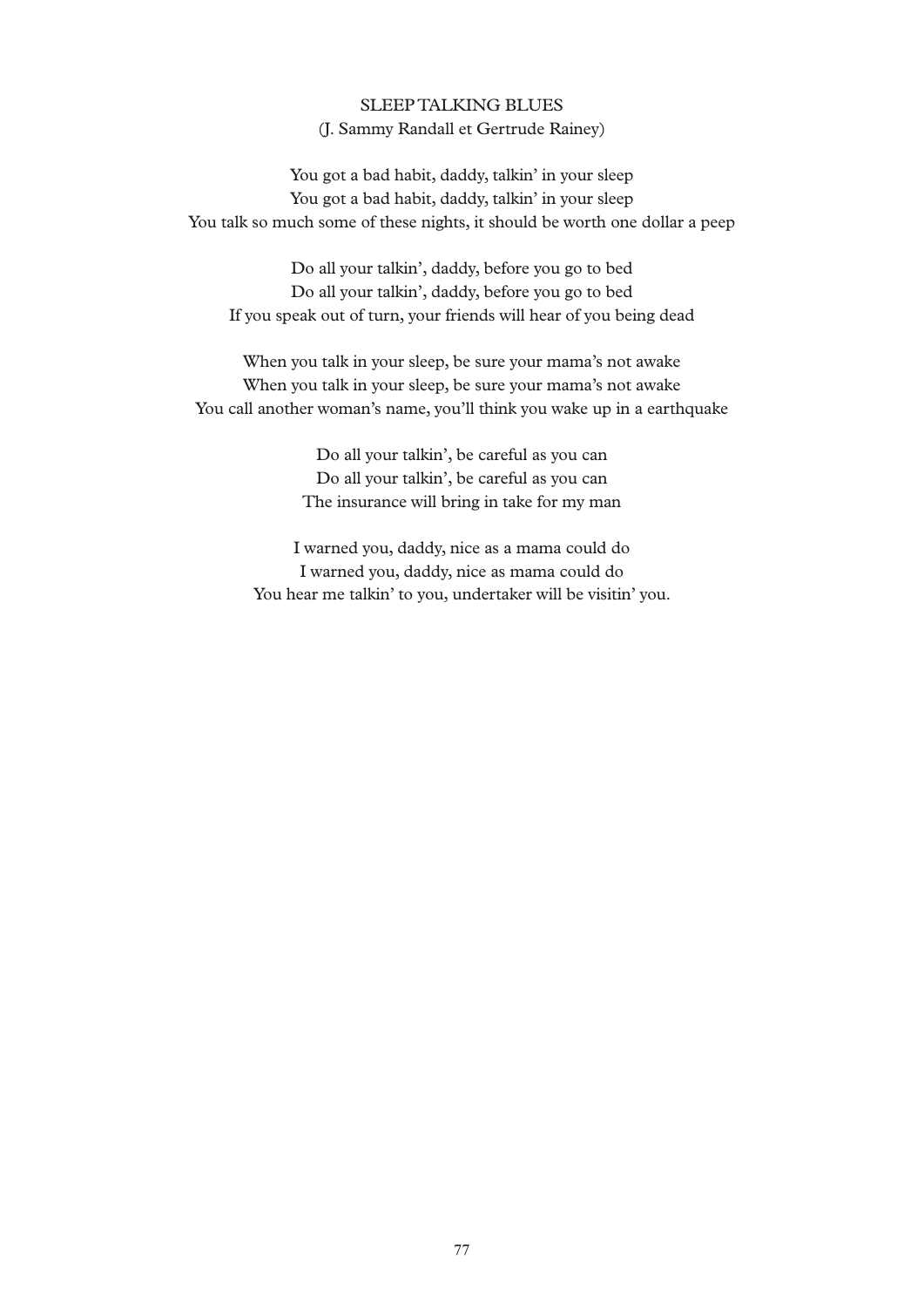## SLEEP TALKING BLUES

(J. Sammy Randall et Gertrude Rainey)

You got a bad habit, daddy, talkin' in your sleep
You got a bad habit, daddy, talkin' in your sleep
You talk so much some of these nights, it should be worth one dollar a peep

Do all your talkin', daddy, before you go to bed
Do all your talkin', daddy, before you go to bed
If you speak out of turn, your friends will hear of you being dead

When you talk in your sleep, be sure your mama's not awake
When you talk in your sleep, be sure your mama's not awake
You call another woman's name, you'll think you wake up in a earthquake

Do all your talkin', be careful as you can
Do all your talkin', be careful as you can
The insurance will bring in take for my man

I warned you, daddy, nice as a mama could do
I warned you, daddy, nice as mama could do
You hear me talkin' to you, undertaker will be visitin' you.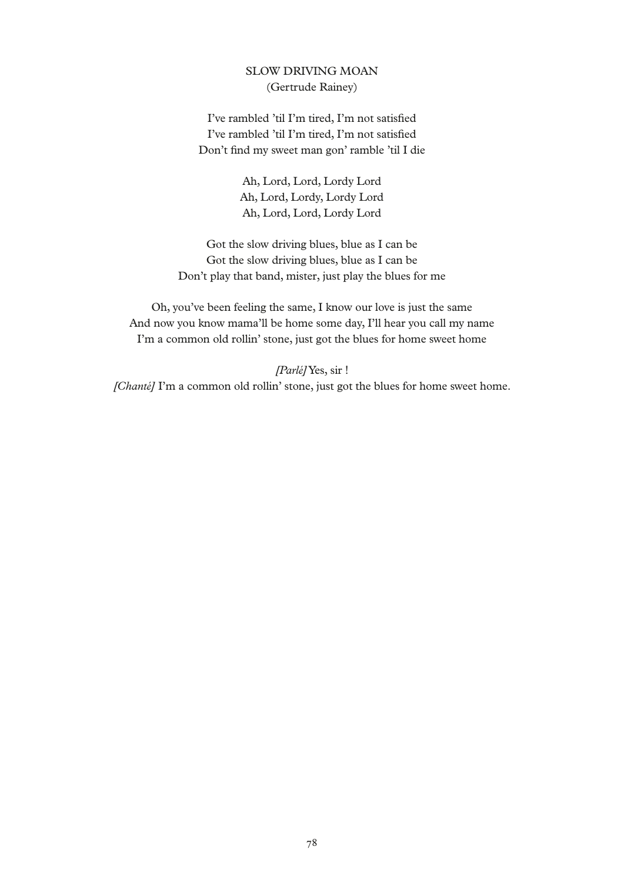## SLOW DRIVING MOAN
(Gertrude Rainey)

I've rambled 'til I'm tired, I'm not satisfied
I've rambled 'til I'm tired, I'm not satisfied
Don't find my sweet man gon' ramble 'til I die

Ah, Lord, Lord, Lordy Lord
Ah, Lord, Lordy, Lordy Lord
Ah, Lord, Lord, Lordy Lord

Got the slow driving blues, blue as I can be
Got the slow driving blues, blue as I can be
Don't play that band, mister, just play the blues for me

Oh, you've been feeling the same, I know our love is just the same
And now you know mama'll be home some day, I'll hear you call my name
I'm a common old rollin' stone, just got the blues for home sweet home

*[Parlé]* Yes, sir !
*[Chanté]* I'm a common old rollin' stone, just got the blues for home sweet home.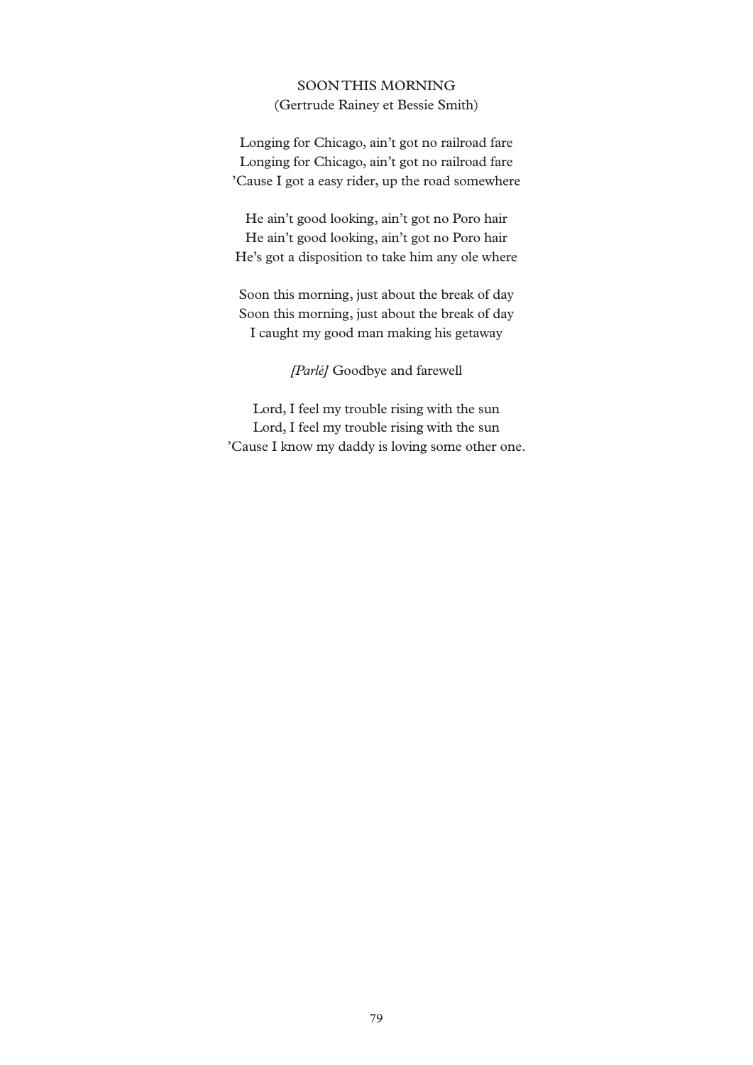## SOON THIS MORNING

(Gertrude Rainey et Bessie Smith)

Longing for Chicago, ain't got no railroad fare  
Longing for Chicago, ain't got no railroad fare  
'Cause I got a easy rider, up the road somewhere

He ain't good looking, ain't got no Poro hair  
He ain't good looking, ain't got no Poro hair  
He's got a disposition to take him any ole where

Soon this morning, just about the break of day  
Soon this morning, just about the break of day  
I caught my good man making his getaway

*[Parlé]* Goodbye and farewell

Lord, I feel my trouble rising with the sun  
Lord, I feel my trouble rising with the sun  
'Cause I know my daddy is loving some other one.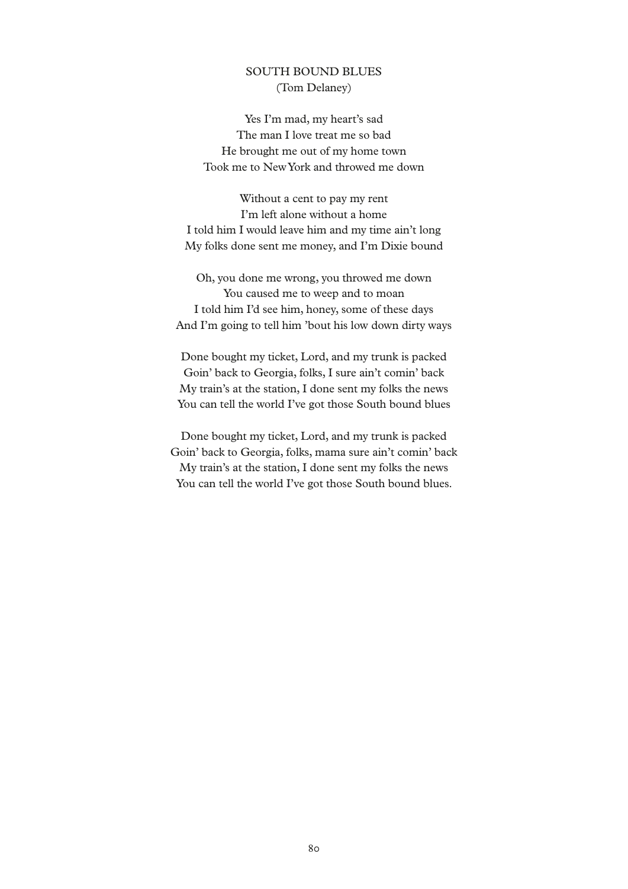## SOUTH BOUND BLUES

(Tom Delaney)

Yes I'm mad, my heart's sad
The man I love treat me so bad
He brought me out of my home town
Took me to New York and throwed me down

Without a cent to pay my rent
I'm left alone without a home
I told him I would leave him and my time ain't long
My folks done sent me money, and I'm Dixie bound

Oh, you done me wrong, you throwed me down
You caused me to weep and to moan
I told him I'd see him, honey, some of these days
And I'm going to tell him 'bout his low down dirty ways

Done bought my ticket, Lord, and my trunk is packed
Goin' back to Georgia, folks, I sure ain't comin' back
My train's at the station, I done sent my folks the news
You can tell the world I've got those South bound blues

Done bought my ticket, Lord, and my trunk is packed
Goin' back to Georgia, folks, mama sure ain't comin' back
My train's at the station, I done sent my folks the news
You can tell the world I've got those South bound blues.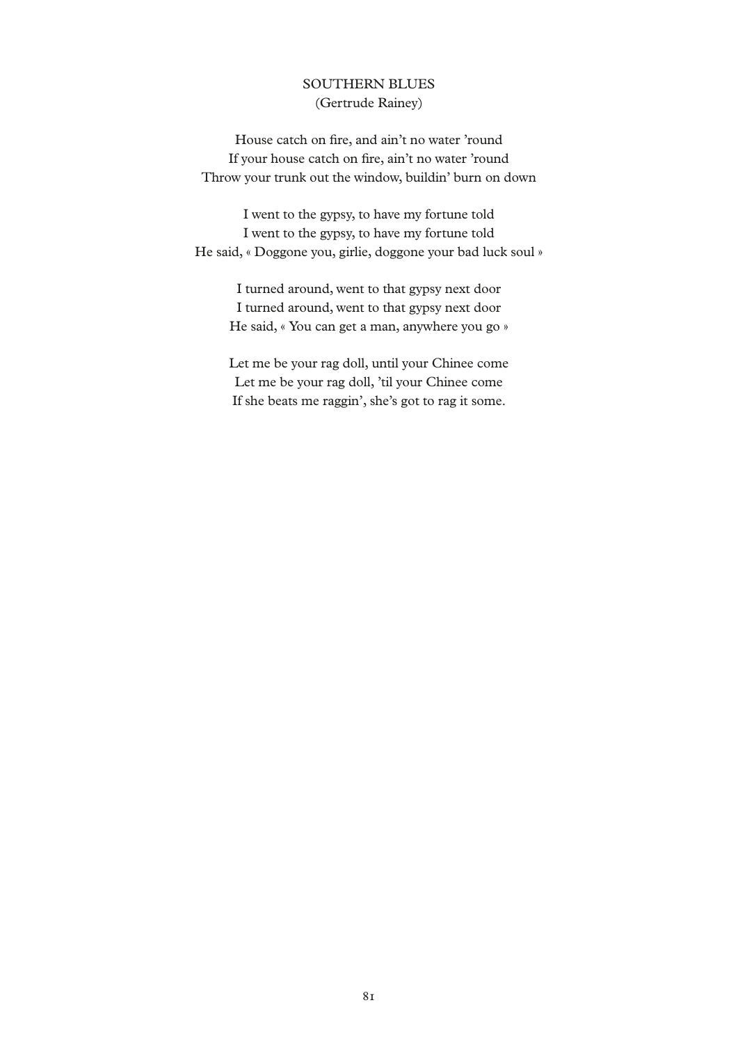## SOUTHERN BLUES

(Gertrude Rainey)

House catch on fire, and ain't no water 'round
If your house catch on fire, ain't no water 'round
Throw your trunk out the window, buildin' burn on down

I went to the gypsy, to have my fortune told
I went to the gypsy, to have my fortune told
He said, « Doggone you, girlie, doggone your bad luck soul »

I turned around, went to that gypsy next door
I turned around, went to that gypsy next door
He said, « You can get a man, anywhere you go »

Let me be your rag doll, until your Chinee come
Let me be your rag doll, 'til your Chinee come
If she beats me raggin', she's got to rag it some.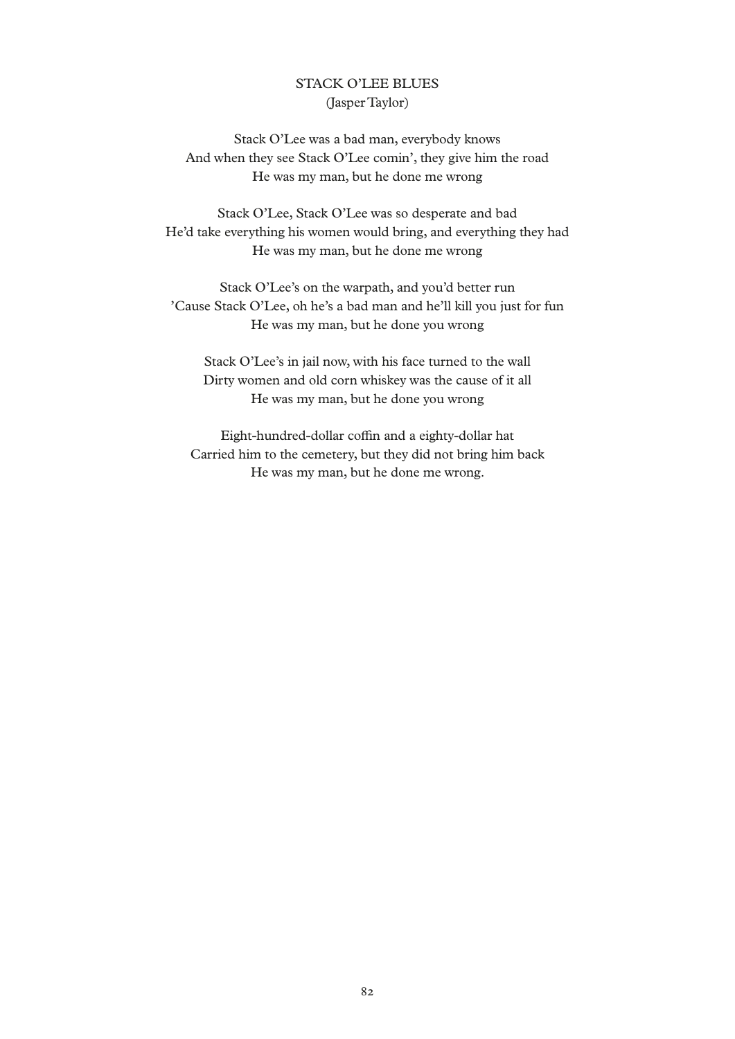## STACK O'LEE BLUES

(Jasper Taylor)

Stack O'Lee was a bad man, everybody knows  
And when they see Stack O'Lee comin', they give him the road  
He was my man, but he done me wrong

Stack O'Lee, Stack O'Lee was so desperate and bad  
He'd take everything his women would bring, and everything they had  
He was my man, but he done me wrong

Stack O'Lee's on the warpath, and you'd better run  
'Cause Stack O'Lee, oh he's a bad man and he'll kill you just for fun  
He was my man, but he done you wrong

Stack O'Lee's in jail now, with his face turned to the wall  
Dirty women and old corn whiskey was the cause of it all  
He was my man, but he done you wrong

Eight-hundred-dollar coffin and a eighty-dollar hat  
Carried him to the cemetery, but they did not bring him back  
He was my man, but he done me wrong.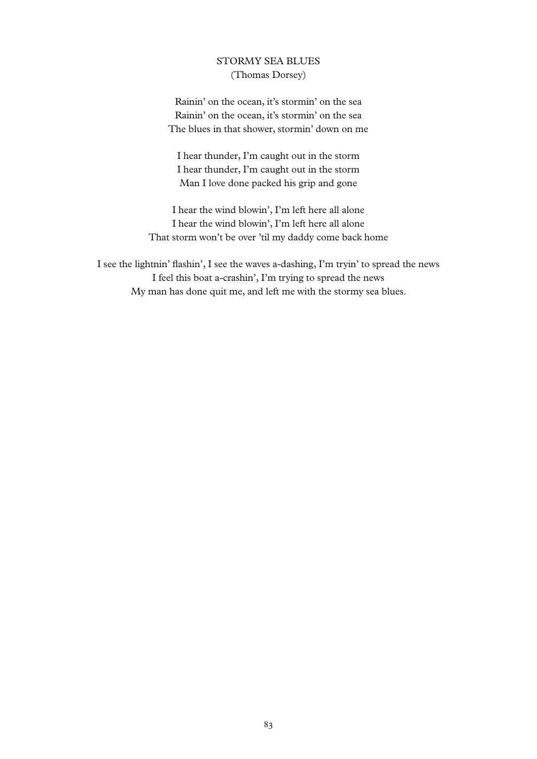# STORMY SEA BLUES

(Thomas Dorsey)

Rainin' on the ocean, it's stormin' on the sea  
Rainin' on the ocean, it's stormin' on the sea  
The blues in that shower, stormin' down on me

I hear thunder, I'm caught out in the storm  
I hear thunder, I'm caught out in the storm  
Man I love done packed his grip and gone

I hear the wind blowin', I'm left here all alone  
I hear the wind blowin', I'm left here all alone  
That storm won't be over 'til my daddy come back home

I see the lightnin' flashin', I see the waves a-dashing, I'm tryin' to spread the news  
I feel this boat a-crashin', I'm trying to spread the news  
My man has done quit me, and left me with the stormy sea blues.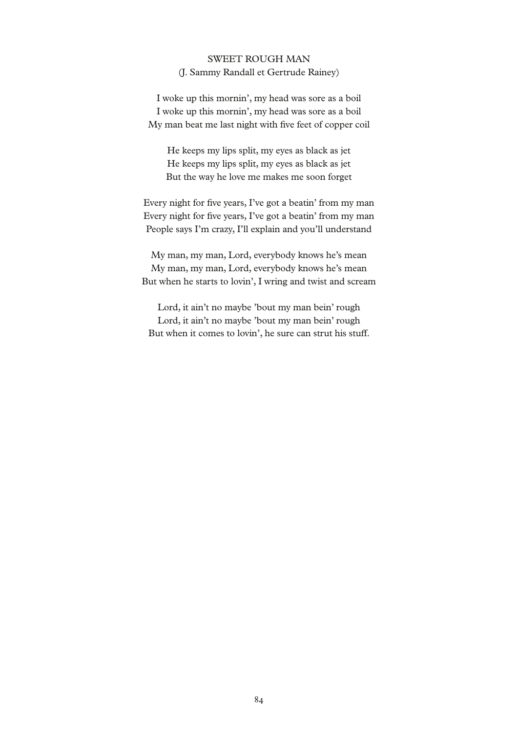SWEET ROUGH MAN
(J. Sammy Randall et Gertrude Rainey)

I woke up this mornin', my head was sore as a boil
I woke up this mornin', my head was sore as a boil
My man beat me last night with five feet of copper coil

He keeps my lips split, my eyes as black as jet
He keeps my lips split, my eyes as black as jet
But the way he love me makes me soon forget

Every night for five years, I've got a beatin' from my man
Every night for five years, I've got a beatin' from my man
People says I'm crazy, I'll explain and you'll understand

My man, my man, Lord, everybody knows he's mean
My man, my man, Lord, everybody knows he's mean
But when he starts to lovin', I wring and twist and scream

Lord, it ain't no maybe 'bout my man bein' rough
Lord, it ain't no maybe 'bout my man bein' rough
But when it comes to lovin', he sure can strut his stuff.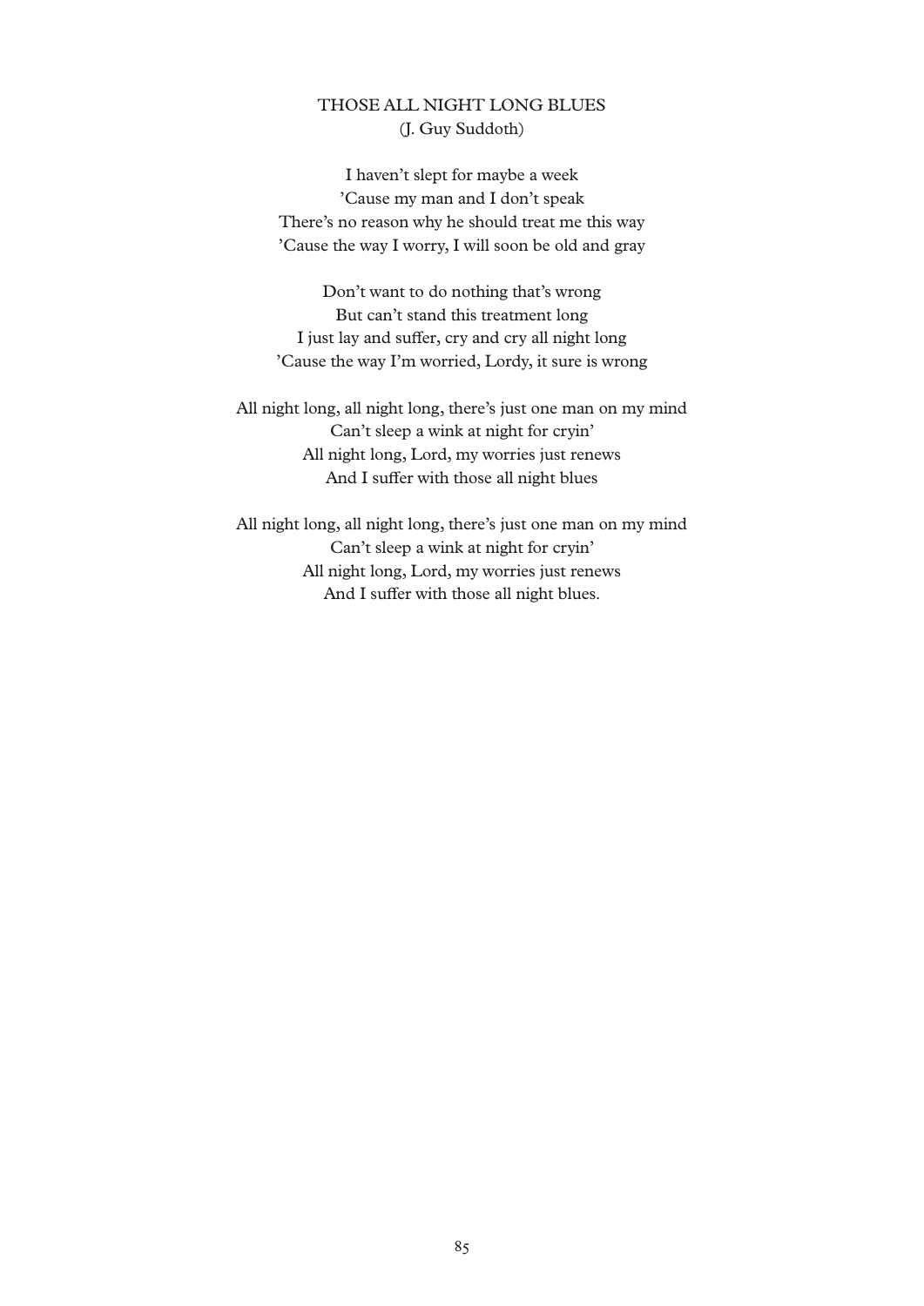## THOSE ALL NIGHT LONG BLUES

(J. Guy Suddoth)

I haven't slept for maybe a week
'Cause my man and I don't speak
There's no reason why he should treat me this way
'Cause the way I worry, I will soon be old and gray

Don't want to do nothing that's wrong
But can't stand this treatment long
I just lay and suffer, cry and cry all night long
'Cause the way I'm worried, Lordy, it sure is wrong

All night long, all night long, there's just one man on my mind
Can't sleep a wink at night for cryin'
All night long, Lord, my worries just renews
And I suffer with those all night blues

All night long, all night long, there's just one man on my mind
Can't sleep a wink at night for cryin'
All night long, Lord, my worries just renews
And I suffer with those all night blues.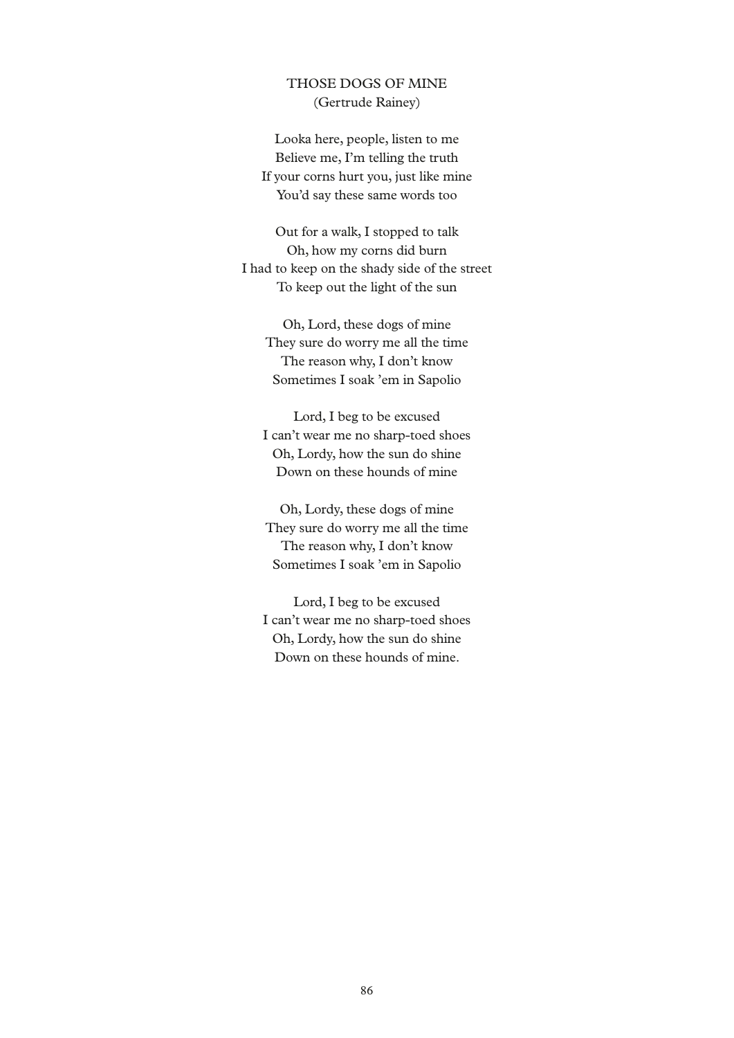## THOSE DOGS OF MINE
(Gertrude Rainey)

Looka here, people, listen to me  
Believe me, I'm telling the truth  
If your corns hurt you, just like mine  
You'd say these same words too

Out for a walk, I stopped to talk  
Oh, how my corns did burn  
I had to keep on the shady side of the street  
To keep out the light of the sun

Oh, Lord, these dogs of mine  
They sure do worry me all the time  
The reason why, I don't know  
Sometimes I soak 'em in Sapolio

Lord, I beg to be excused  
I can't wear me no sharp-toed shoes  
Oh, Lordy, how the sun do shine  
Down on these hounds of mine

Oh, Lordy, these dogs of mine  
They sure do worry me all the time  
The reason why, I don't know  
Sometimes I soak 'em in Sapolio

Lord, I beg to be excused  
I can't wear me no sharp-toed shoes  
Oh, Lordy, how the sun do shine  
Down on these hounds of mine.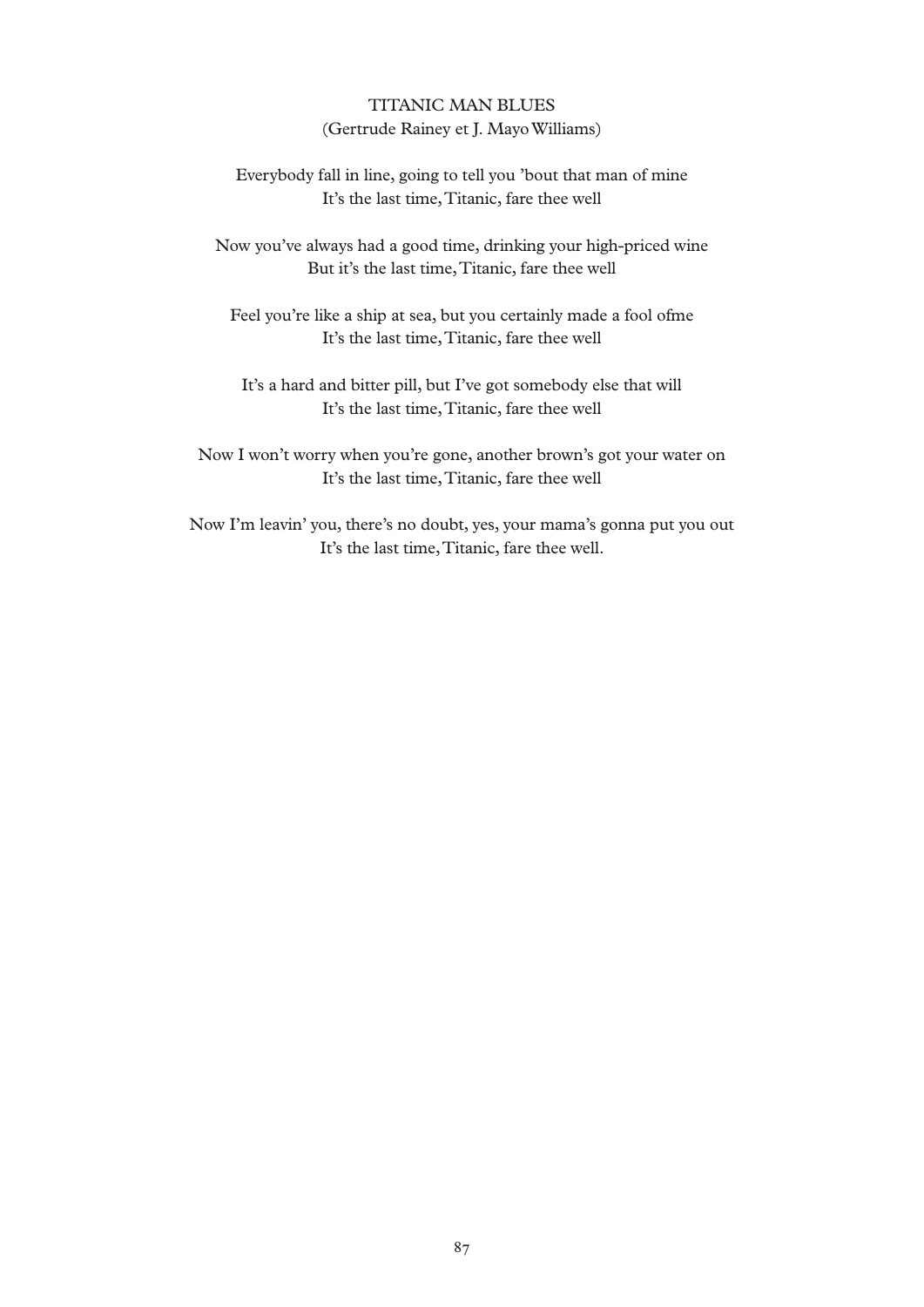TITANIC MAN BLUES
(Gertrude Rainey et J. Mayo Williams)

Everybody fall in line, going to tell you 'bout that man of mine
It's the last time, Titanic, fare thee well

Now you've always had a good time, drinking your high-priced wine
But it's the last time, Titanic, fare thee well

Feel you're like a ship at sea, but you certainly made a fool ofme
It's the last time, Titanic, fare thee well

It's a hard and bitter pill, but I've got somebody else that will
It's the last time, Titanic, fare thee well

Now I won't worry when you're gone, another brown's got your water on
It's the last time, Titanic, fare thee well

Now I'm leavin' you, there's no doubt, yes, your mama's gonna put you out
It's the last time, Titanic, fare thee well.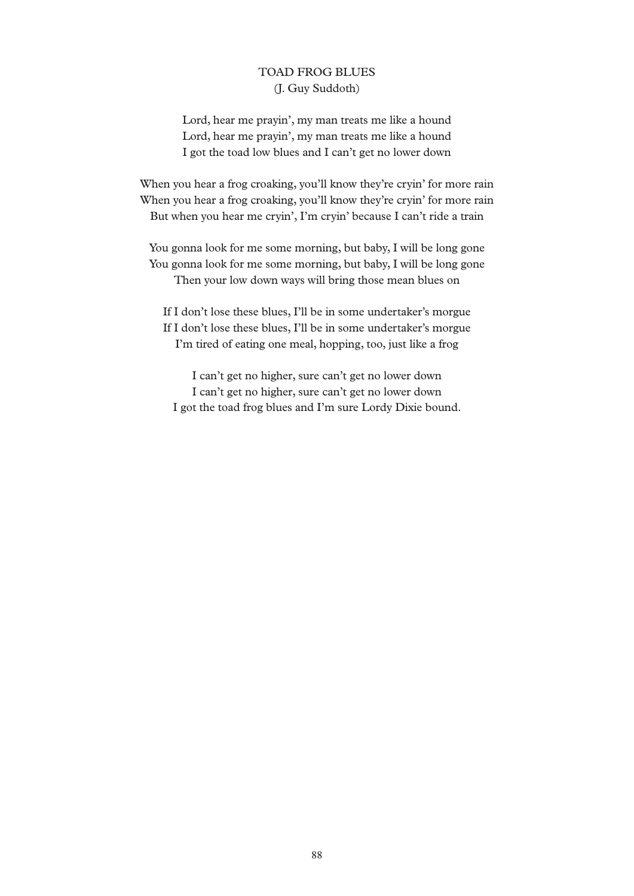## TOAD FROG BLUES

(J. Guy Suddoth)

Lord, hear me prayin', my man treats me like a hound  
Lord, hear me prayin', my man treats me like a hound  
I got the toad low blues and I can't get no lower down

When you hear a frog croaking, you'll know they're cryin' for more rain  
When you hear a frog croaking, you'll know they're cryin' for more rain  
But when you hear me cryin', I'm cryin' because I can't ride a train

You gonna look for me some morning, but baby, I will be long gone  
You gonna look for me some morning, but baby, I will be long gone  
Then your low down ways will bring those mean blues on

If I don't lose these blues, I'll be in some undertaker's morgue  
If I don't lose these blues, I'll be in some undertaker's morgue  
I'm tired of eating one meal, hopping, too, just like a frog

I can't get no higher, sure can't get no lower down  
I can't get no higher, sure can't get no lower down  
I got the toad frog blues and I'm sure Lordy Dixie bound.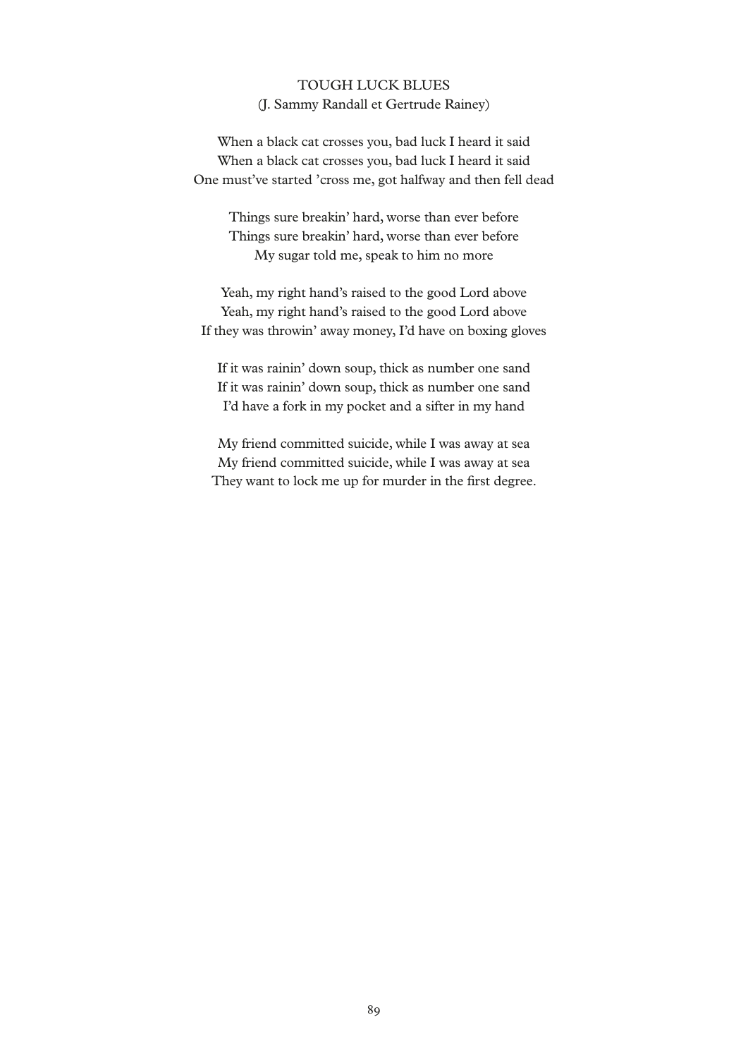# TOUGH LUCK BLUES

(J. Sammy Randall et Gertrude Rainey)

When a black cat crosses you, bad luck I heard it said
When a black cat crosses you, bad luck I heard it said
One must've started 'cross me, got halfway and then fell dead

Things sure breakin' hard, worse than ever before
Things sure breakin' hard, worse than ever before
My sugar told me, speak to him no more

Yeah, my right hand's raised to the good Lord above
Yeah, my right hand's raised to the good Lord above
If they was throwin' away money, I'd have on boxing gloves

If it was rainin' down soup, thick as number one sand
If it was rainin' down soup, thick as number one sand
I'd have a fork in my pocket and a sifter in my hand

My friend committed suicide, while I was away at sea
My friend committed suicide, while I was away at sea
They want to lock me up for murder in the first degree.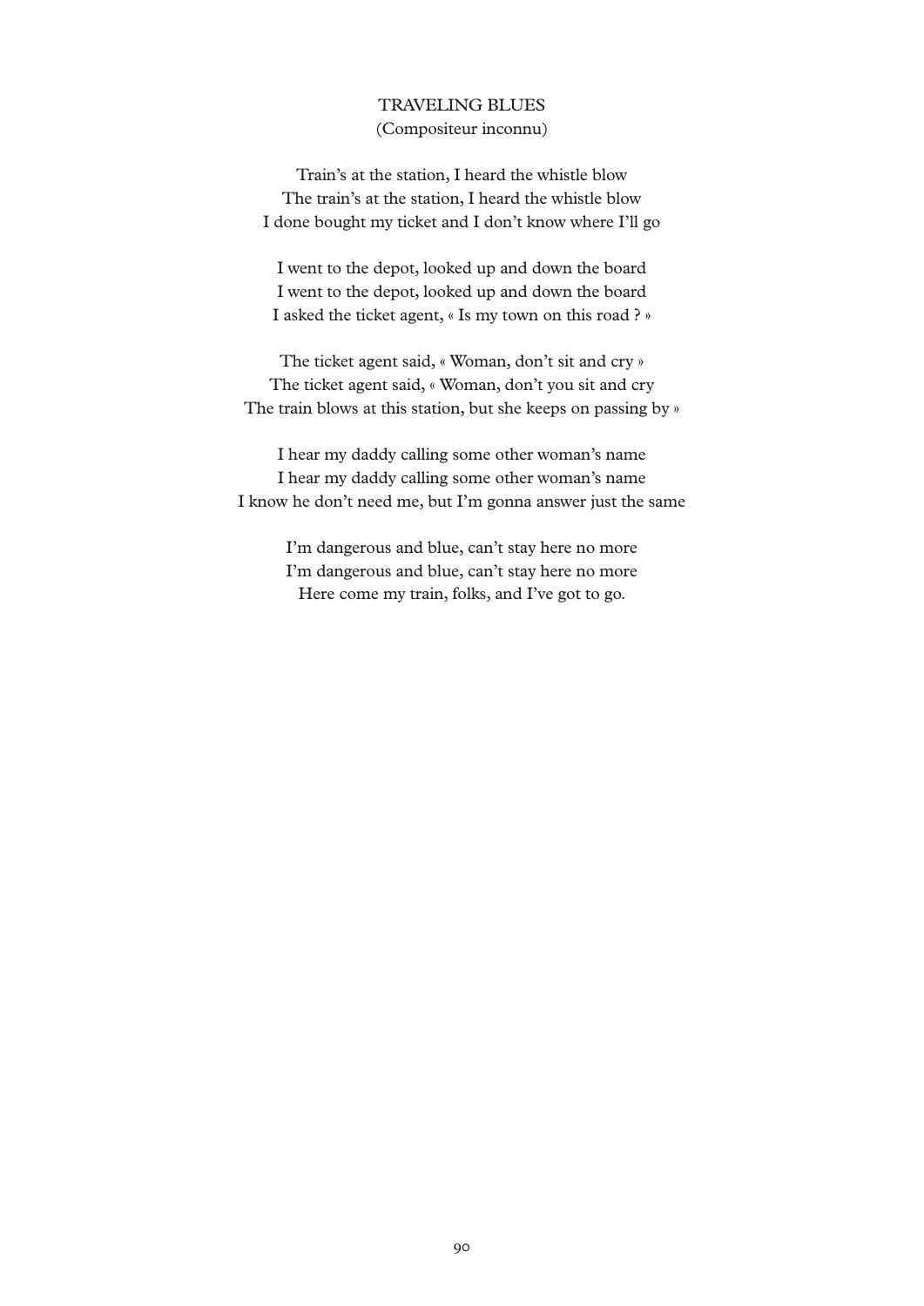## TRAVELING BLUES

(Compositeur inconnu)

Train's at the station, I heard the whistle blow
The train's at the station, I heard the whistle blow
I done bought my ticket and I don't know where I'll go

I went to the depot, looked up and down the board
I went to the depot, looked up and down the board
I asked the ticket agent, « Is my town on this road ? »

The ticket agent said, « Woman, don't sit and cry »
The ticket agent said, « Woman, don't you sit and cry
The train blows at this station, but she keeps on passing by »

I hear my daddy calling some other woman's name
I hear my daddy calling some other woman's name
I know he don't need me, but I'm gonna answer just the same

I'm dangerous and blue, can't stay here no more
I'm dangerous and blue, can't stay here no more
Here come my train, folks, and I've got to go.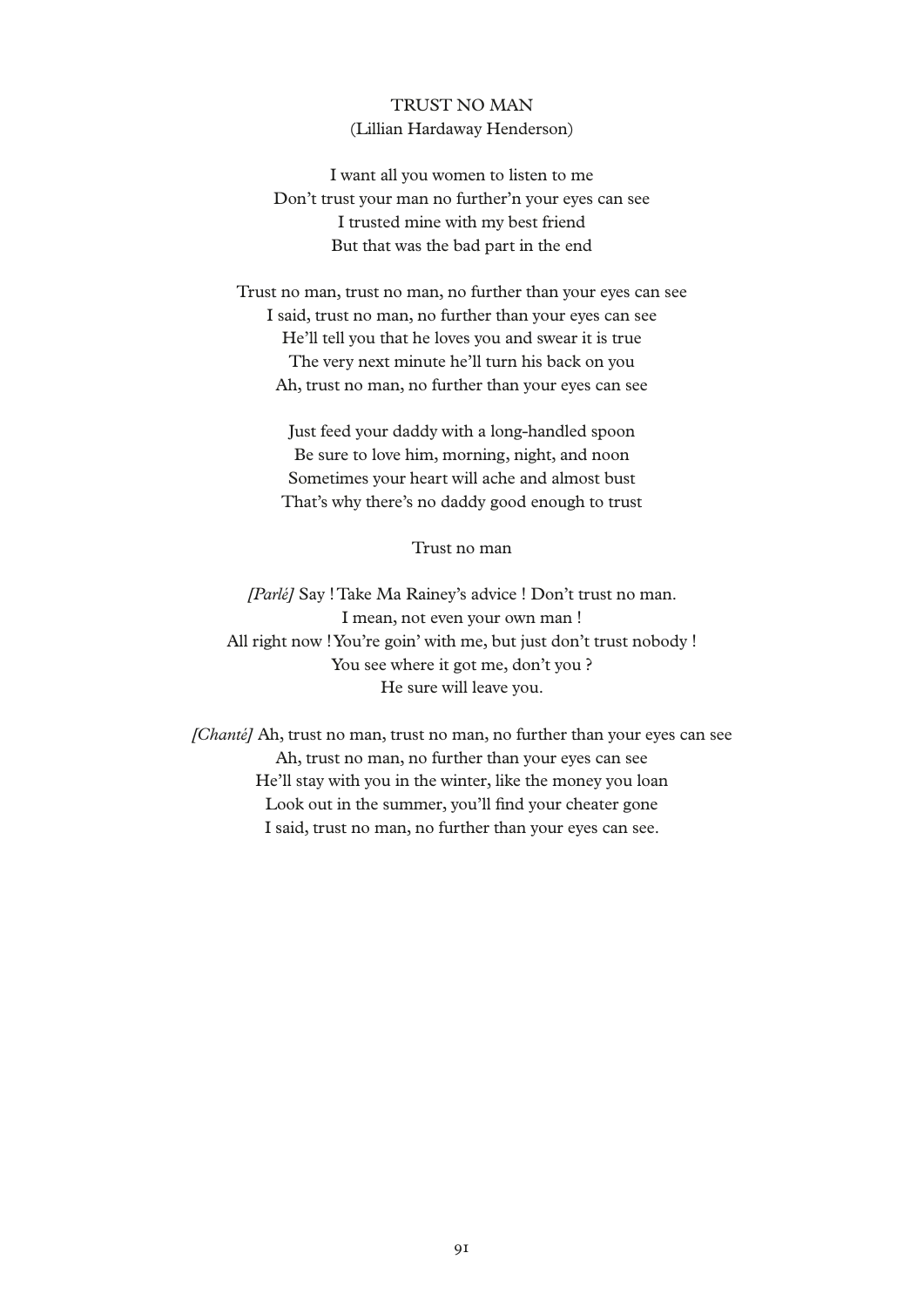## TRUST NO MAN
(Lillian Hardaway Henderson)

I want all you women to listen to me
Don't trust your man no further'n your eyes can see
I trusted mine with my best friend
But that was the bad part in the end

Trust no man, trust no man, no further than your eyes can see
I said, trust no man, no further than your eyes can see
He'll tell you that he loves you and swear it is true
The very next minute he'll turn his back on you
Ah, trust no man, no further than your eyes can see

Just feed your daddy with a long-handled spoon
Be sure to love him, morning, night, and noon
Sometimes your heart will ache and almost bust
That's why there's no daddy good enough to trust

Trust no man

*[Parlé]* Say ! Take Ma Rainey's advice ! Don't trust no man.
I mean, not even your own man !
All right now ! You're goin' with me, but just don't trust nobody !
You see where it got me, don't you ?
He sure will leave you.

*[Chanté]* Ah, trust no man, trust no man, no further than your eyes can see
Ah, trust no man, no further than your eyes can see
He'll stay with you in the winter, like the money you loan
Look out in the summer, you'll find your cheater gone
I said, trust no man, no further than your eyes can see.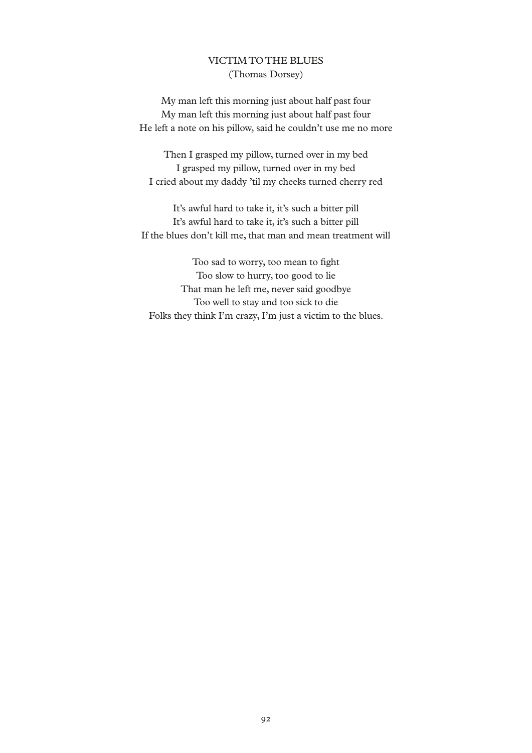## VICTIM TO THE BLUES

(Thomas Dorsey)

My man left this morning just about half past four
My man left this morning just about half past four
He left a note on his pillow, said he couldn't use me no more

Then I grasped my pillow, turned over in my bed
I grasped my pillow, turned over in my bed
I cried about my daddy 'til my cheeks turned cherry red

It's awful hard to take it, it's such a bitter pill
It's awful hard to take it, it's such a bitter pill
If the blues don't kill me, that man and mean treatment will

Too sad to worry, too mean to fight
Too slow to hurry, too good to lie
That man he left me, never said goodbye
Too well to stay and too sick to die
Folks they think I'm crazy, I'm just a victim to the blues.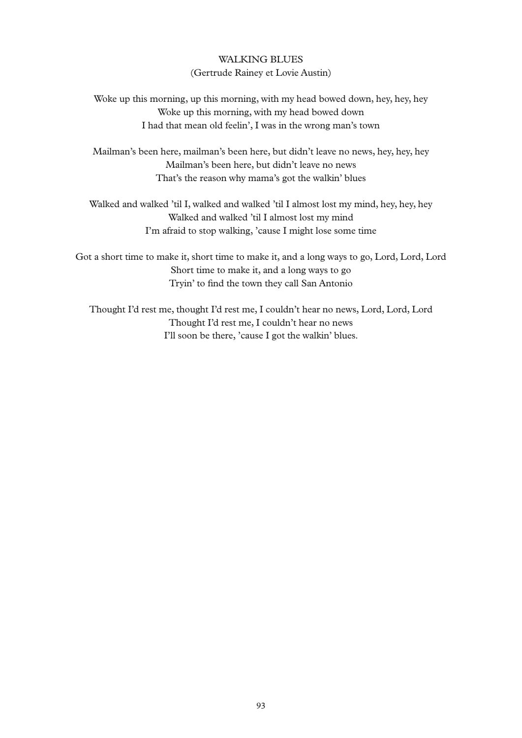## WALKING BLUES

(Gertrude Rainey et Lovie Austin)

Woke up this morning, up this morning, with my head bowed down, hey, hey, hey
Woke up this morning, with my head bowed down
I had that mean old feelin', I was in the wrong man's town

Mailman's been here, mailman's been here, but didn't leave no news, hey, hey, hey
Mailman's been here, but didn't leave no news
That's the reason why mama's got the walkin' blues

Walked and walked 'til I, walked and walked 'til I almost lost my mind, hey, hey, hey
Walked and walked 'til I almost lost my mind
I'm afraid to stop walking, 'cause I might lose some time

Got a short time to make it, short time to make it, and a long ways to go, Lord, Lord, Lord
Short time to make it, and a long ways to go
Tryin' to find the town they call San Antonio

Thought I'd rest me, thought I'd rest me, I couldn't hear no news, Lord, Lord, Lord
Thought I'd rest me, I couldn't hear no news
I'll soon be there, 'cause I got the walkin' blues.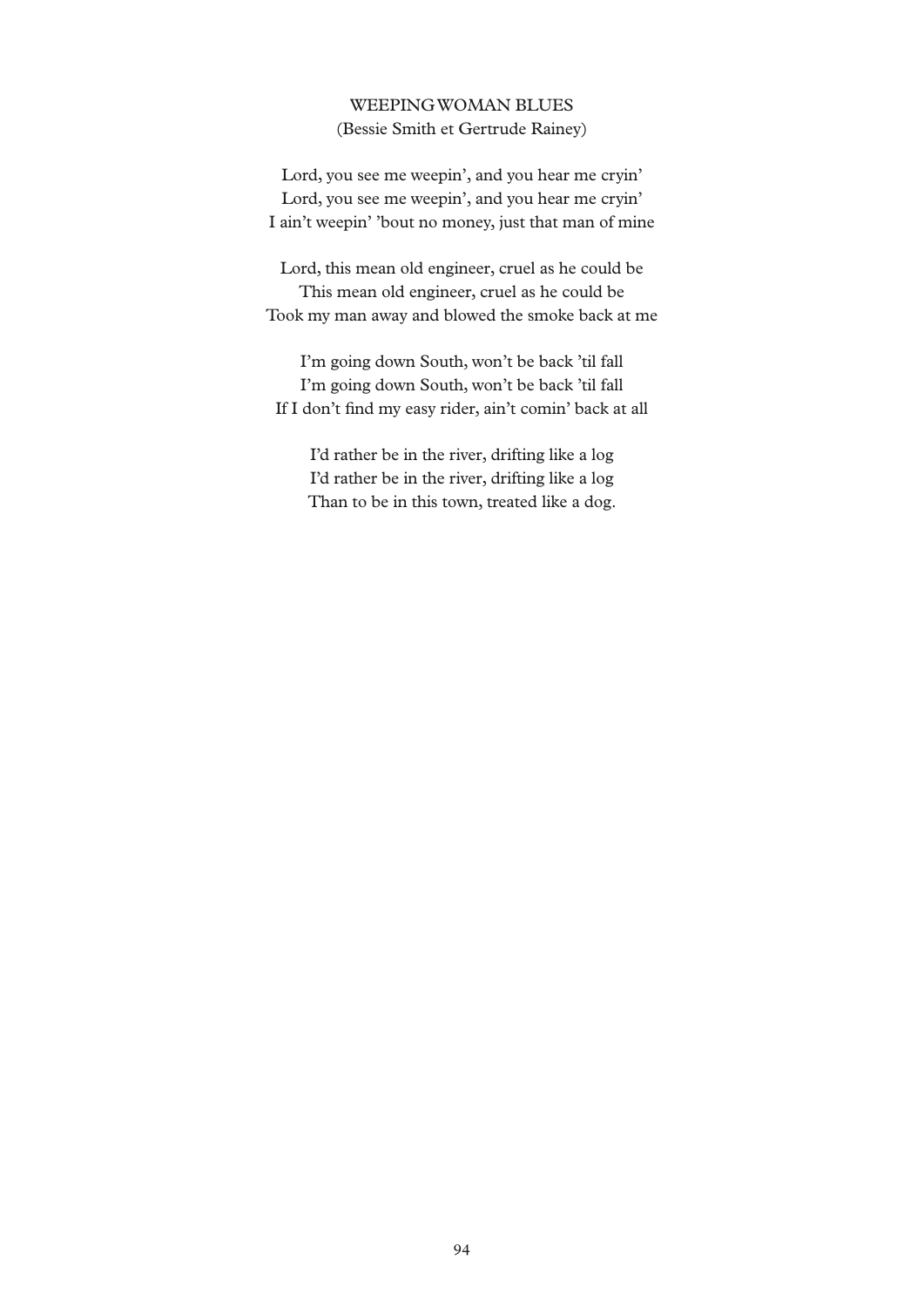WEEPING WOMAN BLUES
(Bessie Smith et Gertrude Rainey)

Lord, you see me weepin', and you hear me cryin'
Lord, you see me weepin', and you hear me cryin'
I ain't weepin' 'bout no money, just that man of mine

Lord, this mean old engineer, cruel as he could be
This mean old engineer, cruel as he could be
Took my man away and blowed the smoke back at me

I'm going down South, won't be back 'til fall
I'm going down South, won't be back 'til fall
If I don't find my easy rider, ain't comin' back at all

I'd rather be in the river, drifting like a log
I'd rather be in the river, drifting like a log
Than to be in this town, treated like a dog.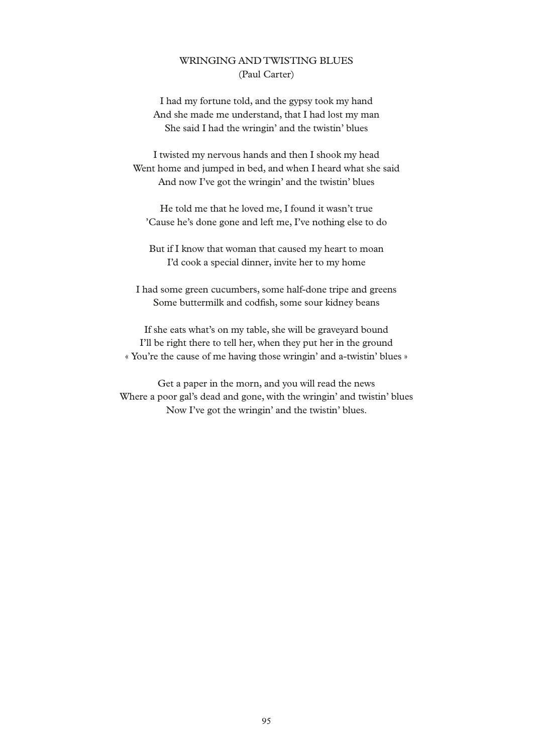# WRINGING AND TWISTING BLUES

(Paul Carter)

I had my fortune told, and the gypsy took my hand
And she made me understand, that I had lost my man
She said I had the wringin' and the twistin' blues

I twisted my nervous hands and then I shook my head
Went home and jumped in bed, and when I heard what she said
And now I've got the wringin' and the twistin' blues

He told me that he loved me, I found it wasn't true
'Cause he's done gone and left me, I've nothing else to do

But if I know that woman that caused my heart to moan
I'd cook a special dinner, invite her to my home

I had some green cucumbers, some half-done tripe and greens
Some buttermilk and codfish, some sour kidney beans

If she eats what's on my table, she will be graveyard bound
I'll be right there to tell her, when they put her in the ground
« You're the cause of me having those wringin' and a-twistin' blues »

Get a paper in the morn, and you will read the news
Where a poor gal's dead and gone, with the wringin' and twistin' blues
Now I've got the wringin' and the twistin' blues.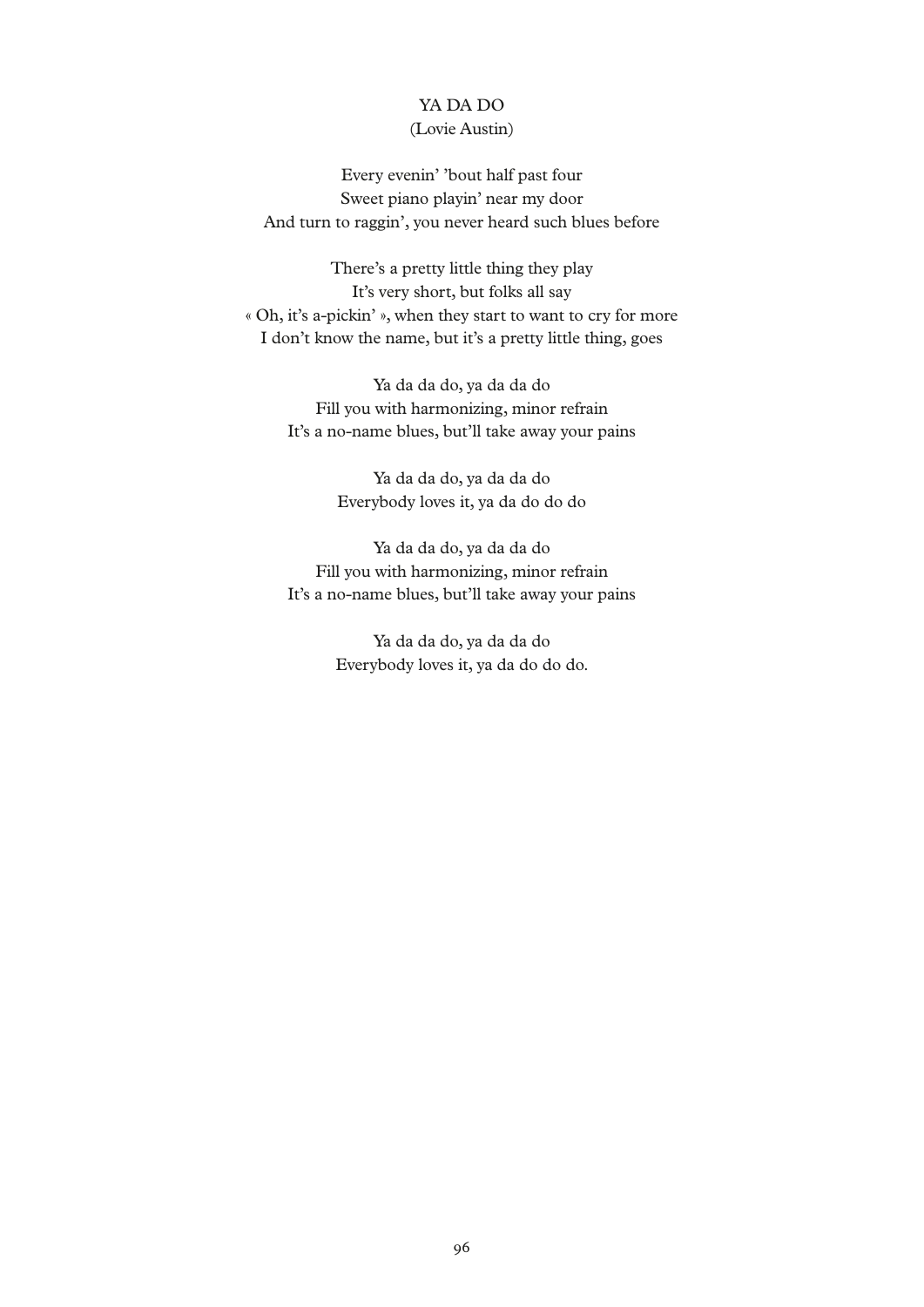YA DA DO
(Lovie Austin)

Every evenin' 'bout half past four  
Sweet piano playin' near my door  
And turn to raggin', you never heard such blues before

There's a pretty little thing they play  
It's very short, but folks all say  
« Oh, it's a-pickin' », when they start to want to cry for more  
I don't know the name, but it's a pretty little thing, goes

Ya da da do, ya da da do  
Fill you with harmonizing, minor refrain  
It's a no-name blues, but'll take away your pains

Ya da da do, ya da da do  
Everybody loves it, ya da do do do

Ya da da do, ya da da do  
Fill you with harmonizing, minor refrain  
It's a no-name blues, but'll take away your pains

Ya da da do, ya da da do  
Everybody loves it, ya da do do do.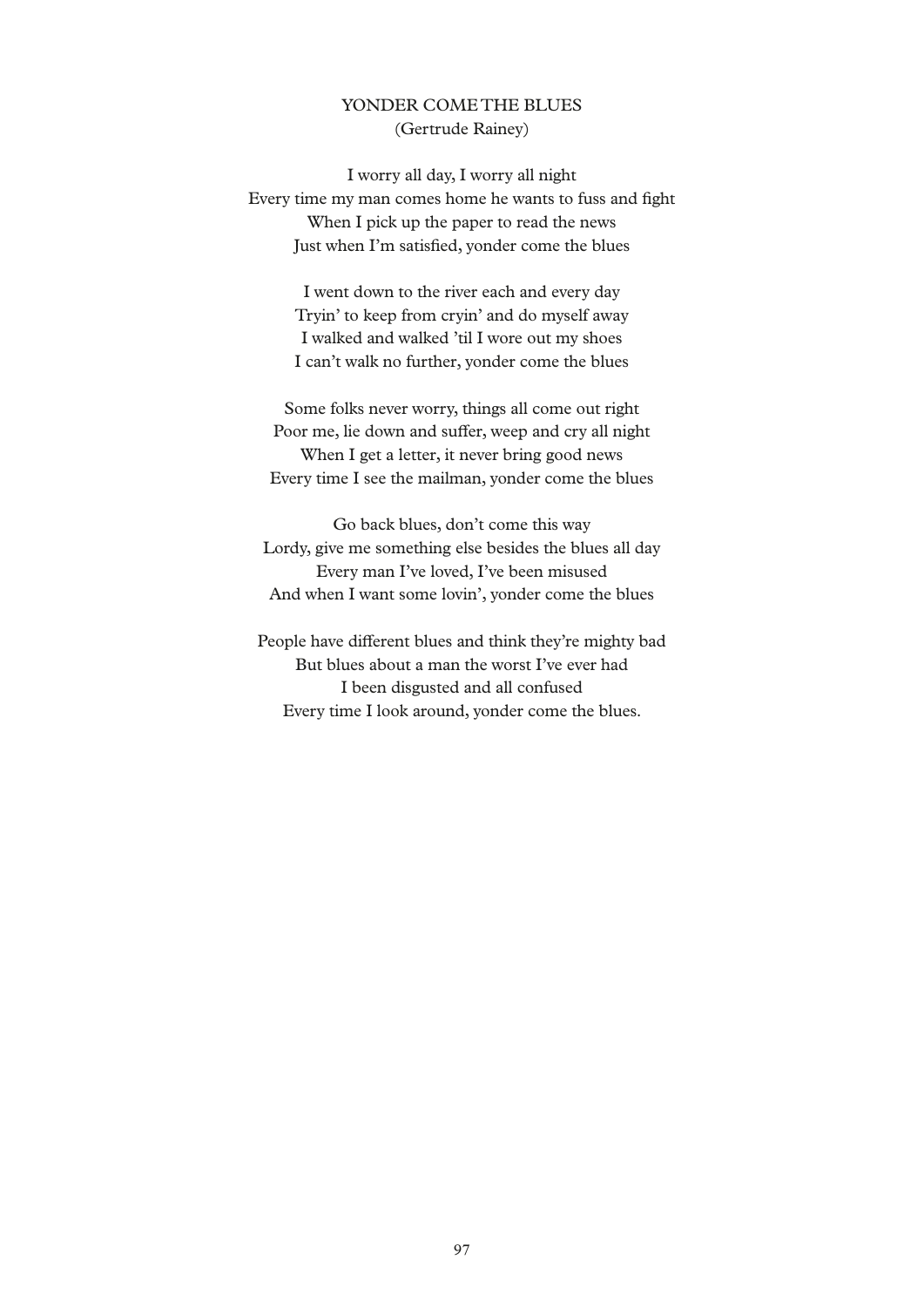## YONDER COME THE BLUES
(Gertrude Rainey)

I worry all day, I worry all night  
Every time my man comes home he wants to fuss and fight  
When I pick up the paper to read the news  
Just when I'm satisfied, yonder come the blues

I went down to the river each and every day  
Tryin' to keep from cryin' and do myself away  
I walked and walked 'til I wore out my shoes  
I can't walk no further, yonder come the blues

Some folks never worry, things all come out right  
Poor me, lie down and suffer, weep and cry all night  
When I get a letter, it never bring good news  
Every time I see the mailman, yonder come the blues

Go back blues, don't come this way  
Lordy, give me something else besides the blues all day  
Every man I've loved, I've been misused  
And when I want some lovin', yonder come the blues

People have different blues and think they're mighty bad  
But blues about a man the worst I've ever had  
I been disgusted and all confused  
Every time I look around, yonder come the blues.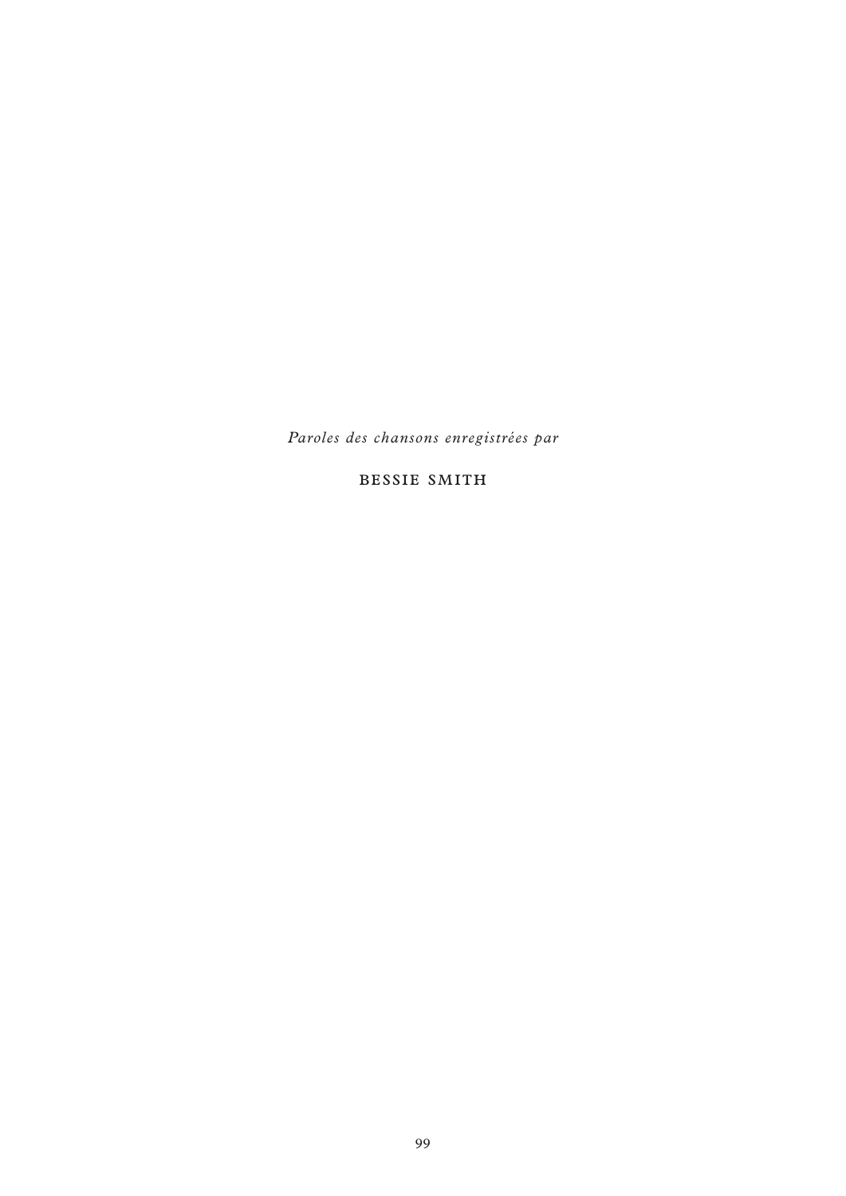*Paroles des chansons enregistrées par*

BESSIE SMITH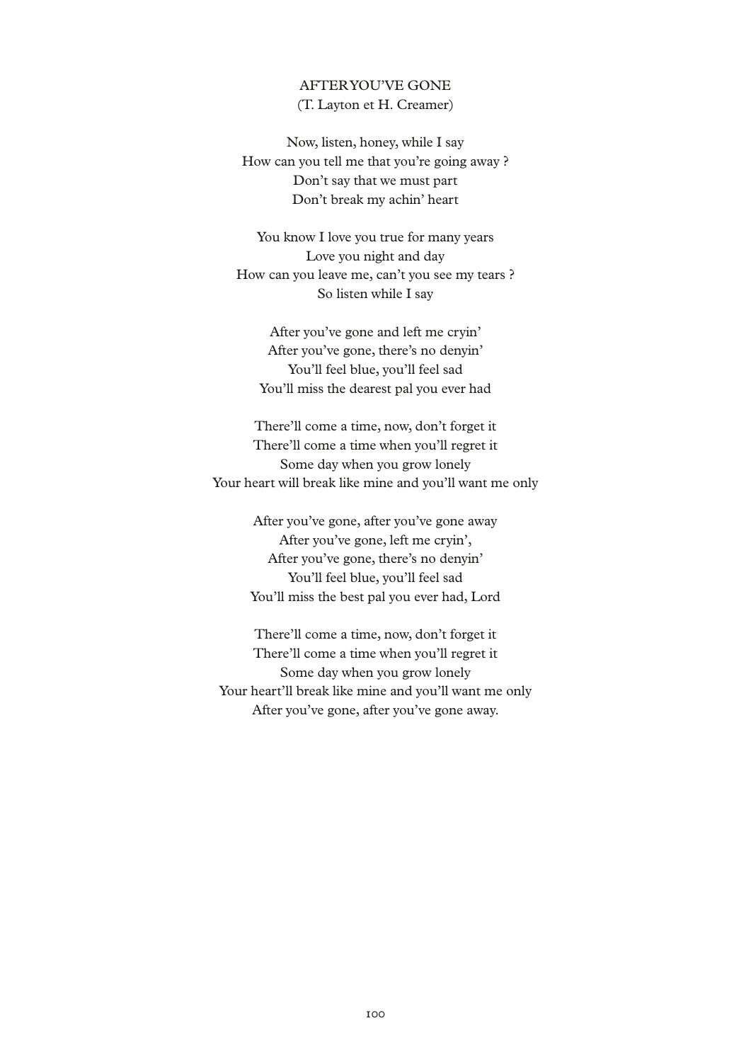## AFTER YOU'VE GONE

(T. Layton et H. Creamer)

Now, listen, honey, while I say  
How can you tell me that you're going away ?  
Don't say that we must part  
Don't break my achin' heart

You know I love you true for many years  
Love you night and day  
How can you leave me, can't you see my tears ?  
So listen while I say

After you've gone and left me cryin'  
After you've gone, there's no denyin'  
You'll feel blue, you'll feel sad  
You'll miss the dearest pal you ever had

There'll come a time, now, don't forget it  
There'll come a time when you'll regret it  
Some day when you grow lonely  
Your heart will break like mine and you'll want me only

After you've gone, after you've gone away  
After you've gone, left me cryin',  
After you've gone, there's no denyin'  
You'll feel blue, you'll feel sad  
You'll miss the best pal you ever had, Lord

There'll come a time, now, don't forget it  
There'll come a time when you'll regret it  
Some day when you grow lonely  
Your heart'll break like mine and you'll want me only  
After you've gone, after you've gone away.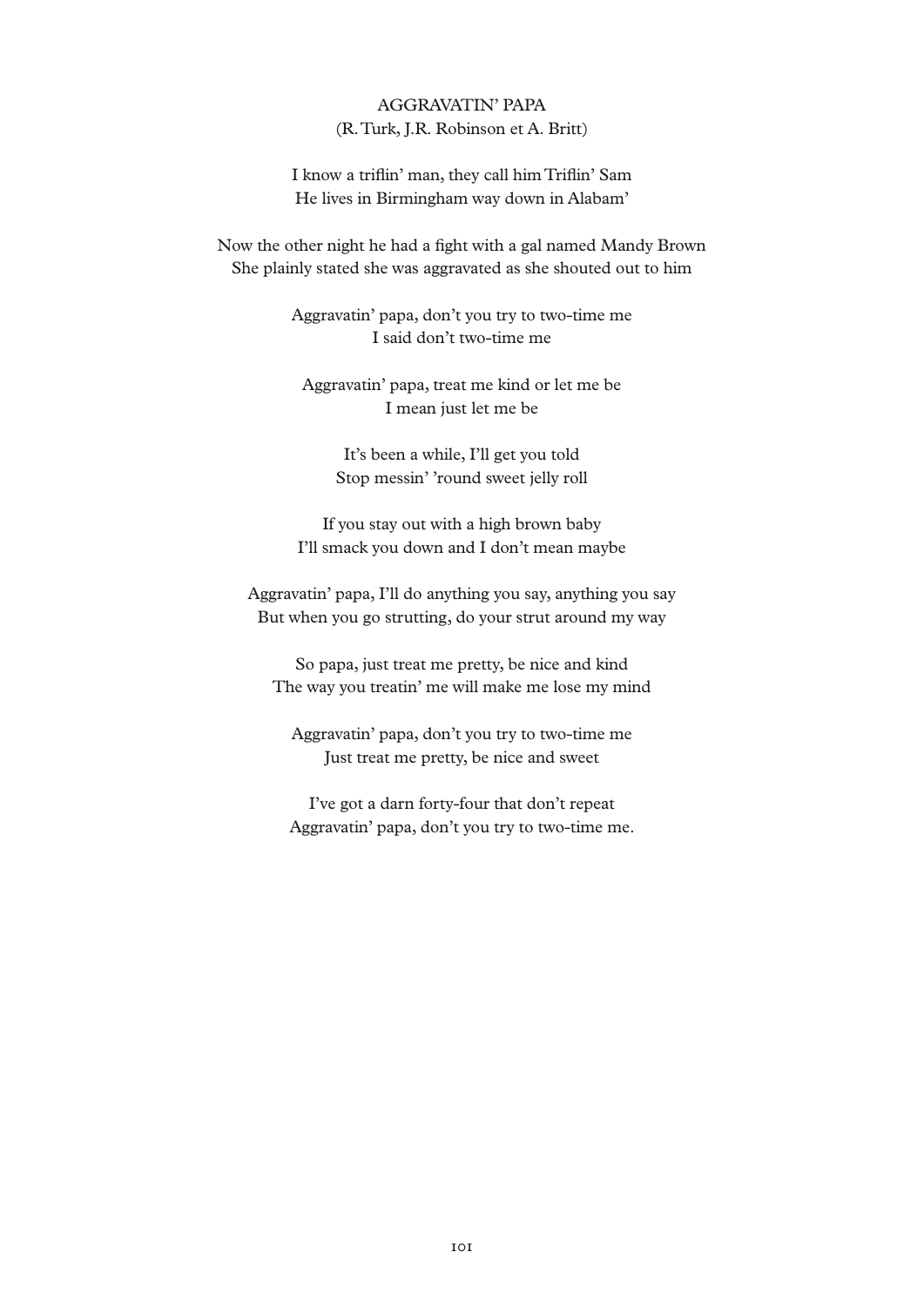## AGGRAVATIN' PAPA

(R. Turk, J.R. Robinson et A. Britt)

I know a triflin' man, they call him Triflin' Sam
He lives in Birmingham way down in Alabam'

Now the other night he had a fight with a gal named Mandy Brown
She plainly stated she was aggravated as she shouted out to him

Aggravatin' papa, don't you try to two-time me
I said don't two-time me

Aggravatin' papa, treat me kind or let me be
I mean just let me be

It's been a while, I'll get you told
Stop messin' 'round sweet jelly roll

If you stay out with a high brown baby
I'll smack you down and I don't mean maybe

Aggravatin' papa, I'll do anything you say, anything you say
But when you go strutting, do your strut around my way

So papa, just treat me pretty, be nice and kind
The way you treatin' me will make me lose my mind

Aggravatin' papa, don't you try to two-time me
Just treat me pretty, be nice and sweet

I've got a darn forty-four that don't repeat
Aggravatin' papa, don't you try to two-time me.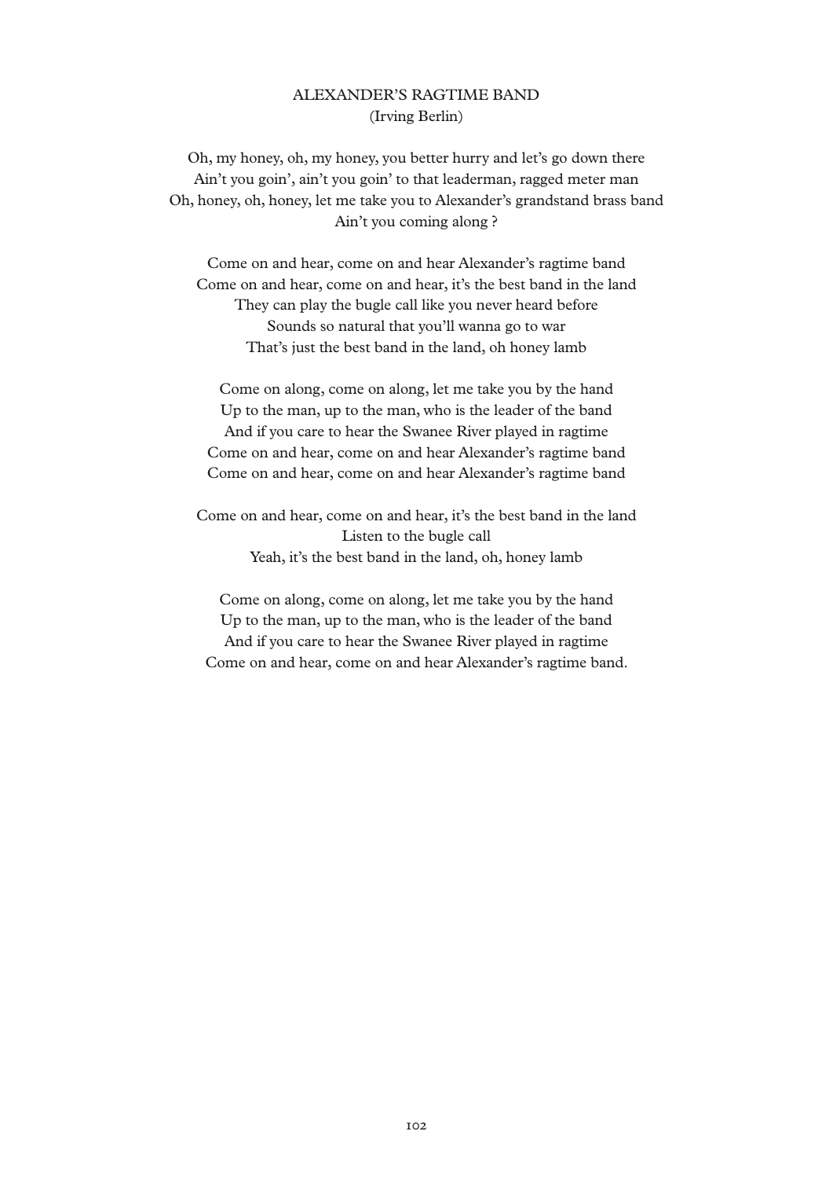# ALEXANDER'S RAGTIME BAND

(Irving Berlin)

Oh, my honey, oh, my honey, you better hurry and let's go down there
Ain't you goin', ain't you goin' to that leaderman, ragged meter man
Oh, honey, oh, honey, let me take you to Alexander's grandstand brass band
Ain't you coming along ?

Come on and hear, come on and hear Alexander's ragtime band
Come on and hear, come on and hear, it's the best band in the land
They can play the bugle call like you never heard before
Sounds so natural that you'll wanna go to war
That's just the best band in the land, oh honey lamb

Come on along, come on along, let me take you by the hand
Up to the man, up to the man, who is the leader of the band
And if you care to hear the Swanee River played in ragtime
Come on and hear, come on and hear Alexander's ragtime band
Come on and hear, come on and hear Alexander's ragtime band

Come on and hear, come on and hear, it's the best band in the land
Listen to the bugle call
Yeah, it's the best band in the land, oh, honey lamb

Come on along, come on along, let me take you by the hand
Up to the man, up to the man, who is the leader of the band
And if you care to hear the Swanee River played in ragtime
Come on and hear, come on and hear Alexander's ragtime band.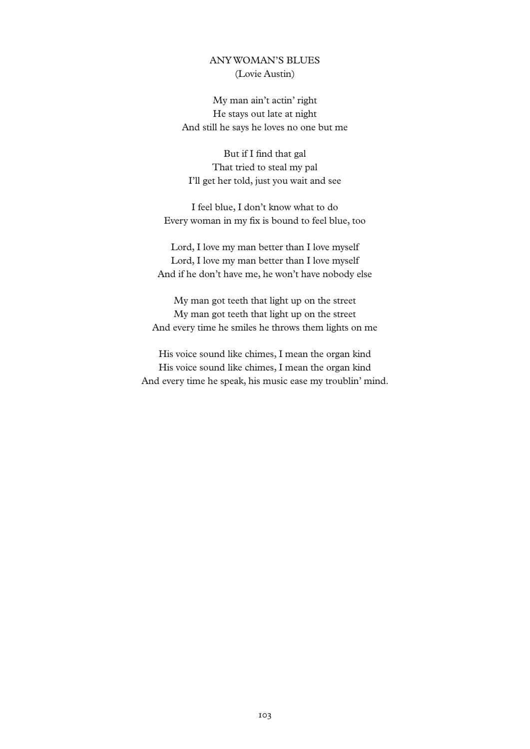## ANY WOMAN'S BLUES
(Lovie Austin)

My man ain't actin' right  
He stays out late at night  
And still he says he loves no one but me

But if I find that gal  
That tried to steal my pal  
I'll get her told, just you wait and see

I feel blue, I don't know what to do  
Every woman in my fix is bound to feel blue, too

Lord, I love my man better than I love myself  
Lord, I love my man better than I love myself  
And if he don't have me, he won't have nobody else

My man got teeth that light up on the street  
My man got teeth that light up on the street  
And every time he smiles he throws them lights on me

His voice sound like chimes, I mean the organ kind  
His voice sound like chimes, I mean the organ kind  
And every time he speak, his music ease my troublin' mind.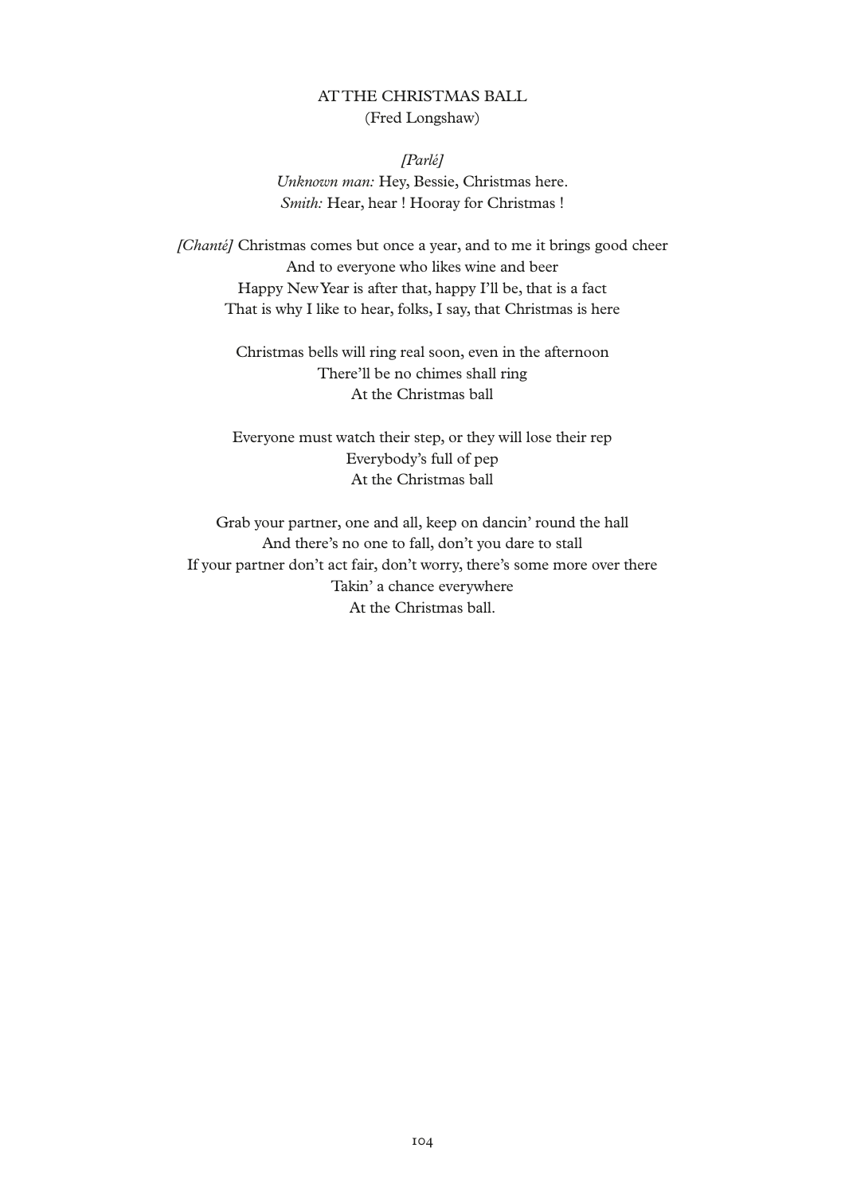## AT THE CHRISTMAS BALL
(Fred Longshaw)

*[Parlé]*
*Unknown man:* Hey, Bessie, Christmas here.
*Smith:* Hear, hear ! Hooray for Christmas !

*[Chanté]* Christmas comes but once a year, and to me it brings good cheer
And to everyone who likes wine and beer
Happy New Year is after that, happy I'll be, that is a fact
That is why I like to hear, folks, I say, that Christmas is here

Christmas bells will ring real soon, even in the afternoon
There'll be no chimes shall ring
At the Christmas ball

Everyone must watch their step, or they will lose their rep
Everybody's full of pep
At the Christmas ball

Grab your partner, one and all, keep on dancin' round the hall
And there's no one to fall, don't you dare to stall
If your partner don't act fair, don't worry, there's some more over there
Takin' a chance everywhere
At the Christmas ball.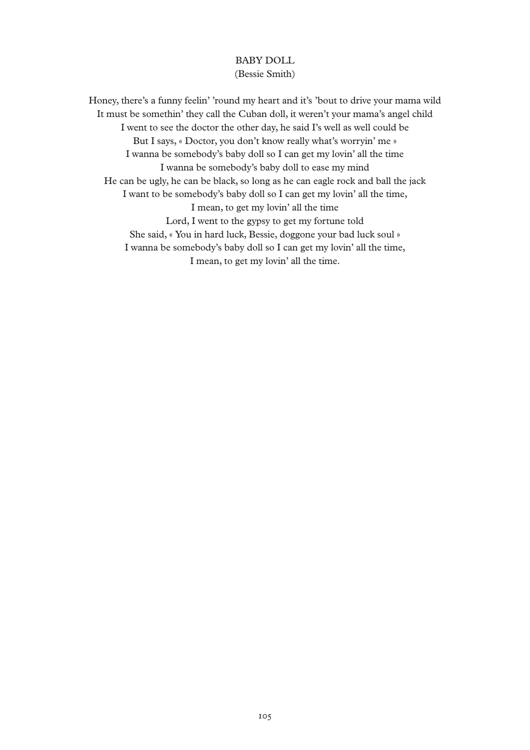# BABY DOLL
(Bessie Smith)

Honey, there's a funny feelin' 'round my heart and it's 'bout to drive your mama wild
It must be somethin' they call the Cuban doll, it weren't your mama's angel child
I went to see the doctor the other day, he said I's well as well could be
But I says, « Doctor, you don't know really what's worryin' me »
I wanna be somebody's baby doll so I can get my lovin' all the time
I wanna be somebody's baby doll to ease my mind
He can be ugly, he can be black, so long as he can eagle rock and ball the jack
I want to be somebody's baby doll so I can get my lovin' all the time,
I mean, to get my lovin' all the time
Lord, I went to the gypsy to get my fortune told
She said, « You in hard luck, Bessie, doggone your bad luck soul »
I wanna be somebody's baby doll so I can get my lovin' all the time,
I mean, to get my lovin' all the time.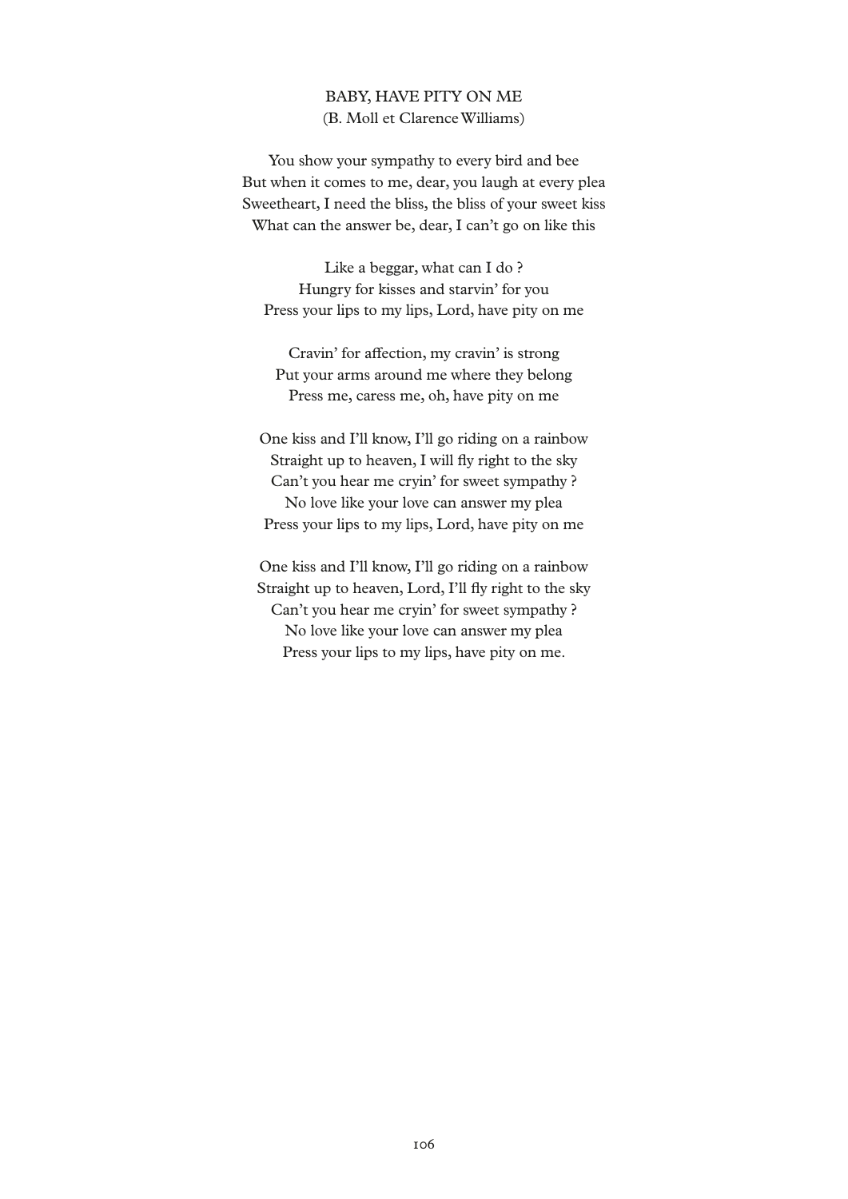## BABY, HAVE PITY ON ME
(B. Moll et Clarence Williams)

You show your sympathy to every bird and bee  
But when it comes to me, dear, you laugh at every plea  
Sweetheart, I need the bliss, the bliss of your sweet kiss  
What can the answer be, dear, I can't go on like this

Like a beggar, what can I do ?  
Hungry for kisses and starvin' for you  
Press your lips to my lips, Lord, have pity on me

Cravin' for affection, my cravin' is strong  
Put your arms around me where they belong  
Press me, caress me, oh, have pity on me

One kiss and I'll know, I'll go riding on a rainbow  
Straight up to heaven, I will fly right to the sky  
Can't you hear me cryin' for sweet sympathy ?  
No love like your love can answer my plea  
Press your lips to my lips, Lord, have pity on me

One kiss and I'll know, I'll go riding on a rainbow  
Straight up to heaven, Lord, I'll fly right to the sky  
Can't you hear me cryin' for sweet sympathy ?  
No love like your love can answer my plea  
Press your lips to my lips, have pity on me.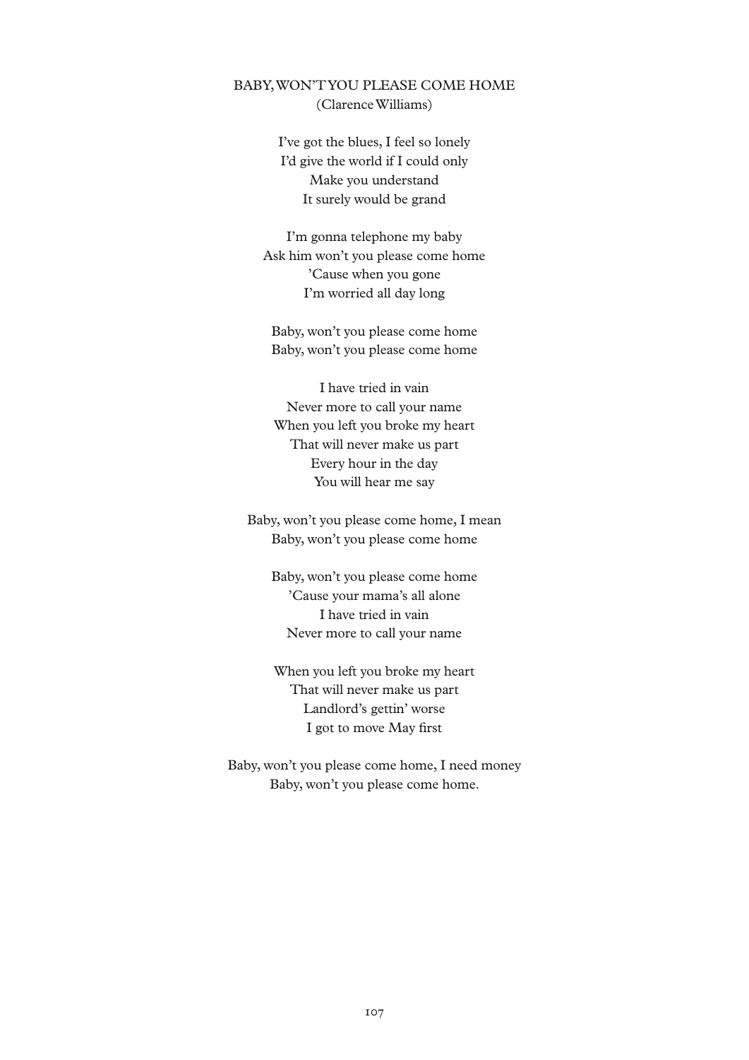## BABY, WON'T YOU PLEASE COME HOME

(Clarence Williams)

I've got the blues, I feel so lonely  
I'd give the world if I could only  
Make you understand  
It surely would be grand

I'm gonna telephone my baby  
Ask him won't you please come home  
'Cause when you gone  
I'm worried all day long

Baby, won't you please come home  
Baby, won't you please come home

I have tried in vain  
Never more to call your name  
When you left you broke my heart  
That will never make us part  
Every hour in the day  
You will hear me say

Baby, won't you please come home, I mean  
Baby, won't you please come home

Baby, won't you please come home  
'Cause your mama's all alone  
I have tried in vain  
Never more to call your name

When you left you broke my heart  
That will never make us part  
Landlord's gettin' worse  
I got to move May first

Baby, won't you please come home, I need money  
Baby, won't you please come home.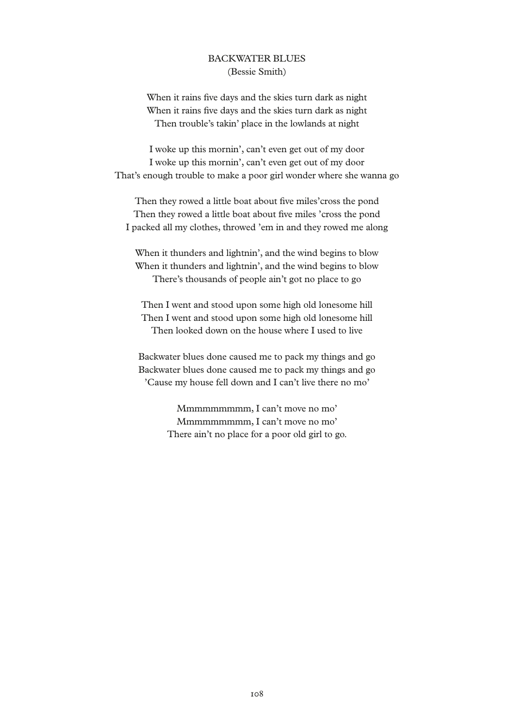## BACKWATER BLUES
(Bessie Smith)

When it rains five days and the skies turn dark as night  
When it rains five days and the skies turn dark as night  
Then trouble's takin' place in the lowlands at night

I woke up this mornin', can't even get out of my door  
I woke up this mornin', can't even get out of my door  
That's enough trouble to make a poor girl wonder where she wanna go

Then they rowed a little boat about five miles'cross the pond  
Then they rowed a little boat about five miles 'cross the pond  
I packed all my clothes, throwed 'em in and they rowed me along

When it thunders and lightnin', and the wind begins to blow  
When it thunders and lightnin', and the wind begins to blow  
There's thousands of people ain't got no place to go

Then I went and stood upon some high old lonesome hill  
Then I went and stood upon some high old lonesome hill  
Then looked down on the house where I used to live

Backwater blues done caused me to pack my things and go  
Backwater blues done caused me to pack my things and go  
'Cause my house fell down and I can't live there no mo'

Mmmmmmmmm, I can't move no mo'  
Mmmmmmmmm, I can't move no mo'  
There ain't no place for a poor old girl to go.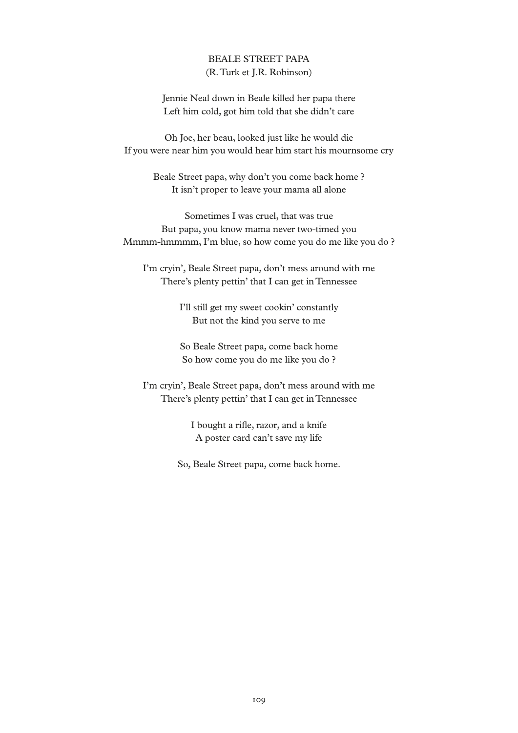# BEALE STREET PAPA

(R. Turk et J.R. Robinson)

Jennie Neal down in Beale killed her papa there  
Left him cold, got him told that she didn't care

Oh Joe, her beau, looked just like he would die  
If you were near him you would hear him start his mournsome cry

Beale Street papa, why don't you come back home ?  
It isn't proper to leave your mama all alone

Sometimes I was cruel, that was true  
But papa, you know mama never two-timed you  
Mmmm-hmmmm, I'm blue, so how come you do me like you do ?

I'm cryin', Beale Street papa, don't mess around with me  
There's plenty pettin' that I can get in Tennessee

I'll still get my sweet cookin' constantly  
But not the kind you serve to me

So Beale Street papa, come back home  
So how come you do me like you do ?

I'm cryin', Beale Street papa, don't mess around with me  
There's plenty pettin' that I can get in Tennessee

I bought a rifle, razor, and a knife  
A poster card can't save my life

So, Beale Street papa, come back home.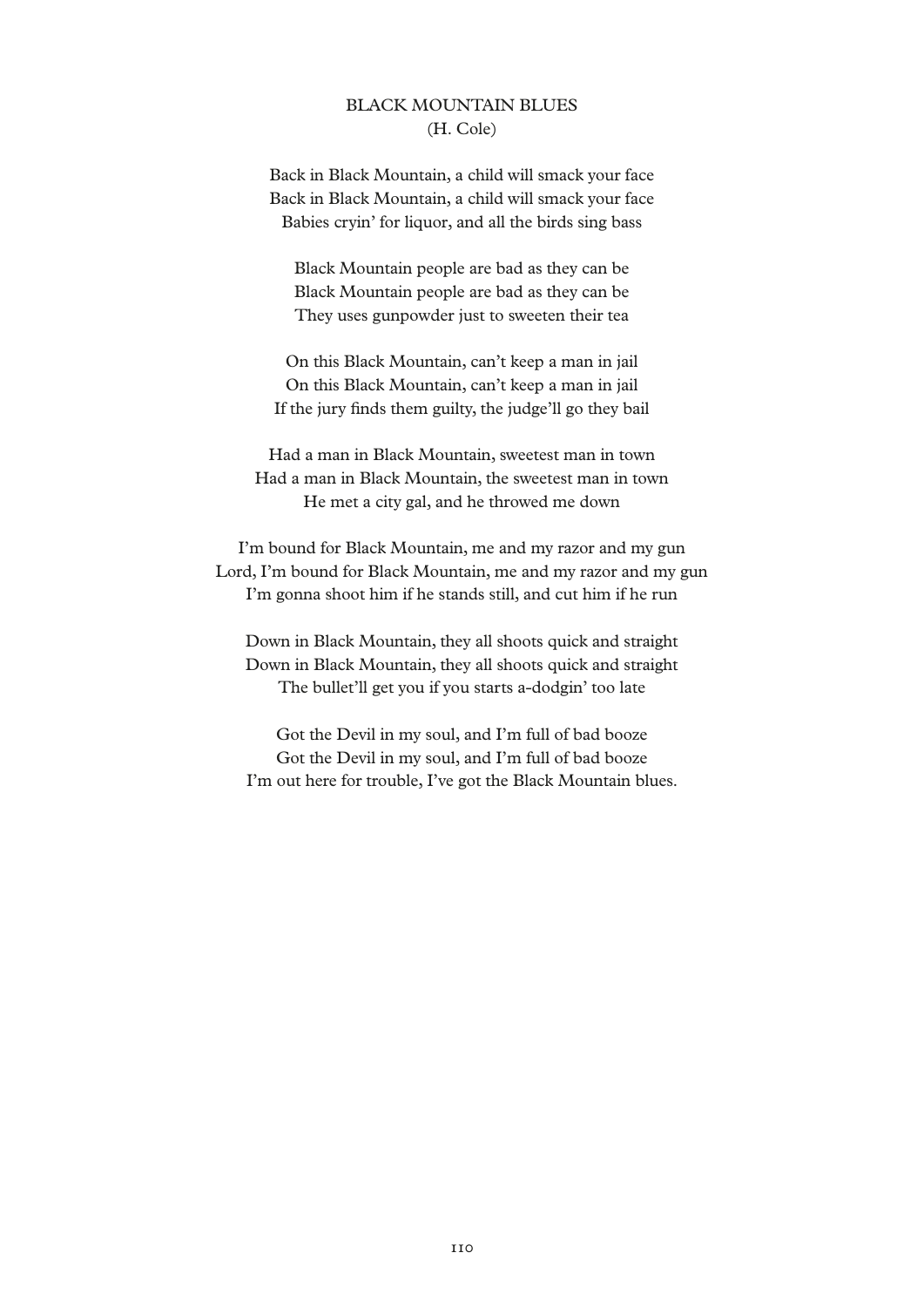# BLACK MOUNTAIN BLUES

(H. Cole)

Back in Black Mountain, a child will smack your face
Back in Black Mountain, a child will smack your face
Babies cryin' for liquor, and all the birds sing bass

Black Mountain people are bad as they can be
Black Mountain people are bad as they can be
They uses gunpowder just to sweeten their tea

On this Black Mountain, can't keep a man in jail
On this Black Mountain, can't keep a man in jail
If the jury finds them guilty, the judge'll go they bail

Had a man in Black Mountain, sweetest man in town
Had a man in Black Mountain, the sweetest man in town
He met a city gal, and he throwed me down

I'm bound for Black Mountain, me and my razor and my gun
Lord, I'm bound for Black Mountain, me and my razor and my gun
I'm gonna shoot him if he stands still, and cut him if he run

Down in Black Mountain, they all shoots quick and straight
Down in Black Mountain, they all shoots quick and straight
The bullet'll get you if you starts a-dodgin' too late

Got the Devil in my soul, and I'm full of bad booze
Got the Devil in my soul, and I'm full of bad booze
I'm out here for trouble, I've got the Black Mountain blues.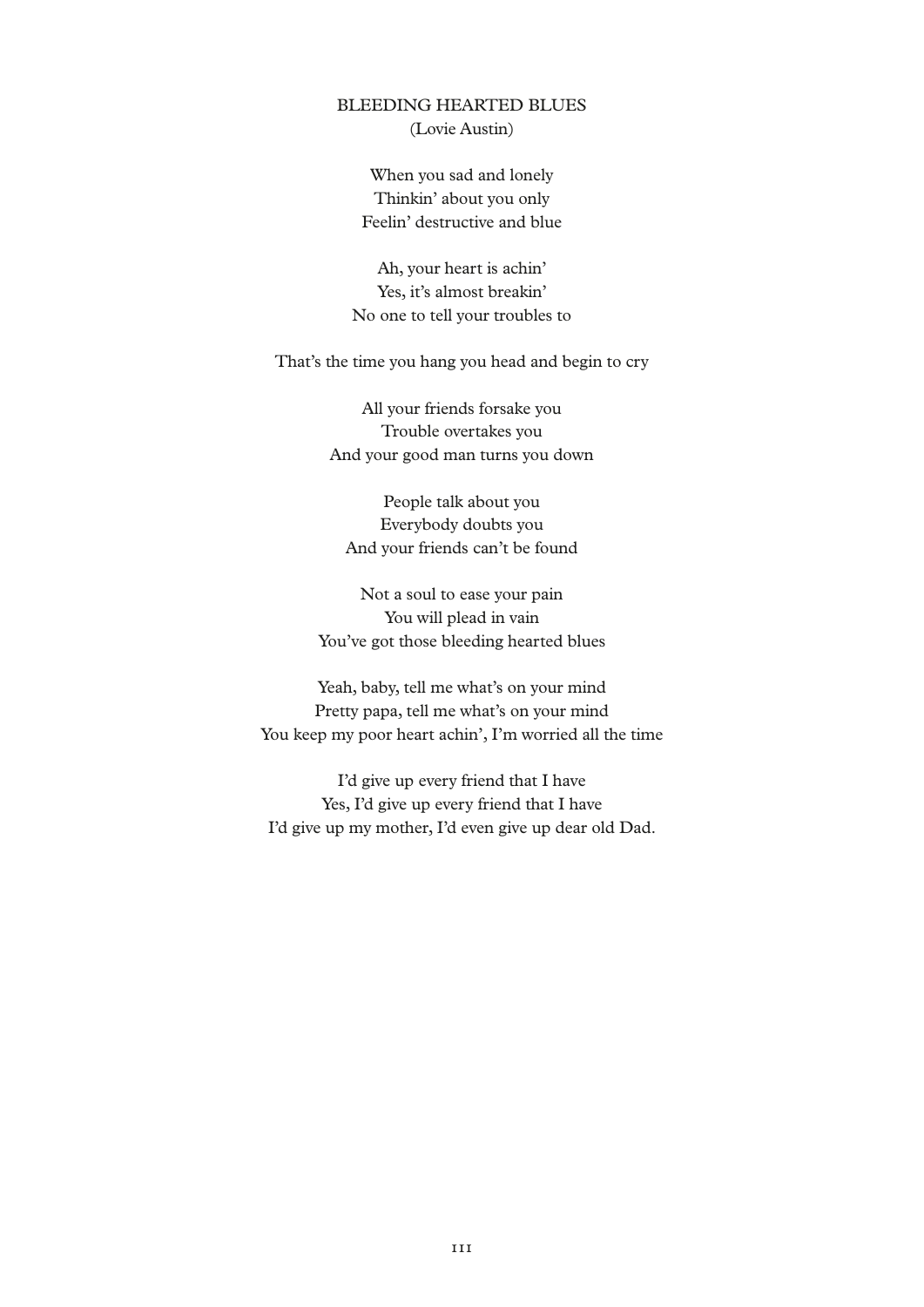## BLEEDING HEARTED BLUES

(Lovie Austin)

When you sad and lonely  
Thinkin' about you only  
Feelin' destructive and blue

Ah, your heart is achin'  
Yes, it's almost breakin'  
No one to tell your troubles to

That's the time you hang you head and begin to cry

All your friends forsake you  
Trouble overtakes you  
And your good man turns you down

People talk about you  
Everybody doubts you  
And your friends can't be found

Not a soul to ease your pain  
You will plead in vain  
You've got those bleeding hearted blues

Yeah, baby, tell me what's on your mind  
Pretty papa, tell me what's on your mind  
You keep my poor heart achin', I'm worried all the time

I'd give up every friend that I have  
Yes, I'd give up every friend that I have  
I'd give up my mother, I'd even give up dear old Dad.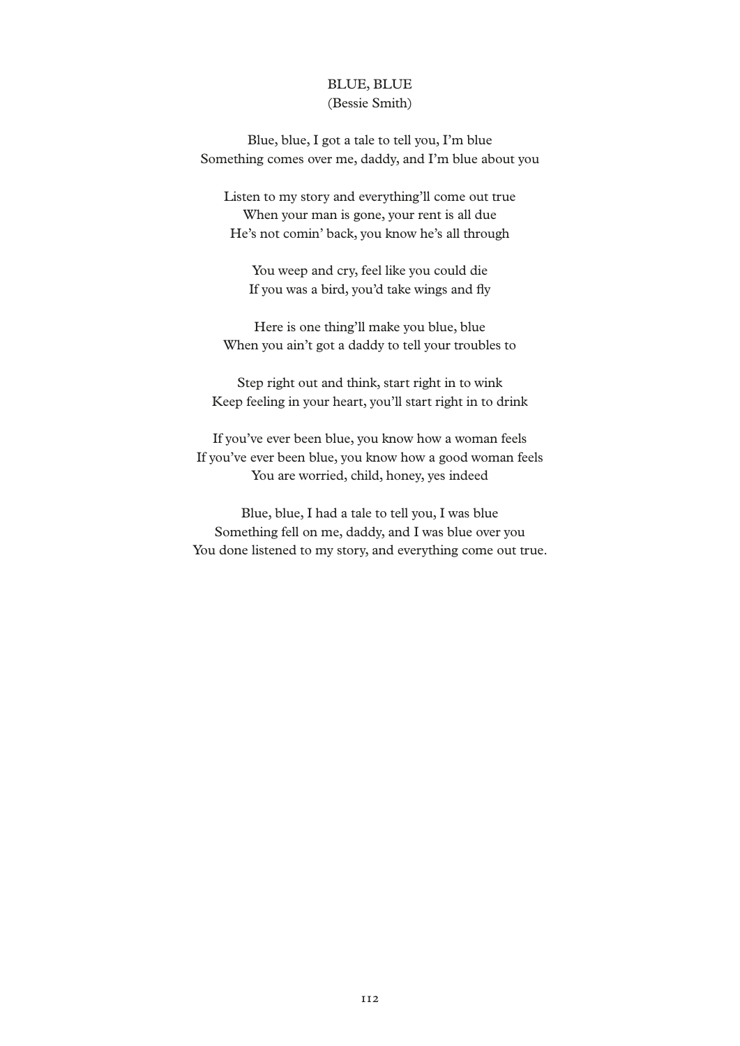# BLUE, BLUE

(Bessie Smith)

Blue, blue, I got a tale to tell you, I'm blue  
Something comes over me, daddy, and I'm blue about you

Listen to my story and everything'll come out true  
When your man is gone, your rent is all due  
He's not comin' back, you know he's all through

You weep and cry, feel like you could die  
If you was a bird, you'd take wings and fly

Here is one thing'll make you blue, blue  
When you ain't got a daddy to tell your troubles to

Step right out and think, start right in to wink  
Keep feeling in your heart, you'll start right in to drink

If you've ever been blue, you know how a woman feels  
If you've ever been blue, you know how a good woman feels  
You are worried, child, honey, yes indeed

Blue, blue, I had a tale to tell you, I was blue  
Something fell on me, daddy, and I was blue over you  
You done listened to my story, and everything come out true.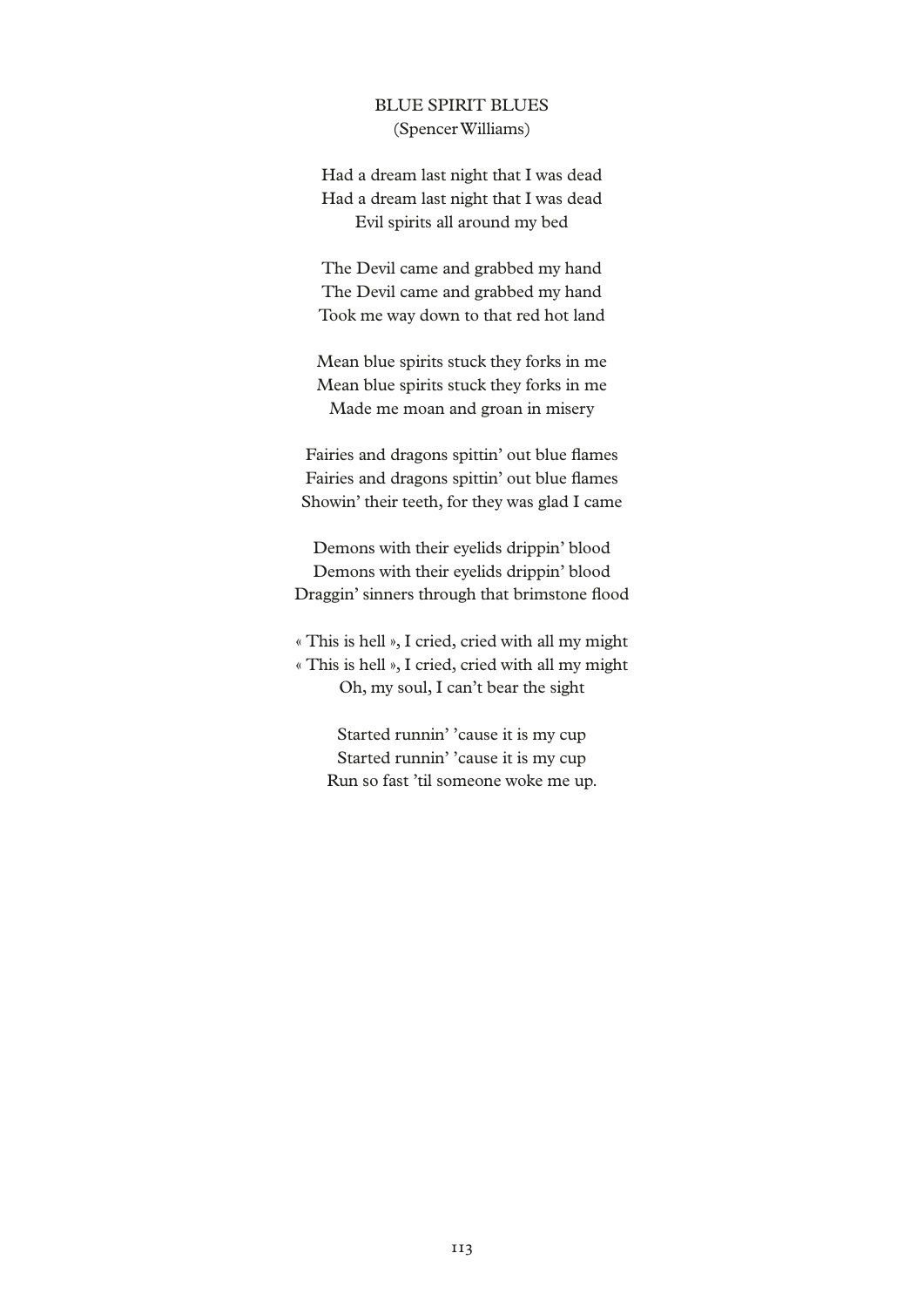## BLUE SPIRIT BLUES
(Spencer Williams)

Had a dream last night that I was dead  
Had a dream last night that I was dead  
Evil spirits all around my bed

The Devil came and grabbed my hand  
The Devil came and grabbed my hand  
Took me way down to that red hot land

Mean blue spirits stuck they forks in me  
Mean blue spirits stuck they forks in me  
Made me moan and groan in misery

Fairies and dragons spittin' out blue flames  
Fairies and dragons spittin' out blue flames  
Showin' their teeth, for they was glad I came

Demons with their eyelids drippin' blood  
Demons with their eyelids drippin' blood  
Draggin' sinners through that brimstone flood

« This is hell », I cried, cried with all my might  
« This is hell », I cried, cried with all my might  
Oh, my soul, I can't bear the sight

Started runnin' 'cause it is my cup  
Started runnin' 'cause it is my cup  
Run so fast 'til someone woke me up.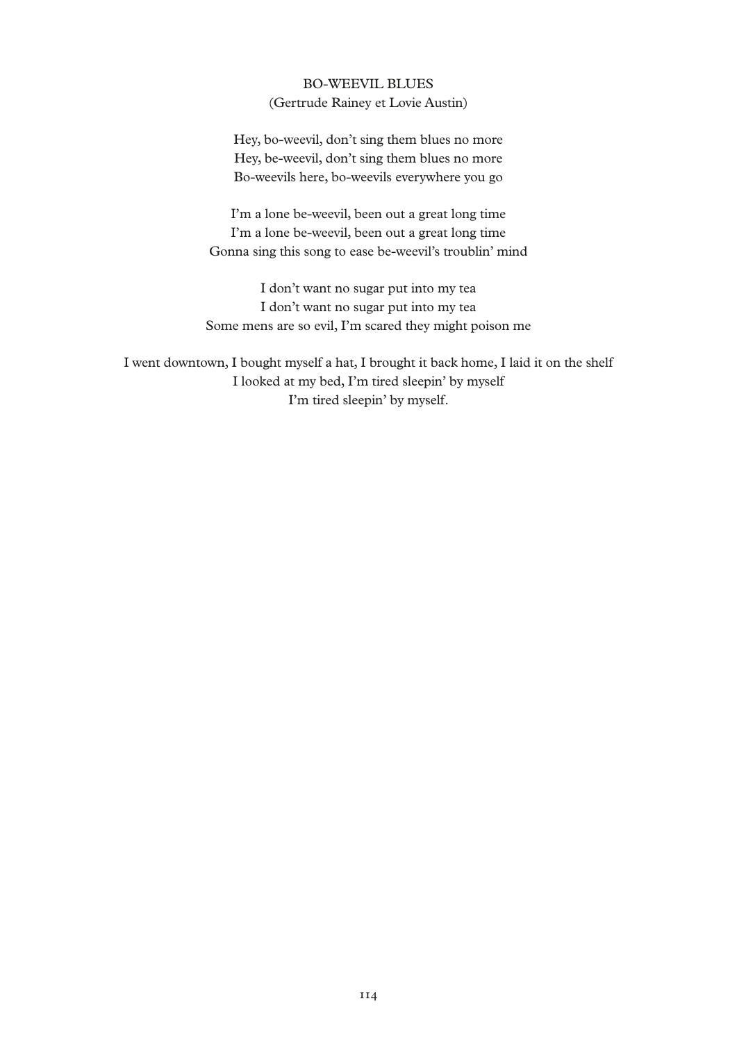## BO-WEEVIL BLUES

(Gertrude Rainey et Lovie Austin)

Hey, bo-weevil, don't sing them blues no more  
Hey, be-weevil, don't sing them blues no more  
Bo-weevils here, bo-weevils everywhere you go

I'm a lone be-weevil, been out a great long time  
I'm a lone be-weevil, been out a great long time  
Gonna sing this song to ease be-weevil's troublin' mind

I don't want no sugar put into my tea  
I don't want no sugar put into my tea  
Some mens are so evil, I'm scared they might poison me

I went downtown, I bought myself a hat, I brought it back home, I laid it on the shelf  
I looked at my bed, I'm tired sleepin' by myself  
I'm tired sleepin' by myself.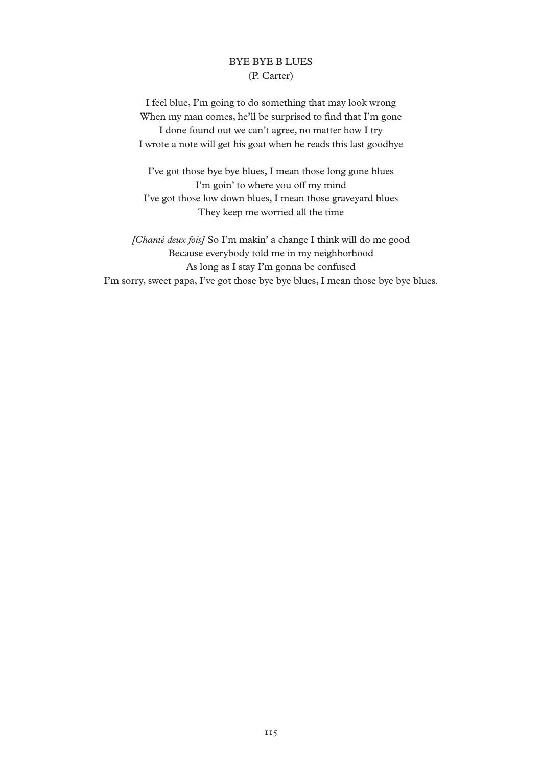## BYE BYE B LUES
(P. Carter)

I feel blue, I'm going to do something that may look wrong
When my man comes, he'll be surprised to find that I'm gone
I done found out we can't agree, no matter how I try
I wrote a note will get his goat when he reads this last goodbye

I've got those bye bye blues, I mean those long gone blues
I'm goin' to where you off my mind
I've got those low down blues, I mean those graveyard blues
They keep me worried all the time

*[Chanté deux fois]* So I'm makin' a change I think will do me good
Because everybody told me in my neighborhood
As long as I stay I'm gonna be confused
I'm sorry, sweet papa, I've got those bye bye blues, I mean those bye bye blues.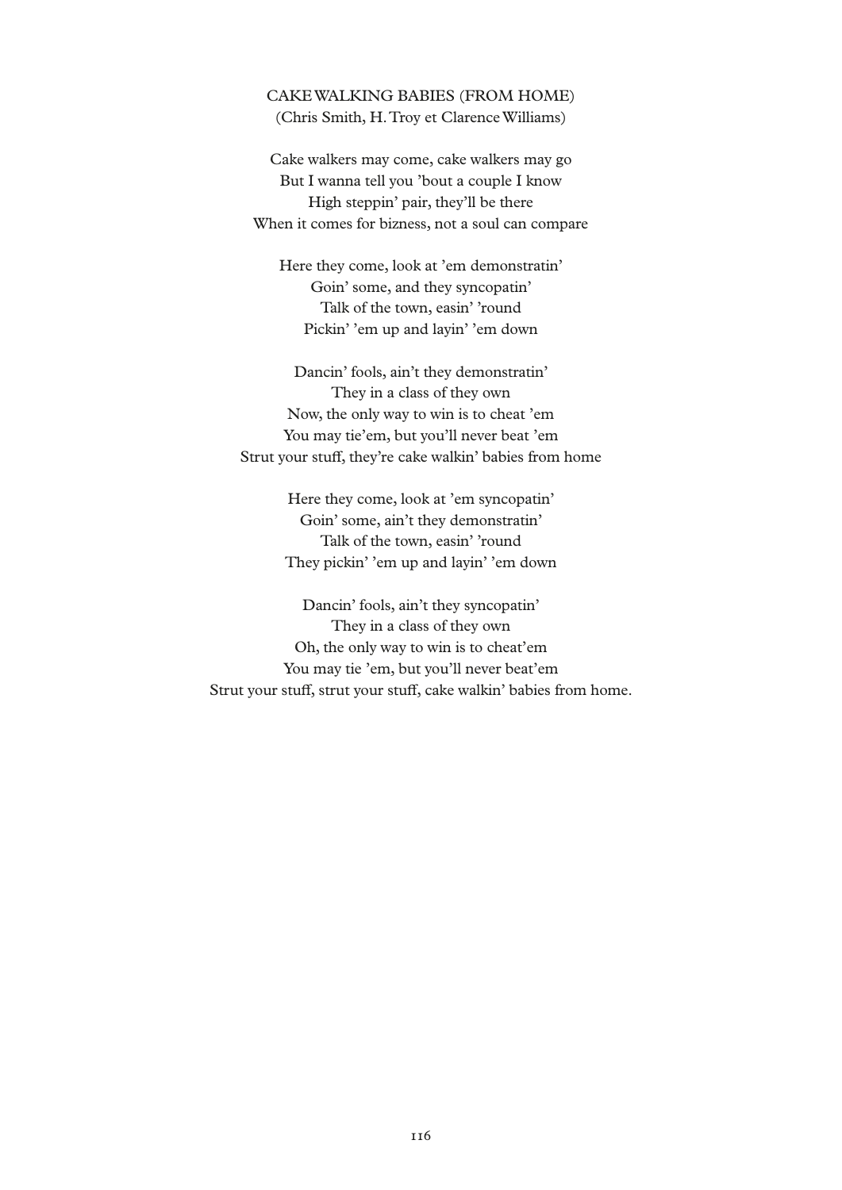## CAKE WALKING BABIES (FROM HOME)

(Chris Smith, H. Troy et Clarence Williams)

Cake walkers may come, cake walkers may go
But I wanna tell you 'bout a couple I know
High steppin' pair, they'll be there
When it comes for bizness, not a soul can compare

Here they come, look at 'em demonstratin'
Goin' some, and they syncopatin'
Talk of the town, easin' 'round
Pickin' 'em up and layin' 'em down

Dancin' fools, ain't they demonstratin'
They in a class of they own
Now, the only way to win is to cheat 'em
You may tie'em, but you'll never beat 'em
Strut your stuff, they're cake walkin' babies from home

Here they come, look at 'em syncopatin'
Goin' some, ain't they demonstratin'
Talk of the town, easin' 'round
They pickin' 'em up and layin' 'em down

Dancin' fools, ain't they syncopatin'
They in a class of they own
Oh, the only way to win is to cheat'em
You may tie 'em, but you'll never beat'em
Strut your stuff, strut your stuff, cake walkin' babies from home.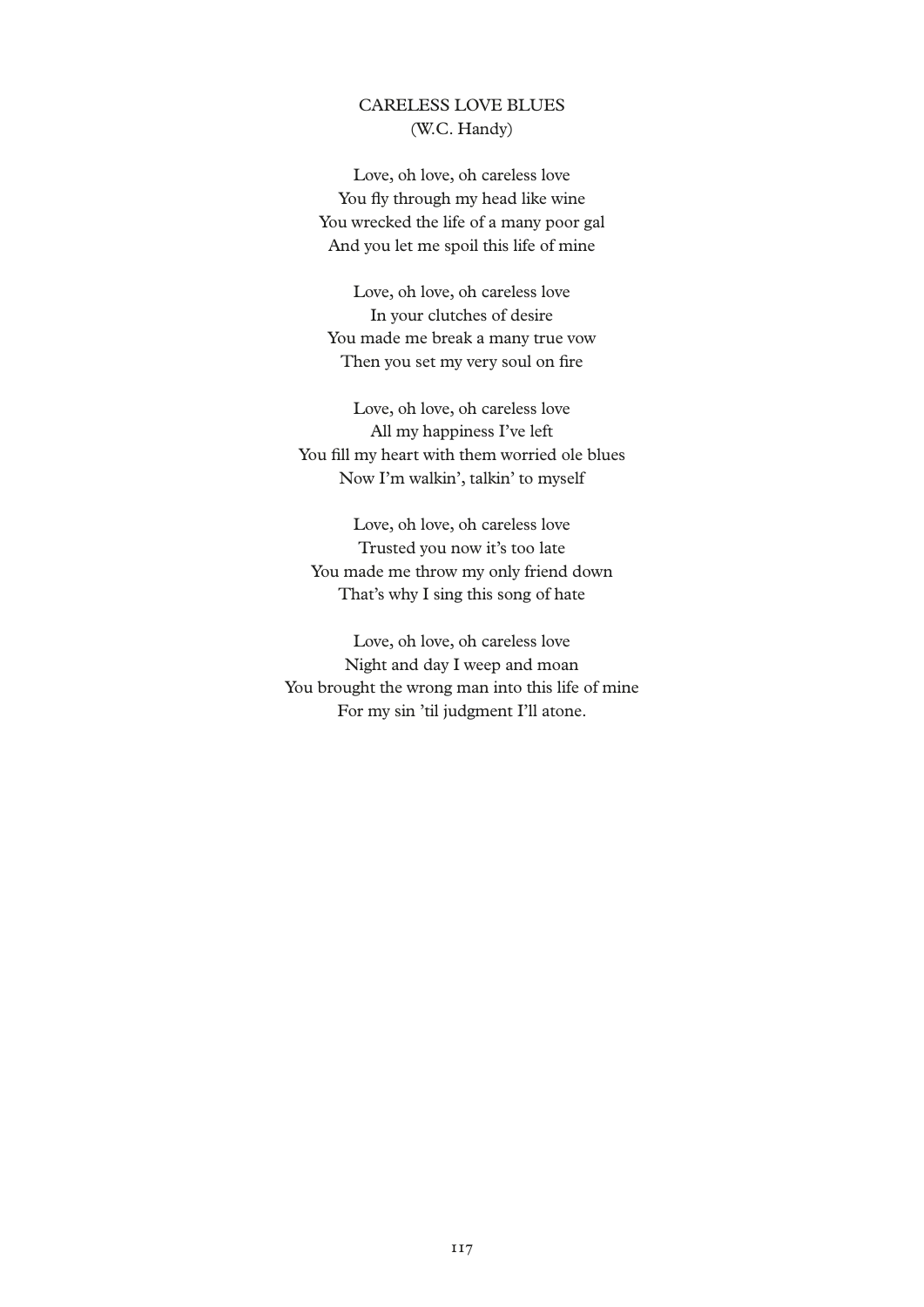## CARELESS LOVE BLUES
(W.C. Handy)

Love, oh love, oh careless love
You fly through my head like wine
You wrecked the life of a many poor gal
And you let me spoil this life of mine

Love, oh love, oh careless love
In your clutches of desire
You made me break a many true vow
Then you set my very soul on fire

Love, oh love, oh careless love
All my happiness I've left
You fill my heart with them worried ole blues
Now I'm walkin', talkin' to myself

Love, oh love, oh careless love
Trusted you now it's too late
You made me throw my only friend down
That's why I sing this song of hate

Love, oh love, oh careless love
Night and day I weep and moan
You brought the wrong man into this life of mine
For my sin 'til judgment I'll atone.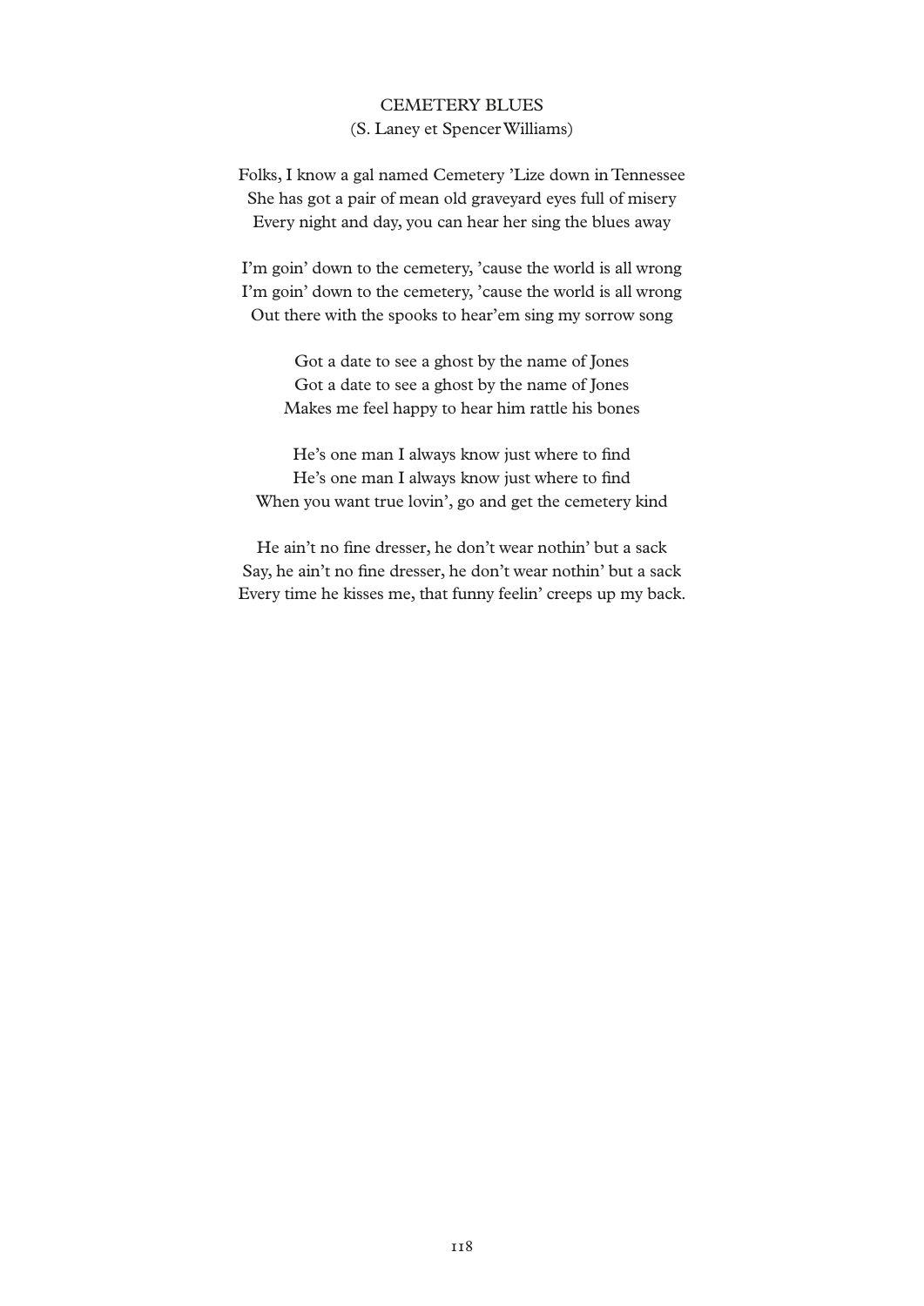## CEMETERY BLUES

(S. Laney et Spencer Williams)

Folks, I know a gal named Cemetery 'Lize down in Tennessee
She has got a pair of mean old graveyard eyes full of misery
Every night and day, you can hear her sing the blues away

I'm goin' down to the cemetery, 'cause the world is all wrong
I'm goin' down to the cemetery, 'cause the world is all wrong
Out there with the spooks to hear'em sing my sorrow song

Got a date to see a ghost by the name of Jones
Got a date to see a ghost by the name of Jones
Makes me feel happy to hear him rattle his bones

He's one man I always know just where to find
He's one man I always know just where to find
When you want true lovin', go and get the cemetery kind

He ain't no fine dresser, he don't wear nothin' but a sack
Say, he ain't no fine dresser, he don't wear nothin' but a sack
Every time he kisses me, that funny feelin' creeps up my back.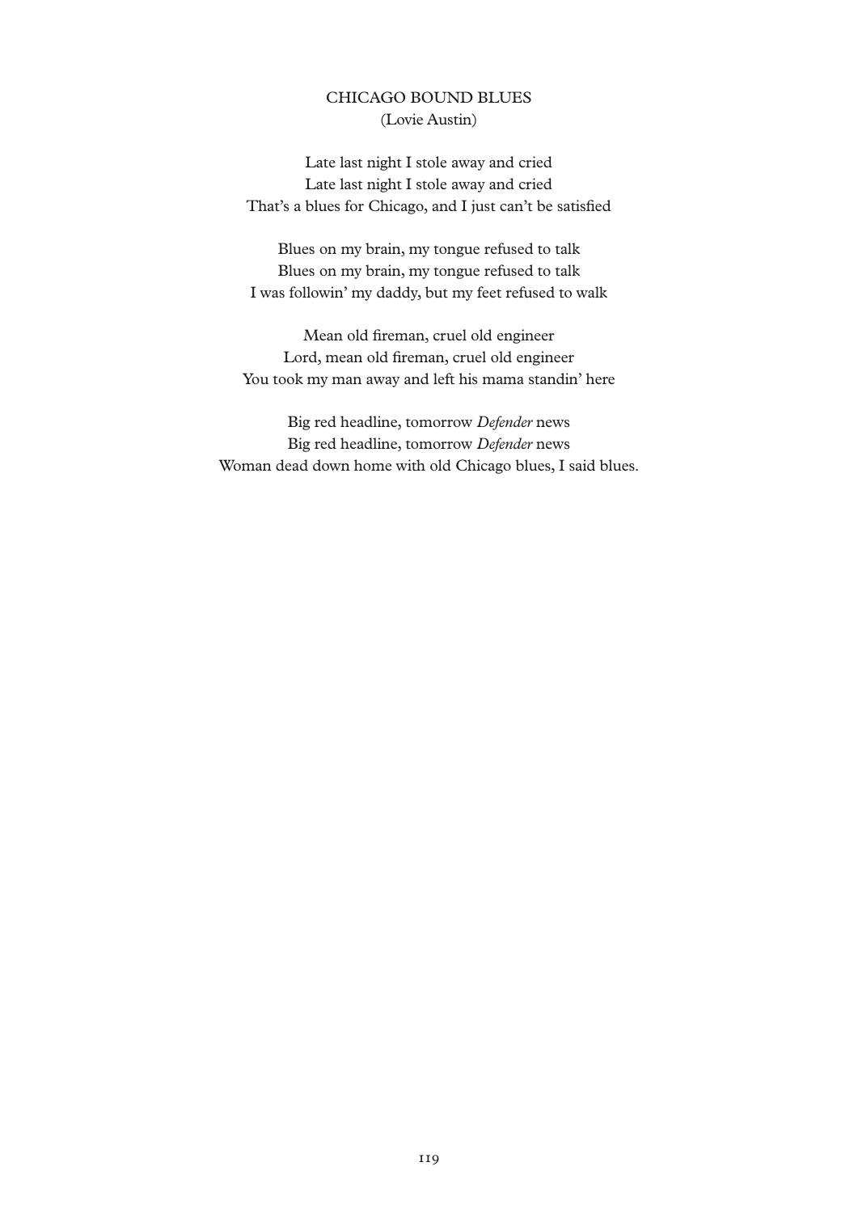## CHICAGO BOUND BLUES

(Lovie Austin)

Late last night I stole away and cried  
Late last night I stole away and cried  
That's a blues for Chicago, and I just can't be satisfied

Blues on my brain, my tongue refused to talk  
Blues on my brain, my tongue refused to talk  
I was followin' my daddy, but my feet refused to walk

Mean old fireman, cruel old engineer  
Lord, mean old fireman, cruel old engineer  
You took my man away and left his mama standin' here

Big red headline, tomorrow *Defender* news  
Big red headline, tomorrow *Defender* news  
Woman dead down home with old Chicago blues, I said blues.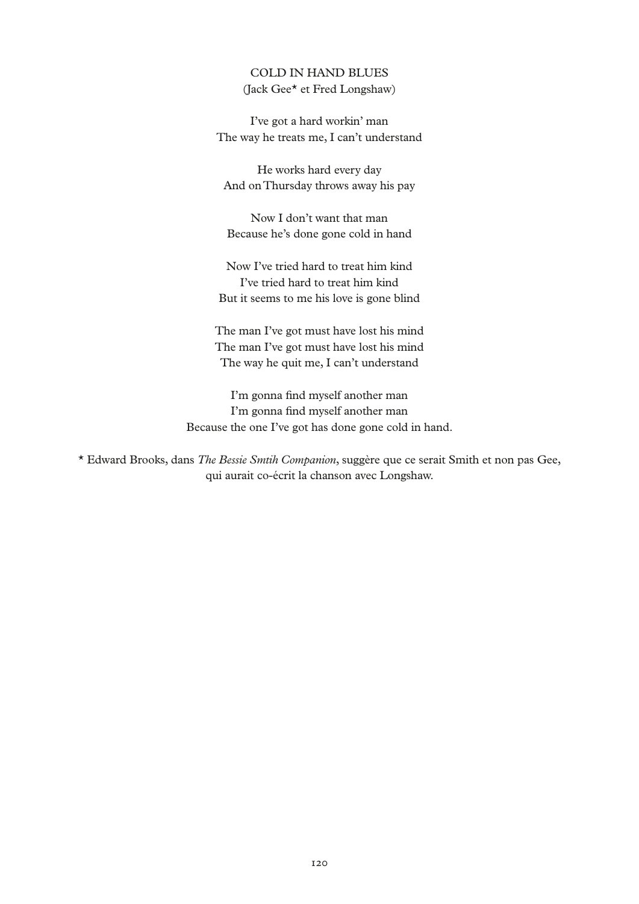## COLD IN HAND BLUES

(Jack Gee* et Fred Longshaw)

I've got a hard workin' man  
The way he treats me, I can't understand

He works hard every day  
And on Thursday throws away his pay

Now I don't want that man  
Because he's done gone cold in hand

Now I've tried hard to treat him kind  
I've tried hard to treat him kind  
But it seems to me his love is gone blind

The man I've got must have lost his mind  
The man I've got must have lost his mind  
The way he quit me, I can't understand

I'm gonna find myself another man  
I'm gonna find myself another man  
Because the one I've got has done gone cold in hand.

* Edward Brooks, dans *The Bessie Smtih Companion*, suggère que ce serait Smith et non pas Gee, qui aurait co-écrit la chanson avec Longshaw.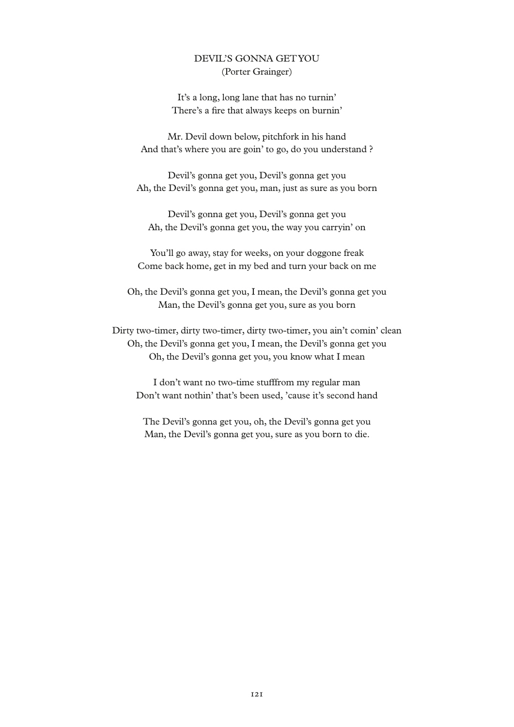## DEVIL'S GONNA GET YOU

(Porter Grainger)

It's a long, long lane that has no turnin'
There's a fire that always keeps on burnin'

Mr. Devil down below, pitchfork in his hand
And that's where you are goin' to go, do you understand ?

Devil's gonna get you, Devil's gonna get you
Ah, the Devil's gonna get you, man, just as sure as you born

Devil's gonna get you, Devil's gonna get you
Ah, the Devil's gonna get you, the way you carryin' on

You'll go away, stay for weeks, on your doggone freak
Come back home, get in my bed and turn your back on me

Oh, the Devil's gonna get you, I mean, the Devil's gonna get you
Man, the Devil's gonna get you, sure as you born

Dirty two-timer, dirty two-timer, dirty two-timer, you ain't comin' clean
Oh, the Devil's gonna get you, I mean, the Devil's gonna get you
Oh, the Devil's gonna get you, you know what I mean

I don't want no two-time stufffrom my regular man
Don't want nothin' that's been used, 'cause it's second hand

The Devil's gonna get you, oh, the Devil's gonna get you
Man, the Devil's gonna get you, sure as you born to die.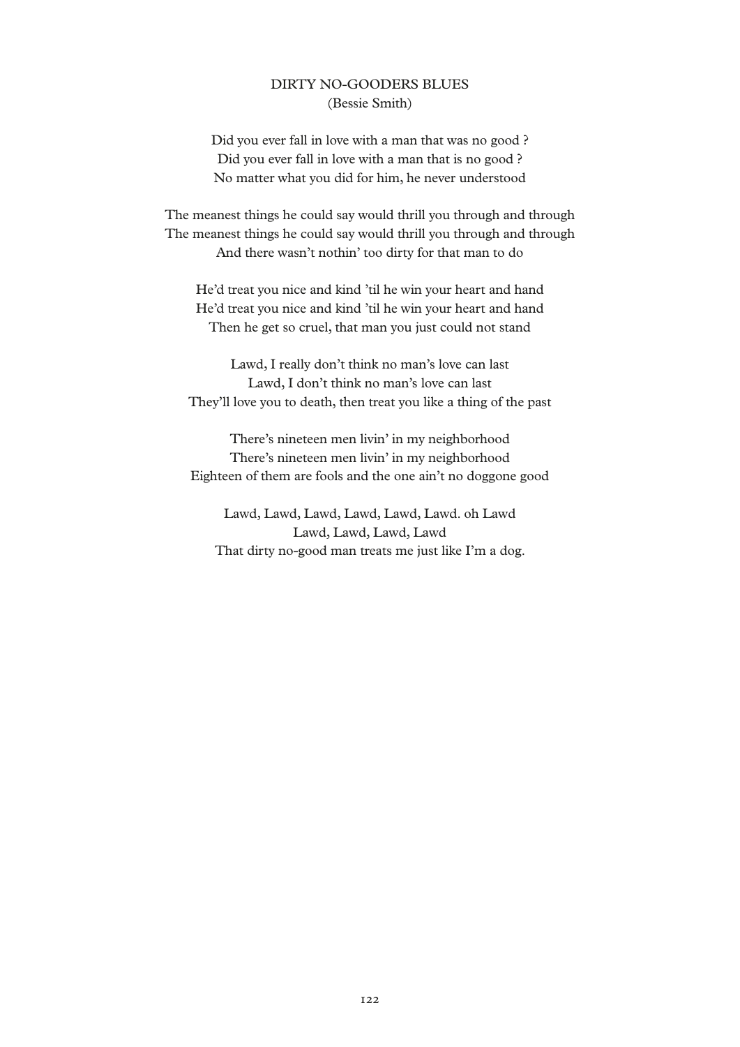## DIRTY NO-GOODERS BLUES
(Bessie Smith)

Did you ever fall in love with a man that was no good ?  
Did you ever fall in love with a man that is no good ?  
No matter what you did for him, he never understood

The meanest things he could say would thrill you through and through  
The meanest things he could say would thrill you through and through  
And there wasn't nothin' too dirty for that man to do

He'd treat you nice and kind 'til he win your heart and hand  
He'd treat you nice and kind 'til he win your heart and hand  
Then he get so cruel, that man you just could not stand

Lawd, I really don't think no man's love can last  
Lawd, I don't think no man's love can last  
They'll love you to death, then treat you like a thing of the past

There's nineteen men livin' in my neighborhood  
There's nineteen men livin' in my neighborhood  
Eighteen of them are fools and the one ain't no doggone good

Lawd, Lawd, Lawd, Lawd, Lawd, Lawd. oh Lawd  
Lawd, Lawd, Lawd, Lawd  
That dirty no-good man treats me just like I'm a dog.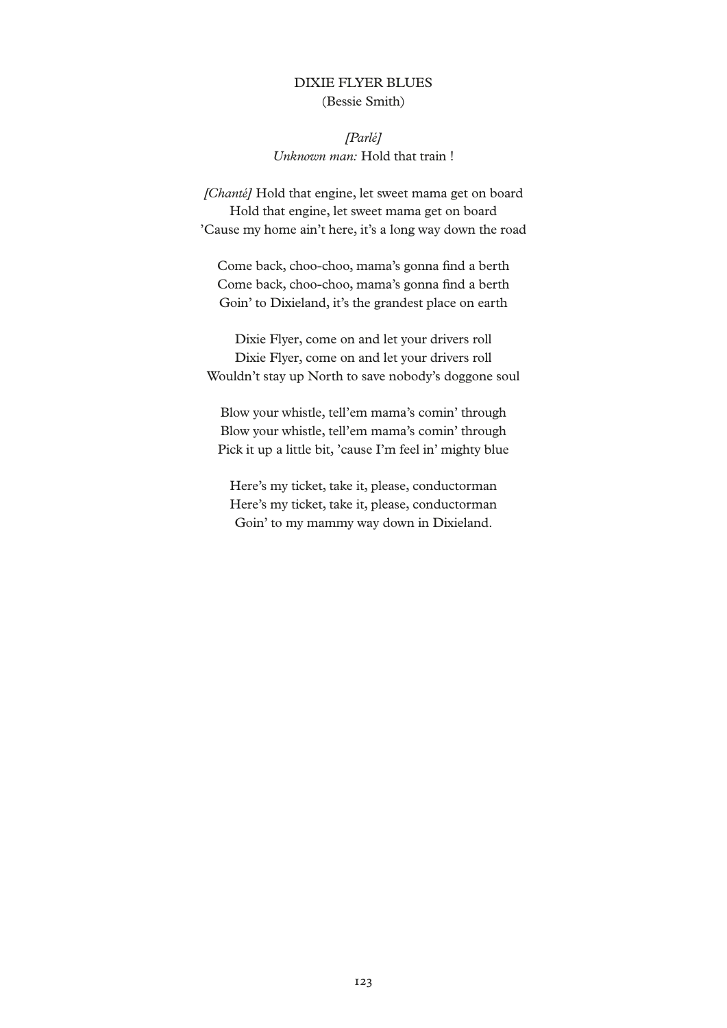## DIXIE FLYER BLUES
(Bessie Smith)

*[Parlé]*
*Unknown man:* Hold that train !

*[Chanté]* Hold that engine, let sweet mama get on board
Hold that engine, let sweet mama get on board
'Cause my home ain't here, it's a long way down the road

Come back, choo-choo, mama's gonna find a berth
Come back, choo-choo, mama's gonna find a berth
Goin' to Dixieland, it's the grandest place on earth

Dixie Flyer, come on and let your drivers roll
Dixie Flyer, come on and let your drivers roll
Wouldn't stay up North to save nobody's doggone soul

Blow your whistle, tell'em mama's comin' through
Blow your whistle, tell'em mama's comin' through
Pick it up a little bit, 'cause I'm feel in' mighty blue

Here's my ticket, take it, please, conductorman
Here's my ticket, take it, please, conductorman
Goin' to my mammy way down in Dixieland.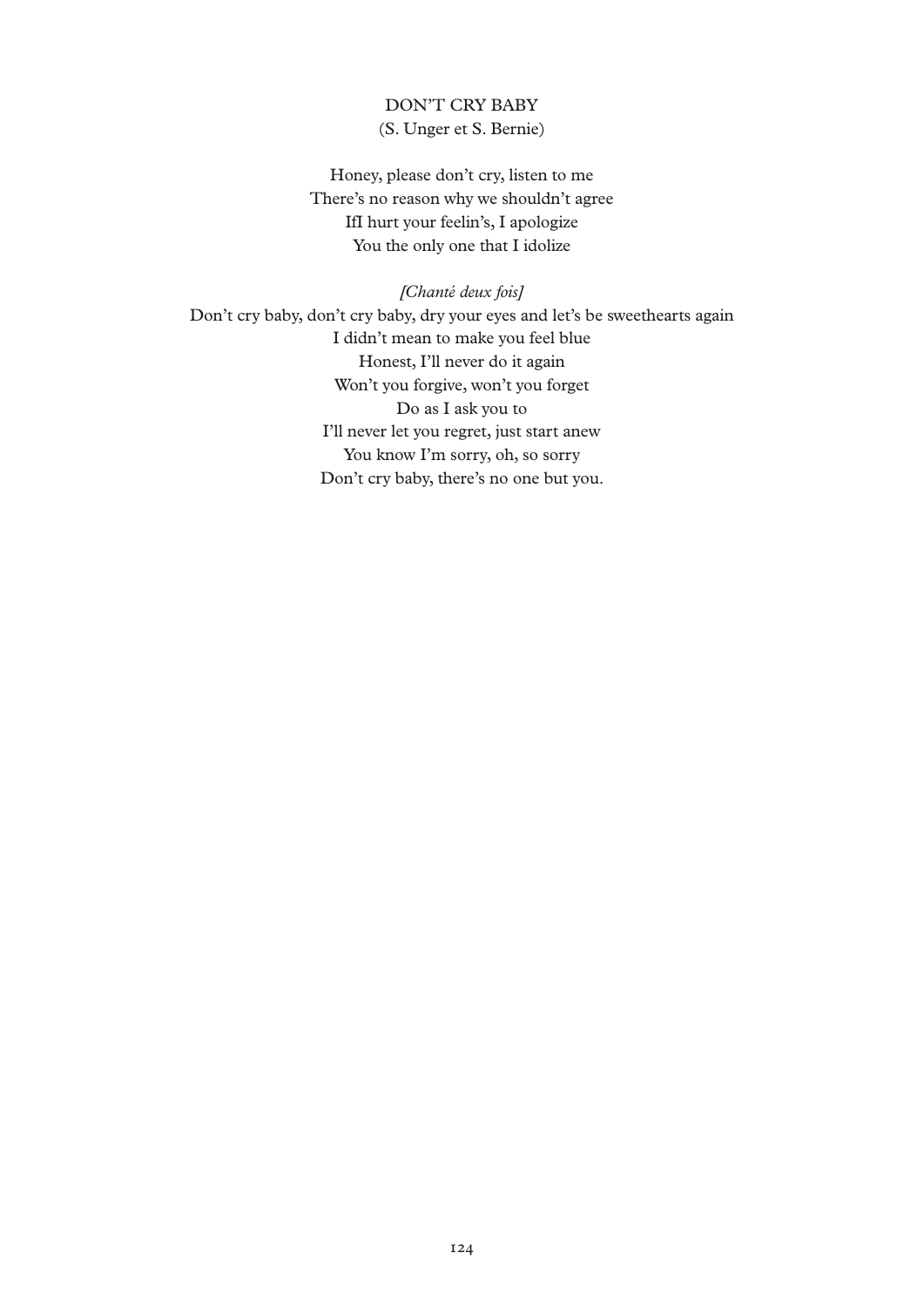## DON'T CRY BABY

(S. Unger et S. Bernie)

Honey, please don't cry, listen to me  
There's no reason why we shouldn't agree  
IfI hurt your feelin's, I apologize  
You the only one that I idolize

*[Chanté deux fois]*  
Don't cry baby, don't cry baby, dry your eyes and let's be sweethearts again  
I didn't mean to make you feel blue  
Honest, I'll never do it again  
Won't you forgive, won't you forget  
Do as I ask you to  
I'll never let you regret, just start anew  
You know I'm sorry, oh, so sorry  
Don't cry baby, there's no one but you.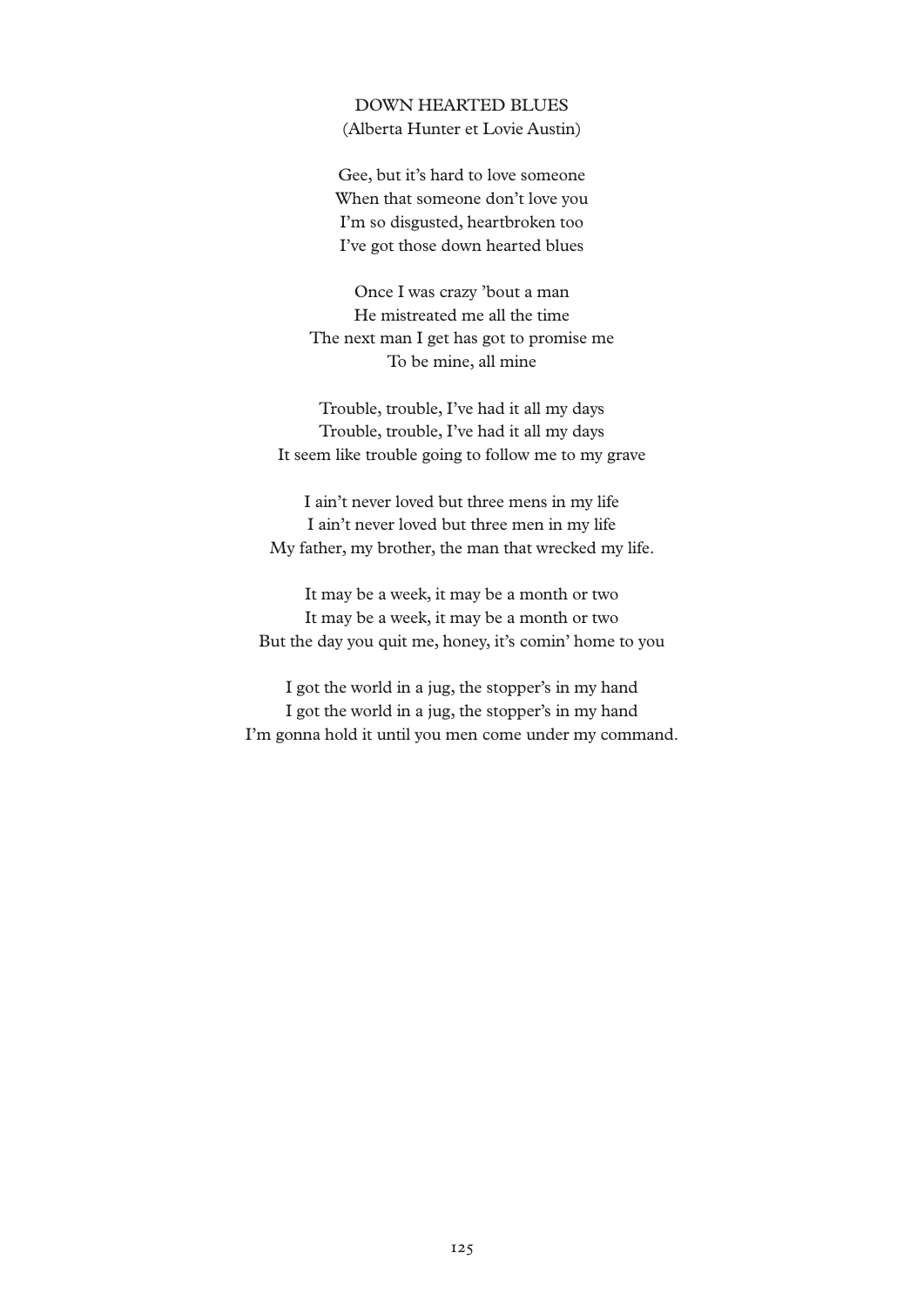## DOWN HEARTED BLUES

(Alberta Hunter et Lovie Austin)

Gee, but it's hard to love someone  
When that someone don't love you  
I'm so disgusted, heartbroken too  
I've got those down hearted blues

Once I was crazy 'bout a man  
He mistreated me all the time  
The next man I get has got to promise me  
To be mine, all mine

Trouble, trouble, I've had it all my days  
Trouble, trouble, I've had it all my days  
It seem like trouble going to follow me to my grave

I ain't never loved but three mens in my life  
I ain't never loved but three men in my life  
My father, my brother, the man that wrecked my life.

It may be a week, it may be a month or two  
It may be a week, it may be a month or two  
But the day you quit me, honey, it's comin' home to you

I got the world in a jug, the stopper's in my hand  
I got the world in a jug, the stopper's in my hand  
I'm gonna hold it until you men come under my command.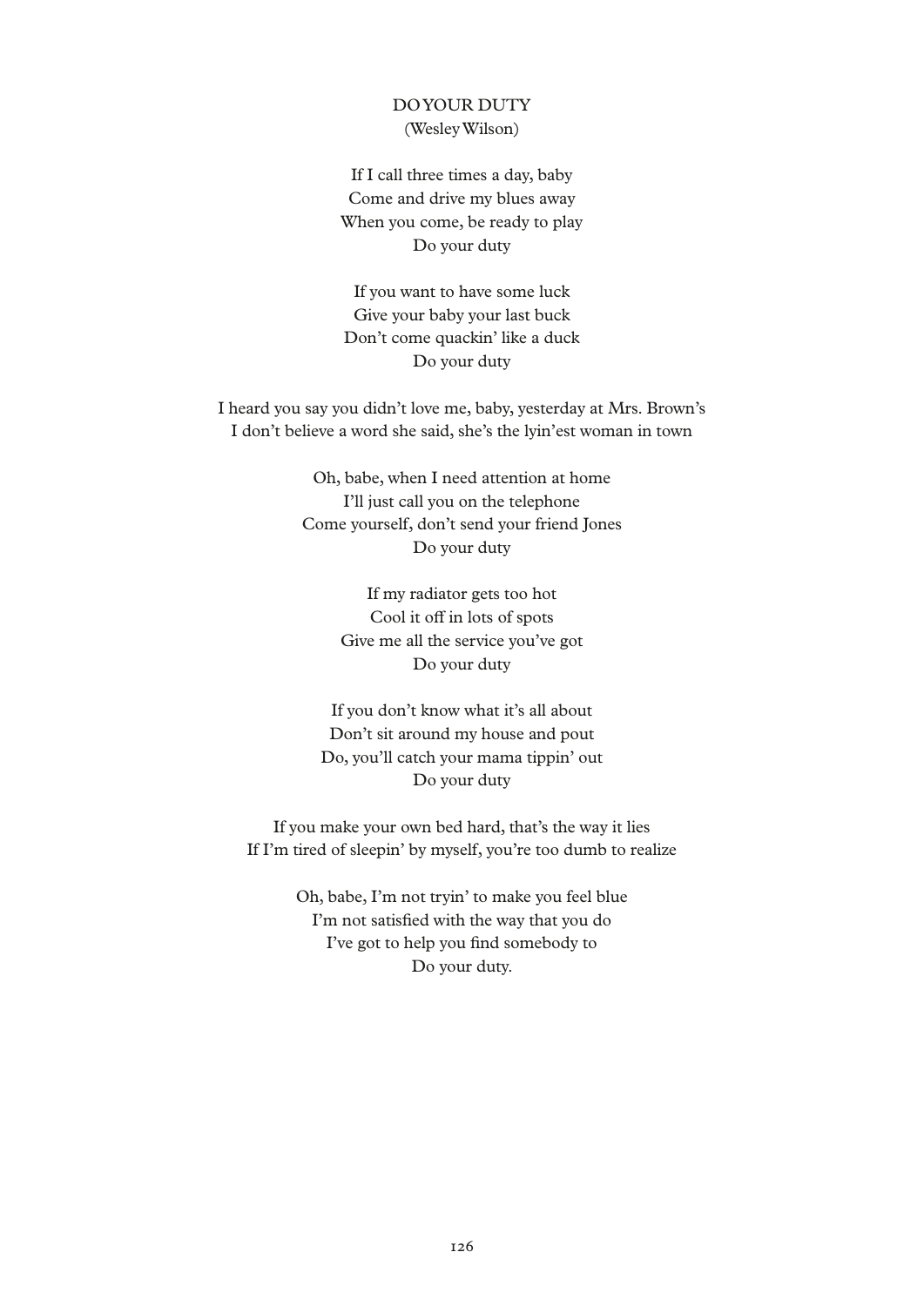## DO YOUR DUTY

(Wesley Wilson)

If I call three times a day, baby
Come and drive my blues away
When you come, be ready to play
Do your duty

If you want to have some luck
Give your baby your last buck
Don't come quackin' like a duck
Do your duty

I heard you say you didn't love me, baby, yesterday at Mrs. Brown's
I don't believe a word she said, she's the lyin'est woman in town

Oh, babe, when I need attention at home
I'll just call you on the telephone
Come yourself, don't send your friend Jones
Do your duty

If my radiator gets too hot
Cool it off in lots of spots
Give me all the service you've got
Do your duty

If you don't know what it's all about
Don't sit around my house and pout
Do, you'll catch your mama tippin' out
Do your duty

If you make your own bed hard, that's the way it lies
If I'm tired of sleepin' by myself, you're too dumb to realize

Oh, babe, I'm not tryin' to make you feel blue
I'm not satisfied with the way that you do
I've got to help you find somebody to
Do your duty.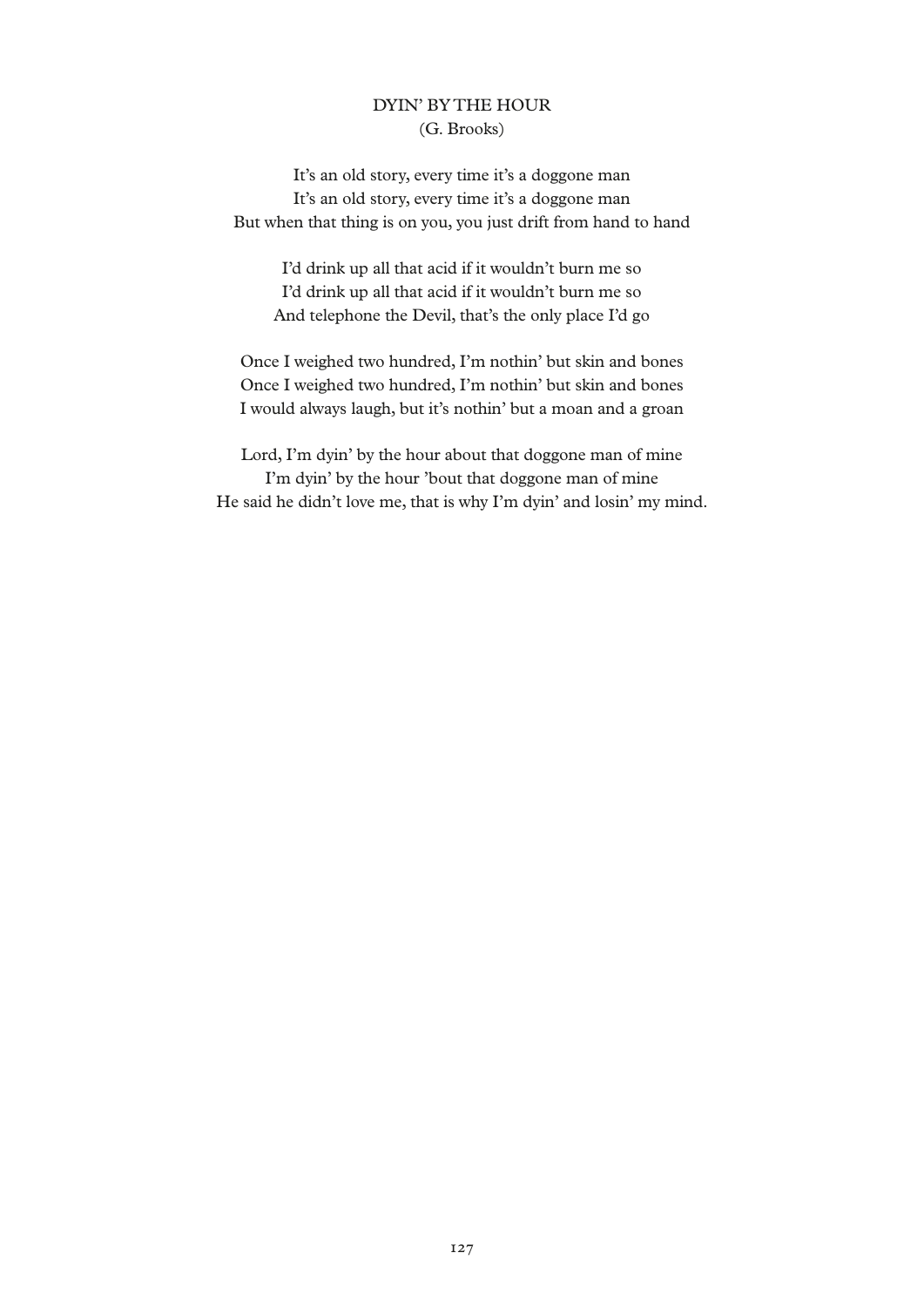## DYIN' BY THE HOUR
(G. Brooks)

It's an old story, every time it's a doggone man
It's an old story, every time it's a doggone man
But when that thing is on you, you just drift from hand to hand

I'd drink up all that acid if it wouldn't burn me so
I'd drink up all that acid if it wouldn't burn me so
And telephone the Devil, that's the only place I'd go

Once I weighed two hundred, I'm nothin' but skin and bones
Once I weighed two hundred, I'm nothin' but skin and bones
I would always laugh, but it's nothin' but a moan and a groan

Lord, I'm dyin' by the hour about that doggone man of mine
I'm dyin' by the hour 'bout that doggone man of mine
He said he didn't love me, that is why I'm dyin' and losin' my mind.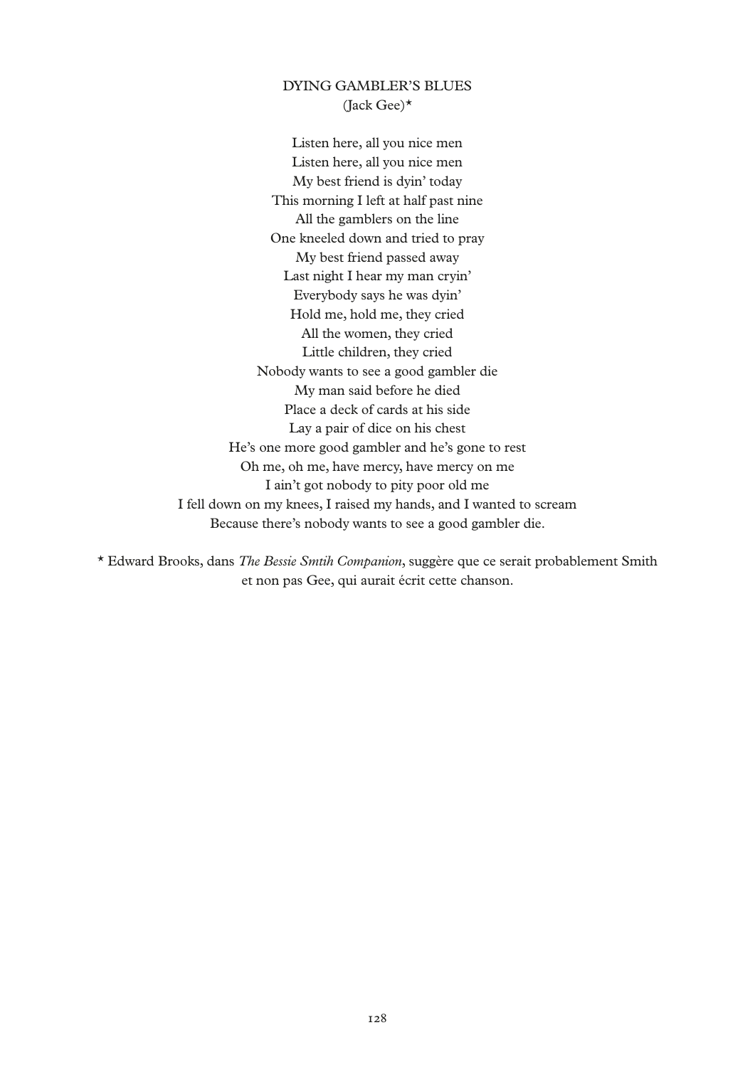### DYING GAMBLER'S BLUES
(Jack Gee)*

Listen here, all you nice men  
Listen here, all you nice men  
My best friend is dyin' today  
This morning I left at half past nine  
All the gamblers on the line  
One kneeled down and tried to pray  
My best friend passed away  
Last night I hear my man cryin'  
Everybody says he was dyin'  
Hold me, hold me, they cried  
All the women, they cried  
Little children, they cried  
Nobody wants to see a good gambler die  
My man said before he died  
Place a deck of cards at his side  
Lay a pair of dice on his chest  
He's one more good gambler and he's gone to rest  
Oh me, oh me, have mercy, have mercy on me  
I ain't got nobody to pity poor old me  
I fell down on my knees, I raised my hands, and I wanted to scream  
Because there's nobody wants to see a good gambler die.

* Edward Brooks, dans *The Bessie Smtih Companion*, suggère que ce serait probablement Smith et non pas Gee, qui aurait écrit cette chanson.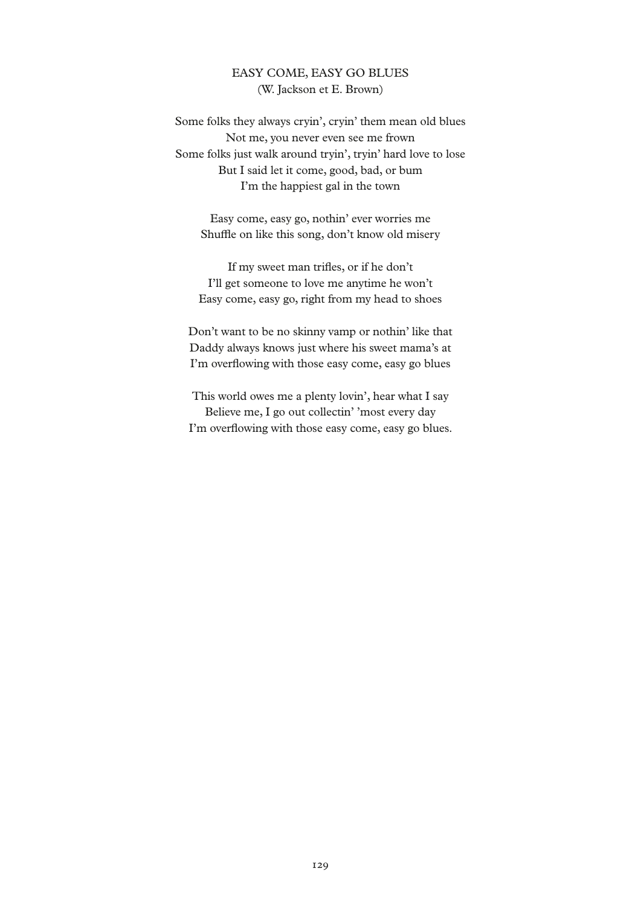## EASY COME, EASY GO BLUES
(W. Jackson et E. Brown)

Some folks they always cryin', cryin' them mean old blues
Not me, you never even see me frown
Some folks just walk around tryin', tryin' hard love to lose
But I said let it come, good, bad, or bum
I'm the happiest gal in the town

Easy come, easy go, nothin' ever worries me
Shuffle on like this song, don't know old misery

If my sweet man trifles, or if he don't
I'll get someone to love me anytime he won't
Easy come, easy go, right from my head to shoes

Don't want to be no skinny vamp or nothin' like that
Daddy always knows just where his sweet mama's at
I'm overflowing with those easy come, easy go blues

This world owes me a plenty lovin', hear what I say
Believe me, I go out collectin' 'most every day
I'm overflowing with those easy come, easy go blues.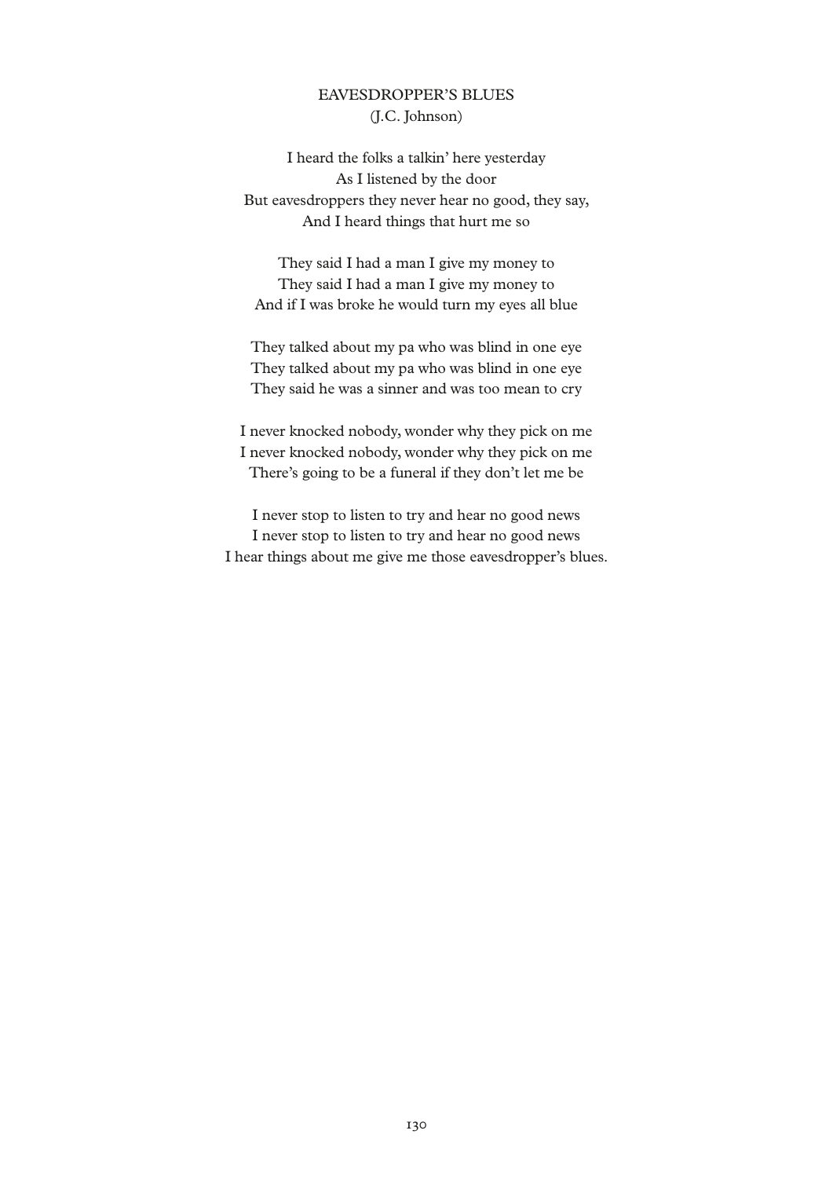## EAVESDROPPER'S BLUES
(J.C. Johnson)

I heard the folks a talkin' here yesterday
As I listened by the door
But eavesdroppers they never hear no good, they say,
And I heard things that hurt me so

They said I had a man I give my money to
They said I had a man I give my money to
And if I was broke he would turn my eyes all blue

They talked about my pa who was blind in one eye
They talked about my pa who was blind in one eye
They said he was a sinner and was too mean to cry

I never knocked nobody, wonder why they pick on me
I never knocked nobody, wonder why they pick on me
There's going to be a funeral if they don't let me be

I never stop to listen to try and hear no good news
I never stop to listen to try and hear no good news
I hear things about me give me those eavesdropper's blues.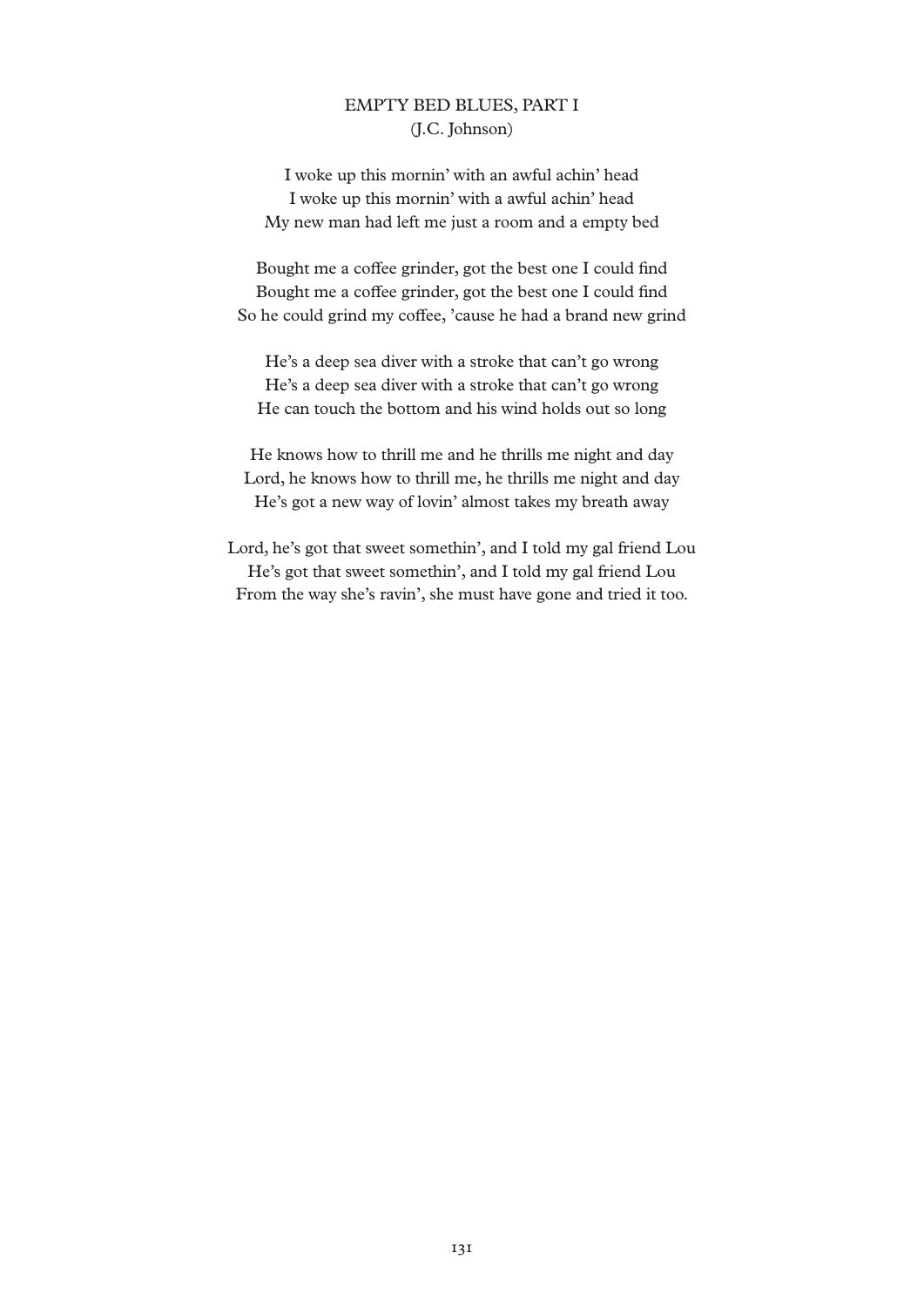## EMPTY BED BLUES, PART I
(J.C. Johnson)

I woke up this mornin' with an awful achin' head  
I woke up this mornin' with a awful achin' head  
My new man had left me just a room and a empty bed

Bought me a coffee grinder, got the best one I could find  
Bought me a coffee grinder, got the best one I could find  
So he could grind my coffee, 'cause he had a brand new grind

He's a deep sea diver with a stroke that can't go wrong  
He's a deep sea diver with a stroke that can't go wrong  
He can touch the bottom and his wind holds out so long

He knows how to thrill me and he thrills me night and day  
Lord, he knows how to thrill me, he thrills me night and day  
He's got a new way of lovin' almost takes my breath away

Lord, he's got that sweet somethin', and I told my gal friend Lou  
He's got that sweet somethin', and I told my gal friend Lou  
From the way she's ravin', she must have gone and tried it too.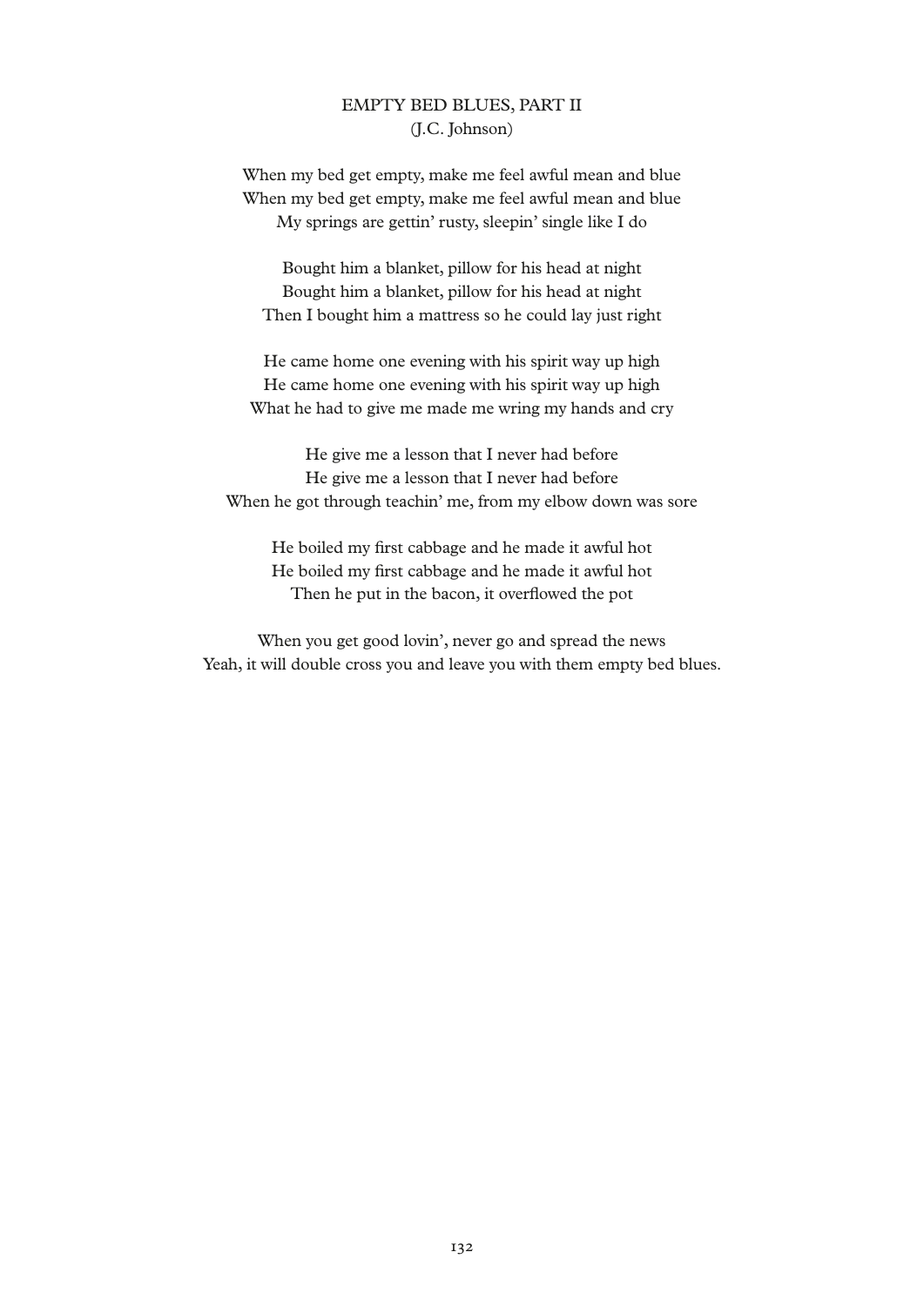## EMPTY BED BLUES, PART II
(J.C. Johnson)

When my bed get empty, make me feel awful mean and blue
When my bed get empty, make me feel awful mean and blue
My springs are gettin' rusty, sleepin' single like I do

Bought him a blanket, pillow for his head at night
Bought him a blanket, pillow for his head at night
Then I bought him a mattress so he could lay just right

He came home one evening with his spirit way up high
He came home one evening with his spirit way up high
What he had to give me made me wring my hands and cry

He give me a lesson that I never had before
He give me a lesson that I never had before
When he got through teachin' me, from my elbow down was sore

He boiled my first cabbage and he made it awful hot
He boiled my first cabbage and he made it awful hot
Then he put in the bacon, it overflowed the pot

When you get good lovin', never go and spread the news
Yeah, it will double cross you and leave you with them empty bed blues.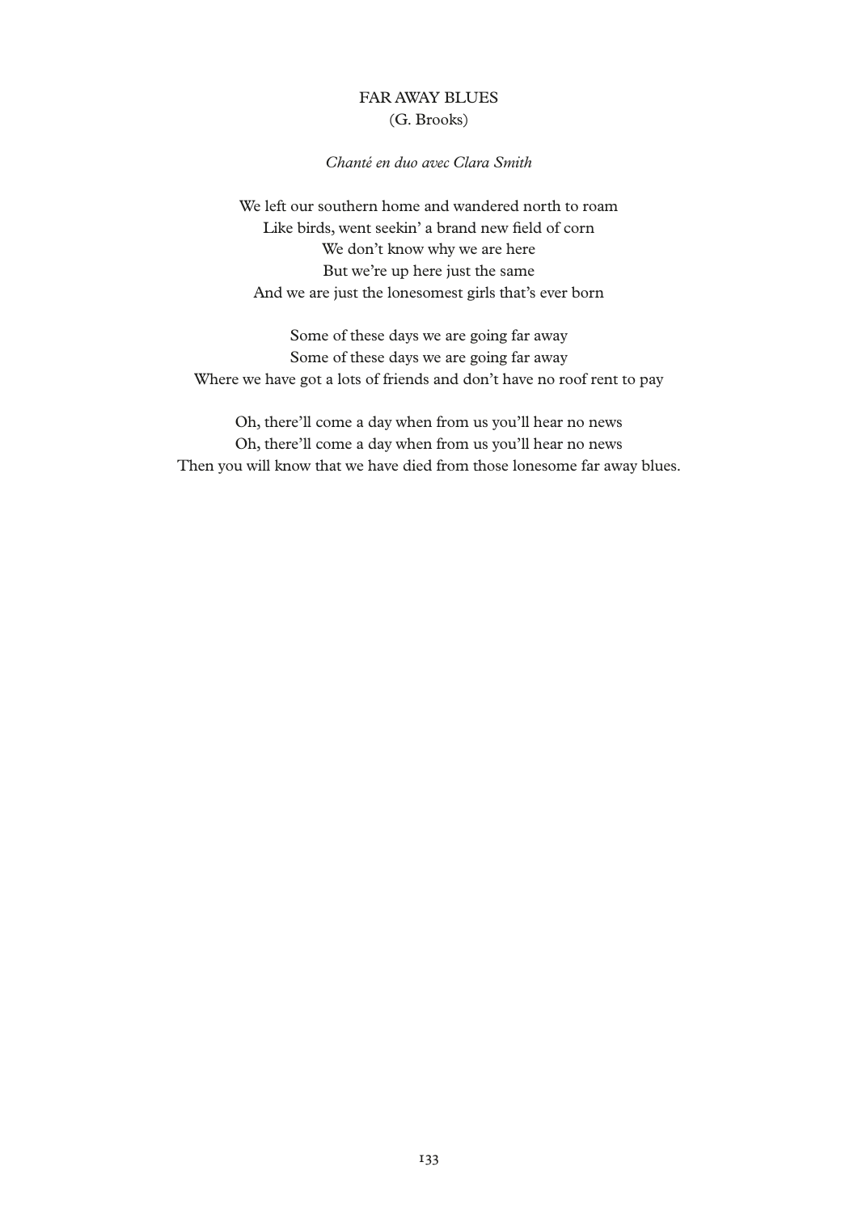# FAR AWAY BLUES

(G. Brooks)

*Chanté en duo avec Clara Smith*

We left our southern home and wandered north to roam
Like birds, went seekin' a brand new field of corn
We don't know why we are here
But we're up here just the same
And we are just the lonesomest girls that's ever born

Some of these days we are going far away
Some of these days we are going far away
Where we have got a lots of friends and don't have no roof rent to pay

Oh, there'll come a day when from us you'll hear no news
Oh, there'll come a day when from us you'll hear no news
Then you will know that we have died from those lonesome far away blues.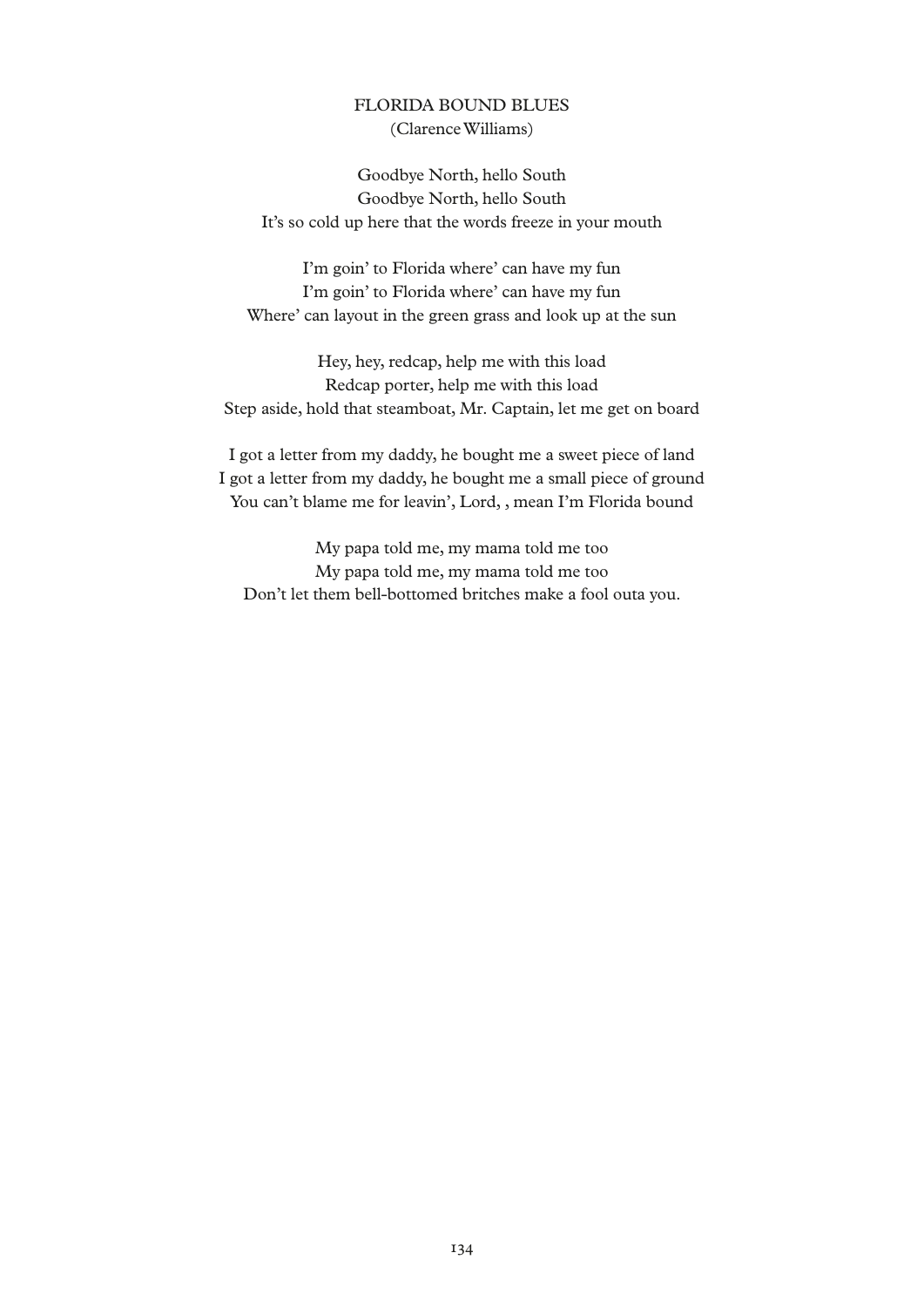## FLORIDA BOUND BLUES

(Clarence Williams)

Goodbye North, hello South  
Goodbye North, hello South  
It's so cold up here that the words freeze in your mouth

I'm goin' to Florida where' can have my fun  
I'm goin' to Florida where' can have my fun  
Where' can layout in the green grass and look up at the sun

Hey, hey, redcap, help me with this load  
Redcap porter, help me with this load  
Step aside, hold that steamboat, Mr. Captain, let me get on board

I got a letter from my daddy, he bought me a sweet piece of land  
I got a letter from my daddy, he bought me a small piece of ground  
You can't blame me for leavin', Lord, , mean I'm Florida bound

My papa told me, my mama told me too  
My papa told me, my mama told me too  
Don't let them bell-bottomed britches make a fool outa you.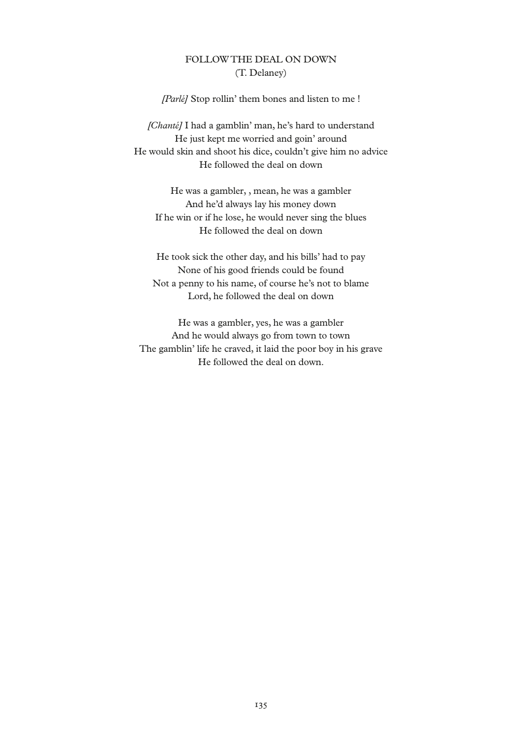## FOLLOW THE DEAL ON DOWN
(T. Delaney)

*[Parlé]* Stop rollin' them bones and listen to me !

*[Chanté]* I had a gamblin' man, he's hard to understand
He just kept me worried and goin' around
He would skin and shoot his dice, couldn't give him no advice
He followed the deal on down

He was a gambler, , mean, he was a gambler
And he'd always lay his money down
If he win or if he lose, he would never sing the blues
He followed the deal on down

He took sick the other day, and his bills' had to pay
None of his good friends could be found
Not a penny to his name, of course he's not to blame
Lord, he followed the deal on down

He was a gambler, yes, he was a gambler
And he would always go from town to town
The gamblin' life he craved, it laid the poor boy in his grave
He followed the deal on down.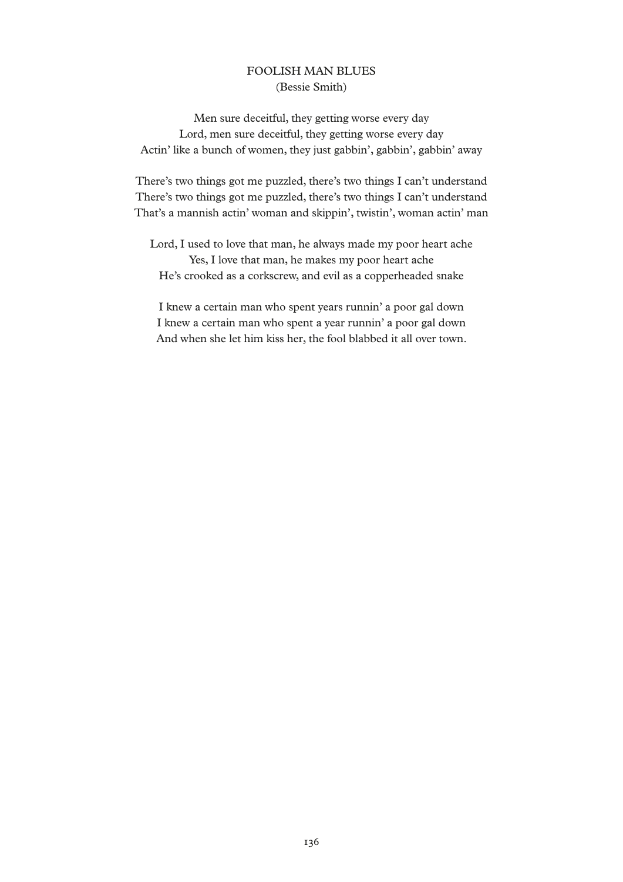## FOOLISH MAN BLUES

(Bessie Smith)

Men sure deceitful, they getting worse every day  
Lord, men sure deceitful, they getting worse every day  
Actin' like a bunch of women, they just gabbin', gabbin', gabbin' away

There's two things got me puzzled, there's two things I can't understand  
There's two things got me puzzled, there's two things I can't understand  
That's a mannish actin' woman and skippin', twistin', woman actin' man

Lord, I used to love that man, he always made my poor heart ache  
Yes, I love that man, he makes my poor heart ache  
He's crooked as a corkscrew, and evil as a copperheaded snake

I knew a certain man who spent years runnin' a poor gal down  
I knew a certain man who spent a year runnin' a poor gal down  
And when she let him kiss her, the fool blabbed it all over town.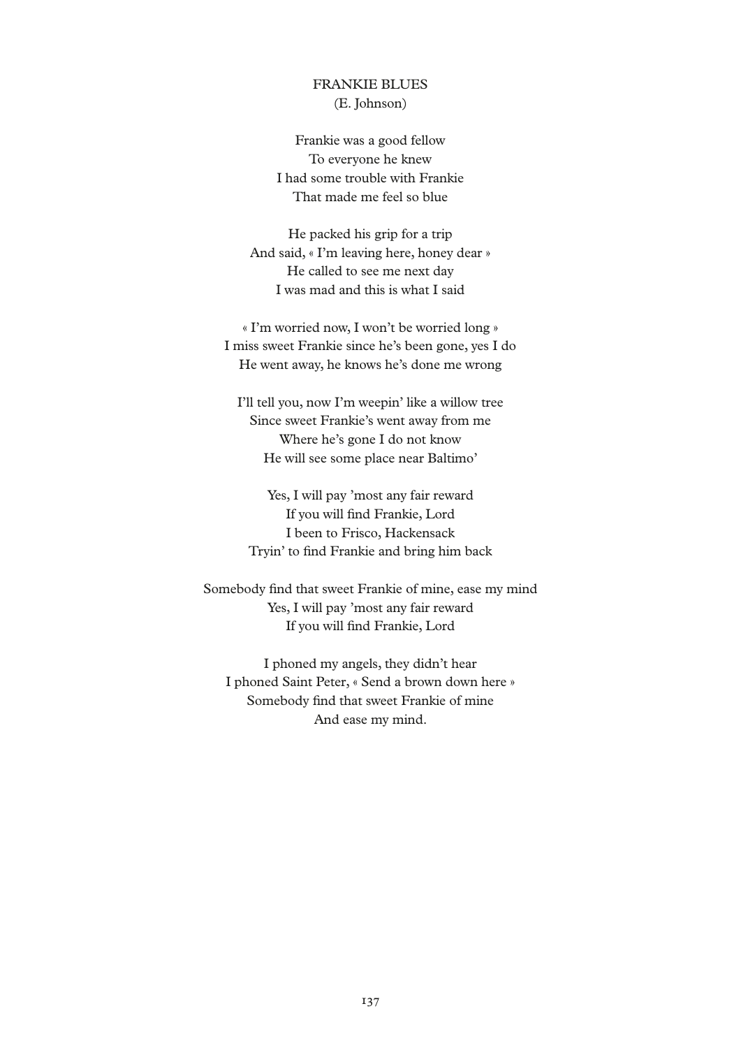## FRANKIE BLUES

(E. Johnson)

Frankie was a good fellow  
To everyone he knew  
I had some trouble with Frankie  
That made me feel so blue

He packed his grip for a trip  
And said, « I'm leaving here, honey dear »  
He called to see me next day  
I was mad and this is what I said

« I'm worried now, I won't be worried long »  
I miss sweet Frankie since he's been gone, yes I do  
He went away, he knows he's done me wrong

I'll tell you, now I'm weepin' like a willow tree  
Since sweet Frankie's went away from me  
Where he's gone I do not know  
He will see some place near Baltimo'

Yes, I will pay 'most any fair reward  
If you will find Frankie, Lord  
I been to Frisco, Hackensack  
Tryin' to find Frankie and bring him back

Somebody find that sweet Frankie of mine, ease my mind  
Yes, I will pay 'most any fair reward  
If you will find Frankie, Lord

I phoned my angels, they didn't hear  
I phoned Saint Peter, « Send a brown down here »  
Somebody find that sweet Frankie of mine  
And ease my mind.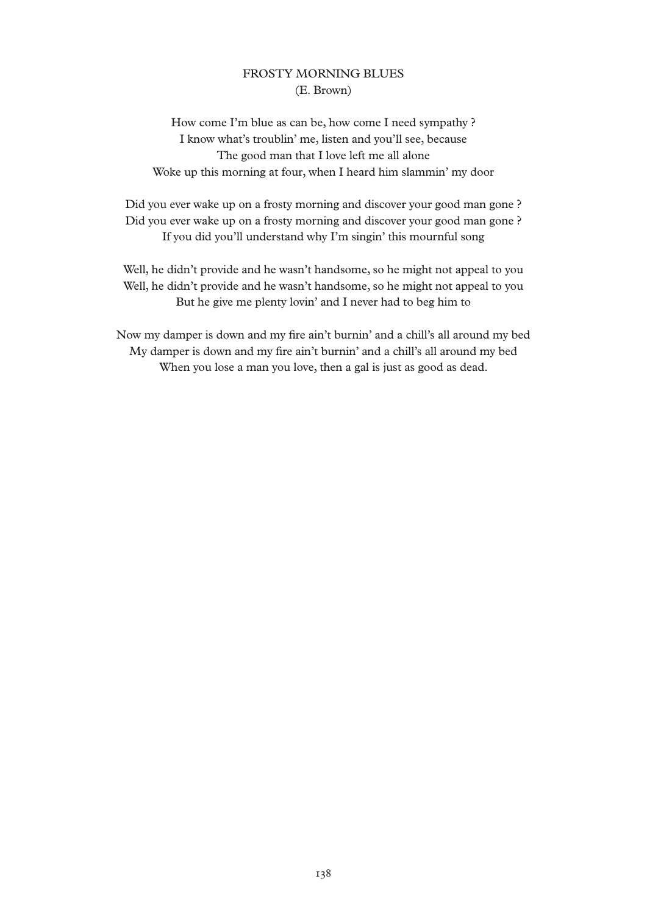## FROSTY MORNING BLUES
(E. Brown)

How come I'm blue as can be, how come I need sympathy ?
I know what's troublin' me, listen and you'll see, because
The good man that I love left me all alone
Woke up this morning at four, when I heard him slammin' my door

Did you ever wake up on a frosty morning and discover your good man gone ?
Did you ever wake up on a frosty morning and discover your good man gone ?
If you did you'll understand why I'm singin' this mournful song

Well, he didn't provide and he wasn't handsome, so he might not appeal to you
Well, he didn't provide and he wasn't handsome, so he might not appeal to you
But he give me plenty lovin' and I never had to beg him to

Now my damper is down and my fire ain't burnin' and a chill's all around my bed
My damper is down and my fire ain't burnin' and a chill's all around my bed
When you lose a man you love, then a gal is just as good as dead.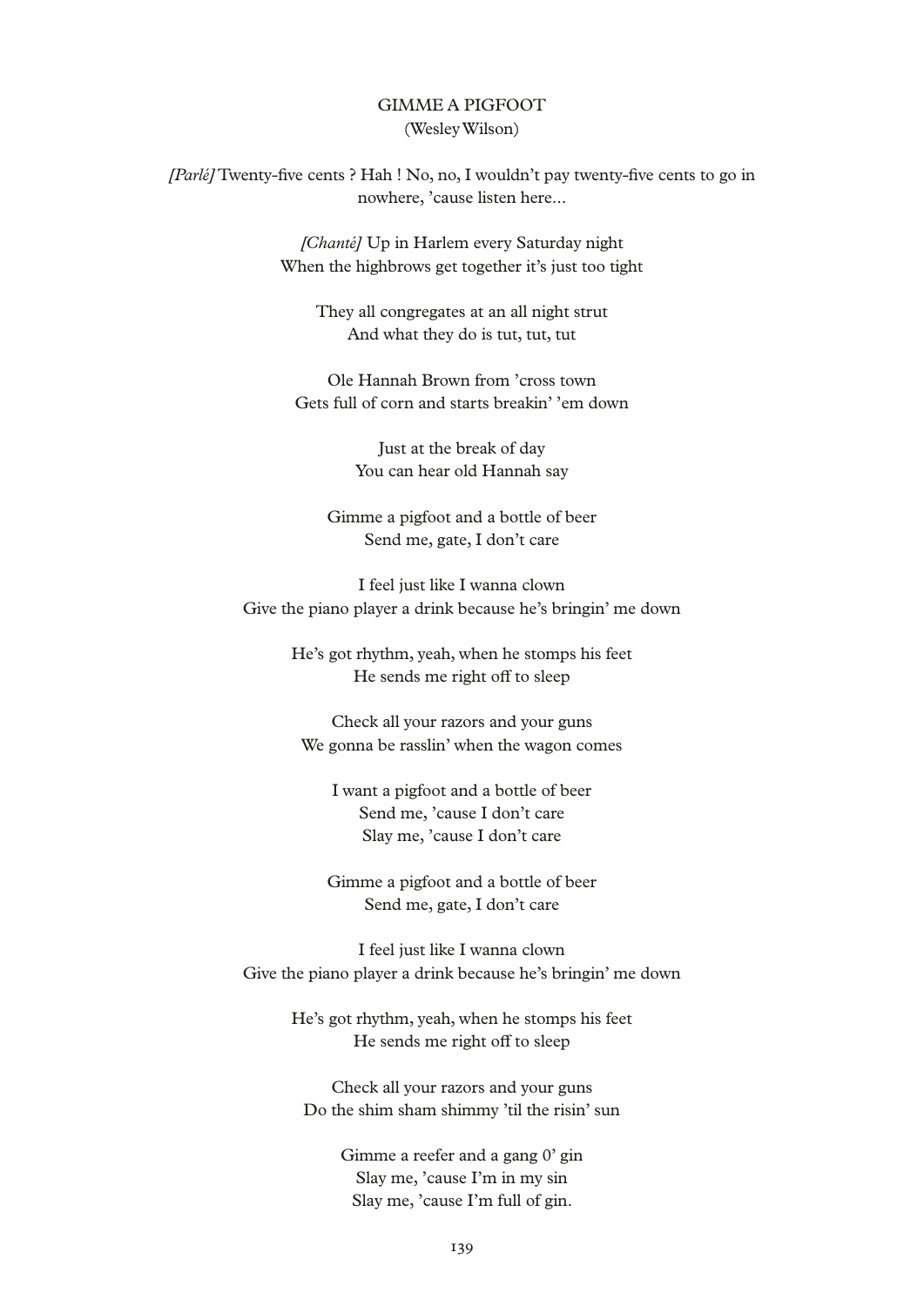## GIMME A PIGFOOT
(Wesley Wilson)

*[Parlé]* Twenty-five cents ? Hah ! No, no, I wouldn't pay twenty-five cents to go in nowhere, 'cause listen here...

*[Chanté]* Up in Harlem every Saturday night
When the highbrows get together it's just too tight

They all congregates at an all night strut
And what they do is tut, tut, tut

Ole Hannah Brown from 'cross town
Gets full of corn and starts breakin' 'em down

Just at the break of day
You can hear old Hannah say

Gimme a pigfoot and a bottle of beer
Send me, gate, I don't care

I feel just like I wanna clown
Give the piano player a drink because he's bringin' me down

He's got rhythm, yeah, when he stomps his feet
He sends me right off to sleep

Check all your razors and your guns
We gonna be rasslin' when the wagon comes

I want a pigfoot and a bottle of beer
Send me, 'cause I don't care
Slay me, 'cause I don't care

Gimme a pigfoot and a bottle of beer
Send me, gate, I don't care

I feel just like I wanna clown
Give the piano player a drink because he's bringin' me down

He's got rhythm, yeah, when he stomps his feet
He sends me right off to sleep

Check all your razors and your guns
Do the shim sham shimmy 'til the risin' sun

Gimme a reefer and a gang 0' gin
Slay me, 'cause I'm in my sin
Slay me, 'cause I'm full of gin.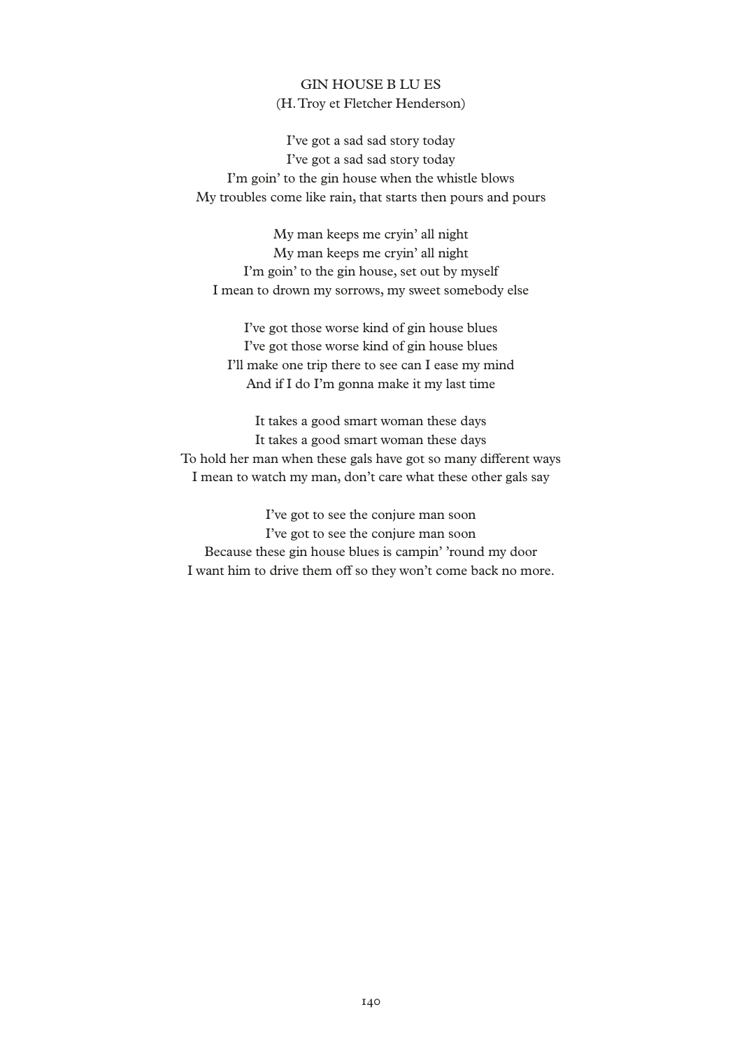## GIN HOUSE B LU ES

(H. Troy et Fletcher Henderson)

I've got a sad sad story today  
I've got a sad sad story today  
I'm goin' to the gin house when the whistle blows  
My troubles come like rain, that starts then pours and pours

My man keeps me cryin' all night  
My man keeps me cryin' all night  
I'm goin' to the gin house, set out by myself  
I mean to drown my sorrows, my sweet somebody else

I've got those worse kind of gin house blues  
I've got those worse kind of gin house blues  
I'll make one trip there to see can I ease my mind  
And if I do I'm gonna make it my last time

It takes a good smart woman these days  
It takes a good smart woman these days  
To hold her man when these gals have got so many different ways  
I mean to watch my man, don't care what these other gals say

I've got to see the conjure man soon  
I've got to see the conjure man soon  
Because these gin house blues is campin' 'round my door  
I want him to drive them off so they won't come back no more.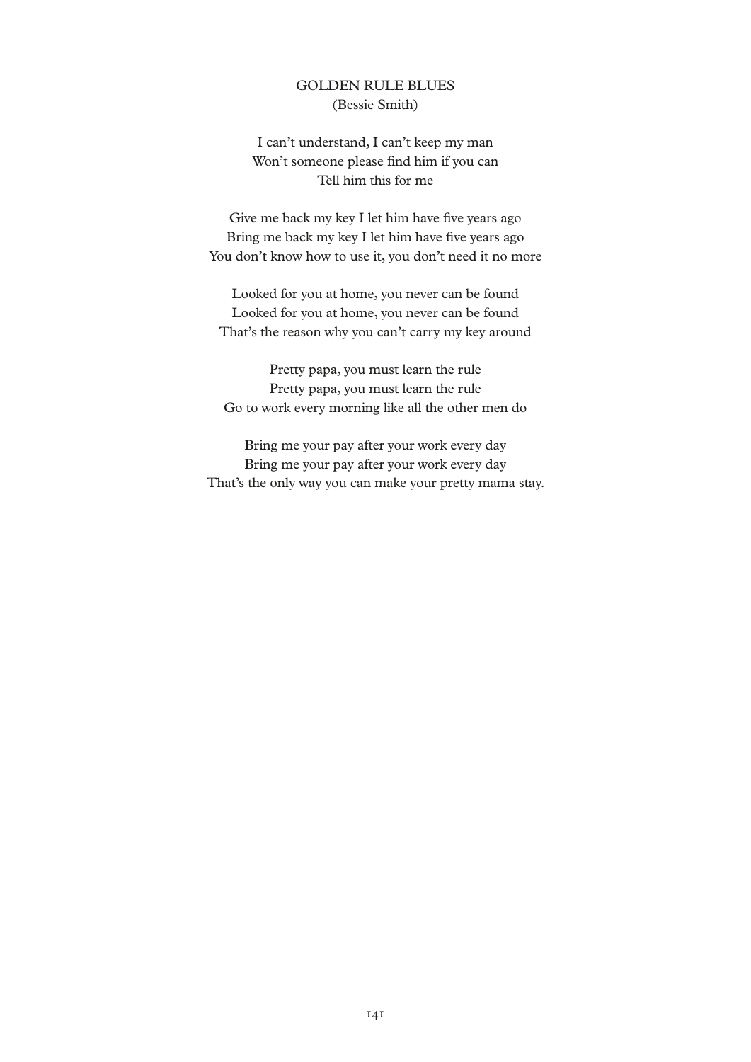## GOLDEN RULE BLUES
(Bessie Smith)

I can't understand, I can't keep my man
Won't someone please find him if you can
Tell him this for me

Give me back my key I let him have five years ago
Bring me back my key I let him have five years ago
You don't know how to use it, you don't need it no more

Looked for you at home, you never can be found
Looked for you at home, you never can be found
That's the reason why you can't carry my key around

Pretty papa, you must learn the rule
Pretty papa, you must learn the rule
Go to work every morning like all the other men do

Bring me your pay after your work every day
Bring me your pay after your work every day
That's the only way you can make your pretty mama stay.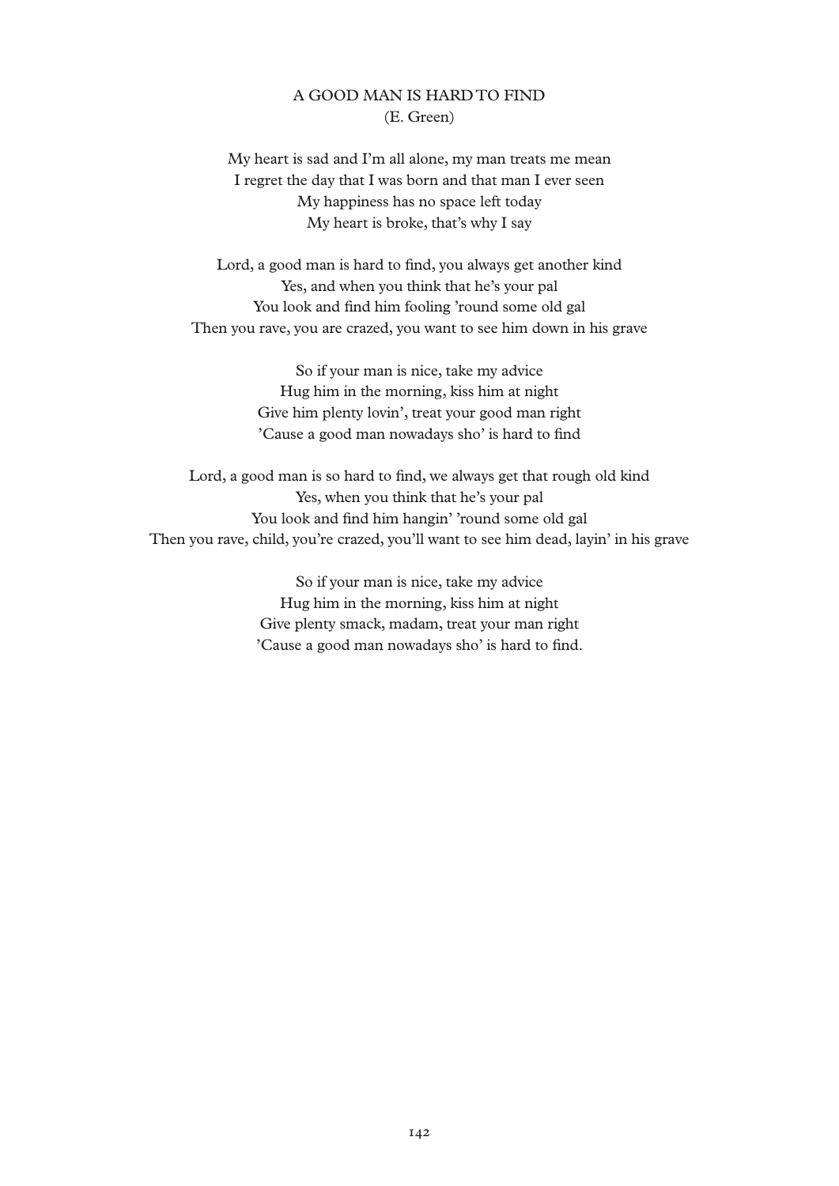## A GOOD MAN IS HARD TO FIND
(E. Green)

My heart is sad and I'm all alone, my man treats me mean  
I regret the day that I was born and that man I ever seen  
My happiness has no space left today  
My heart is broke, that's why I say

Lord, a good man is hard to find, you always get another kind  
Yes, and when you think that he's your pal  
You look and find him fooling 'round some old gal  
Then you rave, you are crazed, you want to see him down in his grave

So if your man is nice, take my advice  
Hug him in the morning, kiss him at night  
Give him plenty lovin', treat your good man right  
'Cause a good man nowadays sho' is hard to find

Lord, a good man is so hard to find, we always get that rough old kind  
Yes, when you think that he's your pal  
You look and find him hangin' 'round some old gal  
Then you rave, child, you're crazed, you'll want to see him dead, layin' in his grave

So if your man is nice, take my advice  
Hug him in the morning, kiss him at night  
Give plenty smack, madam, treat your man right  
'Cause a good man nowadays sho' is hard to find.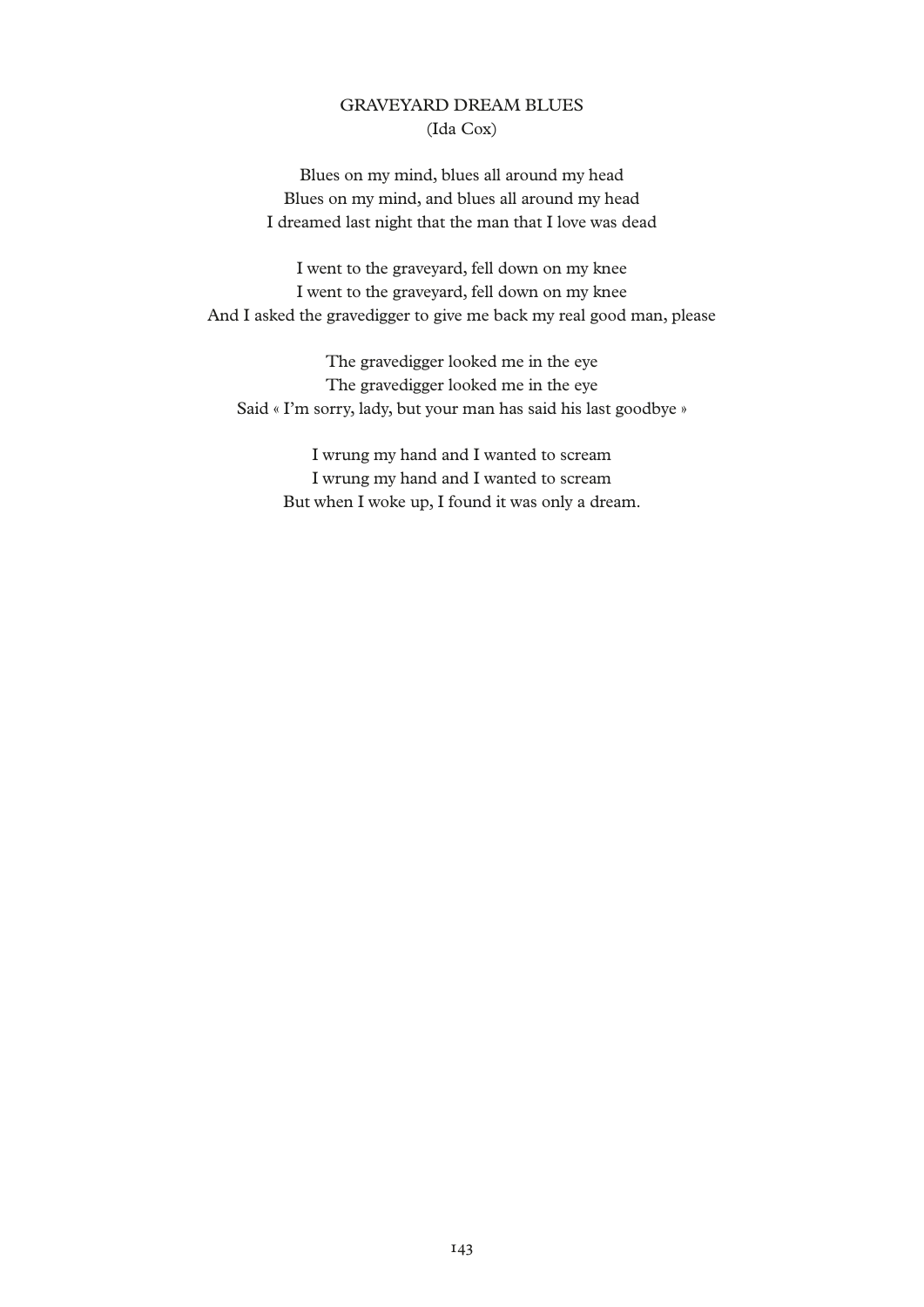## GRAVEYARD DREAM BLUES
(Ida Cox)

Blues on my mind, blues all around my head
Blues on my mind, and blues all around my head
I dreamed last night that the man that I love was dead

I went to the graveyard, fell down on my knee
I went to the graveyard, fell down on my knee
And I asked the gravedigger to give me back my real good man, please

The gravedigger looked me in the eye
The gravedigger looked me in the eye
Said « I'm sorry, lady, but your man has said his last goodbye »

I wrung my hand and I wanted to scream
I wrung my hand and I wanted to scream
But when I woke up, I found it was only a dream.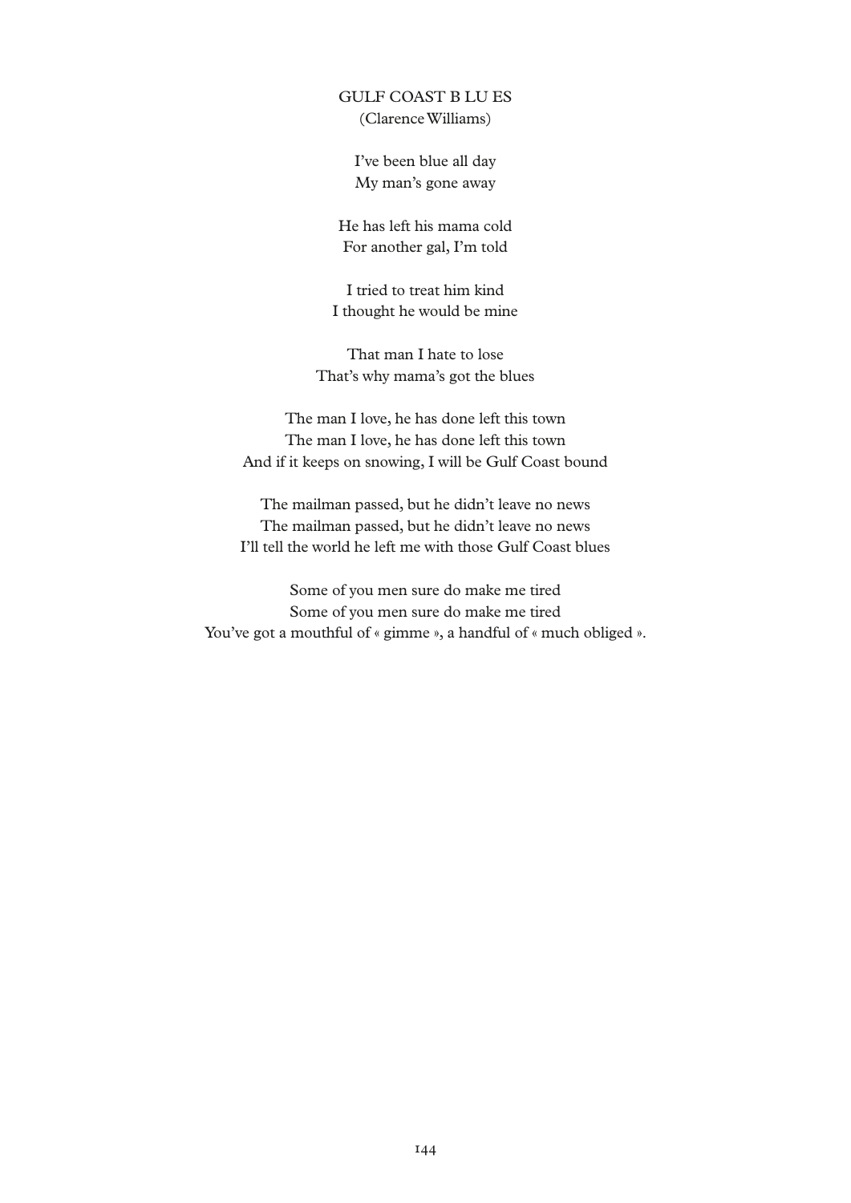## GULF COAST B LU ES

(Clarence Williams)

I've been blue all day  
My man's gone away

He has left his mama cold  
For another gal, I'm told

I tried to treat him kind  
I thought he would be mine

That man I hate to lose  
That's why mama's got the blues

The man I love, he has done left this town  
The man I love, he has done left this town  
And if it keeps on snowing, I will be Gulf Coast bound

The mailman passed, but he didn't leave no news  
The mailman passed, but he didn't leave no news  
I'll tell the world he left me with those Gulf Coast blues

Some of you men sure do make me tired  
Some of you men sure do make me tired  
You've got a mouthful of « gimme », a handful of « much obliged ».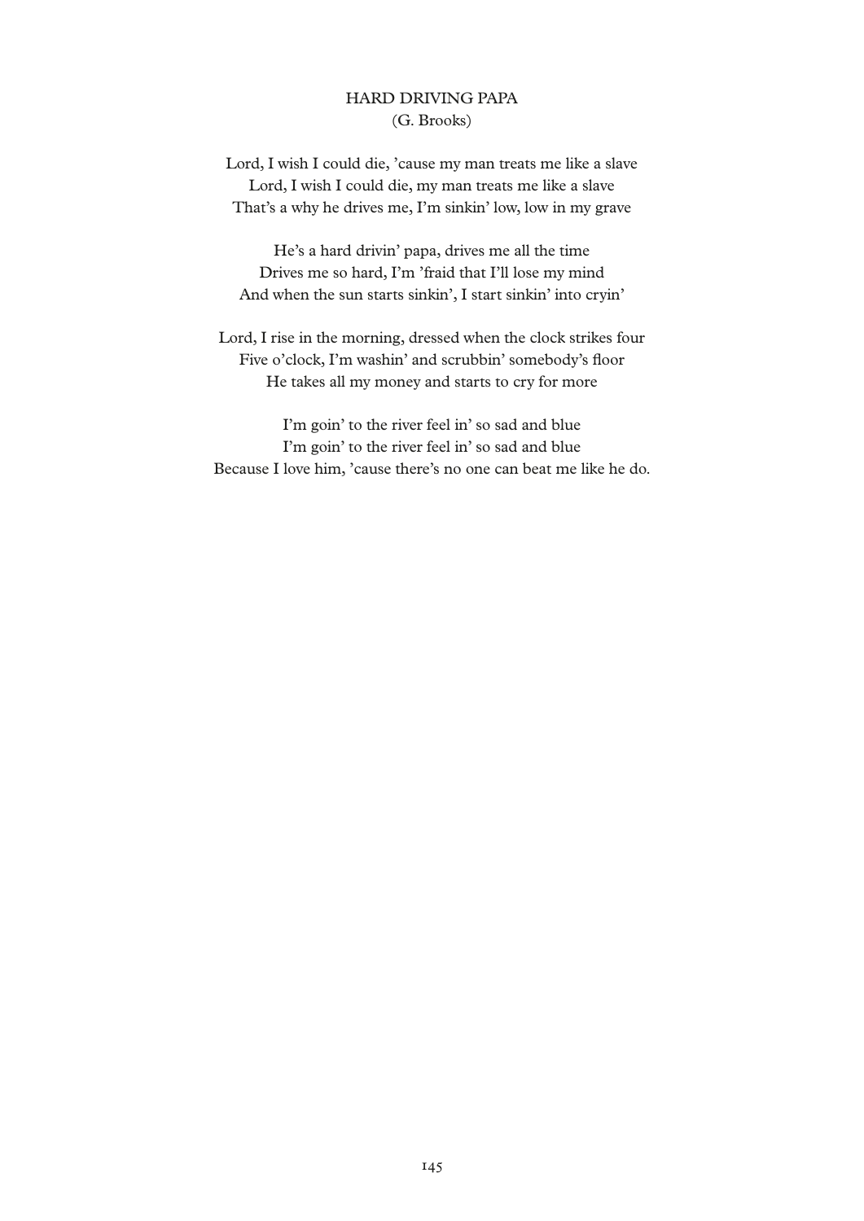## HARD DRIVING PAPA

(G. Brooks)

Lord, I wish I could die, 'cause my man treats me like a slave  
Lord, I wish I could die, my man treats me like a slave  
That's a why he drives me, I'm sinkin' low, low in my grave

He's a hard drivin' papa, drives me all the time  
Drives me so hard, I'm 'fraid that I'll lose my mind  
And when the sun starts sinkin', I start sinkin' into cryin'

Lord, I rise in the morning, dressed when the clock strikes four  
Five o'clock, I'm washin' and scrubbin' somebody's floor  
He takes all my money and starts to cry for more

I'm goin' to the river feel in' so sad and blue  
I'm goin' to the river feel in' so sad and blue  
Because I love him, 'cause there's no one can beat me like he do.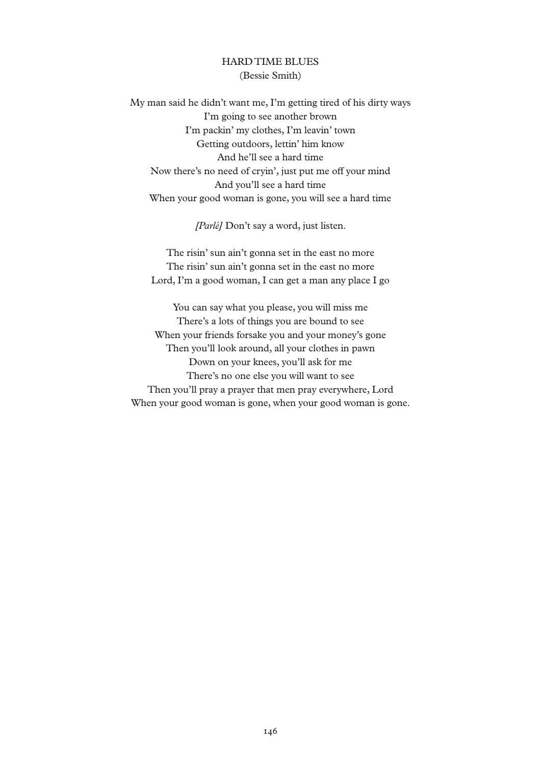## HARD TIME BLUES
(Bessie Smith)

My man said he didn't want me, I'm getting tired of his dirty ways  
I'm going to see another brown  
I'm packin' my clothes, I'm leavin' town  
Getting outdoors, lettin' him know  
And he'll see a hard time  
Now there's no need of cryin', just put me off your mind  
And you'll see a hard time  
When your good woman is gone, you will see a hard time

*[Parlé]* Don't say a word, just listen.

The risin' sun ain't gonna set in the east no more  
The risin' sun ain't gonna set in the east no more  
Lord, I'm a good woman, I can get a man any place I go

You can say what you please, you will miss me  
There's a lots of things you are bound to see  
When your friends forsake you and your money's gone  
Then you'll look around, all your clothes in pawn  
Down on your knees, you'll ask for me  
There's no one else you will want to see  
Then you'll pray a prayer that men pray everywhere, Lord  
When your good woman is gone, when your good woman is gone.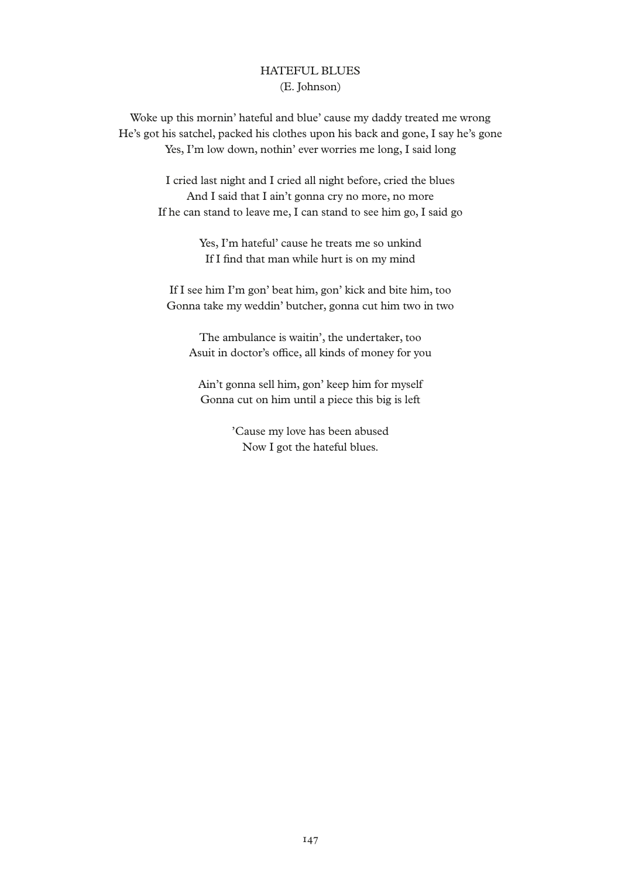# HATEFUL BLUES

(E. Johnson)

Woke up this mornin' hateful and blue' cause my daddy treated me wrong
He's got his satchel, packed his clothes upon his back and gone, I say he's gone
Yes, I'm low down, nothin' ever worries me long, I said long

I cried last night and I cried all night before, cried the blues
And I said that I ain't gonna cry no more, no more
If he can stand to leave me, I can stand to see him go, I said go

Yes, I'm hateful' cause he treats me so unkind
If I find that man while hurt is on my mind

If I see him I'm gon' beat him, gon' kick and bite him, too
Gonna take my weddin' butcher, gonna cut him two in two

The ambulance is waitin', the undertaker, too
Asuit in doctor's office, all kinds of money for you

Ain't gonna sell him, gon' keep him for myself
Gonna cut on him until a piece this big is left

'Cause my love has been abused
Now I got the hateful blues.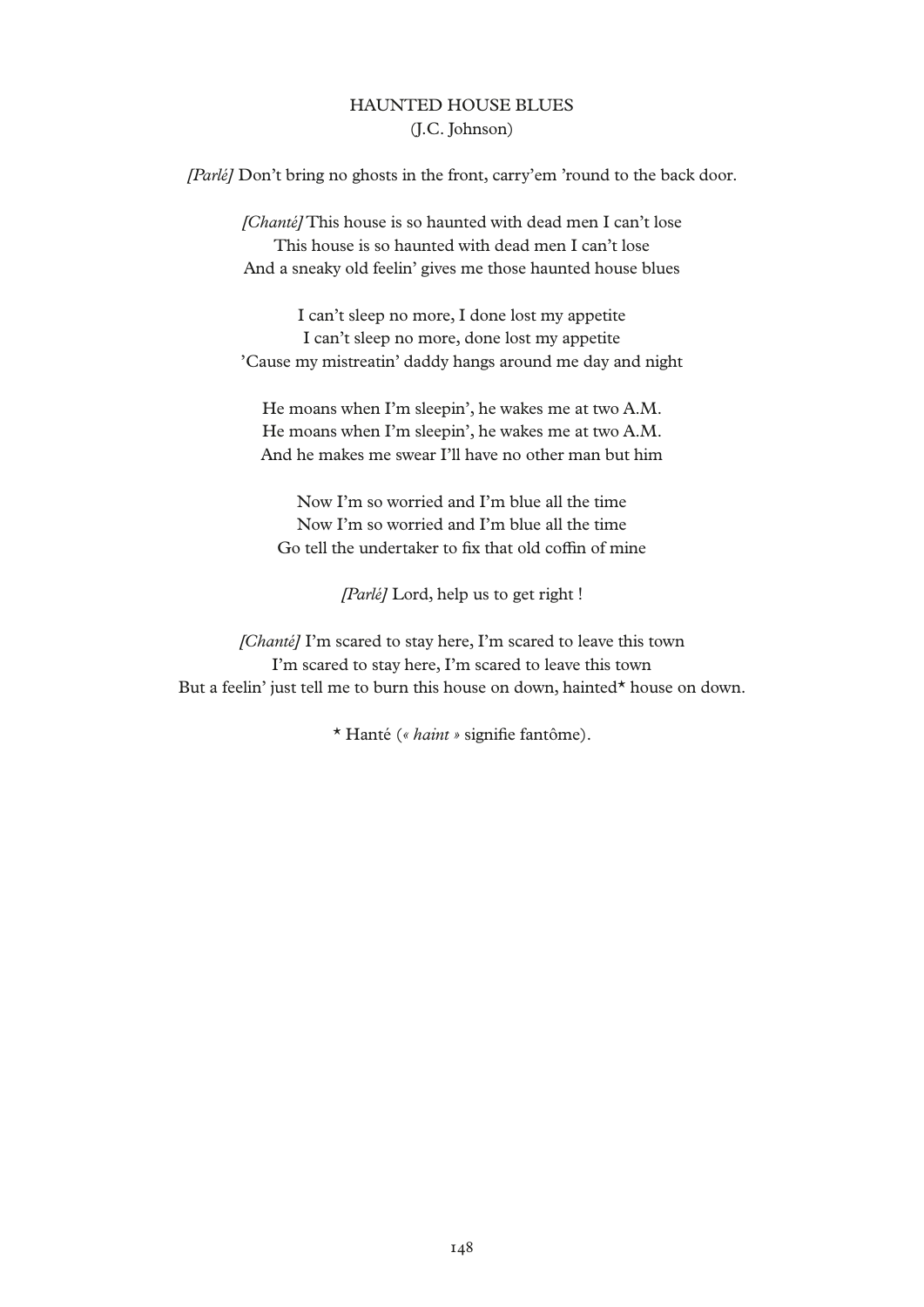# HAUNTED HOUSE BLUES

(J.C. Johnson)

*[Parlé]* Don't bring no ghosts in the front, carry'em 'round to the back door.

*[Chanté]* This house is so haunted with dead men I can't lose
This house is so haunted with dead men I can't lose
And a sneaky old feelin' gives me those haunted house blues

I can't sleep no more, I done lost my appetite
I can't sleep no more, done lost my appetite
'Cause my mistreatin' daddy hangs around me day and night

He moans when I'm sleepin', he wakes me at two A.M.
He moans when I'm sleepin', he wakes me at two A.M.
And he makes me swear I'll have no other man but him

Now I'm so worried and I'm blue all the time
Now I'm so worried and I'm blue all the time
Go tell the undertaker to fix that old coffin of mine

*[Parlé]* Lord, help us to get right !

*[Chanté]* I'm scared to stay here, I'm scared to leave this town
I'm scared to stay here, I'm scared to leave this town
But a feelin' just tell me to burn this house on down, hainted* house on down.

* Hanté (*« haint »* signifie fantôme).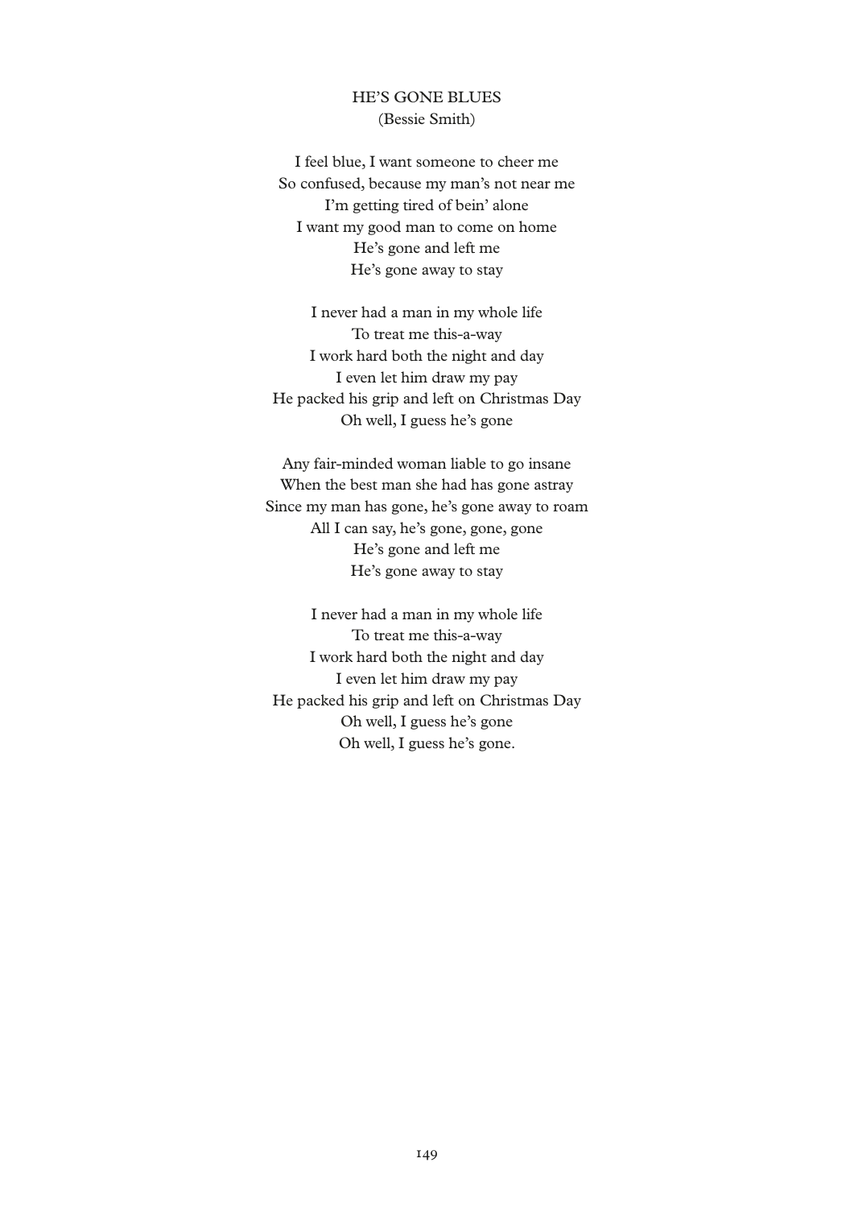## HE'S GONE BLUES
(Bessie Smith)

I feel blue, I want someone to cheer me  
So confused, because my man's not near me  
I'm getting tired of bein' alone  
I want my good man to come on home  
He's gone and left me  
He's gone away to stay

I never had a man in my whole life  
To treat me this-a-way  
I work hard both the night and day  
I even let him draw my pay  
He packed his grip and left on Christmas Day  
Oh well, I guess he's gone

Any fair-minded woman liable to go insane  
When the best man she had has gone astray  
Since my man has gone, he's gone away to roam  
All I can say, he's gone, gone, gone  
He's gone and left me  
He's gone away to stay

I never had a man in my whole life  
To treat me this-a-way  
I work hard both the night and day  
I even let him draw my pay  
He packed his grip and left on Christmas Day  
Oh well, I guess he's gone  
Oh well, I guess he's gone.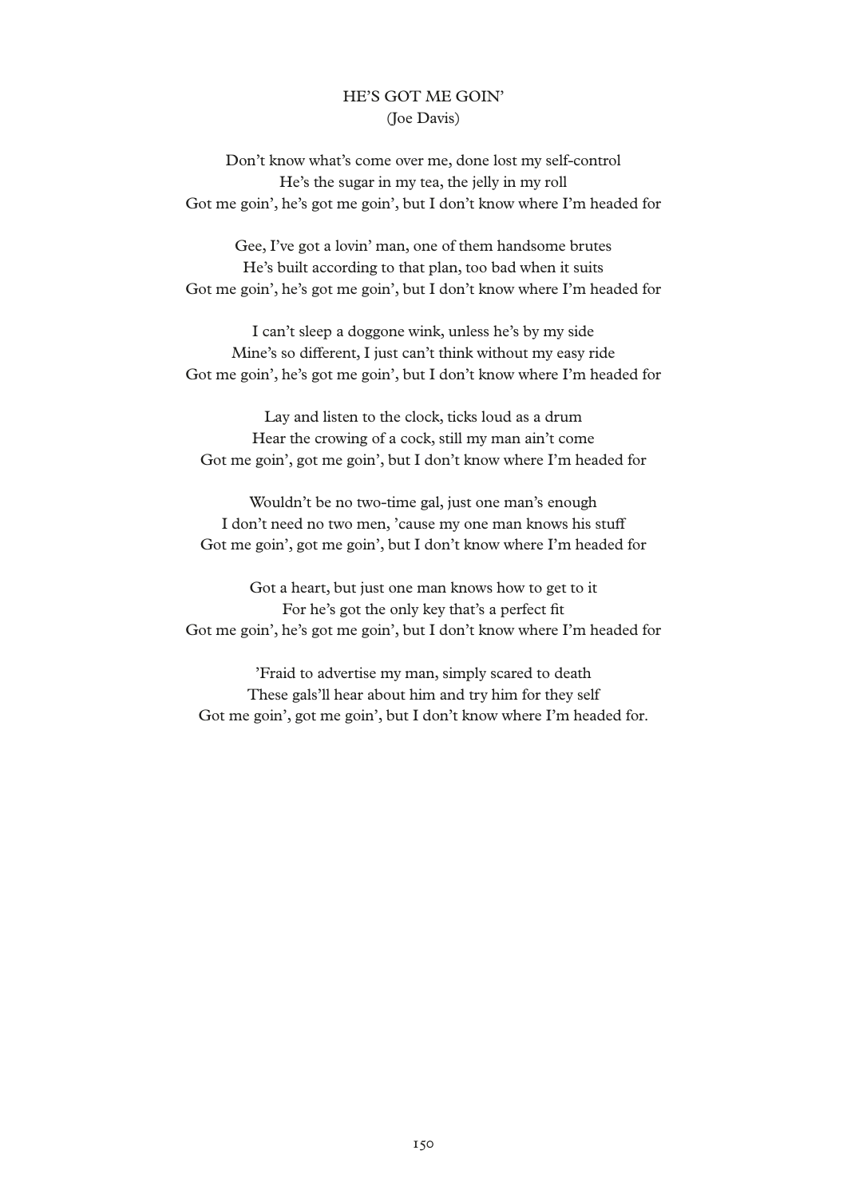## HE'S GOT ME GOIN'

(Joe Davis)

Don't know what's come over me, done lost my self-control
He's the sugar in my tea, the jelly in my roll
Got me goin', he's got me goin', but I don't know where I'm headed for

Gee, I've got a lovin' man, one of them handsome brutes
He's built according to that plan, too bad when it suits
Got me goin', he's got me goin', but I don't know where I'm headed for

I can't sleep a doggone wink, unless he's by my side
Mine's so different, I just can't think without my easy ride
Got me goin', he's got me goin', but I don't know where I'm headed for

Lay and listen to the clock, ticks loud as a drum
Hear the crowing of a cock, still my man ain't come
Got me goin', got me goin', but I don't know where I'm headed for

Wouldn't be no two-time gal, just one man's enough
I don't need no two men, 'cause my one man knows his stuff
Got me goin', got me goin', but I don't know where I'm headed for

Got a heart, but just one man knows how to get to it
For he's got the only key that's a perfect fit
Got me goin', he's got me goin', but I don't know where I'm headed for

'Fraid to advertise my man, simply scared to death
These gals'll hear about him and try him for they self
Got me goin', got me goin', but I don't know where I'm headed for.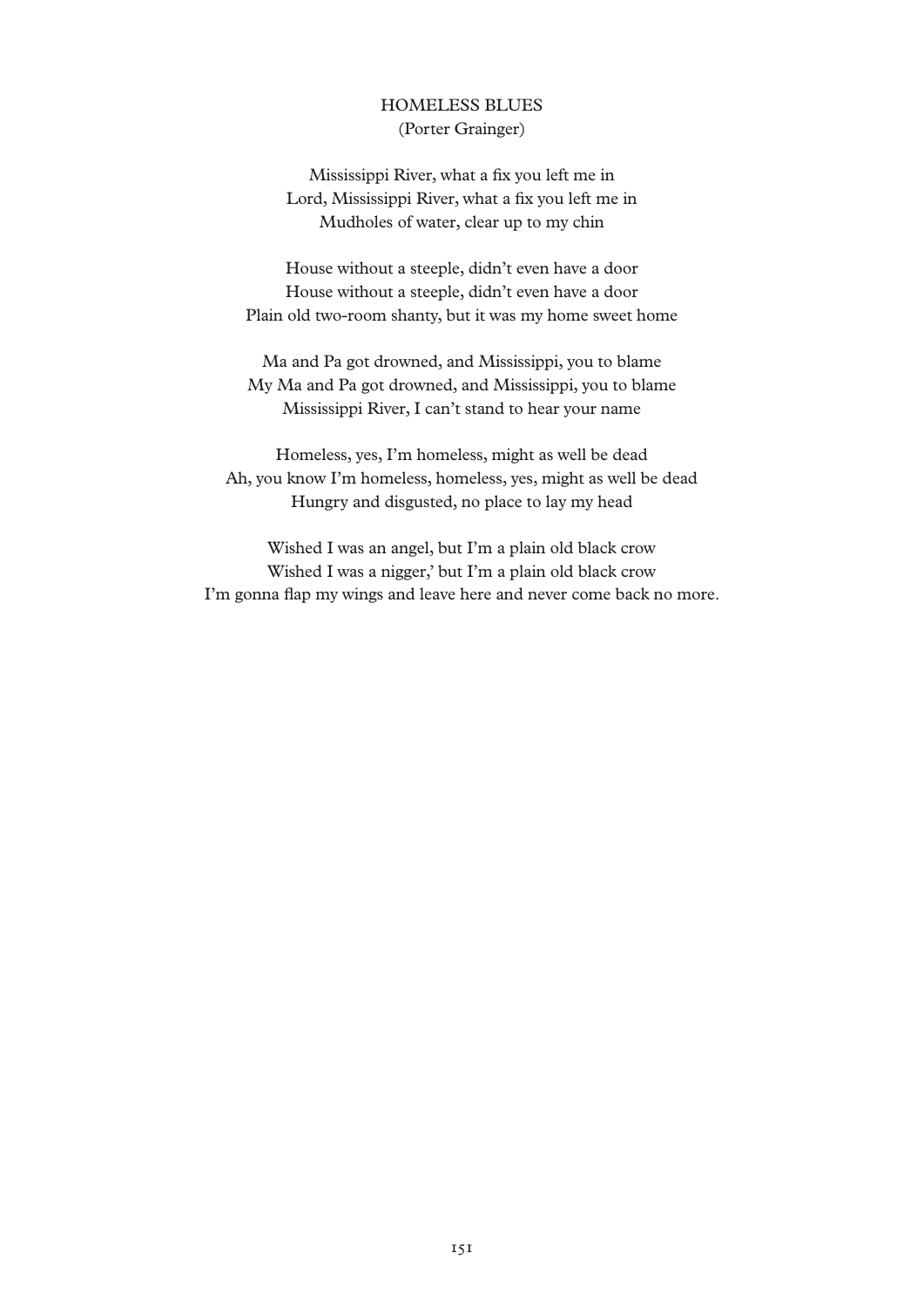HOMELESS BLUES
(Porter Grainger)

Mississippi River, what a fix you left me in
Lord, Mississippi River, what a fix you left me in
Mudholes of water, clear up to my chin

House without a steeple, didn't even have a door
House without a steeple, didn't even have a door
Plain old two-room shanty, but it was my home sweet home

Ma and Pa got drowned, and Mississippi, you to blame
My Ma and Pa got drowned, and Mississippi, you to blame
Mississippi River, I can't stand to hear your name

Homeless, yes, I'm homeless, might as well be dead
Ah, you know I'm homeless, homeless, yes, might as well be dead
Hungry and disgusted, no place to lay my head

Wished I was an angel, but I'm a plain old black crow
Wished I was a nigger,' but I'm a plain old black crow
I'm gonna flap my wings and leave here and never come back no more.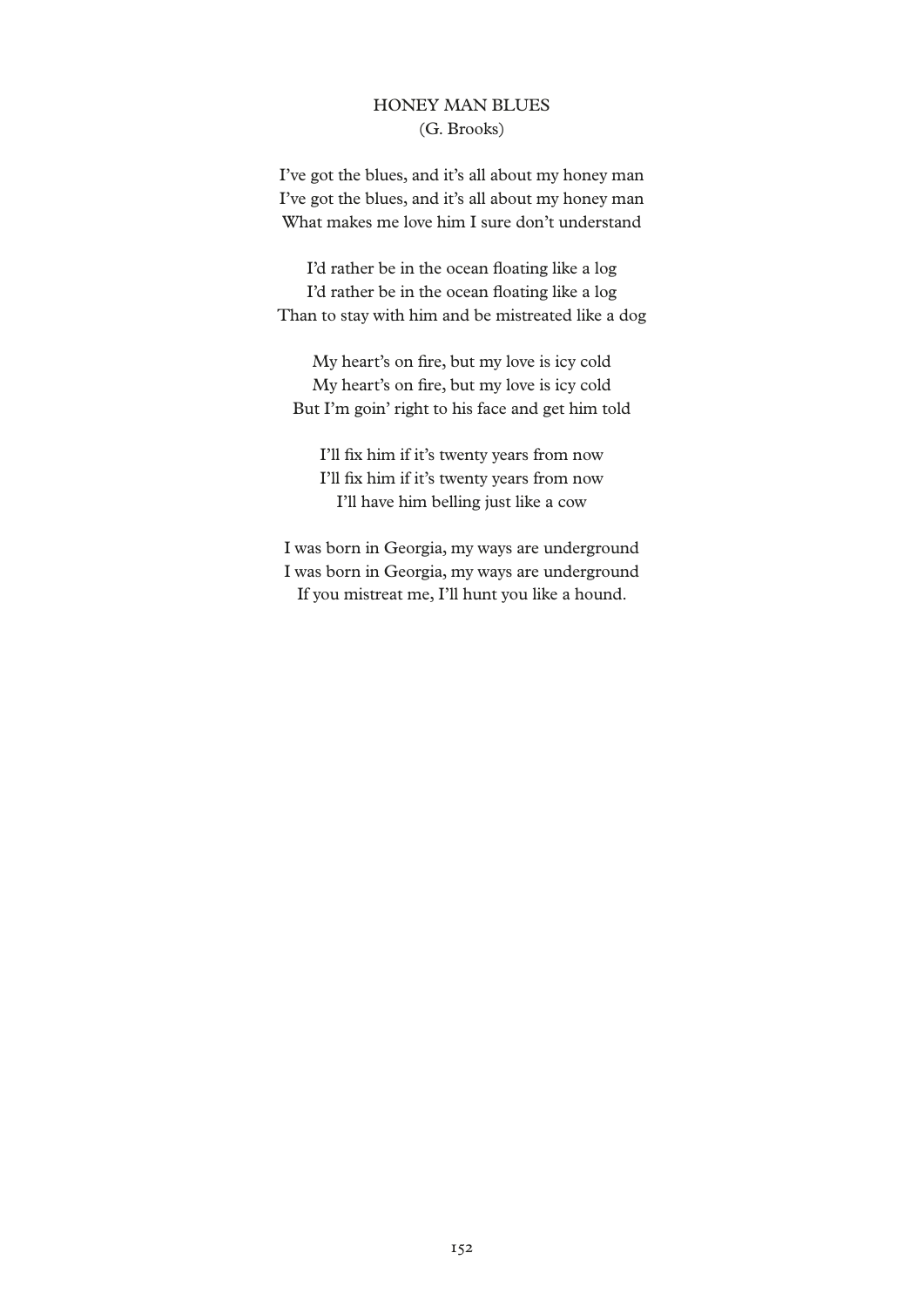## HONEY MAN BLUES

(G. Brooks)

I've got the blues, and it's all about my honey man  
I've got the blues, and it's all about my honey man  
What makes me love him I sure don't understand

I'd rather be in the ocean floating like a log  
I'd rather be in the ocean floating like a log  
Than to stay with him and be mistreated like a dog

My heart's on fire, but my love is icy cold  
My heart's on fire, but my love is icy cold  
But I'm goin' right to his face and get him told

I'll fix him if it's twenty years from now  
I'll fix him if it's twenty years from now  
I'll have him belling just like a cow

I was born in Georgia, my ways are underground  
I was born in Georgia, my ways are underground  
If you mistreat me, I'll hunt you like a hound.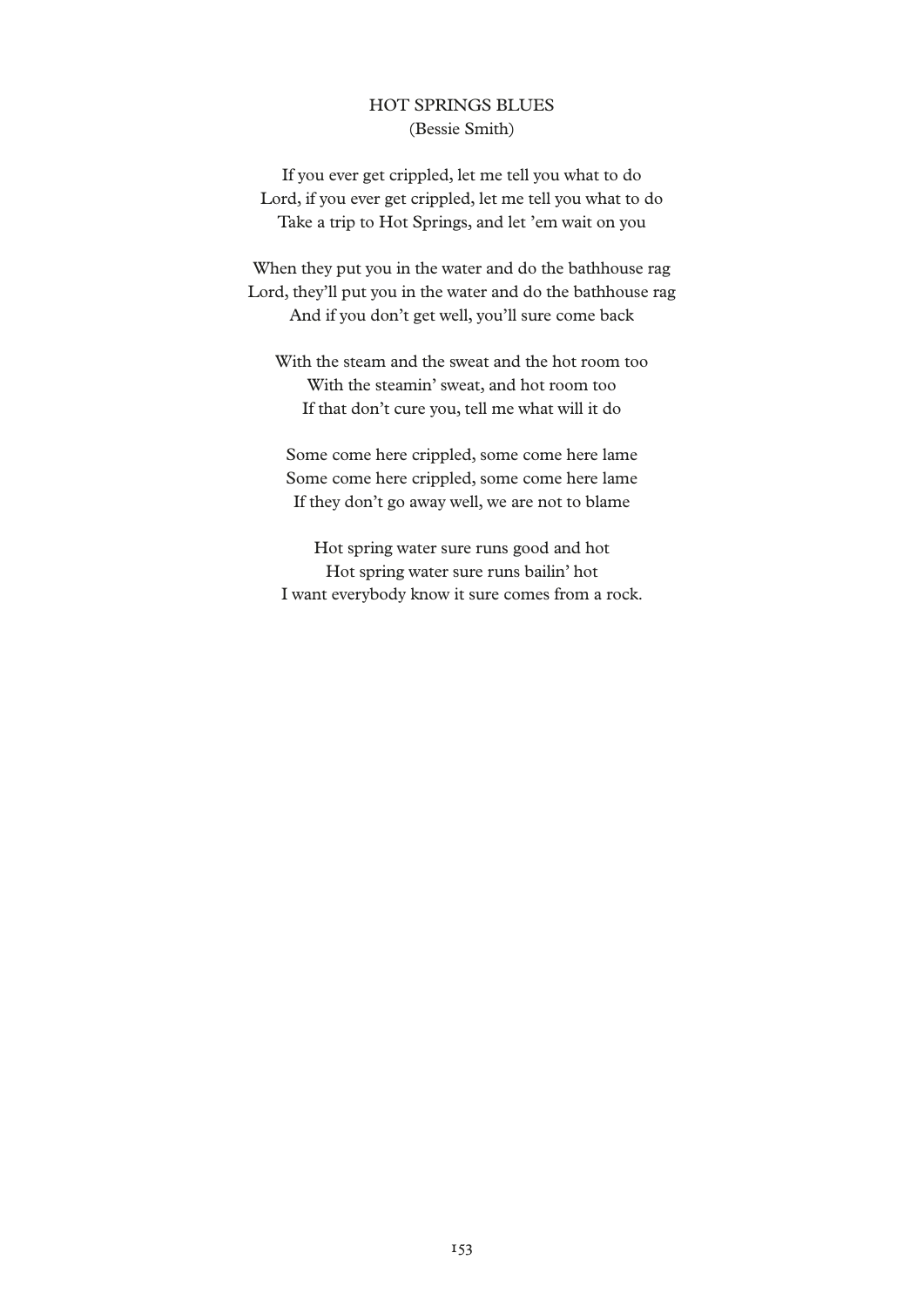# HOT SPRINGS BLUES

(Bessie Smith)

If you ever get crippled, let me tell you what to do  
Lord, if you ever get crippled, let me tell you what to do  
Take a trip to Hot Springs, and let 'em wait on you

When they put you in the water and do the bathhouse rag  
Lord, they'll put you in the water and do the bathhouse rag  
And if you don't get well, you'll sure come back

With the steam and the sweat and the hot room too  
With the steamin' sweat, and hot room too  
If that don't cure you, tell me what will it do

Some come here crippled, some come here lame  
Some come here crippled, some come here lame  
If they don't go away well, we are not to blame

Hot spring water sure runs good and hot  
Hot spring water sure runs bailin' hot  
I want everybody know it sure comes from a rock.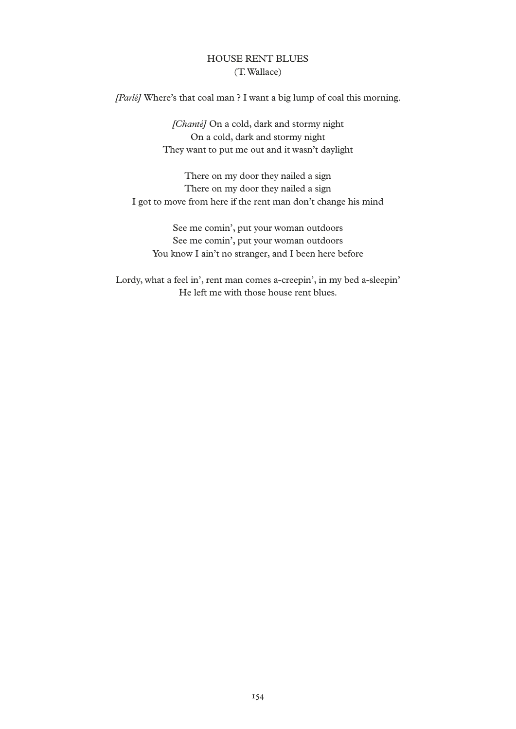## HOUSE RENT BLUES

(T. Wallace)

*[Parlé]* Where's that coal man ? I want a big lump of coal this morning.

*[Chanté]* On a cold, dark and stormy night  
On a cold, dark and stormy night  
They want to put me out and it wasn't daylight

There on my door they nailed a sign  
There on my door they nailed a sign  
I got to move from here if the rent man don't change his mind

See me comin', put your woman outdoors  
See me comin', put your woman outdoors  
You know I ain't no stranger, and I been here before

Lordy, what a feel in', rent man comes a-creepin', in my bed a-sleepin'  
He left me with those house rent blues.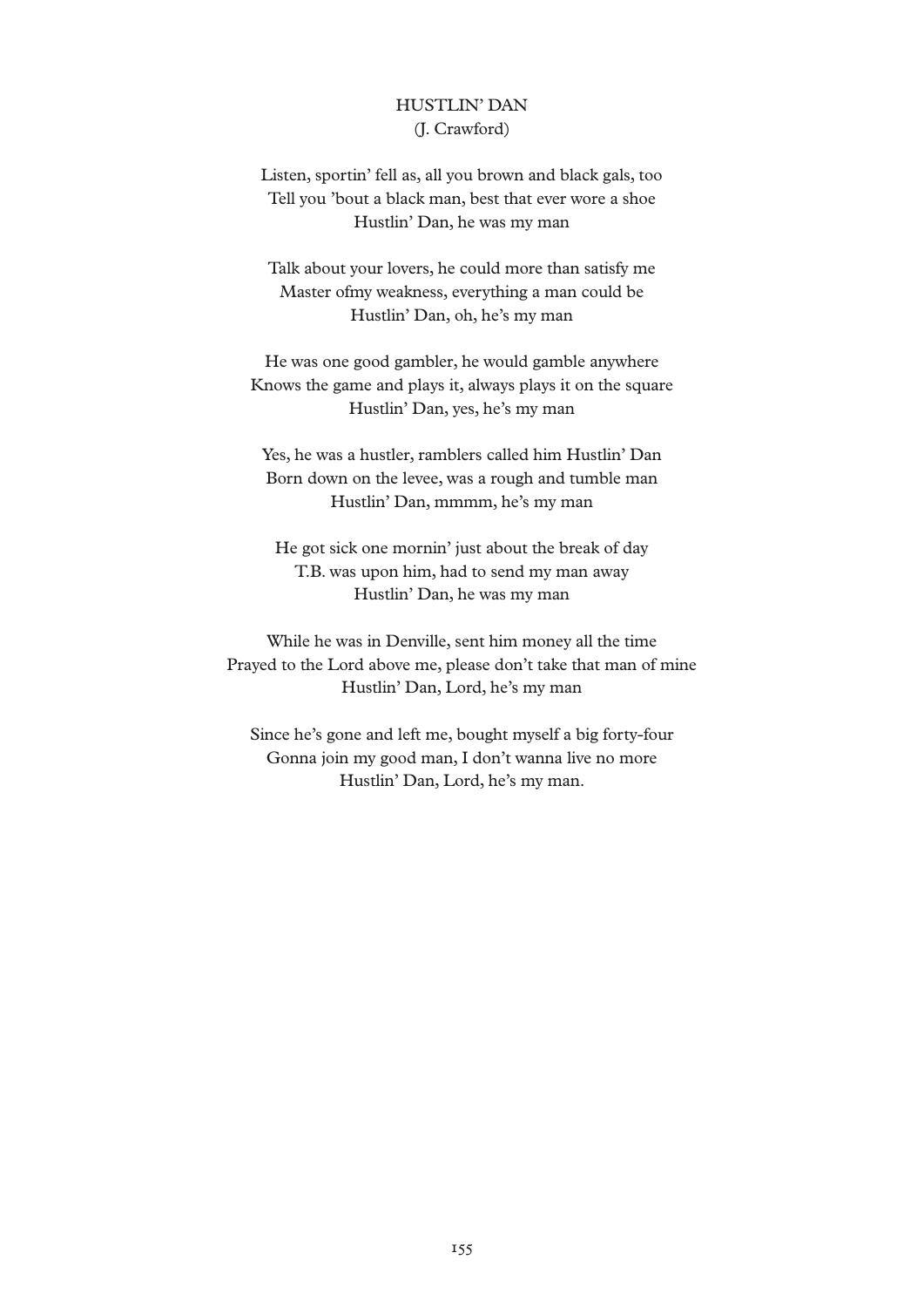# HUSTLIN' DAN
(J. Crawford)

Listen, sportin' fell as, all you brown and black gals, too
Tell you 'bout a black man, best that ever wore a shoe
Hustlin' Dan, he was my man

Talk about your lovers, he could more than satisfy me
Master ofmy weakness, everything a man could be
Hustlin' Dan, oh, he's my man

He was one good gambler, he would gamble anywhere
Knows the game and plays it, always plays it on the square
Hustlin' Dan, yes, he's my man

Yes, he was a hustler, ramblers called him Hustlin' Dan
Born down on the levee, was a rough and tumble man
Hustlin' Dan, mmmm, he's my man

He got sick one mornin' just about the break of day
T.B. was upon him, had to send my man away
Hustlin' Dan, he was my man

While he was in Denville, sent him money all the time
Prayed to the Lord above me, please don't take that man of mine
Hustlin' Dan, Lord, he's my man

Since he's gone and left me, bought myself a big forty-four
Gonna join my good man, I don't wanna live no more
Hustlin' Dan, Lord, he's my man.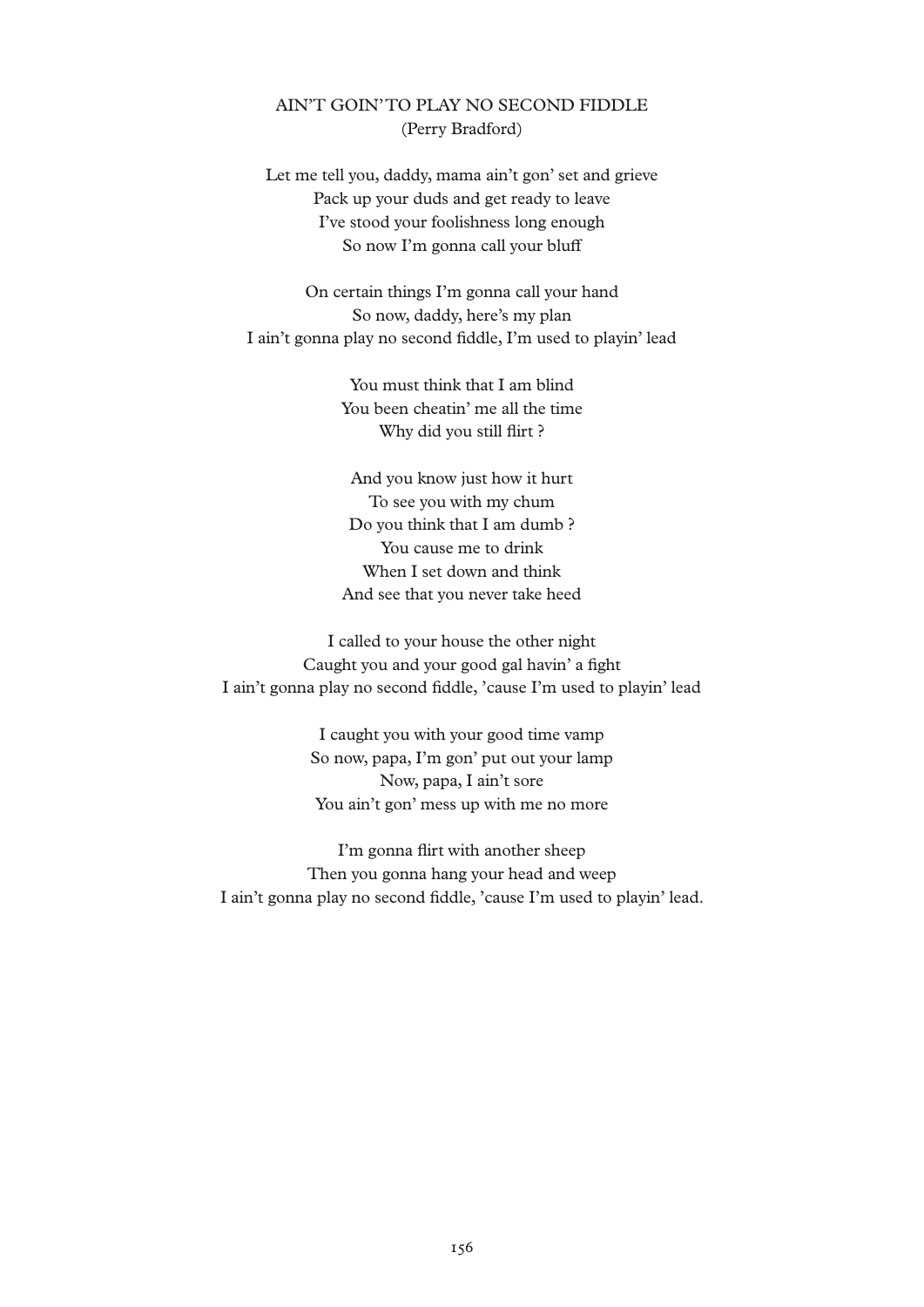## AIN'T GOIN' TO PLAY NO SECOND FIDDLE

(Perry Bradford)

Let me tell you, daddy, mama ain't gon' set and grieve
Pack up your duds and get ready to leave
I've stood your foolishness long enough
So now I'm gonna call your bluff

On certain things I'm gonna call your hand
So now, daddy, here's my plan
I ain't gonna play no second fiddle, I'm used to playin' lead

You must think that I am blind
You been cheatin' me all the time
Why did you still flirt ?

And you know just how it hurt
To see you with my chum
Do you think that I am dumb ?
You cause me to drink
When I set down and think
And see that you never take heed

I called to your house the other night
Caught you and your good gal havin' a fight
I ain't gonna play no second fiddle, 'cause I'm used to playin' lead

I caught you with your good time vamp
So now, papa, I'm gon' put out your lamp
Now, papa, I ain't sore
You ain't gon' mess up with me no more

I'm gonna flirt with another sheep
Then you gonna hang your head and weep
I ain't gonna play no second fiddle, 'cause I'm used to playin' lead.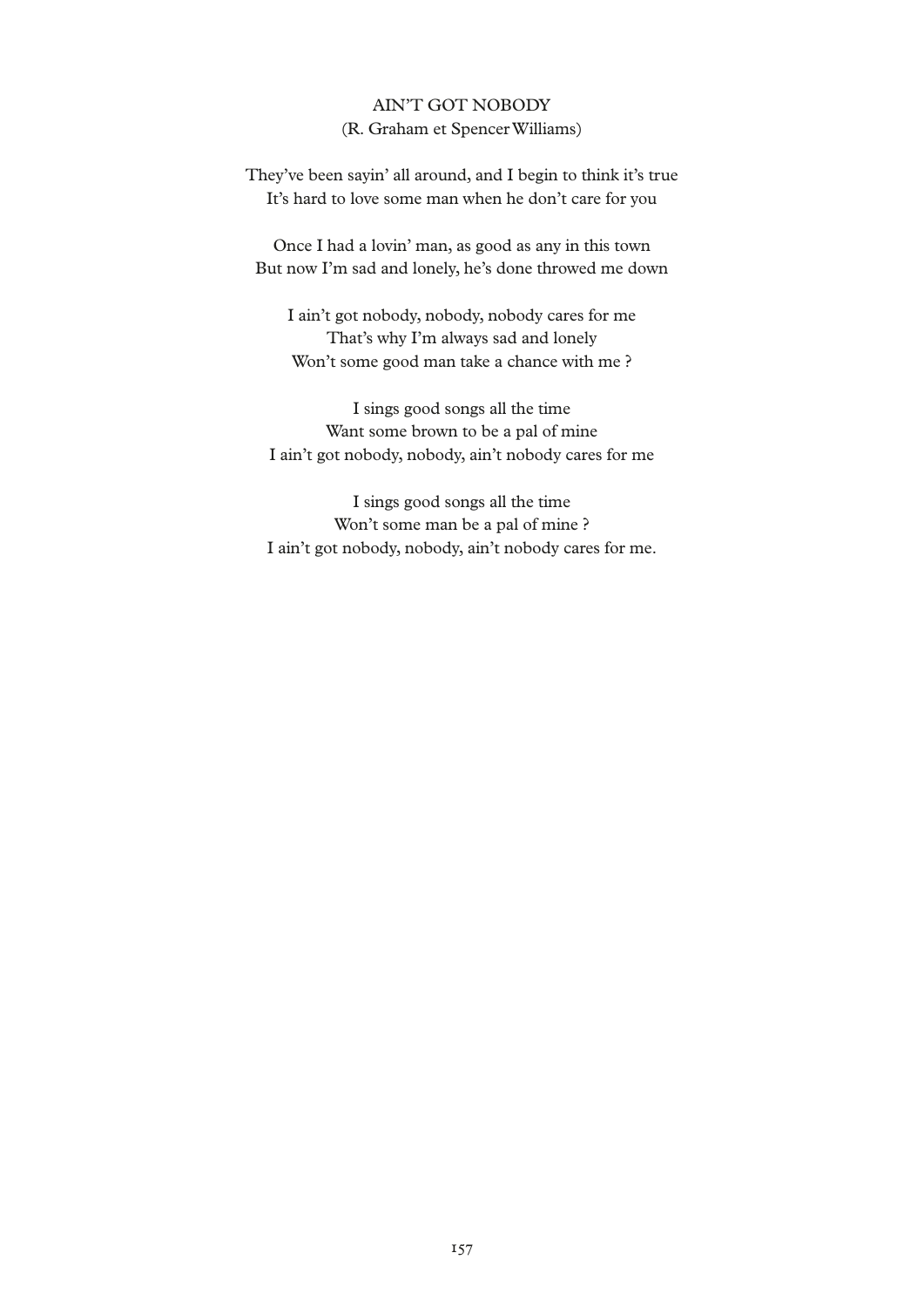## AIN'T GOT NOBODY

(R. Graham et Spencer Williams)

They've been sayin' all around, and I begin to think it's true  
It's hard to love some man when he don't care for you

Once I had a lovin' man, as good as any in this town  
But now I'm sad and lonely, he's done throwed me down

I ain't got nobody, nobody, nobody cares for me  
That's why I'm always sad and lonely  
Won't some good man take a chance with me ?

I sings good songs all the time  
Want some brown to be a pal of mine  
I ain't got nobody, nobody, ain't nobody cares for me

I sings good songs all the time  
Won't some man be a pal of mine ?  
I ain't got nobody, nobody, ain't nobody cares for me.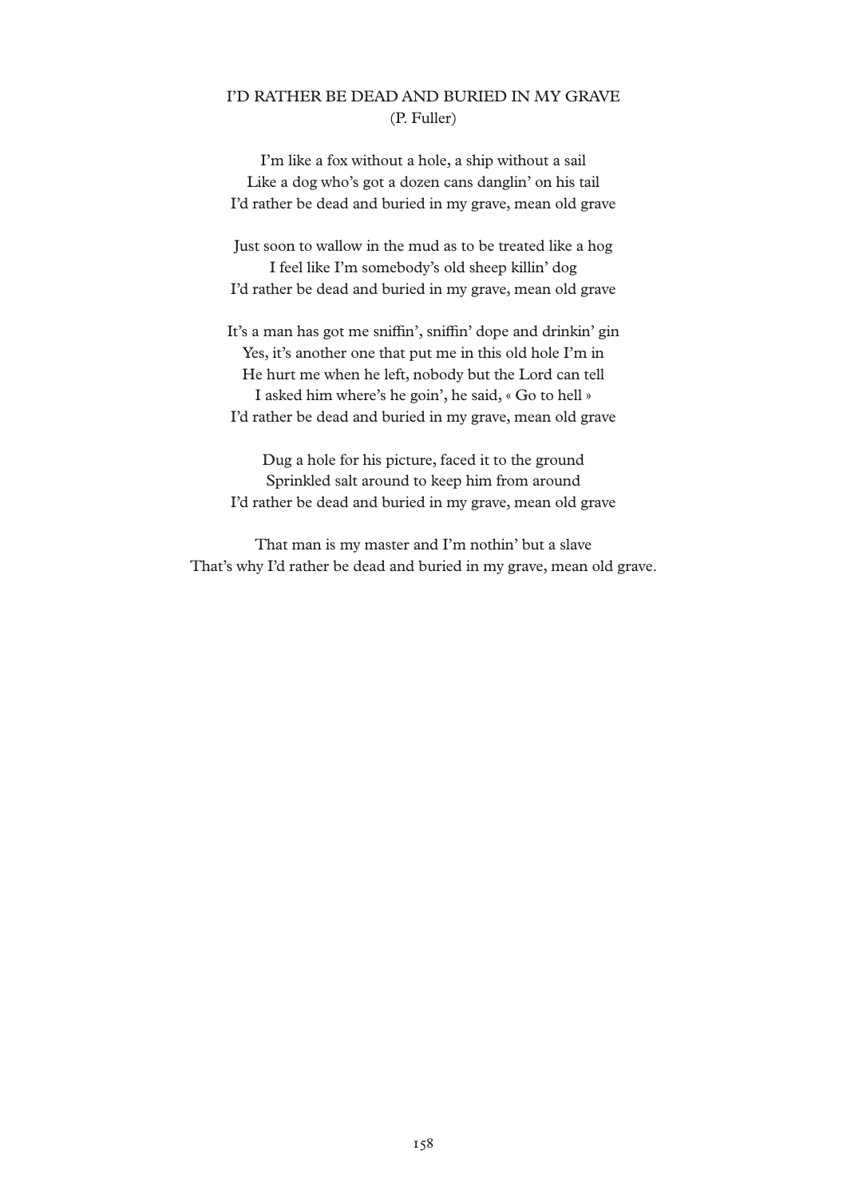## I'D RATHER BE DEAD AND BURIED IN MY GRAVE
(P. Fuller)

I'm like a fox without a hole, a ship without a sail
Like a dog who's got a dozen cans danglin' on his tail
I'd rather be dead and buried in my grave, mean old grave

Just soon to wallow in the mud as to be treated like a hog
I feel like I'm somebody's old sheep killin' dog
I'd rather be dead and buried in my grave, mean old grave

It's a man has got me sniffin', sniffin' dope and drinkin' gin
Yes, it's another one that put me in this old hole I'm in
He hurt me when he left, nobody but the Lord can tell
I asked him where's he goin', he said, « Go to hell »
I'd rather be dead and buried in my grave, mean old grave

Dug a hole for his picture, faced it to the ground
Sprinkled salt around to keep him from around
I'd rather be dead and buried in my grave, mean old grave

That man is my master and I'm nothin' but a slave
That's why I'd rather be dead and buried in my grave, mean old grave.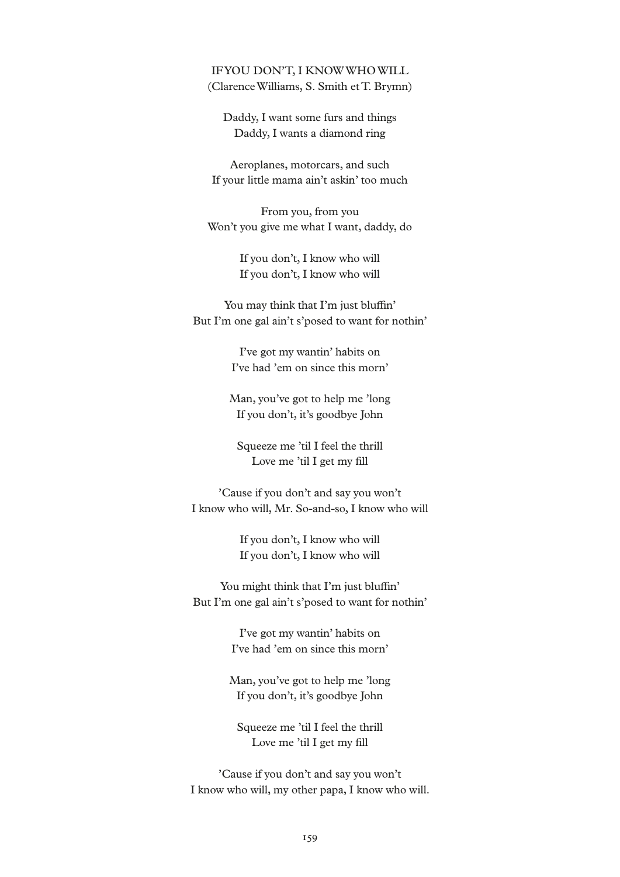## IF YOU DON'T, I KNOW WHO WILL

(Clarence Williams, S. Smith et T. Brymn)

Daddy, I want some furs and things
Daddy, I wants a diamond ring

Aeroplanes, motorcars, and such
If your little mama ain't askin' too much

From you, from you
Won't you give me what I want, daddy, do

If you don't, I know who will
If you don't, I know who will

You may think that I'm just bluffin'
But I'm one gal ain't s'posed to want for nothin'

I've got my wantin' habits on
I've had 'em on since this morn'

Man, you've got to help me 'long
If you don't, it's goodbye John

Squeeze me 'til I feel the thrill
Love me 'til I get my fill

'Cause if you don't and say you won't
I know who will, Mr. So-and-so, I know who will

If you don't, I know who will
If you don't, I know who will

You might think that I'm just bluffin'
But I'm one gal ain't s'posed to want for nothin'

I've got my wantin' habits on
I've had 'em on since this morn'

Man, you've got to help me 'long
If you don't, it's goodbye John

Squeeze me 'til I feel the thrill
Love me 'til I get my fill

'Cause if you don't and say you won't
I know who will, my other papa, I know who will.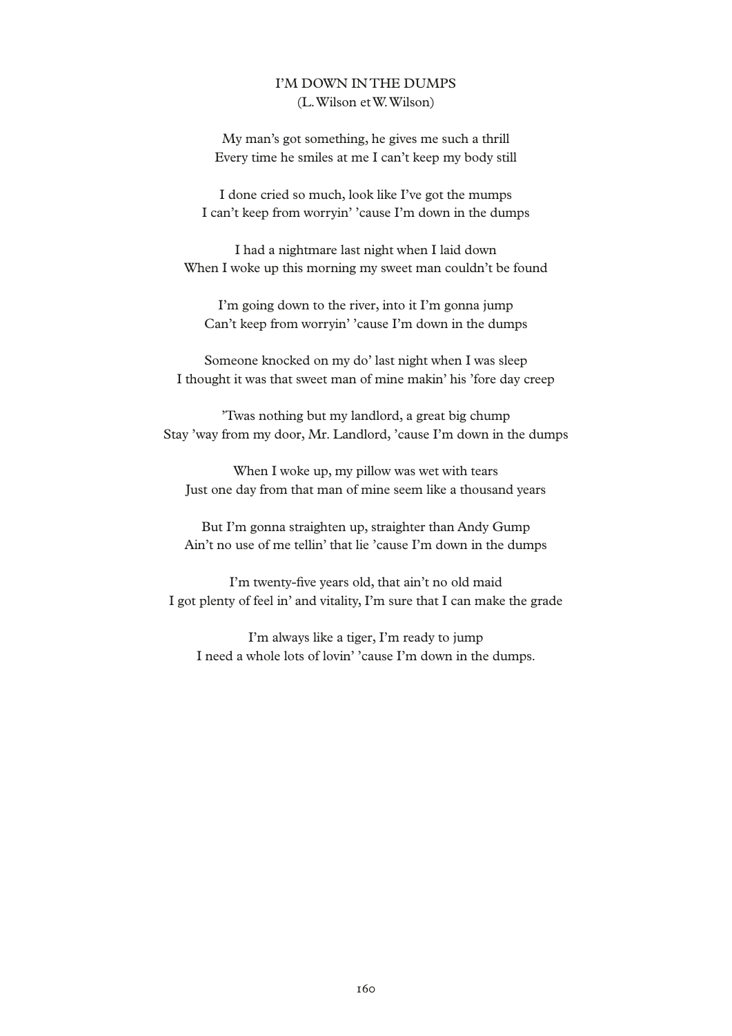## I'M DOWN IN THE DUMPS

(L. Wilson et W. Wilson)

My man's got something, he gives me such a thrill  
Every time he smiles at me I can't keep my body still

I done cried so much, look like I've got the mumps  
I can't keep from worryin' 'cause I'm down in the dumps

I had a nightmare last night when I laid down  
When I woke up this morning my sweet man couldn't be found

I'm going down to the river, into it I'm gonna jump  
Can't keep from worryin' 'cause I'm down in the dumps

Someone knocked on my do' last night when I was sleep  
I thought it was that sweet man of mine makin' his 'fore day creep

'Twas nothing but my landlord, a great big chump  
Stay 'way from my door, Mr. Landlord, 'cause I'm down in the dumps

When I woke up, my pillow was wet with tears  
Just one day from that man of mine seem like a thousand years

But I'm gonna straighten up, straighter than Andy Gump  
Ain't no use of me tellin' that lie 'cause I'm down in the dumps

I'm twenty-five years old, that ain't no old maid  
I got plenty of feel in' and vitality, I'm sure that I can make the grade

I'm always like a tiger, I'm ready to jump  
I need a whole lots of lovin' 'cause I'm down in the dumps.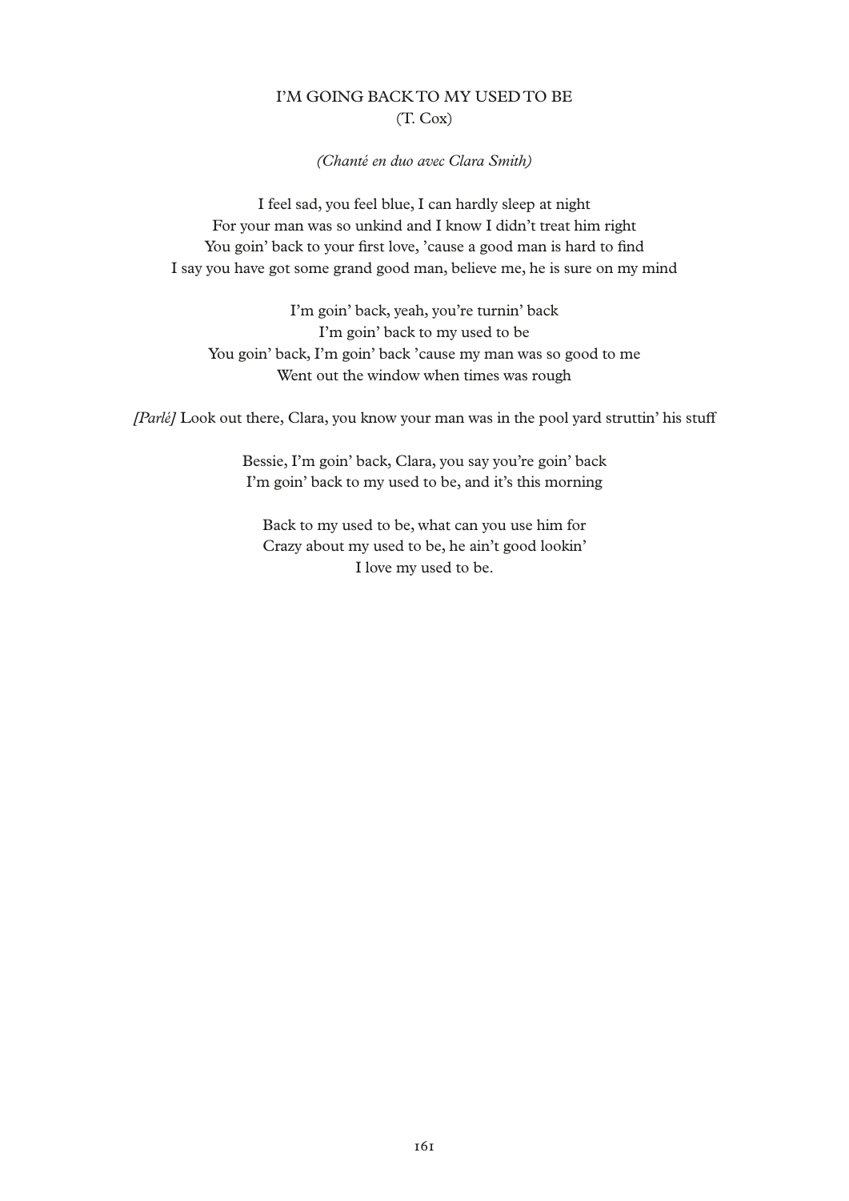## I'M GOING BACK TO MY USED TO BE
(T. Cox)

*(Chanté en duo avec Clara Smith)*

I feel sad, you feel blue, I can hardly sleep at night
For your man was so unkind and I know I didn't treat him right
You goin' back to your first love, 'cause a good man is hard to find
I say you have got some grand good man, believe me, he is sure on my mind

I'm goin' back, yeah, you're turnin' back
I'm goin' back to my used to be
You goin' back, I'm goin' back 'cause my man was so good to me
Went out the window when times was rough

*[Parlé]* Look out there, Clara, you know your man was in the pool yard struttin' his stuff

Bessie, I'm goin' back, Clara, you say you're goin' back
I'm goin' back to my used to be, and it's this morning

Back to my used to be, what can you use him for
Crazy about my used to be, he ain't good lookin'
I love my used to be.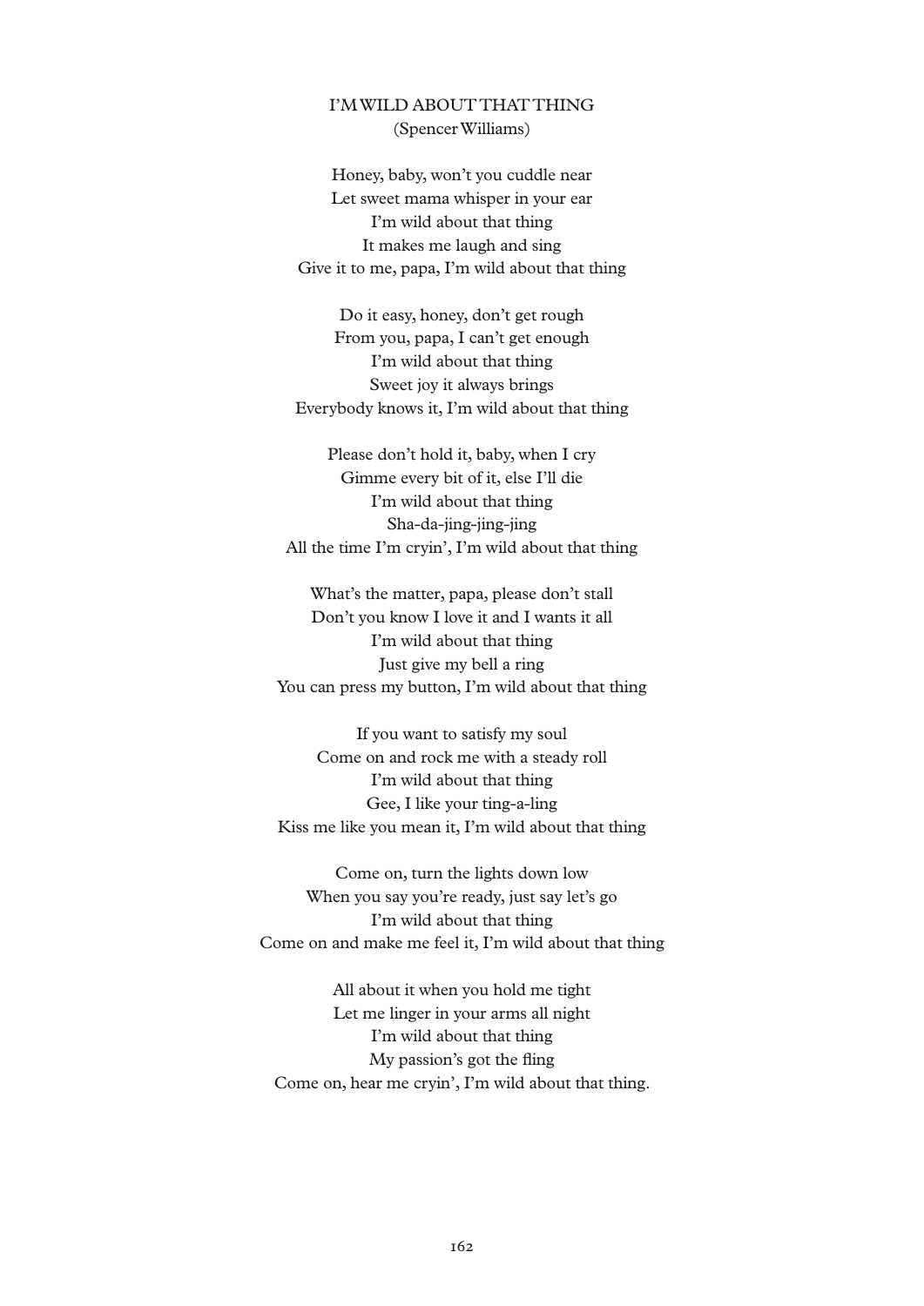## I'M WILD ABOUT THAT THING

(Spencer Williams)

Honey, baby, won't you cuddle near  
Let sweet mama whisper in your ear  
I'm wild about that thing  
It makes me laugh and sing  
Give it to me, papa, I'm wild about that thing

Do it easy, honey, don't get rough  
From you, papa, I can't get enough  
I'm wild about that thing  
Sweet joy it always brings  
Everybody knows it, I'm wild about that thing

Please don't hold it, baby, when I cry  
Gimme every bit of it, else I'll die  
I'm wild about that thing  
Sha-da-jing-jing-jing  
All the time I'm cryin', I'm wild about that thing

What's the matter, papa, please don't stall  
Don't you know I love it and I wants it all  
I'm wild about that thing  
Just give my bell a ring  
You can press my button, I'm wild about that thing

If you want to satisfy my soul  
Come on and rock me with a steady roll  
I'm wild about that thing  
Gee, I like your ting-a-ling  
Kiss me like you mean it, I'm wild about that thing

Come on, turn the lights down low  
When you say you're ready, just say let's go  
I'm wild about that thing  
Come on and make me feel it, I'm wild about that thing

All about it when you hold me tight  
Let me linger in your arms all night  
I'm wild about that thing  
My passion's got the fling  
Come on, hear me cryin', I'm wild about that thing.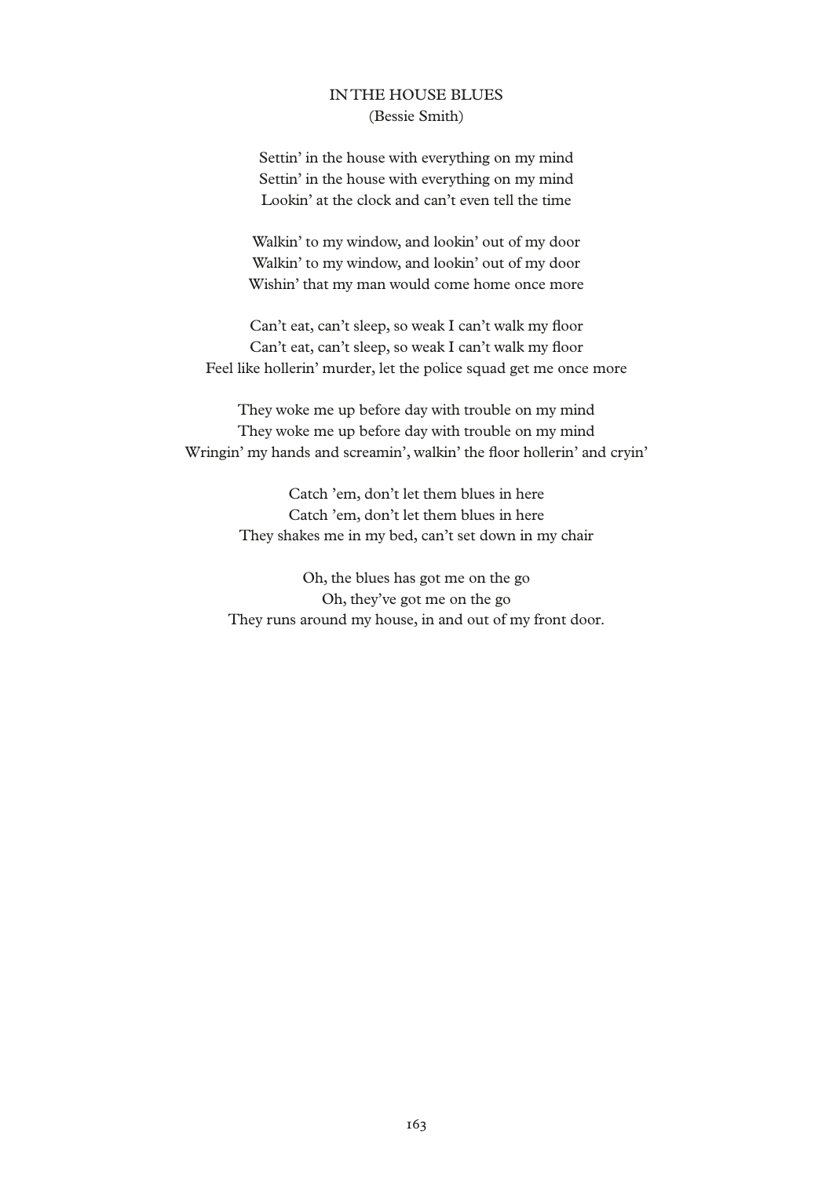## IN THE HOUSE BLUES

(Bessie Smith)

Settin' in the house with everything on my mind  
Settin' in the house with everything on my mind  
Lookin' at the clock and can't even tell the time

Walkin' to my window, and lookin' out of my door  
Walkin' to my window, and lookin' out of my door  
Wishin' that my man would come home once more

Can't eat, can't sleep, so weak I can't walk my floor  
Can't eat, can't sleep, so weak I can't walk my floor  
Feel like hollerin' murder, let the police squad get me once more

They woke me up before day with trouble on my mind  
They woke me up before day with trouble on my mind  
Wringin' my hands and screamin', walkin' the floor hollerin' and cryin'

Catch 'em, don't let them blues in here  
Catch 'em, don't let them blues in here  
They shakes me in my bed, can't set down in my chair

Oh, the blues has got me on the go  
Oh, they've got me on the go  
They runs around my house, in and out of my front door.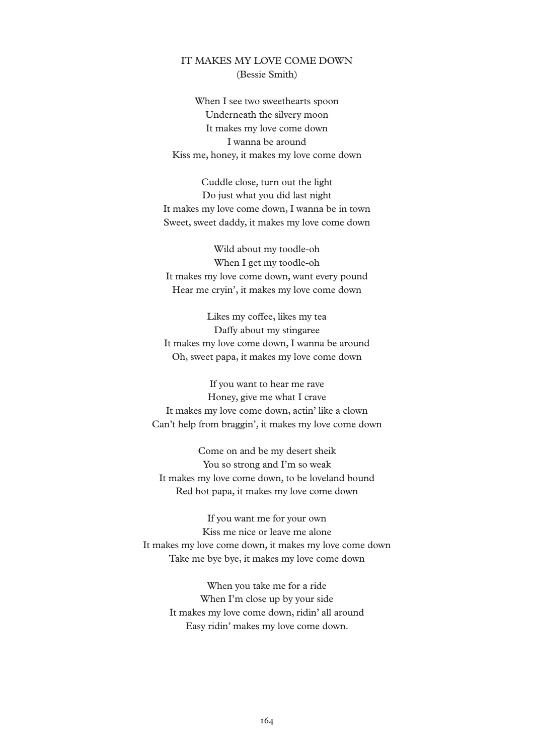## IT MAKES MY LOVE COME DOWN

(Bessie Smith)

When I see two sweethearts spoon  
Underneath the silvery moon  
It makes my love come down  
I wanna be around  
Kiss me, honey, it makes my love come down

Cuddle close, turn out the light  
Do just what you did last night  
It makes my love come down, I wanna be in town  
Sweet, sweet daddy, it makes my love come down

Wild about my toodle-oh  
When I get my toodle-oh  
It makes my love come down, want every pound  
Hear me cryin', it makes my love come down

Likes my coffee, likes my tea  
Daffy about my stingaree  
It makes my love come down, I wanna be around  
Oh, sweet papa, it makes my love come down

If you want to hear me rave  
Honey, give me what I crave  
It makes my love come down, actin' like a clown  
Can't help from braggin', it makes my love come down

Come on and be my desert sheik  
You so strong and I'm so weak  
It makes my love come down, to be loveland bound  
Red hot papa, it makes my love come down

If you want me for your own  
Kiss me nice or leave me alone  
It makes my love come down, it makes my love come down  
Take me bye bye, it makes my love come down

When you take me for a ride  
When I'm close up by your side  
It makes my love come down, ridin' all around  
Easy ridin' makes my love come down.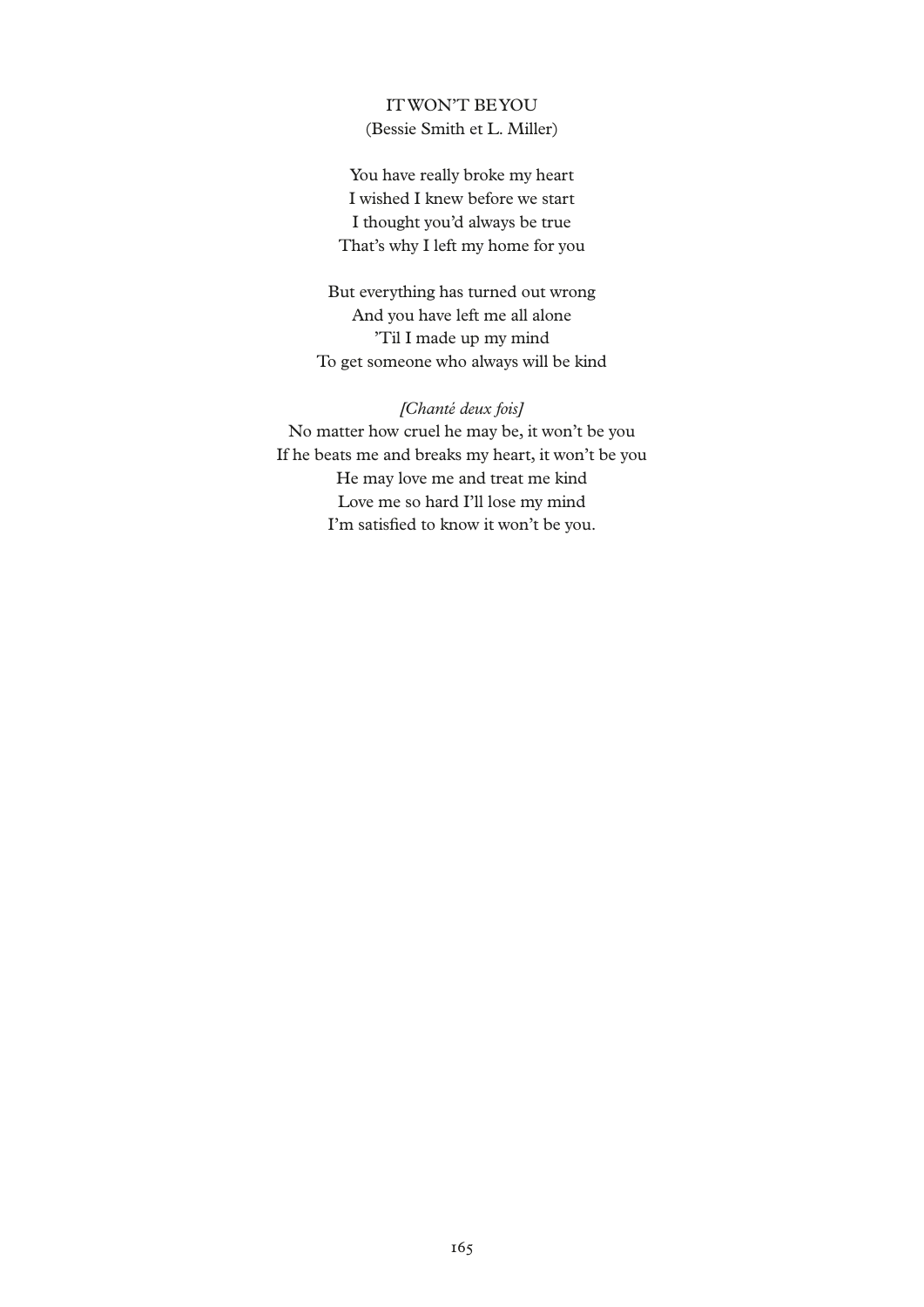## IT WON'T BE YOU
(Bessie Smith et L. Miller)

You have really broke my heart
I wished I knew before we start
I thought you'd always be true
That's why I left my home for you

But everything has turned out wrong
And you have left me all alone
'Til I made up my mind
To get someone who always will be kind

*[Chanté deux fois]*
No matter how cruel he may be, it won't be you
If he beats me and breaks my heart, it won't be you
He may love me and treat me kind
Love me so hard I'll lose my mind
I'm satisfied to know it won't be you.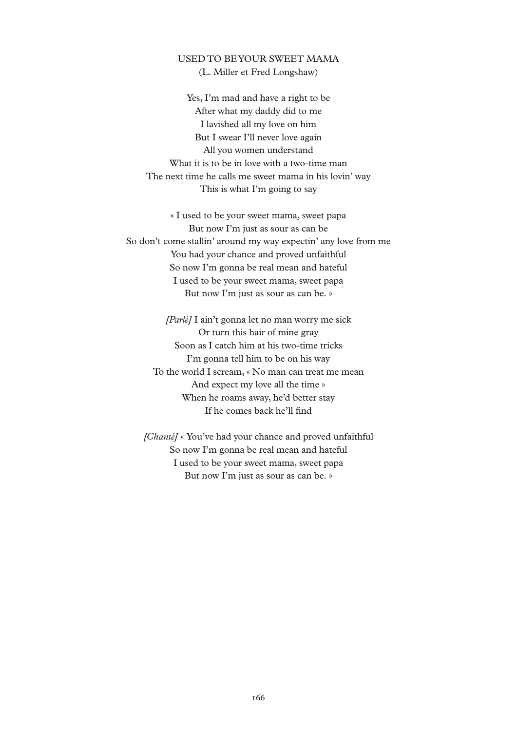## USED TO BE YOUR SWEET MAMA

(L. Miller et Fred Longshaw)

Yes, I'm mad and have a right to be  
After what my daddy did to me  
I lavished all my love on him  
But I swear I'll never love again  
All you women understand  
What it is to be in love with a two-time man  
The next time he calls me sweet mama in his lovin' way  
This is what I'm going to say

« I used to be your sweet mama, sweet papa  
But now I'm just as sour as can be  
So don't come stallin' around my way expectin' any love from me  
You had your chance and proved unfaithful  
So now I'm gonna be real mean and hateful  
I used to be your sweet mama, sweet papa  
But now I'm just as sour as can be. »

*[Parlé]* I ain't gonna let no man worry me sick  
Or turn this hair of mine gray  
Soon as I catch him at his two-time tricks  
I'm gonna tell him to be on his way  
To the world I scream, « No man can treat me mean  
And expect my love all the time »  
When he roams away, he'd better stay  
If he comes back he'll find

*[Chanté]* « You've had your chance and proved unfaithful  
So now I'm gonna be real mean and hateful  
I used to be your sweet mama, sweet papa  
But now I'm just as sour as can be. »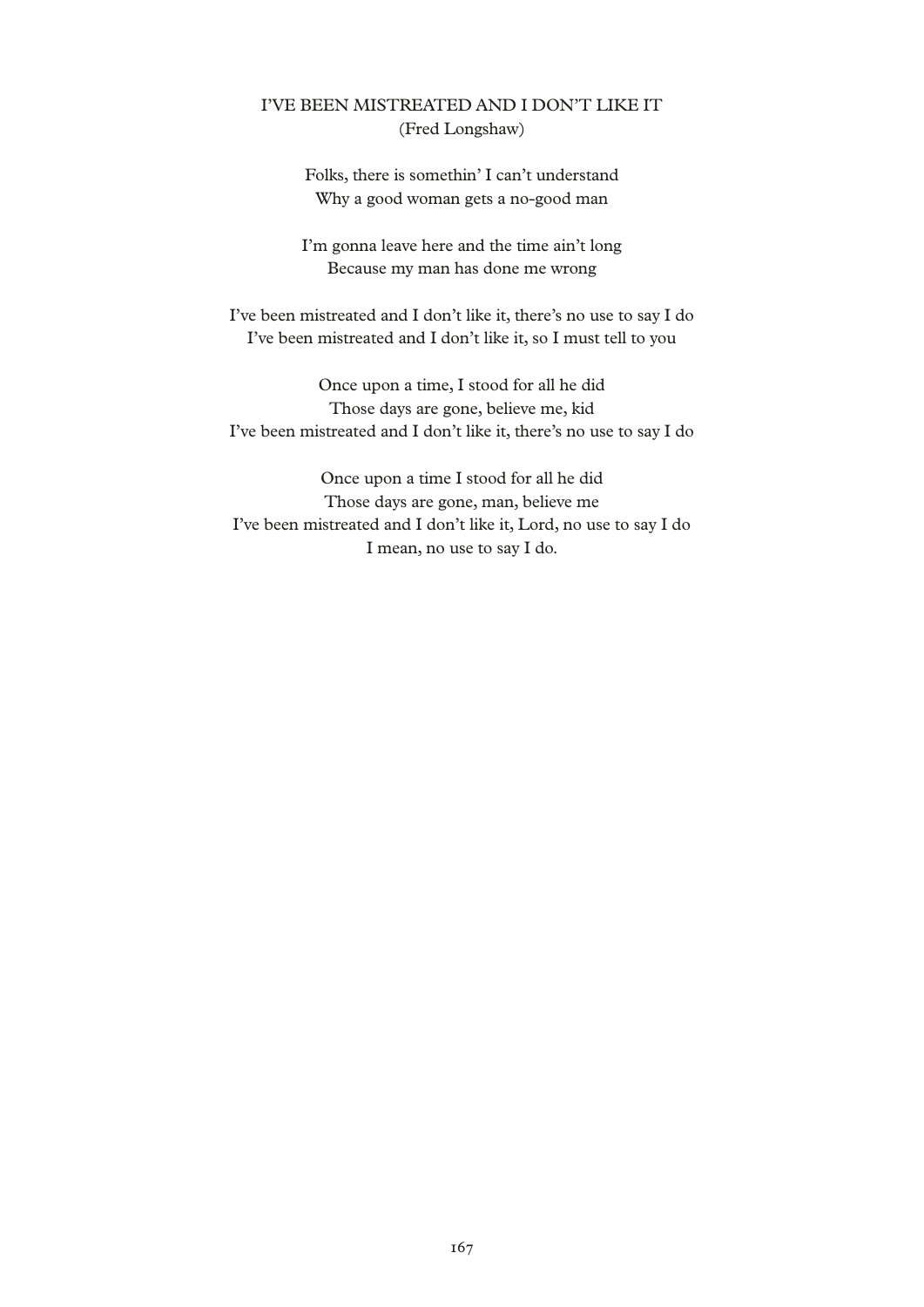## I'VE BEEN MISTREATED AND I DON'T LIKE IT
(Fred Longshaw)

Folks, there is somethin' I can't understand
Why a good woman gets a no-good man

I'm gonna leave here and the time ain't long
Because my man has done me wrong

I've been mistreated and I don't like it, there's no use to say I do
I've been mistreated and I don't like it, so I must tell to you

Once upon a time, I stood for all he did
Those days are gone, believe me, kid
I've been mistreated and I don't like it, there's no use to say I do

Once upon a time I stood for all he did
Those days are gone, man, believe me
I've been mistreated and I don't like it, Lord, no use to say I do
I mean, no use to say I do.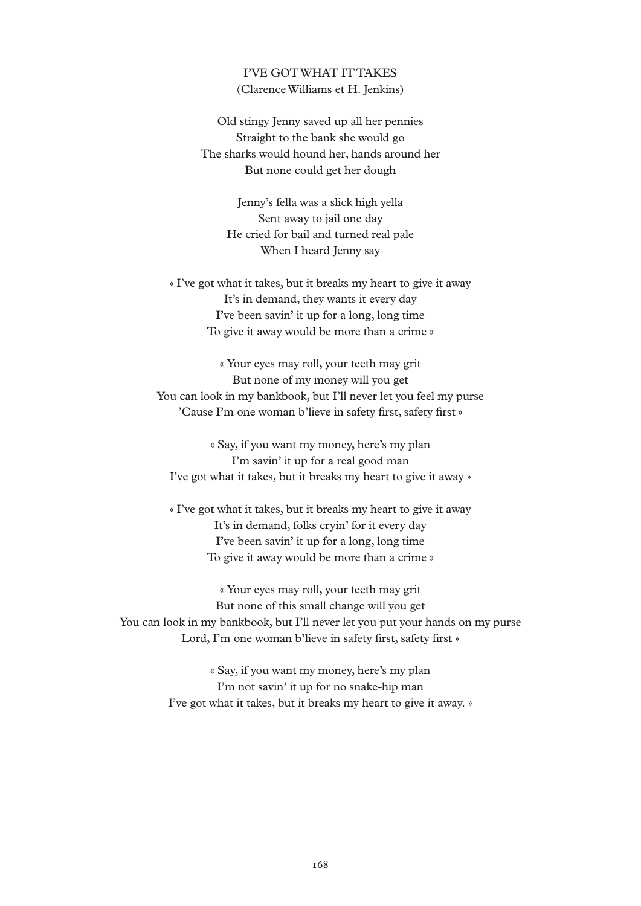## I'VE GOT WHAT IT TAKES

(Clarence Williams et H. Jenkins)

Old stingy Jenny saved up all her pennies
Straight to the bank she would go
The sharks would hound her, hands around her
But none could get her dough

Jenny's fella was a slick high yella
Sent away to jail one day
He cried for bail and turned real pale
When I heard Jenny say

« I've got what it takes, but it breaks my heart to give it away
It's in demand, they wants it every day
I've been savin' it up for a long, long time
To give it away would be more than a crime »

« Your eyes may roll, your teeth may grit
But none of my money will you get
You can look in my bankbook, but I'll never let you feel my purse
'Cause I'm one woman b'lieve in safety first, safety first »

« Say, if you want my money, here's my plan
I'm savin' it up for a real good man
I've got what it takes, but it breaks my heart to give it away »

« I've got what it takes, but it breaks my heart to give it away
It's in demand, folks cryin' for it every day
I've been savin' it up for a long, long time
To give it away would be more than a crime »

« Your eyes may roll, your teeth may grit
But none of this small change will you get
You can look in my bankbook, but I'll never let you put your hands on my purse
Lord, I'm one woman b'lieve in safety first, safety first »

« Say, if you want my money, here's my plan
I'm not savin' it up for no snake-hip man
I've got what it takes, but it breaks my heart to give it away. »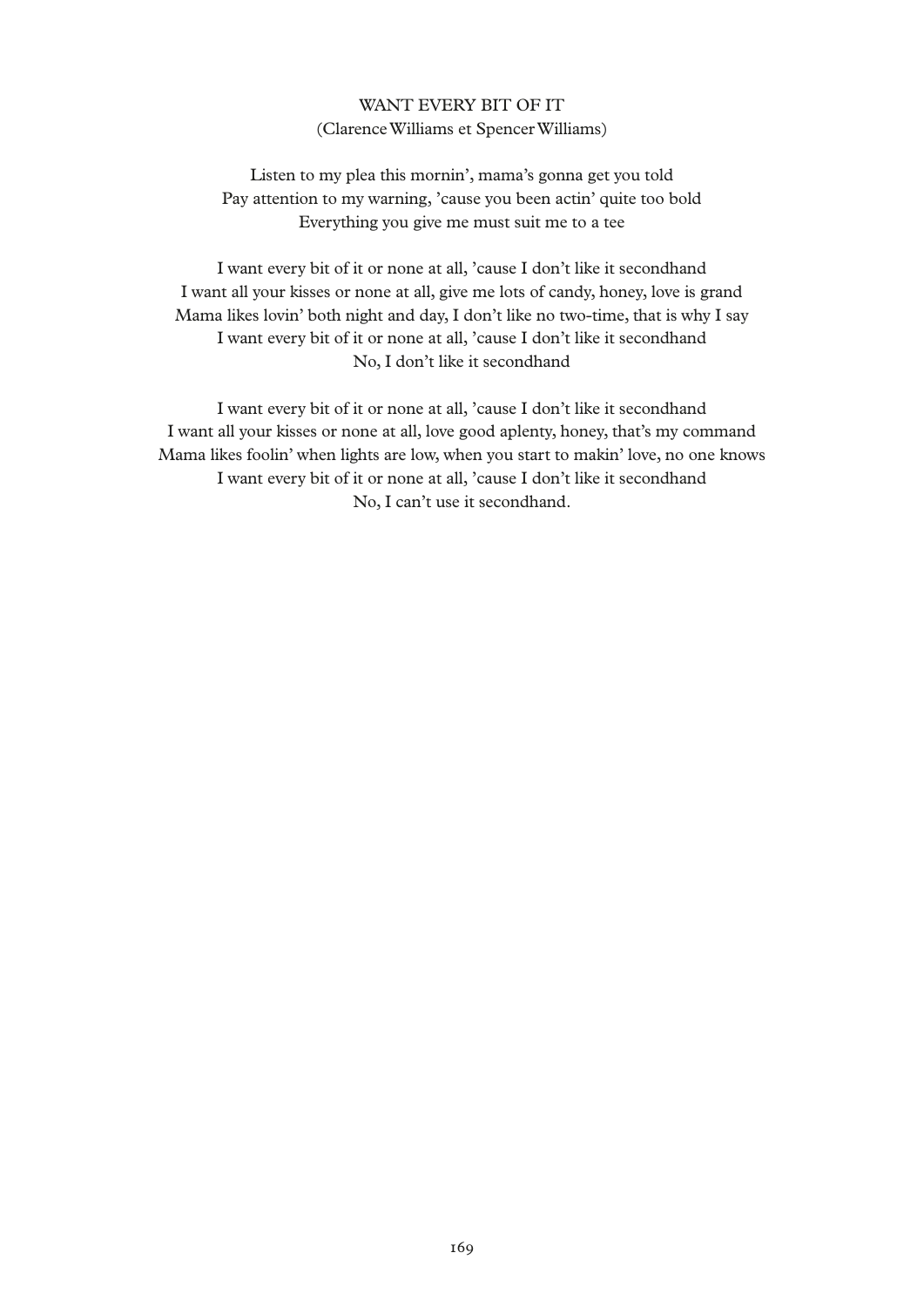## WANT EVERY BIT OF IT

(Clarence Williams et Spencer Williams)

Listen to my plea this mornin', mama's gonna get you told
Pay attention to my warning, 'cause you been actin' quite too bold
Everything you give me must suit me to a tee

I want every bit of it or none at all, 'cause I don't like it secondhand
I want all your kisses or none at all, give me lots of candy, honey, love is grand
Mama likes lovin' both night and day, I don't like no two-time, that is why I say
I want every bit of it or none at all, 'cause I don't like it secondhand
No, I don't like it secondhand

I want every bit of it or none at all, 'cause I don't like it secondhand
I want all your kisses or none at all, love good aplenty, honey, that's my command
Mama likes foolin' when lights are low, when you start to makin' love, no one knows
I want every bit of it or none at all, 'cause I don't like it secondhand
No, I can't use it secondhand.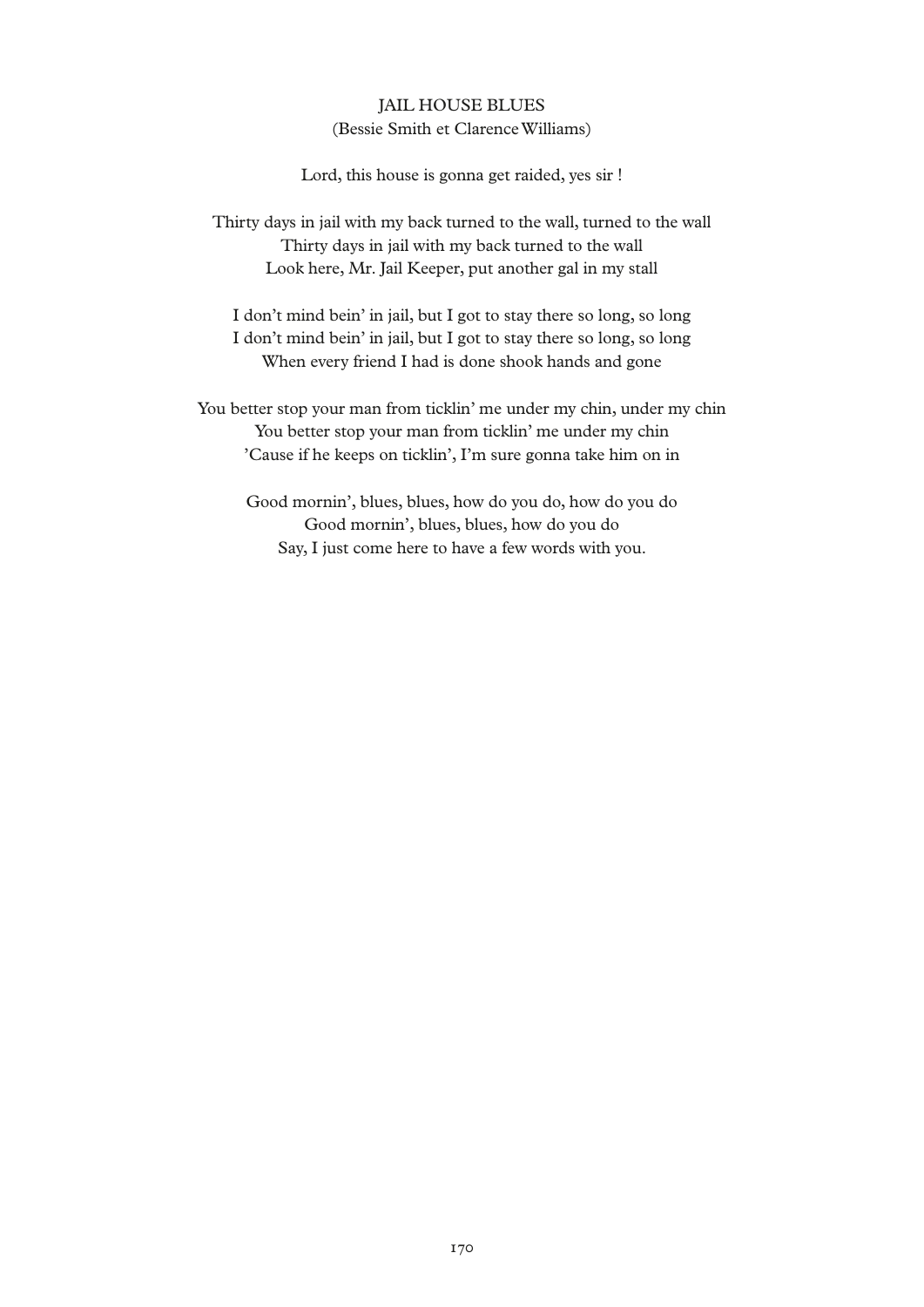## JAIL HOUSE BLUES

(Bessie Smith et Clarence Williams)

Lord, this house is gonna get raided, yes sir !

Thirty days in jail with my back turned to the wall, turned to the wall  
Thirty days in jail with my back turned to the wall  
Look here, Mr. Jail Keeper, put another gal in my stall

I don't mind bein' in jail, but I got to stay there so long, so long  
I don't mind bein' in jail, but I got to stay there so long, so long  
When every friend I had is done shook hands and gone

You better stop your man from ticklin' me under my chin, under my chin  
You better stop your man from ticklin' me under my chin  
'Cause if he keeps on ticklin', I'm sure gonna take him on in

Good mornin', blues, blues, how do you do, how do you do  
Good mornin', blues, blues, how do you do  
Say, I just come here to have a few words with you.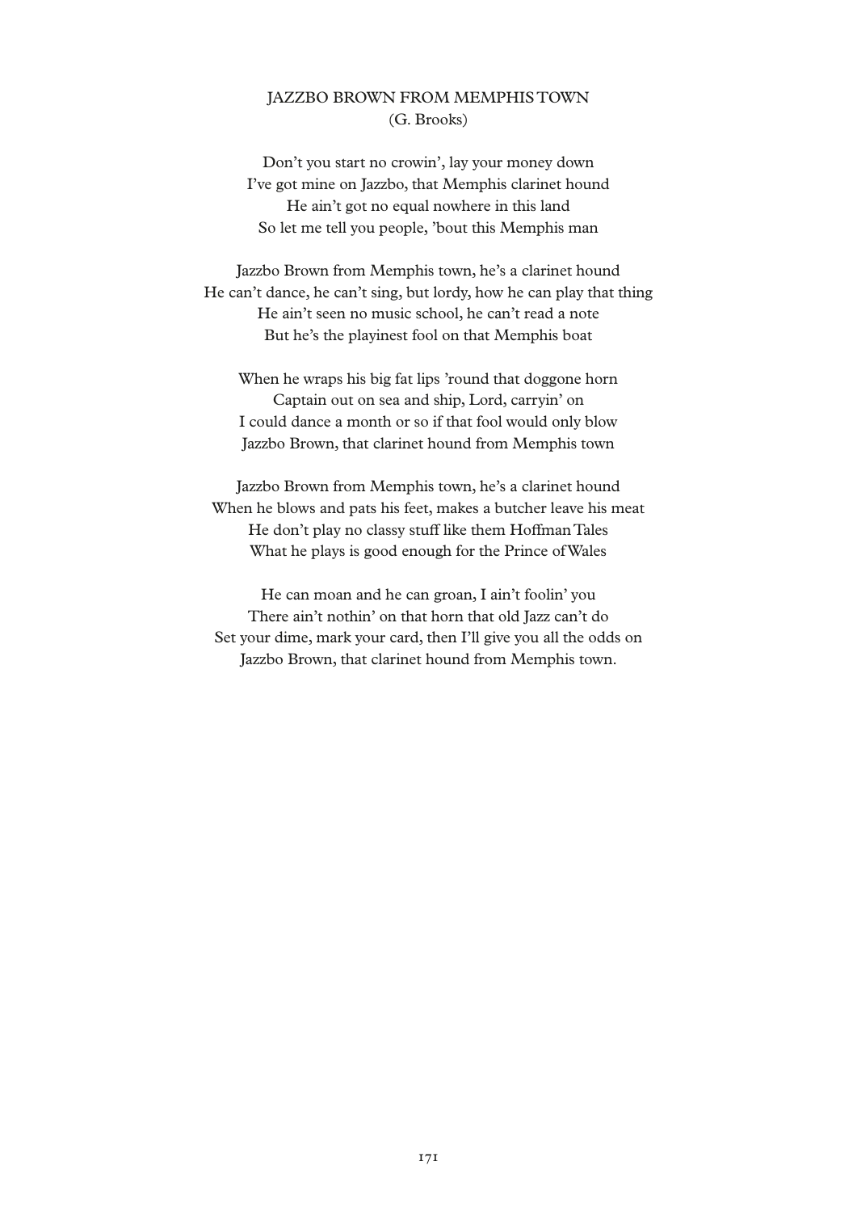## JAZZBO BROWN FROM MEMPHIS TOWN
(G. Brooks)

Don't you start no crowin', lay your money down  
I've got mine on Jazzbo, that Memphis clarinet hound  
He ain't got no equal nowhere in this land  
So let me tell you people, 'bout this Memphis man

Jazzbo Brown from Memphis town, he's a clarinet hound  
He can't dance, he can't sing, but lordy, how he can play that thing  
He ain't seen no music school, he can't read a note  
But he's the playinest fool on that Memphis boat

When he wraps his big fat lips 'round that doggone horn  
Captain out on sea and ship, Lord, carryin' on  
I could dance a month or so if that fool would only blow  
Jazzbo Brown, that clarinet hound from Memphis town

Jazzbo Brown from Memphis town, he's a clarinet hound  
When he blows and pats his feet, makes a butcher leave his meat  
He don't play no classy stuff like them Hoffman Tales  
What he plays is good enough for the Prince of Wales

He can moan and he can groan, I ain't foolin' you  
There ain't nothin' on that horn that old Jazz can't do  
Set your dime, mark your card, then I'll give you all the odds on  
Jazzbo Brown, that clarinet hound from Memphis town.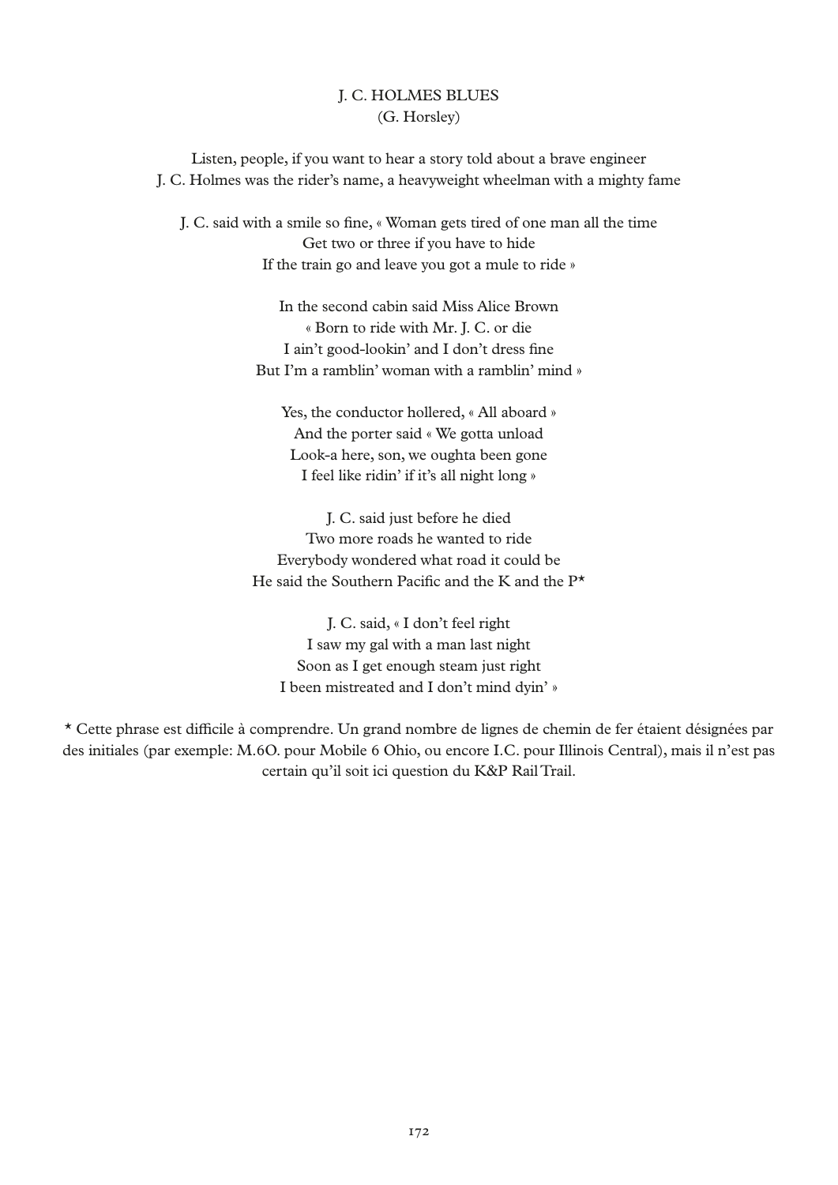## J. C. HOLMES BLUES
(G. Horsley)

Listen, people, if you want to hear a story told about a brave engineer
J. C. Holmes was the rider's name, a heavyweight wheelman with a mighty fame

J. C. said with a smile so fine, « Woman gets tired of one man all the time
Get two or three if you have to hide
If the train go and leave you got a mule to ride »

In the second cabin said Miss Alice Brown
« Born to ride with Mr. J. C. or die
I ain't good-lookin' and I don't dress fine
But I'm a ramblin' woman with a ramblin' mind »

Yes, the conductor hollered, « All aboard »
And the porter said « We gotta unload
Look-a here, son, we oughta been gone
I feel like ridin' if it's all night long »

J. C. said just before he died
Two more roads he wanted to ride
Everybody wondered what road it could be
He said the Southern Pacific and the K and the P*

J. C. said, « I don't feel right
I saw my gal with a man last night
Soon as I get enough steam just right
I been mistreated and I don't mind dyin' »

* Cette phrase est difficile à comprendre. Un grand nombre de lignes de chemin de fer étaient désignées par des initiales (par exemple: M.6O. pour Mobile 6 Ohio, ou encore I.C. pour Illinois Central), mais il n'est pas certain qu'il soit ici question du K&P Rail Trail.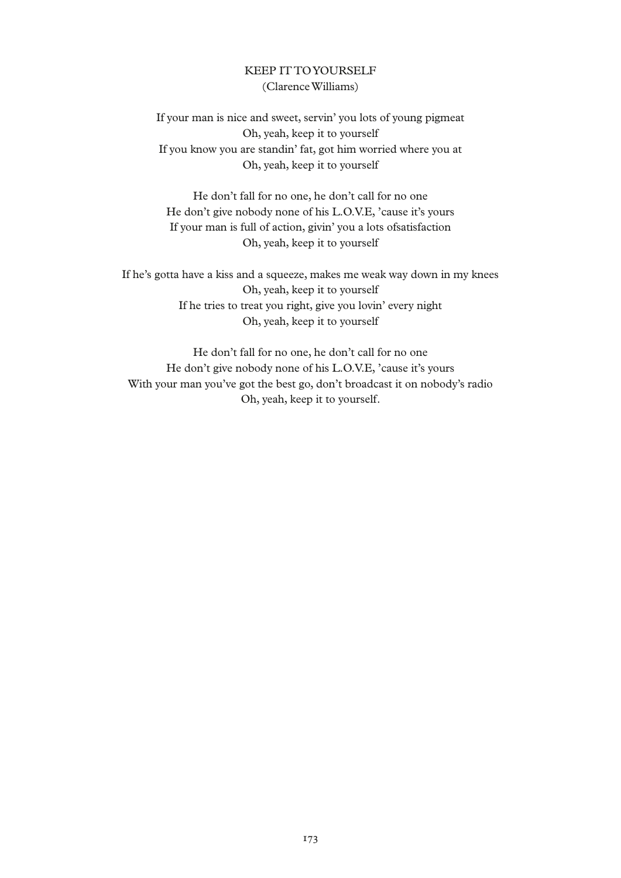## KEEP IT TO YOURSELF

(Clarence Williams)

If your man is nice and sweet, servin' you lots of young pigmeat
Oh, yeah, keep it to yourself
If you know you are standin' fat, got him worried where you at
Oh, yeah, keep it to yourself

He don't fall for no one, he don't call for no one
He don't give nobody none of his L.O.V.E, 'cause it's yours
If your man is full of action, givin' you a lots ofsatisfaction
Oh, yeah, keep it to yourself

If he's gotta have a kiss and a squeeze, makes me weak way down in my knees
Oh, yeah, keep it to yourself
If he tries to treat you right, give you lovin' every night
Oh, yeah, keep it to yourself

He don't fall for no one, he don't call for no one
He don't give nobody none of his L.O.V.E, 'cause it's yours
With your man you've got the best go, don't broadcast it on nobody's radio
Oh, yeah, keep it to yourself.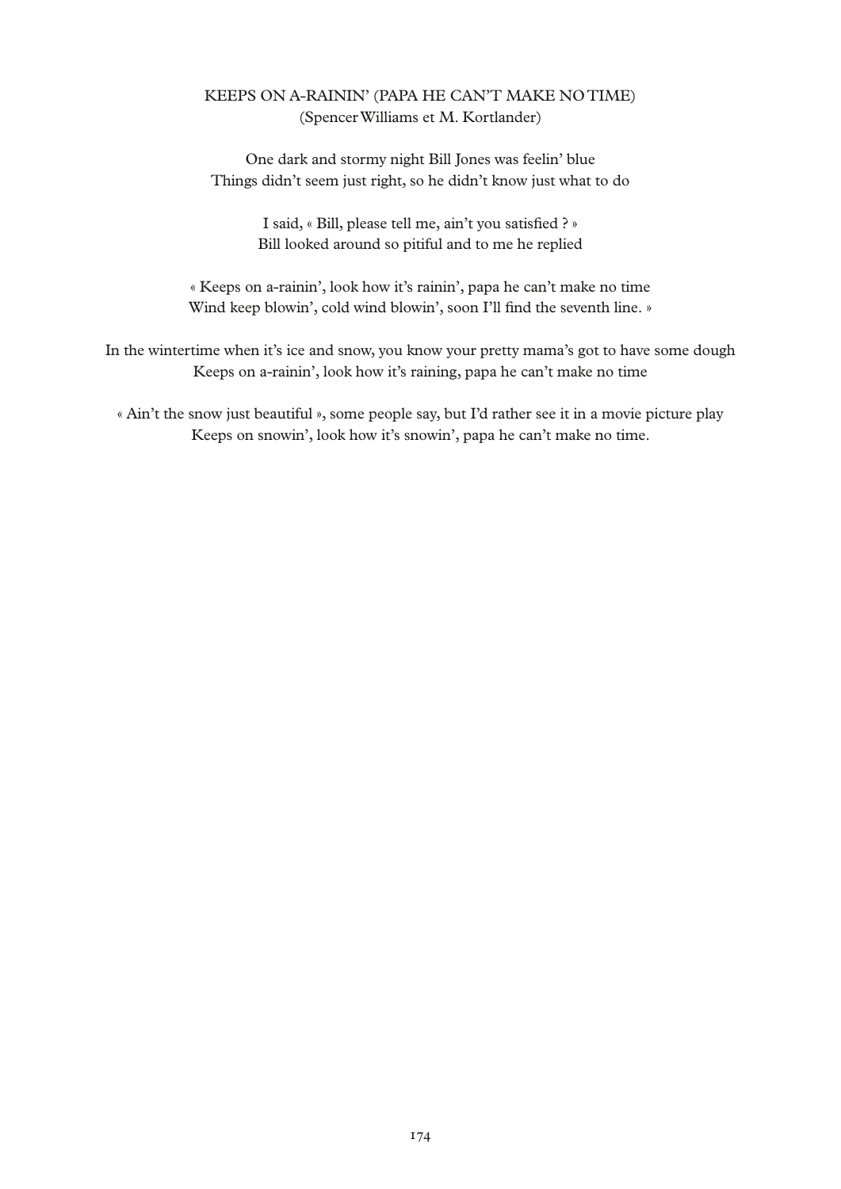KEEPS ON A-RAININ' (PAPA HE CAN'T MAKE NO TIME)
(Spencer Williams et M. Kortlander)

One dark and stormy night Bill Jones was feelin' blue
Things didn't seem just right, so he didn't know just what to do

I said, « Bill, please tell me, ain't you satisfied ? »
Bill looked around so pitiful and to me he replied

« Keeps on a-rainin', look how it's rainin', papa he can't make no time
Wind keep blowin', cold wind blowin', soon I'll find the seventh line. »

In the wintertime when it's ice and snow, you know your pretty mama's got to have some dough
Keeps on a-rainin', look how it's raining, papa he can't make no time

« Ain't the snow just beautiful », some people say, but I'd rather see it in a movie picture play
Keeps on snowin', look how it's snowin', papa he can't make no time.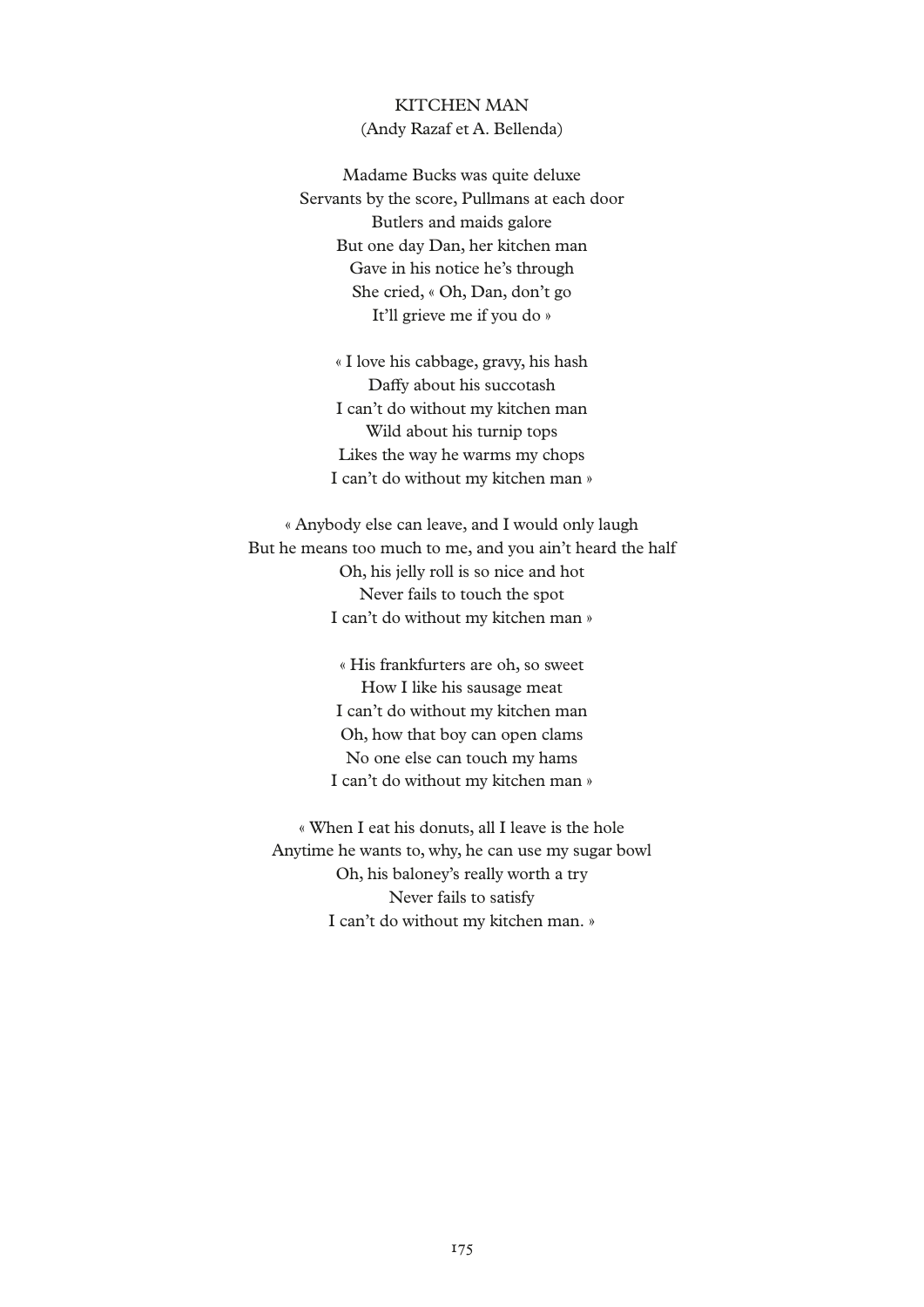KITCHEN MAN  
(Andy Razaf et A. Bellenda)

Madame Bucks was quite deluxe  
Servants by the score, Pullmans at each door  
Butlers and maids galore  
But one day Dan, her kitchen man  
Gave in his notice he's through  
She cried, « Oh, Dan, don't go  
It'll grieve me if you do »

« I love his cabbage, gravy, his hash  
Daffy about his succotash  
I can't do without my kitchen man  
Wild about his turnip tops  
Likes the way he warms my chops  
I can't do without my kitchen man »

« Anybody else can leave, and I would only laugh  
But he means too much to me, and you ain't heard the half  
Oh, his jelly roll is so nice and hot  
Never fails to touch the spot  
I can't do without my kitchen man »

« His frankfurters are oh, so sweet  
How I like his sausage meat  
I can't do without my kitchen man  
Oh, how that boy can open clams  
No one else can touch my hams  
I can't do without my kitchen man »

« When I eat his donuts, all I leave is the hole  
Anytime he wants to, why, he can use my sugar bowl  
Oh, his baloney's really worth a try  
Never fails to satisfy  
I can't do without my kitchen man. »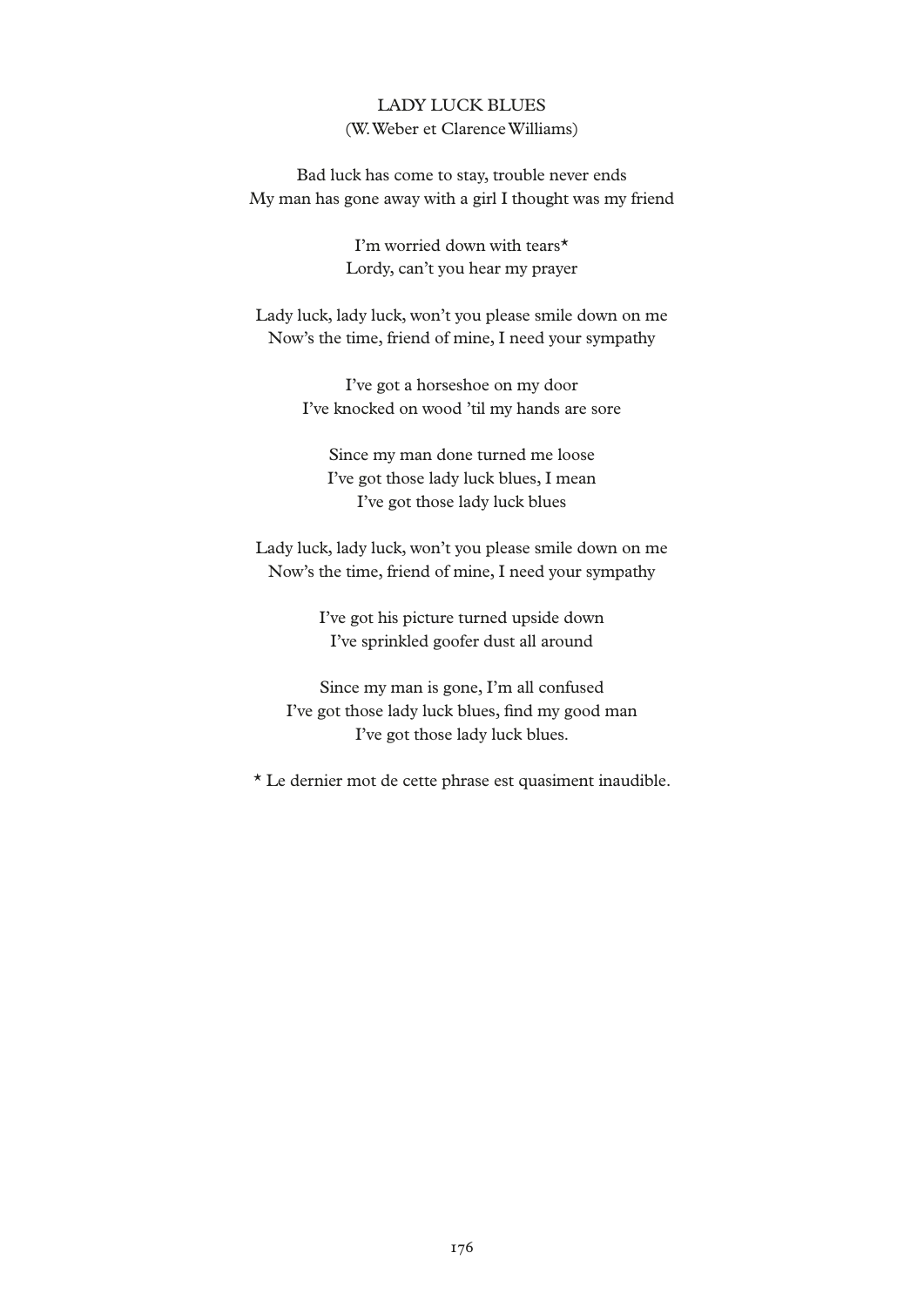# LADY LUCK BLUES

(W. Weber et Clarence Williams)

Bad luck has come to stay, trouble never ends
My man has gone away with a girl I thought was my friend

I'm worried down with tears*
Lordy, can't you hear my prayer

Lady luck, lady luck, won't you please smile down on me
Now's the time, friend of mine, I need your sympathy

I've got a horseshoe on my door
I've knocked on wood 'til my hands are sore

Since my man done turned me loose
I've got those lady luck blues, I mean
I've got those lady luck blues

Lady luck, lady luck, won't you please smile down on me
Now's the time, friend of mine, I need your sympathy

I've got his picture turned upside down
I've sprinkled goofer dust all around

Since my man is gone, I'm all confused
I've got those lady luck blues, find my good man
I've got those lady luck blues.

* Le dernier mot de cette phrase est quasiment inaudible.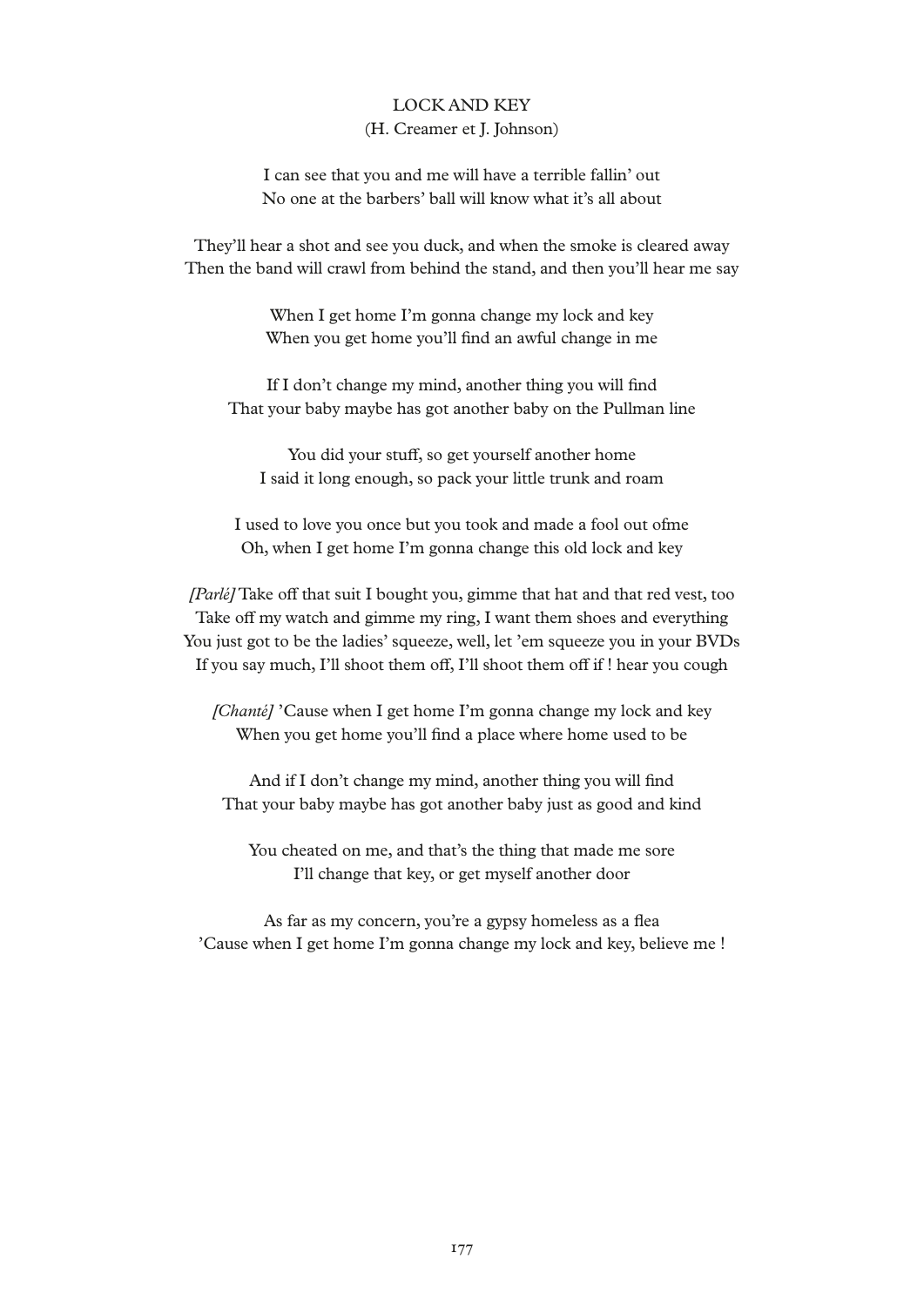# LOCK AND KEY

(H. Creamer et J. Johnson)

I can see that you and me will have a terrible fallin' out  
No one at the barbers' ball will know what it's all about

They'll hear a shot and see you duck, and when the smoke is cleared away  
Then the band will crawl from behind the stand, and then you'll hear me say

When I get home I'm gonna change my lock and key  
When you get home you'll find an awful change in me

If I don't change my mind, another thing you will find  
That your baby maybe has got another baby on the Pullman line

You did your stuff, so get yourself another home  
I said it long enough, so pack your little trunk and roam

I used to love you once but you took and made a fool out ofme  
Oh, when I get home I'm gonna change this old lock and key

*[Parlé]* Take off that suit I bought you, gimme that hat and that red vest, too  
Take off my watch and gimme my ring, I want them shoes and everything  
You just got to be the ladies' squeeze, well, let 'em squeeze you in your BVDs  
If you say much, I'll shoot them off, I'll shoot them off if ! hear you cough

*[Chanté]* 'Cause when I get home I'm gonna change my lock and key  
When you get home you'll find a place where home used to be

And if I don't change my mind, another thing you will find  
That your baby maybe has got another baby just as good and kind

You cheated on me, and that's the thing that made me sore  
I'll change that key, or get myself another door

As far as my concern, you're a gypsy homeless as a flea  
'Cause when I get home I'm gonna change my lock and key, believe me !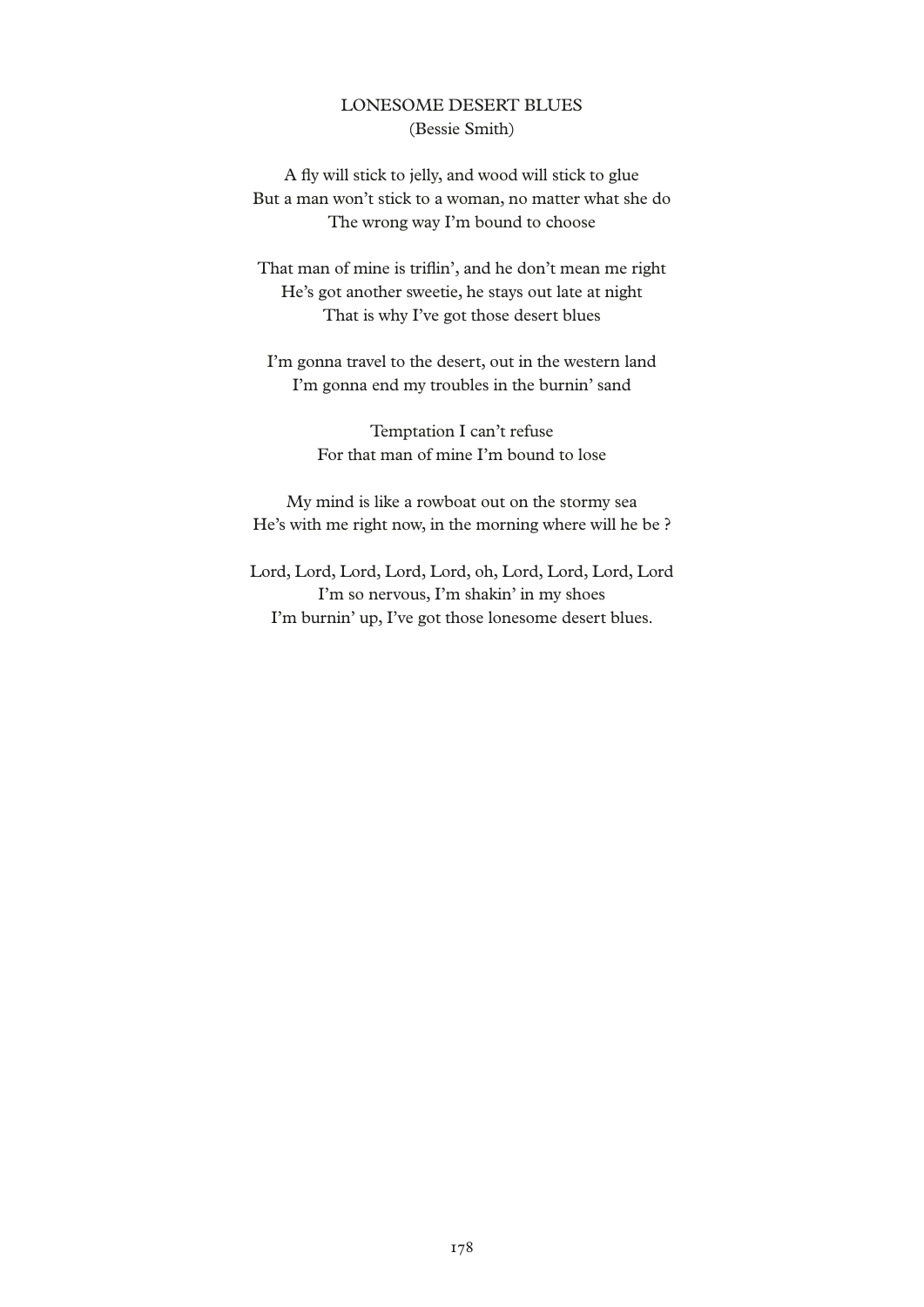## LONESOME DESERT BLUES
(Bessie Smith)

A fly will stick to jelly, and wood will stick to glue
But a man won't stick to a woman, no matter what she do
The wrong way I'm bound to choose

That man of mine is triflin', and he don't mean me right
He's got another sweetie, he stays out late at night
That is why I've got those desert blues

I'm gonna travel to the desert, out in the western land
I'm gonna end my troubles in the burnin' sand

Temptation I can't refuse
For that man of mine I'm bound to lose

My mind is like a rowboat out on the stormy sea
He's with me right now, in the morning where will he be ?

Lord, Lord, Lord, Lord, Lord, oh, Lord, Lord, Lord, Lord
I'm so nervous, I'm shakin' in my shoes
I'm burnin' up, I've got those lonesome desert blues.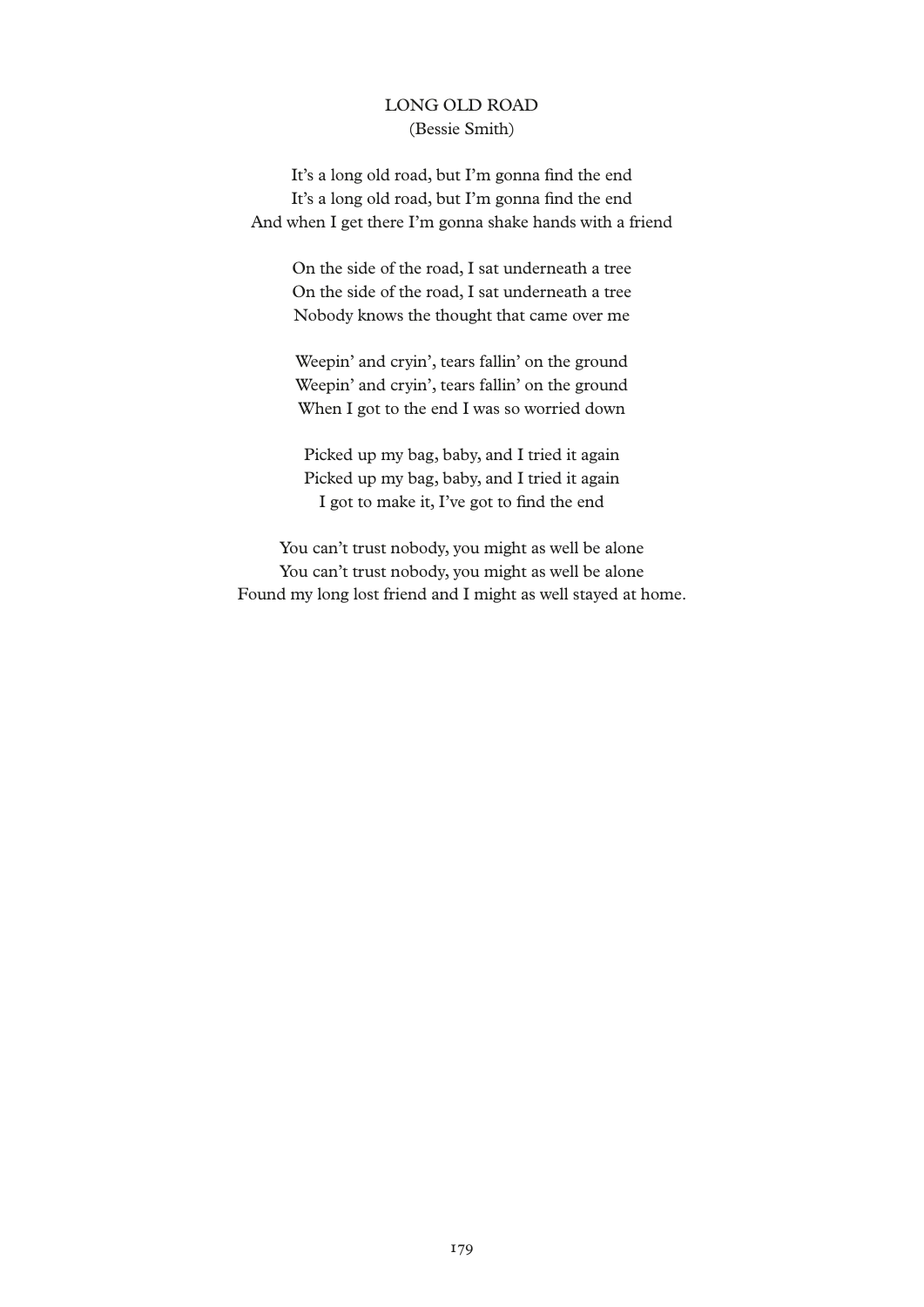## LONG OLD ROAD
(Bessie Smith)

It's a long old road, but I'm gonna find the end
It's a long old road, but I'm gonna find the end
And when I get there I'm gonna shake hands with a friend

On the side of the road, I sat underneath a tree
On the side of the road, I sat underneath a tree
Nobody knows the thought that came over me

Weepin' and cryin', tears fallin' on the ground
Weepin' and cryin', tears fallin' on the ground
When I got to the end I was so worried down

Picked up my bag, baby, and I tried it again
Picked up my bag, baby, and I tried it again
I got to make it, I've got to find the end

You can't trust nobody, you might as well be alone
You can't trust nobody, you might as well be alone
Found my long lost friend and I might as well stayed at home.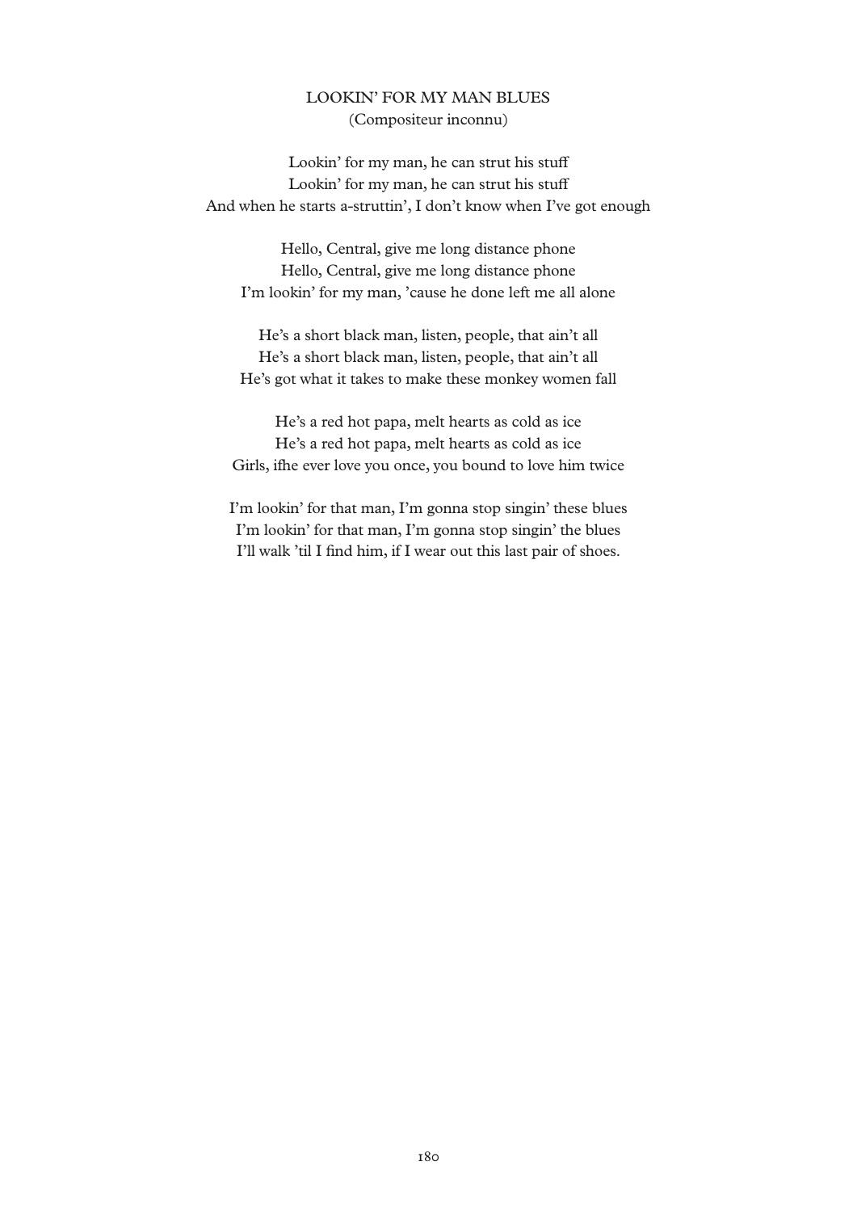## LOOKIN' FOR MY MAN BLUES

(Compositeur inconnu)

Lookin' for my man, he can strut his stuff
Lookin' for my man, he can strut his stuff
And when he starts a-struttin', I don't know when I've got enough

Hello, Central, give me long distance phone
Hello, Central, give me long distance phone
I'm lookin' for my man, 'cause he done left me all alone

He's a short black man, listen, people, that ain't all
He's a short black man, listen, people, that ain't all
He's got what it takes to make these monkey women fall

He's a red hot papa, melt hearts as cold as ice
He's a red hot papa, melt hearts as cold as ice
Girls, ifhe ever love you once, you bound to love him twice

I'm lookin' for that man, I'm gonna stop singin' these blues
I'm lookin' for that man, I'm gonna stop singin' the blues
I'll walk 'til I find him, if I wear out this last pair of shoes.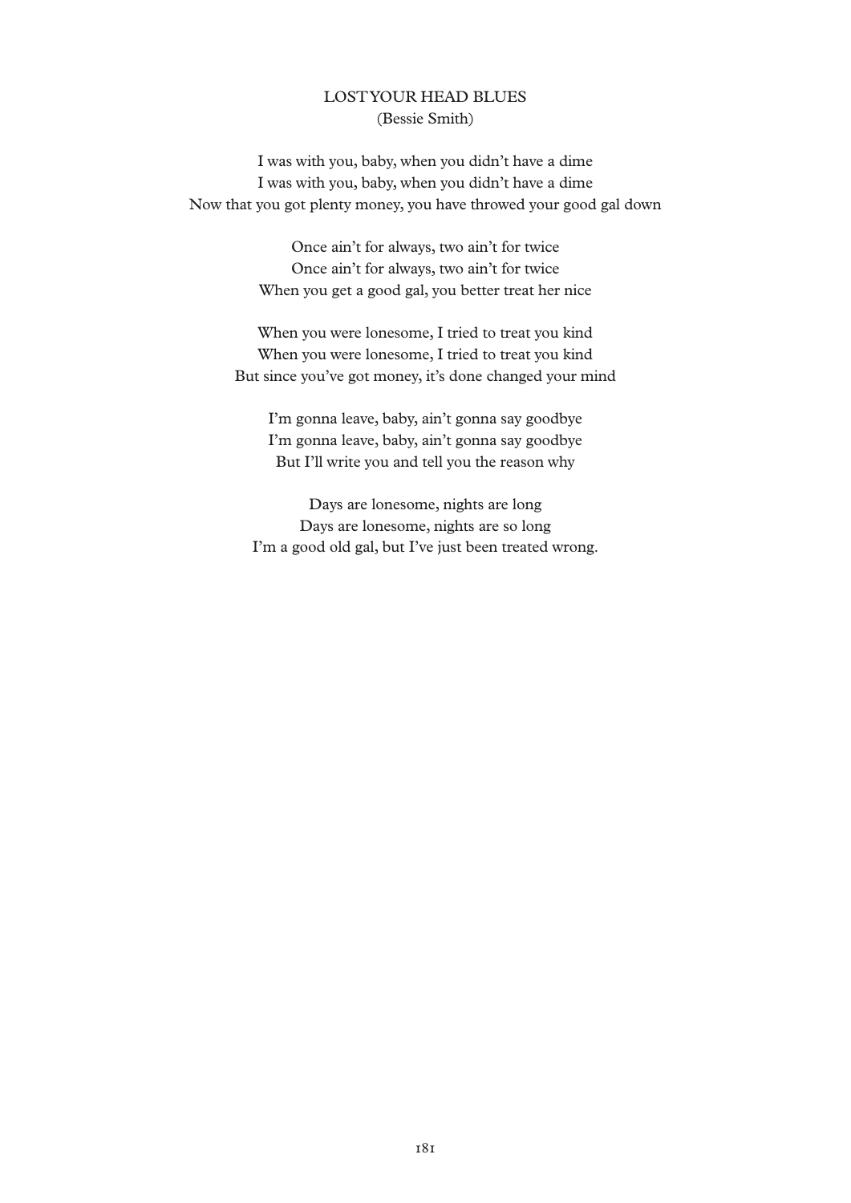## LOST YOUR HEAD BLUES

(Bessie Smith)

I was with you, baby, when you didn't have a dime  
I was with you, baby, when you didn't have a dime  
Now that you got plenty money, you have throwed your good gal down

Once ain't for always, two ain't for twice  
Once ain't for always, two ain't for twice  
When you get a good gal, you better treat her nice

When you were lonesome, I tried to treat you kind  
When you were lonesome, I tried to treat you kind  
But since you've got money, it's done changed your mind

I'm gonna leave, baby, ain't gonna say goodbye  
I'm gonna leave, baby, ain't gonna say goodbye  
But I'll write you and tell you the reason why

Days are lonesome, nights are long  
Days are lonesome, nights are so long  
I'm a good old gal, but I've just been treated wrong.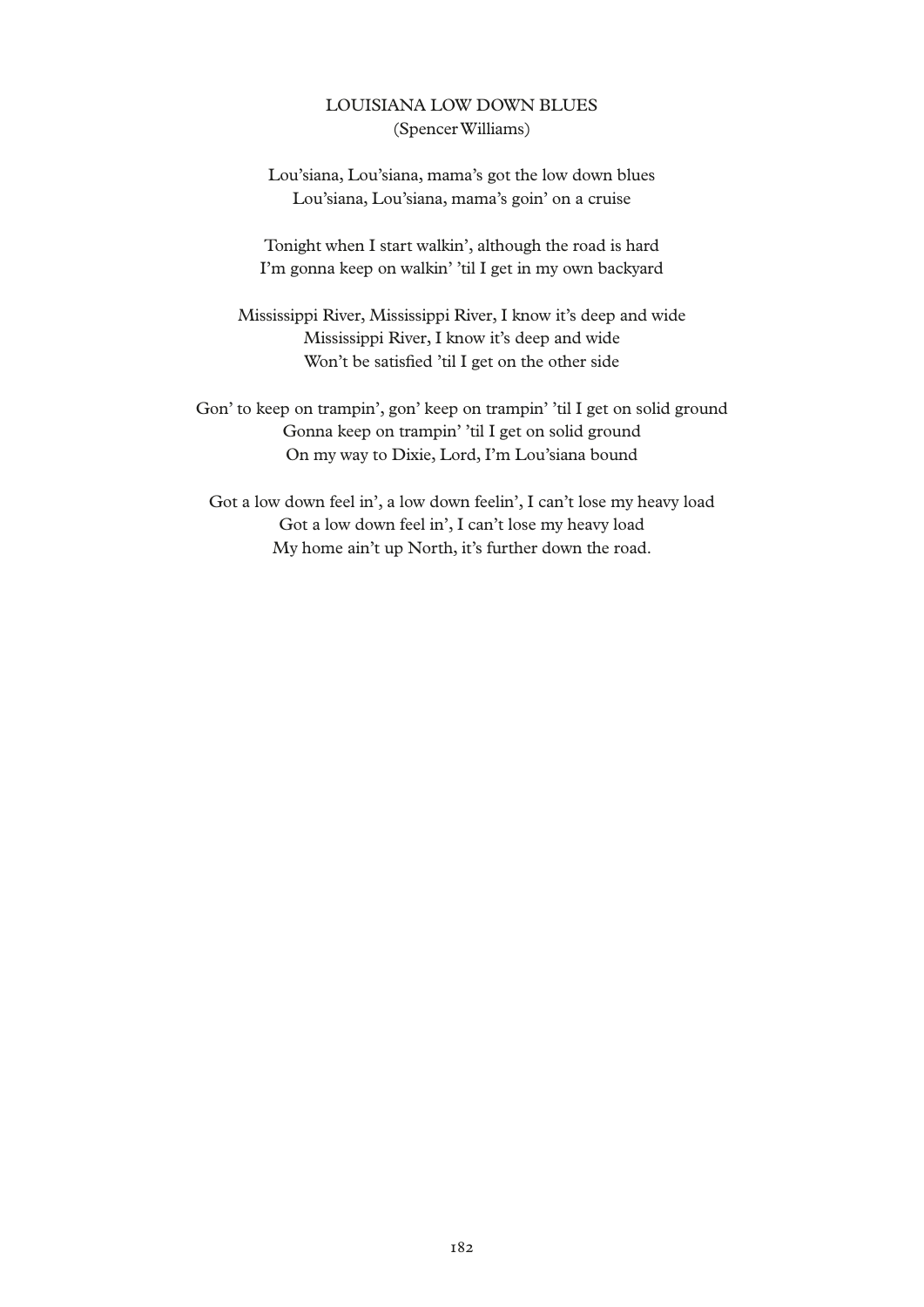## LOUISIANA LOW DOWN BLUES

(Spencer Williams)

Lou'siana, Lou'siana, mama's got the low down blues
Lou'siana, Lou'siana, mama's goin' on a cruise

Tonight when I start walkin', although the road is hard
I'm gonna keep on walkin' 'til I get in my own backyard

Mississippi River, Mississippi River, I know it's deep and wide
Mississippi River, I know it's deep and wide
Won't be satisfied 'til I get on the other side

Gon' to keep on trampin', gon' keep on trampin' 'til I get on solid ground
Gonna keep on trampin' 'til I get on solid ground
On my way to Dixie, Lord, I'm Lou'siana bound

Got a low down feel in', a low down feelin', I can't lose my heavy load
Got a low down feel in', I can't lose my heavy load
My home ain't up North, it's further down the road.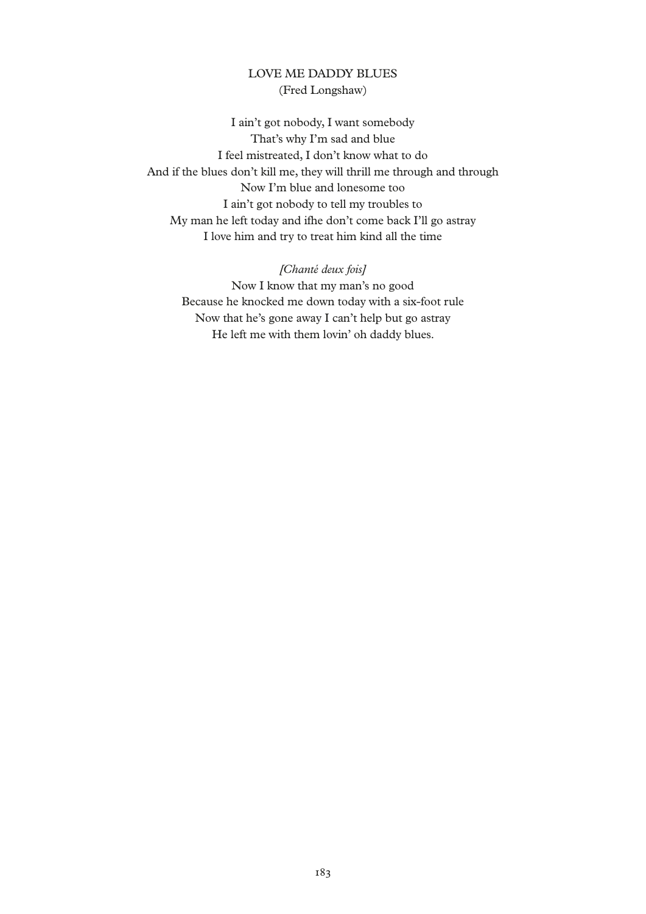## LOVE ME DADDY BLUES
(Fred Longshaw)

I ain't got nobody, I want somebody  
That's why I'm sad and blue  
I feel mistreated, I don't know what to do  
And if the blues don't kill me, they will thrill me through and through  
Now I'm blue and lonesome too  
I ain't got nobody to tell my troubles to  
My man he left today and ifhe don't come back I'll go astray  
I love him and try to treat him kind all the time

*[Chanté deux fois]*  
Now I know that my man's no good  
Because he knocked me down today with a six-foot rule  
Now that he's gone away I can't help but go astray  
He left me with them lovin' oh daddy blues.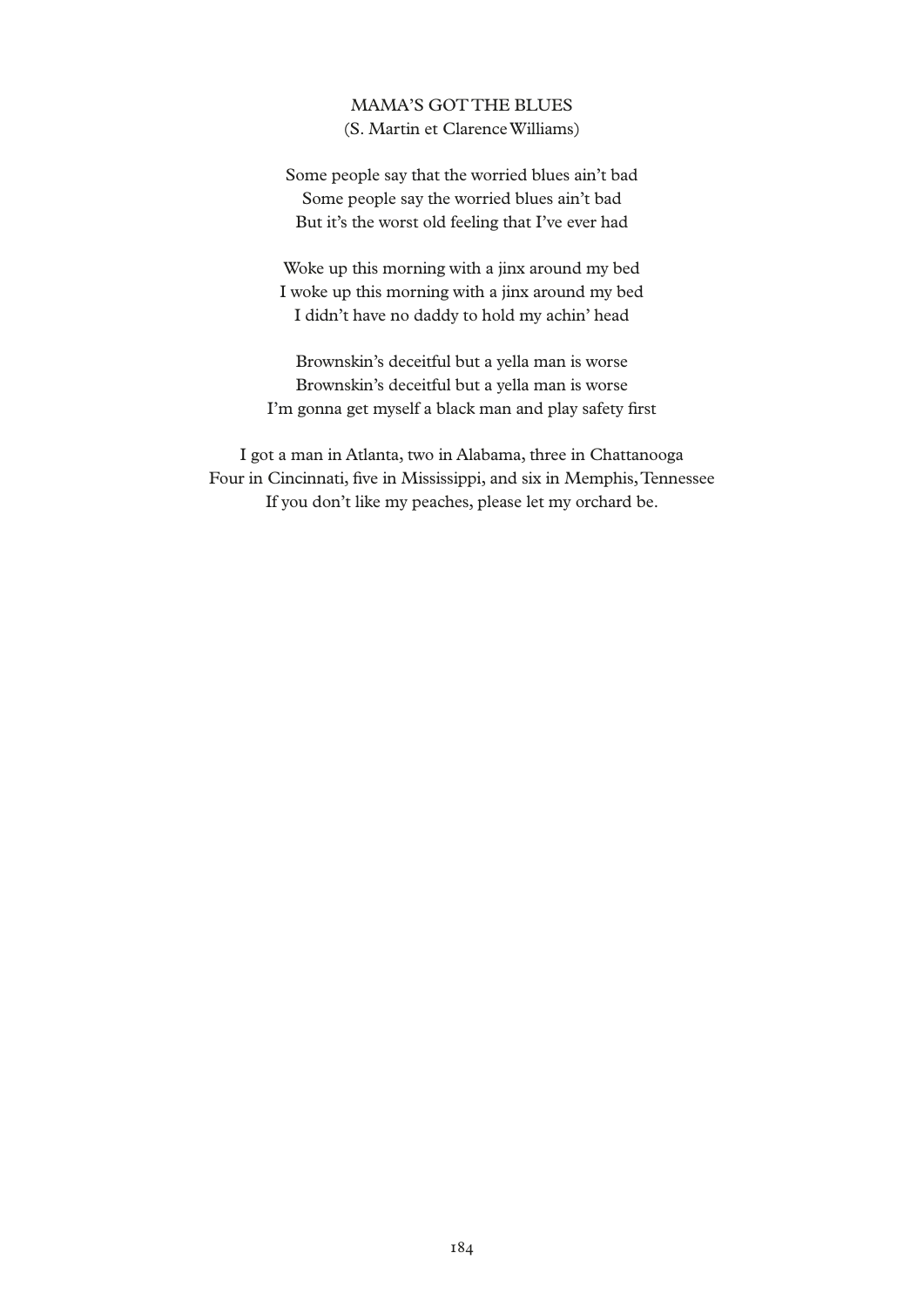## MAMA'S GOT THE BLUES

(S. Martin et Clarence Williams)

Some people say that the worried blues ain't bad
Some people say the worried blues ain't bad
But it's the worst old feeling that I've ever had

Woke up this morning with a jinx around my bed
I woke up this morning with a jinx around my bed
I didn't have no daddy to hold my achin' head

Brownskin's deceitful but a yella man is worse
Brownskin's deceitful but a yella man is worse
I'm gonna get myself a black man and play safety first

I got a man in Atlanta, two in Alabama, three in Chattanooga
Four in Cincinnati, five in Mississippi, and six in Memphis, Tennessee
If you don't like my peaches, please let my orchard be.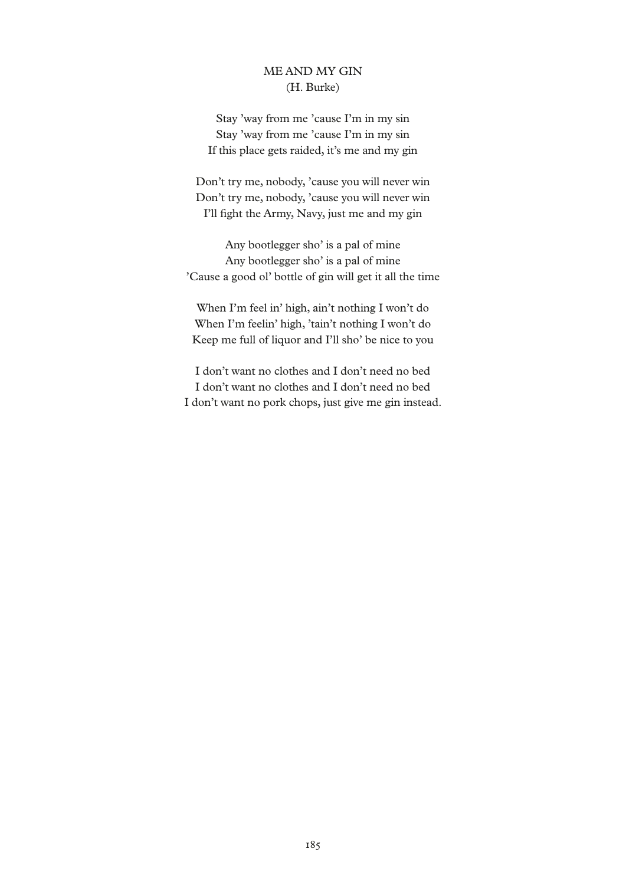## ME AND MY GIN
(H. Burke)

Stay 'way from me 'cause I'm in my sin
Stay 'way from me 'cause I'm in my sin
If this place gets raided, it's me and my gin

Don't try me, nobody, 'cause you will never win
Don't try me, nobody, 'cause you will never win
I'll fight the Army, Navy, just me and my gin

Any bootlegger sho' is a pal of mine
Any bootlegger sho' is a pal of mine
'Cause a good ol' bottle of gin will get it all the time

When I'm feel in' high, ain't nothing I won't do
When I'm feelin' high, 'tain't nothing I won't do
Keep me full of liquor and I'll sho' be nice to you

I don't want no clothes and I don't need no bed
I don't want no clothes and I don't need no bed
I don't want no pork chops, just give me gin instead.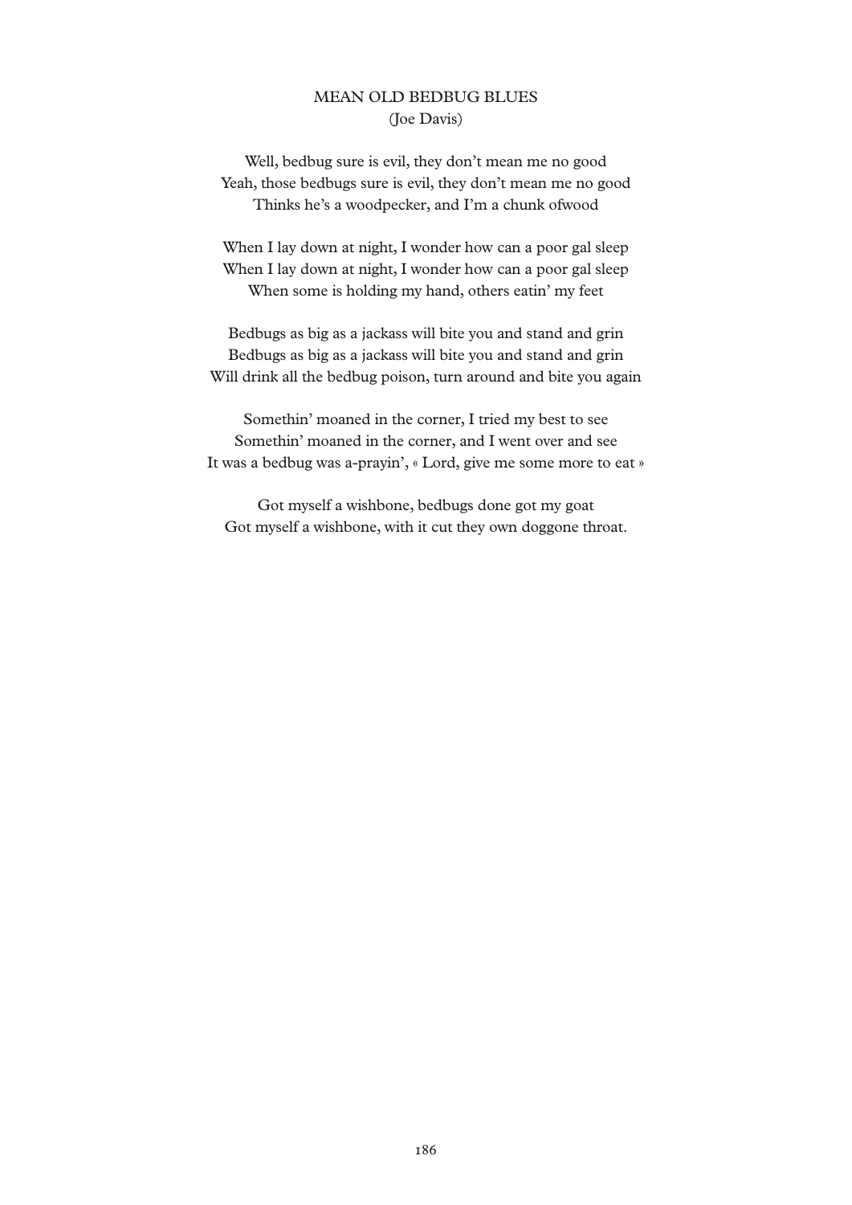## MEAN OLD BEDBUG BLUES
(Joe Davis)

Well, bedbug sure is evil, they don't mean me no good
Yeah, those bedbugs sure is evil, they don't mean me no good
Thinks he's a woodpecker, and I'm a chunk ofwood

When I lay down at night, I wonder how can a poor gal sleep
When I lay down at night, I wonder how can a poor gal sleep
When some is holding my hand, others eatin' my feet

Bedbugs as big as a jackass will bite you and stand and grin
Bedbugs as big as a jackass will bite you and stand and grin
Will drink all the bedbug poison, turn around and bite you again

Somethin' moaned in the corner, I tried my best to see
Somethin' moaned in the corner, and I went over and see
It was a bedbug was a-prayin', « Lord, give me some more to eat »

Got myself a wishbone, bedbugs done got my goat
Got myself a wishbone, with it cut they own doggone throat.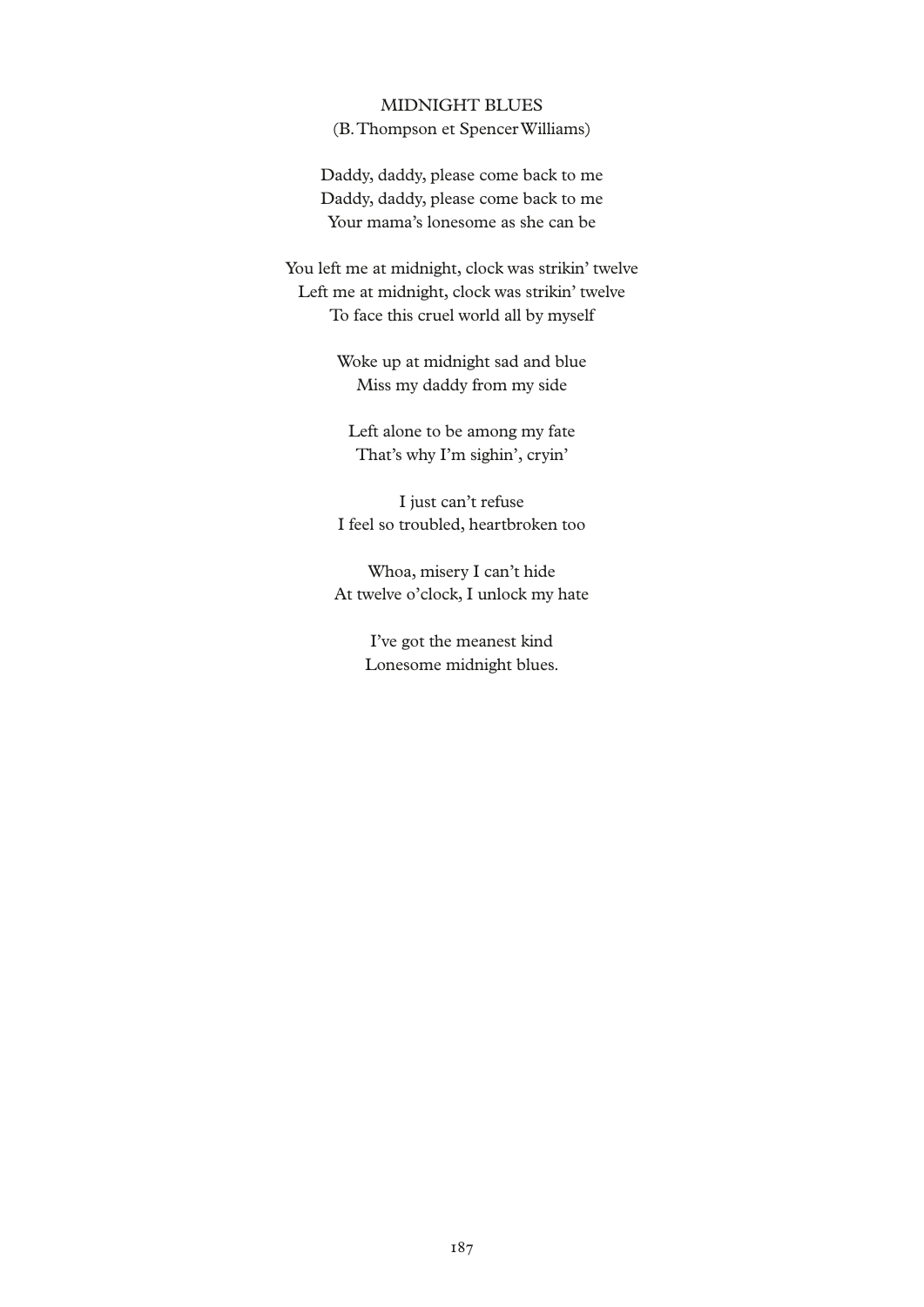## MIDNIGHT BLUES

(B. Thompson et Spencer Williams)

Daddy, daddy, please come back to me  
Daddy, daddy, please come back to me  
Your mama's lonesome as she can be

You left me at midnight, clock was strikin' twelve  
Left me at midnight, clock was strikin' twelve  
To face this cruel world all by myself

Woke up at midnight sad and blue  
Miss my daddy from my side

Left alone to be among my fate  
That's why I'm sighin', cryin'

I just can't refuse  
I feel so troubled, heartbroken too

Whoa, misery I can't hide  
At twelve o'clock, I unlock my hate

I've got the meanest kind  
Lonesome midnight blues.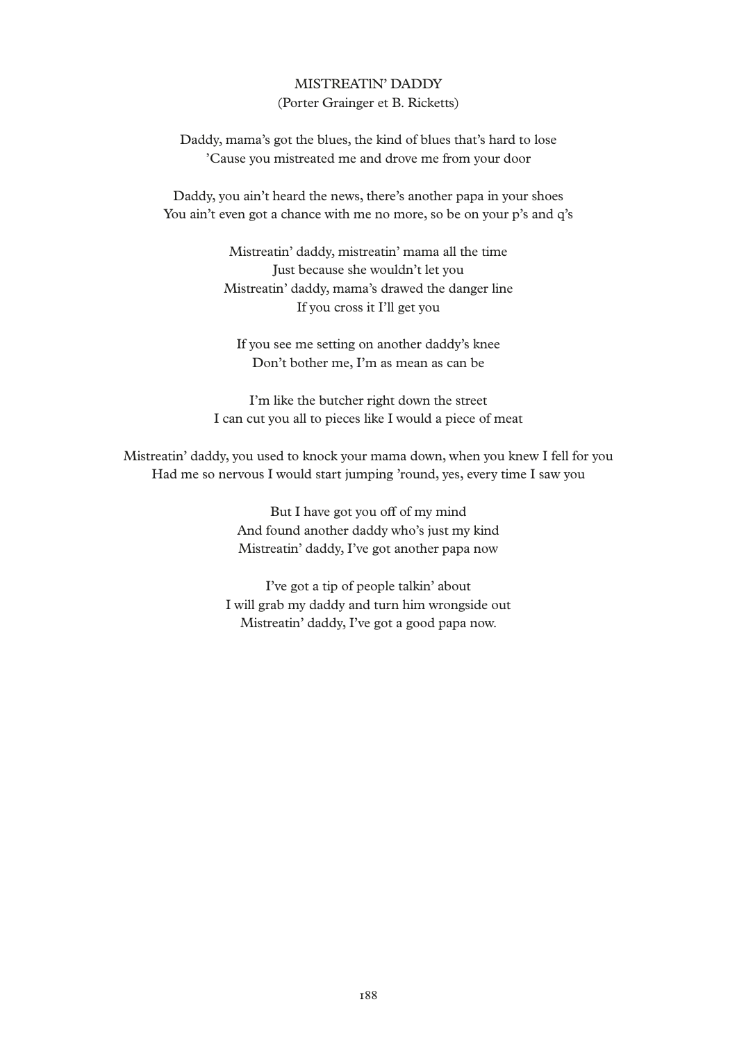## MISTREATIN' DADDY

(Porter Grainger et B. Ricketts)

Daddy, mama's got the blues, the kind of blues that's hard to lose
'Cause you mistreated me and drove me from your door

Daddy, you ain't heard the news, there's another papa in your shoes
You ain't even got a chance with me no more, so be on your p's and q's

Mistreatin' daddy, mistreatin' mama all the time
Just because she wouldn't let you
Mistreatin' daddy, mama's drawed the danger line
If you cross it I'll get you

If you see me setting on another daddy's knee
Don't bother me, I'm as mean as can be

I'm like the butcher right down the street
I can cut you all to pieces like I would a piece of meat

Mistreatin' daddy, you used to knock your mama down, when you knew I fell for you
Had me so nervous I would start jumping 'round, yes, every time I saw you

But I have got you off of my mind
And found another daddy who's just my kind
Mistreatin' daddy, I've got another papa now

I've got a tip of people talkin' about
I will grab my daddy and turn him wrongside out
Mistreatin' daddy, I've got a good papa now.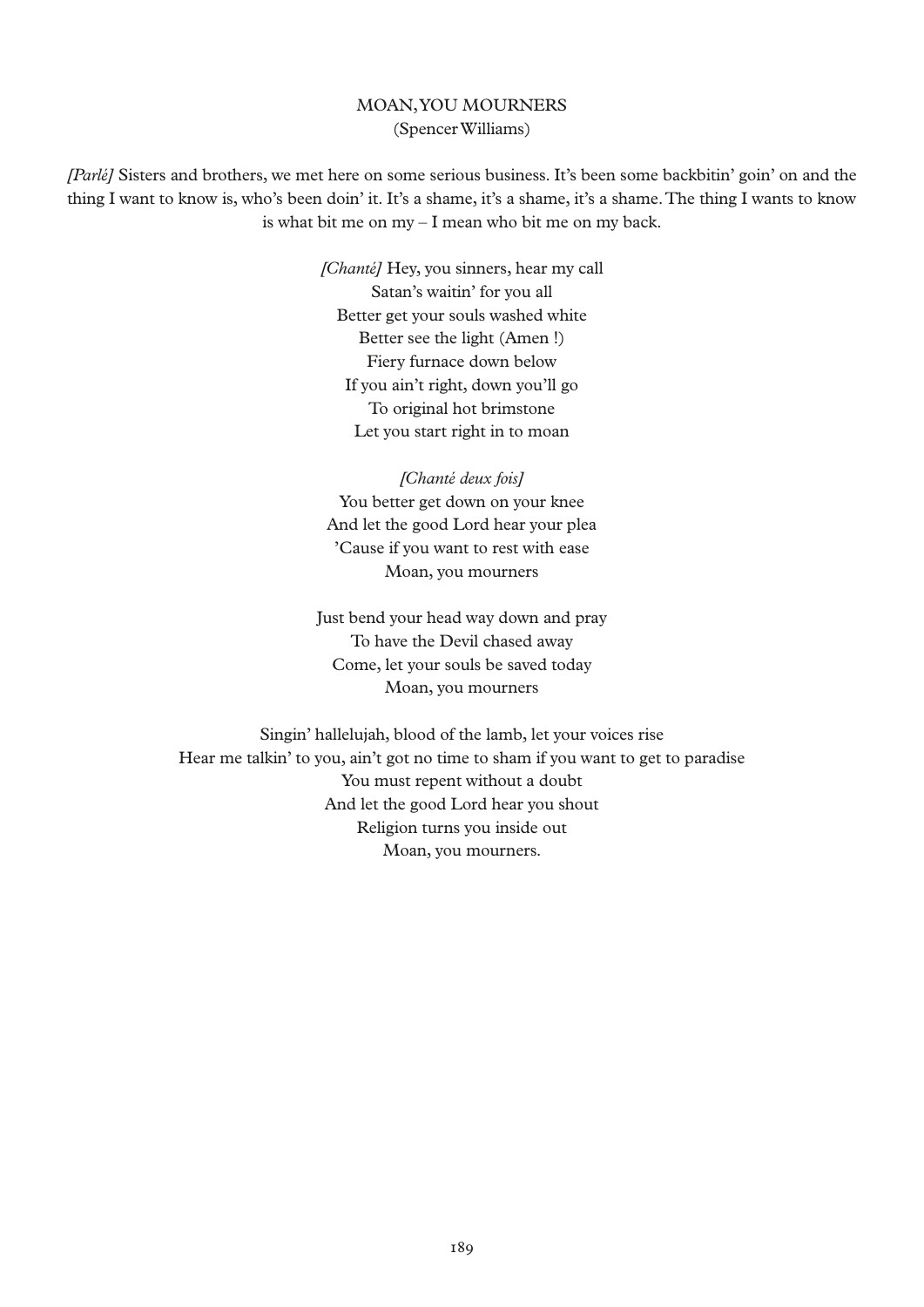# MOAN, YOU MOURNERS

(Spencer Williams)

*[Parlé]* Sisters and brothers, we met here on some serious business. It's been some backbitin' goin' on and the thing I want to know is, who's been doin' it. It's a shame, it's a shame, it's a shame. The thing I wants to know is what bit me on my – I mean who bit me on my back.

*[Chanté]* Hey, you sinners, hear my call
Satan's waitin' for you all
Better get your souls washed white
Better see the light (Amen !)
Fiery furnace down below
If you ain't right, down you'll go
To original hot brimstone
Let you start right in to moan

*[Chanté deux fois]*
You better get down on your knee
And let the good Lord hear your plea
'Cause if you want to rest with ease
Moan, you mourners

Just bend your head way down and pray
To have the Devil chased away
Come, let your souls be saved today
Moan, you mourners

Singin' hallelujah, blood of the lamb, let your voices rise
Hear me talkin' to you, ain't got no time to sham if you want to get to paradise
You must repent without a doubt
And let the good Lord hear you shout
Religion turns you inside out
Moan, you mourners.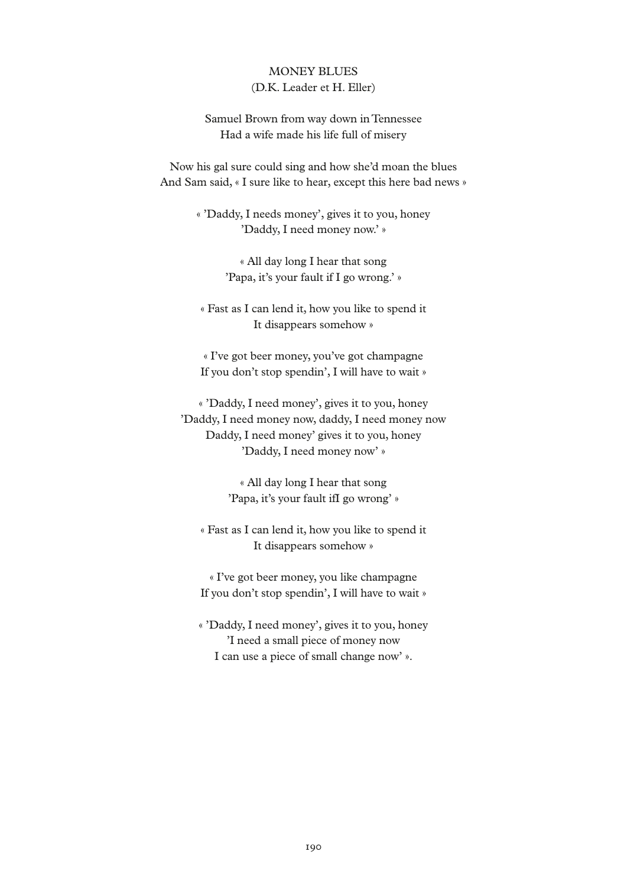MONEY BLUES
(D.K. Leader et H. Eller)

Samuel Brown from way down in Tennessee
Had a wife made his life full of misery

Now his gal sure could sing and how she'd moan the blues
And Sam said, « I sure like to hear, except this here bad news »

« 'Daddy, I needs money', gives it to you, honey
'Daddy, I need money now.' »

« All day long I hear that song
'Papa, it's your fault if I go wrong.' »

« Fast as I can lend it, how you like to spend it
It disappears somehow »

« I've got beer money, you've got champagne
If you don't stop spendin', I will have to wait »

« 'Daddy, I need money', gives it to you, honey
'Daddy, I need money now, daddy, I need money now
Daddy, I need money' gives it to you, honey
'Daddy, I need money now' »

« All day long I hear that song
'Papa, it's your fault ifI go wrong' »

« Fast as I can lend it, how you like to spend it
It disappears somehow »

« I've got beer money, you like champagne
If you don't stop spendin', I will have to wait »

« 'Daddy, I need money', gives it to you, honey
'I need a small piece of money now
I can use a piece of small change now' ».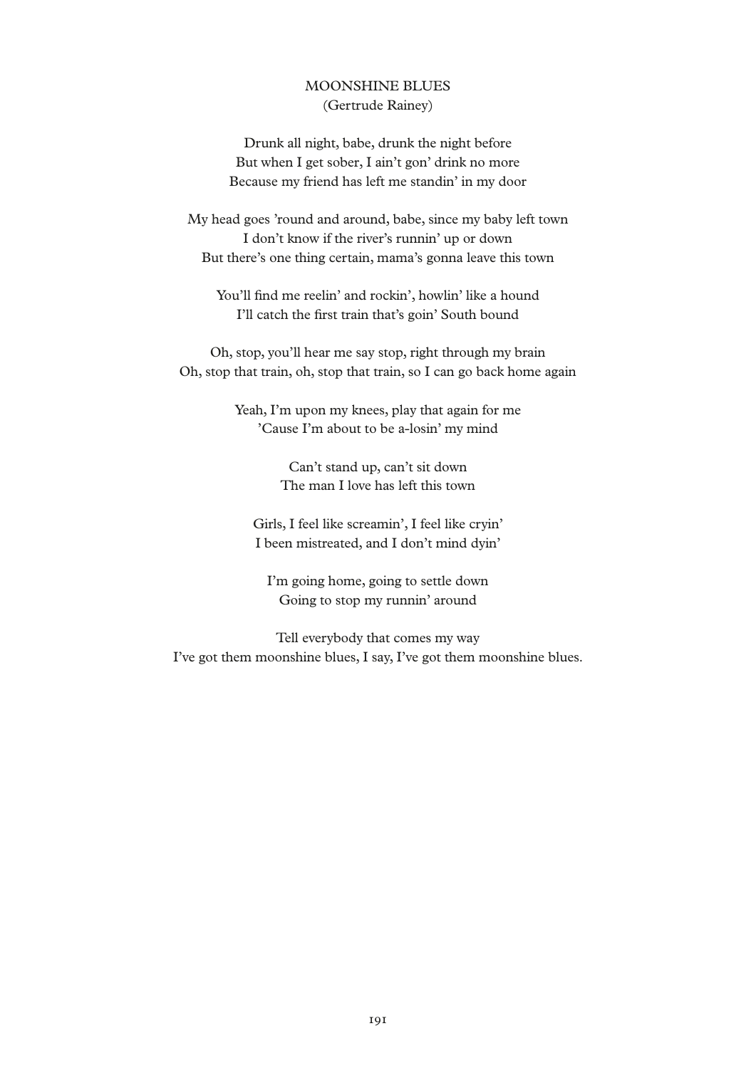## MOONSHINE BLUES

(Gertrude Rainey)

Drunk all night, babe, drunk the night before  
But when I get sober, I ain't gon' drink no more  
Because my friend has left me standin' in my door

My head goes 'round and around, babe, since my baby left town  
I don't know if the river's runnin' up or down  
But there's one thing certain, mama's gonna leave this town

You'll find me reelin' and rockin', howlin' like a hound  
I'll catch the first train that's goin' South bound

Oh, stop, you'll hear me say stop, right through my brain  
Oh, stop that train, oh, stop that train, so I can go back home again

Yeah, I'm upon my knees, play that again for me  
'Cause I'm about to be a-losin' my mind

Can't stand up, can't sit down  
The man I love has left this town

Girls, I feel like screamin', I feel like cryin'  
I been mistreated, and I don't mind dyin'

I'm going home, going to settle down  
Going to stop my runnin' around

Tell everybody that comes my way  
I've got them moonshine blues, I say, I've got them moonshine blues.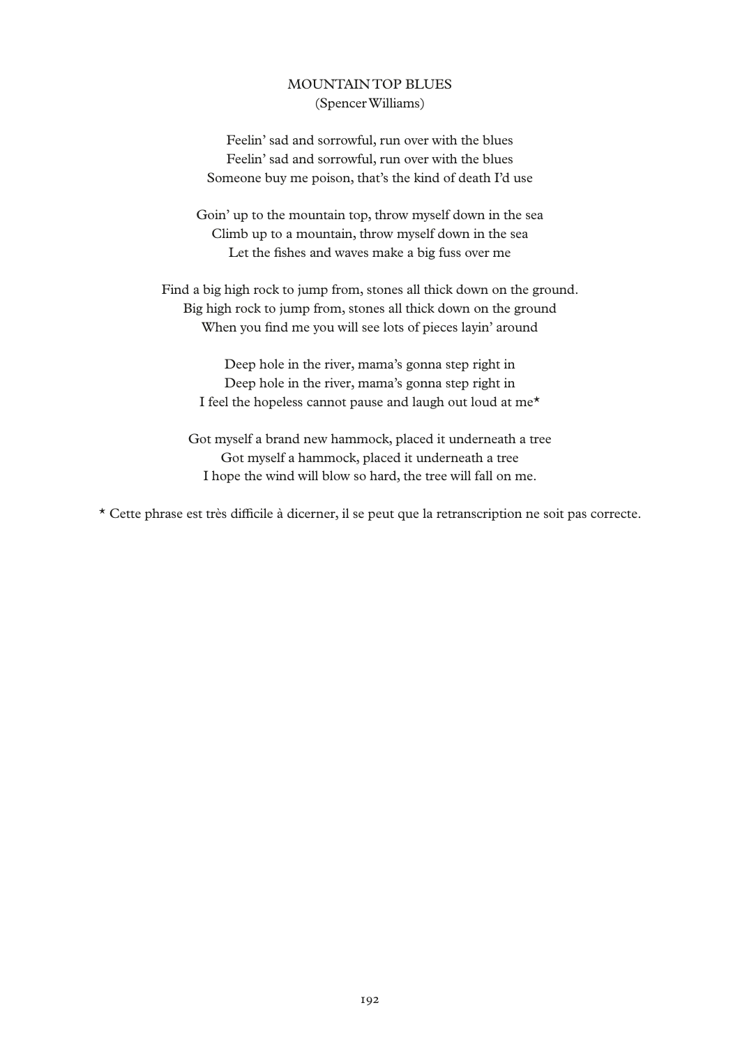## MOUNTAIN TOP BLUES
(Spencer Williams)

Feelin' sad and sorrowful, run over with the blues
Feelin' sad and sorrowful, run over with the blues
Someone buy me poison, that's the kind of death I'd use

Goin' up to the mountain top, throw myself down in the sea
Climb up to a mountain, throw myself down in the sea
Let the fishes and waves make a big fuss over me

Find a big high rock to jump from, stones all thick down on the ground.
Big high rock to jump from, stones all thick down on the ground
When you find me you will see lots of pieces layin' around

Deep hole in the river, mama's gonna step right in
Deep hole in the river, mama's gonna step right in
I feel the hopeless cannot pause and laugh out loud at me*

Got myself a brand new hammock, placed it underneath a tree
Got myself a hammock, placed it underneath a tree
I hope the wind will blow so hard, the tree will fall on me.

* Cette phrase est très difficile à dicerner, il se peut que la retranscription ne soit pas correcte.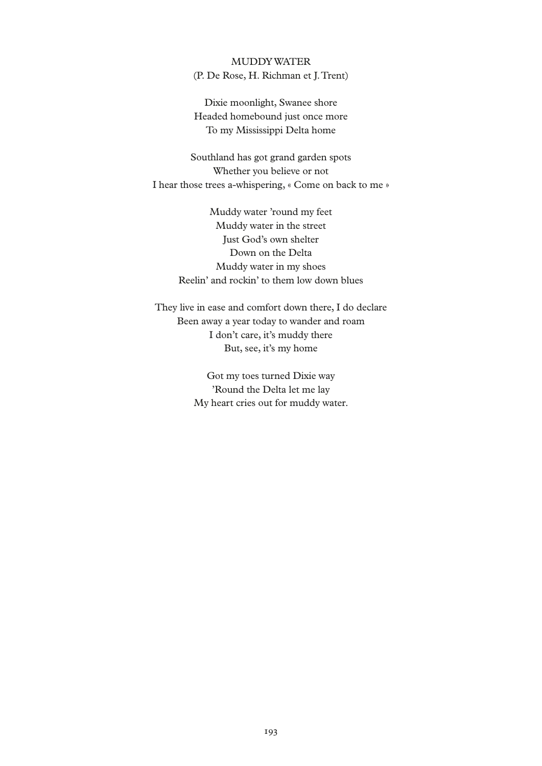## MUDDY WATER

(P. De Rose, H. Richman et J. Trent)

Dixie moonlight, Swanee shore  
Headed homebound just once more  
To my Mississippi Delta home

Southland has got grand garden spots  
Whether you believe or not  
I hear those trees a-whispering, « Come on back to me »

Muddy water 'round my feet  
Muddy water in the street  
Just God's own shelter  
Down on the Delta  
Muddy water in my shoes  
Reelin' and rockin' to them low down blues

They live in ease and comfort down there, I do declare  
Been away a year today to wander and roam  
I don't care, it's muddy there  
But, see, it's my home

Got my toes turned Dixie way  
'Round the Delta let me lay  
My heart cries out for muddy water.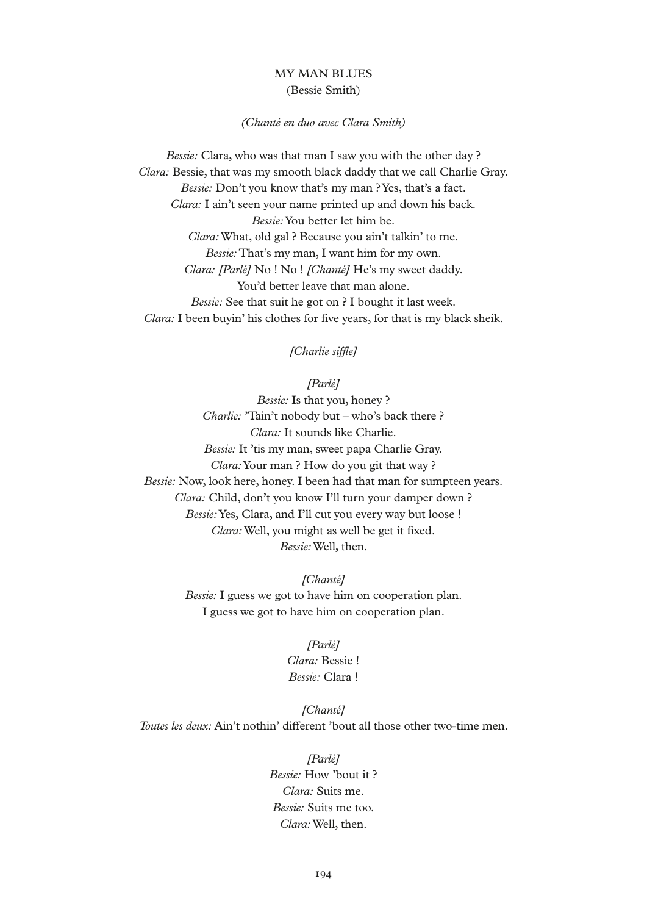# MY MAN BLUES
(Bessie Smith)

*(Chanté en duo avec Clara Smith)*

*Bessie:* Clara, who was that man I saw you with the other day ?
*Clara:* Bessie, that was my smooth black daddy that we call Charlie Gray.
*Bessie:* Don't you know that's my man ? Yes, that's a fact.
*Clara:* I ain't seen your name printed up and down his back.
*Bessie:* You better let him be.
*Clara:* What, old gal ? Because you ain't talkin' to me.
*Bessie:* That's my man, I want him for my own.
*Clara:* *[Parlé]* No ! No ! *[Chanté]* He's my sweet daddy.
You'd better leave that man alone.
*Bessie:* See that suit he got on ? I bought it last week.
*Clara:* I been buyin' his clothes for five years, for that is my black sheik.

*[Charlie siffle]*

*[Parlé]*
*Bessie:* Is that you, honey ?
*Charlie:* 'Tain't nobody but – who's back there ?
*Clara:* It sounds like Charlie.
*Bessie:* It 'tis my man, sweet papa Charlie Gray.
*Clara:* Your man ? How do you git that way ?
*Bessie:* Now, look here, honey. I been had that man for sumpteen years.
*Clara:* Child, don't you know I'll turn your damper down ?
*Bessie:* Yes, Clara, and I'll cut you every way but loose !
*Clara:* Well, you might as well be get it fixed.
*Bessie:* Well, then.

*[Chanté]*
*Bessie:* I guess we got to have him on cooperation plan.
I guess we got to have him on cooperation plan.

*[Parlé]*
*Clara:* Bessie !
*Bessie:* Clara !

*[Chanté]*
*Toutes les deux:* Ain't nothin' different 'bout all those other two-time men.

*[Parlé]*
*Bessie:* How 'bout it ?
*Clara:* Suits me.
*Bessie:* Suits me too.
*Clara:* Well, then.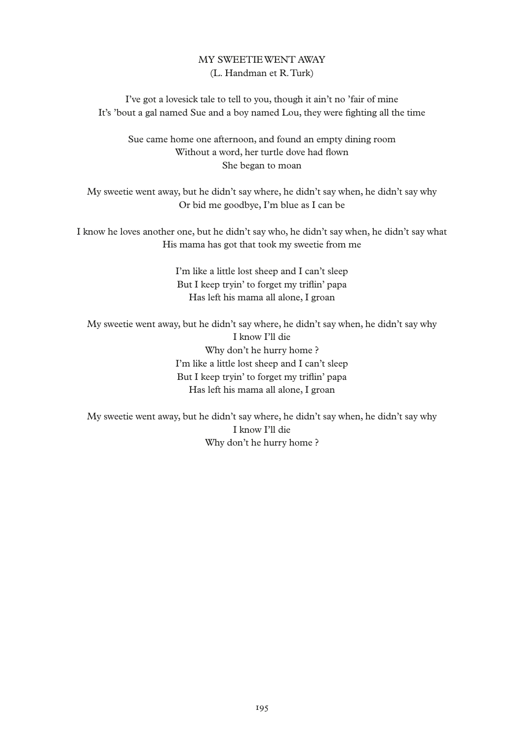## MY SWEETIE WENT AWAY

(L. Handman et R. Turk)

I've got a lovesick tale to tell to you, though it ain't no 'fair of mine
It's 'bout a gal named Sue and a boy named Lou, they were fighting all the time

Sue came home one afternoon, and found an empty dining room
Without a word, her turtle dove had flown
She began to moan

My sweetie went away, but he didn't say where, he didn't say when, he didn't say why
Or bid me goodbye, I'm blue as I can be

I know he loves another one, but he didn't say who, he didn't say when, he didn't say what
His mama has got that took my sweetie from me

I'm like a little lost sheep and I can't sleep
But I keep tryin' to forget my triflin' papa
Has left his mama all alone, I groan

My sweetie went away, but he didn't say where, he didn't say when, he didn't say why
I know I'll die
Why don't he hurry home ?
I'm like a little lost sheep and I can't sleep
But I keep tryin' to forget my triflin' papa
Has left his mama all alone, I groan

My sweetie went away, but he didn't say where, he didn't say when, he didn't say why
I know I'll die
Why don't he hurry home ?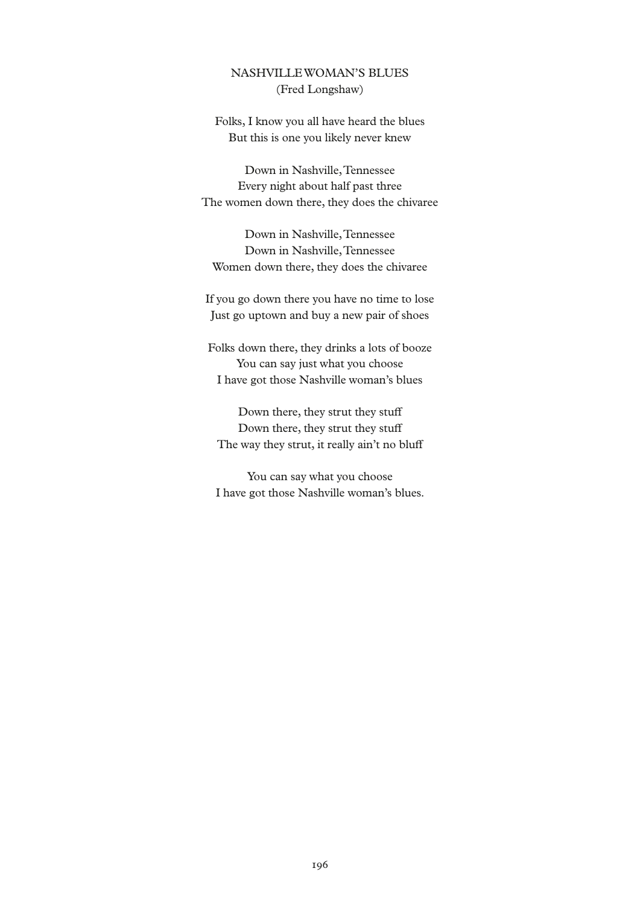## NASHVILLE WOMAN'S BLUES

(Fred Longshaw)

Folks, I know you all have heard the blues  
But this is one you likely never knew

Down in Nashville, Tennessee  
Every night about half past three  
The women down there, they does the chivaree

Down in Nashville, Tennessee  
Down in Nashville, Tennessee  
Women down there, they does the chivaree

If you go down there you have no time to lose  
Just go uptown and buy a new pair of shoes

Folks down there, they drinks a lots of booze  
You can say just what you choose  
I have got those Nashville woman's blues

Down there, they strut they stuff  
Down there, they strut they stuff  
The way they strut, it really ain't no bluff

You can say what you choose  
I have got those Nashville woman's blues.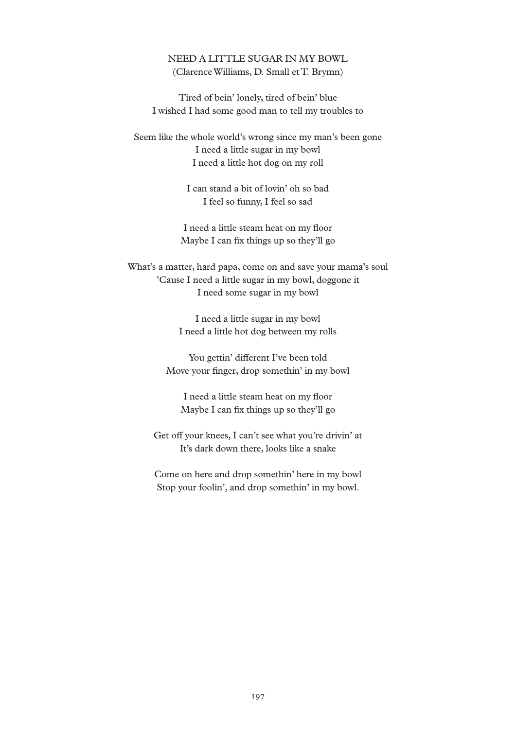NEED A LITTLE SUGAR IN MY BOWL
(Clarence Williams, D. Small et T. Brymn)

Tired of bein' lonely, tired of bein' blue
I wished I had some good man to tell my troubles to

Seem like the whole world's wrong since my man's been gone
I need a little sugar in my bowl
I need a little hot dog on my roll

I can stand a bit of lovin' oh so bad
I feel so funny, I feel so sad

I need a little steam heat on my floor
Maybe I can fix things up so they'll go

What's a matter, hard papa, come on and save your mama's soul
'Cause I need a little sugar in my bowl, doggone it
I need some sugar in my bowl

I need a little sugar in my bowl
I need a little hot dog between my rolls

You gettin' different I've been told
Move your finger, drop somethin' in my bowl

I need a little steam heat on my floor
Maybe I can fix things up so they'll go

Get off your knees, I can't see what you're drivin' at
It's dark down there, looks like a snake

Come on here and drop somethin' here in my bowl
Stop your foolin', and drop somethin' in my bowl.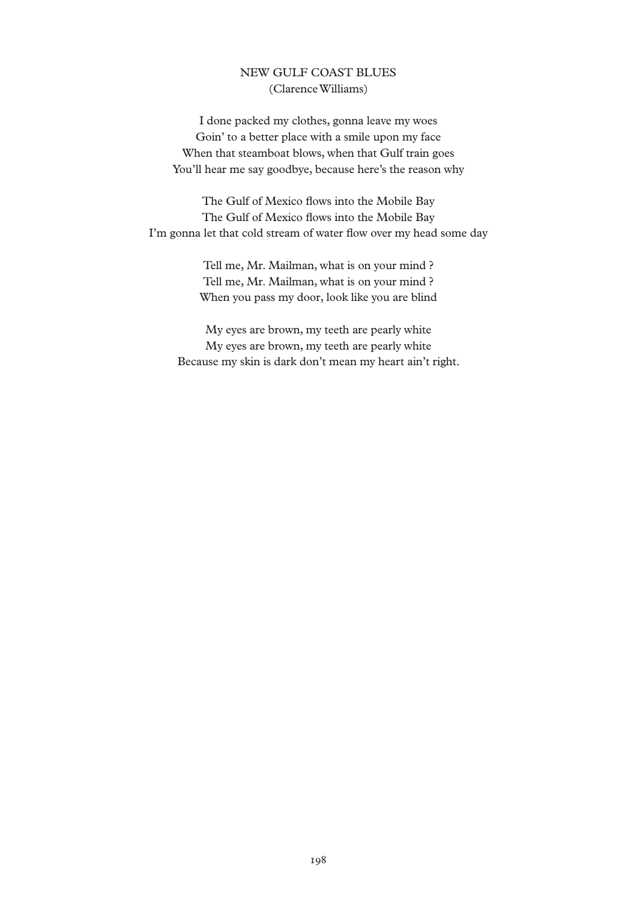## NEW GULF COAST BLUES
(Clarence Williams)

I done packed my clothes, gonna leave my woes  
Goin' to a better place with a smile upon my face  
When that steamboat blows, when that Gulf train goes  
You'll hear me say goodbye, because here's the reason why

The Gulf of Mexico flows into the Mobile Bay  
The Gulf of Mexico flows into the Mobile Bay  
I'm gonna let that cold stream of water flow over my head some day

Tell me, Mr. Mailman, what is on your mind ?  
Tell me, Mr. Mailman, what is on your mind ?  
When you pass my door, look like you are blind

My eyes are brown, my teeth are pearly white  
My eyes are brown, my teeth are pearly white  
Because my skin is dark don't mean my heart ain't right.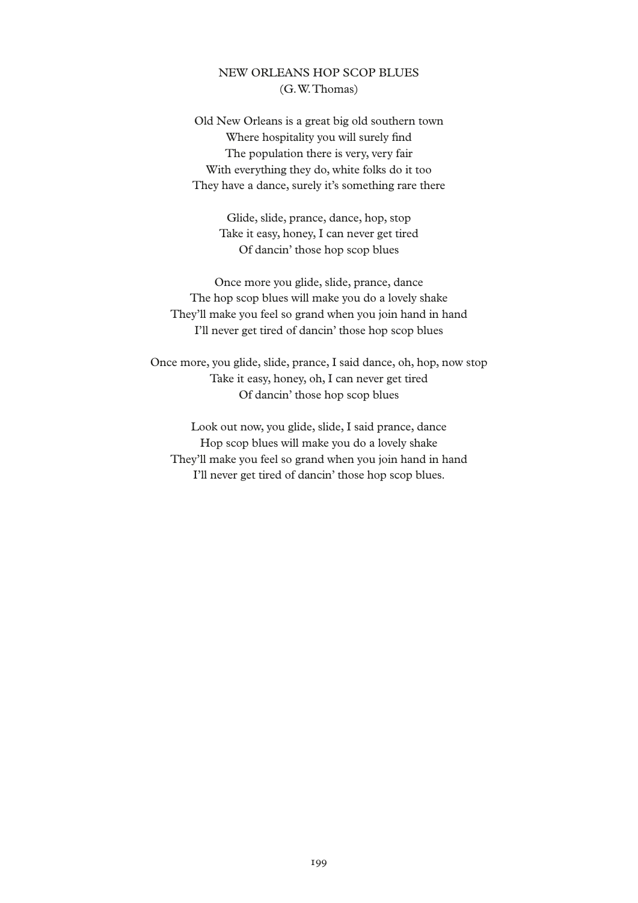## NEW ORLEANS HOP SCOP BLUES

(G.W. Thomas)

Old New Orleans is a great big old southern town
Where hospitality you will surely find
The population there is very, very fair
With everything they do, white folks do it too
They have a dance, surely it's something rare there

Glide, slide, prance, dance, hop, stop
Take it easy, honey, I can never get tired
Of dancin' those hop scop blues

Once more you glide, slide, prance, dance
The hop scop blues will make you do a lovely shake
They'll make you feel so grand when you join hand in hand
I'll never get tired of dancin' those hop scop blues

Once more, you glide, slide, prance, I said dance, oh, hop, now stop
Take it easy, honey, oh, I can never get tired
Of dancin' those hop scop blues

Look out now, you glide, slide, I said prance, dance
Hop scop blues will make you do a lovely shake
They'll make you feel so grand when you join hand in hand
I'll never get tired of dancin' those hop scop blues.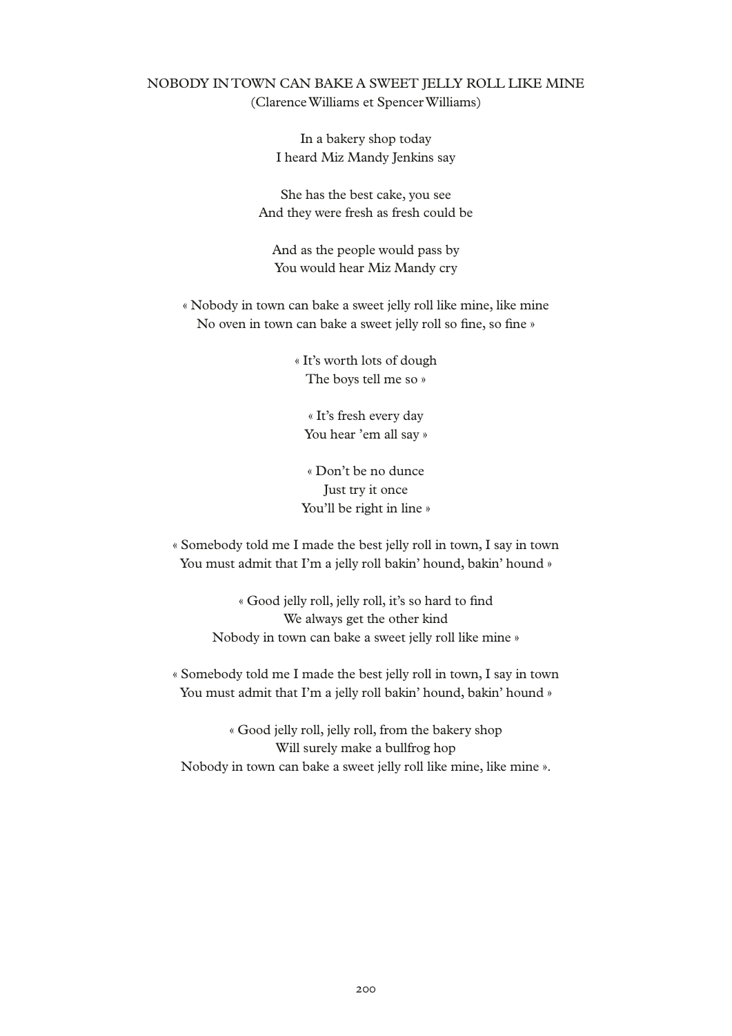## NOBODY IN TOWN CAN BAKE A SWEET JELLY ROLL LIKE MINE

(Clarence Williams et Spencer Williams)

In a bakery shop today
I heard Miz Mandy Jenkins say

She has the best cake, you see
And they were fresh as fresh could be

And as the people would pass by
You would hear Miz Mandy cry

« Nobody in town can bake a sweet jelly roll like mine, like mine
No oven in town can bake a sweet jelly roll so fine, so fine »

« It's worth lots of dough
The boys tell me so »

« It's fresh every day
You hear 'em all say »

« Don't be no dunce
Just try it once
You'll be right in line »

« Somebody told me I made the best jelly roll in town, I say in town
You must admit that I'm a jelly roll bakin' hound, bakin' hound »

« Good jelly roll, jelly roll, it's so hard to find
We always get the other kind
Nobody in town can bake a sweet jelly roll like mine »

« Somebody told me I made the best jelly roll in town, I say in town
You must admit that I'm a jelly roll bakin' hound, bakin' hound »

« Good jelly roll, jelly roll, from the bakery shop
Will surely make a bullfrog hop
Nobody in town can bake a sweet jelly roll like mine, like mine ».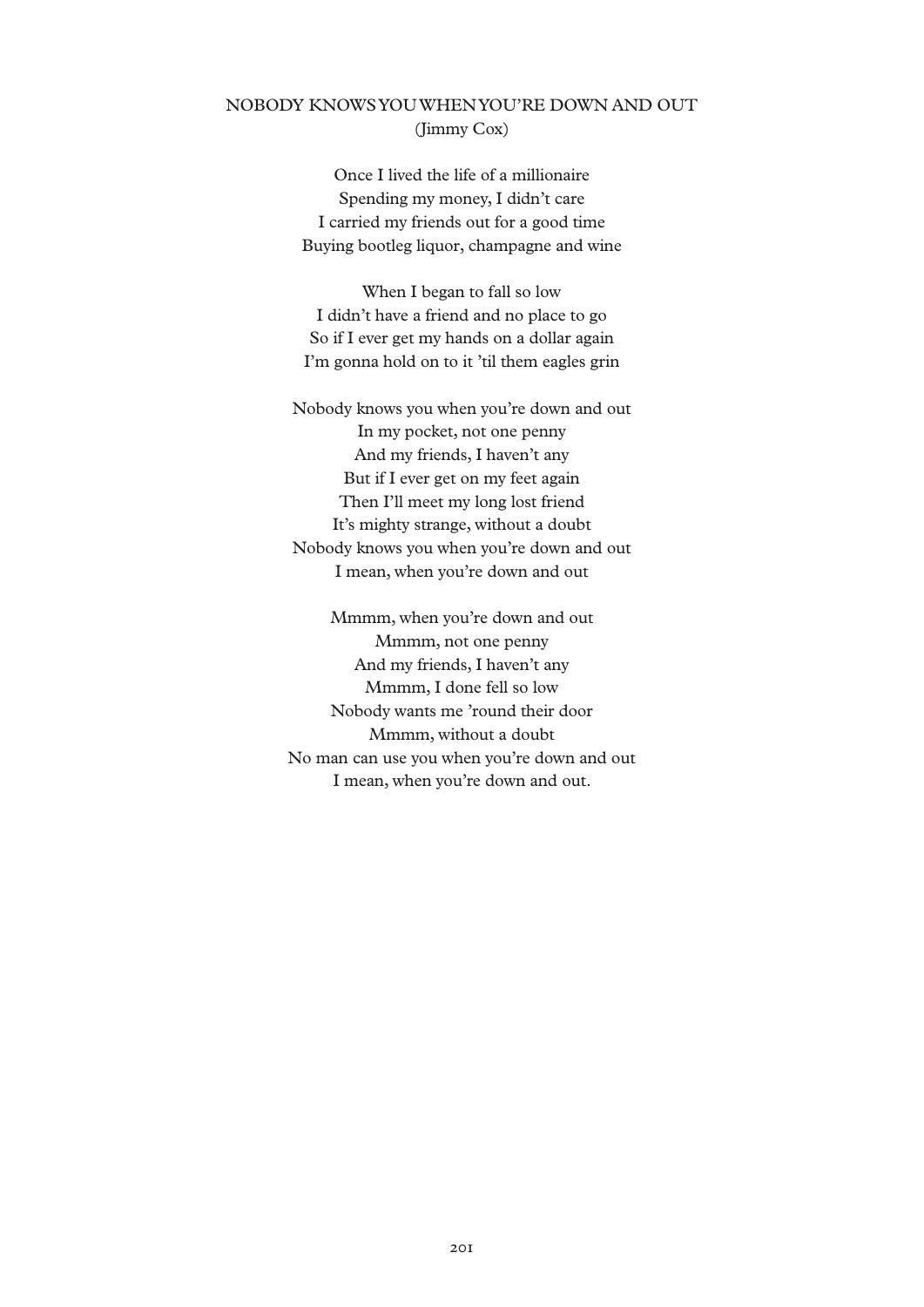## NOBODY KNOWS YOU WHEN YOU'RE DOWN AND OUT

(Jimmy Cox)

Once I lived the life of a millionaire  
Spending my money, I didn't care  
I carried my friends out for a good time  
Buying bootleg liquor, champagne and wine

When I began to fall so low  
I didn't have a friend and no place to go  
So if I ever get my hands on a dollar again  
I'm gonna hold on to it 'til them eagles grin

Nobody knows you when you're down and out  
In my pocket, not one penny  
And my friends, I haven't any  
But if I ever get on my feet again  
Then I'll meet my long lost friend  
It's mighty strange, without a doubt  
Nobody knows you when you're down and out  
I mean, when you're down and out

Mmmm, when you're down and out  
Mmmm, not one penny  
And my friends, I haven't any  
Mmmm, I done fell so low  
Nobody wants me 'round their door  
Mmmm, without a doubt  
No man can use you when you're down and out  
I mean, when you're down and out.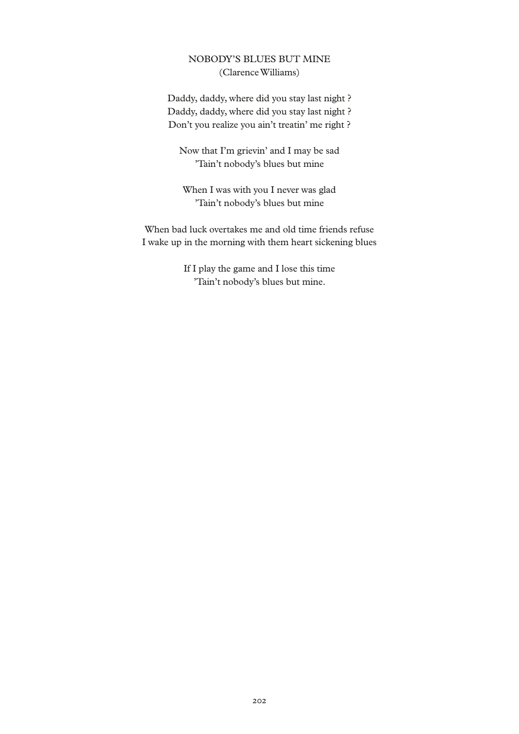## NOBODY'S BLUES BUT MINE
(Clarence Williams)

Daddy, daddy, where did you stay last night ?
Daddy, daddy, where did you stay last night ?
Don't you realize you ain't treatin' me right ?

Now that I'm grievin' and I may be sad
'Tain't nobody's blues but mine

When I was with you I never was glad
'Tain't nobody's blues but mine

When bad luck overtakes me and old time friends refuse
I wake up in the morning with them heart sickening blues

If I play the game and I lose this time
'Tain't nobody's blues but mine.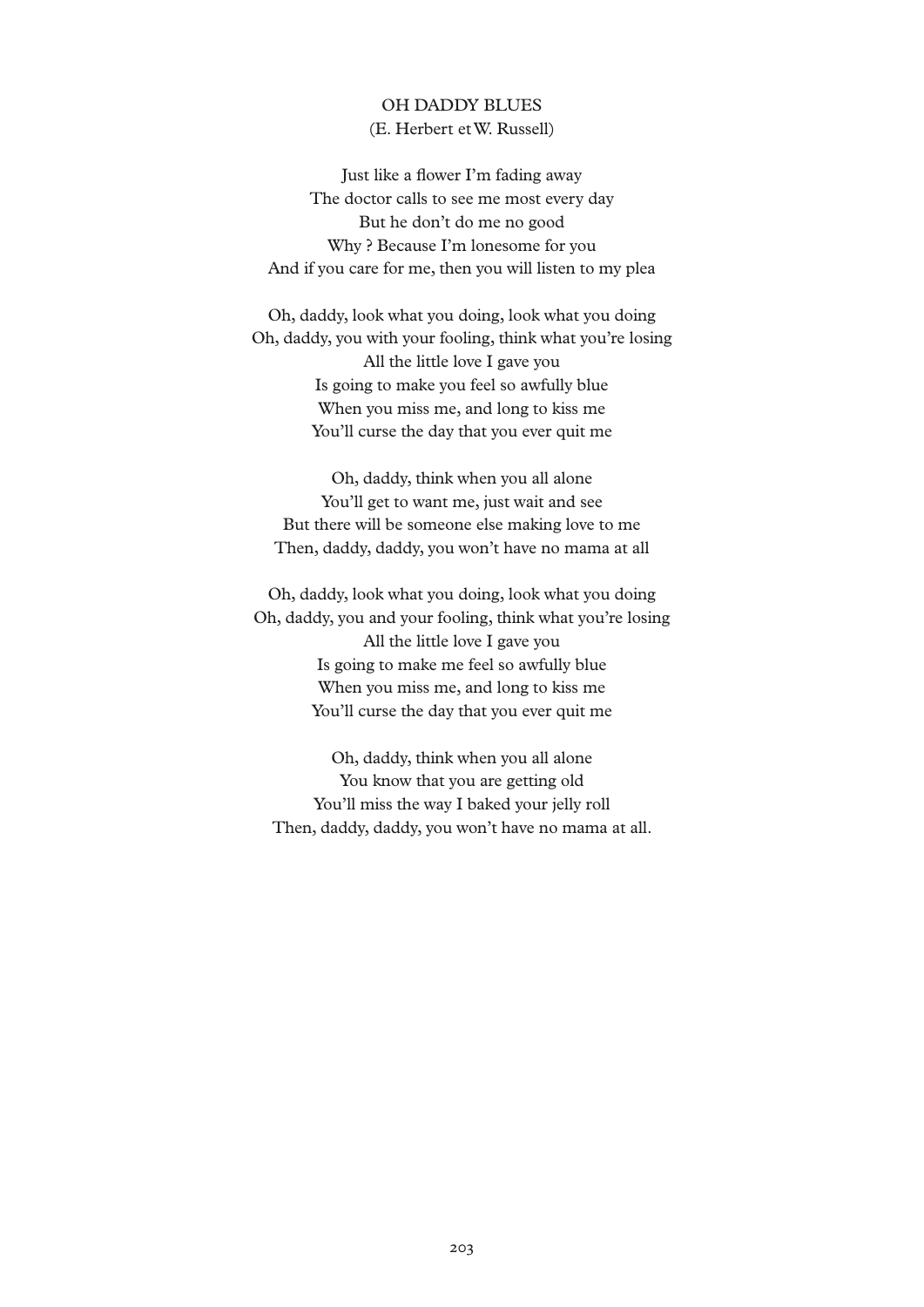## OH DADDY BLUES

(E. Herbert et W. Russell)

Just like a flower I'm fading away  
The doctor calls to see me most every day  
But he don't do me no good  
Why ? Because I'm lonesome for you  
And if you care for me, then you will listen to my plea

Oh, daddy, look what you doing, look what you doing  
Oh, daddy, you with your fooling, think what you're losing  
All the little love I gave you  
Is going to make you feel so awfully blue  
When you miss me, and long to kiss me  
You'll curse the day that you ever quit me

Oh, daddy, think when you all alone  
You'll get to want me, just wait and see  
But there will be someone else making love to me  
Then, daddy, daddy, you won't have no mama at all

Oh, daddy, look what you doing, look what you doing  
Oh, daddy, you and your fooling, think what you're losing  
All the little love I gave you  
Is going to make me feel so awfully blue  
When you miss me, and long to kiss me  
You'll curse the day that you ever quit me

Oh, daddy, think when you all alone  
You know that you are getting old  
You'll miss the way I baked your jelly roll  
Then, daddy, daddy, you won't have no mama at all.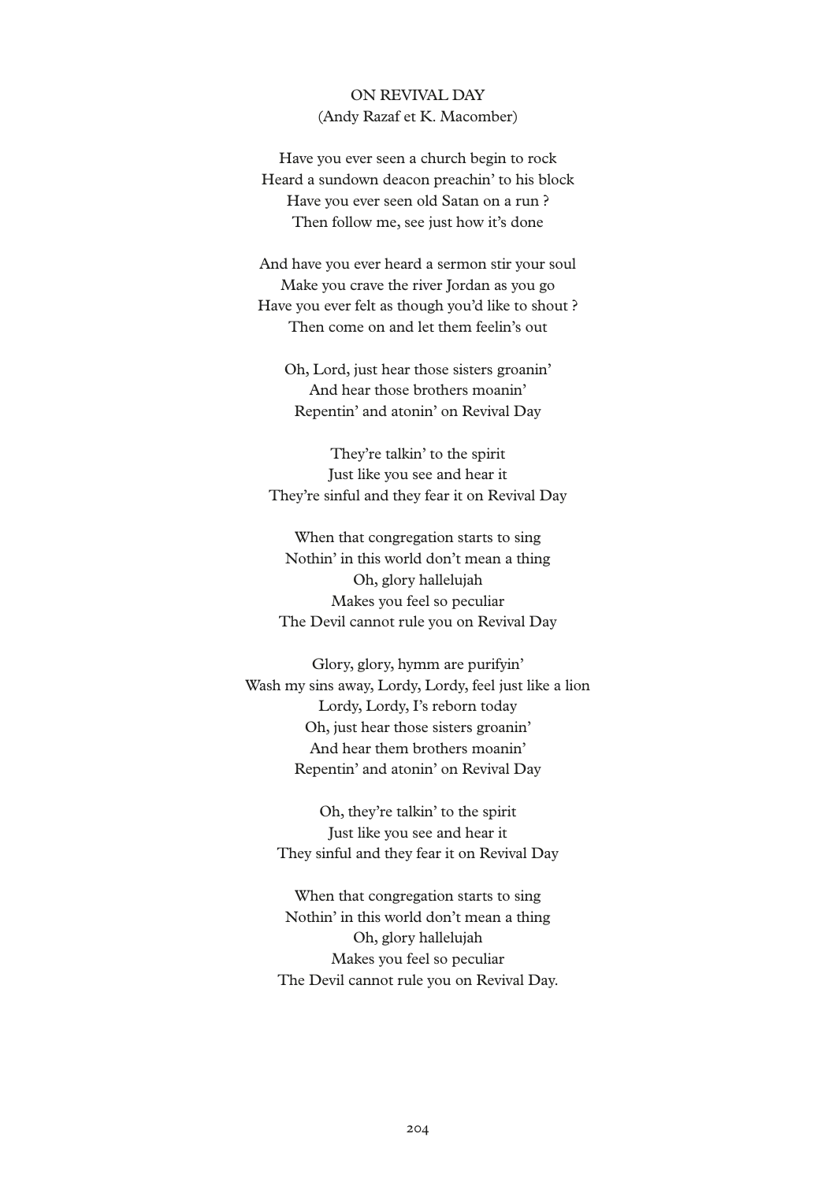## ON REVIVAL DAY
(Andy Razaf et K. Macomber)

Have you ever seen a church begin to rock  
Heard a sundown deacon preachin' to his block  
Have you ever seen old Satan on a run ?  
Then follow me, see just how it's done

And have you ever heard a sermon stir your soul  
Make you crave the river Jordan as you go  
Have you ever felt as though you'd like to shout ?  
Then come on and let them feelin's out

Oh, Lord, just hear those sisters groanin'  
And hear those brothers moanin'  
Repentin' and atonin' on Revival Day

They're talkin' to the spirit  
Just like you see and hear it  
They're sinful and they fear it on Revival Day

When that congregation starts to sing  
Nothin' in this world don't mean a thing  
Oh, glory hallelujah  
Makes you feel so peculiar  
The Devil cannot rule you on Revival Day

Glory, glory, hymm are purifyin'  
Wash my sins away, Lordy, Lordy, feel just like a lion  
Lordy, Lordy, I's reborn today  
Oh, just hear those sisters groanin'  
And hear them brothers moanin'  
Repentin' and atonin' on Revival Day

Oh, they're talkin' to the spirit  
Just like you see and hear it  
They sinful and they fear it on Revival Day

When that congregation starts to sing  
Nothin' in this world don't mean a thing  
Oh, glory hallelujah  
Makes you feel so peculiar  
The Devil cannot rule you on Revival Day.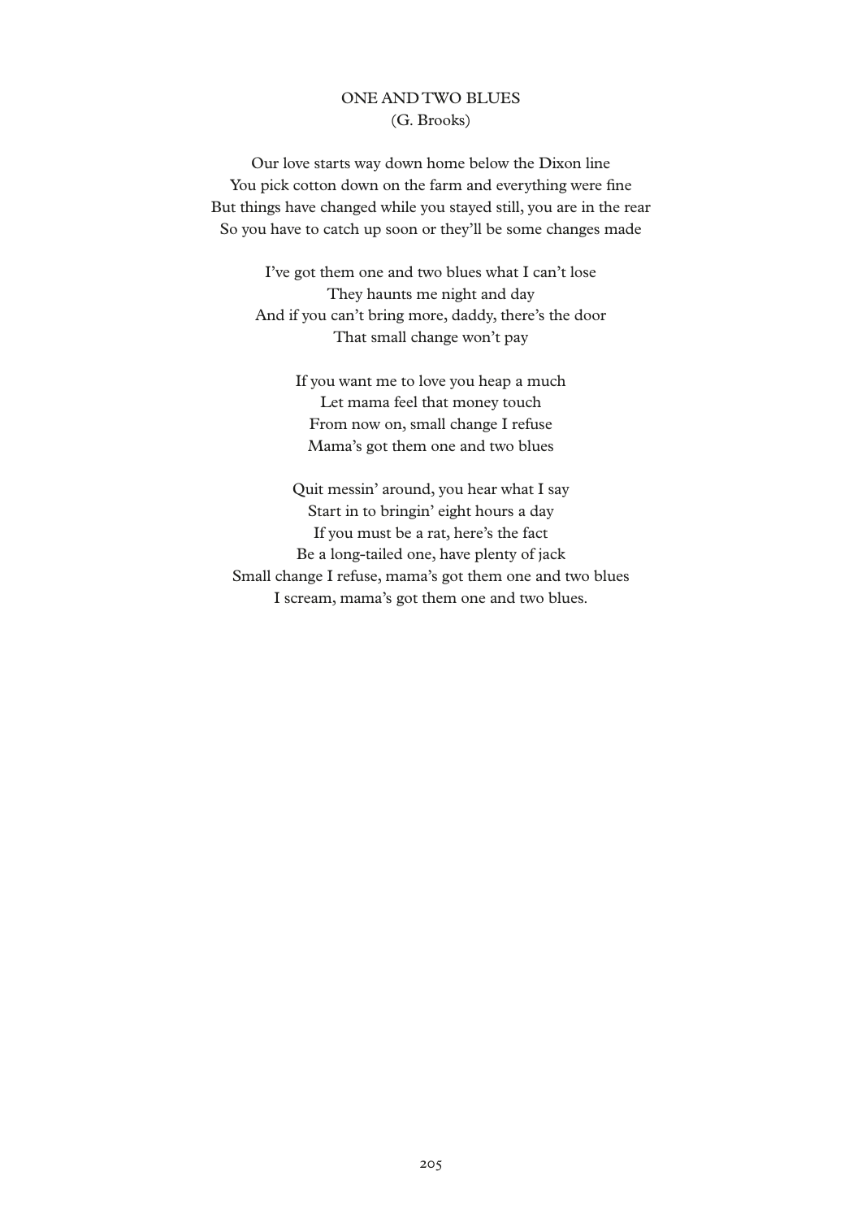# ONE AND TWO BLUES

(G. Brooks)

Our love starts way down home below the Dixon line
You pick cotton down on the farm and everything were fine
But things have changed while you stayed still, you are in the rear
So you have to catch up soon or they'll be some changes made

I've got them one and two blues what I can't lose
They haunts me night and day
And if you can't bring more, daddy, there's the door
That small change won't pay

If you want me to love you heap a much
Let mama feel that money touch
From now on, small change I refuse
Mama's got them one and two blues

Quit messin' around, you hear what I say
Start in to bringin' eight hours a day
If you must be a rat, here's the fact
Be a long-tailed one, have plenty of jack
Small change I refuse, mama's got them one and two blues
I scream, mama's got them one and two blues.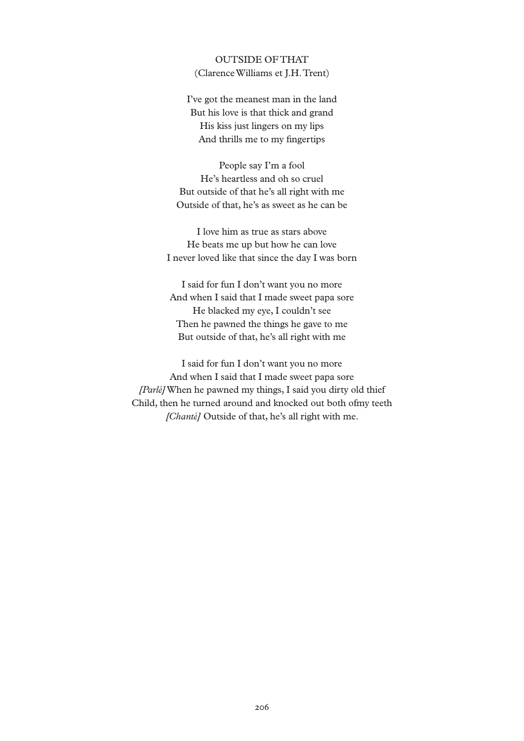OUTSIDE OF THAT
(Clarence Williams et J.H. Trent)

I've got the meanest man in the land
But his love is that thick and grand
His kiss just lingers on my lips
And thrills me to my fingertips

People say I'm a fool
He's heartless and oh so cruel
But outside of that he's all right with me
Outside of that, he's as sweet as he can be

I love him as true as stars above
He beats me up but how he can love
I never loved like that since the day I was born

I said for fun I don't want you no more
And when I said that I made sweet papa sore
He blacked my eye, I couldn't see
Then he pawned the things he gave to me
But outside of that, he's all right with me

I said for fun I don't want you no more
And when I said that I made sweet papa sore
*[Parlé]* When he pawned my things, I said you dirty old thief
Child, then he turned around and knocked out both ofmy teeth
*[Chanté]* Outside of that, he's all right with me.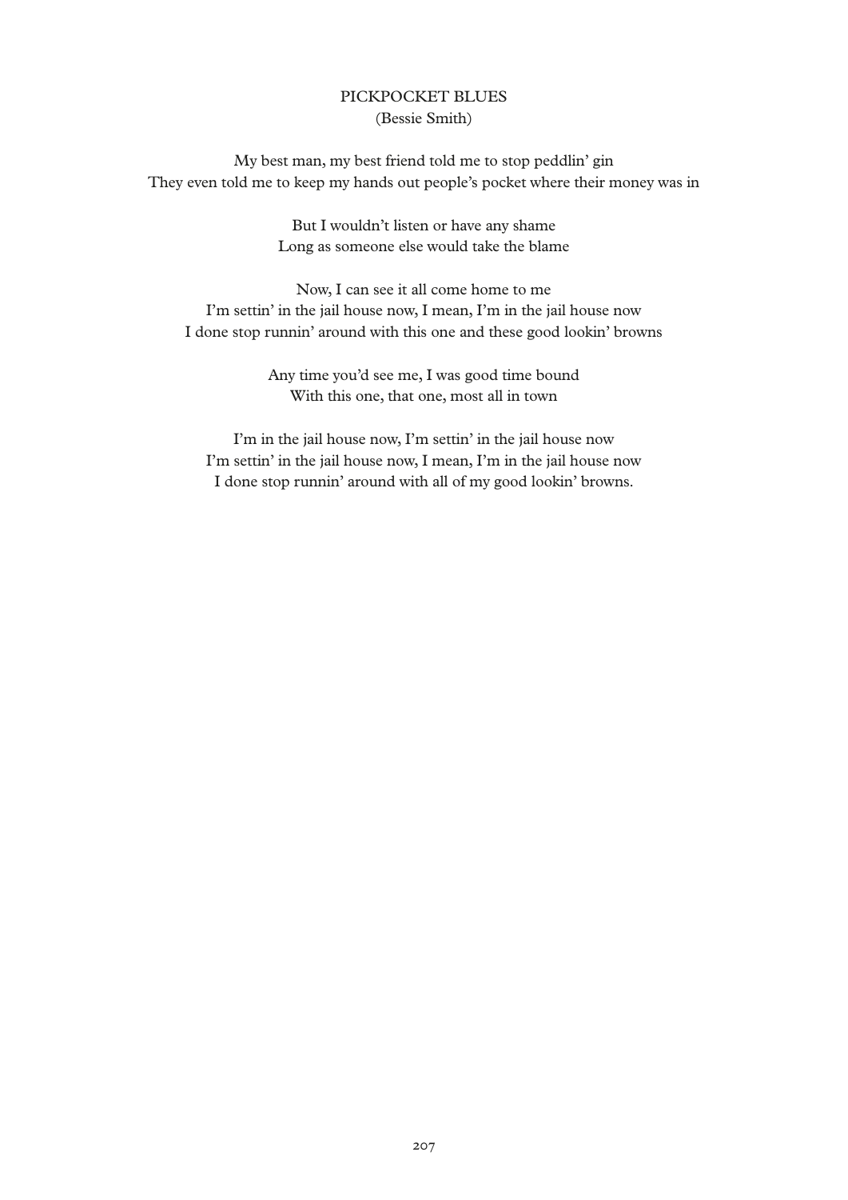## PICKPOCKET BLUES
(Bessie Smith)

My best man, my best friend told me to stop peddlin' gin
They even told me to keep my hands out people's pocket where their money was in

But I wouldn't listen or have any shame
Long as someone else would take the blame

Now, I can see it all come home to me
I'm settin' in the jail house now, I mean, I'm in the jail house now
I done stop runnin' around with this one and these good lookin' browns

Any time you'd see me, I was good time bound
With this one, that one, most all in town

I'm in the jail house now, I'm settin' in the jail house now
I'm settin' in the jail house now, I mean, I'm in the jail house now
I done stop runnin' around with all of my good lookin' browns.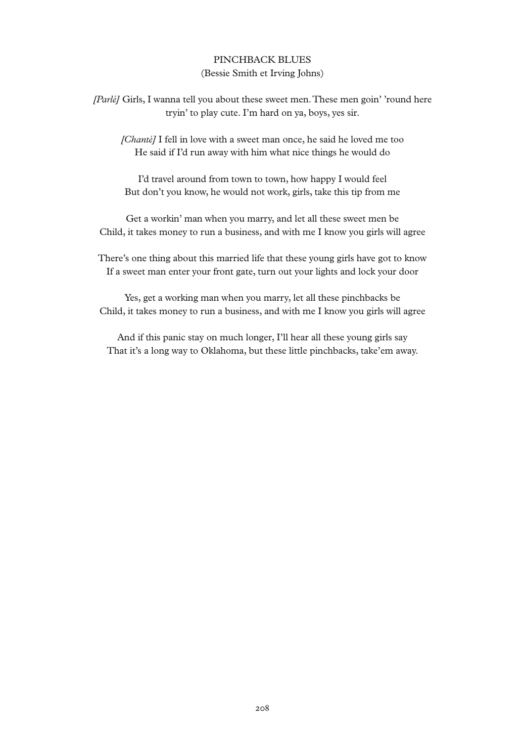## PINCHBACK BLUES

(Bessie Smith et Irving Johns)

*[Parlé]* Girls, I wanna tell you about these sweet men. These men goin' 'round here tryin' to play cute. I'm hard on ya, boys, yes sir.

*[Chanté]* I fell in love with a sweet man once, he said he loved me too
He said if I'd run away with him what nice things he would do

I'd travel around from town to town, how happy I would feel
But don't you know, he would not work, girls, take this tip from me

Get a workin' man when you marry, and let all these sweet men be
Child, it takes money to run a business, and with me I know you girls will agree

There's one thing about this married life that these young girls have got to know
If a sweet man enter your front gate, turn out your lights and lock your door

Yes, get a working man when you marry, let all these pinchbacks be
Child, it takes money to run a business, and with me I know you girls will agree

And if this panic stay on much longer, I'll hear all these young girls say
That it's a long way to Oklahoma, but these little pinchbacks, take'em away.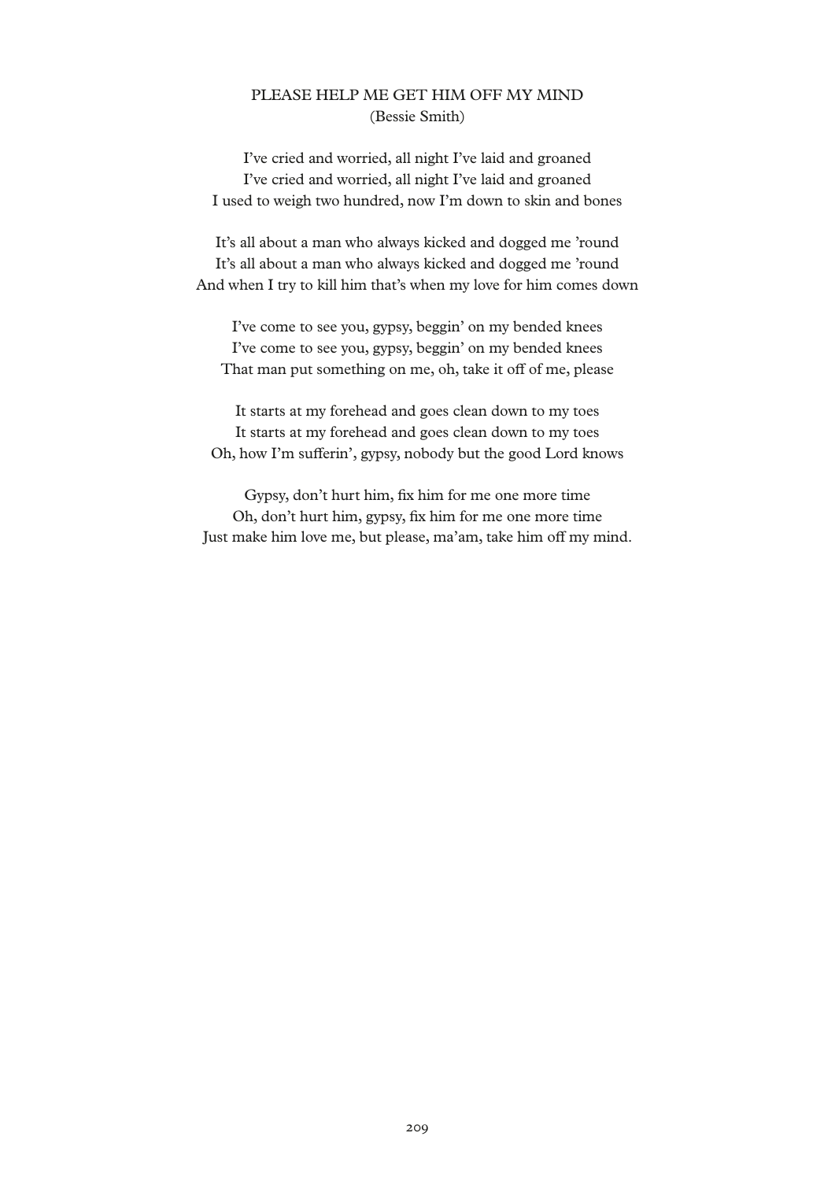# PLEASE HELP ME GET HIM OFF MY MIND

(Bessie Smith)

I've cried and worried, all night I've laid and groaned  
I've cried and worried, all night I've laid and groaned  
I used to weigh two hundred, now I'm down to skin and bones

It's all about a man who always kicked and dogged me 'round  
It's all about a man who always kicked and dogged me 'round  
And when I try to kill him that's when my love for him comes down

I've come to see you, gypsy, beggin' on my bended knees  
I've come to see you, gypsy, beggin' on my bended knees  
That man put something on me, oh, take it off of me, please

It starts at my forehead and goes clean down to my toes  
It starts at my forehead and goes clean down to my toes  
Oh, how I'm sufferin', gypsy, nobody but the good Lord knows

Gypsy, don't hurt him, fix him for me one more time  
Oh, don't hurt him, gypsy, fix him for me one more time  
Just make him love me, but please, ma'am, take him off my mind.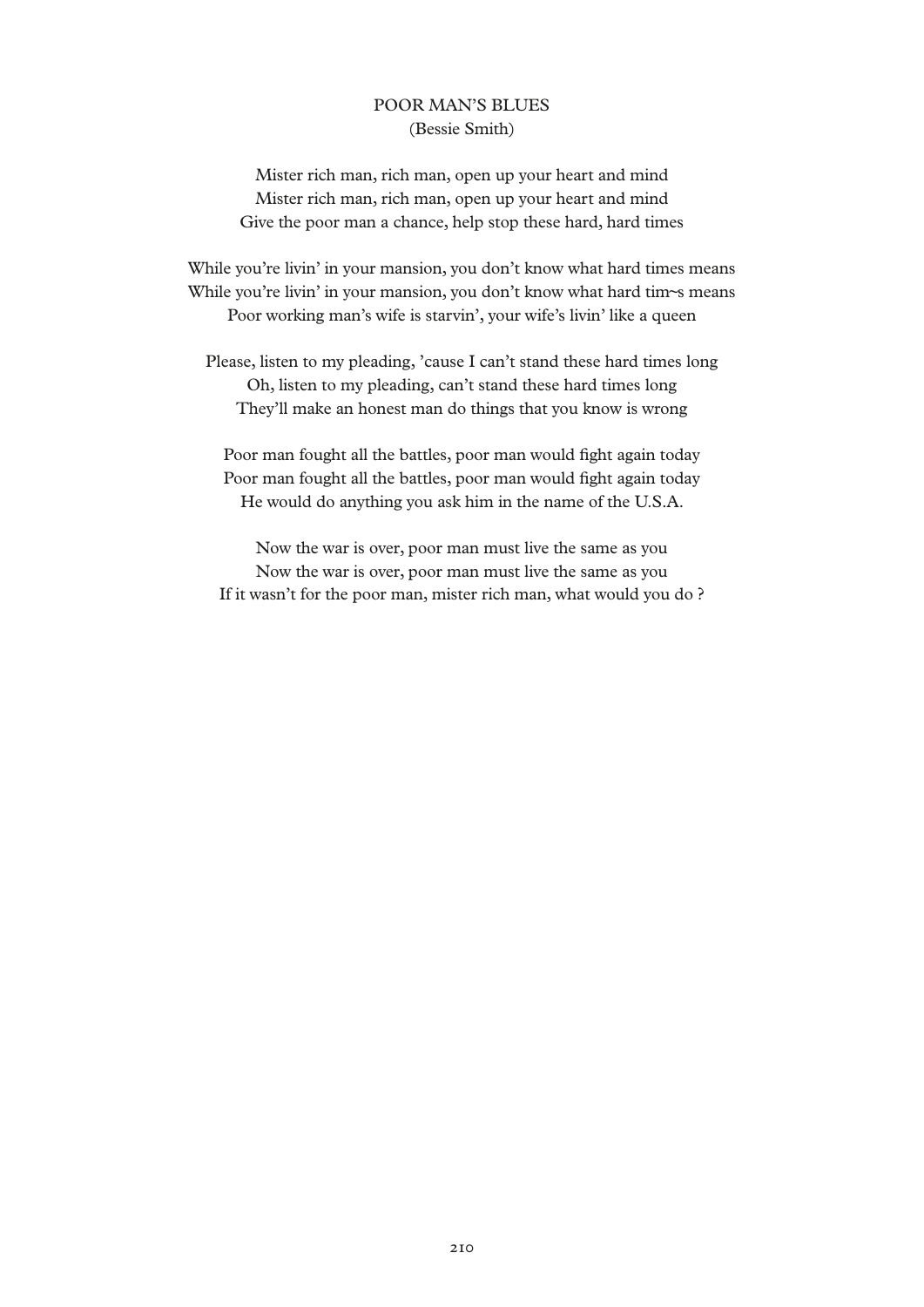POOR MAN'S BLUES
(Bessie Smith)

Mister rich man, rich man, open up your heart and mind
Mister rich man, rich man, open up your heart and mind
Give the poor man a chance, help stop these hard, hard times

While you're livin' in your mansion, you don't know what hard times means
While you're livin' in your mansion, you don't know what hard tim~s means
Poor working man's wife is starvin', your wife's livin' like a queen

Please, listen to my pleading, 'cause I can't stand these hard times long
Oh, listen to my pleading, can't stand these hard times long
They'll make an honest man do things that you know is wrong

Poor man fought all the battles, poor man would fight again today
Poor man fought all the battles, poor man would fight again today
He would do anything you ask him in the name of the U.S.A.

Now the war is over, poor man must live the same as you
Now the war is over, poor man must live the same as you
If it wasn't for the poor man, mister rich man, what would you do ?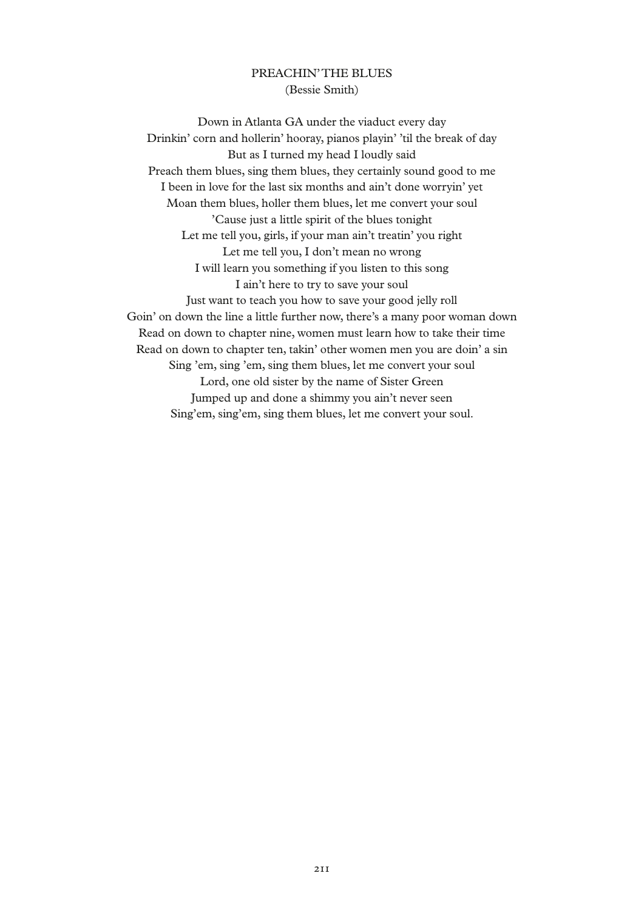## PREACHIN' THE BLUES
(Bessie Smith)

Down in Atlanta GA under the viaduct every day
Drinkin' corn and hollerin' hooray, pianos playin' 'til the break of day
But as I turned my head I loudly said
Preach them blues, sing them blues, they certainly sound good to me
I been in love for the last six months and ain't done worryin' yet
Moan them blues, holler them blues, let me convert your soul
'Cause just a little spirit of the blues tonight
Let me tell you, girls, if your man ain't treatin' you right
Let me tell you, I don't mean no wrong
I will learn you something if you listen to this song
I ain't here to try to save your soul
Just want to teach you how to save your good jelly roll
Goin' on down the line a little further now, there's a many poor woman down
Read on down to chapter nine, women must learn how to take their time
Read on down to chapter ten, takin' other women men you are doin' a sin
Sing 'em, sing 'em, sing them blues, let me convert your soul
Lord, one old sister by the name of Sister Green
Jumped up and done a shimmy you ain't never seen
Sing'em, sing'em, sing them blues, let me convert your soul.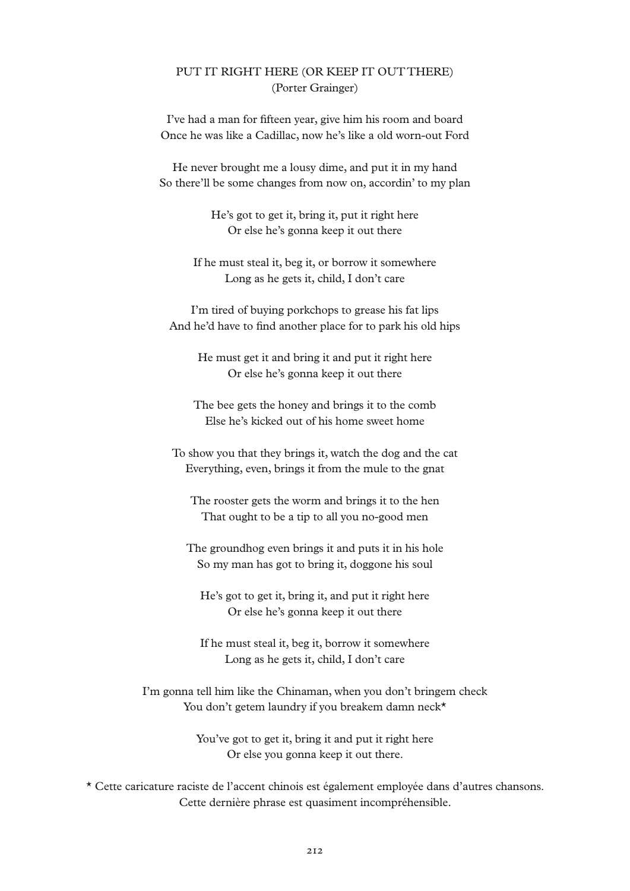## PUT IT RIGHT HERE (OR KEEP IT OUT THERE)
(Porter Grainger)

I've had a man for fifteen year, give him his room and board
Once he was like a Cadillac, now he's like a old worn-out Ford

He never brought me a lousy dime, and put it in my hand
So there'll be some changes from now on, accordin' to my plan

He's got to get it, bring it, put it right here
Or else he's gonna keep it out there

If he must steal it, beg it, or borrow it somewhere
Long as he gets it, child, I don't care

I'm tired of buying porkchops to grease his fat lips
And he'd have to find another place for to park his old hips

He must get it and bring it and put it right here
Or else he's gonna keep it out there

The bee gets the honey and brings it to the comb
Else he's kicked out of his home sweet home

To show you that they brings it, watch the dog and the cat
Everything, even, brings it from the mule to the gnat

The rooster gets the worm and brings it to the hen
That ought to be a tip to all you no-good men

The groundhog even brings it and puts it in his hole
So my man has got to bring it, doggone his soul

He's got to get it, bring it, and put it right here
Or else he's gonna keep it out there

If he must steal it, beg it, borrow it somewhere
Long as he gets it, child, I don't care

I'm gonna tell him like the Chinaman, when you don't bringem check
You don't getem laundry if you breakem damn neck*

You've got to get it, bring it and put it right here
Or else you gonna keep it out there.

\* Cette caricature raciste de l'accent chinois est également employée dans d'autres chansons. Cette dernière phrase est quasiment incompréhensible.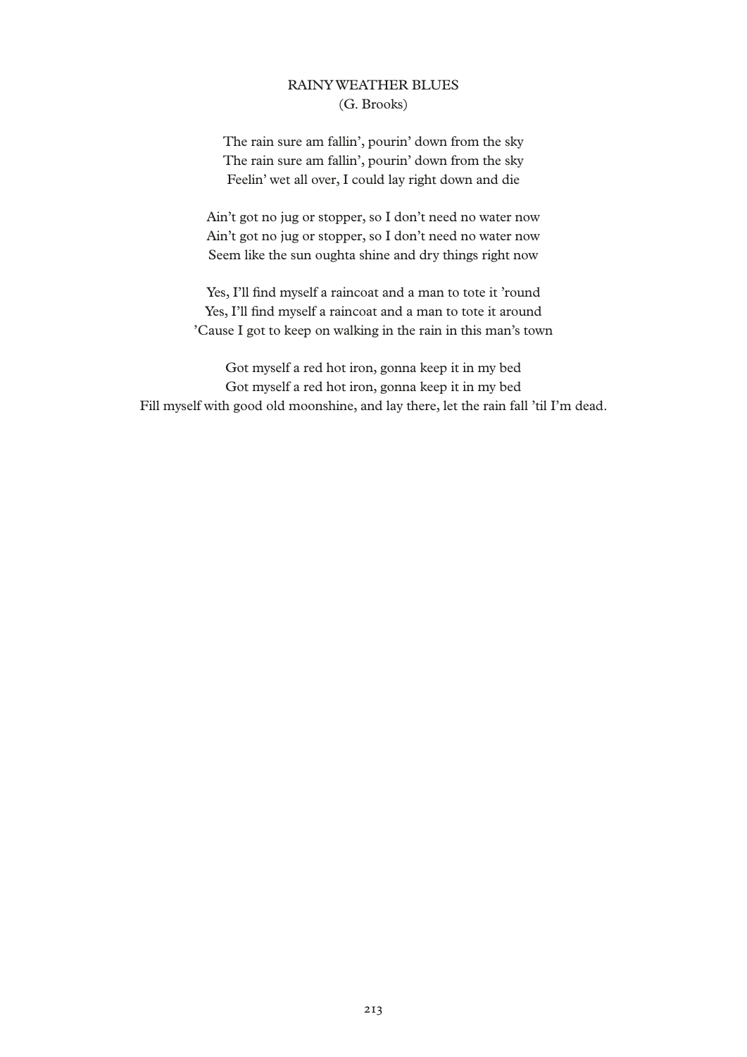## RAINY WEATHER BLUES

(G. Brooks)

The rain sure am fallin', pourin' down from the sky  
The rain sure am fallin', pourin' down from the sky  
Feelin' wet all over, I could lay right down and die

Ain't got no jug or stopper, so I don't need no water now  
Ain't got no jug or stopper, so I don't need no water now  
Seem like the sun oughta shine and dry things right now

Yes, I'll find myself a raincoat and a man to tote it 'round  
Yes, I'll find myself a raincoat and a man to tote it around  
'Cause I got to keep on walking in the rain in this man's town

Got myself a red hot iron, gonna keep it in my bed  
Got myself a red hot iron, gonna keep it in my bed  
Fill myself with good old moonshine, and lay there, let the rain fall 'til I'm dead.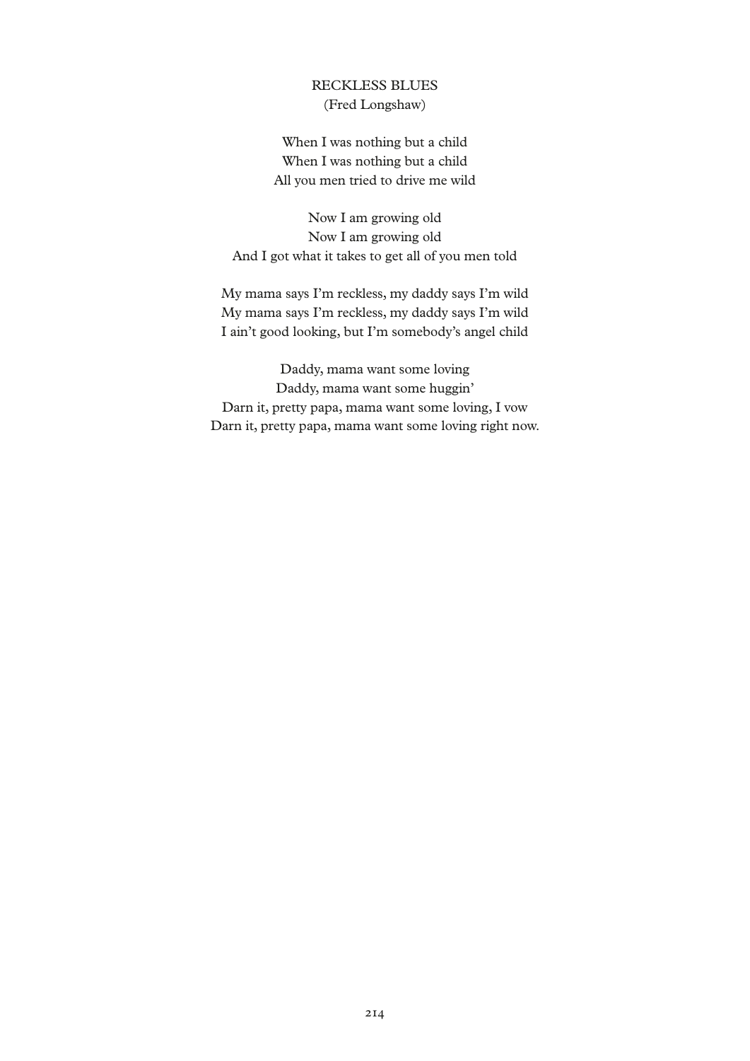## RECKLESS BLUES

(Fred Longshaw)

When I was nothing but a child  
When I was nothing but a child  
All you men tried to drive me wild

Now I am growing old  
Now I am growing old  
And I got what it takes to get all of you men told

My mama says I'm reckless, my daddy says I'm wild  
My mama says I'm reckless, my daddy says I'm wild  
I ain't good looking, but I'm somebody's angel child

Daddy, mama want some loving  
Daddy, mama want some huggin'  
Darn it, pretty papa, mama want some loving, I vow  
Darn it, pretty papa, mama want some loving right now.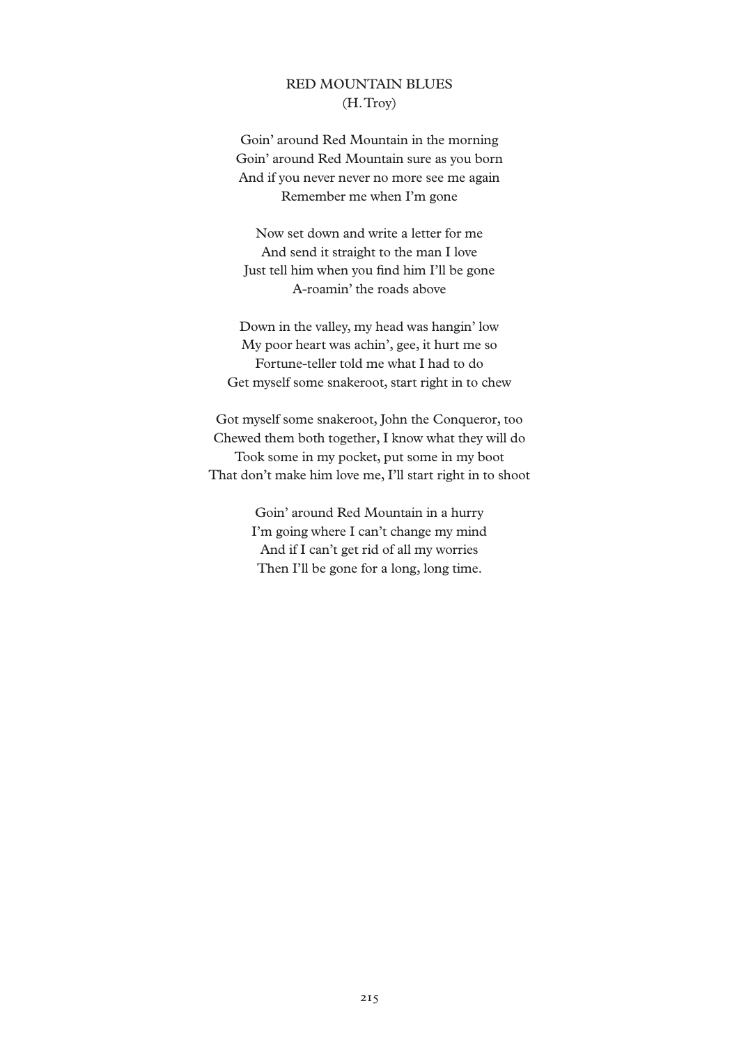## RED MOUNTAIN BLUES

(H. Troy)

Goin' around Red Mountain in the morning  
Goin' around Red Mountain sure as you born  
And if you never never no more see me again  
Remember me when I'm gone

Now set down and write a letter for me  
And send it straight to the man I love  
Just tell him when you find him I'll be gone  
A-roamin' the roads above

Down in the valley, my head was hangin' low  
My poor heart was achin', gee, it hurt me so  
Fortune-teller told me what I had to do  
Get myself some snakeroot, start right in to chew

Got myself some snakeroot, John the Conqueror, too  
Chewed them both together, I know what they will do  
Took some in my pocket, put some in my boot  
That don't make him love me, I'll start right in to shoot

Goin' around Red Mountain in a hurry  
I'm going where I can't change my mind  
And if I can't get rid of all my worries  
Then I'll be gone for a long, long time.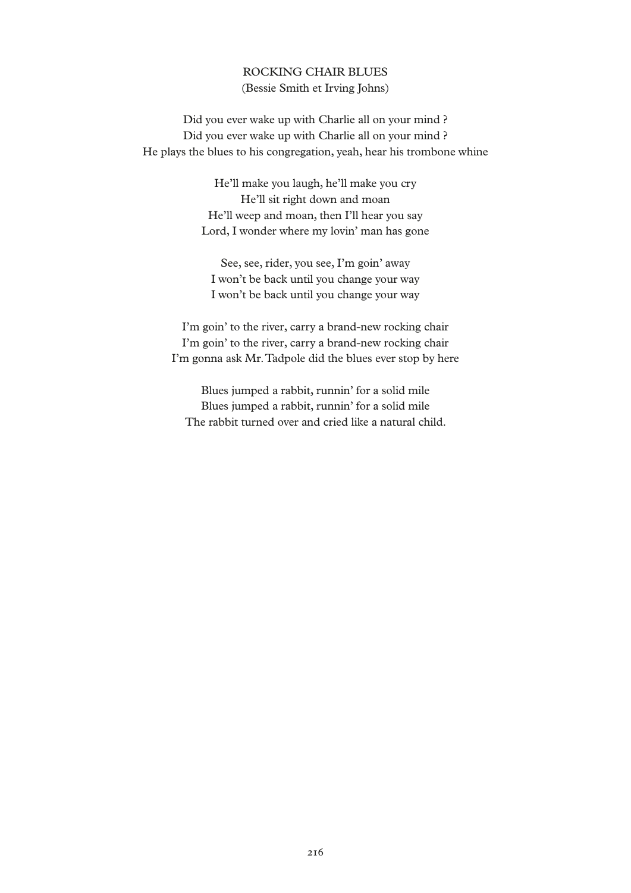# ROCKING CHAIR BLUES

(Bessie Smith et Irving Johns)

Did you ever wake up with Charlie all on your mind ?  
Did you ever wake up with Charlie all on your mind ?  
He plays the blues to his congregation, yeah, hear his trombone whine

He'll make you laugh, he'll make you cry  
He'll sit right down and moan  
He'll weep and moan, then I'll hear you say  
Lord, I wonder where my lovin' man has gone

See, see, rider, you see, I'm goin' away  
I won't be back until you change your way  
I won't be back until you change your way

I'm goin' to the river, carry a brand-new rocking chair  
I'm goin' to the river, carry a brand-new rocking chair  
I'm gonna ask Mr. Tadpole did the blues ever stop by here

Blues jumped a rabbit, runnin' for a solid mile  
Blues jumped a rabbit, runnin' for a solid mile  
The rabbit turned over and cried like a natural child.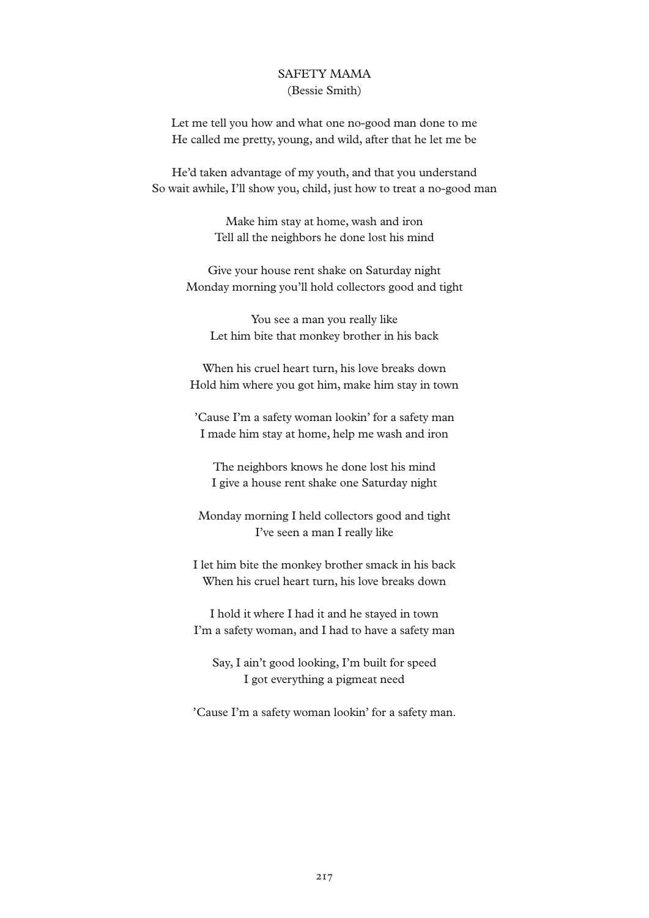## SAFETY MAMA
(Bessie Smith)

Let me tell you how and what one no-good man done to me
He called me pretty, young, and wild, after that he let me be

He'd taken advantage of my youth, and that you understand
So wait awhile, I'll show you, child, just how to treat a no-good man

Make him stay at home, wash and iron
Tell all the neighbors he done lost his mind

Give your house rent shake on Saturday night
Monday morning you'll hold collectors good and tight

You see a man you really like
Let him bite that monkey brother in his back

When his cruel heart turn, his love breaks down
Hold him where you got him, make him stay in town

'Cause I'm a safety woman lookin' for a safety man
I made him stay at home, help me wash and iron

The neighbors knows he done lost his mind
I give a house rent shake one Saturday night

Monday morning I held collectors good and tight
I've seen a man I really like

I let him bite the monkey brother smack in his back
When his cruel heart turn, his love breaks down

I hold it where I had it and he stayed in town
I'm a safety woman, and I had to have a safety man

Say, I ain't good looking, I'm built for speed
I got everything a pigmeat need

'Cause I'm a safety woman lookin' for a safety man.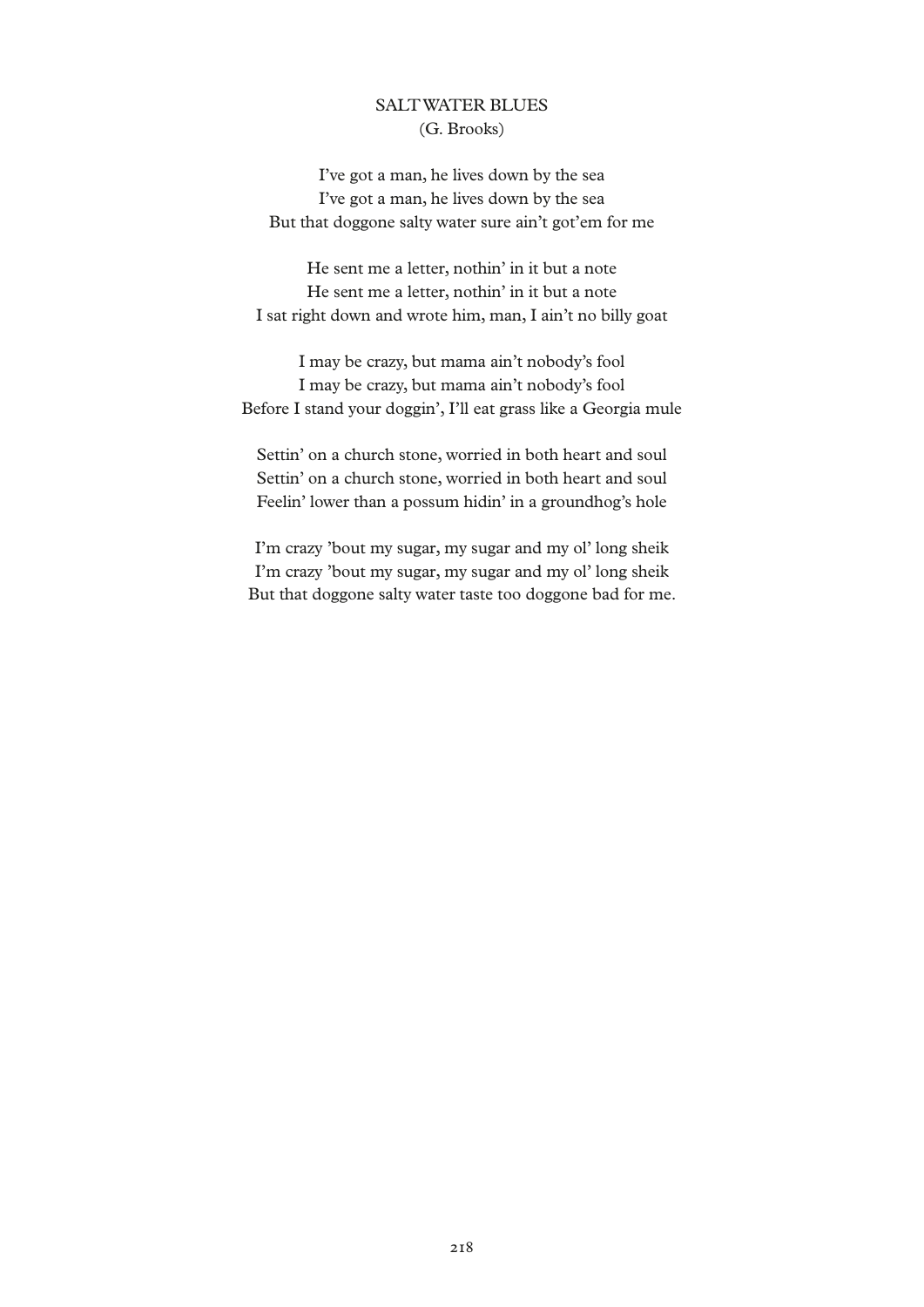## SALT WATER BLUES

(G. Brooks)

I've got a man, he lives down by the sea
I've got a man, he lives down by the sea
But that doggone salty water sure ain't got'em for me

He sent me a letter, nothin' in it but a note
He sent me a letter, nothin' in it but a note
I sat right down and wrote him, man, I ain't no billy goat

I may be crazy, but mama ain't nobody's fool
I may be crazy, but mama ain't nobody's fool
Before I stand your doggin', I'll eat grass like a Georgia mule

Settin' on a church stone, worried in both heart and soul
Settin' on a church stone, worried in both heart and soul
Feelin' lower than a possum hidin' in a groundhog's hole

I'm crazy 'bout my sugar, my sugar and my ol' long sheik
I'm crazy 'bout my sugar, my sugar and my ol' long sheik
But that doggone salty water taste too doggone bad for me.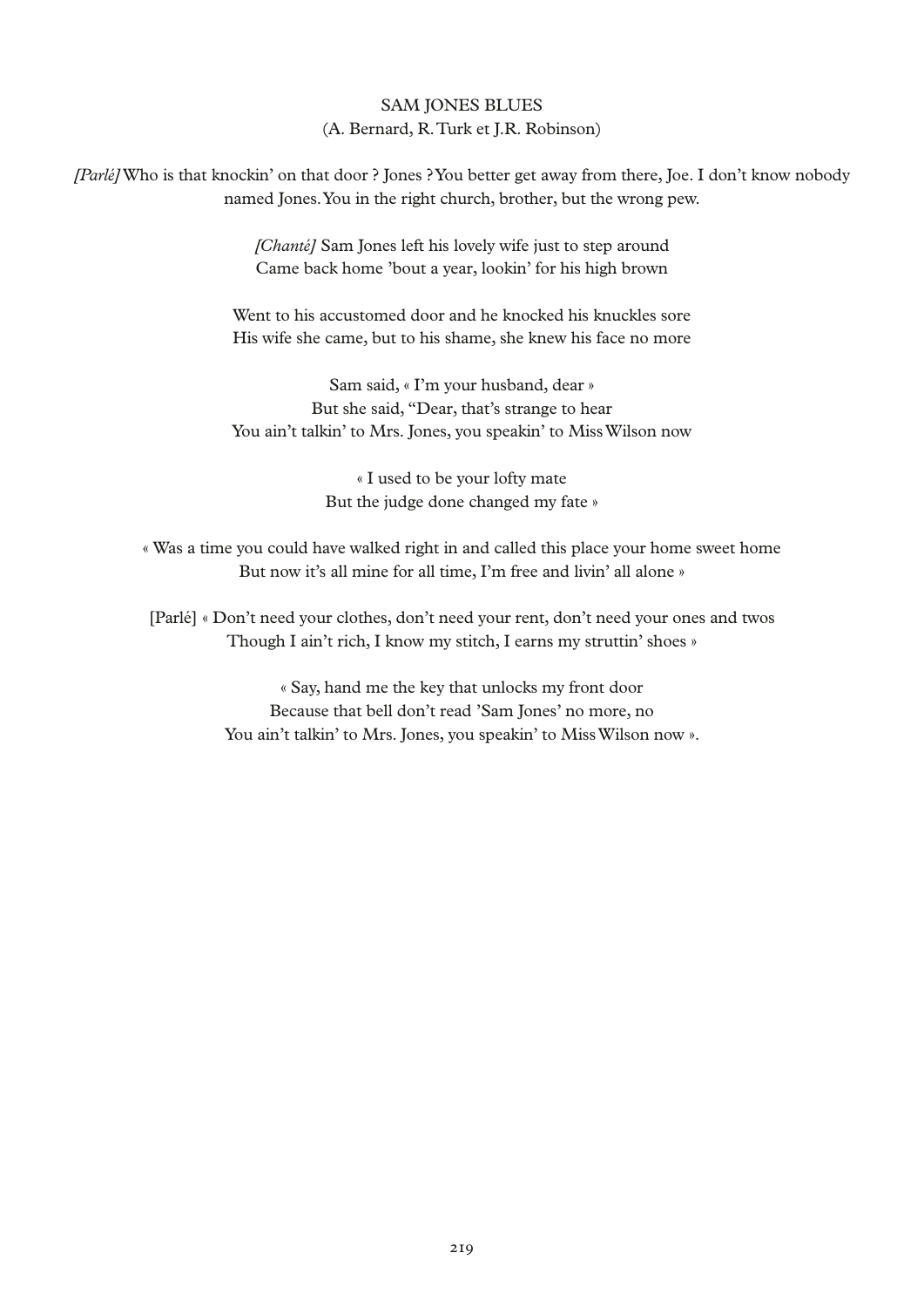# SAM JONES BLUES

(A. Bernard, R. Turk et J.R. Robinson)

*[Parlé]* Who is that knockin' on that door ? Jones ? You better get away from there, Joe. I don't know nobody named Jones. You in the right church, brother, but the wrong pew.

*[Chanté]* Sam Jones left his lovely wife just to step around
Came back home 'bout a year, lookin' for his high brown

Went to his accustomed door and he knocked his knuckles sore
His wife she came, but to his shame, she knew his face no more

Sam said, « I'm your husband, dear »
But she said, "Dear, that's strange to hear
You ain't talkin' to Mrs. Jones, you speakin' to Miss Wilson now

« I used to be your lofty mate
But the judge done changed my fate »

« Was a time you could have walked right in and called this place your home sweet home
But now it's all mine for all time, I'm free and livin' all alone »

[Parlé] « Don't need your clothes, don't need your rent, don't need your ones and twos
Though I ain't rich, I know my stitch, I earns my struttin' shoes »

« Say, hand me the key that unlocks my front door
Because that bell don't read 'Sam Jones' no more, no
You ain't talkin' to Mrs. Jones, you speakin' to Miss Wilson now ».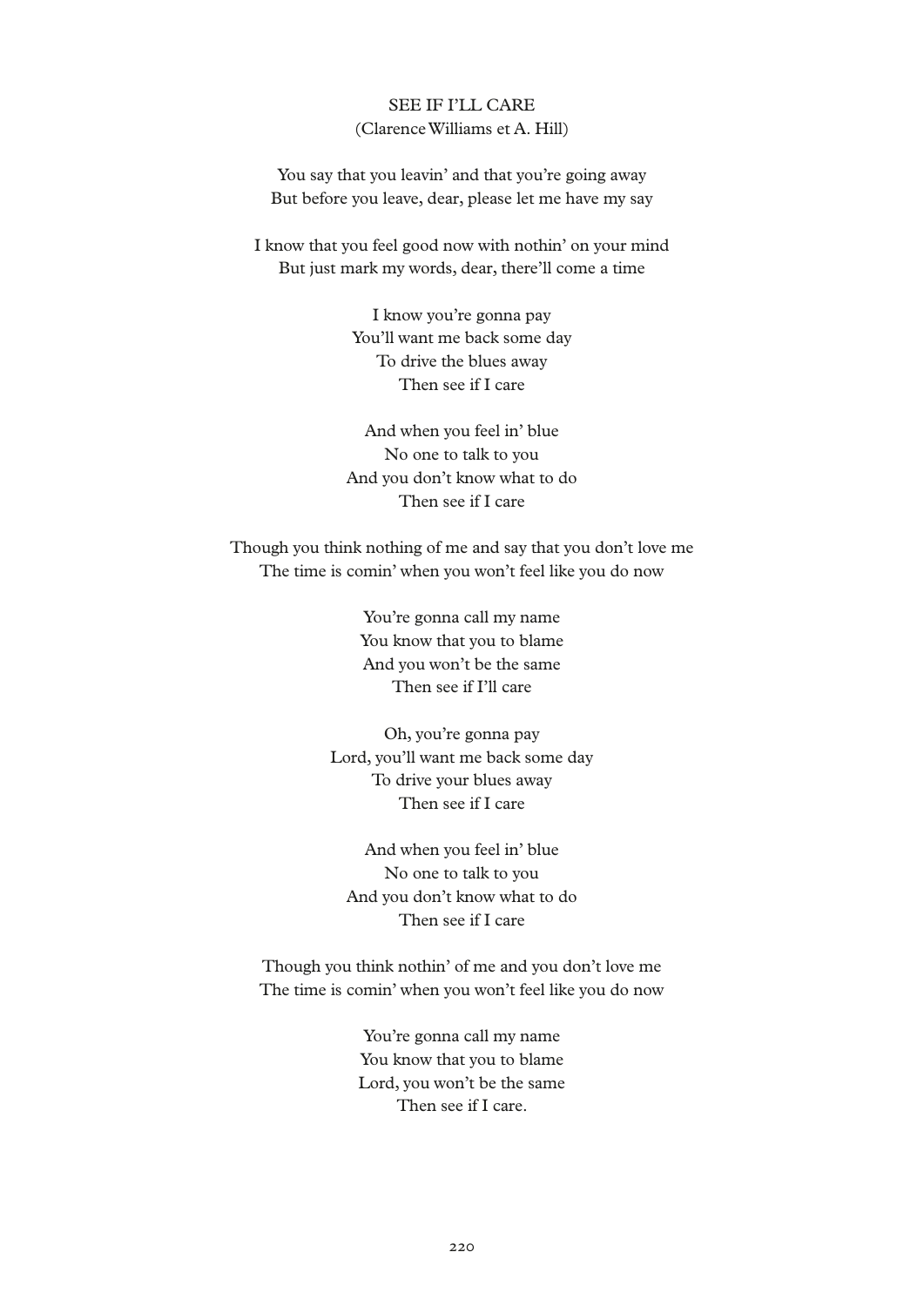## SEE IF I'LL CARE
(Clarence Williams et A. Hill)

You say that you leavin' and that you're going away
But before you leave, dear, please let me have my say

I know that you feel good now with nothin' on your mind
But just mark my words, dear, there'll come a time

I know you're gonna pay
You'll want me back some day
To drive the blues away
Then see if I care

And when you feel in' blue
No one to talk to you
And you don't know what to do
Then see if I care

Though you think nothing of me and say that you don't love me
The time is comin' when you won't feel like you do now

You're gonna call my name
You know that you to blame
And you won't be the same
Then see if I'll care

Oh, you're gonna pay
Lord, you'll want me back some day
To drive your blues away
Then see if I care

And when you feel in' blue
No one to talk to you
And you don't know what to do
Then see if I care

Though you think nothin' of me and you don't love me
The time is comin' when you won't feel like you do now

You're gonna call my name
You know that you to blame
Lord, you won't be the same
Then see if I care.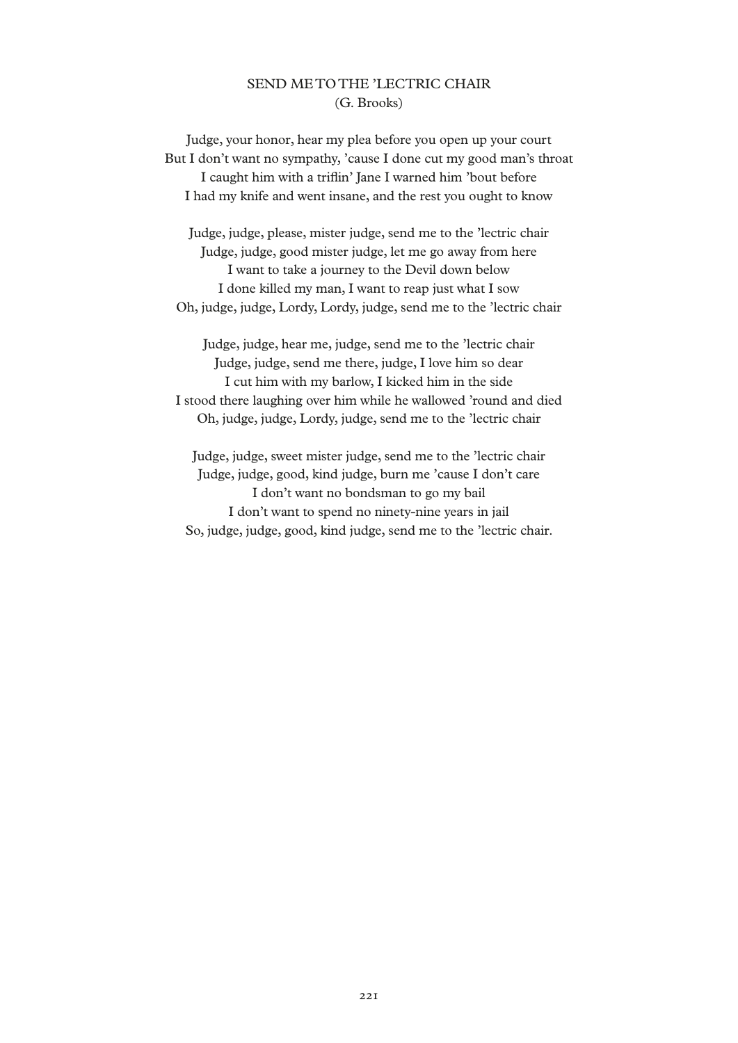## SEND ME TO THE 'LECTRIC CHAIR

(G. Brooks)

Judge, your honor, hear my plea before you open up your court
But I don't want no sympathy, 'cause I done cut my good man's throat
I caught him with a triflin' Jane I warned him 'bout before
I had my knife and went insane, and the rest you ought to know

Judge, judge, please, mister judge, send me to the 'lectric chair
Judge, judge, good mister judge, let me go away from here
I want to take a journey to the Devil down below
I done killed my man, I want to reap just what I sow
Oh, judge, judge, Lordy, Lordy, judge, send me to the 'lectric chair

Judge, judge, hear me, judge, send me to the 'lectric chair
Judge, judge, send me there, judge, I love him so dear
I cut him with my barlow, I kicked him in the side
I stood there laughing over him while he wallowed 'round and died
Oh, judge, judge, Lordy, judge, send me to the 'lectric chair

Judge, judge, sweet mister judge, send me to the 'lectric chair
Judge, judge, good, kind judge, burn me 'cause I don't care
I don't want no bondsman to go my bail
I don't want to spend no ninety-nine years in jail
So, judge, judge, good, kind judge, send me to the 'lectric chair.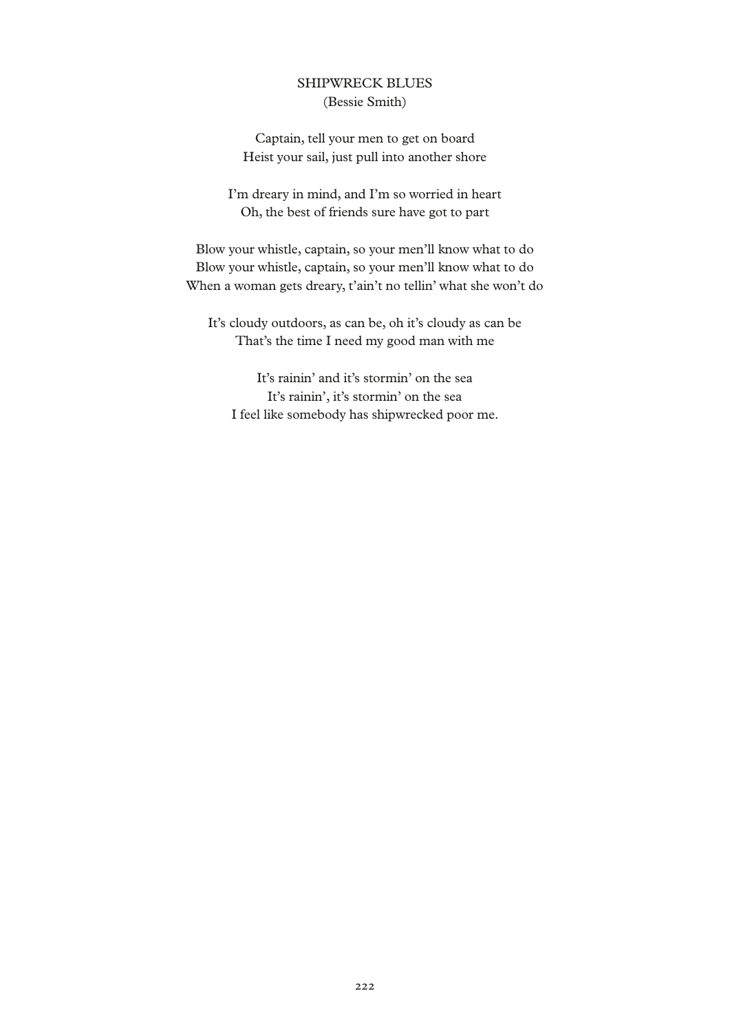## SHIPWRECK BLUES
(Bessie Smith)

Captain, tell your men to get on board
Heist your sail, just pull into another shore

I'm dreary in mind, and I'm so worried in heart
Oh, the best of friends sure have got to part

Blow your whistle, captain, so your men'll know what to do
Blow your whistle, captain, so your men'll know what to do
When a woman gets dreary, t'ain't no tellin' what she won't do

It's cloudy outdoors, as can be, oh it's cloudy as can be
That's the time I need my good man with me

It's rainin' and it's stormin' on the sea
It's rainin', it's stormin' on the sea
I feel like somebody has shipwrecked poor me.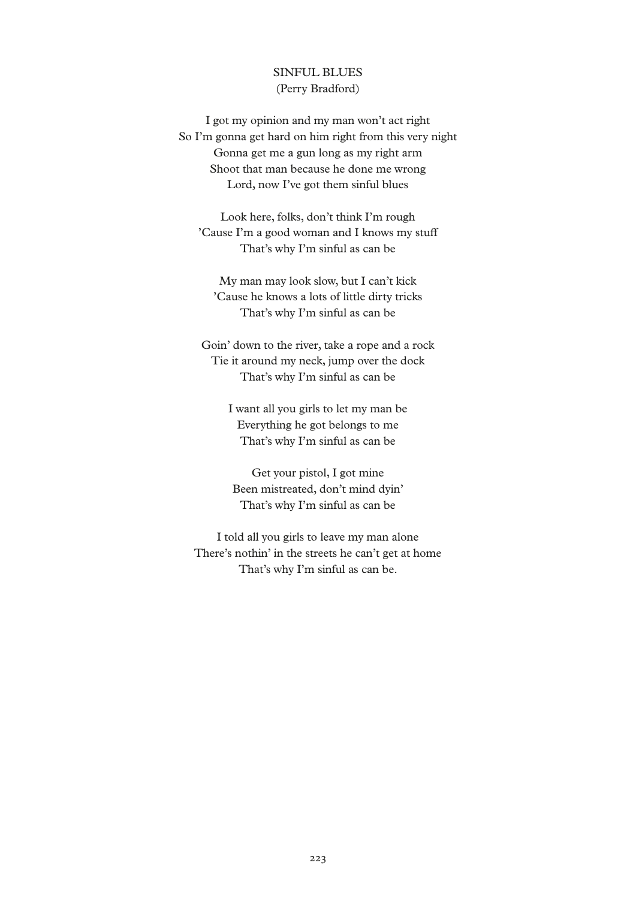## SINFUL BLUES

(Perry Bradford)

I got my opinion and my man won't act right  
So I'm gonna get hard on him right from this very night  
Gonna get me a gun long as my right arm  
Shoot that man because he done me wrong  
Lord, now I've got them sinful blues

Look here, folks, don't think I'm rough  
'Cause I'm a good woman and I knows my stuff  
That's why I'm sinful as can be

My man may look slow, but I can't kick  
'Cause he knows a lots of little dirty tricks  
That's why I'm sinful as can be

Goin' down to the river, take a rope and a rock  
Tie it around my neck, jump over the dock  
That's why I'm sinful as can be

I want all you girls to let my man be  
Everything he got belongs to me  
That's why I'm sinful as can be

Get your pistol, I got mine  
Been mistreated, don't mind dyin'  
That's why I'm sinful as can be

I told all you girls to leave my man alone  
There's nothin' in the streets he can't get at home  
That's why I'm sinful as can be.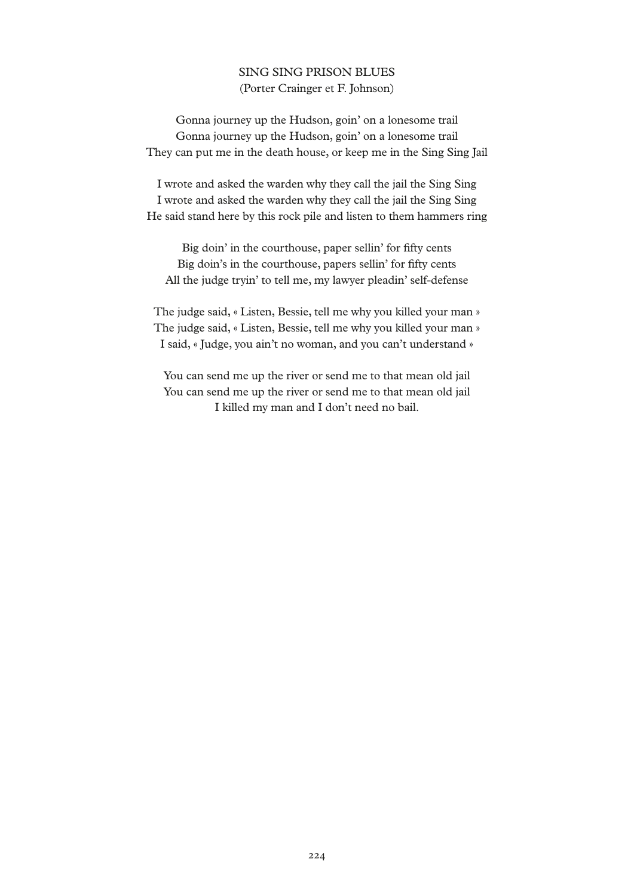## SING SING PRISON BLUES

(Porter Crainger et F. Johnson)

Gonna journey up the Hudson, goin' on a lonesome trail  
Gonna journey up the Hudson, goin' on a lonesome trail  
They can put me in the death house, or keep me in the Sing Sing Jail

I wrote and asked the warden why they call the jail the Sing Sing  
I wrote and asked the warden why they call the jail the Sing Sing  
He said stand here by this rock pile and listen to them hammers ring

Big doin' in the courthouse, paper sellin' for fifty cents  
Big doin's in the courthouse, papers sellin' for fifty cents  
All the judge tryin' to tell me, my lawyer pleadin' self-defense

The judge said, « Listen, Bessie, tell me why you killed your man »  
The judge said, « Listen, Bessie, tell me why you killed your man »  
I said, « Judge, you ain't no woman, and you can't understand »

You can send me up the river or send me to that mean old jail  
You can send me up the river or send me to that mean old jail  
I killed my man and I don't need no bail.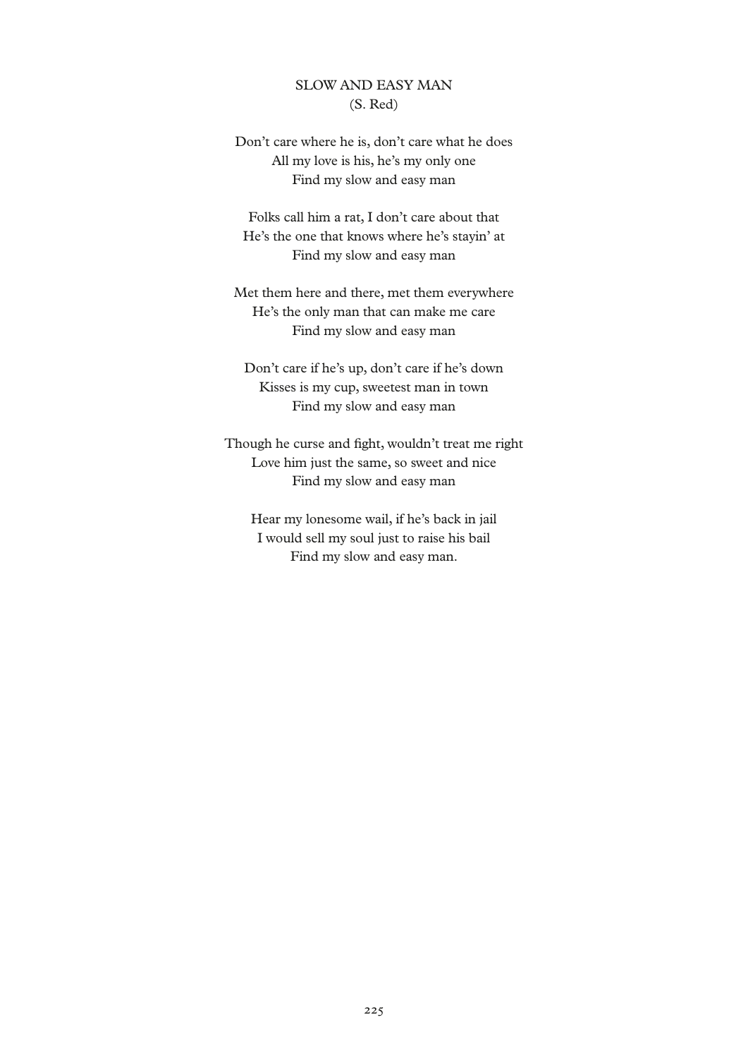## SLOW AND EASY MAN
(S. Red)

Don't care where he is, don't care what he does  
All my love is his, he's my only one  
Find my slow and easy man

Folks call him a rat, I don't care about that  
He's the one that knows where he's stayin' at  
Find my slow and easy man

Met them here and there, met them everywhere  
He's the only man that can make me care  
Find my slow and easy man

Don't care if he's up, don't care if he's down  
Kisses is my cup, sweetest man in town  
Find my slow and easy man

Though he curse and fight, wouldn't treat me right  
Love him just the same, so sweet and nice  
Find my slow and easy man

Hear my lonesome wail, if he's back in jail  
I would sell my soul just to raise his bail  
Find my slow and easy man.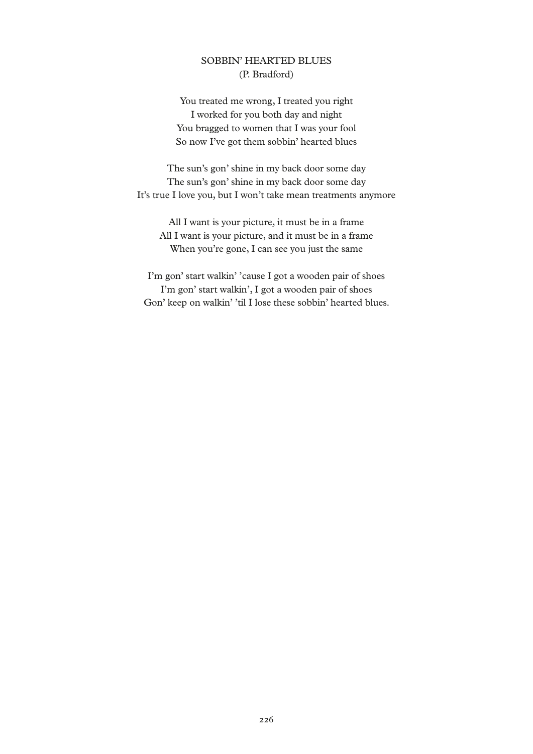## SOBBIN' HEARTED BLUES
(P. Bradford)

You treated me wrong, I treated you right
I worked for you both day and night
You bragged to women that I was your fool
So now I've got them sobbin' hearted blues

The sun's gon' shine in my back door some day
The sun's gon' shine in my back door some day
It's true I love you, but I won't take mean treatments anymore

All I want is your picture, it must be in a frame
All I want is your picture, and it must be in a frame
When you're gone, I can see you just the same

I'm gon' start walkin' 'cause I got a wooden pair of shoes
I'm gon' start walkin', I got a wooden pair of shoes
Gon' keep on walkin' 'til I lose these sobbin' hearted blues.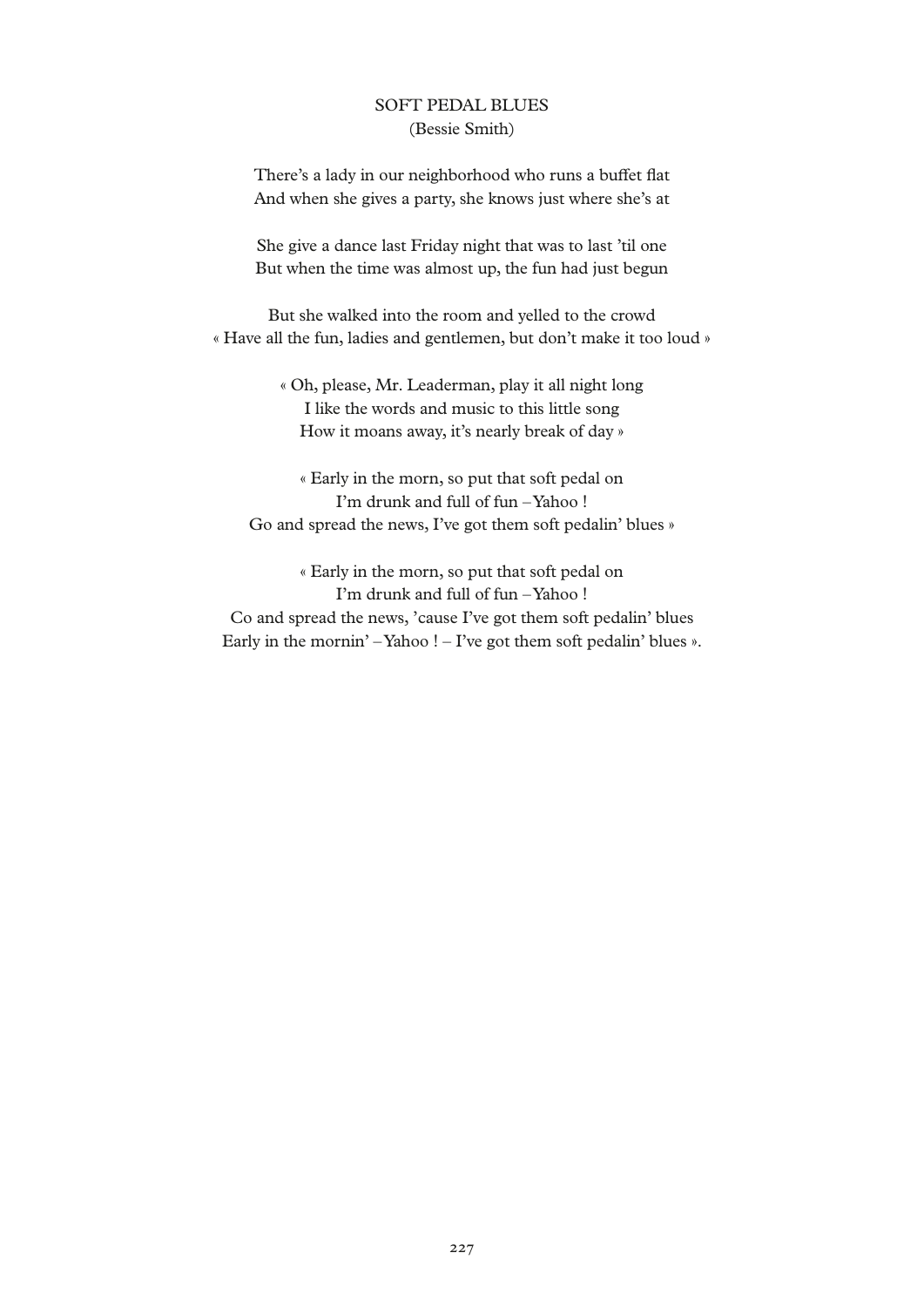# SOFT PEDAL BLUES
(Bessie Smith)

There's a lady in our neighborhood who runs a buffet flat
And when she gives a party, she knows just where she's at

She give a dance last Friday night that was to last 'til one
But when the time was almost up, the fun had just begun

But she walked into the room and yelled to the crowd
« Have all the fun, ladies and gentlemen, but don't make it too loud »

« Oh, please, Mr. Leaderman, play it all night long
I like the words and music to this little song
How it moans away, it's nearly break of day »

« Early in the morn, so put that soft pedal on
I'm drunk and full of fun – Yahoo !
Go and spread the news, I've got them soft pedalin' blues »

« Early in the morn, so put that soft pedal on
I'm drunk and full of fun – Yahoo !
Co and spread the news, 'cause I've got them soft pedalin' blues
Early in the mornin' – Yahoo ! – I've got them soft pedalin' blues ».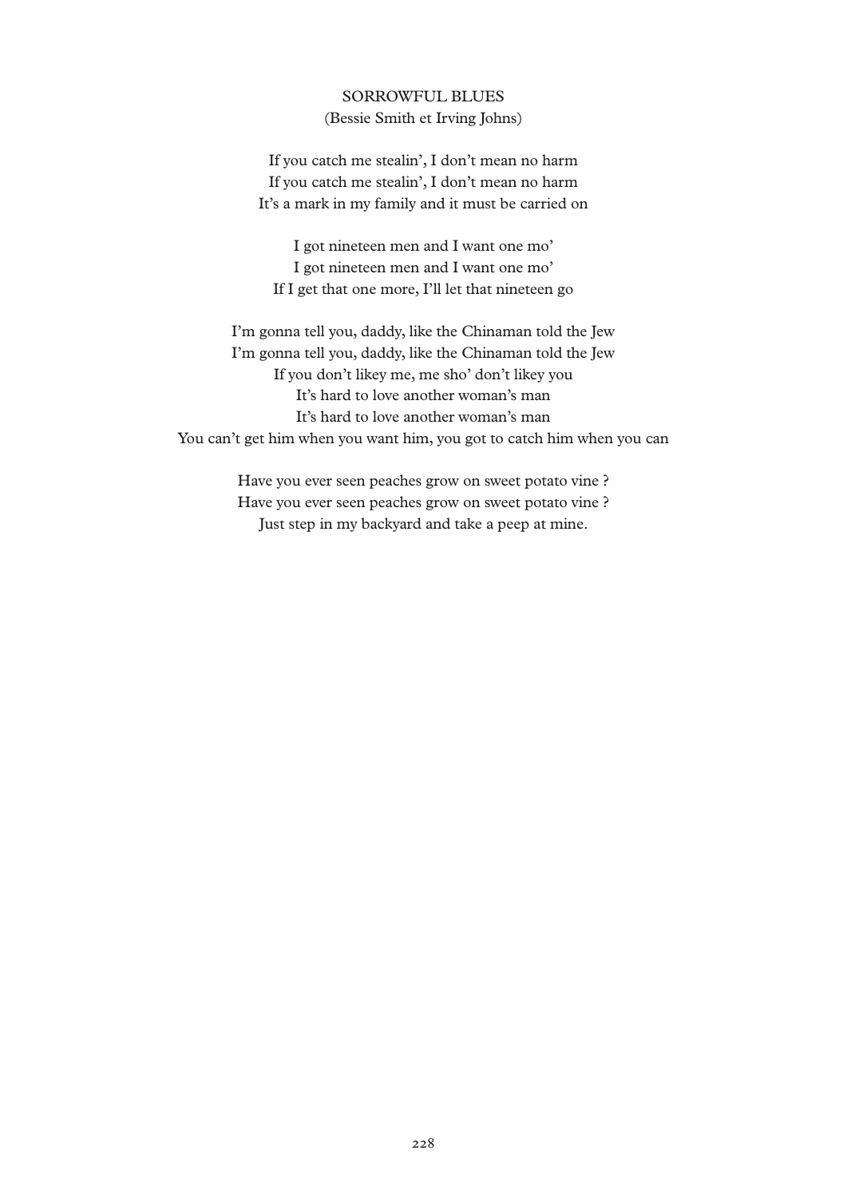## SORROWFUL BLUES

(Bessie Smith et Irving Johns)

If you catch me stealin', I don't mean no harm
If you catch me stealin', I don't mean no harm
It's a mark in my family and it must be carried on

I got nineteen men and I want one mo'
I got nineteen men and I want one mo'
If I get that one more, I'll let that nineteen go

I'm gonna tell you, daddy, like the Chinaman told the Jew
I'm gonna tell you, daddy, like the Chinaman told the Jew
If you don't likey me, me sho' don't likey you
It's hard to love another woman's man
It's hard to love another woman's man
You can't get him when you want him, you got to catch him when you can

Have you ever seen peaches grow on sweet potato vine ?
Have you ever seen peaches grow on sweet potato vine ?
Just step in my backyard and take a peep at mine.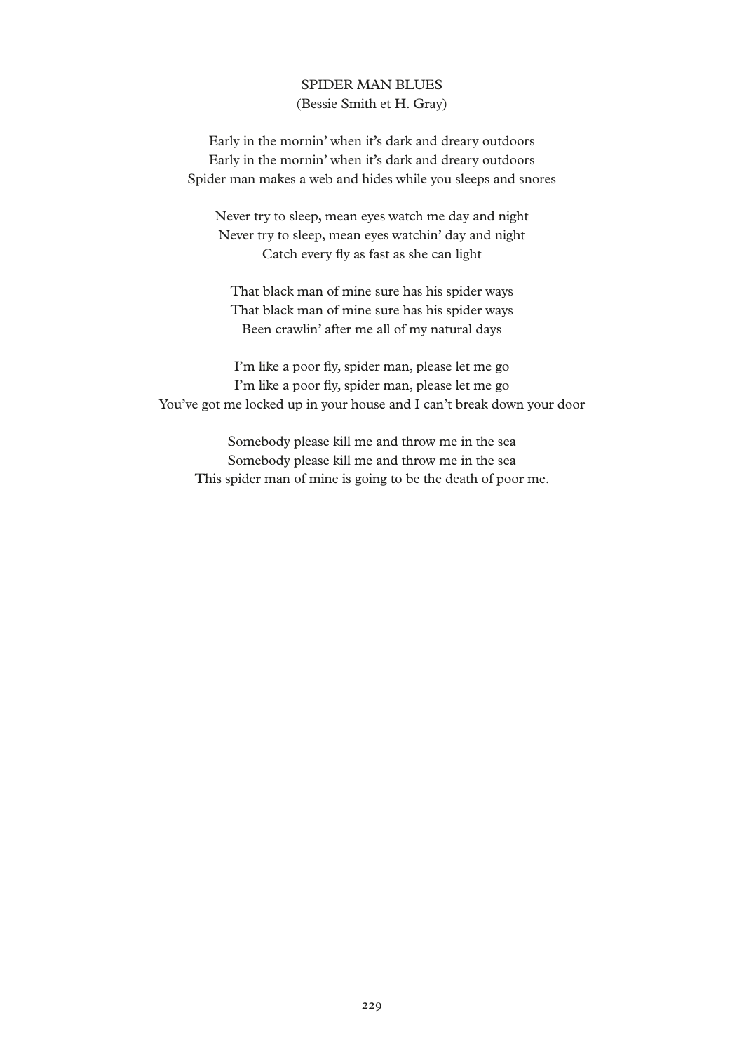## SPIDER MAN BLUES

(Bessie Smith et H. Gray)

Early in the mornin' when it's dark and dreary outdoors
Early in the mornin' when it's dark and dreary outdoors
Spider man makes a web and hides while you sleeps and snores

Never try to sleep, mean eyes watch me day and night
Never try to sleep, mean eyes watchin' day and night
Catch every fly as fast as she can light

That black man of mine sure has his spider ways
That black man of mine sure has his spider ways
Been crawlin' after me all of my natural days

I'm like a poor fly, spider man, please let me go
I'm like a poor fly, spider man, please let me go
You've got me locked up in your house and I can't break down your door

Somebody please kill me and throw me in the sea
Somebody please kill me and throw me in the sea
This spider man of mine is going to be the death of poor me.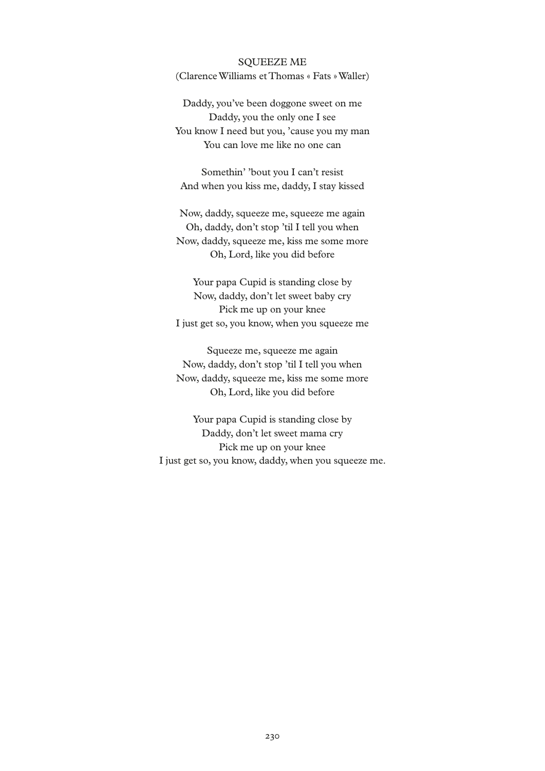## SQUEEZE ME

(Clarence Williams et Thomas « Fats » Waller)

Daddy, you've been doggone sweet on me  
Daddy, you the only one I see  
You know I need but you, 'cause you my man  
You can love me like no one can

Somethin' 'bout you I can't resist  
And when you kiss me, daddy, I stay kissed

Now, daddy, squeeze me, squeeze me again  
Oh, daddy, don't stop 'til I tell you when  
Now, daddy, squeeze me, kiss me some more  
Oh, Lord, like you did before

Your papa Cupid is standing close by  
Now, daddy, don't let sweet baby cry  
Pick me up on your knee  
I just get so, you know, when you squeeze me

Squeeze me, squeeze me again  
Now, daddy, don't stop 'til I tell you when  
Now, daddy, squeeze me, kiss me some more  
Oh, Lord, like you did before

Your papa Cupid is standing close by  
Daddy, don't let sweet mama cry  
Pick me up on your knee  
I just get so, you know, daddy, when you squeeze me.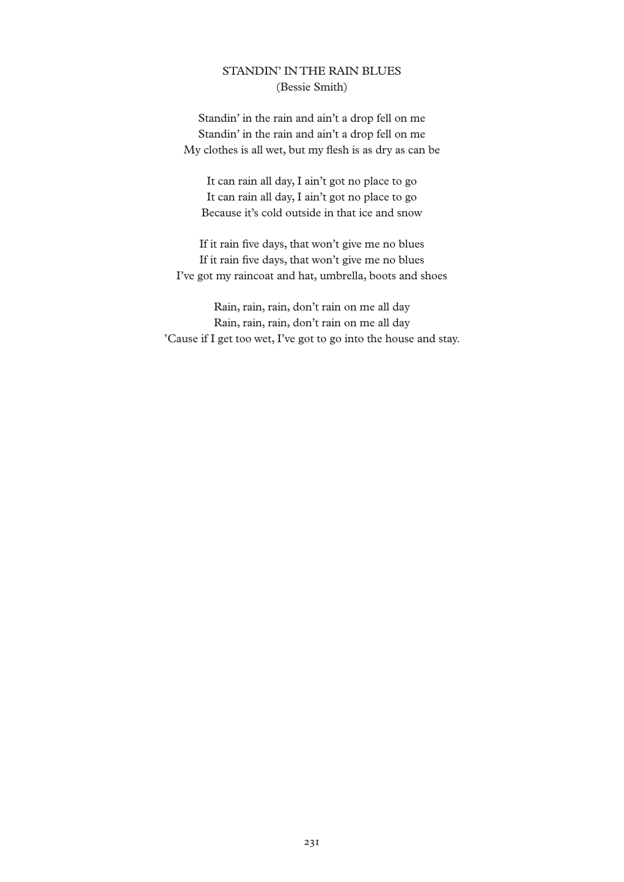## STANDIN' IN THE RAIN BLUES
(Bessie Smith)

Standin' in the rain and ain't a drop fell on me
Standin' in the rain and ain't a drop fell on me
My clothes is all wet, but my flesh is as dry as can be

It can rain all day, I ain't got no place to go
It can rain all day, I ain't got no place to go
Because it's cold outside in that ice and snow

If it rain five days, that won't give me no blues
If it rain five days, that won't give me no blues
I've got my raincoat and hat, umbrella, boots and shoes

Rain, rain, rain, don't rain on me all day
Rain, rain, rain, don't rain on me all day
'Cause if I get too wet, I've got to go into the house and stay.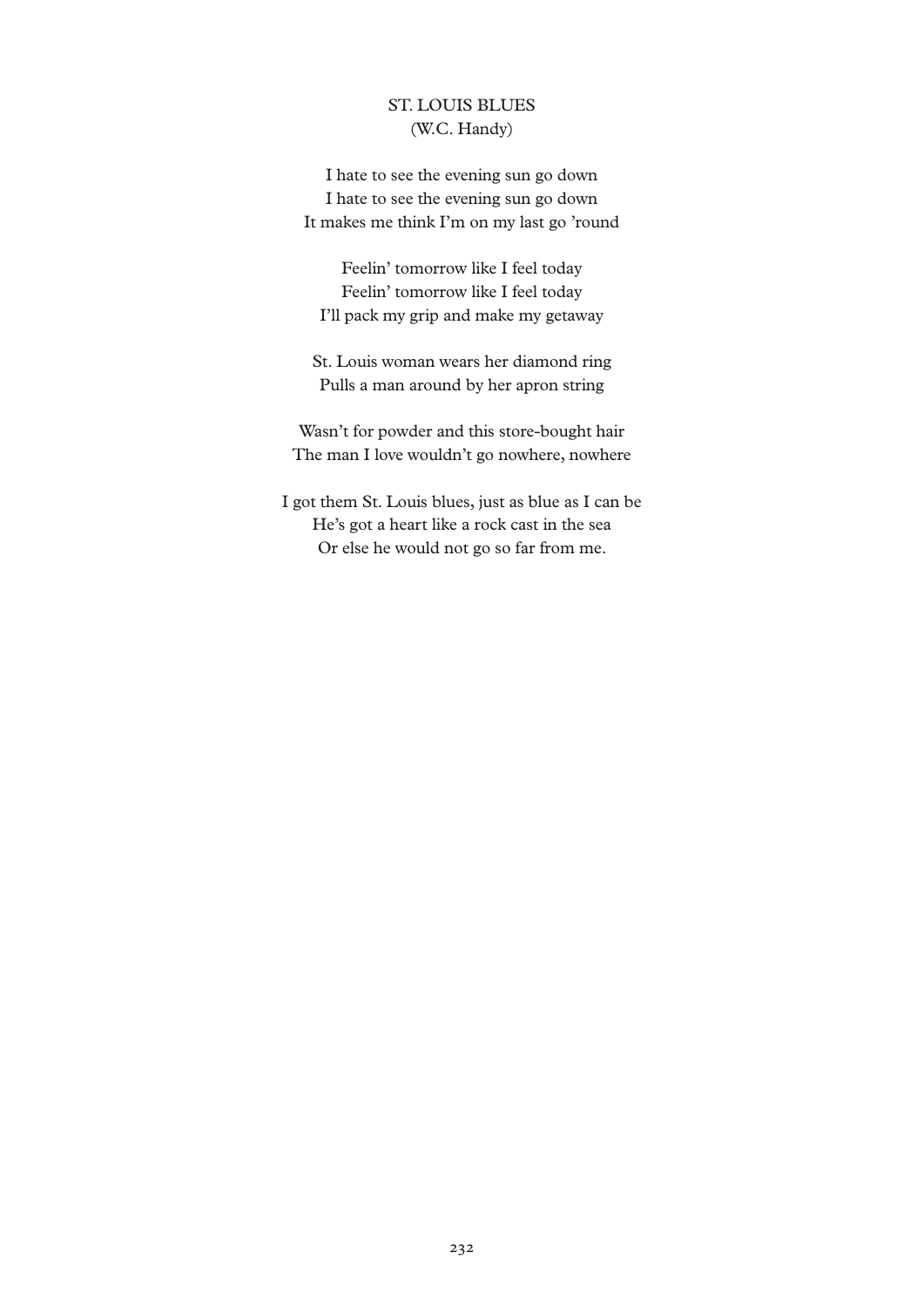# ST. LOUIS BLUES
(W.C. Handy)

I hate to see the evening sun go down  
I hate to see the evening sun go down  
It makes me think I'm on my last go 'round

Feelin' tomorrow like I feel today  
Feelin' tomorrow like I feel today  
I'll pack my grip and make my getaway

St. Louis woman wears her diamond ring  
Pulls a man around by her apron string

Wasn't for powder and this store-bought hair  
The man I love wouldn't go nowhere, nowhere

I got them St. Louis blues, just as blue as I can be  
He's got a heart like a rock cast in the sea  
Or else he would not go so far from me.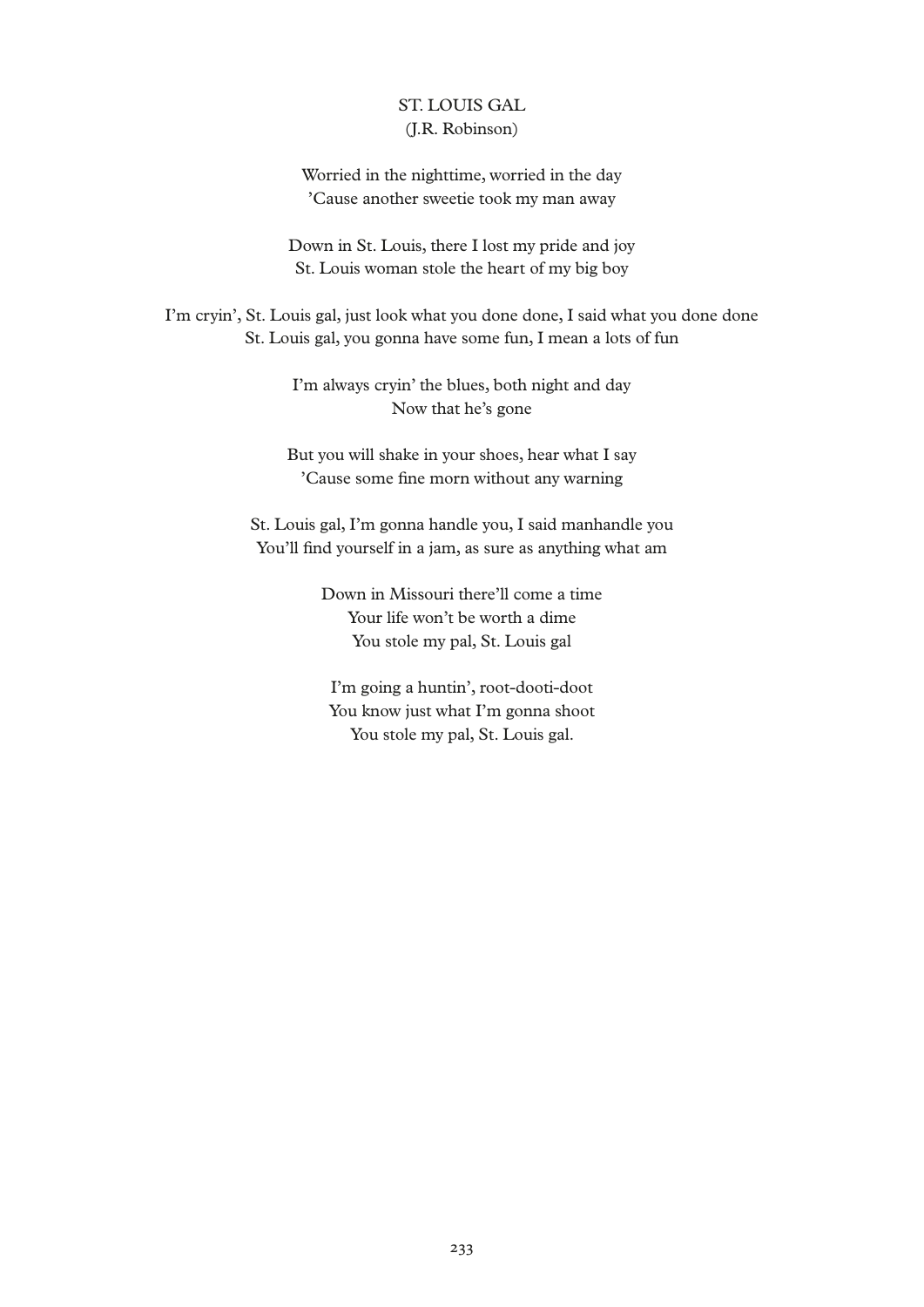## ST. LOUIS GAL
(J.R. Robinson)

Worried in the nighttime, worried in the day
'Cause another sweetie took my man away

Down in St. Louis, there I lost my pride and joy
St. Louis woman stole the heart of my big boy

I'm cryin', St. Louis gal, just look what you done done, I said what you done done
St. Louis gal, you gonna have some fun, I mean a lots of fun

I'm always cryin' the blues, both night and day
Now that he's gone

But you will shake in your shoes, hear what I say
'Cause some fine morn without any warning

St. Louis gal, I'm gonna handle you, I said manhandle you
You'll find yourself in a jam, as sure as anything what am

Down in Missouri there'll come a time
Your life won't be worth a dime
You stole my pal, St. Louis gal

I'm going a huntin', root-dooti-doot
You know just what I'm gonna shoot
You stole my pal, St. Louis gal.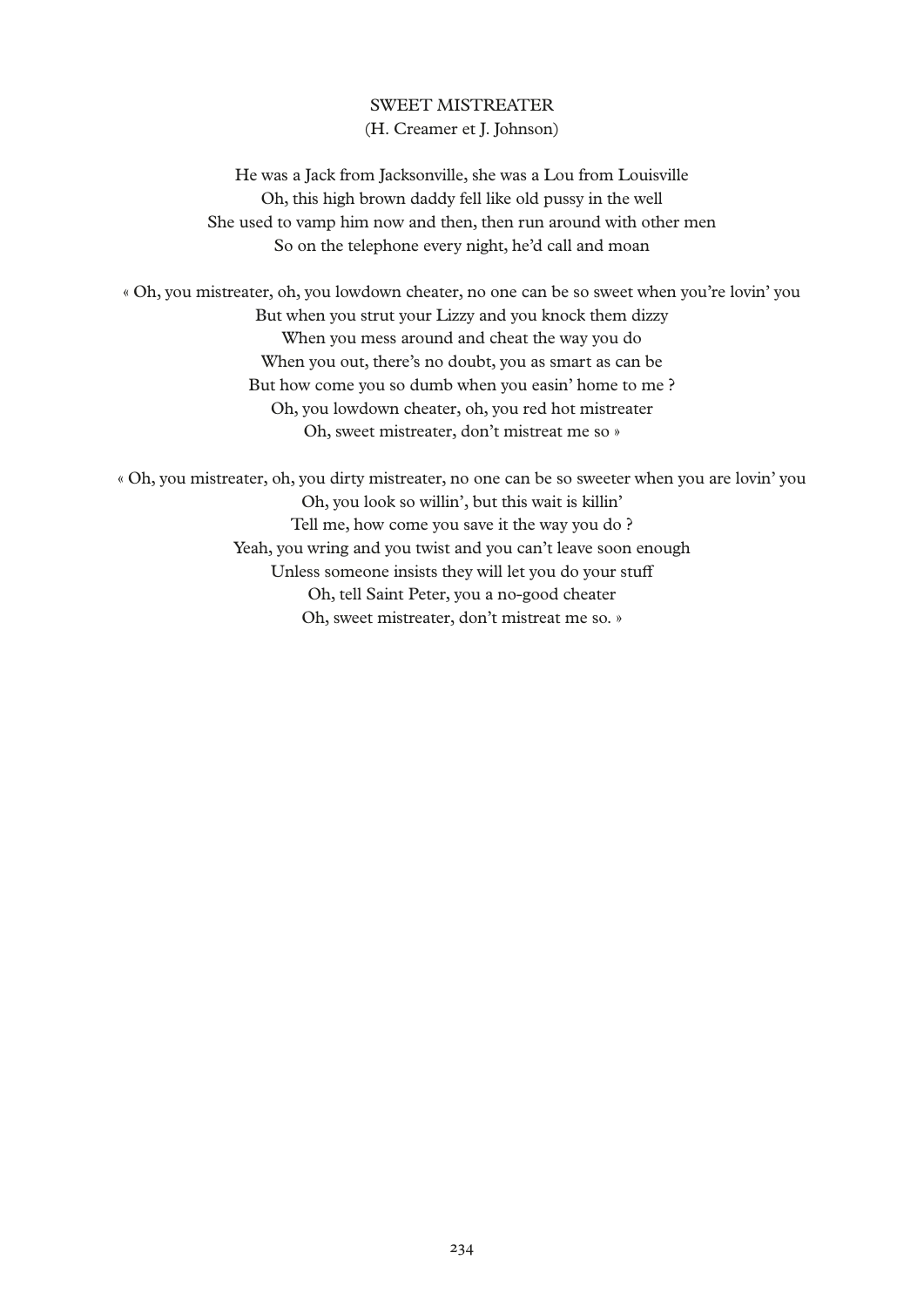## SWEET MISTREATER

(H. Creamer et J. Johnson)

He was a Jack from Jacksonville, she was a Lou from Louisville
Oh, this high brown daddy fell like old pussy in the well
She used to vamp him now and then, then run around with other men
So on the telephone every night, he'd call and moan

« Oh, you mistreater, oh, you lowdown cheater, no one can be so sweet when you're lovin' you
But when you strut your Lizzy and you knock them dizzy
When you mess around and cheat the way you do
When you out, there's no doubt, you as smart as can be
But how come you so dumb when you easin' home to me ?
Oh, you lowdown cheater, oh, you red hot mistreater
Oh, sweet mistreater, don't mistreat me so »

« Oh, you mistreater, oh, you dirty mistreater, no one can be so sweeter when you are lovin' you
Oh, you look so willin', but this wait is killin'
Tell me, how come you save it the way you do ?
Yeah, you wring and you twist and you can't leave soon enough
Unless someone insists they will let you do your stuff
Oh, tell Saint Peter, you a no-good cheater
Oh, sweet mistreater, don't mistreat me so. »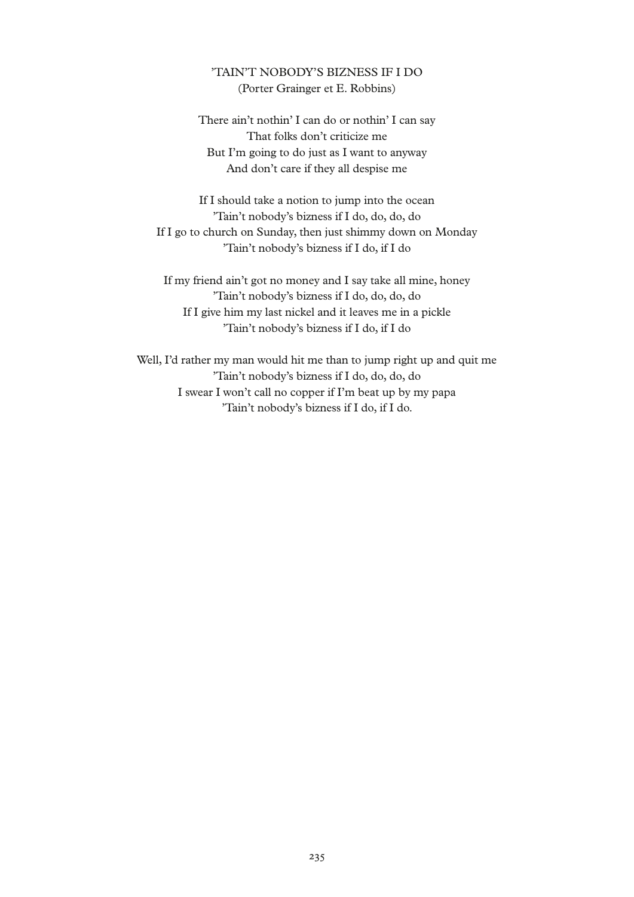## 'TAIN'T NOBODY'S BIZNESS IF I DO

(Porter Grainger et E. Robbins)

There ain't nothin' I can do or nothin' I can say
That folks don't criticize me
But I'm going to do just as I want to anyway
And don't care if they all despise me

If I should take a notion to jump into the ocean
'Tain't nobody's bizness if I do, do, do, do
If I go to church on Sunday, then just shimmy down on Monday
'Tain't nobody's bizness if I do, if I do

If my friend ain't got no money and I say take all mine, honey
'Tain't nobody's bizness if I do, do, do, do
If I give him my last nickel and it leaves me in a pickle
'Tain't nobody's bizness if I do, if I do

Well, I'd rather my man would hit me than to jump right up and quit me
'Tain't nobody's bizness if I do, do, do, do
I swear I won't call no copper if I'm beat up by my papa
'Tain't nobody's bizness if I do, if I do.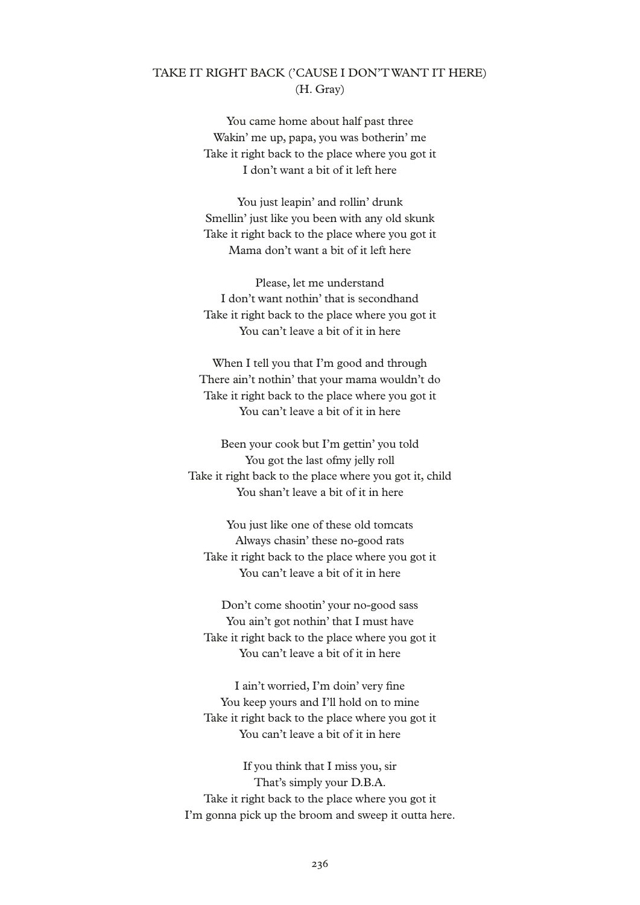## TAKE IT RIGHT BACK ('CAUSE I DON'T WANT IT HERE)
(H. Gray)

You came home about half past three
Wakin' me up, papa, you was botherin' me
Take it right back to the place where you got it
I don't want a bit of it left here

You just leapin' and rollin' drunk
Smellin' just like you been with any old skunk
Take it right back to the place where you got it
Mama don't want a bit of it left here

Please, let me understand
I don't want nothin' that is secondhand
Take it right back to the place where you got it
You can't leave a bit of it in here

When I tell you that I'm good and through
There ain't nothin' that your mama wouldn't do
Take it right back to the place where you got it
You can't leave a bit of it in here

Been your cook but I'm gettin' you told
You got the last ofmy jelly roll
Take it right back to the place where you got it, child
You shan't leave a bit of it in here

You just like one of these old tomcats
Always chasin' these no-good rats
Take it right back to the place where you got it
You can't leave a bit of it in here

Don't come shootin' your no-good sass
You ain't got nothin' that I must have
Take it right back to the place where you got it
You can't leave a bit of it in here

I ain't worried, I'm doin' very fine
You keep yours and I'll hold on to mine
Take it right back to the place where you got it
You can't leave a bit of it in here

If you think that I miss you, sir
That's simply your D.B.A.
Take it right back to the place where you got it
I'm gonna pick up the broom and sweep it outta here.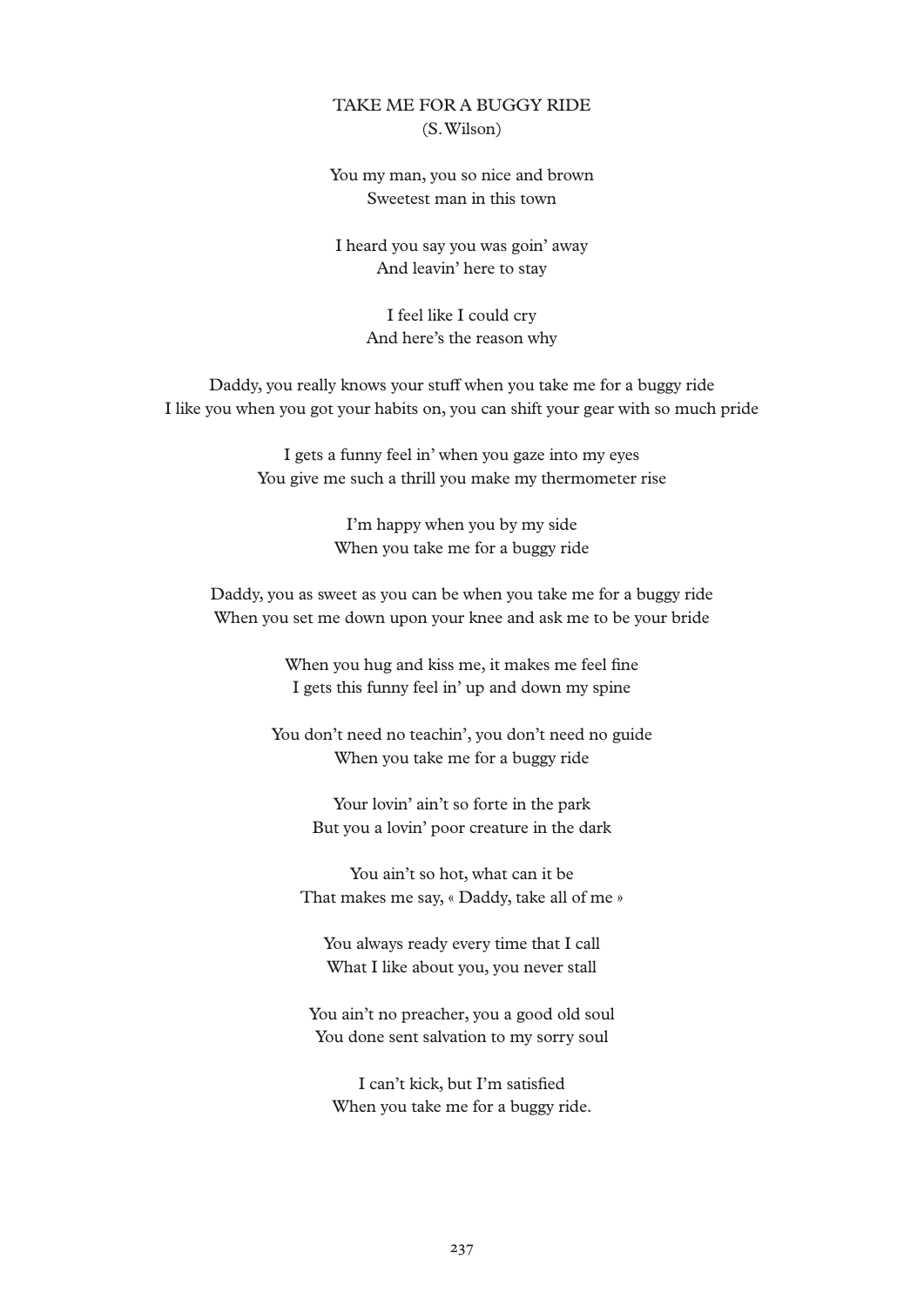# TAKE ME FOR A BUGGY RIDE

(S. Wilson)

You my man, you so nice and brown
Sweetest man in this town

I heard you say you was goin' away
And leavin' here to stay

I feel like I could cry
And here's the reason why

Daddy, you really knows your stuff when you take me for a buggy ride
I like you when you got your habits on, you can shift your gear with so much pride

I gets a funny feel in' when you gaze into my eyes
You give me such a thrill you make my thermometer rise

I'm happy when you by my side
When you take me for a buggy ride

Daddy, you as sweet as you can be when you take me for a buggy ride
When you set me down upon your knee and ask me to be your bride

When you hug and kiss me, it makes me feel fine
I gets this funny feel in' up and down my spine

You don't need no teachin', you don't need no guide
When you take me for a buggy ride

Your lovin' ain't so forte in the park
But you a lovin' poor creature in the dark

You ain't so hot, what can it be
That makes me say, « Daddy, take all of me »

You always ready every time that I call
What I like about you, you never stall

You ain't no preacher, you a good old soul
You done sent salvation to my sorry soul

I can't kick, but I'm satisfied
When you take me for a buggy ride.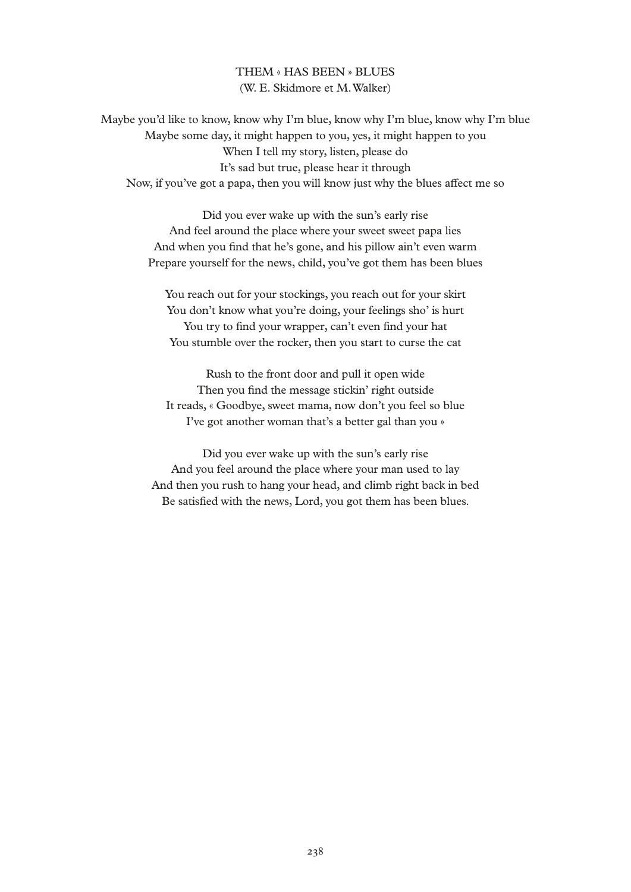### THEM « HAS BEEN » BLUES

(W. E. Skidmore et M. Walker)

Maybe you'd like to know, know why I'm blue, know why I'm blue, know why I'm blue  
Maybe some day, it might happen to you, yes, it might happen to you  
When I tell my story, listen, please do  
It's sad but true, please hear it through  
Now, if you've got a papa, then you will know just why the blues affect me so

Did you ever wake up with the sun's early rise  
And feel around the place where your sweet sweet papa lies  
And when you find that he's gone, and his pillow ain't even warm  
Prepare yourself for the news, child, you've got them has been blues

You reach out for your stockings, you reach out for your skirt  
You don't know what you're doing, your feelings sho' is hurt  
You try to find your wrapper, can't even find your hat  
You stumble over the rocker, then you start to curse the cat

Rush to the front door and pull it open wide  
Then you find the message stickin' right outside  
It reads, « Goodbye, sweet mama, now don't you feel so blue  
I've got another woman that's a better gal than you »

Did you ever wake up with the sun's early rise  
And you feel around the place where your man used to lay  
And then you rush to hang your head, and climb right back in bed  
Be satisfied with the news, Lord, you got them has been blues.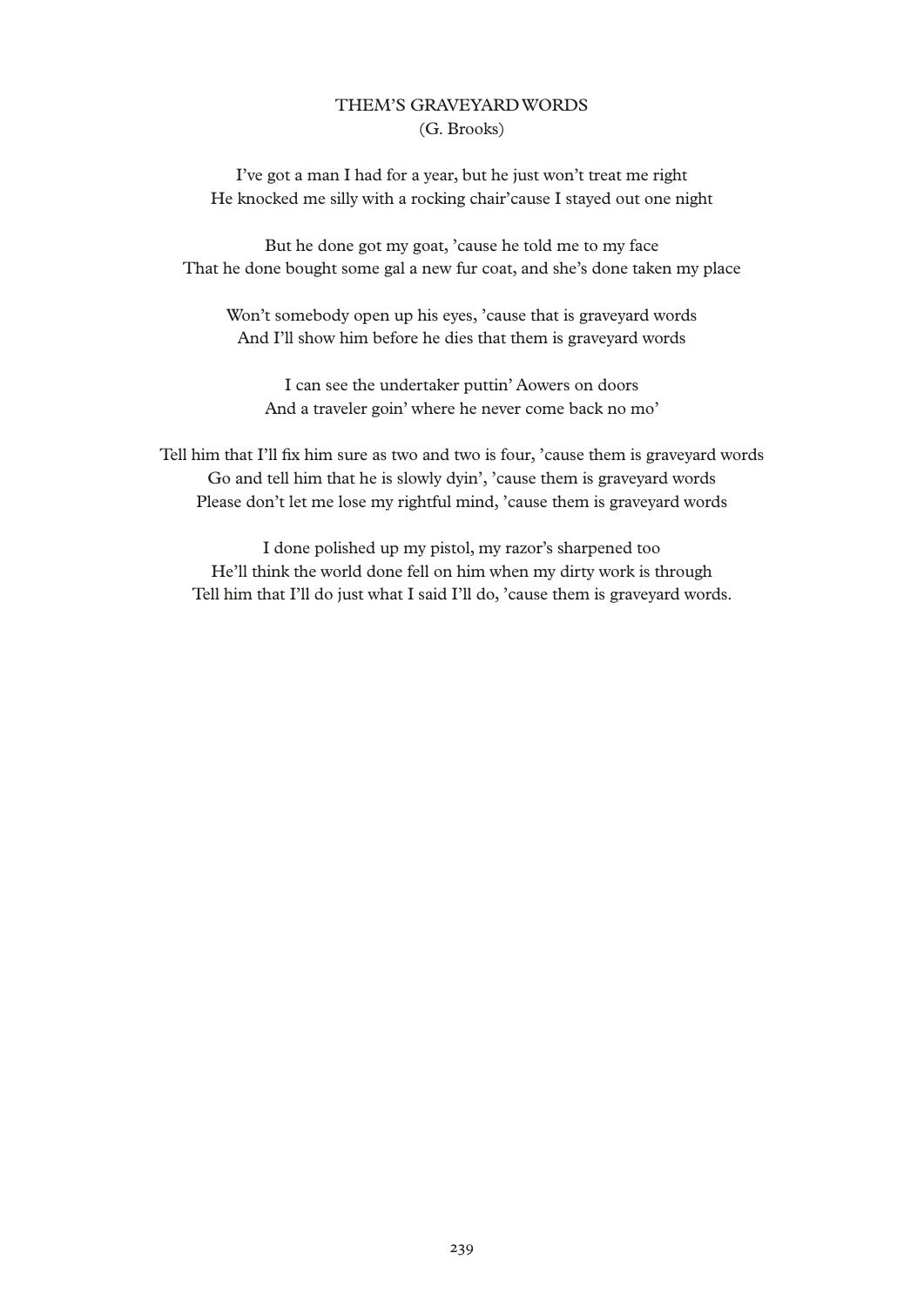## THEM'S GRAVEYARD WORDS

(G. Brooks)

I've got a man I had for a year, but he just won't treat me right
He knocked me silly with a rocking chair'cause I stayed out one night

But he done got my goat, 'cause he told me to my face
That he done bought some gal a new fur coat, and she's done taken my place

Won't somebody open up his eyes, 'cause that is graveyard words
And I'll show him before he dies that them is graveyard words

I can see the undertaker puttin' Aowers on doors
And a traveler goin' where he never come back no mo'

Tell him that I'll fix him sure as two and two is four, 'cause them is graveyard words
Go and tell him that he is slowly dyin', 'cause them is graveyard words
Please don't let me lose my rightful mind, 'cause them is graveyard words

I done polished up my pistol, my razor's sharpened too
He'll think the world done fell on him when my dirty work is through
Tell him that I'll do just what I said I'll do, 'cause them is graveyard words.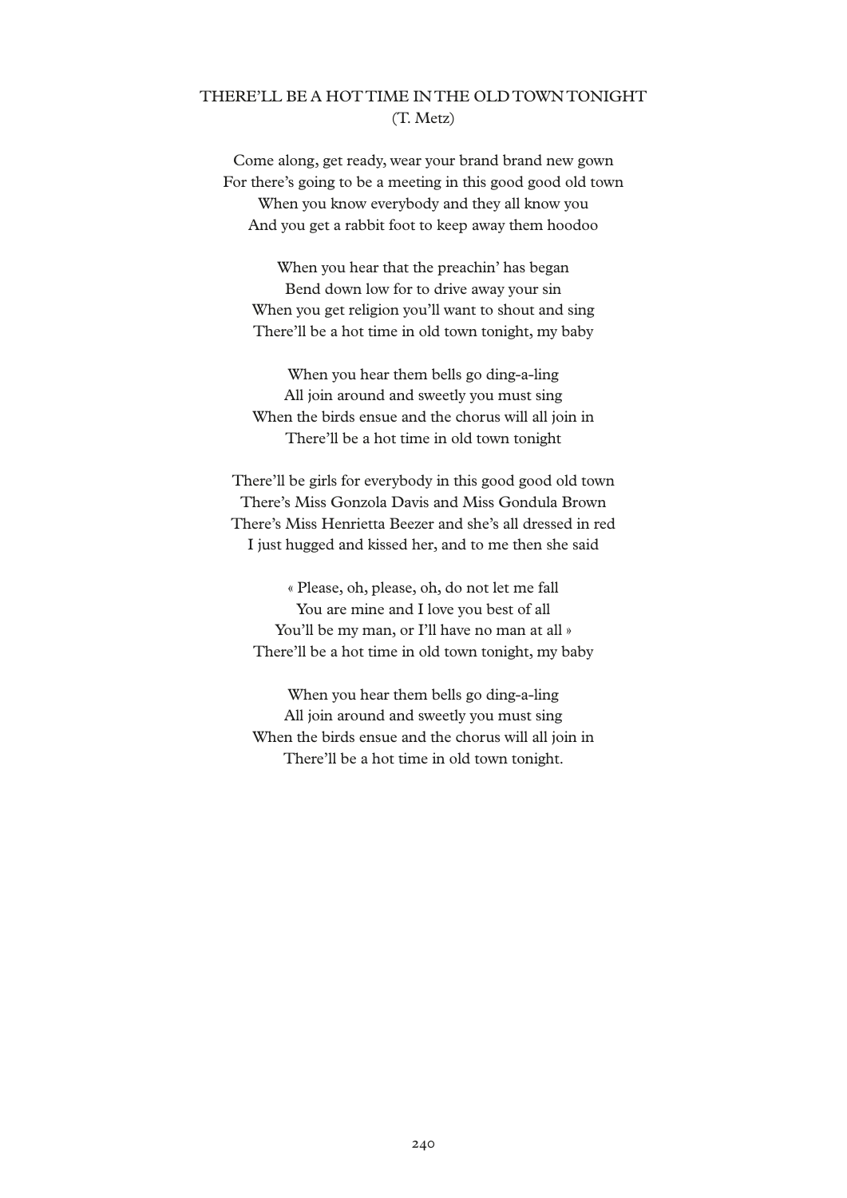## THERE'LL BE A HOT TIME IN THE OLD TOWN TONIGHT

(T. Metz)

Come along, get ready, wear your brand brand new gown
For there's going to be a meeting in this good good old town
When you know everybody and they all know you
And you get a rabbit foot to keep away them hoodoo

When you hear that the preachin' has began
Bend down low for to drive away your sin
When you get religion you'll want to shout and sing
There'll be a hot time in old town tonight, my baby

When you hear them bells go ding-a-ling
All join around and sweetly you must sing
When the birds ensue and the chorus will all join in
There'll be a hot time in old town tonight

There'll be girls for everybody in this good good old town
There's Miss Gonzola Davis and Miss Gondula Brown
There's Miss Henrietta Beezer and she's all dressed in red
I just hugged and kissed her, and to me then she said

« Please, oh, please, oh, do not let me fall
You are mine and I love you best of all
You'll be my man, or I'll have no man at all »
There'll be a hot time in old town tonight, my baby

When you hear them bells go ding-a-ling
All join around and sweetly you must sing
When the birds ensue and the chorus will all join in
There'll be a hot time in old town tonight.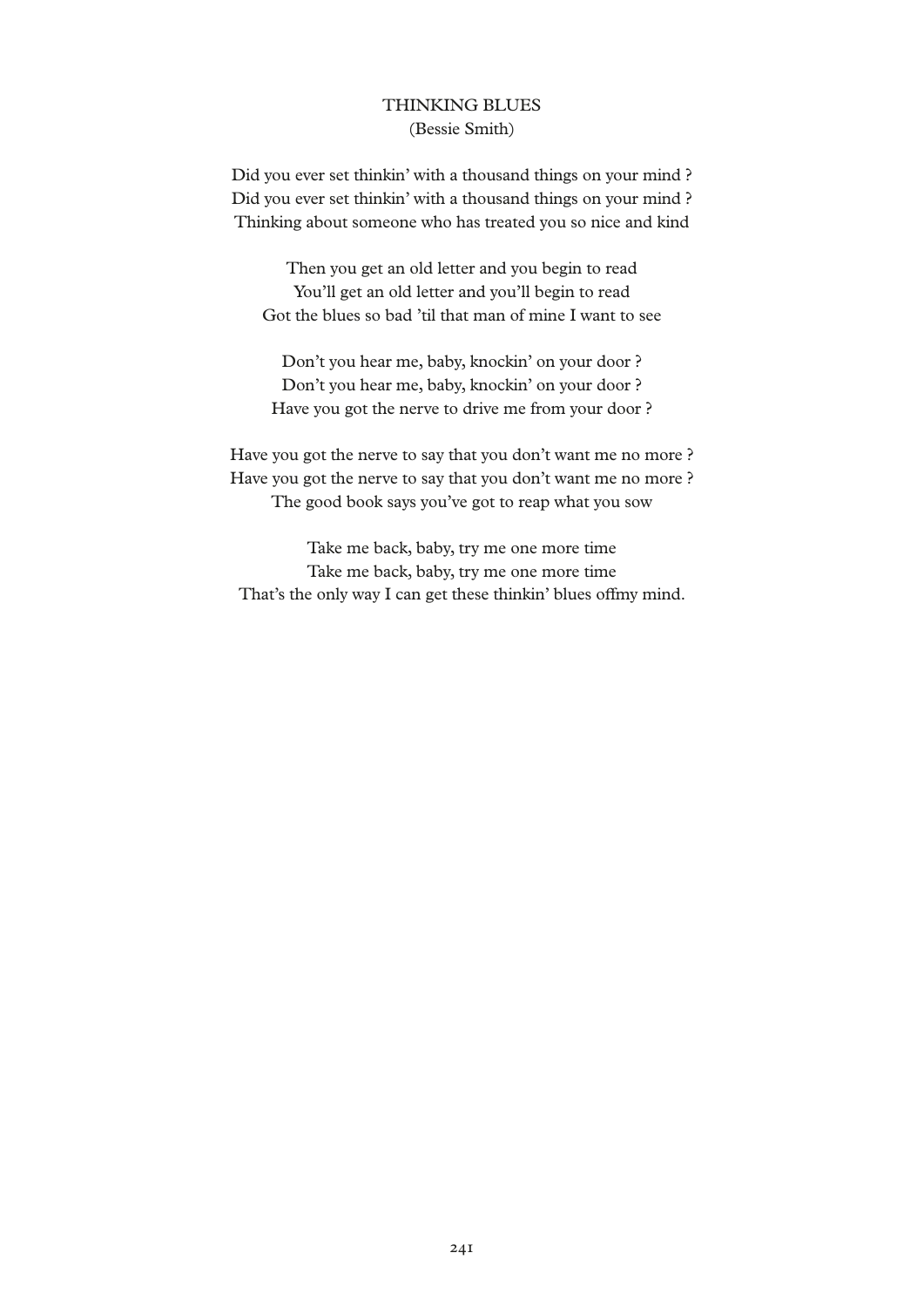## THINKING BLUES
(Bessie Smith)

Did you ever set thinkin' with a thousand things on your mind ?
Did you ever set thinkin' with a thousand things on your mind ?
Thinking about someone who has treated you so nice and kind

Then you get an old letter and you begin to read
You'll get an old letter and you'll begin to read
Got the blues so bad 'til that man of mine I want to see

Don't you hear me, baby, knockin' on your door ?
Don't you hear me, baby, knockin' on your door ?
Have you got the nerve to drive me from your door ?

Have you got the nerve to say that you don't want me no more ?
Have you got the nerve to say that you don't want me no more ?
The good book says you've got to reap what you sow

Take me back, baby, try me one more time
Take me back, baby, try me one more time
That's the only way I can get these thinkin' blues offmy mind.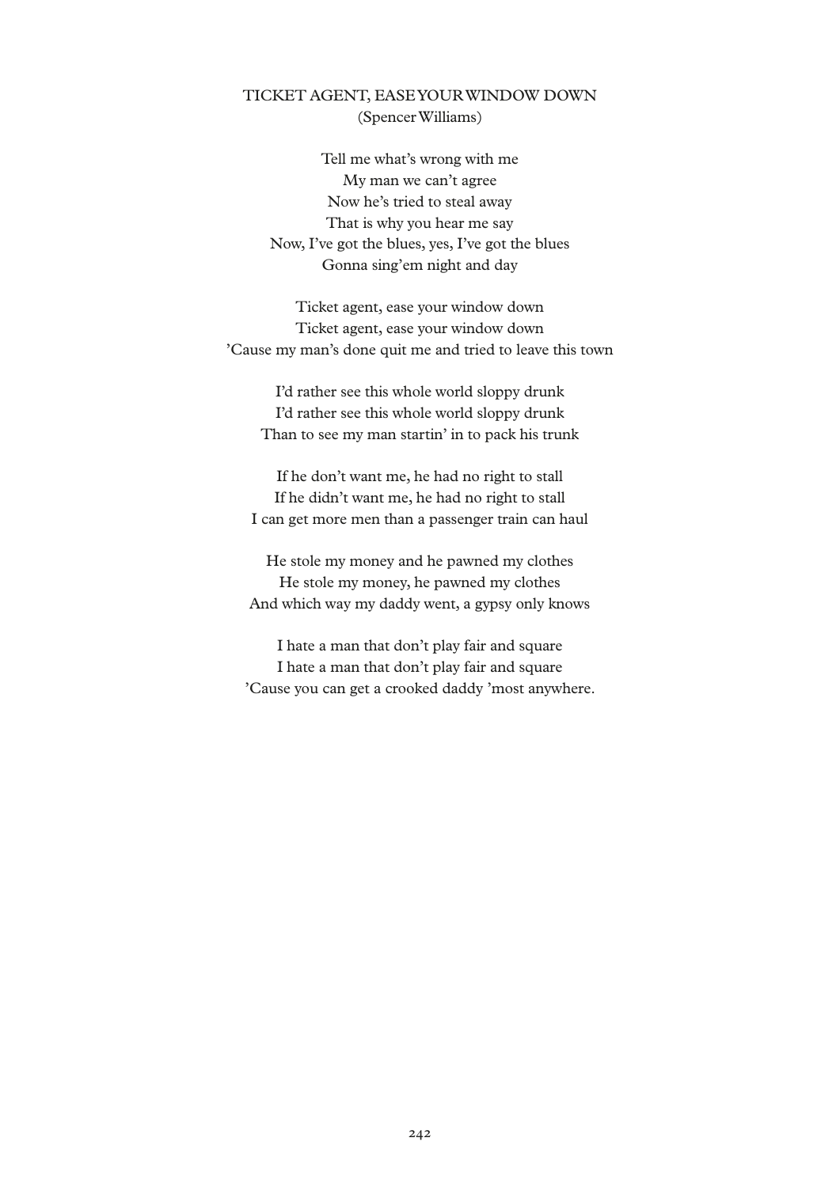## TICKET AGENT, EASE YOUR WINDOW DOWN

(Spencer Williams)

Tell me what's wrong with me  
My man we can't agree  
Now he's tried to steal away  
That is why you hear me say  
Now, I've got the blues, yes, I've got the blues  
Gonna sing'em night and day

Ticket agent, ease your window down  
Ticket agent, ease your window down  
'Cause my man's done quit me and tried to leave this town

I'd rather see this whole world sloppy drunk  
I'd rather see this whole world sloppy drunk  
Than to see my man startin' in to pack his trunk

If he don't want me, he had no right to stall  
If he didn't want me, he had no right to stall  
I can get more men than a passenger train can haul

He stole my money and he pawned my clothes  
He stole my money, he pawned my clothes  
And which way my daddy went, a gypsy only knows

I hate a man that don't play fair and square  
I hate a man that don't play fair and square  
'Cause you can get a crooked daddy 'most anywhere.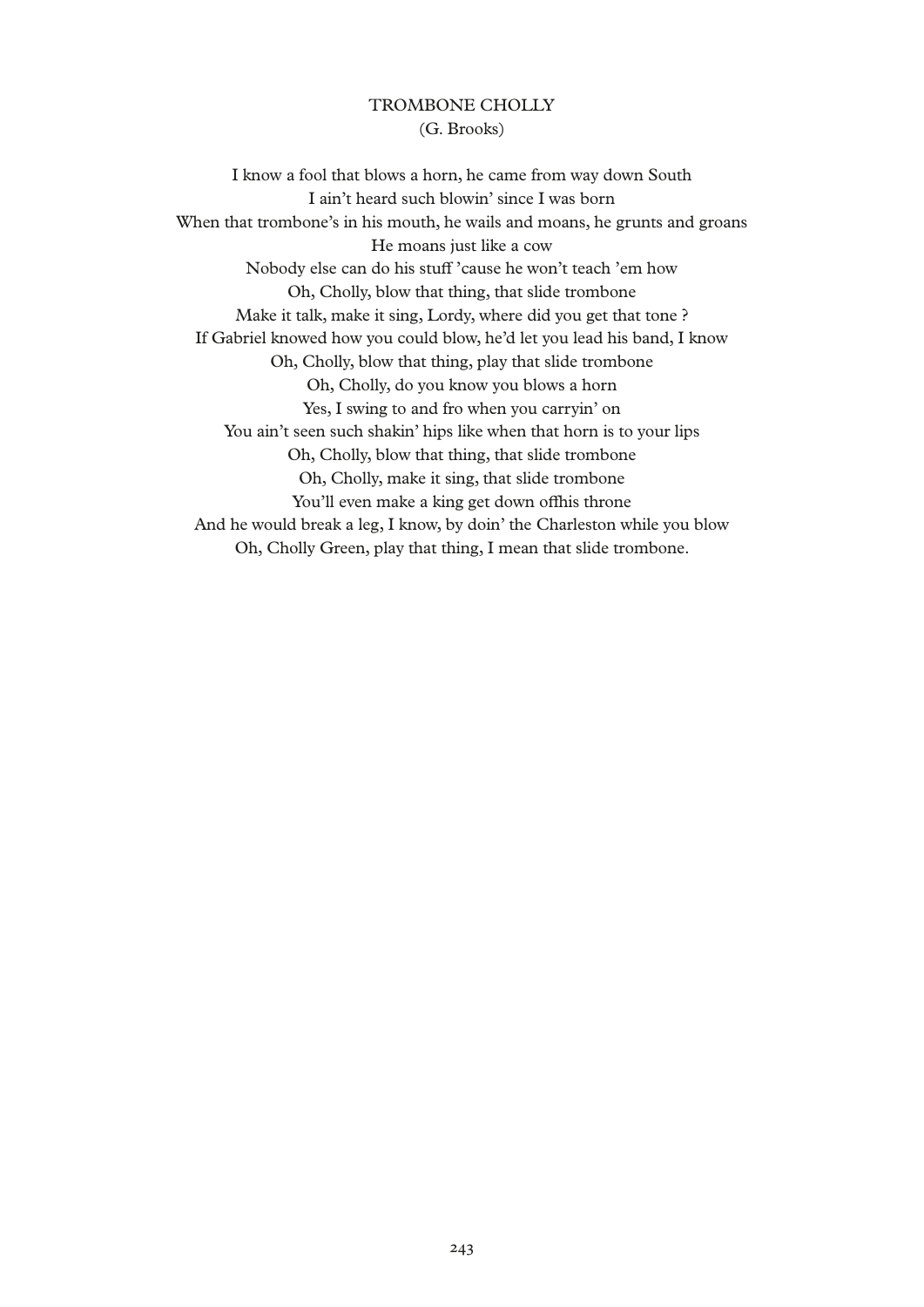## TROMBONE CHOLLY

(G. Brooks)

I know a fool that blows a horn, he came from way down South  
I ain't heard such blowin' since I was born  
When that trombone's in his mouth, he wails and moans, he grunts and groans  
He moans just like a cow  
Nobody else can do his stuff 'cause he won't teach 'em how  
Oh, Cholly, blow that thing, that slide trombone  
Make it talk, make it sing, Lordy, where did you get that tone ?  
If Gabriel knowed how you could blow, he'd let you lead his band, I know  
Oh, Cholly, blow that thing, play that slide trombone  
Oh, Cholly, do you know you blows a horn  
Yes, I swing to and fro when you carryin' on  
You ain't seen such shakin' hips like when that horn is to your lips  
Oh, Cholly, blow that thing, that slide trombone  
Oh, Cholly, make it sing, that slide trombone  
You'll even make a king get down offhis throne  
And he would break a leg, I know, by doin' the Charleston while you blow  
Oh, Cholly Green, play that thing, I mean that slide trombone.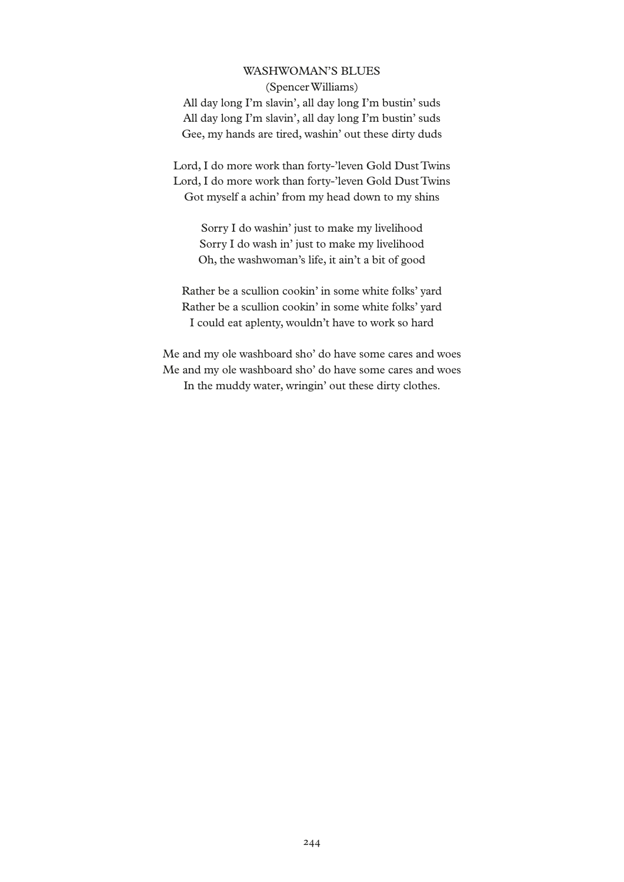## WASHWOMAN'S BLUES

(Spencer Williams)

All day long I'm slavin', all day long I'm bustin' suds
All day long I'm slavin', all day long I'm bustin' suds
Gee, my hands are tired, washin' out these dirty duds

Lord, I do more work than forty-'leven Gold Dust Twins
Lord, I do more work than forty-'leven Gold Dust Twins
Got myself a achin' from my head down to my shins

Sorry I do washin' just to make my livelihood
Sorry I do wash in' just to make my livelihood
Oh, the washwoman's life, it ain't a bit of good

Rather be a scullion cookin' in some white folks' yard
Rather be a scullion cookin' in some white folks' yard
I could eat aplenty, wouldn't have to work so hard

Me and my ole washboard sho' do have some cares and woes
Me and my ole washboard sho' do have some cares and woes
In the muddy water, wringin' out these dirty clothes.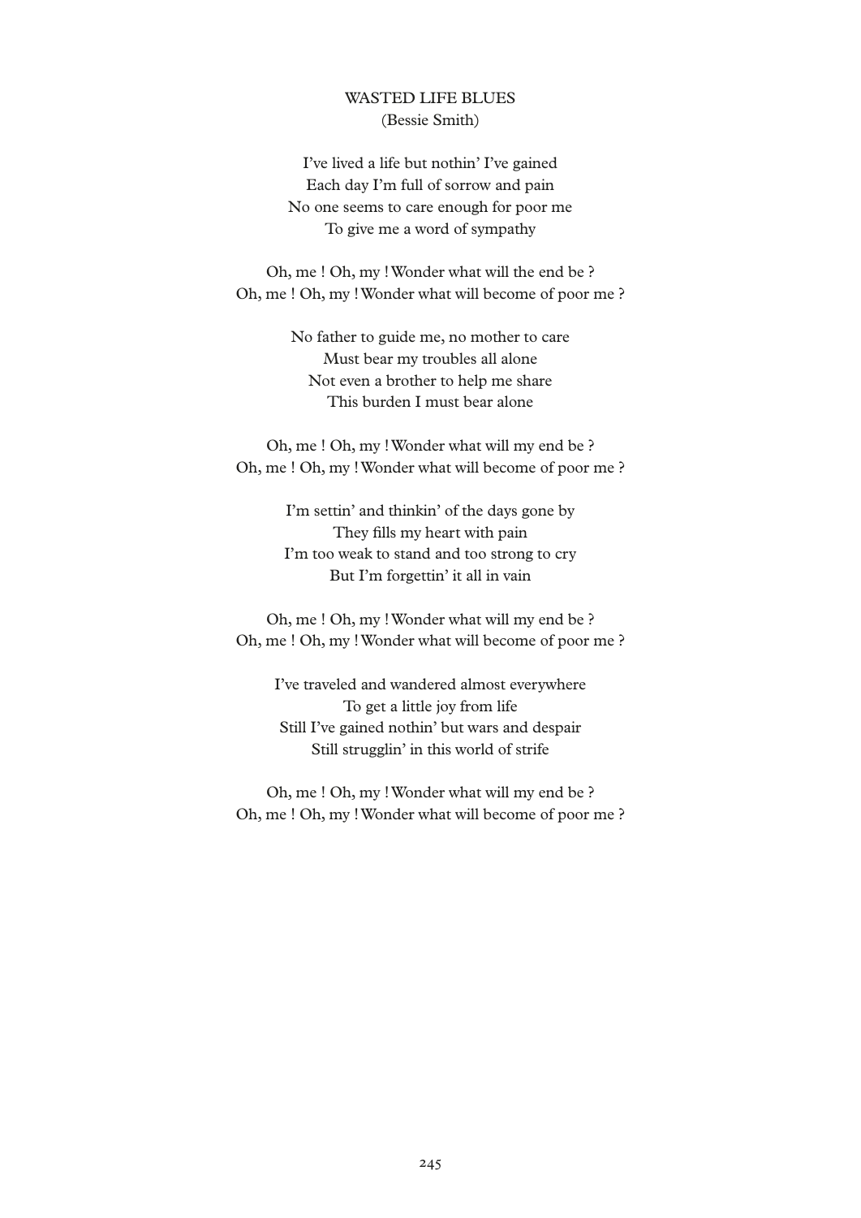WASTED LIFE BLUES
(Bessie Smith)

I've lived a life but nothin' I've gained
Each day I'm full of sorrow and pain
No one seems to care enough for poor me
To give me a word of sympathy

Oh, me ! Oh, my ! Wonder what will the end be ?
Oh, me ! Oh, my ! Wonder what will become of poor me ?

No father to guide me, no mother to care
Must bear my troubles all alone
Not even a brother to help me share
This burden I must bear alone

Oh, me ! Oh, my ! Wonder what will my end be ?
Oh, me ! Oh, my ! Wonder what will become of poor me ?

I'm settin' and thinkin' of the days gone by
They fills my heart with pain
I'm too weak to stand and too strong to cry
But I'm forgettin' it all in vain

Oh, me ! Oh, my ! Wonder what will my end be ?
Oh, me ! Oh, my ! Wonder what will become of poor me ?

I've traveled and wandered almost everywhere
To get a little joy from life
Still I've gained nothin' but wars and despair
Still strugglin' in this world of strife

Oh, me ! Oh, my ! Wonder what will my end be ?
Oh, me ! Oh, my ! Wonder what will become of poor me ?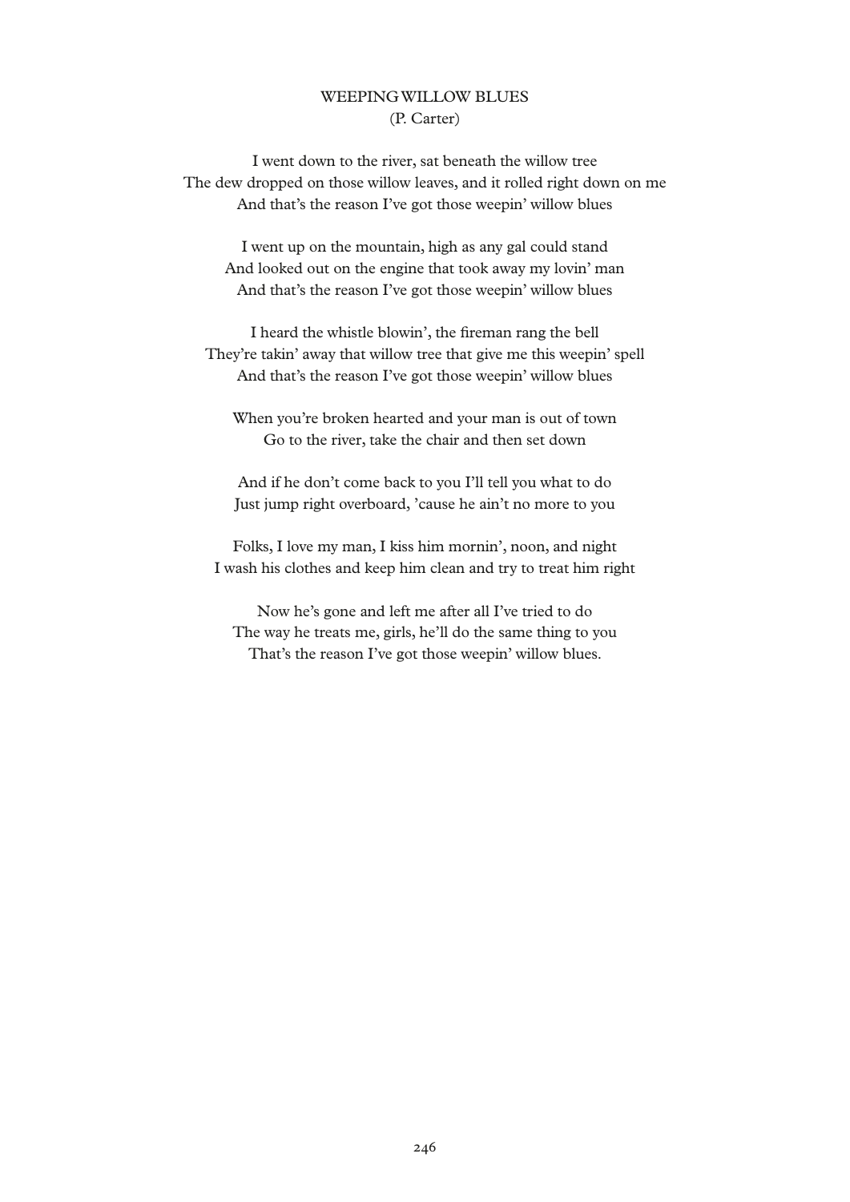## WEEPING WILLOW BLUES

(P. Carter)

I went down to the river, sat beneath the willow tree  
The dew dropped on those willow leaves, and it rolled right down on me  
And that's the reason I've got those weepin' willow blues

I went up on the mountain, high as any gal could stand  
And looked out on the engine that took away my lovin' man  
And that's the reason I've got those weepin' willow blues

I heard the whistle blowin', the fireman rang the bell  
They're takin' away that willow tree that give me this weepin' spell  
And that's the reason I've got those weepin' willow blues

When you're broken hearted and your man is out of town  
Go to the river, take the chair and then set down

And if he don't come back to you I'll tell you what to do  
Just jump right overboard, 'cause he ain't no more to you

Folks, I love my man, I kiss him mornin', noon, and night  
I wash his clothes and keep him clean and try to treat him right

Now he's gone and left me after all I've tried to do  
The way he treats me, girls, he'll do the same thing to you  
That's the reason I've got those weepin' willow blues.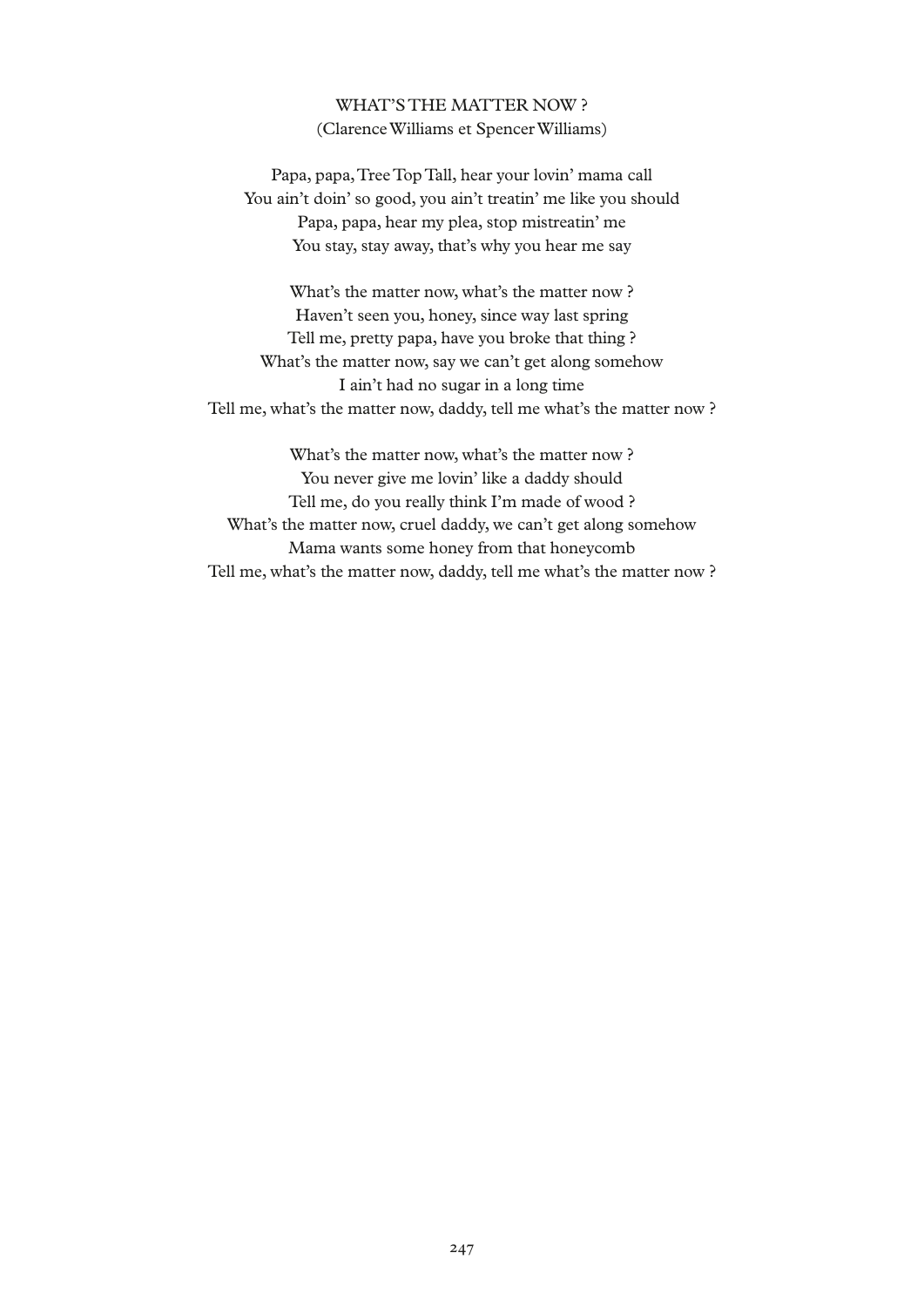## WHAT'S THE MATTER NOW ?

(Clarence Williams et Spencer Williams)

Papa, papa, Tree Top Tall, hear your lovin' mama call
You ain't doin' so good, you ain't treatin' me like you should
Papa, papa, hear my plea, stop mistreatin' me
You stay, stay away, that's why you hear me say

What's the matter now, what's the matter now ?
Haven't seen you, honey, since way last spring
Tell me, pretty papa, have you broke that thing ?
What's the matter now, say we can't get along somehow
I ain't had no sugar in a long time
Tell me, what's the matter now, daddy, tell me what's the matter now ?

What's the matter now, what's the matter now ?
You never give me lovin' like a daddy should
Tell me, do you really think I'm made of wood ?
What's the matter now, cruel daddy, we can't get along somehow
Mama wants some honey from that honeycomb
Tell me, what's the matter now, daddy, tell me what's the matter now ?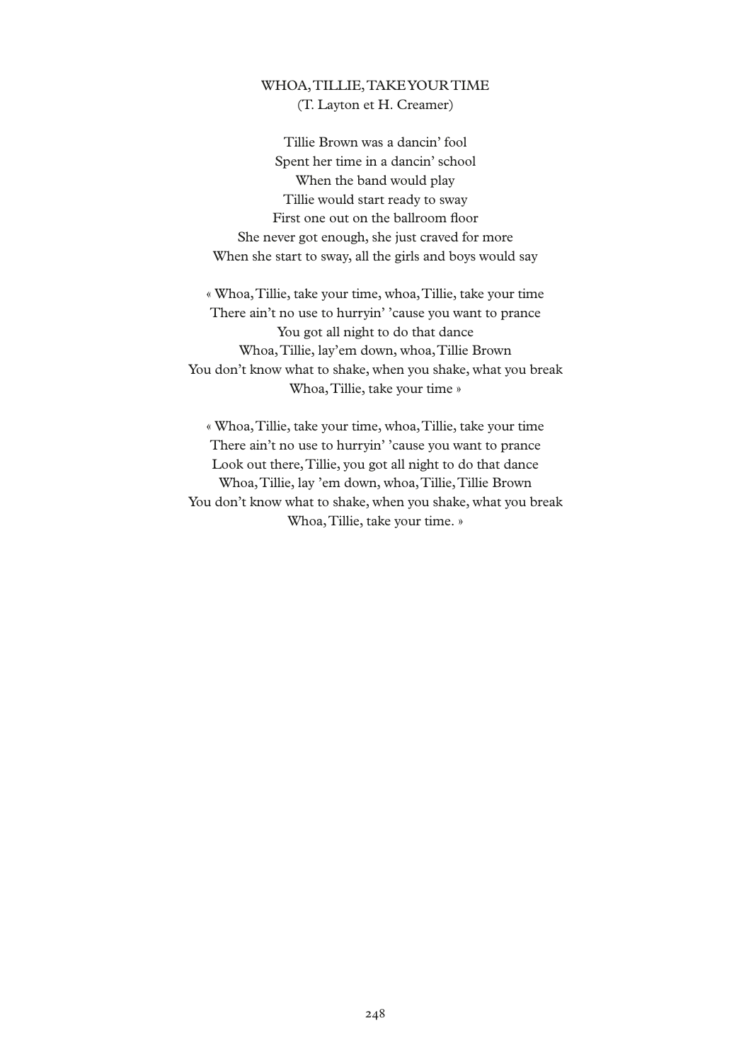## WHOA, TILLIE, TAKE YOUR TIME

(T. Layton et H. Creamer)

Tillie Brown was a dancin' fool
Spent her time in a dancin' school
When the band would play
Tillie would start ready to sway
First one out on the ballroom floor
She never got enough, she just craved for more
When she start to sway, all the girls and boys would say

« Whoa, Tillie, take your time, whoa, Tillie, take your time
There ain't no use to hurryin' 'cause you want to prance
You got all night to do that dance
Whoa, Tillie, lay'em down, whoa, Tillie Brown
You don't know what to shake, when you shake, what you break
Whoa, Tillie, take your time »

« Whoa, Tillie, take your time, whoa, Tillie, take your time
There ain't no use to hurryin' 'cause you want to prance
Look out there, Tillie, you got all night to do that dance
Whoa, Tillie, lay 'em down, whoa, Tillie, Tillie Brown
You don't know what to shake, when you shake, what you break
Whoa, Tillie, take your time. »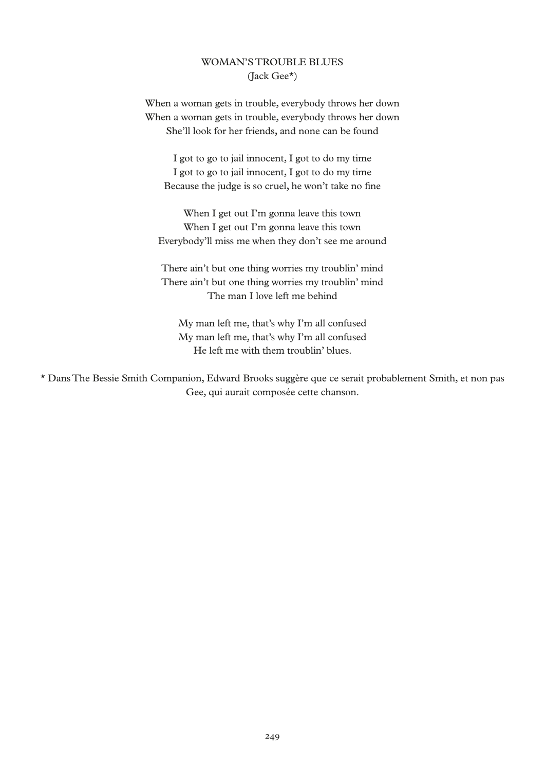## WOMAN'S TROUBLE BLUES

(Jack Gee*)

When a woman gets in trouble, everybody throws her down
When a woman gets in trouble, everybody throws her down
She'll look for her friends, and none can be found

I got to go to jail innocent, I got to do my time
I got to go to jail innocent, I got to do my time
Because the judge is so cruel, he won't take no fine

When I get out I'm gonna leave this town
When I get out I'm gonna leave this town
Everybody'll miss me when they don't see me around

There ain't but one thing worries my troublin' mind
There ain't but one thing worries my troublin' mind
The man I love left me behind

My man left me, that's why I'm all confused
My man left me, that's why I'm all confused
He left me with them troublin' blues.

* Dans The Bessie Smith Companion, Edward Brooks suggère que ce serait probablement Smith, et non pas Gee, qui aurait composée cette chanson.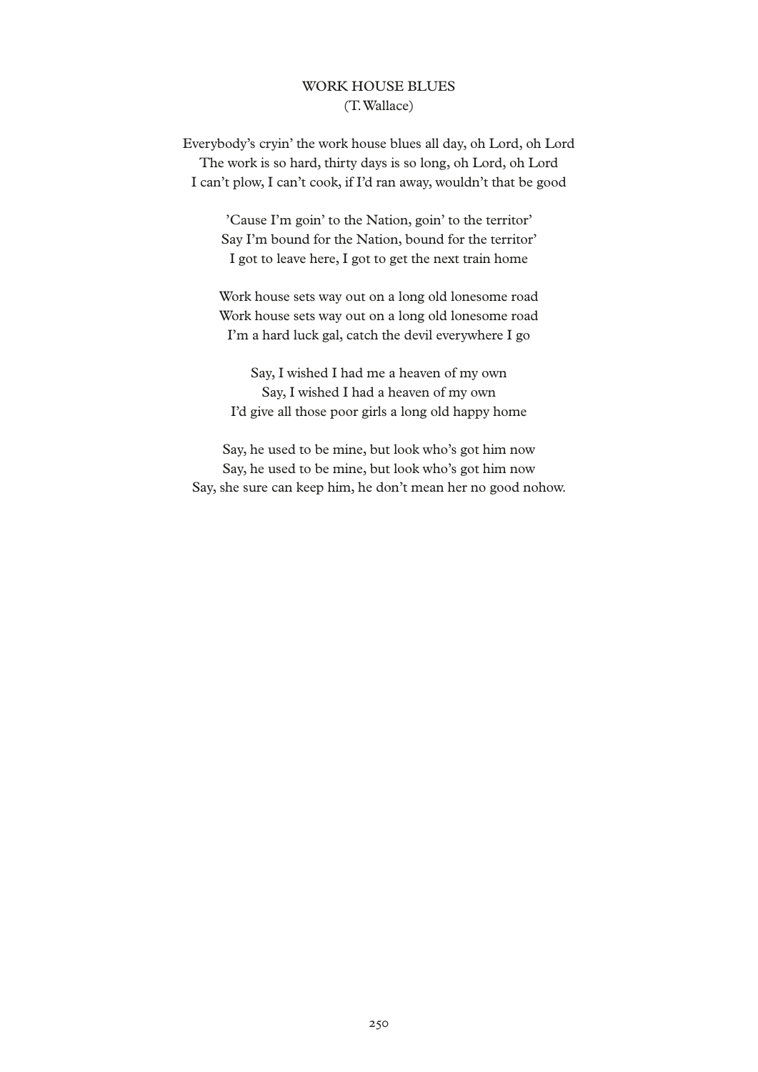# WORK HOUSE BLUES

(T. Wallace)

Everybody's cryin' the work house blues all day, oh Lord, oh Lord
The work is so hard, thirty days is so long, oh Lord, oh Lord
I can't plow, I can't cook, if I'd ran away, wouldn't that be good

'Cause I'm goin' to the Nation, goin' to the territor'
Say I'm bound for the Nation, bound for the territor'
I got to leave here, I got to get the next train home

Work house sets way out on a long old lonesome road
Work house sets way out on a long old lonesome road
I'm a hard luck gal, catch the devil everywhere I go

Say, I wished I had me a heaven of my own
Say, I wished I had a heaven of my own
I'd give all those poor girls a long old happy home

Say, he used to be mine, but look who's got him now
Say, he used to be mine, but look who's got him now
Say, she sure can keep him, he don't mean her no good nohow.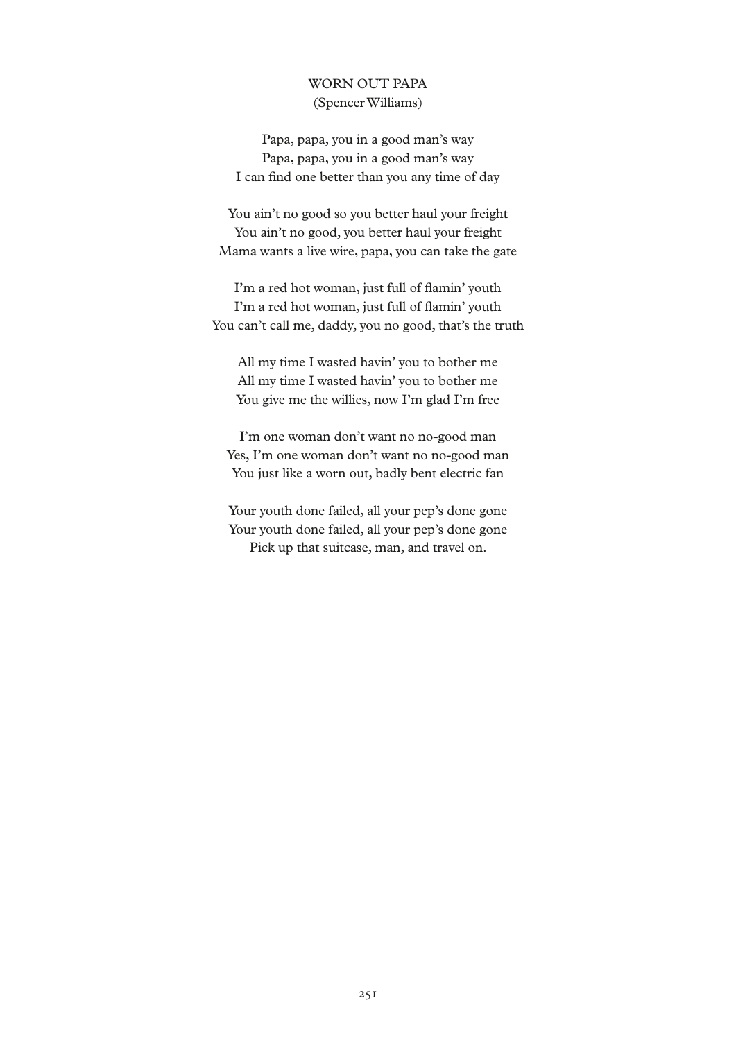# WORN OUT PAPA

(Spencer Williams)

Papa, papa, you in a good man's way  
Papa, papa, you in a good man's way  
I can find one better than you any time of day

You ain't no good so you better haul your freight  
You ain't no good, you better haul your freight  
Mama wants a live wire, papa, you can take the gate

I'm a red hot woman, just full of flamin' youth  
I'm a red hot woman, just full of flamin' youth  
You can't call me, daddy, you no good, that's the truth

All my time I wasted havin' you to bother me  
All my time I wasted havin' you to bother me  
You give me the willies, now I'm glad I'm free

I'm one woman don't want no no-good man  
Yes, I'm one woman don't want no no-good man  
You just like a worn out, badly bent electric fan

Your youth done failed, all your pep's done gone  
Your youth done failed, all your pep's done gone  
Pick up that suitcase, man, and travel on.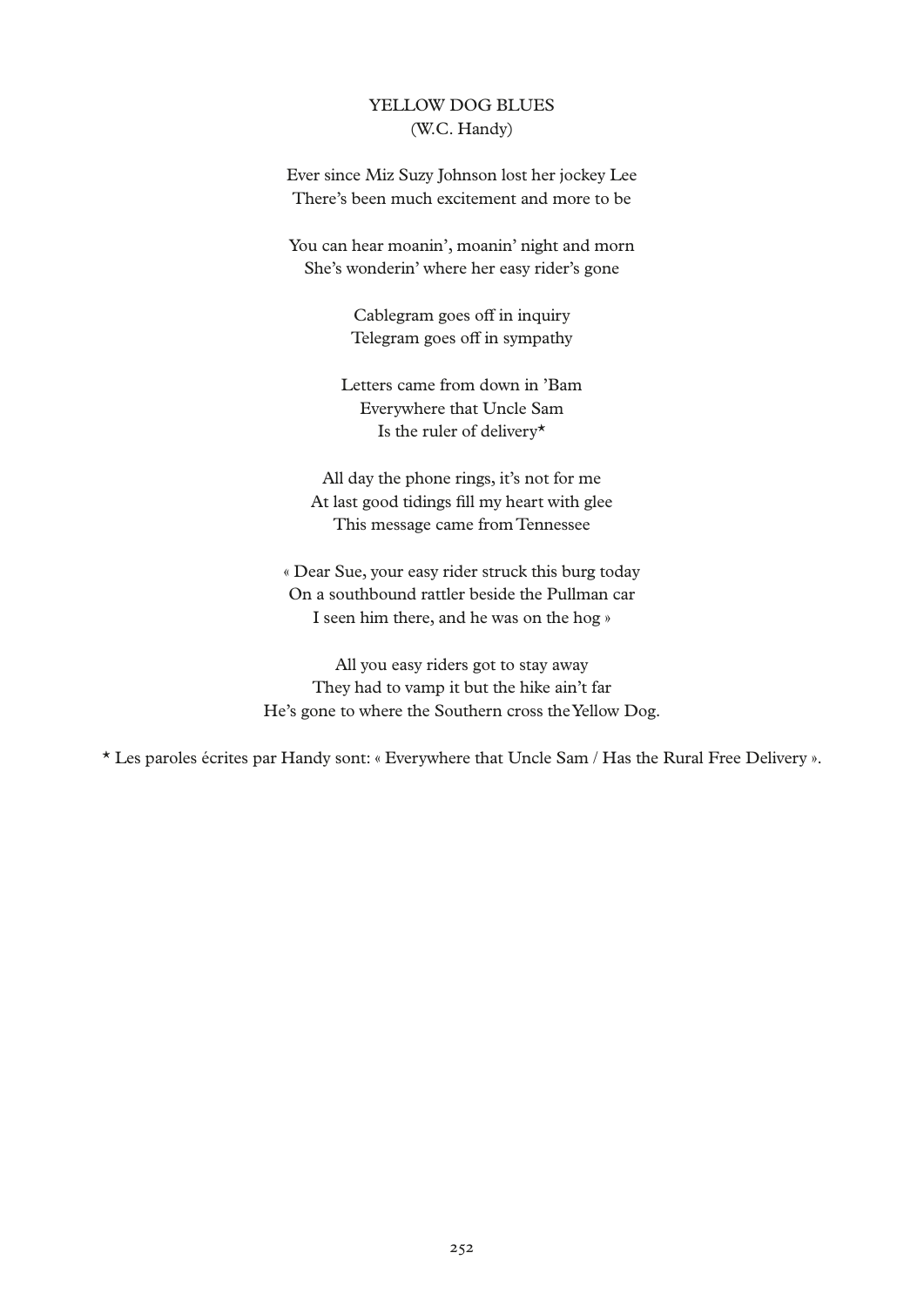# YELLOW DOG BLUES
(W.C. Handy)

Ever since Miz Suzy Johnson lost her jockey Lee
There's been much excitement and more to be

You can hear moanin', moanin' night and morn
She's wonderin' where her easy rider's gone

Cablegram goes off in inquiry
Telegram goes off in sympathy

Letters came from down in 'Bam
Everywhere that Uncle Sam
Is the ruler of delivery*

All day the phone rings, it's not for me
At last good tidings fill my heart with glee
This message came from Tennessee

« Dear Sue, your easy rider struck this burg today
On a southbound rattler beside the Pullman car
I seen him there, and he was on the hog »

All you easy riders got to stay away
They had to vamp it but the hike ain't far
He's gone to where the Southern cross the Yellow Dog.

* Les paroles écrites par Handy sont: « Everywhere that Uncle Sam / Has the Rural Free Delivery ».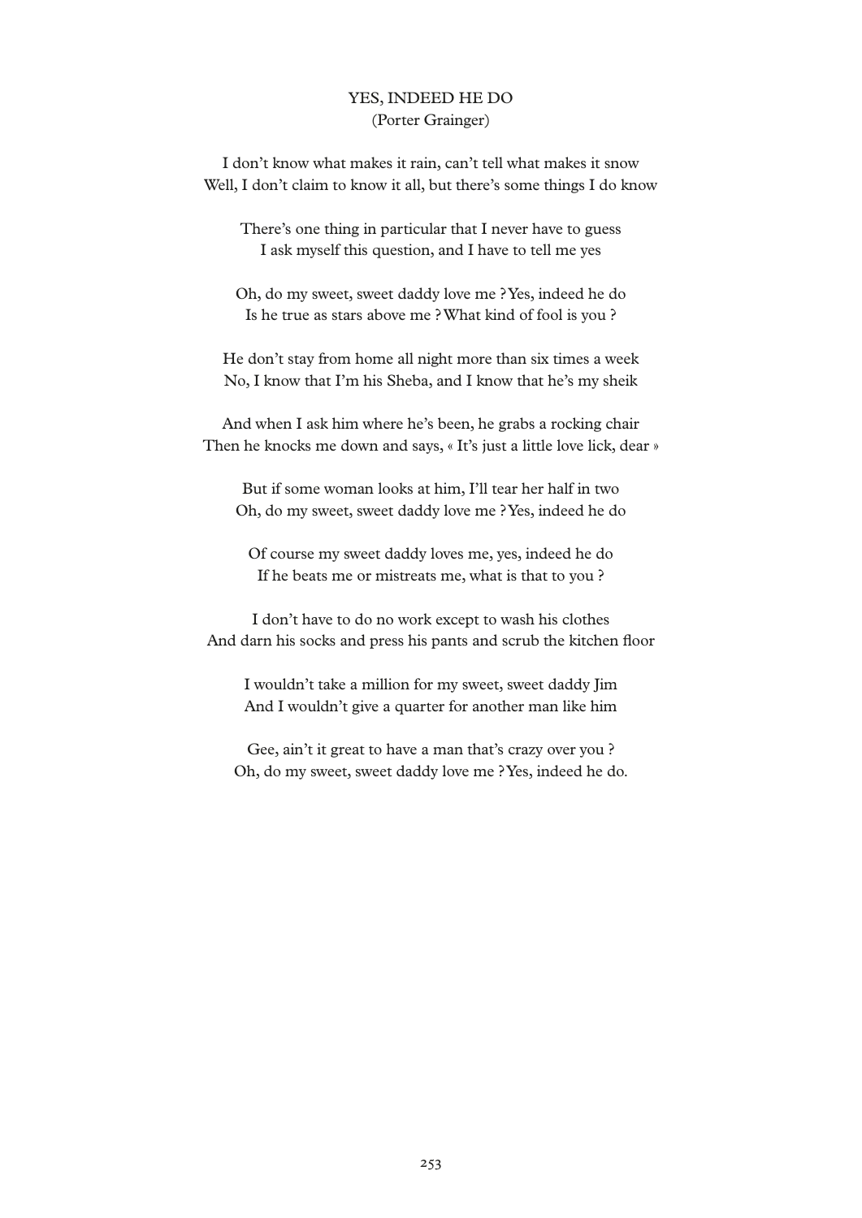## YES, INDEED HE DO
(Porter Grainger)

I don't know what makes it rain, can't tell what makes it snow
Well, I don't claim to know it all, but there's some things I do know

There's one thing in particular that I never have to guess
I ask myself this question, and I have to tell me yes

Oh, do my sweet, sweet daddy love me ? Yes, indeed he do
Is he true as stars above me ? What kind of fool is you ?

He don't stay from home all night more than six times a week
No, I know that I'm his Sheba, and I know that he's my sheik

And when I ask him where he's been, he grabs a rocking chair
Then he knocks me down and says, « It's just a little love lick, dear »

But if some woman looks at him, I'll tear her half in two
Oh, do my sweet, sweet daddy love me ? Yes, indeed he do

Of course my sweet daddy loves me, yes, indeed he do
If he beats me or mistreats me, what is that to you ?

I don't have to do no work except to wash his clothes
And darn his socks and press his pants and scrub the kitchen floor

I wouldn't take a million for my sweet, sweet daddy Jim
And I wouldn't give a quarter for another man like him

Gee, ain't it great to have a man that's crazy over you ?
Oh, do my sweet, sweet daddy love me ? Yes, indeed he do.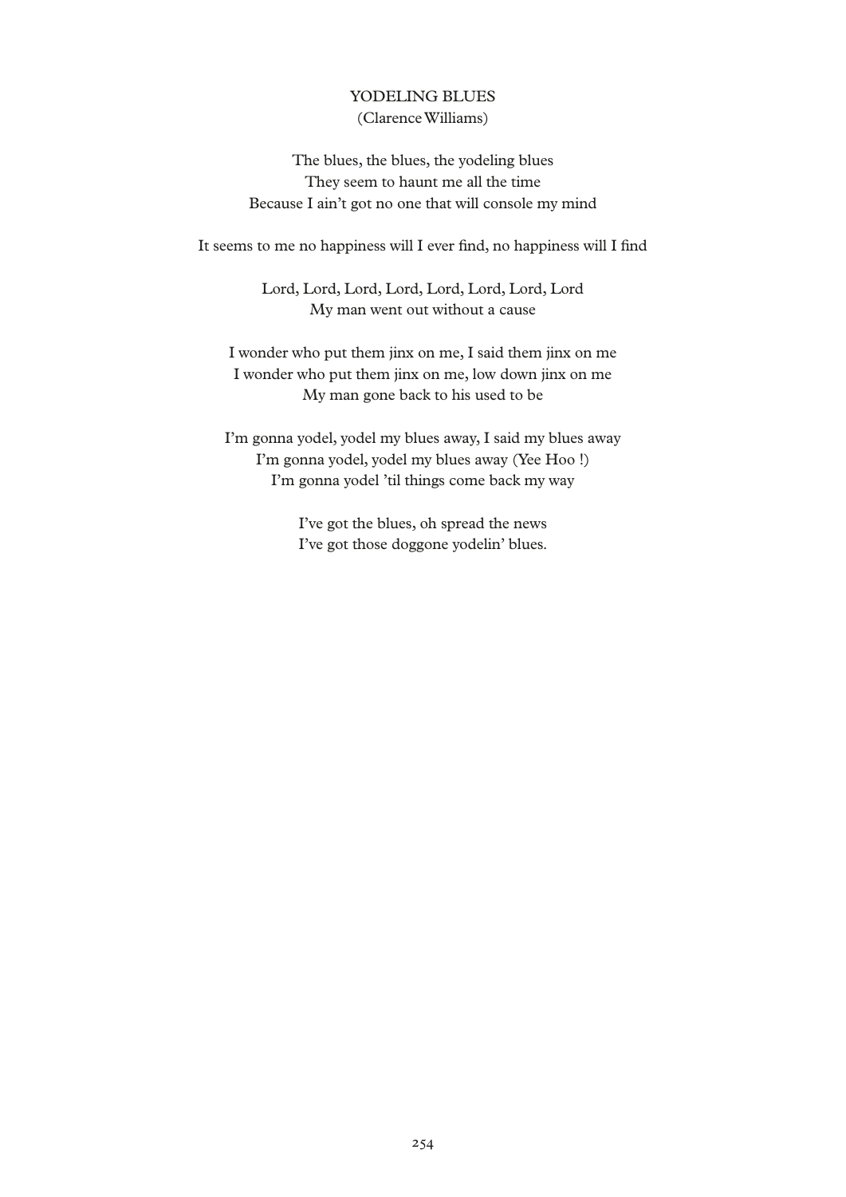## YODELING BLUES
(Clarence Williams)

The blues, the blues, the yodeling blues
They seem to haunt me all the time
Because I ain't got no one that will console my mind

It seems to me no happiness will I ever find, no happiness will I find

Lord, Lord, Lord, Lord, Lord, Lord, Lord, Lord
My man went out without a cause

I wonder who put them jinx on me, I said them jinx on me
I wonder who put them jinx on me, low down jinx on me
My man gone back to his used to be

I'm gonna yodel, yodel my blues away, I said my blues away
I'm gonna yodel, yodel my blues away (Yee Hoo !)
I'm gonna yodel 'til things come back my way

I've got the blues, oh spread the news
I've got those doggone yodelin' blues.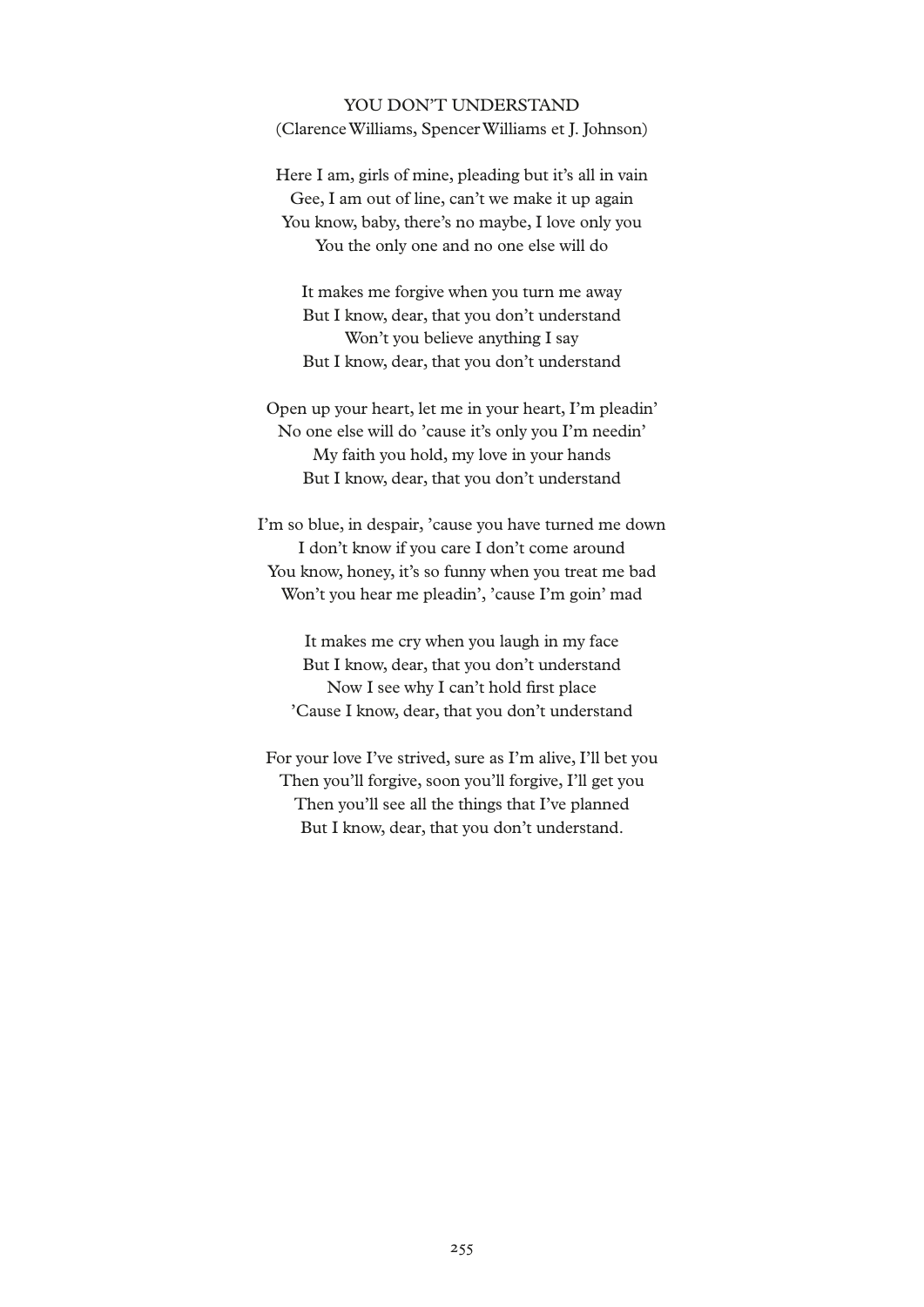## YOU DON'T UNDERSTAND

(Clarence Williams, Spencer Williams et J. Johnson)

Here I am, girls of mine, pleading but it's all in vain
Gee, I am out of line, can't we make it up again
You know, baby, there's no maybe, I love only you
You the only one and no one else will do

It makes me forgive when you turn me away
But I know, dear, that you don't understand
Won't you believe anything I say
But I know, dear, that you don't understand

Open up your heart, let me in your heart, I'm pleadin'
No one else will do 'cause it's only you I'm needin'
My faith you hold, my love in your hands
But I know, dear, that you don't understand

I'm so blue, in despair, 'cause you have turned me down
I don't know if you care I don't come around
You know, honey, it's so funny when you treat me bad
Won't you hear me pleadin', 'cause I'm goin' mad

It makes me cry when you laugh in my face
But I know, dear, that you don't understand
Now I see why I can't hold first place
'Cause I know, dear, that you don't understand

For your love I've strived, sure as I'm alive, I'll bet you
Then you'll forgive, soon you'll forgive, I'll get you
Then you'll see all the things that I've planned
But I know, dear, that you don't understand.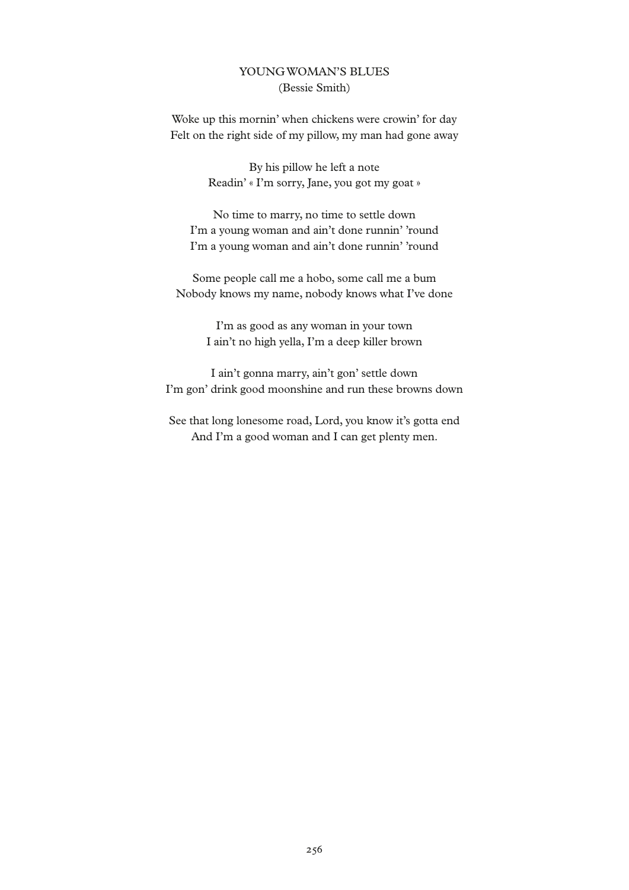## YOUNG WOMAN'S BLUES
(Bessie Smith)

Woke up this mornin' when chickens were crowin' for day
Felt on the right side of my pillow, my man had gone away

By his pillow he left a note
Readin' « I'm sorry, Jane, you got my goat »

No time to marry, no time to settle down
I'm a young woman and ain't done runnin' 'round
I'm a young woman and ain't done runnin' 'round

Some people call me a hobo, some call me a bum
Nobody knows my name, nobody knows what I've done

I'm as good as any woman in your town
I ain't no high yella, I'm a deep killer brown

I ain't gonna marry, ain't gon' settle down
I'm gon' drink good moonshine and run these browns down

See that long lonesome road, Lord, you know it's gotta end
And I'm a good woman and I can get plenty men.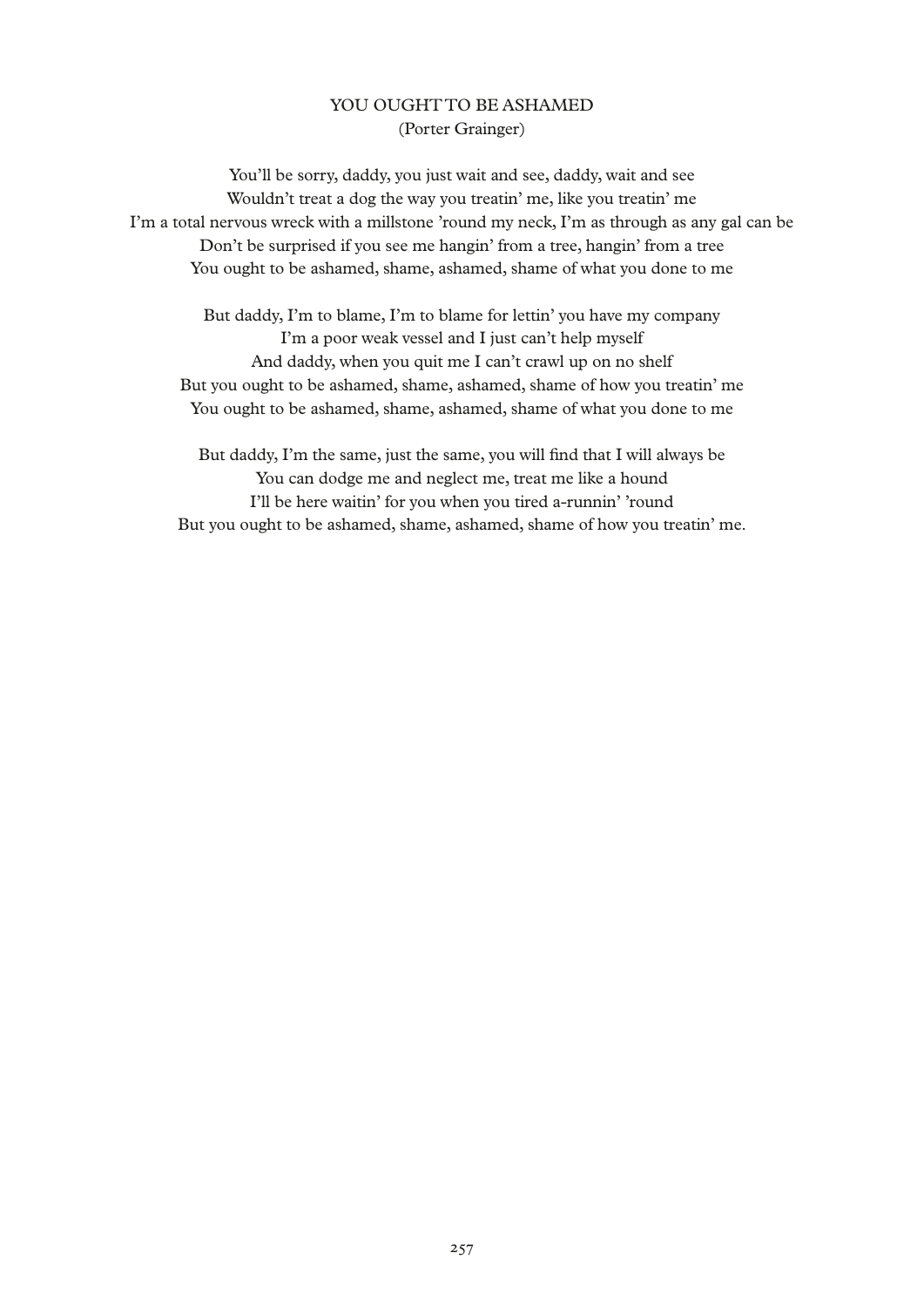## YOU OUGHT TO BE ASHAMED
(Porter Grainger)

You'll be sorry, daddy, you just wait and see, daddy, wait and see
Wouldn't treat a dog the way you treatin' me, like you treatin' me
I'm a total nervous wreck with a millstone 'round my neck, I'm as through as any gal can be
Don't be surprised if you see me hangin' from a tree, hangin' from a tree
You ought to be ashamed, shame, ashamed, shame of what you done to me

But daddy, I'm to blame, I'm to blame for lettin' you have my company
I'm a poor weak vessel and I just can't help myself
And daddy, when you quit me I can't crawl up on no shelf
But you ought to be ashamed, shame, ashamed, shame of how you treatin' me
You ought to be ashamed, shame, ashamed, shame of what you done to me

But daddy, I'm the same, just the same, you will find that I will always be
You can dodge me and neglect me, treat me like a hound
I'll be here waitin' for you when you tired a-runnin' 'round
But you ought to be ashamed, shame, ashamed, shame of how you treatin' me.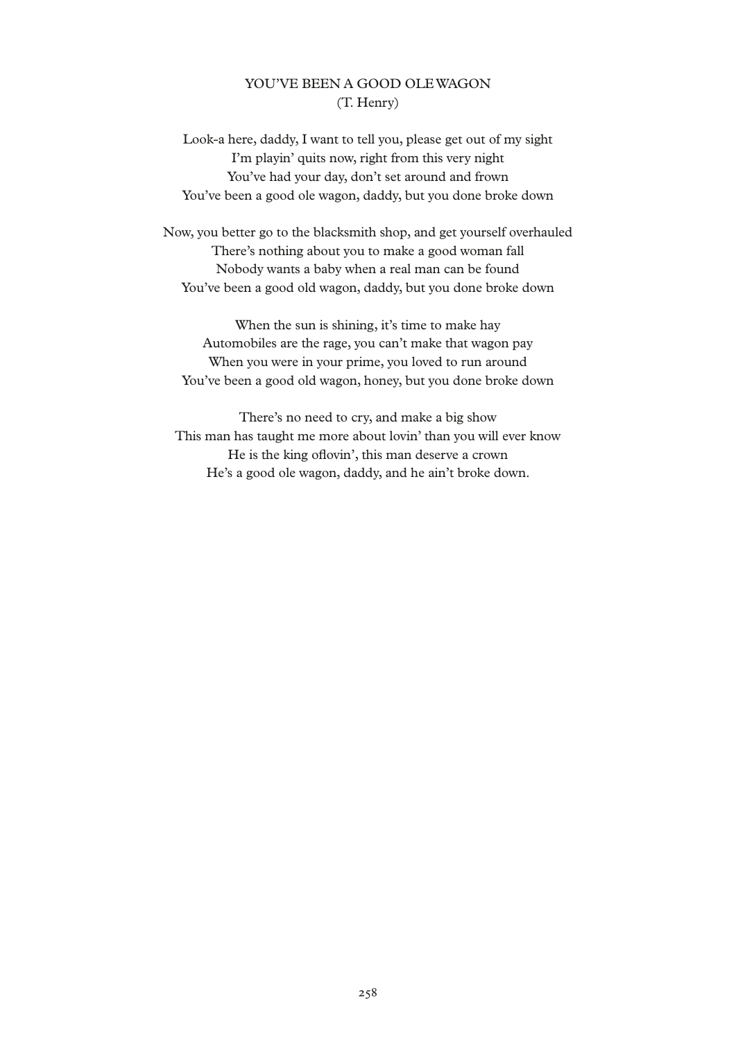## YOU'VE BEEN A GOOD OLE WAGON
(T. Henry)

Look-a here, daddy, I want to tell you, please get out of my sight
I'm playin' quits now, right from this very night
You've had your day, don't set around and frown
You've been a good ole wagon, daddy, but you done broke down

Now, you better go to the blacksmith shop, and get yourself overhauled
There's nothing about you to make a good woman fall
Nobody wants a baby when a real man can be found
You've been a good old wagon, daddy, but you done broke down

When the sun is shining, it's time to make hay
Automobiles are the rage, you can't make that wagon pay
When you were in your prime, you loved to run around
You've been a good old wagon, honey, but you done broke down

There's no need to cry, and make a big show
This man has taught me more about lovin' than you will ever know
He is the king oflovin', this man deserve a crown
He's a good ole wagon, daddy, and he ain't broke down.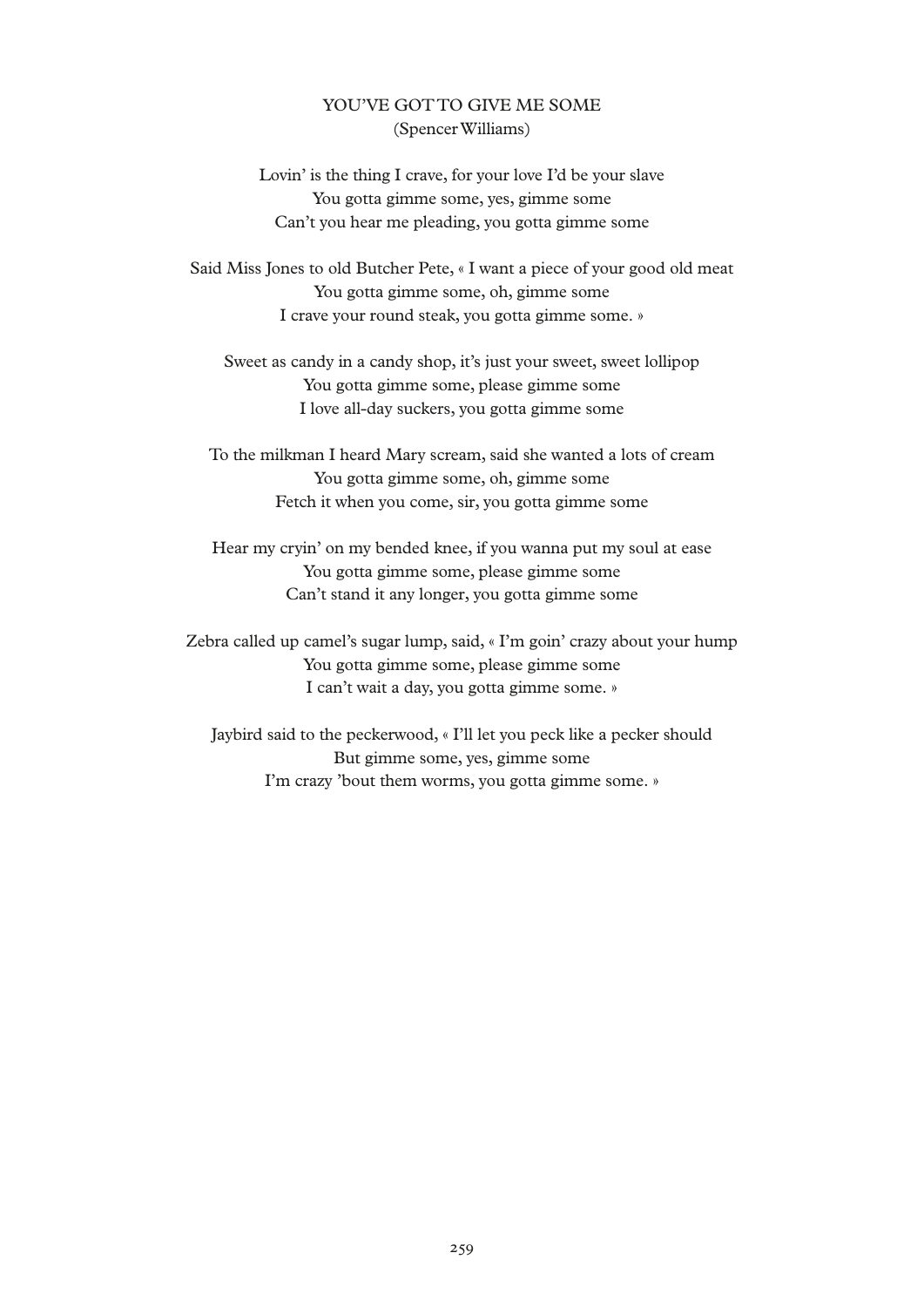## YOU'VE GOT TO GIVE ME SOME
(Spencer Williams)

Lovin' is the thing I crave, for your love I'd be your slave
You gotta gimme some, yes, gimme some
Can't you hear me pleading, you gotta gimme some

Said Miss Jones to old Butcher Pete, « I want a piece of your good old meat
You gotta gimme some, oh, gimme some
I crave your round steak, you gotta gimme some. »

Sweet as candy in a candy shop, it's just your sweet, sweet lollipop
You gotta gimme some, please gimme some
I love all-day suckers, you gotta gimme some

To the milkman I heard Mary scream, said she wanted a lots of cream
You gotta gimme some, oh, gimme some
Fetch it when you come, sir, you gotta gimme some

Hear my cryin' on my bended knee, if you wanna put my soul at ease
You gotta gimme some, please gimme some
Can't stand it any longer, you gotta gimme some

Zebra called up camel's sugar lump, said, « I'm goin' crazy about your hump
You gotta gimme some, please gimme some
I can't wait a day, you gotta gimme some. »

Jaybird said to the peckerwood, « I'll let you peck like a pecker should
But gimme some, yes, gimme some
I'm crazy 'bout them worms, you gotta gimme some. »